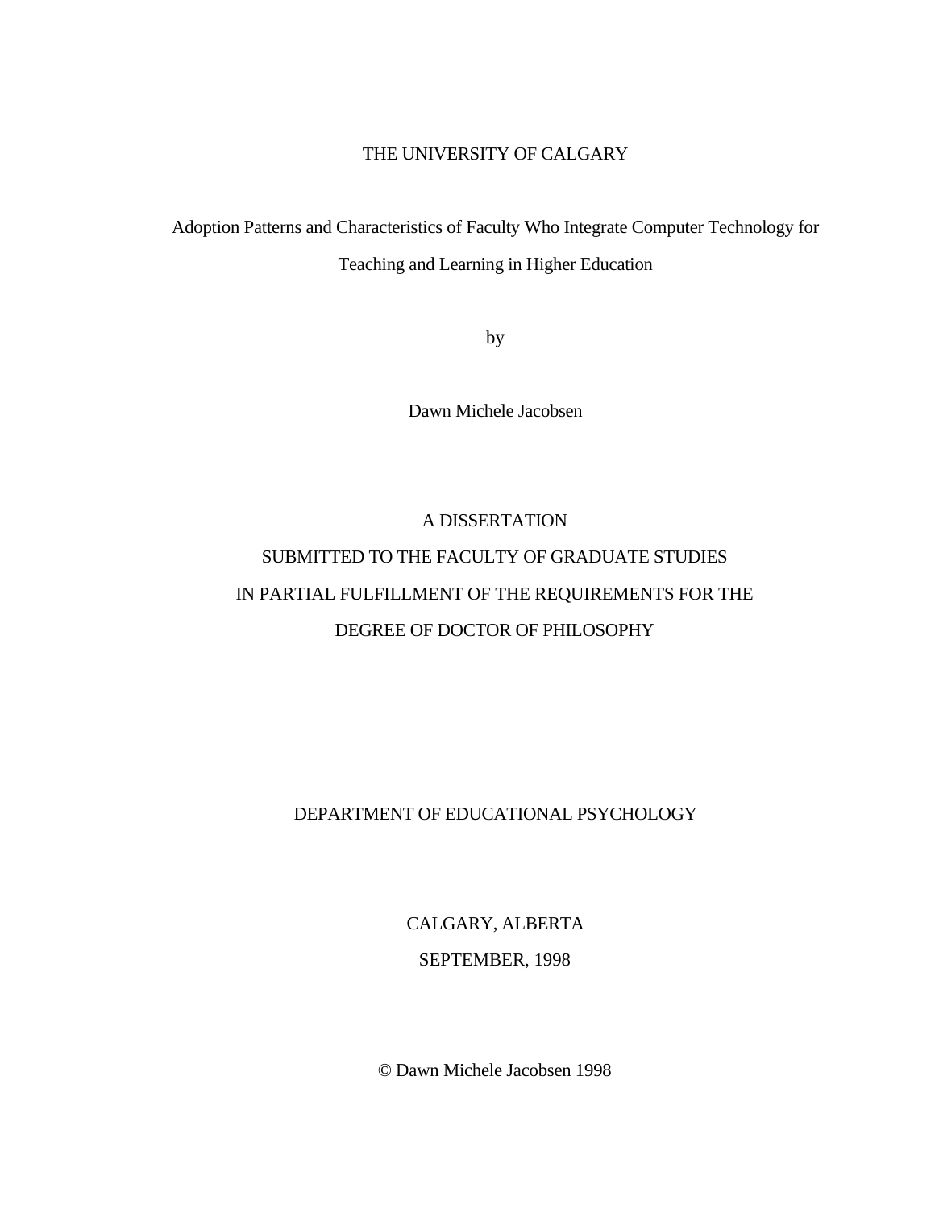THE UNIVERSITY OF CALGARY

# Adoption Patterns and Characteristics of Faculty Who Integrate Computer Technology for Teaching and Learning in Higher Education

by

Dawn Michele Jacobsen

A DISSERTATION

SUBMITTED TO THE FACULTY OF GRADUATE STUDIES

IN PARTIAL FULFILLMENT OF THE REQUIREMENTS FOR THE

DEGREE OF DOCTOR OF PHILOSOPHY

DEPARTMENT OF EDUCATIONAL PSYCHOLOGY

CALGARY, ALBERTA

SEPTEMBER, 1998

© Dawn Michele Jacobsen 1998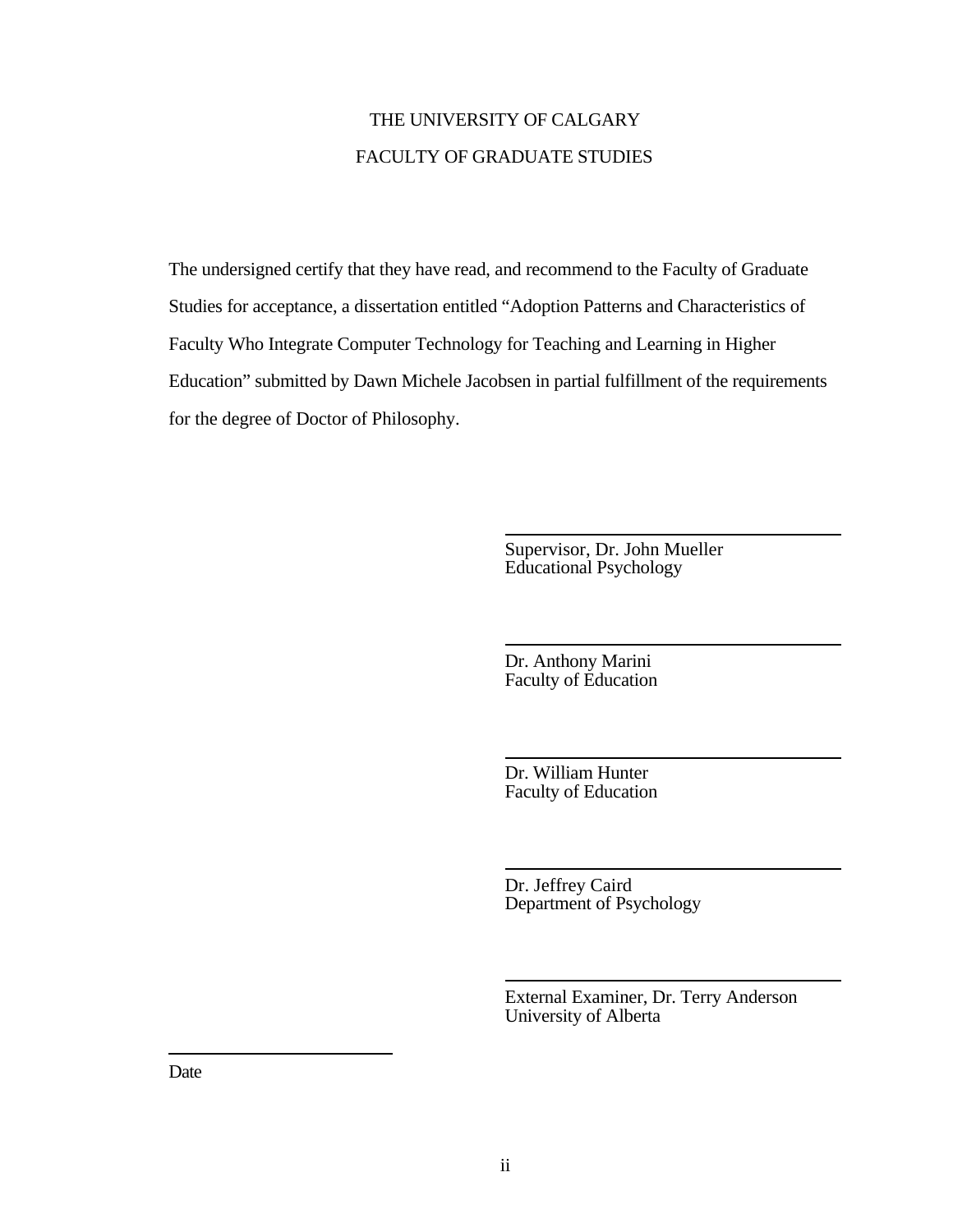THE UNIVERSITY OF CALGARY

FACULTY OF GRADUATE STUDIES

The undersigned certify that they have read, and recommend to the Faculty of Graduate Studies for acceptance, a dissertation entitled "Adoption Patterns and Characteristics of Faculty Who Integrate Computer Technology for Teaching and Learning in Higher Education" submitted by Dawn Michele Jacobsen in partial fulfillment of the requirements for the degree of Doctor of Philosophy.

Supervisor, Dr. John Mueller
Educational Psychology

Dr. Anthony Marini
Faculty of Education

Dr. William Hunter
Faculty of Education

Dr. Jeffrey Caird
Department of Psychology

External Examiner, Dr. Terry Anderson
University of Alberta

Date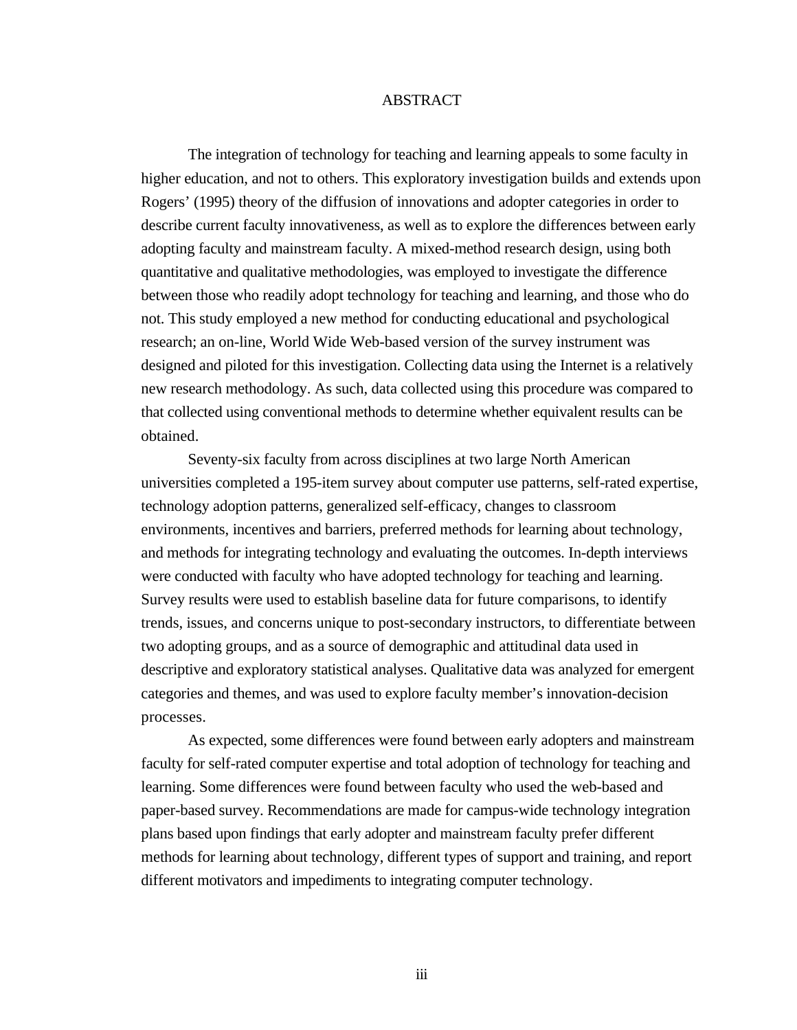# ABSTRACT

The integration of technology for teaching and learning appeals to some faculty in higher education, and not to others. This exploratory investigation builds and extends upon Rogers' (1995) theory of the diffusion of innovations and adopter categories in order to describe current faculty innovativeness, as well as to explore the differences between early adopting faculty and mainstream faculty. A mixed-method research design, using both quantitative and qualitative methodologies, was employed to investigate the difference between those who readily adopt technology for teaching and learning, and those who do not. This study employed a new method for conducting educational and psychological research; an on-line, World Wide Web-based version of the survey instrument was designed and piloted for this investigation. Collecting data using the Internet is a relatively new research methodology. As such, data collected using this procedure was compared to that collected using conventional methods to determine whether equivalent results can be obtained.

Seventy-six faculty from across disciplines at two large North American universities completed a 195-item survey about computer use patterns, self-rated expertise, technology adoption patterns, generalized self-efficacy, changes to classroom environments, incentives and barriers, preferred methods for learning about technology, and methods for integrating technology and evaluating the outcomes. In-depth interviews were conducted with faculty who have adopted technology for teaching and learning. Survey results were used to establish baseline data for future comparisons, to identify trends, issues, and concerns unique to post-secondary instructors, to differentiate between two adopting groups, and as a source of demographic and attitudinal data used in descriptive and exploratory statistical analyses. Qualitative data was analyzed for emergent categories and themes, and was used to explore faculty member's innovation-decision processes.

As expected, some differences were found between early adopters and mainstream faculty for self-rated computer expertise and total adoption of technology for teaching and learning. Some differences were found between faculty who used the web-based and paper-based survey. Recommendations are made for campus-wide technology integration plans based upon findings that early adopter and mainstream faculty prefer different methods for learning about technology, different types of support and training, and report different motivators and impediments to integrating computer technology.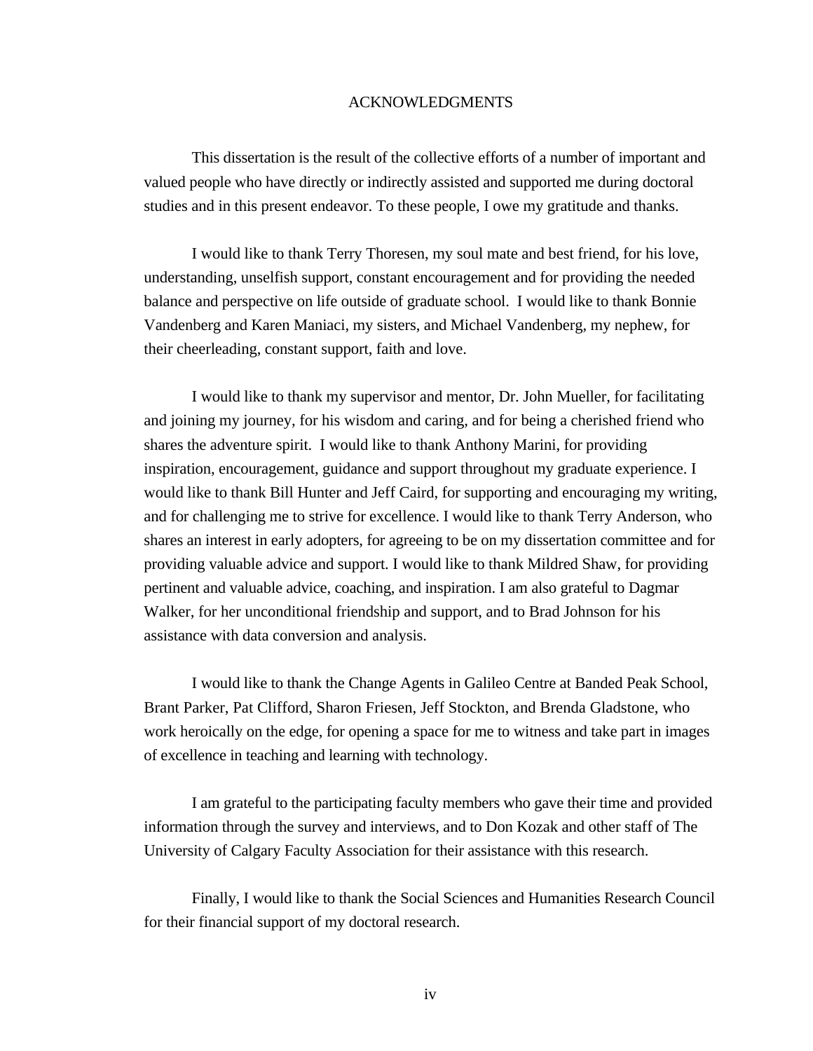# ACKNOWLEDGMENTS

This dissertation is the result of the collective efforts of a number of important and valued people who have directly or indirectly assisted and supported me during doctoral studies and in this present endeavor. To these people, I owe my gratitude and thanks.

I would like to thank Terry Thoresen, my soul mate and best friend, for his love, understanding, unselfish support, constant encouragement and for providing the needed balance and perspective on life outside of graduate school. I would like to thank Bonnie Vandenberg and Karen Maniaci, my sisters, and Michael Vandenberg, my nephew, for their cheerleading, constant support, faith and love.

I would like to thank my supervisor and mentor, Dr. John Mueller, for facilitating and joining my journey, for his wisdom and caring, and for being a cherished friend who shares the adventure spirit. I would like to thank Anthony Marini, for providing inspiration, encouragement, guidance and support throughout my graduate experience. I would like to thank Bill Hunter and Jeff Caird, for supporting and encouraging my writing, and for challenging me to strive for excellence. I would like to thank Terry Anderson, who shares an interest in early adopters, for agreeing to be on my dissertation committee and for providing valuable advice and support. I would like to thank Mildred Shaw, for providing pertinent and valuable advice, coaching, and inspiration. I am also grateful to Dagmar Walker, for her unconditional friendship and support, and to Brad Johnson for his assistance with data conversion and analysis.

I would like to thank the Change Agents in Galileo Centre at Banded Peak School, Brant Parker, Pat Clifford, Sharon Friesen, Jeff Stockton, and Brenda Gladstone, who work heroically on the edge, for opening a space for me to witness and take part in images of excellence in teaching and learning with technology.

I am grateful to the participating faculty members who gave their time and provided information through the survey and interviews, and to Don Kozak and other staff of The University of Calgary Faculty Association for their assistance with this research.

Finally, I would like to thank the Social Sciences and Humanities Research Council for their financial support of my doctoral research.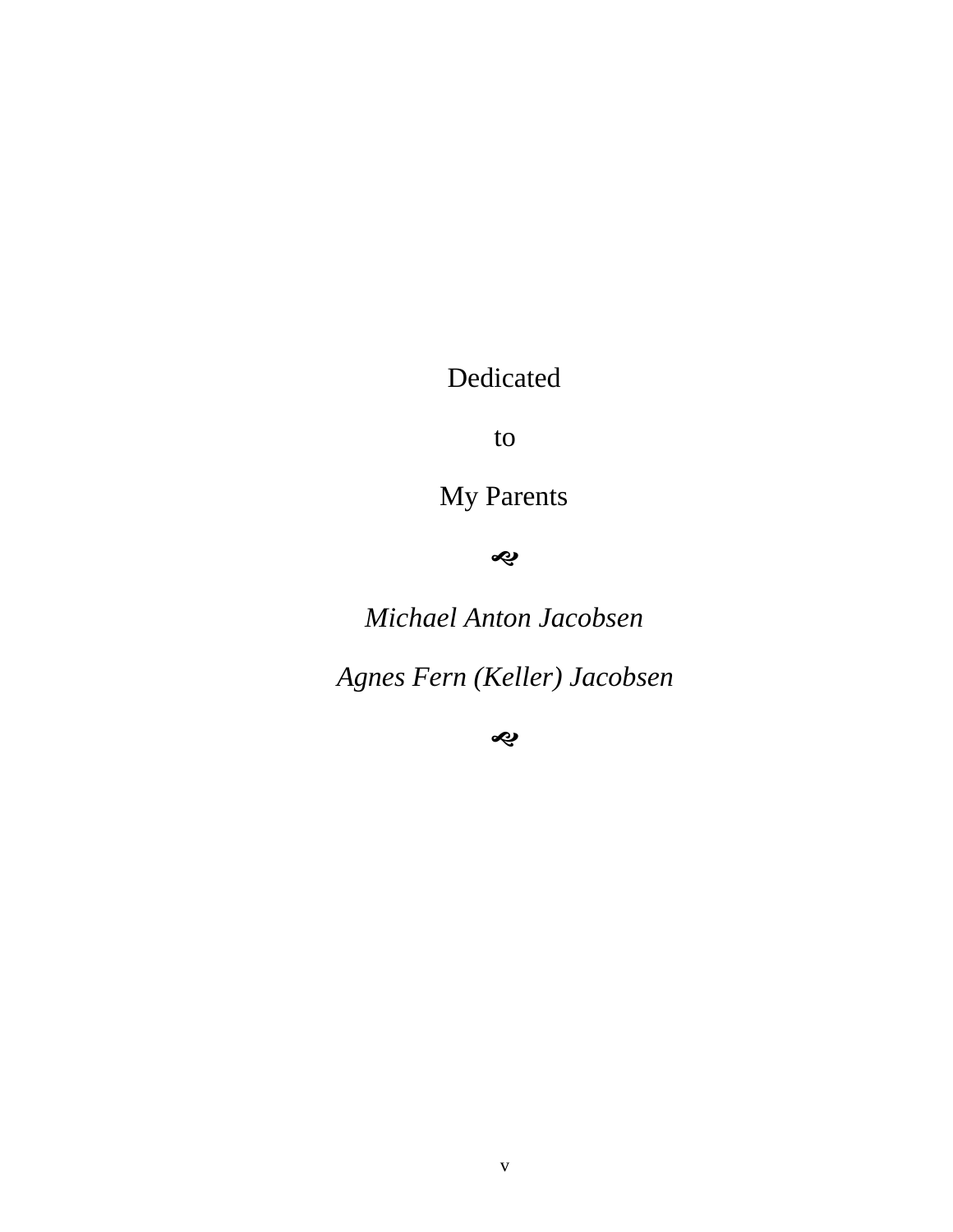Dedicated

to

My Parents

☙

*Michael Anton Jacobsen*

*Agnes Fern (Keller) Jacobsen*

☙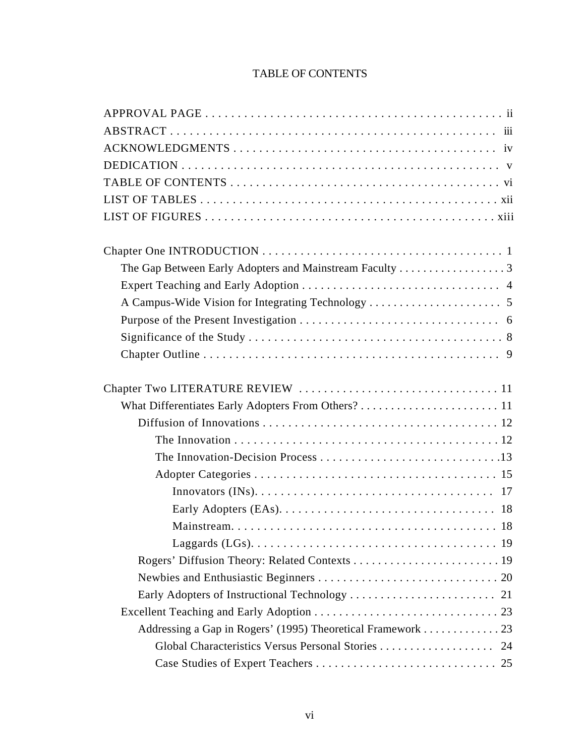# TABLE OF CONTENTS

APPROVAL PAGE . . . . . . . . . . . . . . . . . . . . . . . . . . . . . . . . . . . . . . . . . . . . . ii
ABSTRACT . . . . . . . . . . . . . . . . . . . . . . . . . . . . . . . . . . . . . . . . . . . . . . . . iii
ACKNOWLEDGMENTS . . . . . . . . . . . . . . . . . . . . . . . . . . . . . . . . . . . . . . . iv
DEDICATION . . . . . . . . . . . . . . . . . . . . . . . . . . . . . . . . . . . . . . . . . . . . . . v
TABLE OF CONTENTS . . . . . . . . . . . . . . . . . . . . . . . . . . . . . . . . . . . . . . . vi
LIST OF TABLES . . . . . . . . . . . . . . . . . . . . . . . . . . . . . . . . . . . . . . . . . . . xii
LIST OF FIGURES . . . . . . . . . . . . . . . . . . . . . . . . . . . . . . . . . . . . . . . . . . xiii

Chapter One INTRODUCTION . . . . . . . . . . . . . . . . . . . . . . . . . . . . . . . . . . . 1
- The Gap Between Early Adopters and Mainstream Faculty . . . . . . . . . . . . . . . . . . 3
- Expert Teaching and Early Adoption . . . . . . . . . . . . . . . . . . . . . . . . . . . . . . . . 4
- A Campus-Wide Vision for Integrating Technology . . . . . . . . . . . . . . . . . . . . . . 5
- Purpose of the Present Investigation . . . . . . . . . . . . . . . . . . . . . . . . . . . . . . . . 6
- Significance of the Study . . . . . . . . . . . . . . . . . . . . . . . . . . . . . . . . . . . . . . . . 8
- Chapter Outline . . . . . . . . . . . . . . . . . . . . . . . . . . . . . . . . . . . . . . . . . . . . . . 9

Chapter Two LITERATURE REVIEW . . . . . . . . . . . . . . . . . . . . . . . . . . . . . . . . 11
- What Differentiates Early Adopters From Others? . . . . . . . . . . . . . . . . . . . . . . . 11
  - Diffusion of Innovations . . . . . . . . . . . . . . . . . . . . . . . . . . . . . . . . . . . . . . 12
    - The Innovation . . . . . . . . . . . . . . . . . . . . . . . . . . . . . . . . . . . . . . . . . . 12
    - The Innovation-Decision Process . . . . . . . . . . . . . . . . . . . . . . . . . . . . . . 13
    - Adopter Categories . . . . . . . . . . . . . . . . . . . . . . . . . . . . . . . . . . . . . . . 15
      - Innovators (INs). . . . . . . . . . . . . . . . . . . . . . . . . . . . . . . . . . . . . . 17
      - Early Adopters (EAs). . . . . . . . . . . . . . . . . . . . . . . . . . . . . . . . . . . 18
      - Mainstream. . . . . . . . . . . . . . . . . . . . . . . . . . . . . . . . . . . . . . . . . . 18
      - Laggards (LGs). . . . . . . . . . . . . . . . . . . . . . . . . . . . . . . . . . . . . . . 19
  - Rogers' Diffusion Theory: Related Contexts . . . . . . . . . . . . . . . . . . . . . . . . 19
  - Newbies and Enthusiastic Beginners . . . . . . . . . . . . . . . . . . . . . . . . . . . . . 20
  - Early Adopters of Instructional Technology . . . . . . . . . . . . . . . . . . . . . . . . 21
- Excellent Teaching and Early Adoption . . . . . . . . . . . . . . . . . . . . . . . . . . . . . . 23
  - Addressing a Gap in Rogers' (1995) Theoretical Framework . . . . . . . . . . . . . 23
    - Global Characteristics Versus Personal Stories . . . . . . . . . . . . . . . . . . . . 24
    - Case Studies of Expert Teachers . . . . . . . . . . . . . . . . . . . . . . . . . . . . . 25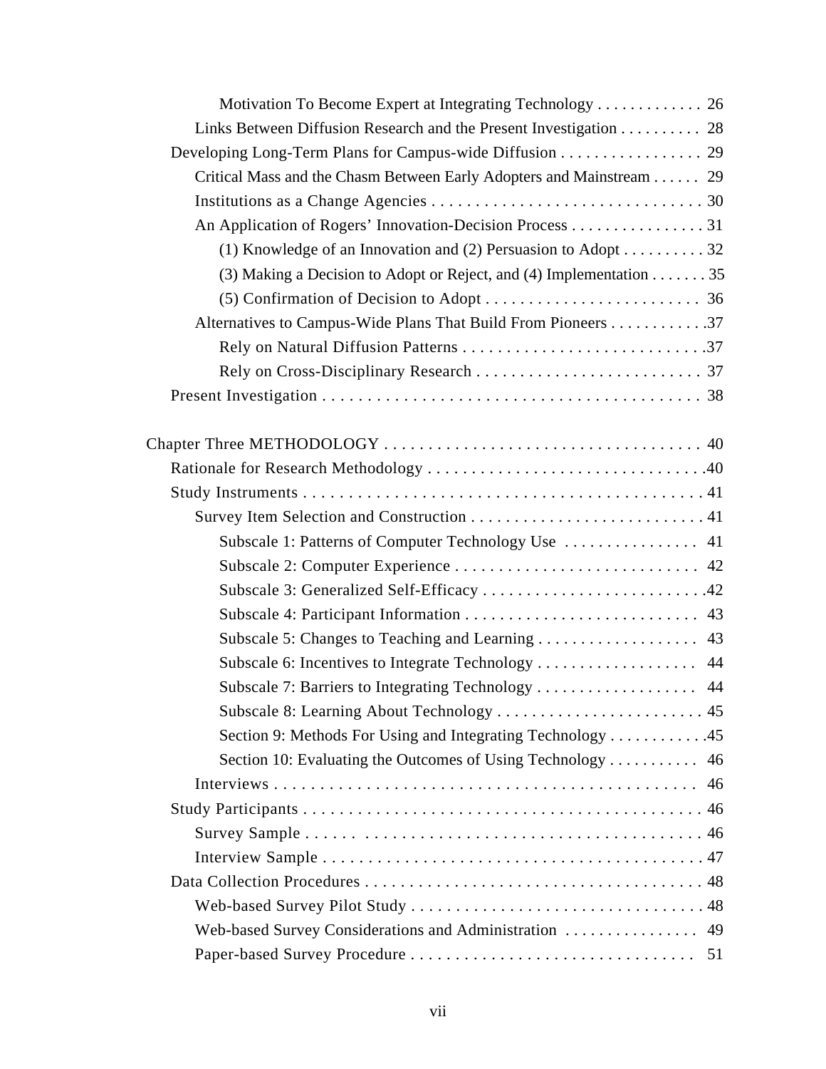Motivation To Become Expert at Integrating Technology . . . . . . . . . . . . 26

Links Between Diffusion Research and the Present Investigation . . . . . . . . . 28

Developing Long-Term Plans for Campus-wide Diffusion . . . . . . . . . . . . . . . . 29

Critical Mass and the Chasm Between Early Adopters and Mainstream . . . . . . 29

Institutions as a Change Agencies . . . . . . . . . . . . . . . . . . . . . . . . . . . . . . . 30

An Application of Rogers' Innovation-Decision Process . . . . . . . . . . . . . . . . 31

(1) Knowledge of an Innovation and (2) Persuasion to Adopt . . . . . . . . . . 32

(3) Making a Decision to Adopt or Reject, and (4) Implementation . . . . . . . 35

(5) Confirmation of Decision to Adopt . . . . . . . . . . . . . . . . . . . . . . . . . 36

Alternatives to Campus-Wide Plans That Build From Pioneers . . . . . . . . . . . .37

Rely on Natural Diffusion Patterns . . . . . . . . . . . . . . . . . . . . . . . . . . . .37

Rely on Cross-Disciplinary Research . . . . . . . . . . . . . . . . . . . . . . . . . . 37

Present Investigation . . . . . . . . . . . . . . . . . . . . . . . . . . . . . . . . . . . . . . . . . . . 38

Chapter Three METHODOLOGY . . . . . . . . . . . . . . . . . . . . . . . . . . . . . . . . . . . . 40

Rationale for Research Methodology . . . . . . . . . . . . . . . . . . . . . . . . . . . . . . . .40

Study Instruments . . . . . . . . . . . . . . . . . . . . . . . . . . . . . . . . . . . . . . . . . . . . . 41

Survey Item Selection and Construction . . . . . . . . . . . . . . . . . . . . . . . . . . . 41

Subscale 1: Patterns of Computer Technology Use . . . . . . . . . . . . . . . . 41

Subscale 2: Computer Experience . . . . . . . . . . . . . . . . . . . . . . . . . . . . 42

Subscale 3: Generalized Self-Efficacy . . . . . . . . . . . . . . . . . . . . . . . . . .42

Subscale 4: Participant Information . . . . . . . . . . . . . . . . . . . . . . . . . . . 43

Subscale 5: Changes to Teaching and Learning . . . . . . . . . . . . . . . . . . . 43

Subscale 6: Incentives to Integrate Technology . . . . . . . . . . . . . . . . . . . 44

Subscale 7: Barriers to Integrating Technology . . . . . . . . . . . . . . . . . . . 44

Subscale 8: Learning About Technology . . . . . . . . . . . . . . . . . . . . . . . . 45

Section 9: Methods For Using and Integrating Technology . . . . . . . . . . . .45

Section 10: Evaluating the Outcomes of Using Technology . . . . . . . . . . . 46

Interviews . . . . . . . . . . . . . . . . . . . . . . . . . . . . . . . . . . . . . . . . . . . . . . . 46

Study Participants . . . . . . . . . . . . . . . . . . . . . . . . . . . . . . . . . . . . . . . . . . . . 46

Survey Sample . . . . . . . . . . . . . . . . . . . . . . . . . . . . . . . . . . . . . . . . . . . . 46

Interview Sample . . . . . . . . . . . . . . . . . . . . . . . . . . . . . . . . . . . . . . . . . . . 47

Data Collection Procedures . . . . . . . . . . . . . . . . . . . . . . . . . . . . . . . . . . . . . . 48

Web-based Survey Pilot Study . . . . . . . . . . . . . . . . . . . . . . . . . . . . . . . . . 48

Web-based Survey Considerations and Administration . . . . . . . . . . . . . . . . 49

Paper-based Survey Procedure . . . . . . . . . . . . . . . . . . . . . . . . . . . . . . . . 51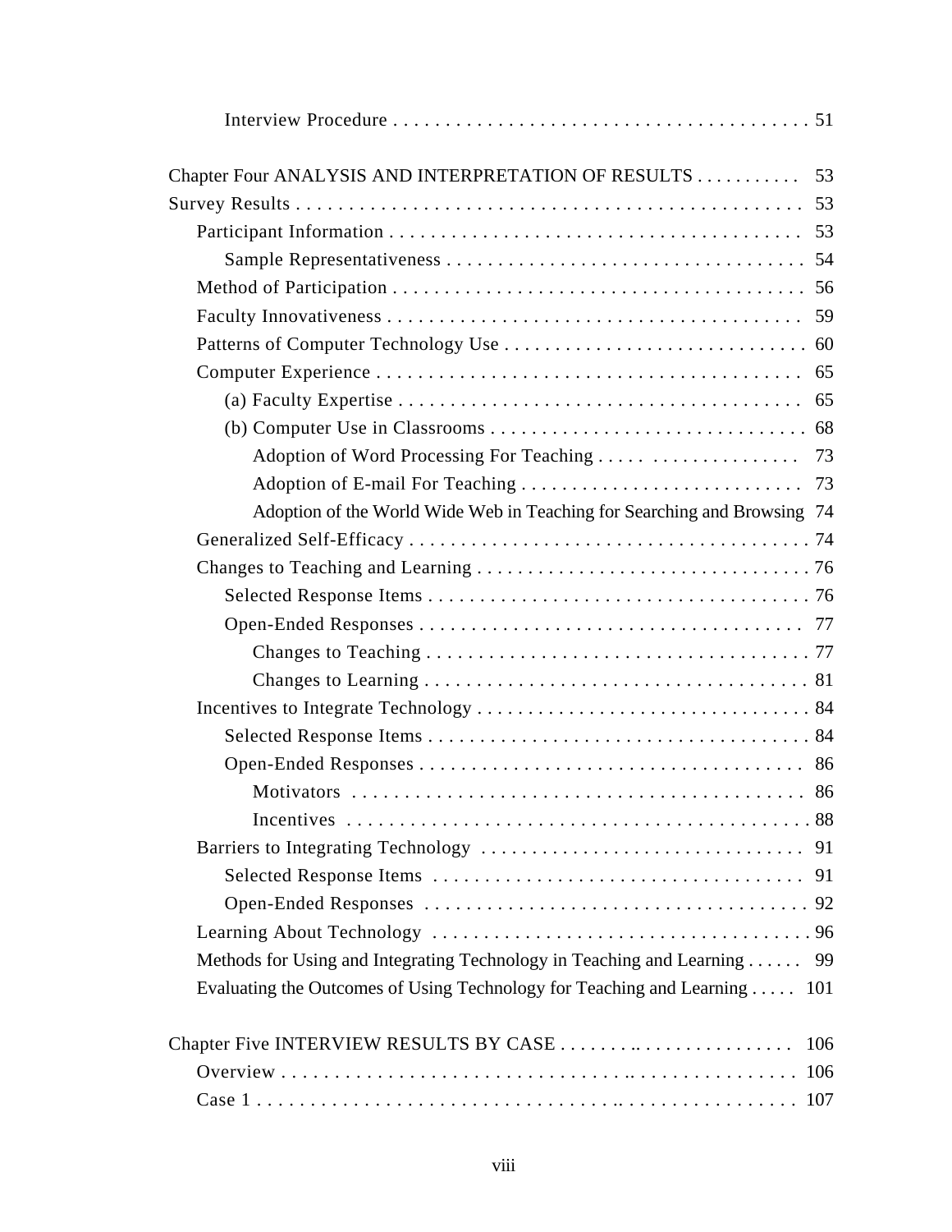Interview Procedure . . . . . . . . . . . . . . . . . . . . . . . . . . . . . . . . . . . . . . . . 51

Chapter Four ANALYSIS AND INTERPRETATION OF RESULTS . . . . . . . . . . . 53

Survey Results . . . . . . . . . . . . . . . . . . . . . . . . . . . . . . . . . . . . . . . . . . . . . . . . 53

Participant Information . . . . . . . . . . . . . . . . . . . . . . . . . . . . . . . . . . . . . . . . 53

Sample Representativeness . . . . . . . . . . . . . . . . . . . . . . . . . . . . . . . . . . . 54

Method of Participation . . . . . . . . . . . . . . . . . . . . . . . . . . . . . . . . . . . . . . . 56

Faculty Innovativeness . . . . . . . . . . . . . . . . . . . . . . . . . . . . . . . . . . . . . . . . 59

Patterns of Computer Technology Use . . . . . . . . . . . . . . . . . . . . . . . . . . . . . 60

Computer Experience . . . . . . . . . . . . . . . . . . . . . . . . . . . . . . . . . . . . . . . . . 65

(a) Faculty Expertise . . . . . . . . . . . . . . . . . . . . . . . . . . . . . . . . . . . . . . . 65

(b) Computer Use in Classrooms . . . . . . . . . . . . . . . . . . . . . . . . . . . . . . . 68

Adoption of Word Processing For Teaching . . . . . . . . . . . . . . . . . . . . . 73

Adoption of E-mail For Teaching . . . . . . . . . . . . . . . . . . . . . . . . . . . . 73

Adoption of the World Wide Web in Teaching for Searching and Browsing 74

Generalized Self-Efficacy . . . . . . . . . . . . . . . . . . . . . . . . . . . . . . . . . . . . . . . 74

Changes to Teaching and Learning . . . . . . . . . . . . . . . . . . . . . . . . . . . . . . . . 76

Selected Response Items . . . . . . . . . . . . . . . . . . . . . . . . . . . . . . . . . . . . . 76

Open-Ended Responses . . . . . . . . . . . . . . . . . . . . . . . . . . . . . . . . . . . . . 77

Changes to Teaching . . . . . . . . . . . . . . . . . . . . . . . . . . . . . . . . . . . . . 77

Changes to Learning . . . . . . . . . . . . . . . . . . . . . . . . . . . . . . . . . . . . . 81

Incentives to Integrate Technology . . . . . . . . . . . . . . . . . . . . . . . . . . . . . . . . 84

Selected Response Items . . . . . . . . . . . . . . . . . . . . . . . . . . . . . . . . . . . . . 84

Open-Ended Responses . . . . . . . . . . . . . . . . . . . . . . . . . . . . . . . . . . . . . 86

Motivators . . . . . . . . . . . . . . . . . . . . . . . . . . . . . . . . . . . . . . . . . . . 86

Incentives . . . . . . . . . . . . . . . . . . . . . . . . . . . . . . . . . . . . . . . . . . . . 88

Barriers to Integrating Technology . . . . . . . . . . . . . . . . . . . . . . . . . . . . . . . 91

Selected Response Items . . . . . . . . . . . . . . . . . . . . . . . . . . . . . . . . . . . . 91

Open-Ended Responses . . . . . . . . . . . . . . . . . . . . . . . . . . . . . . . . . . . . . 92

Learning About Technology . . . . . . . . . . . . . . . . . . . . . . . . . . . . . . . . . . . . 96

Methods for Using and Integrating Technology in Teaching and Learning . . . . . . 99

Evaluating the Outcomes of Using Technology for Teaching and Learning . . . . . 101

Chapter Five INTERVIEW RESULTS BY CASE . . . . . . . . . . . . . . . . . . . . . . . . . 106

Overview . . . . . . . . . . . . . . . . . . . . . . . . . . . . . . . . . . . . . . . . . . . . . . . . . . 106

Case 1 . . . . . . . . . . . . . . . . . . . . . . . . . . . . . . . . . . . . . . . . . . . . . . . . . . . 107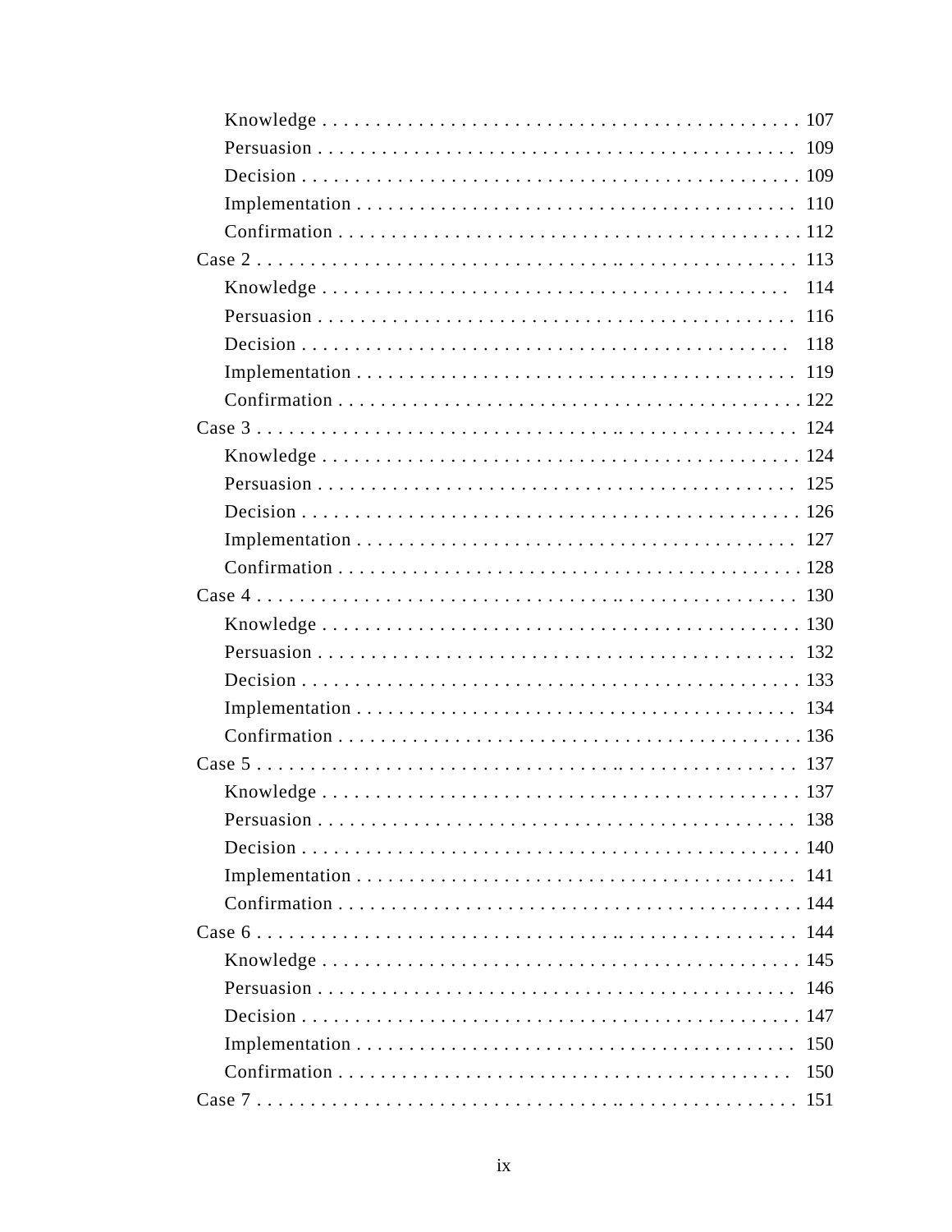- Knowledge . . . . . . . . . . . . . . . . . . . . . . . . . . . . . . . . . . . . . . . . . . . . 107
- Persuasion . . . . . . . . . . . . . . . . . . . . . . . . . . . . . . . . . . . . . . . . . . . . 109
- Decision . . . . . . . . . . . . . . . . . . . . . . . . . . . . . . . . . . . . . . . . . . . . . . 109
- Implementation . . . . . . . . . . . . . . . . . . . . . . . . . . . . . . . . . . . . . . . . . 110
- Confirmation . . . . . . . . . . . . . . . . . . . . . . . . . . . . . . . . . . . . . . . . . . . 112

Case 2 . . . . . . . . . . . . . . . . . . . . . . . . . . . . . . . . . . . . . . . . . . . . . . . . . 113
- Knowledge . . . . . . . . . . . . . . . . . . . . . . . . . . . . . . . . . . . . . . . . . . . . 114
- Persuasion . . . . . . . . . . . . . . . . . . . . . . . . . . . . . . . . . . . . . . . . . . . . 116
- Decision . . . . . . . . . . . . . . . . . . . . . . . . . . . . . . . . . . . . . . . . . . . . . . 118
- Implementation . . . . . . . . . . . . . . . . . . . . . . . . . . . . . . . . . . . . . . . . . 119
- Confirmation . . . . . . . . . . . . . . . . . . . . . . . . . . . . . . . . . . . . . . . . . . . 122

Case 3 . . . . . . . . . . . . . . . . . . . . . . . . . . . . . . . . . . . . . . . . . . . . . . . . . 124
- Knowledge . . . . . . . . . . . . . . . . . . . . . . . . . . . . . . . . . . . . . . . . . . . . 124
- Persuasion . . . . . . . . . . . . . . . . . . . . . . . . . . . . . . . . . . . . . . . . . . . . 125
- Decision . . . . . . . . . . . . . . . . . . . . . . . . . . . . . . . . . . . . . . . . . . . . . . 126
- Implementation . . . . . . . . . . . . . . . . . . . . . . . . . . . . . . . . . . . . . . . . . 127
- Confirmation . . . . . . . . . . . . . . . . . . . . . . . . . . . . . . . . . . . . . . . . . . . 128

Case 4 . . . . . . . . . . . . . . . . . . . . . . . . . . . . . . . . . . . . . . . . . . . . . . . . . 130
- Knowledge . . . . . . . . . . . . . . . . . . . . . . . . . . . . . . . . . . . . . . . . . . . . 130
- Persuasion . . . . . . . . . . . . . . . . . . . . . . . . . . . . . . . . . . . . . . . . . . . . 132
- Decision . . . . . . . . . . . . . . . . . . . . . . . . . . . . . . . . . . . . . . . . . . . . . . 133
- Implementation . . . . . . . . . . . . . . . . . . . . . . . . . . . . . . . . . . . . . . . . . 134
- Confirmation . . . . . . . . . . . . . . . . . . . . . . . . . . . . . . . . . . . . . . . . . . . 136

Case 5 . . . . . . . . . . . . . . . . . . . . . . . . . . . . . . . . . . . . . . . . . . . . . . . . . 137
- Knowledge . . . . . . . . . . . . . . . . . . . . . . . . . . . . . . . . . . . . . . . . . . . . 137
- Persuasion . . . . . . . . . . . . . . . . . . . . . . . . . . . . . . . . . . . . . . . . . . . . 138
- Decision . . . . . . . . . . . . . . . . . . . . . . . . . . . . . . . . . . . . . . . . . . . . . . 140
- Implementation . . . . . . . . . . . . . . . . . . . . . . . . . . . . . . . . . . . . . . . . . 141
- Confirmation . . . . . . . . . . . . . . . . . . . . . . . . . . . . . . . . . . . . . . . . . . . 144

Case 6 . . . . . . . . . . . . . . . . . . . . . . . . . . . . . . . . . . . . . . . . . . . . . . . . . 144
- Knowledge . . . . . . . . . . . . . . . . . . . . . . . . . . . . . . . . . . . . . . . . . . . . 145
- Persuasion . . . . . . . . . . . . . . . . . . . . . . . . . . . . . . . . . . . . . . . . . . . . 146
- Decision . . . . . . . . . . . . . . . . . . . . . . . . . . . . . . . . . . . . . . . . . . . . . . 147
- Implementation . . . . . . . . . . . . . . . . . . . . . . . . . . . . . . . . . . . . . . . . . 150
- Confirmation . . . . . . . . . . . . . . . . . . . . . . . . . . . . . . . . . . . . . . . . . . . 150

Case 7 . . . . . . . . . . . . . . . . . . . . . . . . . . . . . . . . . . . . . . . . . . . . . . . . . 151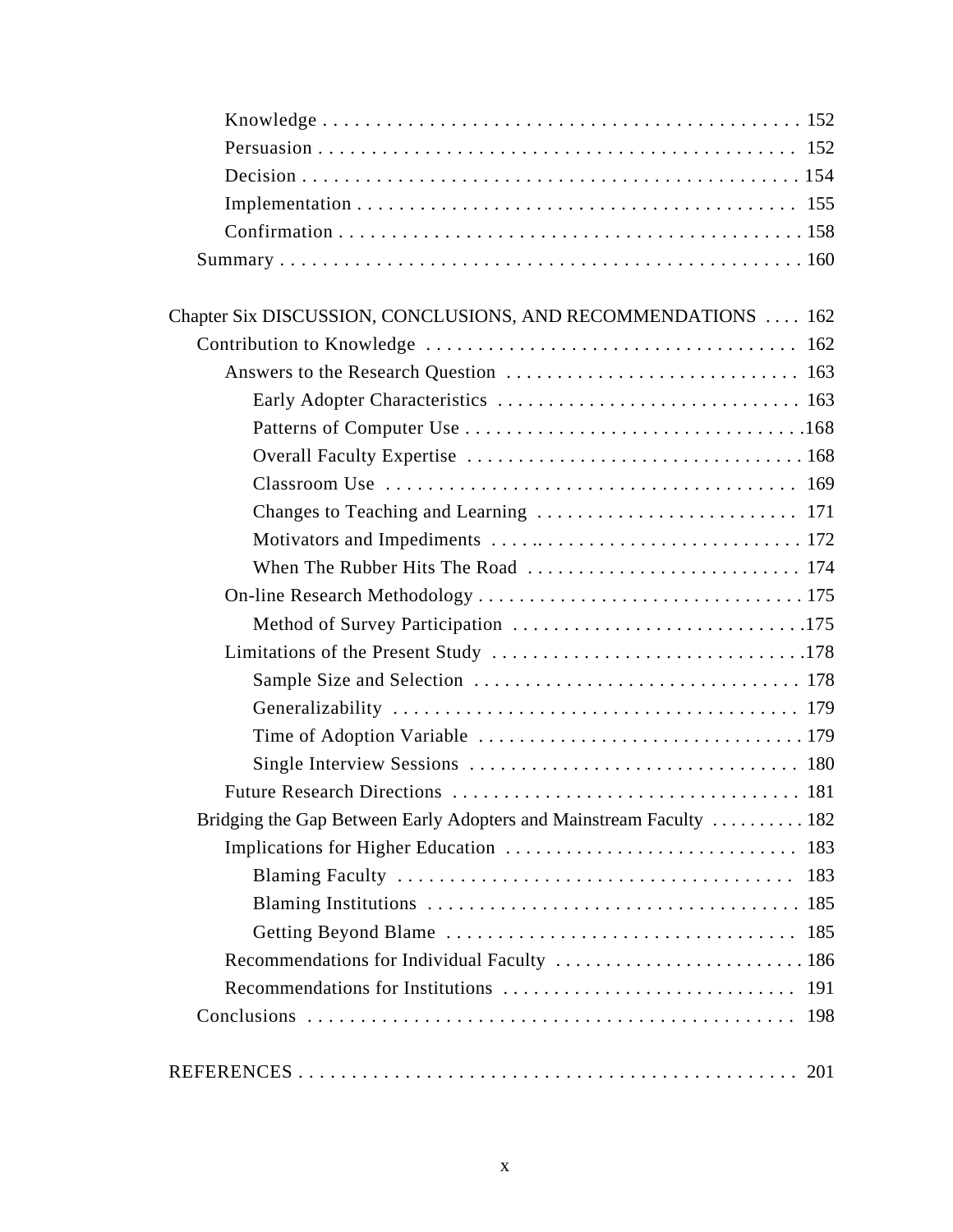Knowledge . . . . . . . . . . . . . . . . . . . . . . . . . . . . . . . . . . . . . . . . . . . . 152
Persuasion . . . . . . . . . . . . . . . . . . . . . . . . . . . . . . . . . . . . . . . . . . . . 152
Decision . . . . . . . . . . . . . . . . . . . . . . . . . . . . . . . . . . . . . . . . . . . . . . 154
Implementation . . . . . . . . . . . . . . . . . . . . . . . . . . . . . . . . . . . . . . . . . 155
Confirmation . . . . . . . . . . . . . . . . . . . . . . . . . . . . . . . . . . . . . . . . . . . 158
Summary . . . . . . . . . . . . . . . . . . . . . . . . . . . . . . . . . . . . . . . . . . . . . . . . 160

Chapter Six DISCUSSION, CONCLUSIONS, AND RECOMMENDATIONS . . . . 162
Contribution to Knowledge . . . . . . . . . . . . . . . . . . . . . . . . . . . . . . . . . . . 162
Answers to the Research Question . . . . . . . . . . . . . . . . . . . . . . . . . . . . 163
Early Adopter Characteristics . . . . . . . . . . . . . . . . . . . . . . . . . . . . . 163
Patterns of Computer Use . . . . . . . . . . . . . . . . . . . . . . . . . . . . . . . .168
Overall Faculty Expertise . . . . . . . . . . . . . . . . . . . . . . . . . . . . . . . . 168
Classroom Use . . . . . . . . . . . . . . . . . . . . . . . . . . . . . . . . . . . . . . . 169
Changes to Teaching and Learning . . . . . . . . . . . . . . . . . . . . . . . . . 171
Motivators and Impediments . . . . .. . . . . . . . . . . . . . . . . . . . . . . . . 172
When The Rubber Hits The Road . . . . . . . . . . . . . . . . . . . . . . . . . . 174
On-line Research Methodology . . . . . . . . . . . . . . . . . . . . . . . . . . . . . . . 175
Method of Survey Participation . . . . . . . . . . . . . . . . . . . . . . . . . . . .175
Limitations of the Present Study . . . . . . . . . . . . . . . . . . . . . . . . . . . . . .178
Sample Size and Selection . . . . . . . . . . . . . . . . . . . . . . . . . . . . . . . 178
Generalizability . . . . . . . . . . . . . . . . . . . . . . . . . . . . . . . . . . . . . . . 179
Time of Adoption Variable . . . . . . . . . . . . . . . . . . . . . . . . . . . . . . . 179
Single Interview Sessions . . . . . . . . . . . . . . . . . . . . . . . . . . . . . . . 180
Future Research Directions . . . . . . . . . . . . . . . . . . . . . . . . . . . . . . . . . 181
Bridging the Gap Between Early Adopters and Mainstream Faculty . . . . . . . . . . 182
Implications for Higher Education . . . . . . . . . . . . . . . . . . . . . . . . . . . . 183
Blaming Faculty . . . . . . . . . . . . . . . . . . . . . . . . . . . . . . . . . . . . . 183
Blaming Institutions . . . . . . . . . . . . . . . . . . . . . . . . . . . . . . . . . . . . 185
Getting Beyond Blame . . . . . . . . . . . . . . . . . . . . . . . . . . . . . . . . . 185
Recommendations for Individual Faculty . . . . . . . . . . . . . . . . . . . . . . . . . 186
Recommendations for Institutions . . . . . . . . . . . . . . . . . . . . . . . . . . . . 191
Conclusions . . . . . . . . . . . . . . . . . . . . . . . . . . . . . . . . . . . . . . . . . . . . . 198

REFERENCES . . . . . . . . . . . . . . . . . . . . . . . . . . . . . . . . . . . . . . . . . . . . . . . . 201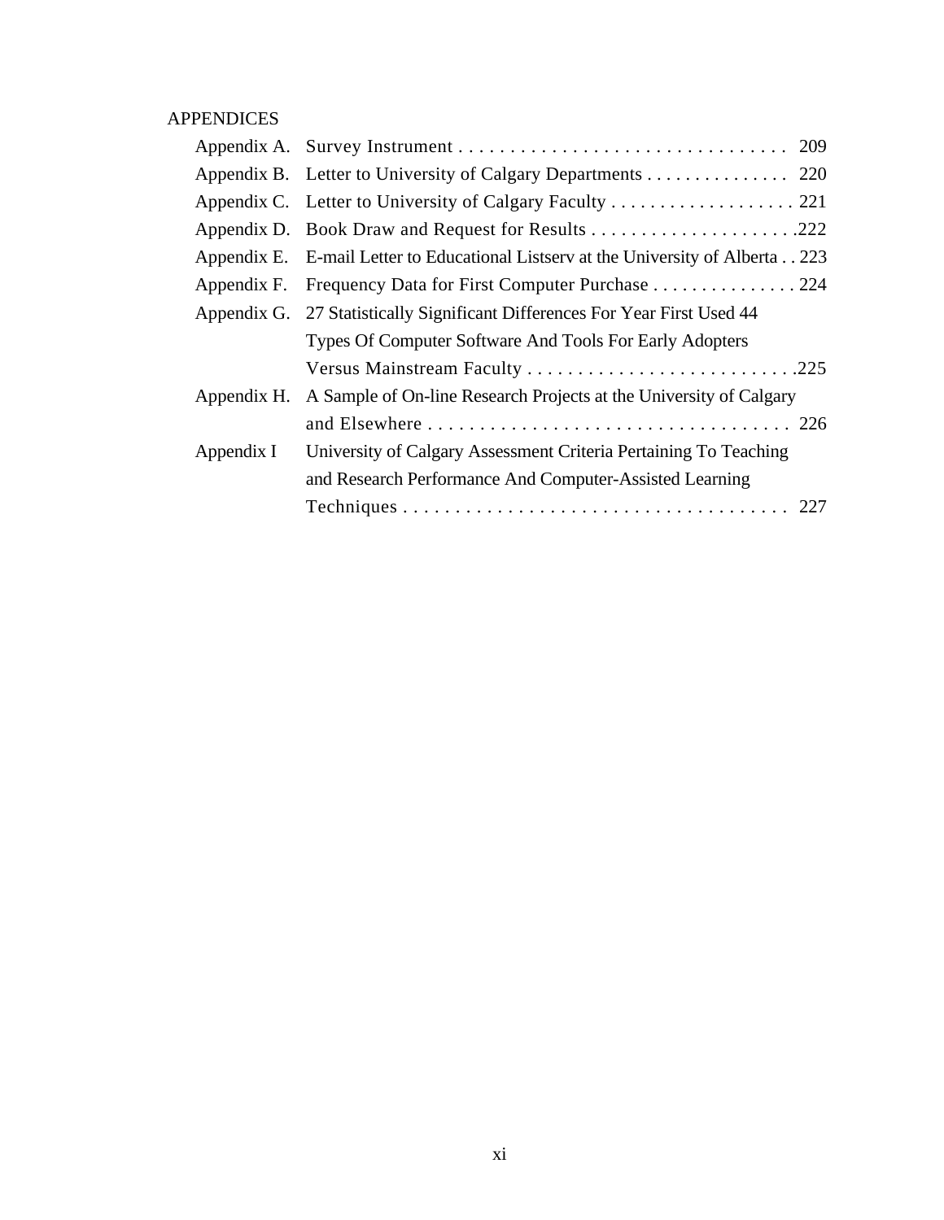APPENDICES

| | | |
|---|---|---|
| Appendix A. | Survey Instrument | 209 |
| Appendix B. | Letter to University of Calgary Departments | 220 |
| Appendix C. | Letter to University of Calgary Faculty | 221 |
| Appendix D. | Book Draw and Request for Results | 222 |
| Appendix E. | E-mail Letter to Educational Listserv at the University of Alberta | 223 |
| Appendix F. | Frequency Data for First Computer Purchase | 224 |
| Appendix G. | 27 Statistically Significant Differences For Year First Used 44 Types Of Computer Software And Tools For Early Adopters Versus Mainstream Faculty | 225 |
| Appendix H. | A Sample of On-line Research Projects at the University of Calgary and Elsewhere | 226 |
| Appendix I | University of Calgary Assessment Criteria Pertaining To Teaching and Research Performance And Computer-Assisted Learning Techniques | 227 |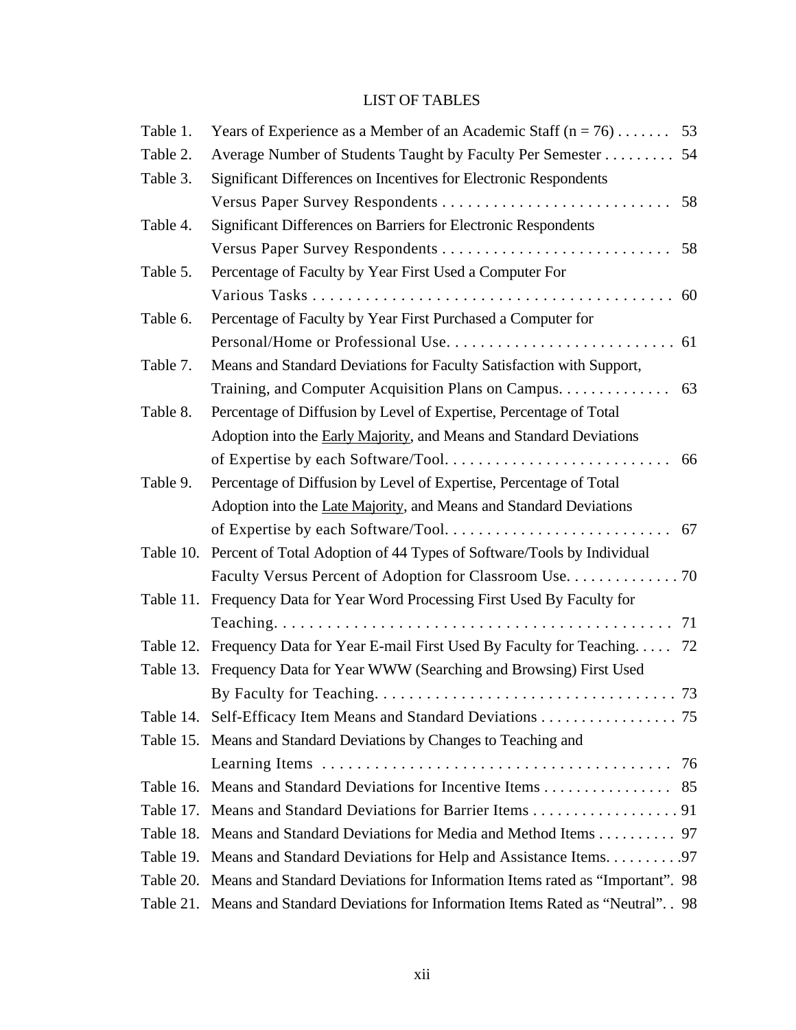# LIST OF TABLES

Table 1. Years of Experience as a Member of an Academic Staff (n = 76) . . . . . . . 53

Table 2. Average Number of Students Taught by Faculty Per Semester . . . . . . . . . 54

Table 3. Significant Differences on Incentives for Electronic Respondents Versus Paper Survey Respondents . . . . . . . . . . . . . . . . . . . . . . . . . . . 58

Table 4. Significant Differences on Barriers for Electronic Respondents Versus Paper Survey Respondents . . . . . . . . . . . . . . . . . . . . . . . . . . . 58

Table 5. Percentage of Faculty by Year First Used a Computer For Various Tasks . . . . . . . . . . . . . . . . . . . . . . . . . . . . . . . . . . . . . . . . 60

Table 6. Percentage of Faculty by Year First Purchased a Computer for Personal/Home or Professional Use. . . . . . . . . . . . . . . . . . . . . . . . . . . 61

Table 7. Means and Standard Deviations for Faculty Satisfaction with Support, Training, and Computer Acquisition Plans on Campus. . . . . . . . . . . . . . 63

Table 8. Percentage of Diffusion by Level of Expertise, Percentage of Total Adoption into the <u>Early Majority</u>, and Means and Standard Deviations of Expertise by each Software/Tool. . . . . . . . . . . . . . . . . . . . . . . . . . . 66

Table 9. Percentage of Diffusion by Level of Expertise, Percentage of Total Adoption into the <u>Late Majority</u>, and Means and Standard Deviations of Expertise by each Software/Tool. . . . . . . . . . . . . . . . . . . . . . . . . . . 67

Table 10. Percent of Total Adoption of 44 Types of Software/Tools by Individual Faculty Versus Percent of Adoption for Classroom Use. . . . . . . . . . . . . . 70

Table 11. Frequency Data for Year Word Processing First Used By Faculty for Teaching. . . . . . . . . . . . . . . . . . . . . . . . . . . . . . . . . . . . . . . . . . . . 71

Table 12. Frequency Data for Year E-mail First Used By Faculty for Teaching. . . . . 72

Table 13. Frequency Data for Year WWW (Searching and Browsing) First Used By Faculty for Teaching. . . . . . . . . . . . . . . . . . . . . . . . . . . . . . . . . . . 73

Table 14. Self-Efficacy Item Means and Standard Deviations . . . . . . . . . . . . . . . . . 75

Table 15. Means and Standard Deviations by Changes to Teaching and Learning Items . . . . . . . . . . . . . . . . . . . . . . . . . . . . . . . . . . . . . . . . 76

Table 16. Means and Standard Deviations for Incentive Items . . . . . . . . . . . . . . . . 85

Table 17. Means and Standard Deviations for Barrier Items . . . . . . . . . . . . . . . . . . 91

Table 18. Means and Standard Deviations for Media and Method Items . . . . . . . . . . 97

Table 19. Means and Standard Deviations for Help and Assistance Items. . . . . . . . . .97

Table 20. Means and Standard Deviations for Information Items rated as "Important". 98

Table 21. Means and Standard Deviations for Information Items Rated as "Neutral". . 98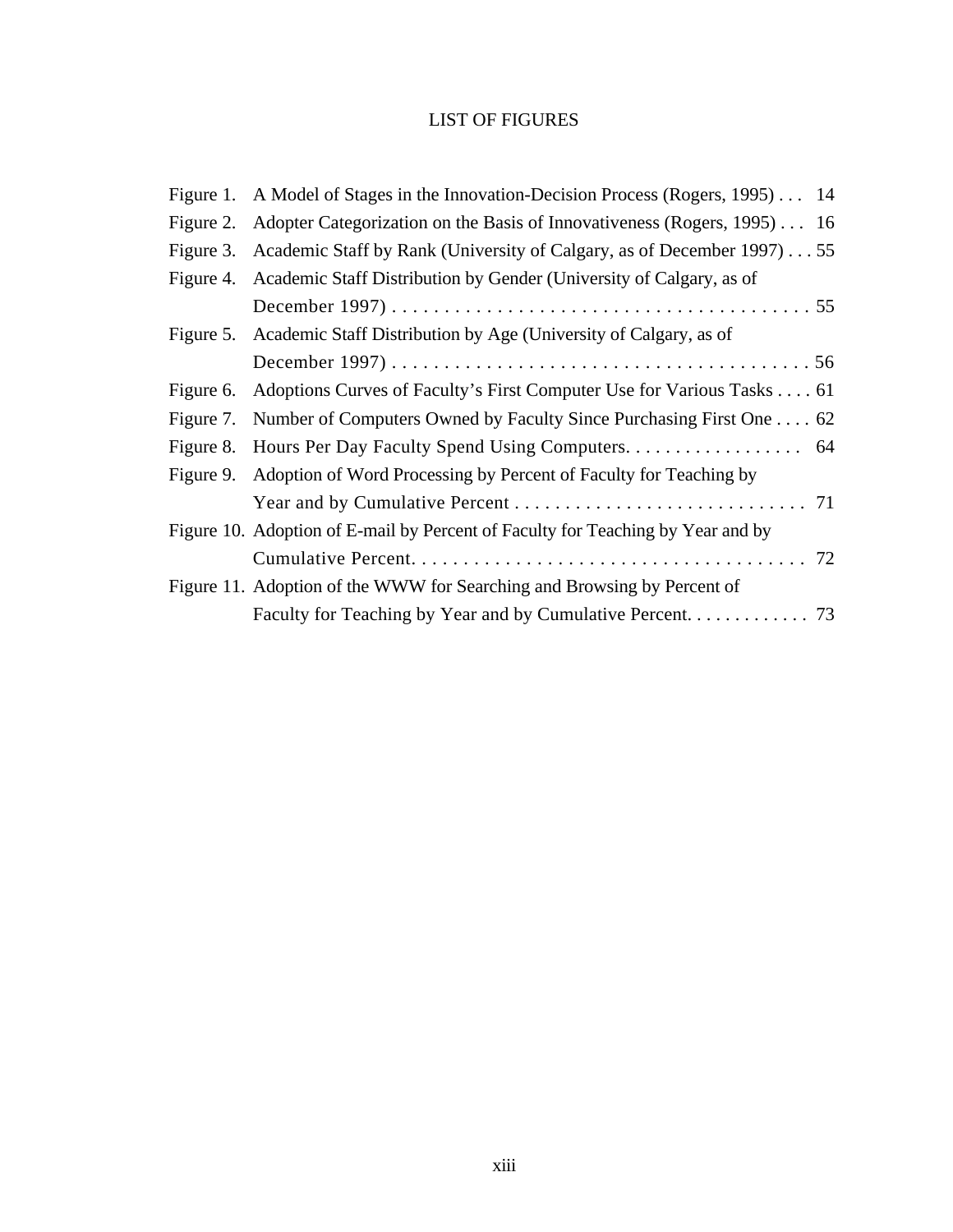# LIST OF FIGURES

Figure 1. A Model of Stages in the Innovation-Decision Process (Rogers, 1995) . . . 14

Figure 2. Adopter Categorization on the Basis of Innovativeness (Rogers, 1995) . . . 16

Figure 3. Academic Staff by Rank (University of Calgary, as of December 1997) . . . 55

Figure 4. Academic Staff Distribution by Gender (University of Calgary, as of December 1997) . . . . . . . . . . . . . . . . . . . . . . . . . . . . . . . . . . . . . . . . . 55

Figure 5. Academic Staff Distribution by Age (University of Calgary, as of December 1997) . . . . . . . . . . . . . . . . . . . . . . . . . . . . . . . . . . . . . . . . . 56

Figure 6. Adoptions Curves of Faculty's First Computer Use for Various Tasks . . . . 61

Figure 7. Number of Computers Owned by Faculty Since Purchasing First One . . . . 62

Figure 8. Hours Per Day Faculty Spend Using Computers. . . . . . . . . . . . . . . . . . 64

Figure 9. Adoption of Word Processing by Percent of Faculty for Teaching by Year and by Cumulative Percent . . . . . . . . . . . . . . . . . . . . . . . . . . . . . 71

Figure 10. Adoption of E-mail by Percent of Faculty for Teaching by Year and by Cumulative Percent. . . . . . . . . . . . . . . . . . . . . . . . . . . . . . . . . . . . . . 72

Figure 11. Adoption of the WWW for Searching and Browsing by Percent of Faculty for Teaching by Year and by Cumulative Percent. . . . . . . . . . . . 73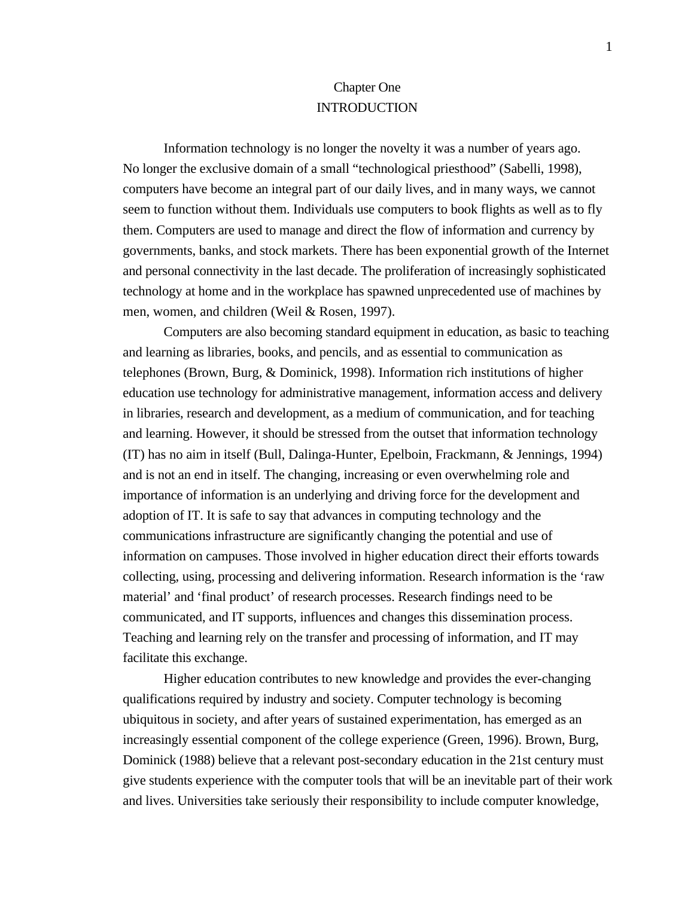# Chapter One

# INTRODUCTION

Information technology is no longer the novelty it was a number of years ago. No longer the exclusive domain of a small “technological priesthood” (Sabelli, 1998), computers have become an integral part of our daily lives, and in many ways, we cannot seem to function without them. Individuals use computers to book flights as well as to fly them. Computers are used to manage and direct the flow of information and currency by governments, banks, and stock markets. There has been exponential growth of the Internet and personal connectivity in the last decade. The proliferation of increasingly sophisticated technology at home and in the workplace has spawned unprecedented use of machines by men, women, and children (Weil & Rosen, 1997).

Computers are also becoming standard equipment in education, as basic to teaching and learning as libraries, books, and pencils, and as essential to communication as telephones (Brown, Burg, & Dominick, 1998). Information rich institutions of higher education use technology for administrative management, information access and delivery in libraries, research and development, as a medium of communication, and for teaching and learning. However, it should be stressed from the outset that information technology (IT) has no aim in itself (Bull, Dalinga-Hunter, Epelboin, Frackmann, & Jennings, 1994) and is not an end in itself. The changing, increasing or even overwhelming role and importance of information is an underlying and driving force for the development and adoption of IT. It is safe to say that advances in computing technology and the communications infrastructure are significantly changing the potential and use of information on campuses. Those involved in higher education direct their efforts towards collecting, using, processing and delivering information. Research information is the ‘raw material’ and ‘final product’ of research processes. Research findings need to be communicated, and IT supports, influences and changes this dissemination process. Teaching and learning rely on the transfer and processing of information, and IT may facilitate this exchange.

Higher education contributes to new knowledge and provides the ever-changing qualifications required by industry and society. Computer technology is becoming ubiquitous in society, and after years of sustained experimentation, has emerged as an increasingly essential component of the college experience (Green, 1996). Brown, Burg, Dominick (1988) believe that a relevant post-secondary education in the 21st century must give students experience with the computer tools that will be an inevitable part of their work and lives. Universities take seriously their responsibility to include computer knowledge,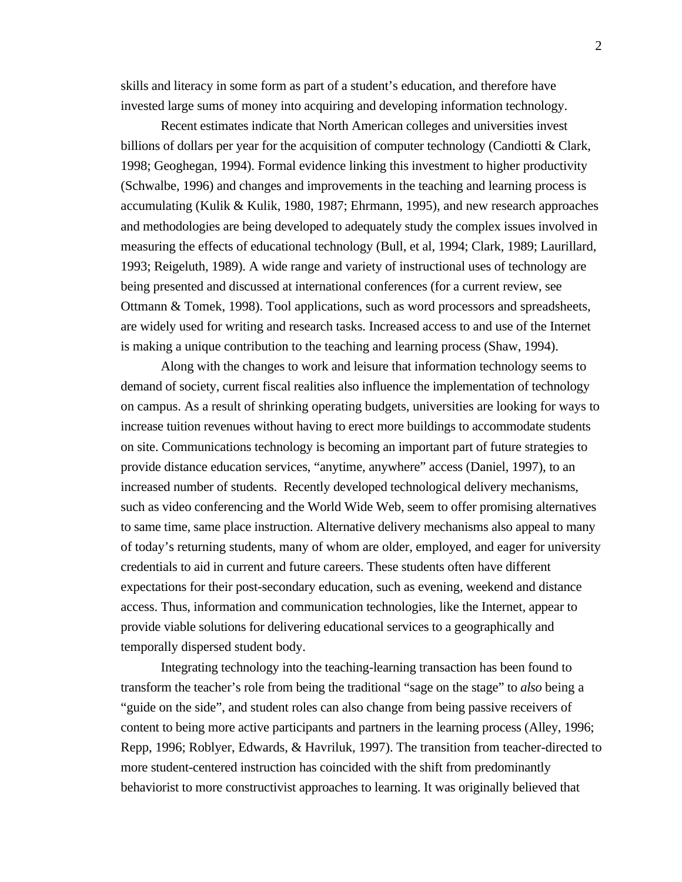skills and literacy in some form as part of a student's education, and therefore have invested large sums of money into acquiring and developing information technology.

Recent estimates indicate that North American colleges and universities invest billions of dollars per year for the acquisition of computer technology (Candiotti & Clark, 1998; Geoghegan, 1994). Formal evidence linking this investment to higher productivity (Schwalbe, 1996) and changes and improvements in the teaching and learning process is accumulating (Kulik & Kulik, 1980, 1987; Ehrmann, 1995), and new research approaches and methodologies are being developed to adequately study the complex issues involved in measuring the effects of educational technology (Bull, et al, 1994; Clark, 1989; Laurillard, 1993; Reigeluth, 1989). A wide range and variety of instructional uses of technology are being presented and discussed at international conferences (for a current review, see Ottmann & Tomek, 1998). Tool applications, such as word processors and spreadsheets, are widely used for writing and research tasks. Increased access to and use of the Internet is making a unique contribution to the teaching and learning process (Shaw, 1994).

Along with the changes to work and leisure that information technology seems to demand of society, current fiscal realities also influence the implementation of technology on campus. As a result of shrinking operating budgets, universities are looking for ways to increase tuition revenues without having to erect more buildings to accommodate students on site. Communications technology is becoming an important part of future strategies to provide distance education services, "anytime, anywhere" access (Daniel, 1997), to an increased number of students. Recently developed technological delivery mechanisms, such as video conferencing and the World Wide Web, seem to offer promising alternatives to same time, same place instruction. Alternative delivery mechanisms also appeal to many of today's returning students, many of whom are older, employed, and eager for university credentials to aid in current and future careers. These students often have different expectations for their post-secondary education, such as evening, weekend and distance access. Thus, information and communication technologies, like the Internet, appear to provide viable solutions for delivering educational services to a geographically and temporally dispersed student body.

Integrating technology into the teaching-learning transaction has been found to transform the teacher's role from being the traditional "sage on the stage" to *also* being a "guide on the side", and student roles can also change from being passive receivers of content to being more active participants and partners in the learning process (Alley, 1996; Repp, 1996; Roblyer, Edwards, & Havriluk, 1997). The transition from teacher-directed to more student-centered instruction has coincided with the shift from predominantly behaviorist to more constructivist approaches to learning. It was originally believed that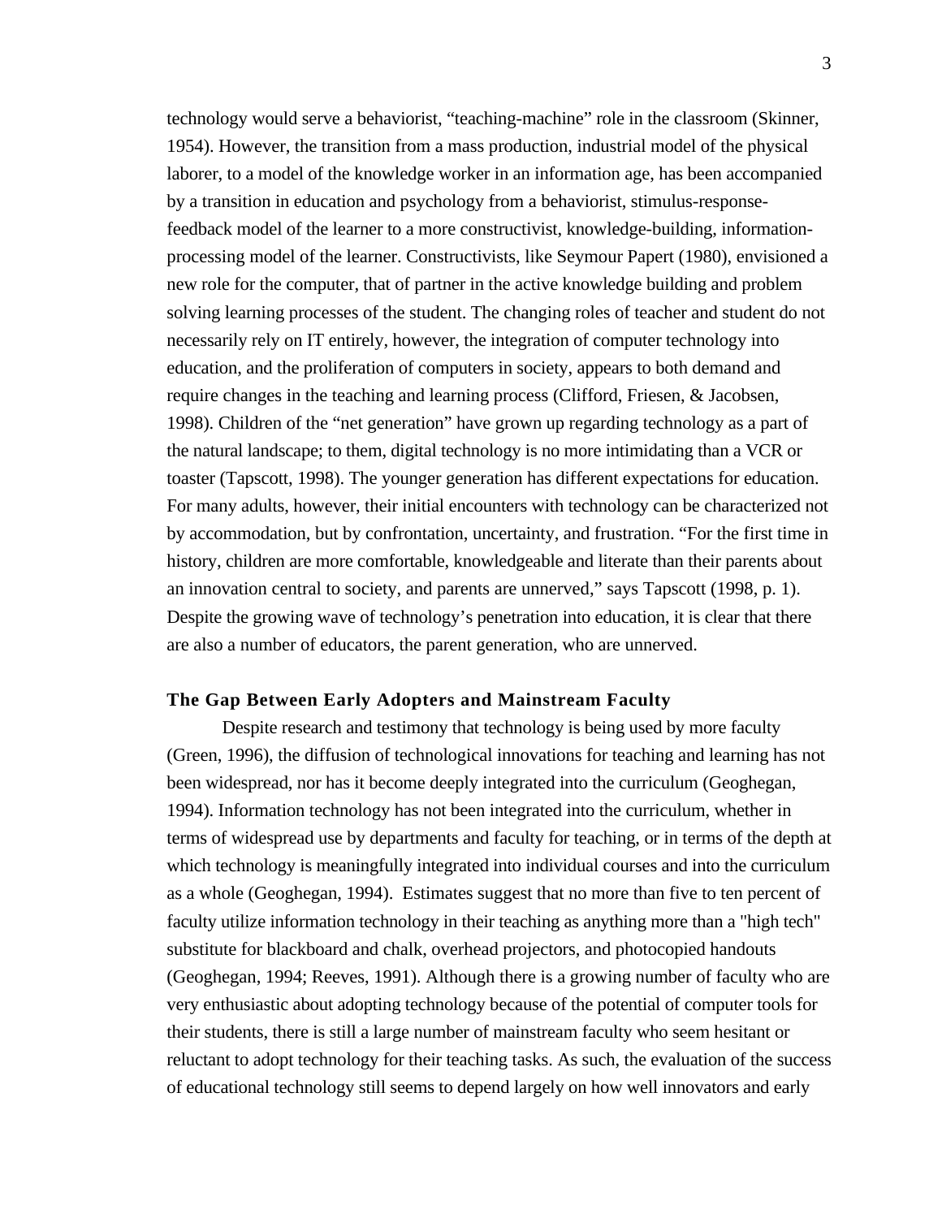technology would serve a behaviorist, “teaching-machine” role in the classroom (Skinner, 1954). However, the transition from a mass production, industrial model of the physical laborer, to a model of the knowledge worker in an information age, has been accompanied by a transition in education and psychology from a behaviorist, stimulus-response-feedback model of the learner to a more constructivist, knowledge-building, information-processing model of the learner. Constructivists, like Seymour Papert (1980), envisioned a new role for the computer, that of partner in the active knowledge building and problem solving learning processes of the student. The changing roles of teacher and student do not necessarily rely on IT entirely, however, the integration of computer technology into education, and the proliferation of computers in society, appears to both demand and require changes in the teaching and learning process (Clifford, Friesen, & Jacobsen, 1998). Children of the “net generation” have grown up regarding technology as a part of the natural landscape; to them, digital technology is no more intimidating than a VCR or toaster (Tapscott, 1998). The younger generation has different expectations for education. For many adults, however, their initial encounters with technology can be characterized not by accommodation, but by confrontation, uncertainty, and frustration. “For the first time in history, children are more comfortable, knowledgeable and literate than their parents about an innovation central to society, and parents are unnerved,” says Tapscott (1998, p. 1). Despite the growing wave of technology’s penetration into education, it is clear that there are also a number of educators, the parent generation, who are unnerved.

### The Gap Between Early Adopters and Mainstream Faculty

Despite research and testimony that technology is being used by more faculty (Green, 1996), the diffusion of technological innovations for teaching and learning has not been widespread, nor has it become deeply integrated into the curriculum (Geoghegan, 1994). Information technology has not been integrated into the curriculum, whether in terms of widespread use by departments and faculty for teaching, or in terms of the depth at which technology is meaningfully integrated into individual courses and into the curriculum as a whole (Geoghegan, 1994). Estimates suggest that no more than five to ten percent of faculty utilize information technology in their teaching as anything more than a "high tech" substitute for blackboard and chalk, overhead projectors, and photocopied handouts (Geoghegan, 1994; Reeves, 1991). Although there is a growing number of faculty who are very enthusiastic about adopting technology because of the potential of computer tools for their students, there is still a large number of mainstream faculty who seem hesitant or reluctant to adopt technology for their teaching tasks. As such, the evaluation of the success of educational technology still seems to depend largely on how well innovators and early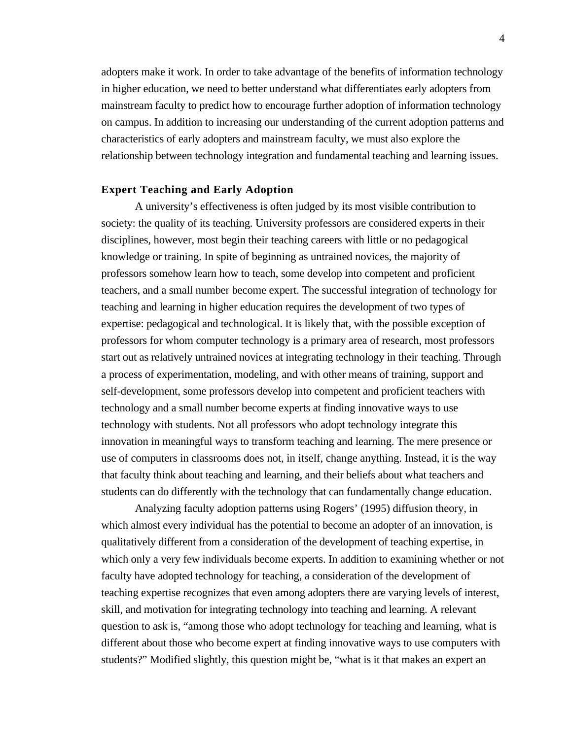adopters make it work. In order to take advantage of the benefits of information technology in higher education, we need to better understand what differentiates early adopters from mainstream faculty to predict how to encourage further adoption of information technology on campus. In addition to increasing our understanding of the current adoption patterns and characteristics of early adopters and mainstream faculty, we must also explore the relationship between technology integration and fundamental teaching and learning issues.

### Expert Teaching and Early Adoption

A university's effectiveness is often judged by its most visible contribution to society: the quality of its teaching. University professors are considered experts in their disciplines, however, most begin their teaching careers with little or no pedagogical knowledge or training. In spite of beginning as untrained novices, the majority of professors somehow learn how to teach, some develop into competent and proficient teachers, and a small number become expert. The successful integration of technology for teaching and learning in higher education requires the development of two types of expertise: pedagogical and technological. It is likely that, with the possible exception of professors for whom computer technology is a primary area of research, most professors start out as relatively untrained novices at integrating technology in their teaching. Through a process of experimentation, modeling, and with other means of training, support and self-development, some professors develop into competent and proficient teachers with technology and a small number become experts at finding innovative ways to use technology with students. Not all professors who adopt technology integrate this innovation in meaningful ways to transform teaching and learning. The mere presence or use of computers in classrooms does not, in itself, change anything. Instead, it is the way that faculty think about teaching and learning, and their beliefs about what teachers and students can do differently with the technology that can fundamentally change education.

Analyzing faculty adoption patterns using Rogers' (1995) diffusion theory, in which almost every individual has the potential to become an adopter of an innovation, is qualitatively different from a consideration of the development of teaching expertise, in which only a very few individuals become experts. In addition to examining whether or not faculty have adopted technology for teaching, a consideration of the development of teaching expertise recognizes that even among adopters there are varying levels of interest, skill, and motivation for integrating technology into teaching and learning. A relevant question to ask is, "among those who adopt technology for teaching and learning, what is different about those who become expert at finding innovative ways to use computers with students?" Modified slightly, this question might be, "what is it that makes an expert an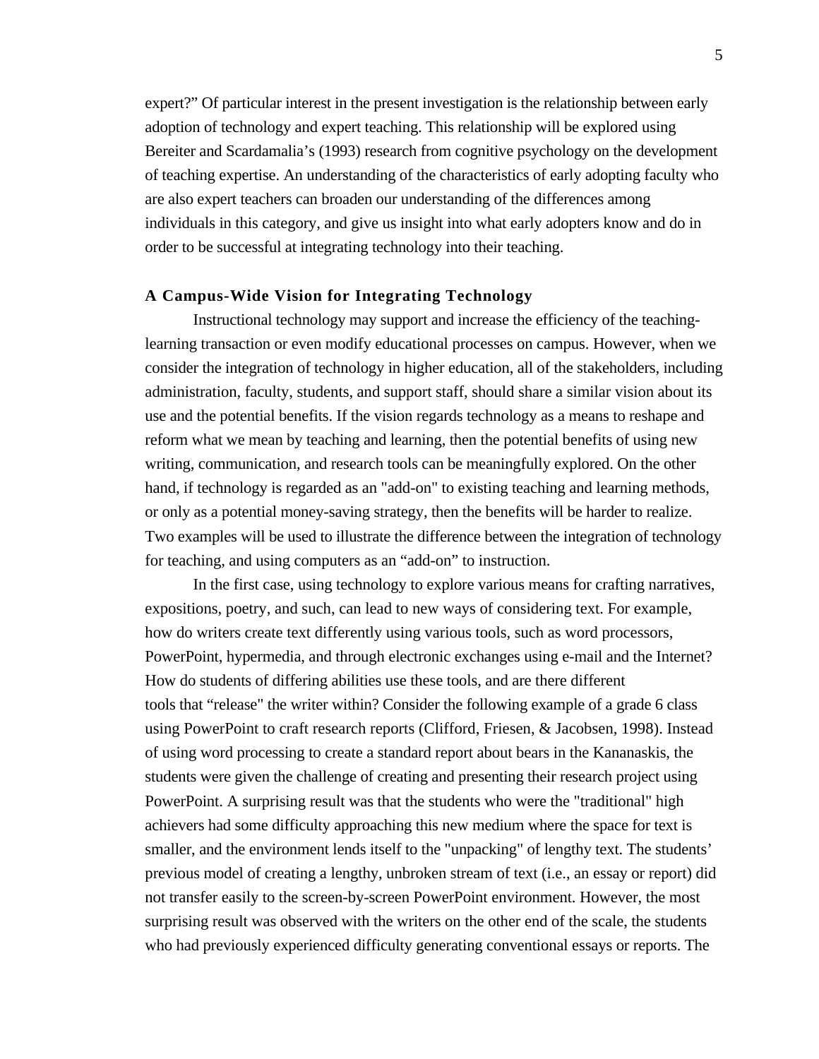expert?" Of particular interest in the present investigation is the relationship between early adoption of technology and expert teaching. This relationship will be explored using Bereiter and Scardamalia's (1993) research from cognitive psychology on the development of teaching expertise. An understanding of the characteristics of early adopting faculty who are also expert teachers can broaden our understanding of the differences among individuals in this category, and give us insight into what early adopters know and do in order to be successful at integrating technology into their teaching.

### A Campus-Wide Vision for Integrating Technology

Instructional technology may support and increase the efficiency of the teaching-learning transaction or even modify educational processes on campus. However, when we consider the integration of technology in higher education, all of the stakeholders, including administration, faculty, students, and support staff, should share a similar vision about its use and the potential benefits. If the vision regards technology as a means to reshape and reform what we mean by teaching and learning, then the potential benefits of using new writing, communication, and research tools can be meaningfully explored. On the other hand, if technology is regarded as an "add-on" to existing teaching and learning methods, or only as a potential money-saving strategy, then the benefits will be harder to realize. Two examples will be used to illustrate the difference between the integration of technology for teaching, and using computers as an "add-on" to instruction.

In the first case, using technology to explore various means for crafting narratives, expositions, poetry, and such, can lead to new ways of considering text. For example, how do writers create text differently using various tools, such as word processors, PowerPoint, hypermedia, and through electronic exchanges using e-mail and the Internet? How do students of differing abilities use these tools, and are there different tools that "release" the writer within? Consider the following example of a grade 6 class using PowerPoint to craft research reports (Clifford, Friesen, & Jacobsen, 1998). Instead of using word processing to create a standard report about bears in the Kananaskis, the students were given the challenge of creating and presenting their research project using PowerPoint. A surprising result was that the students who were the "traditional" high achievers had some difficulty approaching this new medium where the space for text is smaller, and the environment lends itself to the "unpacking" of lengthy text. The students' previous model of creating a lengthy, unbroken stream of text (i.e., an essay or report) did not transfer easily to the screen-by-screen PowerPoint environment. However, the most surprising result was observed with the writers on the other end of the scale, the students who had previously experienced difficulty generating conventional essays or reports. The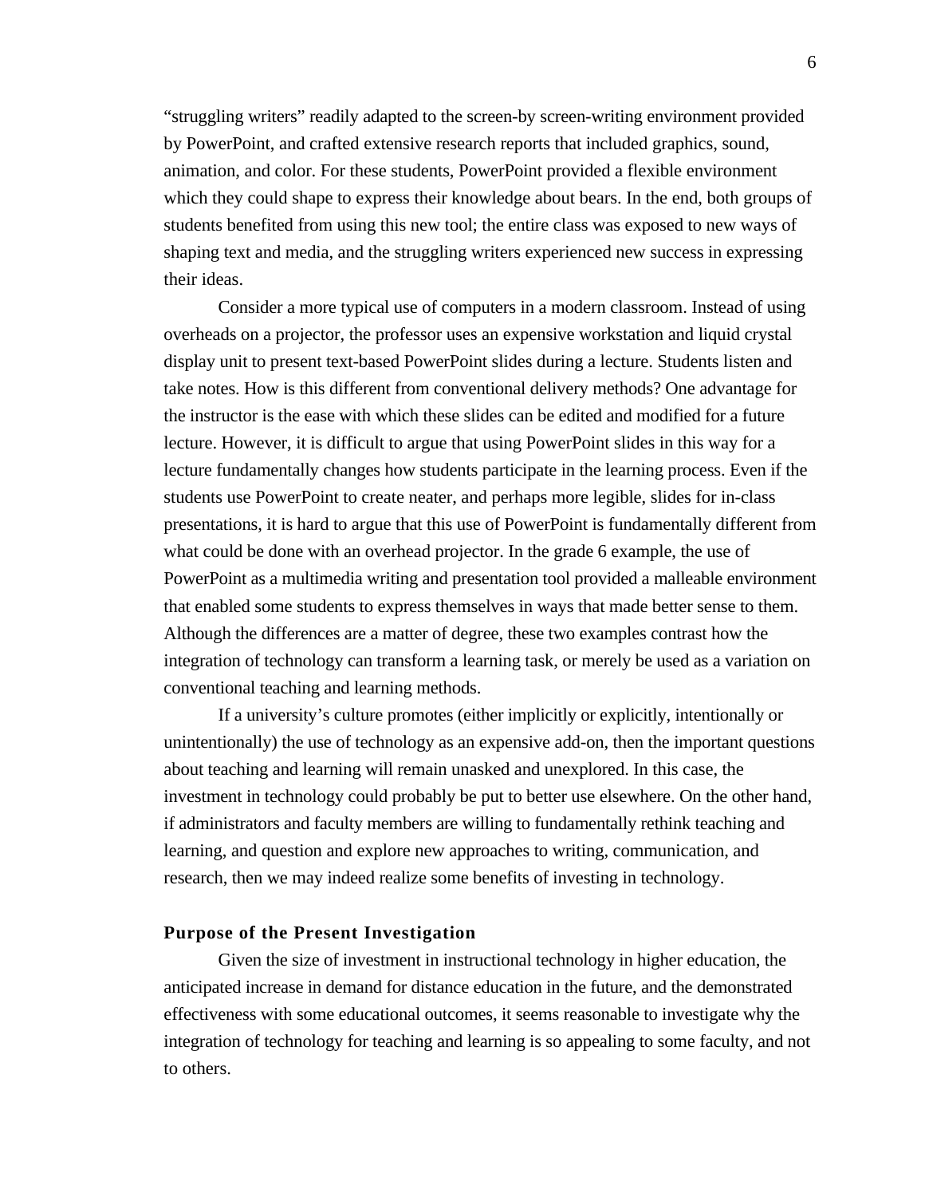"struggling writers" readily adapted to the screen-by screen-writing environment provided by PowerPoint, and crafted extensive research reports that included graphics, sound, animation, and color. For these students, PowerPoint provided a flexible environment which they could shape to express their knowledge about bears. In the end, both groups of students benefited from using this new tool; the entire class was exposed to new ways of shaping text and media, and the struggling writers experienced new success in expressing their ideas.

Consider a more typical use of computers in a modern classroom. Instead of using overheads on a projector, the professor uses an expensive workstation and liquid crystal display unit to present text-based PowerPoint slides during a lecture. Students listen and take notes. How is this different from conventional delivery methods? One advantage for the instructor is the ease with which these slides can be edited and modified for a future lecture. However, it is difficult to argue that using PowerPoint slides in this way for a lecture fundamentally changes how students participate in the learning process. Even if the students use PowerPoint to create neater, and perhaps more legible, slides for in-class presentations, it is hard to argue that this use of PowerPoint is fundamentally different from what could be done with an overhead projector. In the grade 6 example, the use of PowerPoint as a multimedia writing and presentation tool provided a malleable environment that enabled some students to express themselves in ways that made better sense to them. Although the differences are a matter of degree, these two examples contrast how the integration of technology can transform a learning task, or merely be used as a variation on conventional teaching and learning methods.

If a university's culture promotes (either implicitly or explicitly, intentionally or unintentionally) the use of technology as an expensive add-on, then the important questions about teaching and learning will remain unasked and unexplored. In this case, the investment in technology could probably be put to better use elsewhere. On the other hand, if administrators and faculty members are willing to fundamentally rethink teaching and learning, and question and explore new approaches to writing, communication, and research, then we may indeed realize some benefits of investing in technology.

### Purpose of the Present Investigation

Given the size of investment in instructional technology in higher education, the anticipated increase in demand for distance education in the future, and the demonstrated effectiveness with some educational outcomes, it seems reasonable to investigate why the integration of technology for teaching and learning is so appealing to some faculty, and not to others.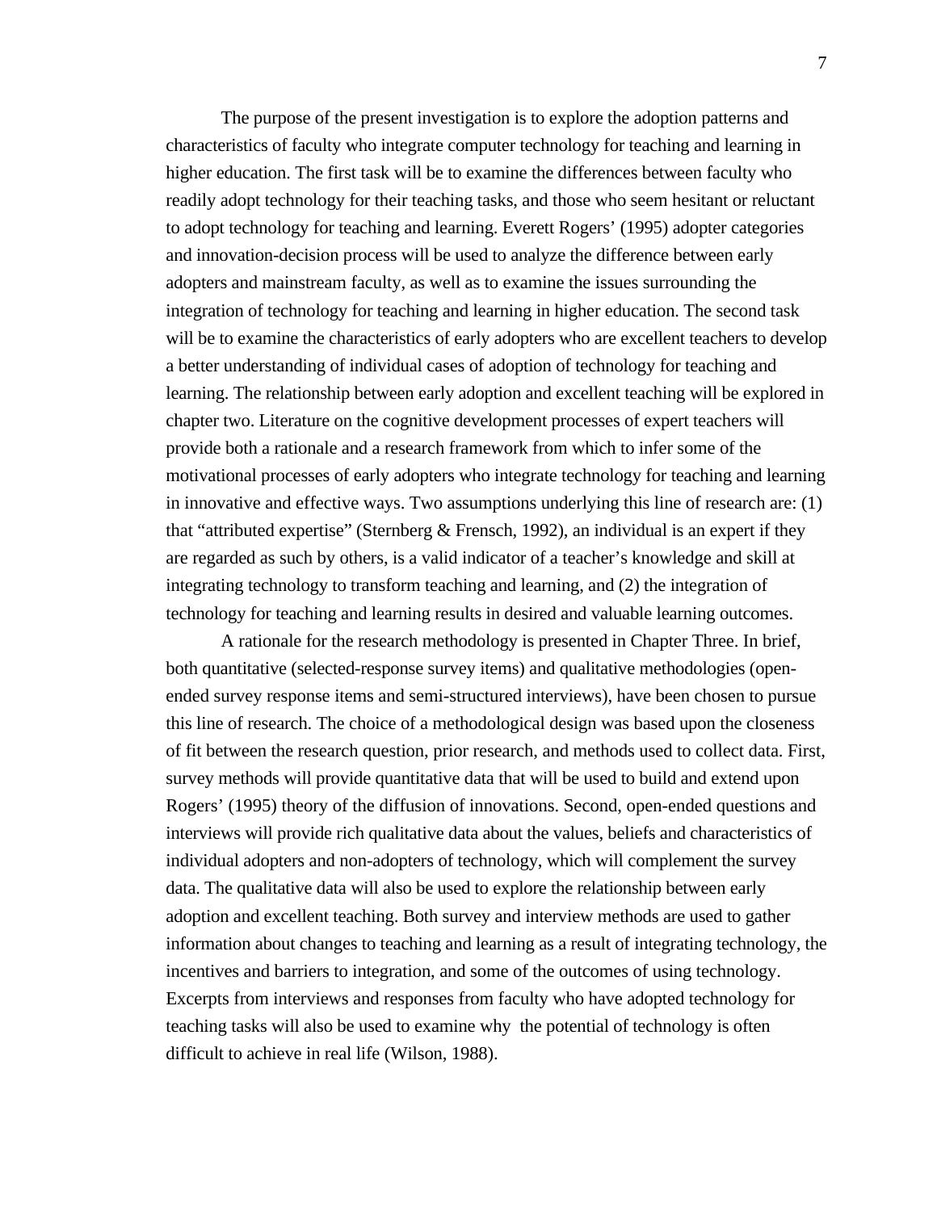The purpose of the present investigation is to explore the adoption patterns and characteristics of faculty who integrate computer technology for teaching and learning in higher education. The first task will be to examine the differences between faculty who readily adopt technology for their teaching tasks, and those who seem hesitant or reluctant to adopt technology for teaching and learning. Everett Rogers' (1995) adopter categories and innovation-decision process will be used to analyze the difference between early adopters and mainstream faculty, as well as to examine the issues surrounding the integration of technology for teaching and learning in higher education. The second task will be to examine the characteristics of early adopters who are excellent teachers to develop a better understanding of individual cases of adoption of technology for teaching and learning. The relationship between early adoption and excellent teaching will be explored in chapter two. Literature on the cognitive development processes of expert teachers will provide both a rationale and a research framework from which to infer some of the motivational processes of early adopters who integrate technology for teaching and learning in innovative and effective ways. Two assumptions underlying this line of research are: (1) that "attributed expertise" (Sternberg & Frensch, 1992), an individual is an expert if they are regarded as such by others, is a valid indicator of a teacher's knowledge and skill at integrating technology to transform teaching and learning, and (2) the integration of technology for teaching and learning results in desired and valuable learning outcomes.

A rationale for the research methodology is presented in Chapter Three. In brief, both quantitative (selected-response survey items) and qualitative methodologies (open-ended survey response items and semi-structured interviews), have been chosen to pursue this line of research. The choice of a methodological design was based upon the closeness of fit between the research question, prior research, and methods used to collect data. First, survey methods will provide quantitative data that will be used to build and extend upon Rogers' (1995) theory of the diffusion of innovations. Second, open-ended questions and interviews will provide rich qualitative data about the values, beliefs and characteristics of individual adopters and non-adopters of technology, which will complement the survey data. The qualitative data will also be used to explore the relationship between early adoption and excellent teaching. Both survey and interview methods are used to gather information about changes to teaching and learning as a result of integrating technology, the incentives and barriers to integration, and some of the outcomes of using technology. Excerpts from interviews and responses from faculty who have adopted technology for teaching tasks will also be used to examine why the potential of technology is often difficult to achieve in real life (Wilson, 1988).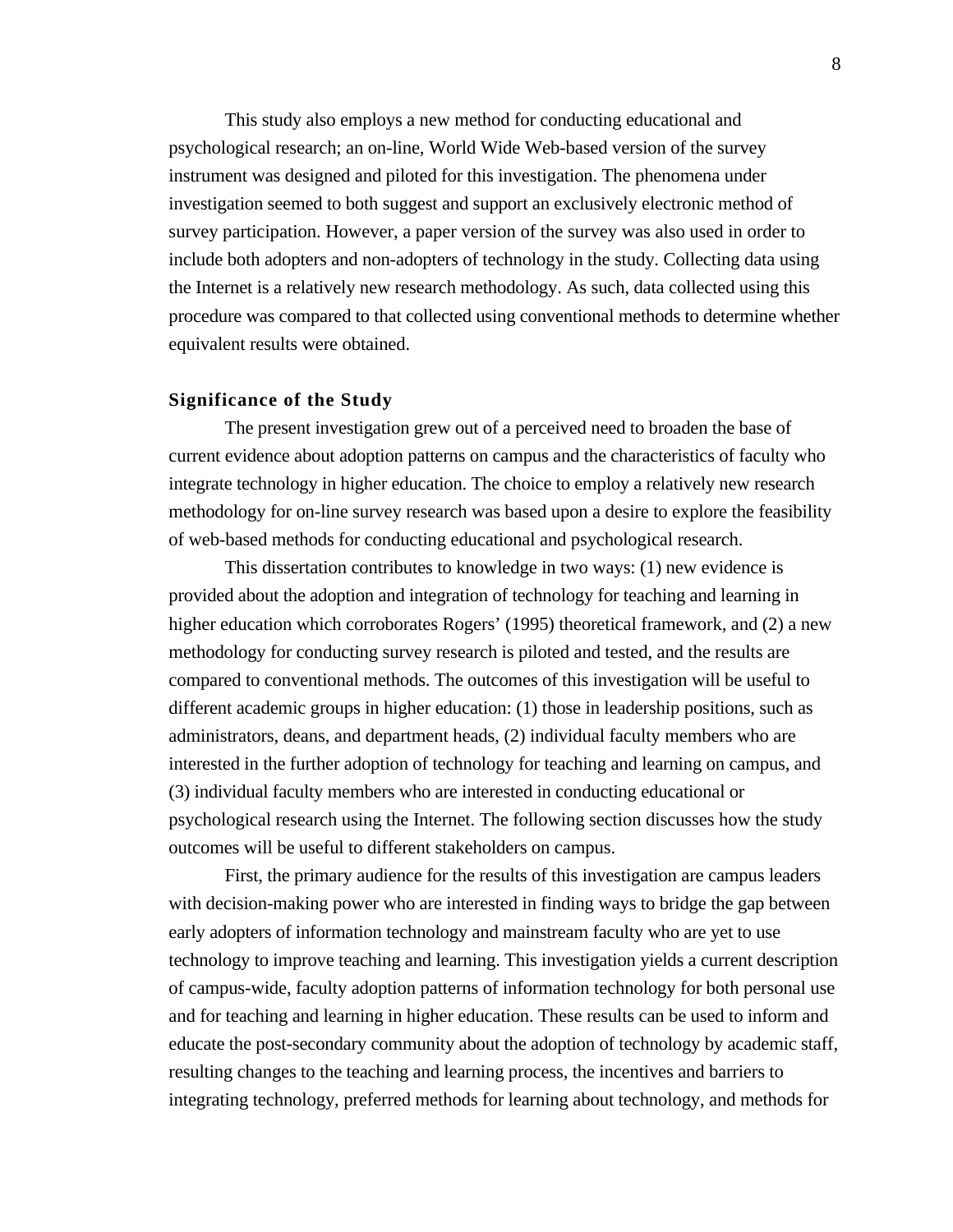This study also employs a new method for conducting educational and psychological research; an on-line, World Wide Web-based version of the survey instrument was designed and piloted for this investigation. The phenomena under investigation seemed to both suggest and support an exclusively electronic method of survey participation. However, a paper version of the survey was also used in order to include both adopters and non-adopters of technology in the study. Collecting data using the Internet is a relatively new research methodology. As such, data collected using this procedure was compared to that collected using conventional methods to determine whether equivalent results were obtained.

### Significance of the Study

The present investigation grew out of a perceived need to broaden the base of current evidence about adoption patterns on campus and the characteristics of faculty who integrate technology in higher education. The choice to employ a relatively new research methodology for on-line survey research was based upon a desire to explore the feasibility of web-based methods for conducting educational and psychological research.

This dissertation contributes to knowledge in two ways: (1) new evidence is provided about the adoption and integration of technology for teaching and learning in higher education which corroborates Rogers' (1995) theoretical framework, and (2) a new methodology for conducting survey research is piloted and tested, and the results are compared to conventional methods. The outcomes of this investigation will be useful to different academic groups in higher education: (1) those in leadership positions, such as administrators, deans, and department heads, (2) individual faculty members who are interested in the further adoption of technology for teaching and learning on campus, and (3) individual faculty members who are interested in conducting educational or psychological research using the Internet. The following section discusses how the study outcomes will be useful to different stakeholders on campus.

First, the primary audience for the results of this investigation are campus leaders with decision-making power who are interested in finding ways to bridge the gap between early adopters of information technology and mainstream faculty who are yet to use technology to improve teaching and learning. This investigation yields a current description of campus-wide, faculty adoption patterns of information technology for both personal use and for teaching and learning in higher education. These results can be used to inform and educate the post-secondary community about the adoption of technology by academic staff, resulting changes to the teaching and learning process, the incentives and barriers to integrating technology, preferred methods for learning about technology, and methods for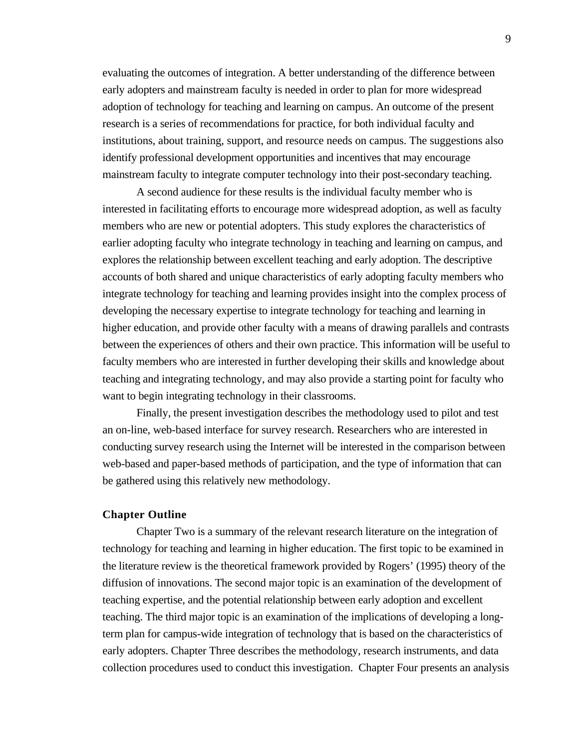evaluating the outcomes of integration. A better understanding of the difference between early adopters and mainstream faculty is needed in order to plan for more widespread adoption of technology for teaching and learning on campus. An outcome of the present research is a series of recommendations for practice, for both individual faculty and institutions, about training, support, and resource needs on campus. The suggestions also identify professional development opportunities and incentives that may encourage mainstream faculty to integrate computer technology into their post-secondary teaching.

A second audience for these results is the individual faculty member who is interested in facilitating efforts to encourage more widespread adoption, as well as faculty members who are new or potential adopters. This study explores the characteristics of earlier adopting faculty who integrate technology in teaching and learning on campus, and explores the relationship between excellent teaching and early adoption. The descriptive accounts of both shared and unique characteristics of early adopting faculty members who integrate technology for teaching and learning provides insight into the complex process of developing the necessary expertise to integrate technology for teaching and learning in higher education, and provide other faculty with a means of drawing parallels and contrasts between the experiences of others and their own practice. This information will be useful to faculty members who are interested in further developing their skills and knowledge about teaching and integrating technology, and may also provide a starting point for faculty who want to begin integrating technology in their classrooms.

Finally, the present investigation describes the methodology used to pilot and test an on-line, web-based interface for survey research. Researchers who are interested in conducting survey research using the Internet will be interested in the comparison between web-based and paper-based methods of participation, and the type of information that can be gathered using this relatively new methodology.

## Chapter Outline

Chapter Two is a summary of the relevant research literature on the integration of technology for teaching and learning in higher education. The first topic to be examined in the literature review is the theoretical framework provided by Rogers' (1995) theory of the diffusion of innovations. The second major topic is an examination of the development of teaching expertise, and the potential relationship between early adoption and excellent teaching. The third major topic is an examination of the implications of developing a long-term plan for campus-wide integration of technology that is based on the characteristics of early adopters. Chapter Three describes the methodology, research instruments, and data collection procedures used to conduct this investigation. Chapter Four presents an analysis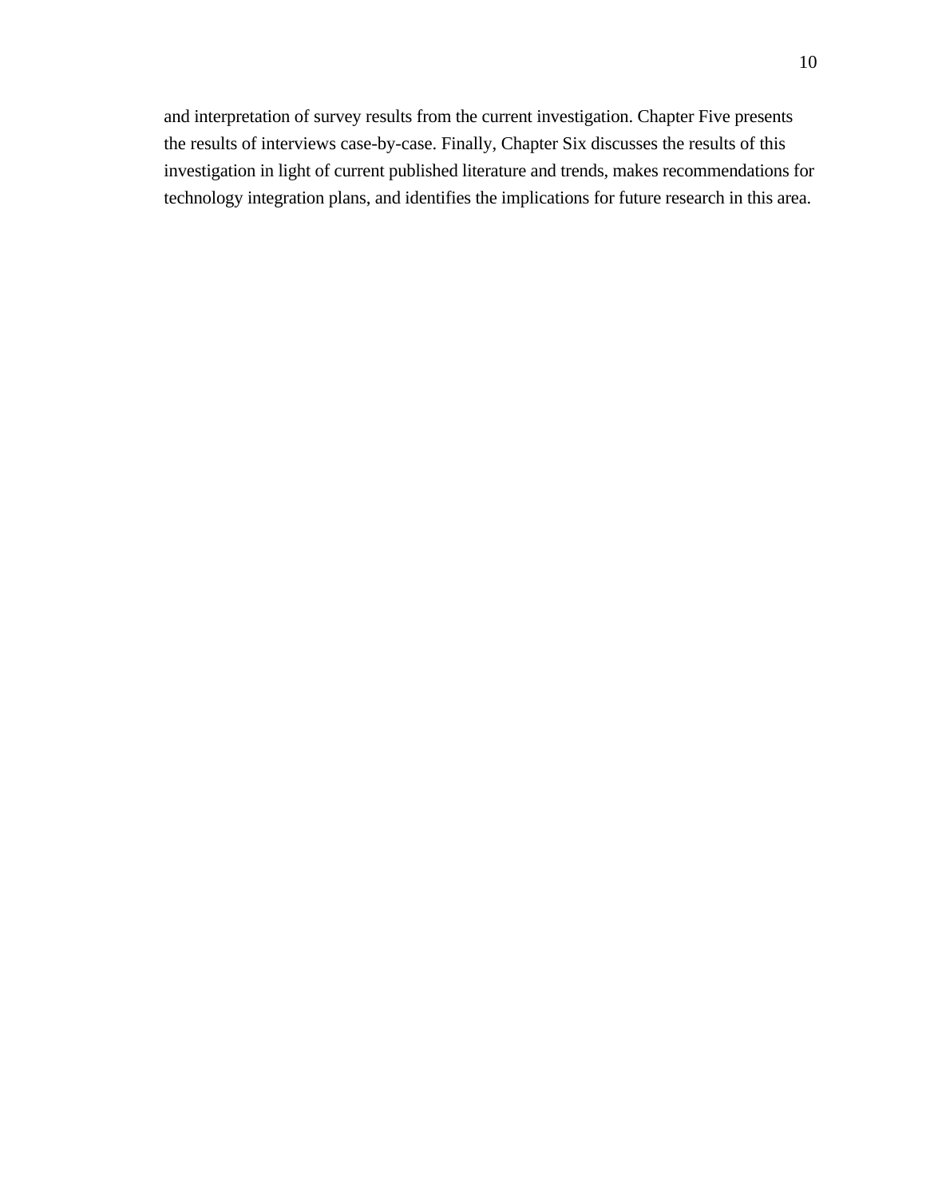and interpretation of survey results from the current investigation. Chapter Five presents the results of interviews case-by-case. Finally, Chapter Six discusses the results of this investigation in light of current published literature and trends, makes recommendations for technology integration plans, and identifies the implications for future research in this area.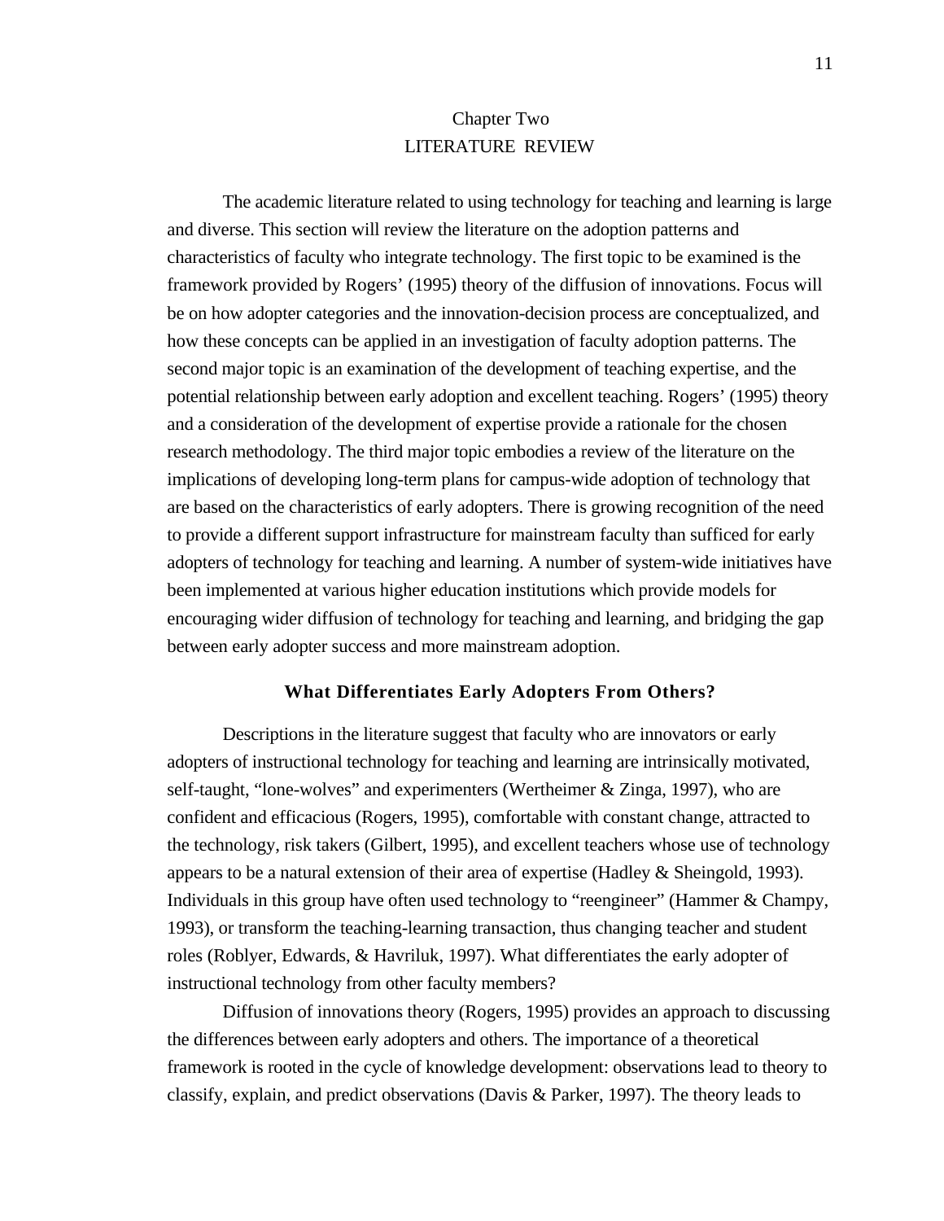# Chapter Two
# LITERATURE REVIEW

The academic literature related to using technology for teaching and learning is large and diverse. This section will review the literature on the adoption patterns and characteristics of faculty who integrate technology. The first topic to be examined is the framework provided by Rogers' (1995) theory of the diffusion of innovations. Focus will be on how adopter categories and the innovation-decision process are conceptualized, and how these concepts can be applied in an investigation of faculty adoption patterns. The second major topic is an examination of the development of teaching expertise, and the potential relationship between early adoption and excellent teaching. Rogers' (1995) theory and a consideration of the development of expertise provide a rationale for the chosen research methodology. The third major topic embodies a review of the literature on the implications of developing long-term plans for campus-wide adoption of technology that are based on the characteristics of early adopters. There is growing recognition of the need to provide a different support infrastructure for mainstream faculty than sufficed for early adopters of technology for teaching and learning. A number of system-wide initiatives have been implemented at various higher education institutions which provide models for encouraging wider diffusion of technology for teaching and learning, and bridging the gap between early adopter success and more mainstream adoption.

## What Differentiates Early Adopters From Others?

Descriptions in the literature suggest that faculty who are innovators or early adopters of instructional technology for teaching and learning are intrinsically motivated, self-taught, "lone-wolves" and experimenters (Wertheimer & Zinga, 1997), who are confident and efficacious (Rogers, 1995), comfortable with constant change, attracted to the technology, risk takers (Gilbert, 1995), and excellent teachers whose use of technology appears to be a natural extension of their area of expertise (Hadley & Sheingold, 1993). Individuals in this group have often used technology to "reengineer" (Hammer & Champy, 1993), or transform the teaching-learning transaction, thus changing teacher and student roles (Roblyer, Edwards, & Havriluk, 1997). What differentiates the early adopter of instructional technology from other faculty members?

Diffusion of innovations theory (Rogers, 1995) provides an approach to discussing the differences between early adopters and others. The importance of a theoretical framework is rooted in the cycle of knowledge development: observations lead to theory to classify, explain, and predict observations (Davis & Parker, 1997). The theory leads to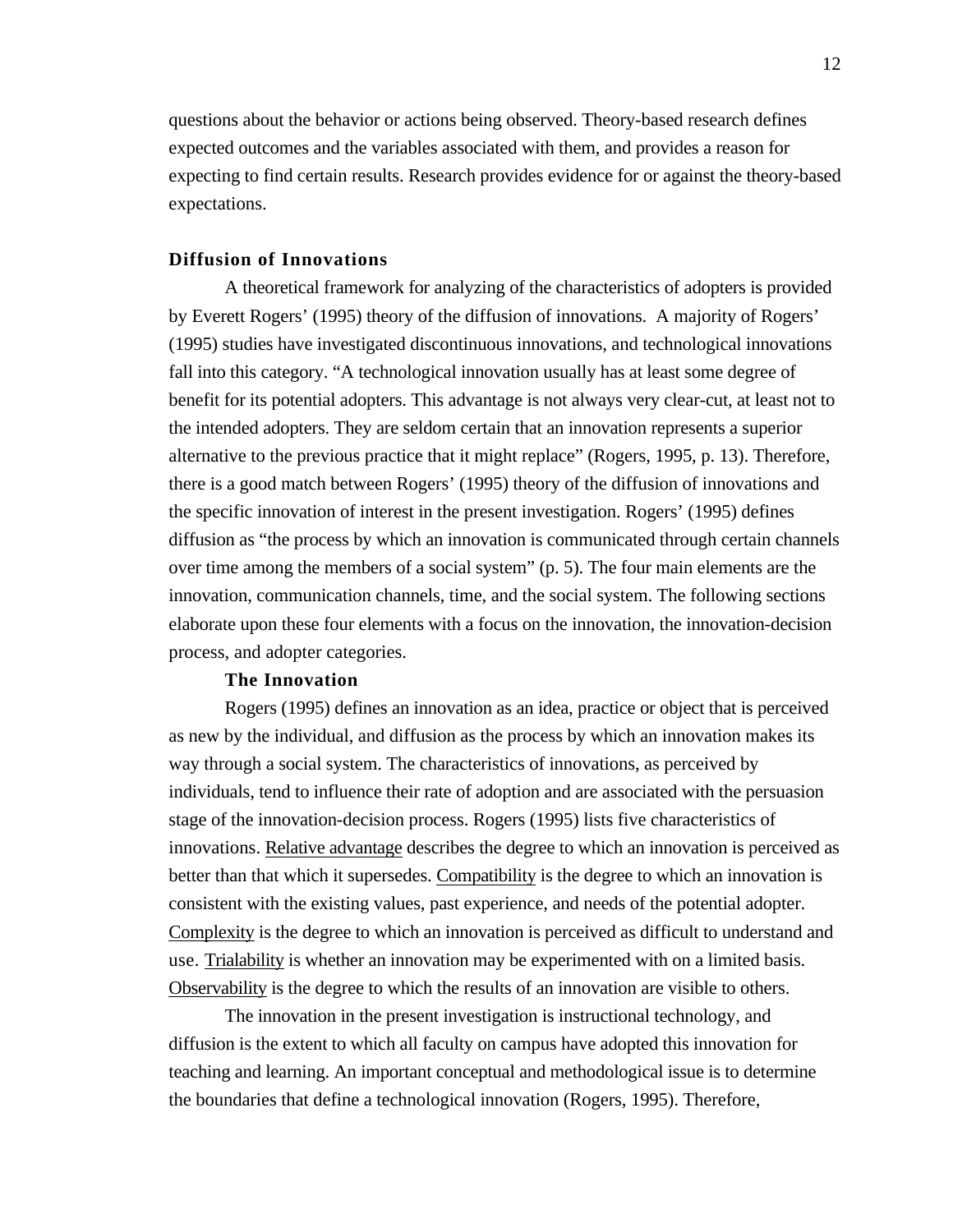questions about the behavior or actions being observed. Theory-based research defines expected outcomes and the variables associated with them, and provides a reason for expecting to find certain results. Research provides evidence for or against the theory-based expectations.

## Diffusion of Innovations

A theoretical framework for analyzing of the characteristics of adopters is provided by Everett Rogers' (1995) theory of the diffusion of innovations. A majority of Rogers' (1995) studies have investigated discontinuous innovations, and technological innovations fall into this category. "A technological innovation usually has at least some degree of benefit for its potential adopters. This advantage is not always very clear-cut, at least not to the intended adopters. They are seldom certain that an innovation represents a superior alternative to the previous practice that it might replace" (Rogers, 1995, p. 13). Therefore, there is a good match between Rogers' (1995) theory of the diffusion of innovations and the specific innovation of interest in the present investigation. Rogers' (1995) defines diffusion as "the process by which an innovation is communicated through certain channels over time among the members of a social system" (p. 5). The four main elements are the innovation, communication channels, time, and the social system. The following sections elaborate upon these four elements with a focus on the innovation, the innovation-decision process, and adopter categories.

### The Innovation

Rogers (1995) defines an innovation as an idea, practice or object that is perceived as new by the individual, and diffusion as the process by which an innovation makes its way through a social system. The characteristics of innovations, as perceived by individuals, tend to influence their rate of adoption and are associated with the persuasion stage of the innovation-decision process. Rogers (1995) lists five characteristics of innovations. <u>Relative advantage</u> describes the degree to which an innovation is perceived as better than that which it supersedes. <u>Compatibility</u> is the degree to which an innovation is consistent with the existing values, past experience, and needs of the potential adopter. <u>Complexity</u> is the degree to which an innovation is perceived as difficult to understand and use. <u>Trialability</u> is whether an innovation may be experimented with on a limited basis. <u>Observability</u> is the degree to which the results of an innovation are visible to others.

The innovation in the present investigation is instructional technology, and diffusion is the extent to which all faculty on campus have adopted this innovation for teaching and learning. An important conceptual and methodological issue is to determine the boundaries that define a technological innovation (Rogers, 1995). Therefore,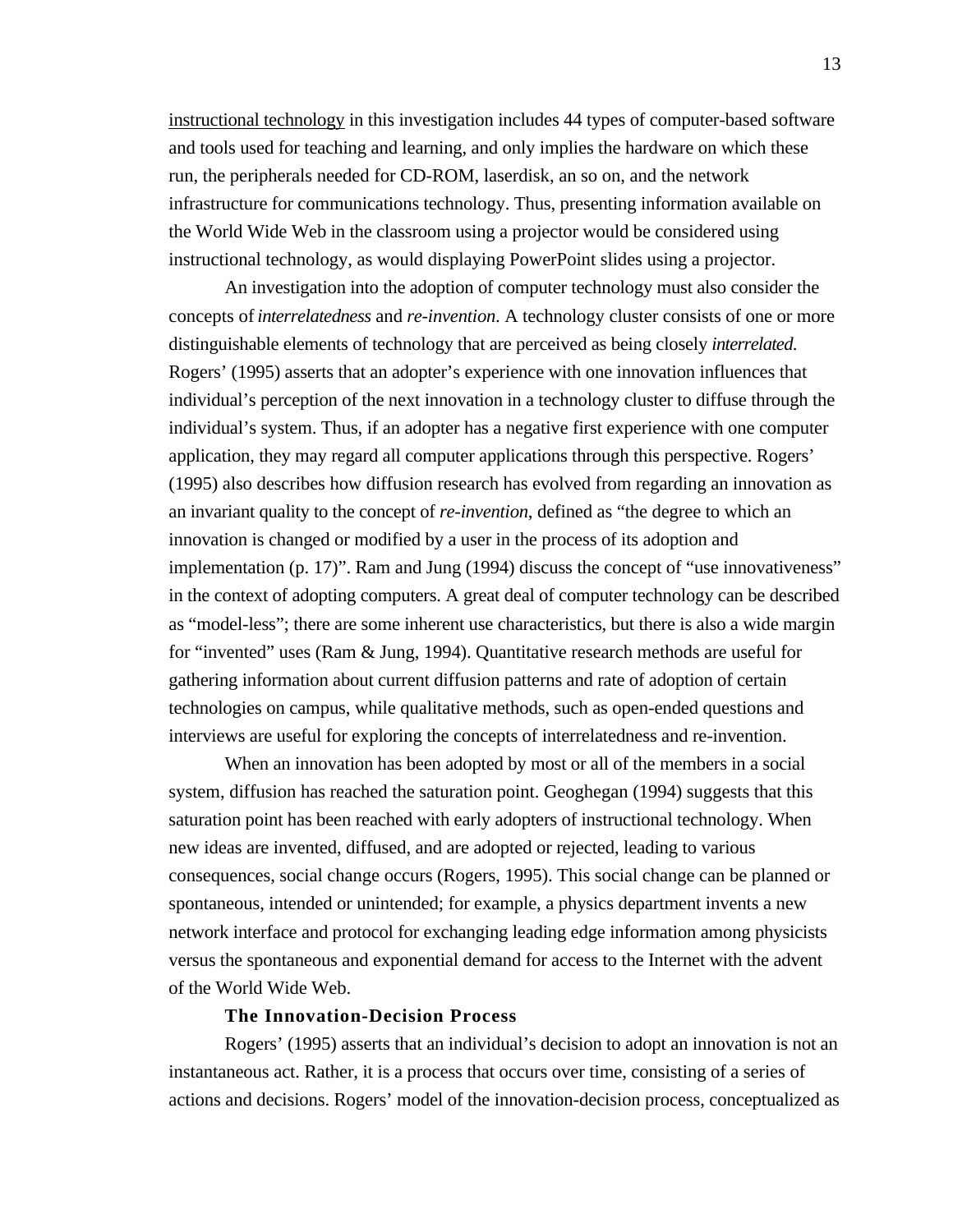instructional technology in this investigation includes 44 types of computer-based software and tools used for teaching and learning, and only implies the hardware on which these run, the peripherals needed for CD-ROM, laserdisk, an so on, and the network infrastructure for communications technology. Thus, presenting information available on the World Wide Web in the classroom using a projector would be considered using instructional technology, as would displaying PowerPoint slides using a projector.

An investigation into the adoption of computer technology must also consider the concepts of *interrelatedness* and *re-invention*. A technology cluster consists of one or more distinguishable elements of technology that are perceived as being closely *interrelated.* Rogers' (1995) asserts that an adopter's experience with one innovation influences that individual's perception of the next innovation in a technology cluster to diffuse through the individual's system. Thus, if an adopter has a negative first experience with one computer application, they may regard all computer applications through this perspective. Rogers' (1995) also describes how diffusion research has evolved from regarding an innovation as an invariant quality to the concept of *re-invention*, defined as "the degree to which an innovation is changed or modified by a user in the process of its adoption and implementation (p. 17)". Ram and Jung (1994) discuss the concept of "use innovativeness" in the context of adopting computers. A great deal of computer technology can be described as "model-less"; there are some inherent use characteristics, but there is also a wide margin for "invented" uses (Ram & Jung, 1994). Quantitative research methods are useful for gathering information about current diffusion patterns and rate of adoption of certain technologies on campus, while qualitative methods, such as open-ended questions and interviews are useful for exploring the concepts of interrelatedness and re-invention.

When an innovation has been adopted by most or all of the members in a social system, diffusion has reached the saturation point. Geoghegan (1994) suggests that this saturation point has been reached with early adopters of instructional technology. When new ideas are invented, diffused, and are adopted or rejected, leading to various consequences, social change occurs (Rogers, 1995). This social change can be planned or spontaneous, intended or unintended; for example, a physics department invents a new network interface and protocol for exchanging leading edge information among physicists versus the spontaneous and exponential demand for access to the Internet with the advent of the World Wide Web.

### The Innovation-Decision Process

Rogers' (1995) asserts that an individual's decision to adopt an innovation is not an instantaneous act. Rather, it is a process that occurs over time, consisting of a series of actions and decisions. Rogers' model of the innovation-decision process, conceptualized as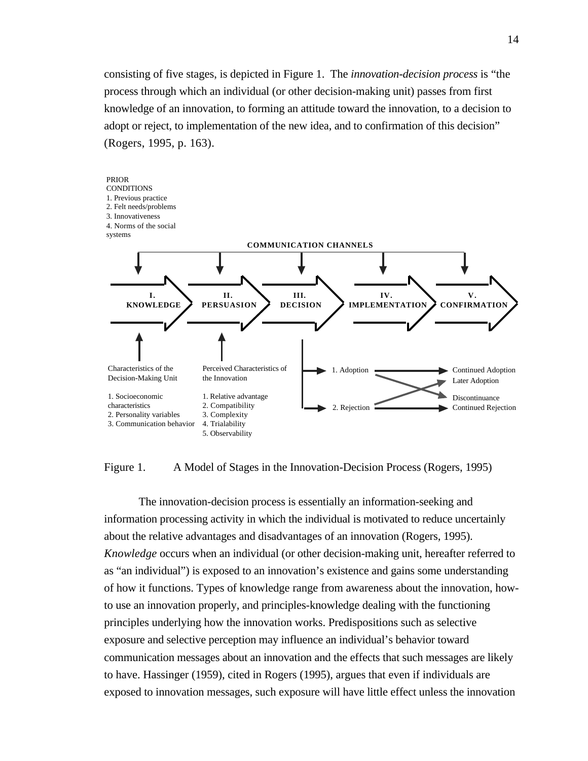consisting of five stages, is depicted in Figure 1. The *innovation-decision process* is "the process through which an individual (or other decision-making unit) passes from first knowledge of an innovation, to forming an attitude toward the innovation, to a decision to adopt or reject, to implementation of the new idea, and to confirmation of this decision" (Rogers, 1995, p. 163).

PRIOR CONDITIONS
1. Previous practice
2. Felt needs/problems
3. Innovativeness
4. Norms of the social systems

COMMUNICATION CHANNELS

I. KNOWLEDGE → II. PERSUASION → III. DECISION → IV. IMPLEMENTATION → V. CONFIRMATION

Characteristics of the Decision-Making Unit
1. Socioeconomic characteristics
2. Personality variables
3. Communication behavior

Perceived Characteristics of the Innovation
1. Relative advantage
2. Compatibility
3. Complexity
4. Trialability
5. Observability

1. Adoption → Continued Adoption / Discontinuance
2. Rejection → Later Adoption / Continued Rejection

Figure 1. A Model of Stages in the Innovation-Decision Process (Rogers, 1995)

The innovation-decision process is essentially an information-seeking and information processing activity in which the individual is motivated to reduce uncertainly about the relative advantages and disadvantages of an innovation (Rogers, 1995). *Knowledge* occurs when an individual (or other decision-making unit, hereafter referred to as "an individual") is exposed to an innovation's existence and gains some understanding of how it functions. Types of knowledge range from awareness about the innovation, how-to use an innovation properly, and principles-knowledge dealing with the functioning principles underlying how the innovation works. Predispositions such as selective exposure and selective perception may influence an individual's behavior toward communication messages about an innovation and the effects that such messages are likely to have. Hassinger (1959), cited in Rogers (1995), argues that even if individuals are exposed to innovation messages, such exposure will have little effect unless the innovation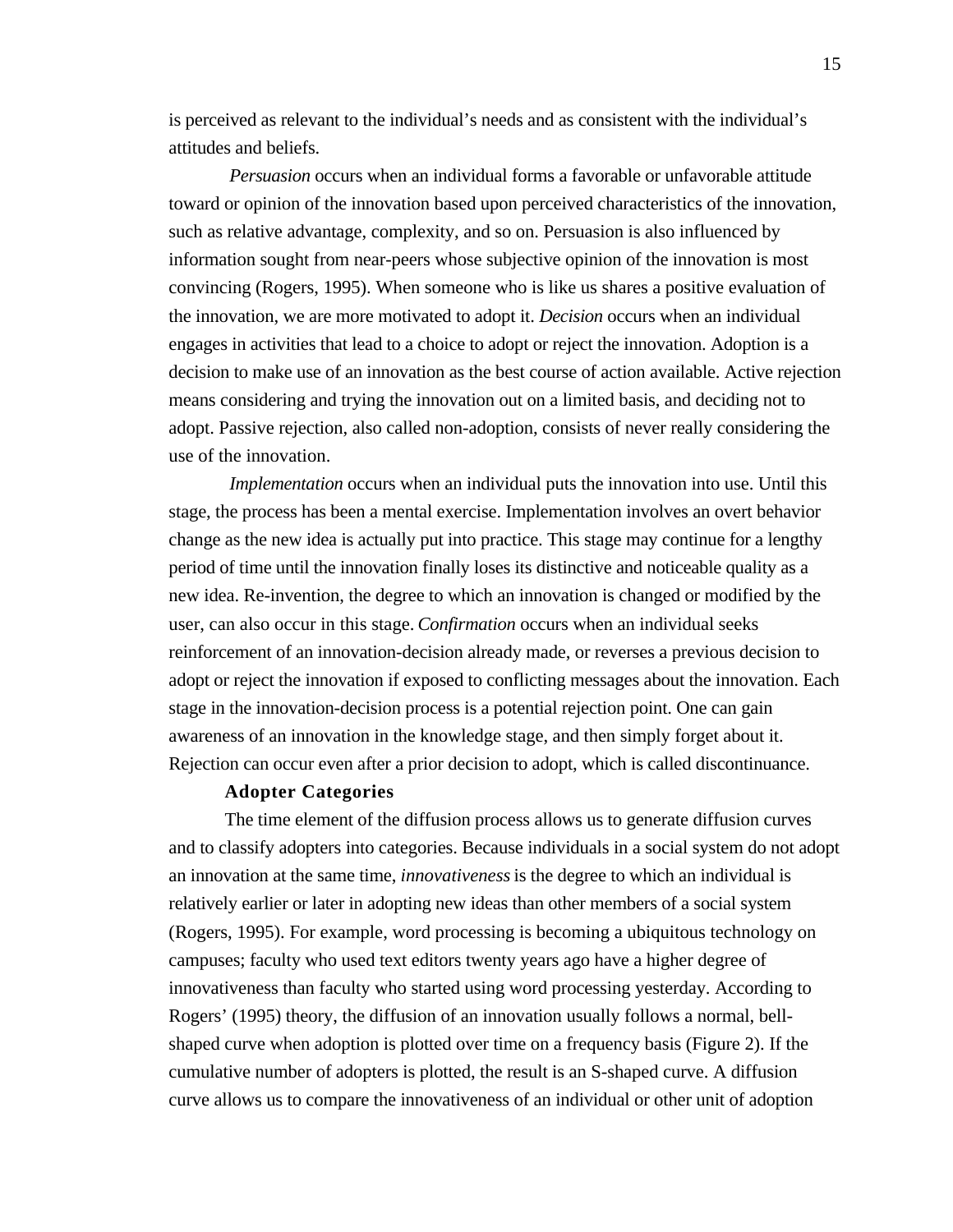is perceived as relevant to the individual's needs and as consistent with the individual's attitudes and beliefs.

*Persuasion* occurs when an individual forms a favorable or unfavorable attitude toward or opinion of the innovation based upon perceived characteristics of the innovation, such as relative advantage, complexity, and so on. Persuasion is also influenced by information sought from near-peers whose subjective opinion of the innovation is most convincing (Rogers, 1995). When someone who is like us shares a positive evaluation of the innovation, we are more motivated to adopt it. *Decision* occurs when an individual engages in activities that lead to a choice to adopt or reject the innovation. Adoption is a decision to make use of an innovation as the best course of action available. Active rejection means considering and trying the innovation out on a limited basis, and deciding not to adopt. Passive rejection, also called non-adoption, consists of never really considering the use of the innovation.

*Implementation* occurs when an individual puts the innovation into use. Until this stage, the process has been a mental exercise. Implementation involves an overt behavior change as the new idea is actually put into practice. This stage may continue for a lengthy period of time until the innovation finally loses its distinctive and noticeable quality as a new idea. Re-invention, the degree to which an innovation is changed or modified by the user, can also occur in this stage. *Confirmation* occurs when an individual seeks reinforcement of an innovation-decision already made, or reverses a previous decision to adopt or reject the innovation if exposed to conflicting messages about the innovation. Each stage in the innovation-decision process is a potential rejection point. One can gain awareness of an innovation in the knowledge stage, and then simply forget about it. Rejection can occur even after a prior decision to adopt, which is called discontinuance.

### Adopter Categories

The time element of the diffusion process allows us to generate diffusion curves and to classify adopters into categories. Because individuals in a social system do not adopt an innovation at the same time, *innovativeness* is the degree to which an individual is relatively earlier or later in adopting new ideas than other members of a social system (Rogers, 1995). For example, word processing is becoming a ubiquitous technology on campuses; faculty who used text editors twenty years ago have a higher degree of innovativeness than faculty who started using word processing yesterday. According to Rogers' (1995) theory, the diffusion of an innovation usually follows a normal, bell-shaped curve when adoption is plotted over time on a frequency basis (Figure 2). If the cumulative number of adopters is plotted, the result is an S-shaped curve. A diffusion curve allows us to compare the innovativeness of an individual or other unit of adoption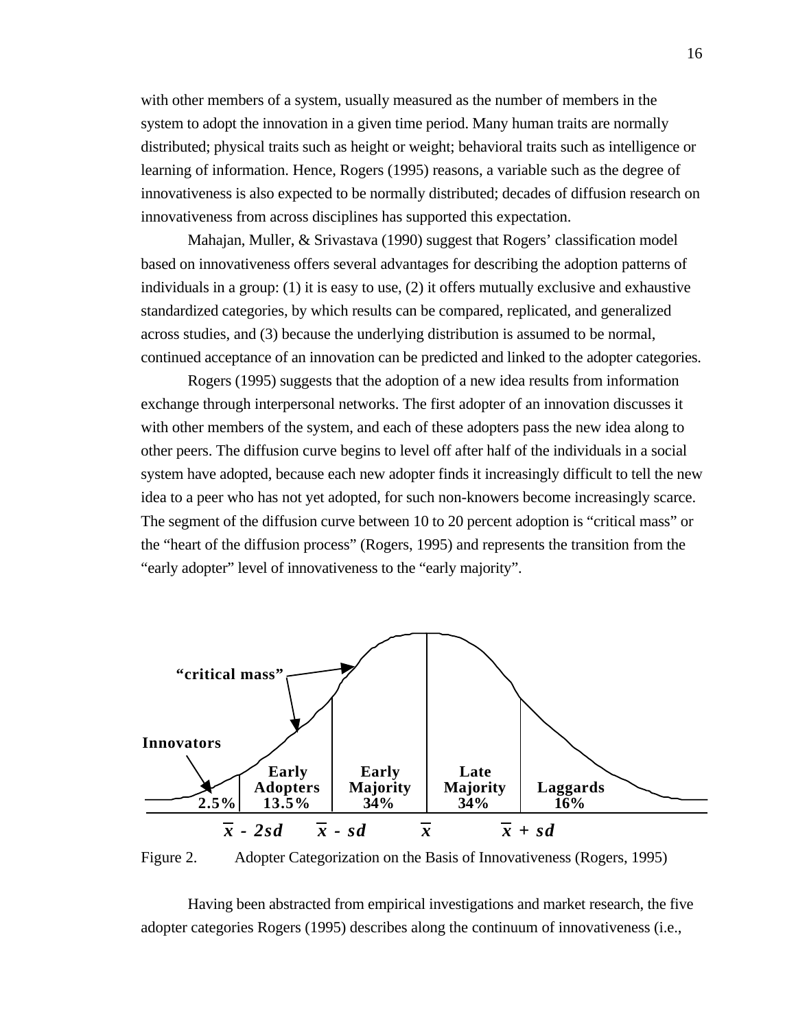with other members of a system, usually measured as the number of members in the system to adopt the innovation in a given time period. Many human traits are normally distributed; physical traits such as height or weight; behavioral traits such as intelligence or learning of information. Hence, Rogers (1995) reasons, a variable such as the degree of innovativeness is also expected to be normally distributed; decades of diffusion research on innovativeness from across disciplines has supported this expectation.

Mahajan, Muller, & Srivastava (1990) suggest that Rogers' classification model based on innovativeness offers several advantages for describing the adoption patterns of individuals in a group: (1) it is easy to use, (2) it offers mutually exclusive and exhaustive standardized categories, by which results can be compared, replicated, and generalized across studies, and (3) because the underlying distribution is assumed to be normal, continued acceptance of an innovation can be predicted and linked to the adopter categories.

Rogers (1995) suggests that the adoption of a new idea results from information exchange through interpersonal networks. The first adopter of an innovation discusses it with other members of the system, and each of these adopters pass the new idea along to other peers. The diffusion curve begins to level off after half of the individuals in a social system have adopted, because each new adopter finds it increasingly difficult to tell the new idea to a peer who has not yet adopted, for such non-knowers become increasingly scarce. The segment of the diffusion curve between 10 to 20 percent adoption is "critical mass" or the "heart of the diffusion process" (Rogers, 1995) and represents the transition from the "early adopter" level of innovativeness to the "early majority".

**"critical mass"**

**Innovators**

| Innovators | Early Adopters | Early Majority | Late Majority | Laggards |
|---|---|---|---|---|
| 2.5% | 13.5% | 34% | 34% | 16% |

$\bar{x} - 2sd$ $\quad \bar{x} - sd$ $\quad \bar{x}$ $\quad \bar{x} + sd$

Figure 2. Adopter Categorization on the Basis of Innovativeness (Rogers, 1995)

Having been abstracted from empirical investigations and market research, the five adopter categories Rogers (1995) describes along the continuum of innovativeness (i.e.,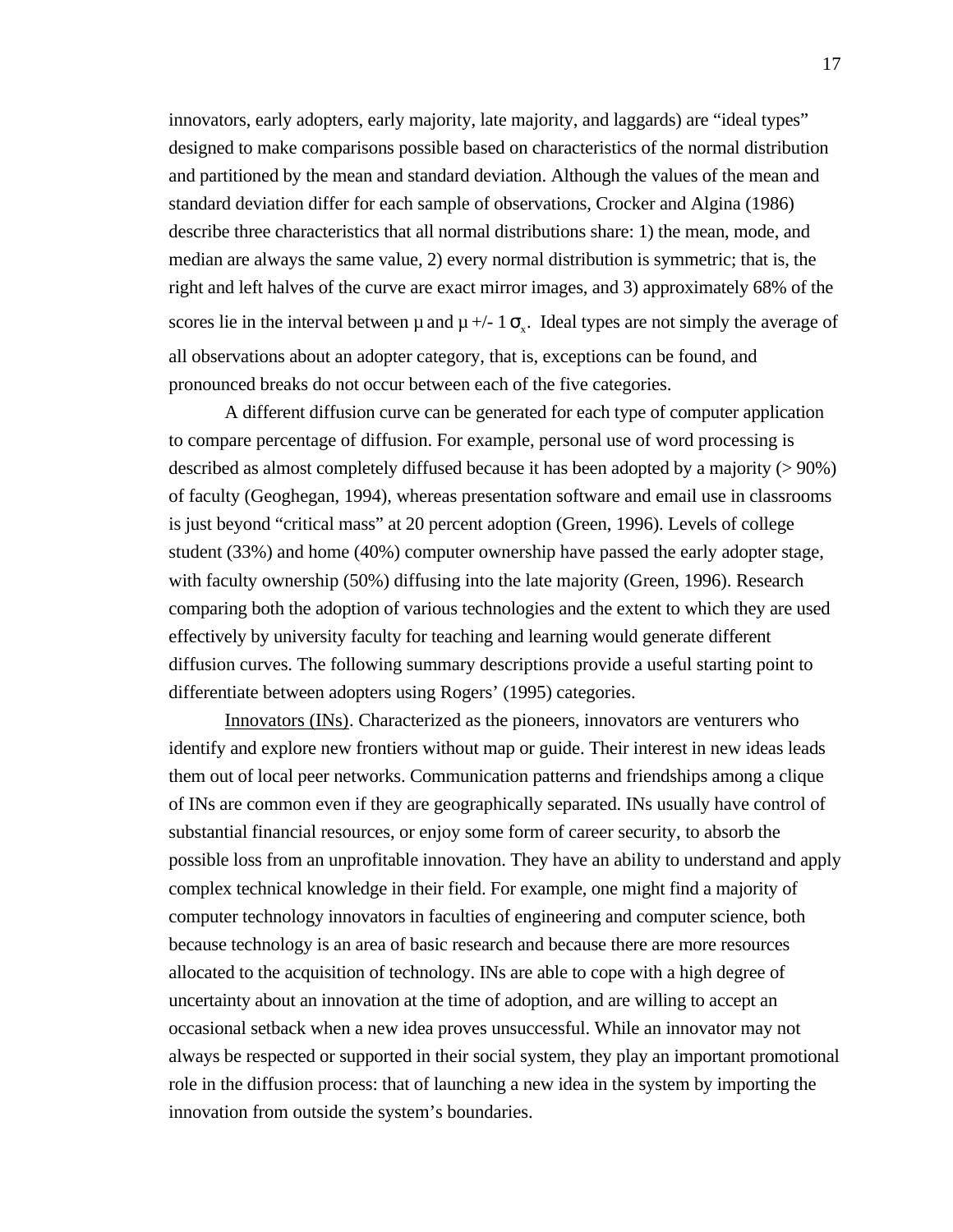innovators, early adopters, early majority, late majority, and laggards) are "ideal types" designed to make comparisons possible based on characteristics of the normal distribution and partitioned by the mean and standard deviation. Although the values of the mean and standard deviation differ for each sample of observations, Crocker and Algina (1986) describe three characteristics that all normal distributions share: 1) the mean, mode, and median are always the same value, 2) every normal distribution is symmetric; that is, the right and left halves of the curve are exact mirror images, and 3) approximately 68% of the scores lie in the interval between $\mu$ and $\mu$ +/- 1 $\sigma_x$. Ideal types are not simply the average of all observations about an adopter category, that is, exceptions can be found, and pronounced breaks do not occur between each of the five categories.

A different diffusion curve can be generated for each type of computer application to compare percentage of diffusion. For example, personal use of word processing is described as almost completely diffused because it has been adopted by a majority (> 90%) of faculty (Geoghegan, 1994), whereas presentation software and email use in classrooms is just beyond "critical mass" at 20 percent adoption (Green, 1996). Levels of college student (33%) and home (40%) computer ownership have passed the early adopter stage, with faculty ownership (50%) diffusing into the late majority (Green, 1996). Research comparing both the adoption of various technologies and the extent to which they are used effectively by university faculty for teaching and learning would generate different diffusion curves. The following summary descriptions provide a useful starting point to differentiate between adopters using Rogers' (1995) categories.

Innovators (INs). Characterized as the pioneers, innovators are venturers who identify and explore new frontiers without map or guide. Their interest in new ideas leads them out of local peer networks. Communication patterns and friendships among a clique of INs are common even if they are geographically separated. INs usually have control of substantial financial resources, or enjoy some form of career security, to absorb the possible loss from an unprofitable innovation. They have an ability to understand and apply complex technical knowledge in their field. For example, one might find a majority of computer technology innovators in faculties of engineering and computer science, both because technology is an area of basic research and because there are more resources allocated to the acquisition of technology. INs are able to cope with a high degree of uncertainty about an innovation at the time of adoption, and are willing to accept an occasional setback when a new idea proves unsuccessful. While an innovator may not always be respected or supported in their social system, they play an important promotional role in the diffusion process: that of launching a new idea in the system by importing the innovation from outside the system's boundaries.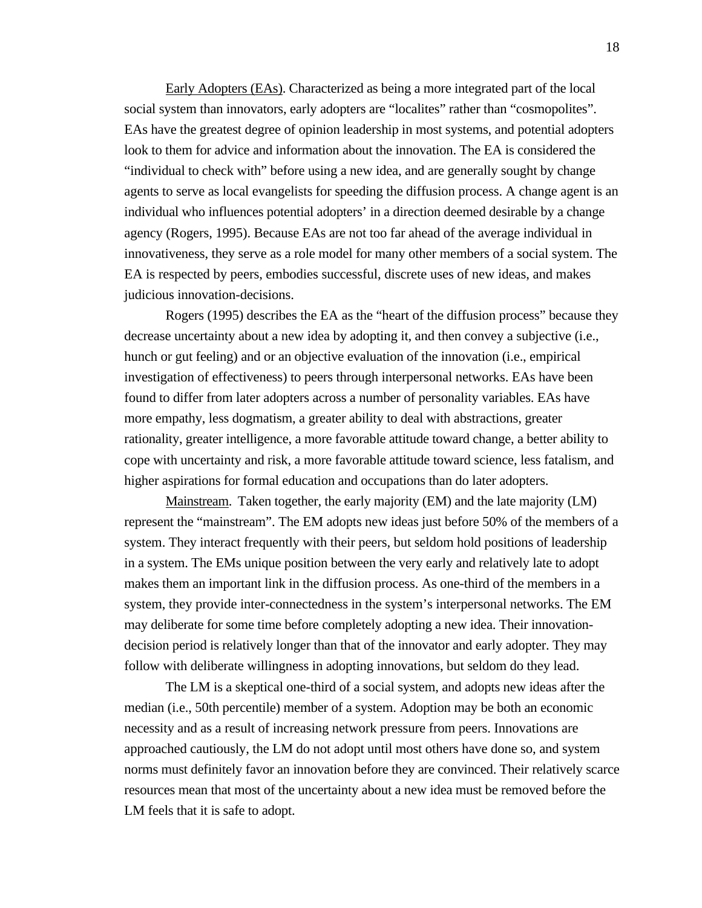Early Adopters (EAs). Characterized as being a more integrated part of the local social system than innovators, early adopters are "localites" rather than "cosmopolites". EAs have the greatest degree of opinion leadership in most systems, and potential adopters look to them for advice and information about the innovation. The EA is considered the "individual to check with" before using a new idea, and are generally sought by change agents to serve as local evangelists for speeding the diffusion process. A change agent is an individual who influences potential adopters' in a direction deemed desirable by a change agency (Rogers, 1995). Because EAs are not too far ahead of the average individual in innovativeness, they serve as a role model for many other members of a social system. The EA is respected by peers, embodies successful, discrete uses of new ideas, and makes judicious innovation-decisions.

Rogers (1995) describes the EA as the "heart of the diffusion process" because they decrease uncertainty about a new idea by adopting it, and then convey a subjective (i.e., hunch or gut feeling) and or an objective evaluation of the innovation (i.e., empirical investigation of effectiveness) to peers through interpersonal networks. EAs have been found to differ from later adopters across a number of personality variables. EAs have more empathy, less dogmatism, a greater ability to deal with abstractions, greater rationality, greater intelligence, a more favorable attitude toward change, a better ability to cope with uncertainty and risk, a more favorable attitude toward science, less fatalism, and higher aspirations for formal education and occupations than do later adopters.

Mainstream. Taken together, the early majority (EM) and the late majority (LM) represent the "mainstream". The EM adopts new ideas just before 50% of the members of a system. They interact frequently with their peers, but seldom hold positions of leadership in a system. The EMs unique position between the very early and relatively late to adopt makes them an important link in the diffusion process. As one-third of the members in a system, they provide inter-connectedness in the system's interpersonal networks. The EM may deliberate for some time before completely adopting a new idea. Their innovation-decision period is relatively longer than that of the innovator and early adopter. They may follow with deliberate willingness in adopting innovations, but seldom do they lead.

The LM is a skeptical one-third of a social system, and adopts new ideas after the median (i.e., 50th percentile) member of a system. Adoption may be both an economic necessity and as a result of increasing network pressure from peers. Innovations are approached cautiously, the LM do not adopt until most others have done so, and system norms must definitely favor an innovation before they are convinced. Their relatively scarce resources mean that most of the uncertainty about a new idea must be removed before the LM feels that it is safe to adopt.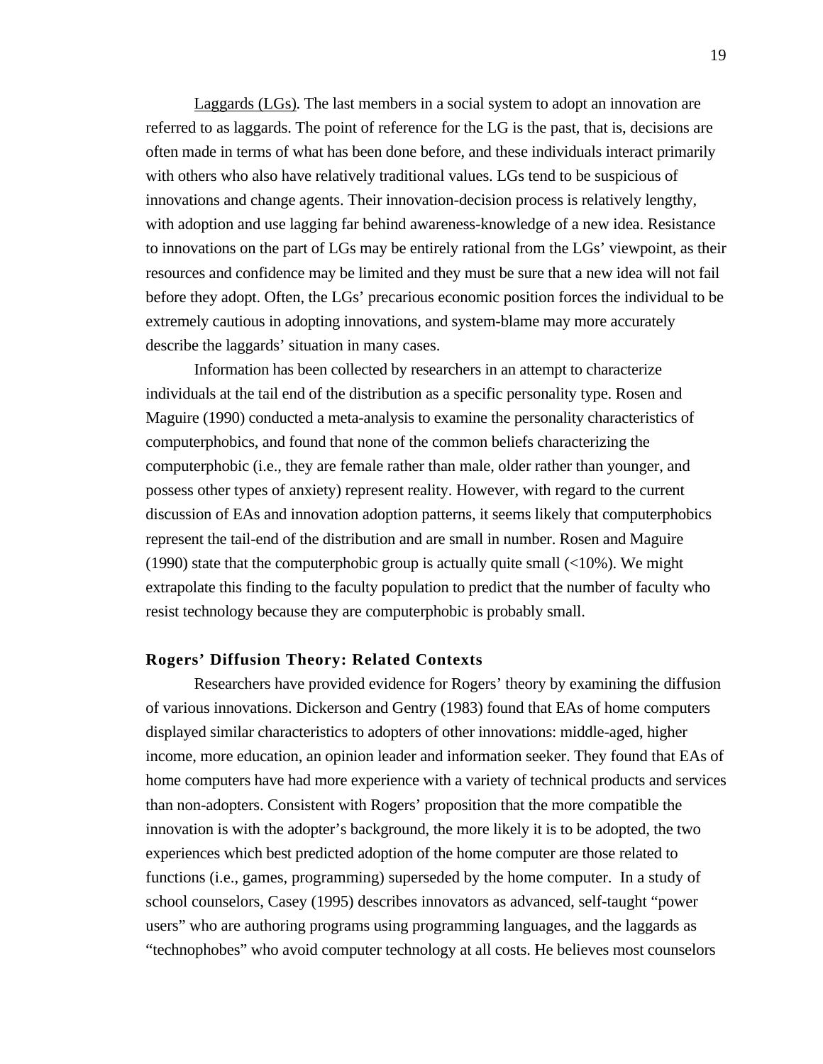Laggards (LGs). The last members in a social system to adopt an innovation are referred to as laggards. The point of reference for the LG is the past, that is, decisions are often made in terms of what has been done before, and these individuals interact primarily with others who also have relatively traditional values. LGs tend to be suspicious of innovations and change agents. Their innovation-decision process is relatively lengthy, with adoption and use lagging far behind awareness-knowledge of a new idea. Resistance to innovations on the part of LGs may be entirely rational from the LGs' viewpoint, as their resources and confidence may be limited and they must be sure that a new idea will not fail before they adopt. Often, the LGs' precarious economic position forces the individual to be extremely cautious in adopting innovations, and system-blame may more accurately describe the laggards' situation in many cases.

Information has been collected by researchers in an attempt to characterize individuals at the tail end of the distribution as a specific personality type. Rosen and Maguire (1990) conducted a meta-analysis to examine the personality characteristics of computerphobics, and found that none of the common beliefs characterizing the computerphobic (i.e., they are female rather than male, older rather than younger, and possess other types of anxiety) represent reality. However, with regard to the current discussion of EAs and innovation adoption patterns, it seems likely that computerphobics represent the tail-end of the distribution and are small in number. Rosen and Maguire (1990) state that the computerphobic group is actually quite small (<10%). We might extrapolate this finding to the faculty population to predict that the number of faculty who resist technology because they are computerphobic is probably small.

## Rogers' Diffusion Theory: Related Contexts

Researchers have provided evidence for Rogers' theory by examining the diffusion of various innovations. Dickerson and Gentry (1983) found that EAs of home computers displayed similar characteristics to adopters of other innovations: middle-aged, higher income, more education, an opinion leader and information seeker. They found that EAs of home computers have had more experience with a variety of technical products and services than non-adopters. Consistent with Rogers' proposition that the more compatible the innovation is with the adopter's background, the more likely it is to be adopted, the two experiences which best predicted adoption of the home computer are those related to functions (i.e., games, programming) superseded by the home computer. In a study of school counselors, Casey (1995) describes innovators as advanced, self-taught "power users" who are authoring programs using programming languages, and the laggards as "technophobes" who avoid computer technology at all costs. He believes most counselors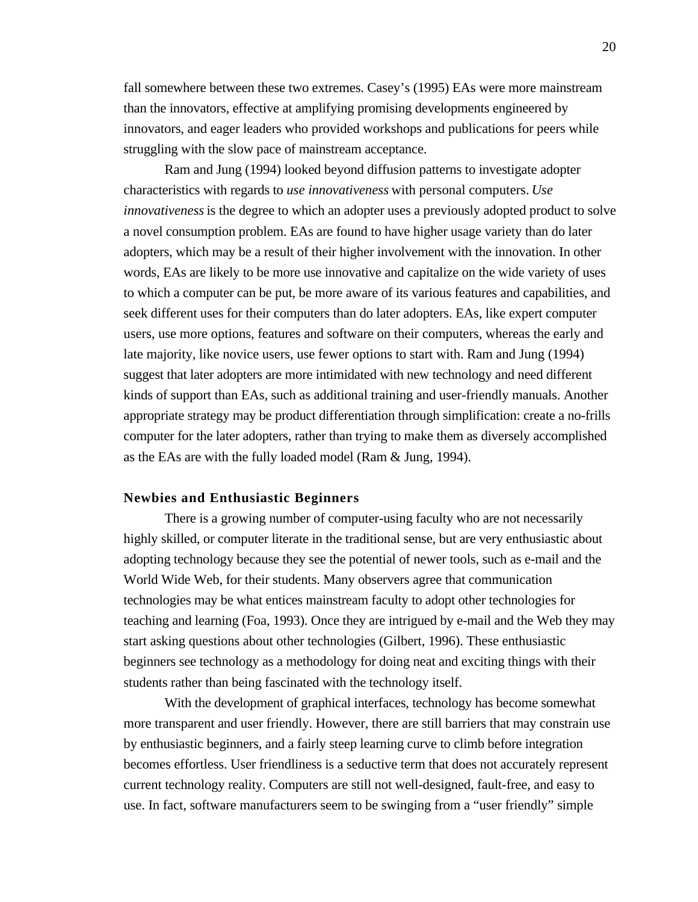fall somewhere between these two extremes. Casey's (1995) EAs were more mainstream than the innovators, effective at amplifying promising developments engineered by innovators, and eager leaders who provided workshops and publications for peers while struggling with the slow pace of mainstream acceptance.

Ram and Jung (1994) looked beyond diffusion patterns to investigate adopter characteristics with regards to *use innovativeness* with personal computers. *Use innovativeness* is the degree to which an adopter uses a previously adopted product to solve a novel consumption problem. EAs are found to have higher usage variety than do later adopters, which may be a result of their higher involvement with the innovation. In other words, EAs are likely to be more use innovative and capitalize on the wide variety of uses to which a computer can be put, be more aware of its various features and capabilities, and seek different uses for their computers than do later adopters. EAs, like expert computer users, use more options, features and software on their computers, whereas the early and late majority, like novice users, use fewer options to start with. Ram and Jung (1994) suggest that later adopters are more intimidated with new technology and need different kinds of support than EAs, such as additional training and user-friendly manuals. Another appropriate strategy may be product differentiation through simplification: create a no-frills computer for the later adopters, rather than trying to make them as diversely accomplished as the EAs are with the fully loaded model (Ram & Jung, 1994).

### Newbies and Enthusiastic Beginners

There is a growing number of computer-using faculty who are not necessarily highly skilled, or computer literate in the traditional sense, but are very enthusiastic about adopting technology because they see the potential of newer tools, such as e-mail and the World Wide Web, for their students. Many observers agree that communication technologies may be what entices mainstream faculty to adopt other technologies for teaching and learning (Foa, 1993). Once they are intrigued by e-mail and the Web they may start asking questions about other technologies (Gilbert, 1996). These enthusiastic beginners see technology as a methodology for doing neat and exciting things with their students rather than being fascinated with the technology itself.

With the development of graphical interfaces, technology has become somewhat more transparent and user friendly. However, there are still barriers that may constrain use by enthusiastic beginners, and a fairly steep learning curve to climb before integration becomes effortless. User friendliness is a seductive term that does not accurately represent current technology reality. Computers are still not well-designed, fault-free, and easy to use. In fact, software manufacturers seem to be swinging from a "user friendly" simple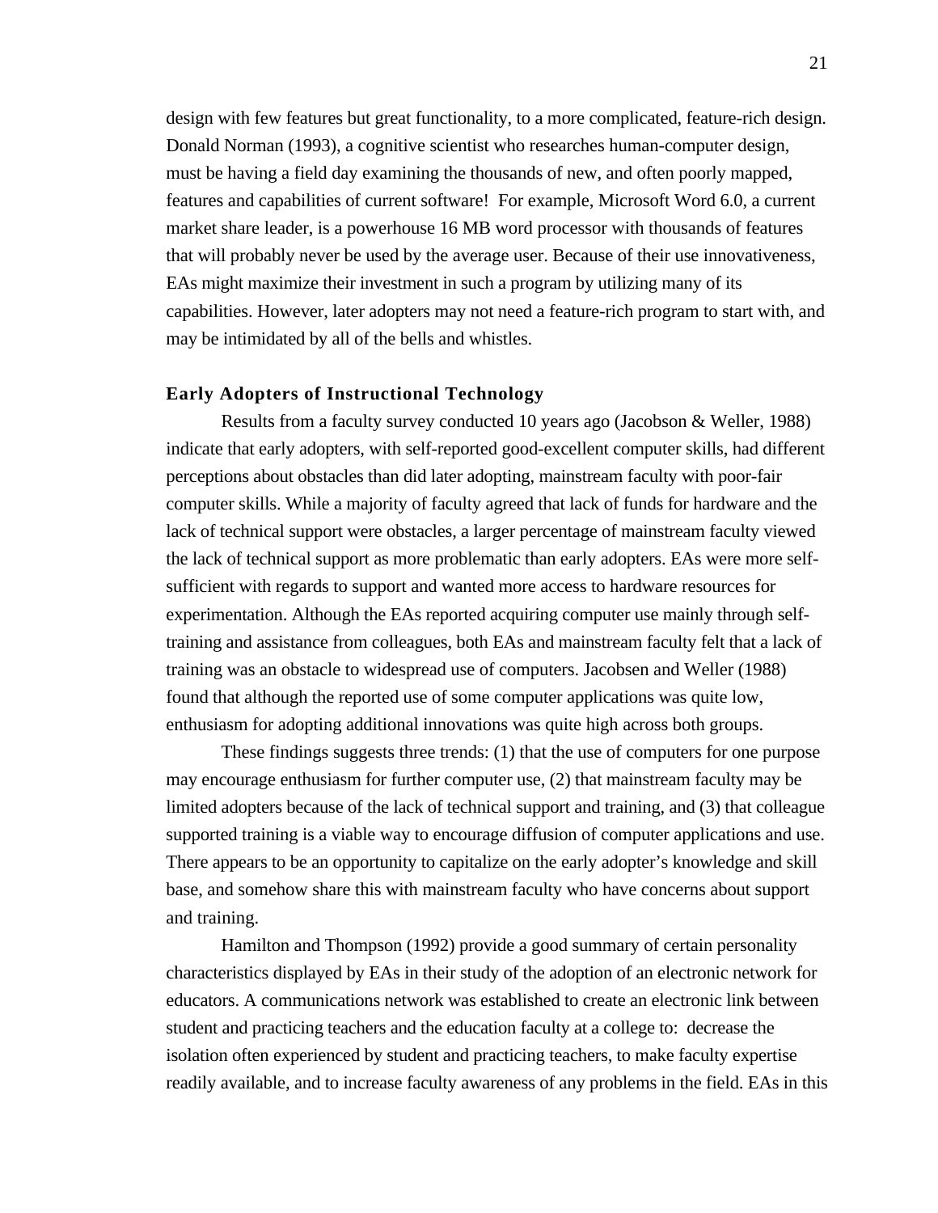design with few features but great functionality, to a more complicated, feature-rich design. Donald Norman (1993), a cognitive scientist who researches human-computer design, must be having a field day examining the thousands of new, and often poorly mapped, features and capabilities of current software! For example, Microsoft Word 6.0, a current market share leader, is a powerhouse 16 MB word processor with thousands of features that will probably never be used by the average user. Because of their use innovativeness, EAs might maximize their investment in such a program by utilizing many of its capabilities. However, later adopters may not need a feature-rich program to start with, and may be intimidated by all of the bells and whistles.

### Early Adopters of Instructional Technology

Results from a faculty survey conducted 10 years ago (Jacobson & Weller, 1988) indicate that early adopters, with self-reported good-excellent computer skills, had different perceptions about obstacles than did later adopting, mainstream faculty with poor-fair computer skills. While a majority of faculty agreed that lack of funds for hardware and the lack of technical support were obstacles, a larger percentage of mainstream faculty viewed the lack of technical support as more problematic than early adopters. EAs were more self-sufficient with regards to support and wanted more access to hardware resources for experimentation. Although the EAs reported acquiring computer use mainly through self-training and assistance from colleagues, both EAs and mainstream faculty felt that a lack of training was an obstacle to widespread use of computers. Jacobsen and Weller (1988) found that although the reported use of some computer applications was quite low, enthusiasm for adopting additional innovations was quite high across both groups.

These findings suggests three trends: (1) that the use of computers for one purpose may encourage enthusiasm for further computer use, (2) that mainstream faculty may be limited adopters because of the lack of technical support and training, and (3) that colleague supported training is a viable way to encourage diffusion of computer applications and use. There appears to be an opportunity to capitalize on the early adopter's knowledge and skill base, and somehow share this with mainstream faculty who have concerns about support and training.

Hamilton and Thompson (1992) provide a good summary of certain personality characteristics displayed by EAs in their study of the adoption of an electronic network for educators. A communications network was established to create an electronic link between student and practicing teachers and the education faculty at a college to: decrease the isolation often experienced by student and practicing teachers, to make faculty expertise readily available, and to increase faculty awareness of any problems in the field. EAs in this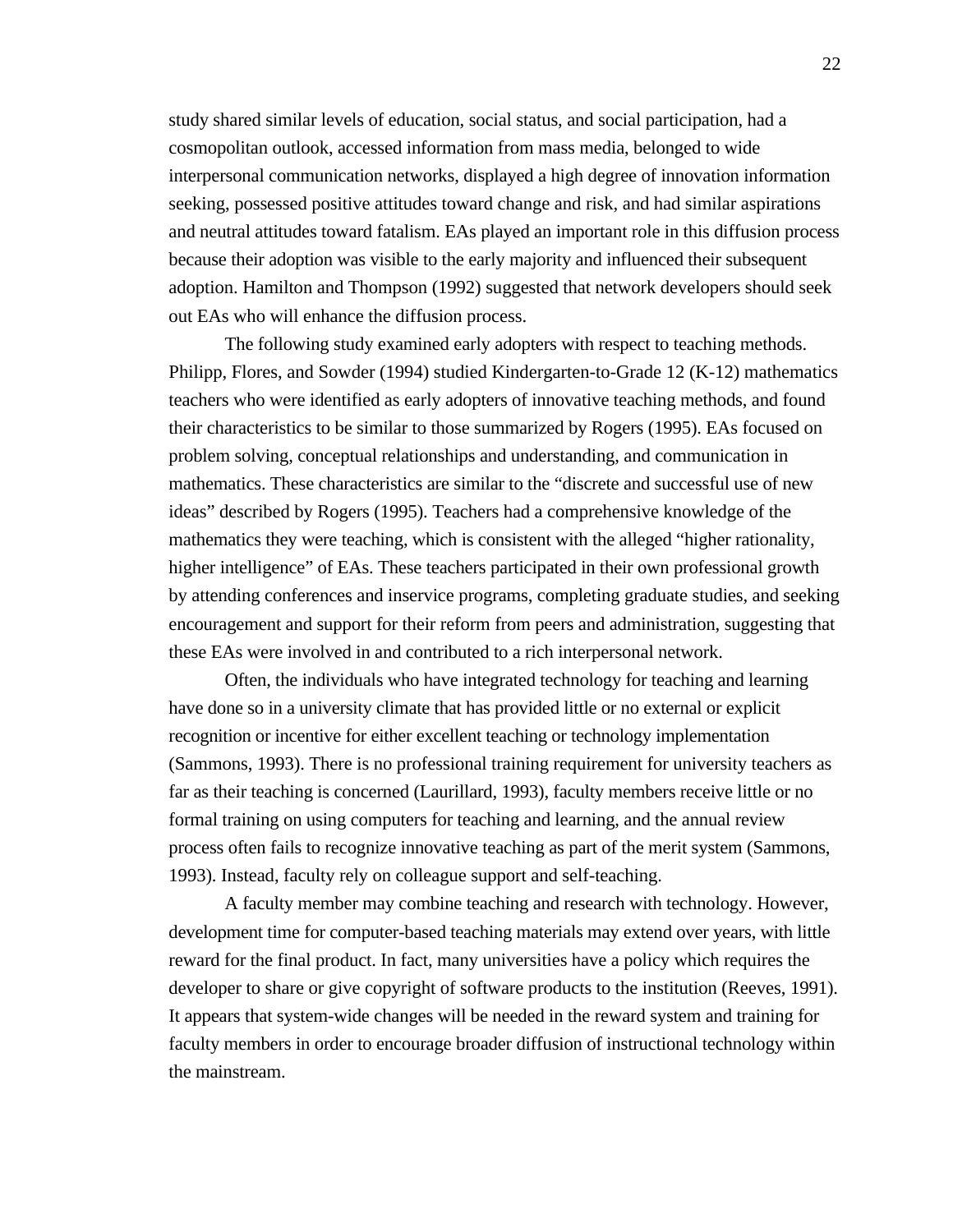study shared similar levels of education, social status, and social participation, had a cosmopolitan outlook, accessed information from mass media, belonged to wide interpersonal communication networks, displayed a high degree of innovation information seeking, possessed positive attitudes toward change and risk, and had similar aspirations and neutral attitudes toward fatalism. EAs played an important role in this diffusion process because their adoption was visible to the early majority and influenced their subsequent adoption. Hamilton and Thompson (1992) suggested that network developers should seek out EAs who will enhance the diffusion process.

The following study examined early adopters with respect to teaching methods. Philipp, Flores, and Sowder (1994) studied Kindergarten-to-Grade 12 (K-12) mathematics teachers who were identified as early adopters of innovative teaching methods, and found their characteristics to be similar to those summarized by Rogers (1995). EAs focused on problem solving, conceptual relationships and understanding, and communication in mathematics. These characteristics are similar to the "discrete and successful use of new ideas" described by Rogers (1995). Teachers had a comprehensive knowledge of the mathematics they were teaching, which is consistent with the alleged "higher rationality, higher intelligence" of EAs. These teachers participated in their own professional growth by attending conferences and inservice programs, completing graduate studies, and seeking encouragement and support for their reform from peers and administration, suggesting that these EAs were involved in and contributed to a rich interpersonal network.

Often, the individuals who have integrated technology for teaching and learning have done so in a university climate that has provided little or no external or explicit recognition or incentive for either excellent teaching or technology implementation (Sammons, 1993). There is no professional training requirement for university teachers as far as their teaching is concerned (Laurillard, 1993), faculty members receive little or no formal training on using computers for teaching and learning, and the annual review process often fails to recognize innovative teaching as part of the merit system (Sammons, 1993). Instead, faculty rely on colleague support and self-teaching.

A faculty member may combine teaching and research with technology. However, development time for computer-based teaching materials may extend over years, with little reward for the final product. In fact, many universities have a policy which requires the developer to share or give copyright of software products to the institution (Reeves, 1991). It appears that system-wide changes will be needed in the reward system and training for faculty members in order to encourage broader diffusion of instructional technology within the mainstream.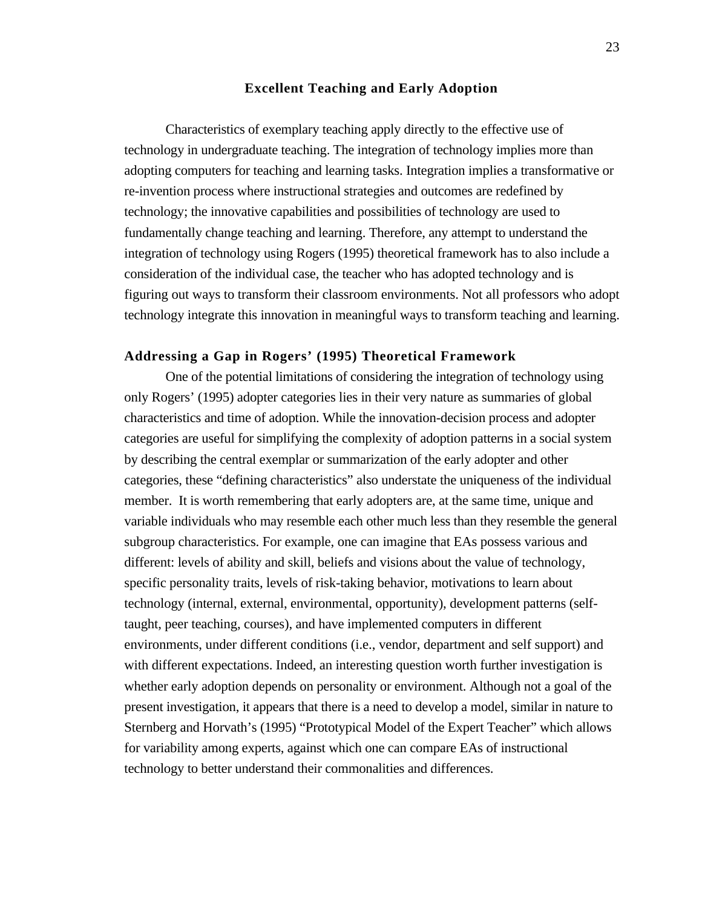## Excellent Teaching and Early Adoption

Characteristics of exemplary teaching apply directly to the effective use of technology in undergraduate teaching. The integration of technology implies more than adopting computers for teaching and learning tasks. Integration implies a transformative or re-invention process where instructional strategies and outcomes are redefined by technology; the innovative capabilities and possibilities of technology are used to fundamentally change teaching and learning. Therefore, any attempt to understand the integration of technology using Rogers (1995) theoretical framework has to also include a consideration of the individual case, the teacher who has adopted technology and is figuring out ways to transform their classroom environments. Not all professors who adopt technology integrate this innovation in meaningful ways to transform teaching and learning.

### Addressing a Gap in Rogers' (1995) Theoretical Framework

One of the potential limitations of considering the integration of technology using only Rogers' (1995) adopter categories lies in their very nature as summaries of global characteristics and time of adoption. While the innovation-decision process and adopter categories are useful for simplifying the complexity of adoption patterns in a social system by describing the central exemplar or summarization of the early adopter and other categories, these "defining characteristics" also understate the uniqueness of the individual member. It is worth remembering that early adopters are, at the same time, unique and variable individuals who may resemble each other much less than they resemble the general subgroup characteristics. For example, one can imagine that EAs possess various and different: levels of ability and skill, beliefs and visions about the value of technology, specific personality traits, levels of risk-taking behavior, motivations to learn about technology (internal, external, environmental, opportunity), development patterns (self-taught, peer teaching, courses), and have implemented computers in different environments, under different conditions (i.e., vendor, department and self support) and with different expectations. Indeed, an interesting question worth further investigation is whether early adoption depends on personality or environment. Although not a goal of the present investigation, it appears that there is a need to develop a model, similar in nature to Sternberg and Horvath's (1995) "Prototypical Model of the Expert Teacher" which allows for variability among experts, against which one can compare EAs of instructional technology to better understand their commonalities and differences.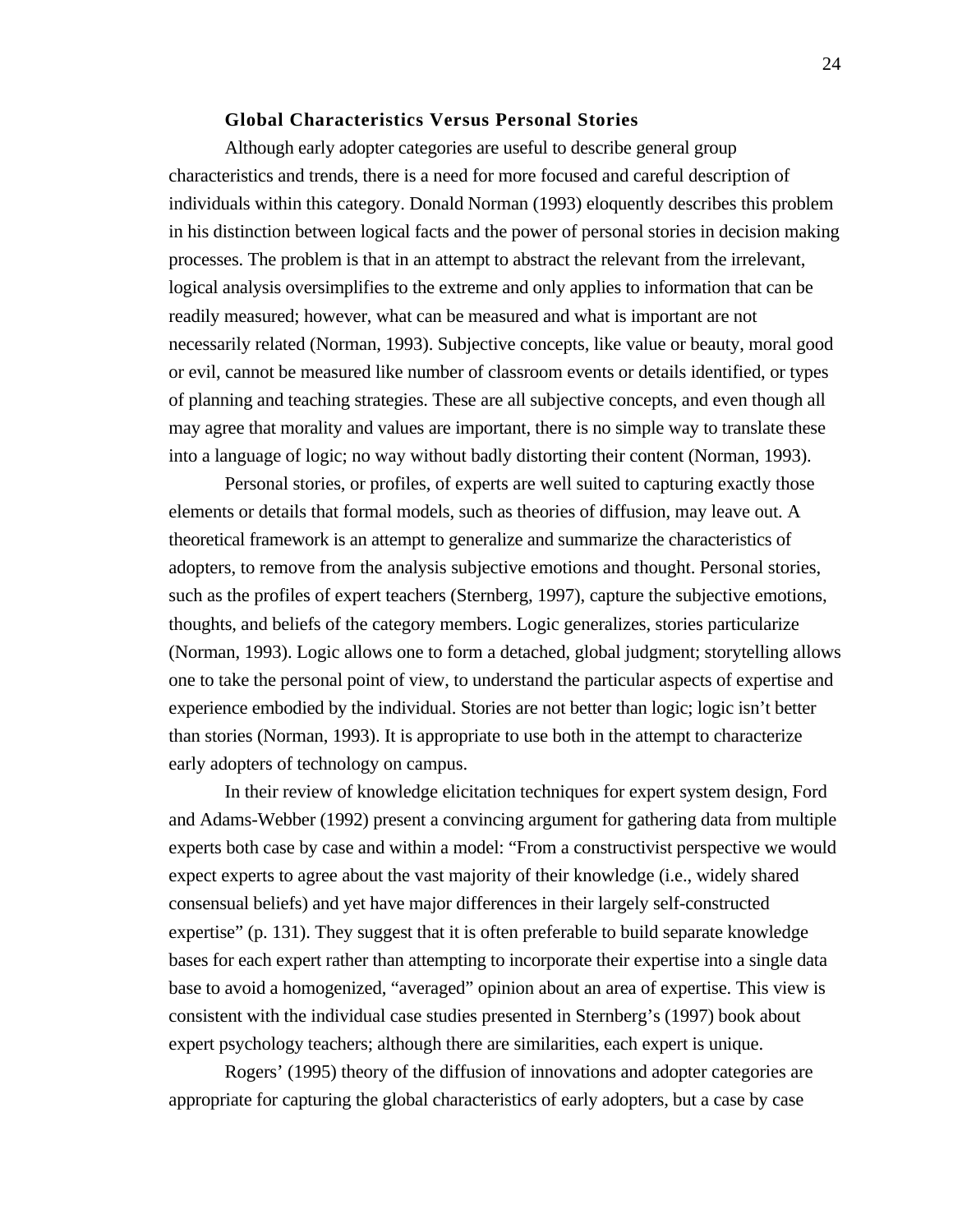### Global Characteristics Versus Personal Stories

Although early adopter categories are useful to describe general group characteristics and trends, there is a need for more focused and careful description of individuals within this category. Donald Norman (1993) eloquently describes this problem in his distinction between logical facts and the power of personal stories in decision making processes. The problem is that in an attempt to abstract the relevant from the irrelevant, logical analysis oversimplifies to the extreme and only applies to information that can be readily measured; however, what can be measured and what is important are not necessarily related (Norman, 1993). Subjective concepts, like value or beauty, moral good or evil, cannot be measured like number of classroom events or details identified, or types of planning and teaching strategies. These are all subjective concepts, and even though all may agree that morality and values are important, there is no simple way to translate these into a language of logic; no way without badly distorting their content (Norman, 1993).

Personal stories, or profiles, of experts are well suited to capturing exactly those elements or details that formal models, such as theories of diffusion, may leave out. A theoretical framework is an attempt to generalize and summarize the characteristics of adopters, to remove from the analysis subjective emotions and thought. Personal stories, such as the profiles of expert teachers (Sternberg, 1997), capture the subjective emotions, thoughts, and beliefs of the category members. Logic generalizes, stories particularize (Norman, 1993). Logic allows one to form a detached, global judgment; storytelling allows one to take the personal point of view, to understand the particular aspects of expertise and experience embodied by the individual. Stories are not better than logic; logic isn't better than stories (Norman, 1993). It is appropriate to use both in the attempt to characterize early adopters of technology on campus.

In their review of knowledge elicitation techniques for expert system design, Ford and Adams-Webber (1992) present a convincing argument for gathering data from multiple experts both case by case and within a model: "From a constructivist perspective we would expect experts to agree about the vast majority of their knowledge (i.e., widely shared consensual beliefs) and yet have major differences in their largely self-constructed expertise" (p. 131). They suggest that it is often preferable to build separate knowledge bases for each expert rather than attempting to incorporate their expertise into a single data base to avoid a homogenized, "averaged" opinion about an area of expertise. This view is consistent with the individual case studies presented in Sternberg's (1997) book about expert psychology teachers; although there are similarities, each expert is unique.

Rogers' (1995) theory of the diffusion of innovations and adopter categories are appropriate for capturing the global characteristics of early adopters, but a case by case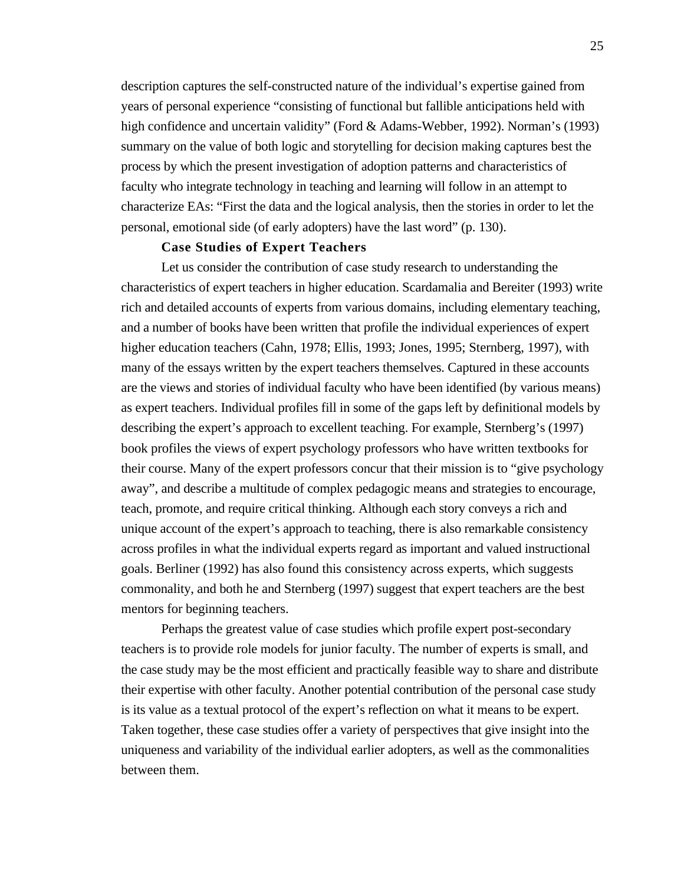description captures the self-constructed nature of the individual's expertise gained from years of personal experience "consisting of functional but fallible anticipations held with high confidence and uncertain validity" (Ford & Adams-Webber, 1992). Norman's (1993) summary on the value of both logic and storytelling for decision making captures best the process by which the present investigation of adoption patterns and characteristics of faculty who integrate technology in teaching and learning will follow in an attempt to characterize EAs: "First the data and the logical analysis, then the stories in order to let the personal, emotional side (of early adopters) have the last word" (p. 130).

### Case Studies of Expert Teachers

Let us consider the contribution of case study research to understanding the characteristics of expert teachers in higher education. Scardamalia and Bereiter (1993) write rich and detailed accounts of experts from various domains, including elementary teaching, and a number of books have been written that profile the individual experiences of expert higher education teachers (Cahn, 1978; Ellis, 1993; Jones, 1995; Sternberg, 1997), with many of the essays written by the expert teachers themselves. Captured in these accounts are the views and stories of individual faculty who have been identified (by various means) as expert teachers. Individual profiles fill in some of the gaps left by definitional models by describing the expert's approach to excellent teaching. For example, Sternberg's (1997) book profiles the views of expert psychology professors who have written textbooks for their course. Many of the expert professors concur that their mission is to "give psychology away", and describe a multitude of complex pedagogic means and strategies to encourage, teach, promote, and require critical thinking. Although each story conveys a rich and unique account of the expert's approach to teaching, there is also remarkable consistency across profiles in what the individual experts regard as important and valued instructional goals. Berliner (1992) has also found this consistency across experts, which suggests commonality, and both he and Sternberg (1997) suggest that expert teachers are the best mentors for beginning teachers.

Perhaps the greatest value of case studies which profile expert post-secondary teachers is to provide role models for junior faculty. The number of experts is small, and the case study may be the most efficient and practically feasible way to share and distribute their expertise with other faculty. Another potential contribution of the personal case study is its value as a textual protocol of the expert's reflection on what it means to be expert. Taken together, these case studies offer a variety of perspectives that give insight into the uniqueness and variability of the individual earlier adopters, as well as the commonalities between them.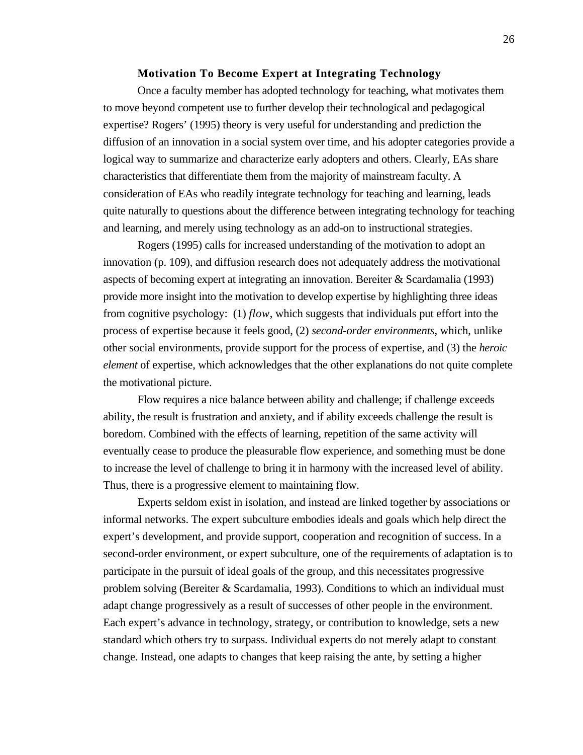### Motivation To Become Expert at Integrating Technology

Once a faculty member has adopted technology for teaching, what motivates them to move beyond competent use to further develop their technological and pedagogical expertise? Rogers' (1995) theory is very useful for understanding and prediction the diffusion of an innovation in a social system over time, and his adopter categories provide a logical way to summarize and characterize early adopters and others. Clearly, EAs share characteristics that differentiate them from the majority of mainstream faculty. A consideration of EAs who readily integrate technology for teaching and learning, leads quite naturally to questions about the difference between integrating technology for teaching and learning, and merely using technology as an add-on to instructional strategies.

Rogers (1995) calls for increased understanding of the motivation to adopt an innovation (p. 109), and diffusion research does not adequately address the motivational aspects of becoming expert at integrating an innovation. Bereiter & Scardamalia (1993) provide more insight into the motivation to develop expertise by highlighting three ideas from cognitive psychology: (1) *flow*, which suggests that individuals put effort into the process of expertise because it feels good, (2) *second-order environments*, which, unlike other social environments, provide support for the process of expertise, and (3) the *heroic element* of expertise, which acknowledges that the other explanations do not quite complete the motivational picture.

Flow requires a nice balance between ability and challenge; if challenge exceeds ability, the result is frustration and anxiety, and if ability exceeds challenge the result is boredom. Combined with the effects of learning, repetition of the same activity will eventually cease to produce the pleasurable flow experience, and something must be done to increase the level of challenge to bring it in harmony with the increased level of ability. Thus, there is a progressive element to maintaining flow.

Experts seldom exist in isolation, and instead are linked together by associations or informal networks. The expert subculture embodies ideals and goals which help direct the expert's development, and provide support, cooperation and recognition of success. In a second-order environment, or expert subculture, one of the requirements of adaptation is to participate in the pursuit of ideal goals of the group, and this necessitates progressive problem solving (Bereiter & Scardamalia, 1993). Conditions to which an individual must adapt change progressively as a result of successes of other people in the environment. Each expert's advance in technology, strategy, or contribution to knowledge, sets a new standard which others try to surpass. Individual experts do not merely adapt to constant change. Instead, one adapts to changes that keep raising the ante, by setting a higher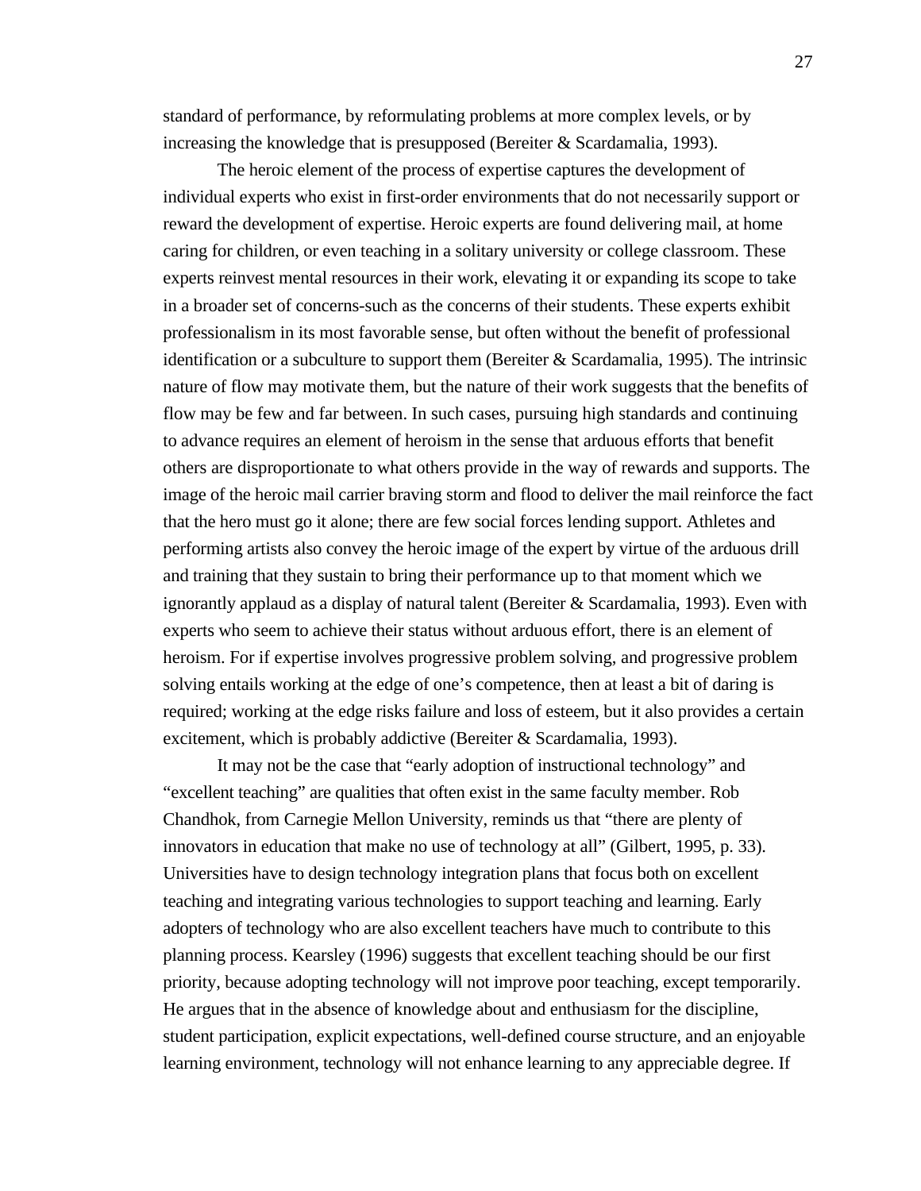standard of performance, by reformulating problems at more complex levels, or by increasing the knowledge that is presupposed (Bereiter & Scardamalia, 1993).

The heroic element of the process of expertise captures the development of individual experts who exist in first-order environments that do not necessarily support or reward the development of expertise. Heroic experts are found delivering mail, at home caring for children, or even teaching in a solitary university or college classroom. These experts reinvest mental resources in their work, elevating it or expanding its scope to take in a broader set of concerns-such as the concerns of their students. These experts exhibit professionalism in its most favorable sense, but often without the benefit of professional identification or a subculture to support them (Bereiter & Scardamalia, 1995). The intrinsic nature of flow may motivate them, but the nature of their work suggests that the benefits of flow may be few and far between. In such cases, pursuing high standards and continuing to advance requires an element of heroism in the sense that arduous efforts that benefit others are disproportionate to what others provide in the way of rewards and supports. The image of the heroic mail carrier braving storm and flood to deliver the mail reinforce the fact that the hero must go it alone; there are few social forces lending support. Athletes and performing artists also convey the heroic image of the expert by virtue of the arduous drill and training that they sustain to bring their performance up to that moment which we ignorantly applaud as a display of natural talent (Bereiter & Scardamalia, 1993). Even with experts who seem to achieve their status without arduous effort, there is an element of heroism. For if expertise involves progressive problem solving, and progressive problem solving entails working at the edge of one's competence, then at least a bit of daring is required; working at the edge risks failure and loss of esteem, but it also provides a certain excitement, which is probably addictive (Bereiter & Scardamalia, 1993).

It may not be the case that "early adoption of instructional technology" and "excellent teaching" are qualities that often exist in the same faculty member. Rob Chandhok, from Carnegie Mellon University, reminds us that "there are plenty of innovators in education that make no use of technology at all" (Gilbert, 1995, p. 33). Universities have to design technology integration plans that focus both on excellent teaching and integrating various technologies to support teaching and learning. Early adopters of technology who are also excellent teachers have much to contribute to this planning process. Kearsley (1996) suggests that excellent teaching should be our first priority, because adopting technology will not improve poor teaching, except temporarily. He argues that in the absence of knowledge about and enthusiasm for the discipline, student participation, explicit expectations, well-defined course structure, and an enjoyable learning environment, technology will not enhance learning to any appreciable degree. If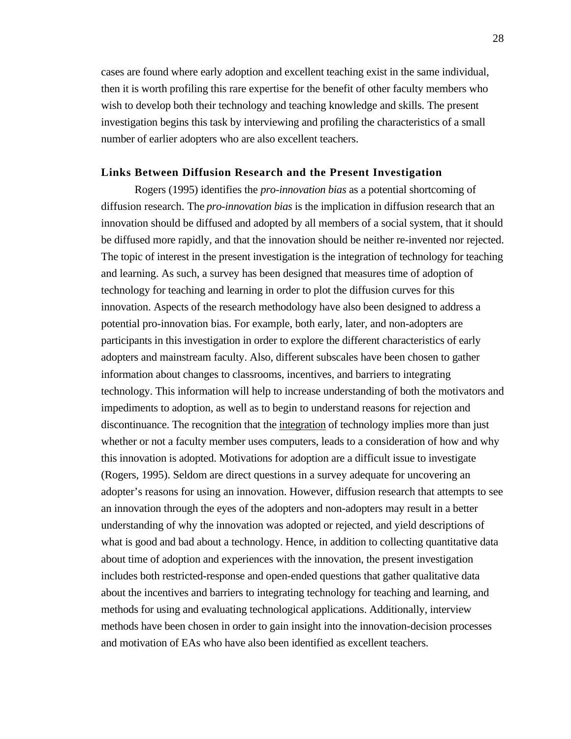cases are found where early adoption and excellent teaching exist in the same individual, then it is worth profiling this rare expertise for the benefit of other faculty members who wish to develop both their technology and teaching knowledge and skills. The present investigation begins this task by interviewing and profiling the characteristics of a small number of earlier adopters who are also excellent teachers.

### Links Between Diffusion Research and the Present Investigation

Rogers (1995) identifies the *pro-innovation bias* as a potential shortcoming of diffusion research. The *pro-innovation bias* is the implication in diffusion research that an innovation should be diffused and adopted by all members of a social system, that it should be diffused more rapidly, and that the innovation should be neither re-invented nor rejected. The topic of interest in the present investigation is the integration of technology for teaching and learning. As such, a survey has been designed that measures time of adoption of technology for teaching and learning in order to plot the diffusion curves for this innovation. Aspects of the research methodology have also been designed to address a potential pro-innovation bias. For example, both early, later, and non-adopters are participants in this investigation in order to explore the different characteristics of early adopters and mainstream faculty. Also, different subscales have been chosen to gather information about changes to classrooms, incentives, and barriers to integrating technology. This information will help to increase understanding of both the motivators and impediments to adoption, as well as to begin to understand reasons for rejection and discontinuance. The recognition that the <u>integration</u> of technology implies more than just whether or not a faculty member uses computers, leads to a consideration of how and why this innovation is adopted. Motivations for adoption are a difficult issue to investigate (Rogers, 1995). Seldom are direct questions in a survey adequate for uncovering an adopter's reasons for using an innovation. However, diffusion research that attempts to see an innovation through the eyes of the adopters and non-adopters may result in a better understanding of why the innovation was adopted or rejected, and yield descriptions of what is good and bad about a technology. Hence, in addition to collecting quantitative data about time of adoption and experiences with the innovation, the present investigation includes both restricted-response and open-ended questions that gather qualitative data about the incentives and barriers to integrating technology for teaching and learning, and methods for using and evaluating technological applications. Additionally, interview methods have been chosen in order to gain insight into the innovation-decision processes and motivation of EAs who have also been identified as excellent teachers.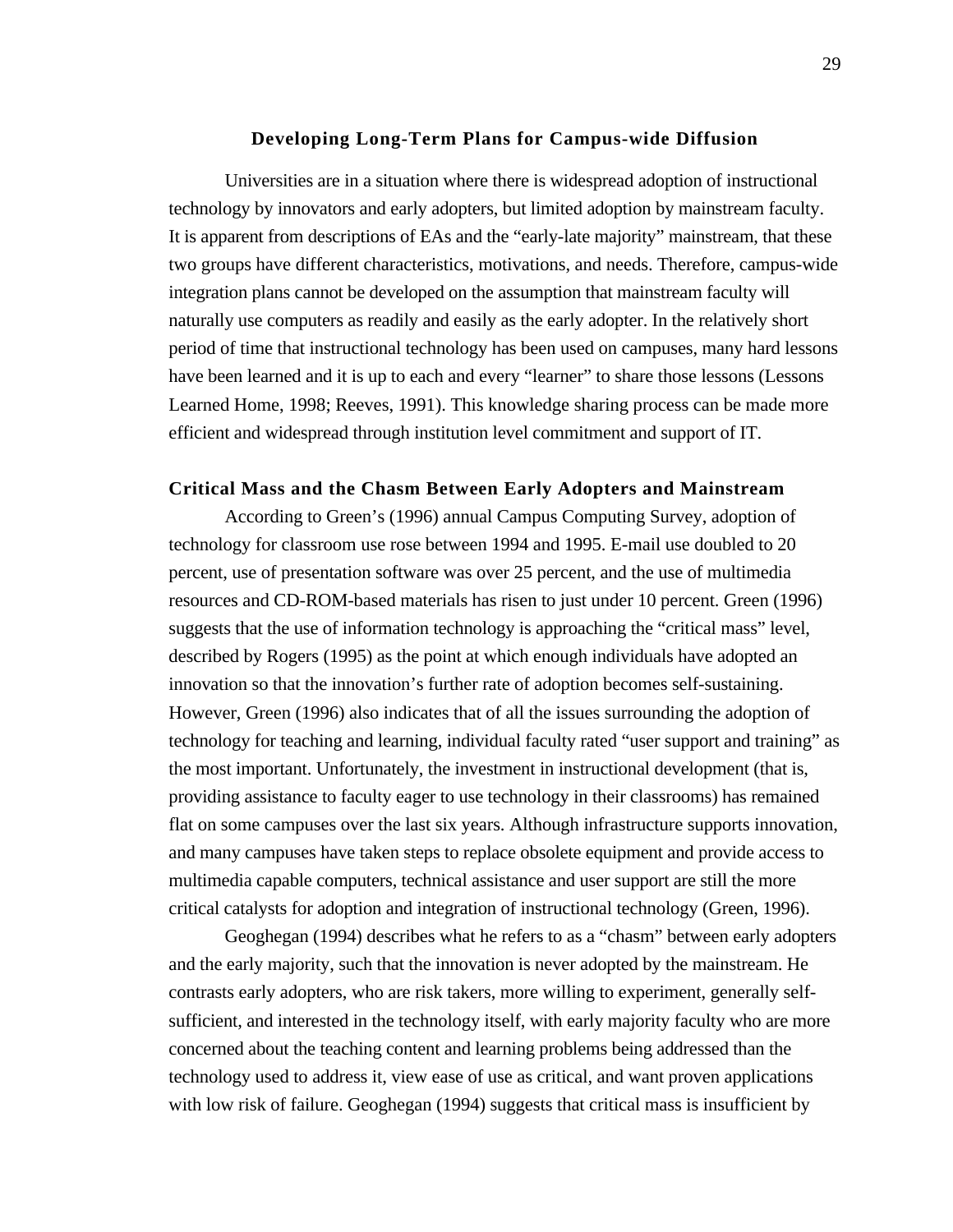## Developing Long-Term Plans for Campus-wide Diffusion

Universities are in a situation where there is widespread adoption of instructional technology by innovators and early adopters, but limited adoption by mainstream faculty. It is apparent from descriptions of EAs and the "early-late majority" mainstream, that these two groups have different characteristics, motivations, and needs. Therefore, campus-wide integration plans cannot be developed on the assumption that mainstream faculty will naturally use computers as readily and easily as the early adopter. In the relatively short period of time that instructional technology has been used on campuses, many hard lessons have been learned and it is up to each and every "learner" to share those lessons (Lessons Learned Home, 1998; Reeves, 1991). This knowledge sharing process can be made more efficient and widespread through institution level commitment and support of IT.

### Critical Mass and the Chasm Between Early Adopters and Mainstream

According to Green's (1996) annual Campus Computing Survey, adoption of technology for classroom use rose between 1994 and 1995. E-mail use doubled to 20 percent, use of presentation software was over 25 percent, and the use of multimedia resources and CD-ROM-based materials has risen to just under 10 percent. Green (1996) suggests that the use of information technology is approaching the "critical mass" level, described by Rogers (1995) as the point at which enough individuals have adopted an innovation so that the innovation's further rate of adoption becomes self-sustaining. However, Green (1996) also indicates that of all the issues surrounding the adoption of technology for teaching and learning, individual faculty rated "user support and training" as the most important. Unfortunately, the investment in instructional development (that is, providing assistance to faculty eager to use technology in their classrooms) has remained flat on some campuses over the last six years. Although infrastructure supports innovation, and many campuses have taken steps to replace obsolete equipment and provide access to multimedia capable computers, technical assistance and user support are still the more critical catalysts for adoption and integration of instructional technology (Green, 1996).

Geoghegan (1994) describes what he refers to as a "chasm" between early adopters and the early majority, such that the innovation is never adopted by the mainstream. He contrasts early adopters, who are risk takers, more willing to experiment, generally self-sufficient, and interested in the technology itself, with early majority faculty who are more concerned about the teaching content and learning problems being addressed than the technology used to address it, view ease of use as critical, and want proven applications with low risk of failure. Geoghegan (1994) suggests that critical mass is insufficient by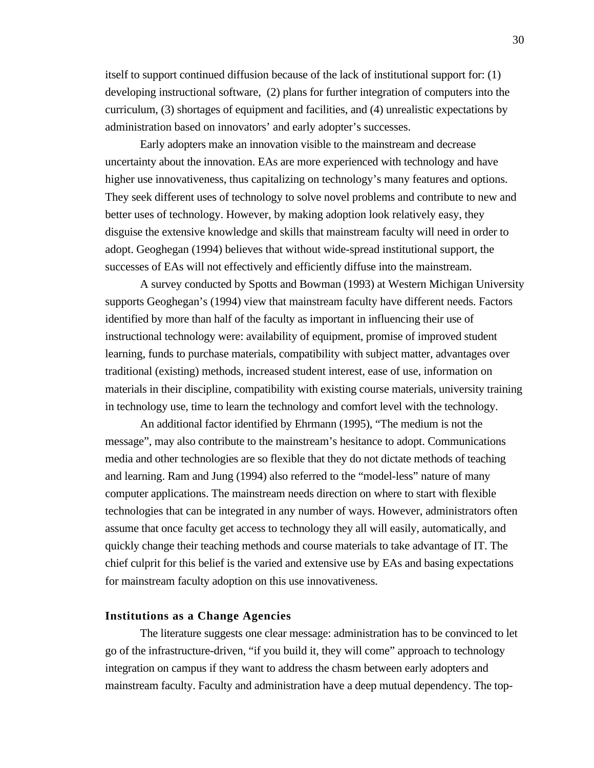itself to support continued diffusion because of the lack of institutional support for: (1) developing instructional software, (2) plans for further integration of computers into the curriculum, (3) shortages of equipment and facilities, and (4) unrealistic expectations by administration based on innovators' and early adopter's successes.

Early adopters make an innovation visible to the mainstream and decrease uncertainty about the innovation. EAs are more experienced with technology and have higher use innovativeness, thus capitalizing on technology's many features and options. They seek different uses of technology to solve novel problems and contribute to new and better uses of technology. However, by making adoption look relatively easy, they disguise the extensive knowledge and skills that mainstream faculty will need in order to adopt. Geoghegan (1994) believes that without wide-spread institutional support, the successes of EAs will not effectively and efficiently diffuse into the mainstream.

A survey conducted by Spotts and Bowman (1993) at Western Michigan University supports Geoghegan's (1994) view that mainstream faculty have different needs. Factors identified by more than half of the faculty as important in influencing their use of instructional technology were: availability of equipment, promise of improved student learning, funds to purchase materials, compatibility with subject matter, advantages over traditional (existing) methods, increased student interest, ease of use, information on materials in their discipline, compatibility with existing course materials, university training in technology use, time to learn the technology and comfort level with the technology.

An additional factor identified by Ehrmann (1995), "The medium is not the message", may also contribute to the mainstream's hesitance to adopt. Communications media and other technologies are so flexible that they do not dictate methods of teaching and learning. Ram and Jung (1994) also referred to the "model-less" nature of many computer applications. The mainstream needs direction on where to start with flexible technologies that can be integrated in any number of ways. However, administrators often assume that once faculty get access to technology they all will easily, automatically, and quickly change their teaching methods and course materials to take advantage of IT. The chief culprit for this belief is the varied and extensive use by EAs and basing expectations for mainstream faculty adoption on this use innovativeness.

### Institutions as a Change Agencies

The literature suggests one clear message: administration has to be convinced to let go of the infrastructure-driven, "if you build it, they will come" approach to technology integration on campus if they want to address the chasm between early adopters and mainstream faculty. Faculty and administration have a deep mutual dependency. The top-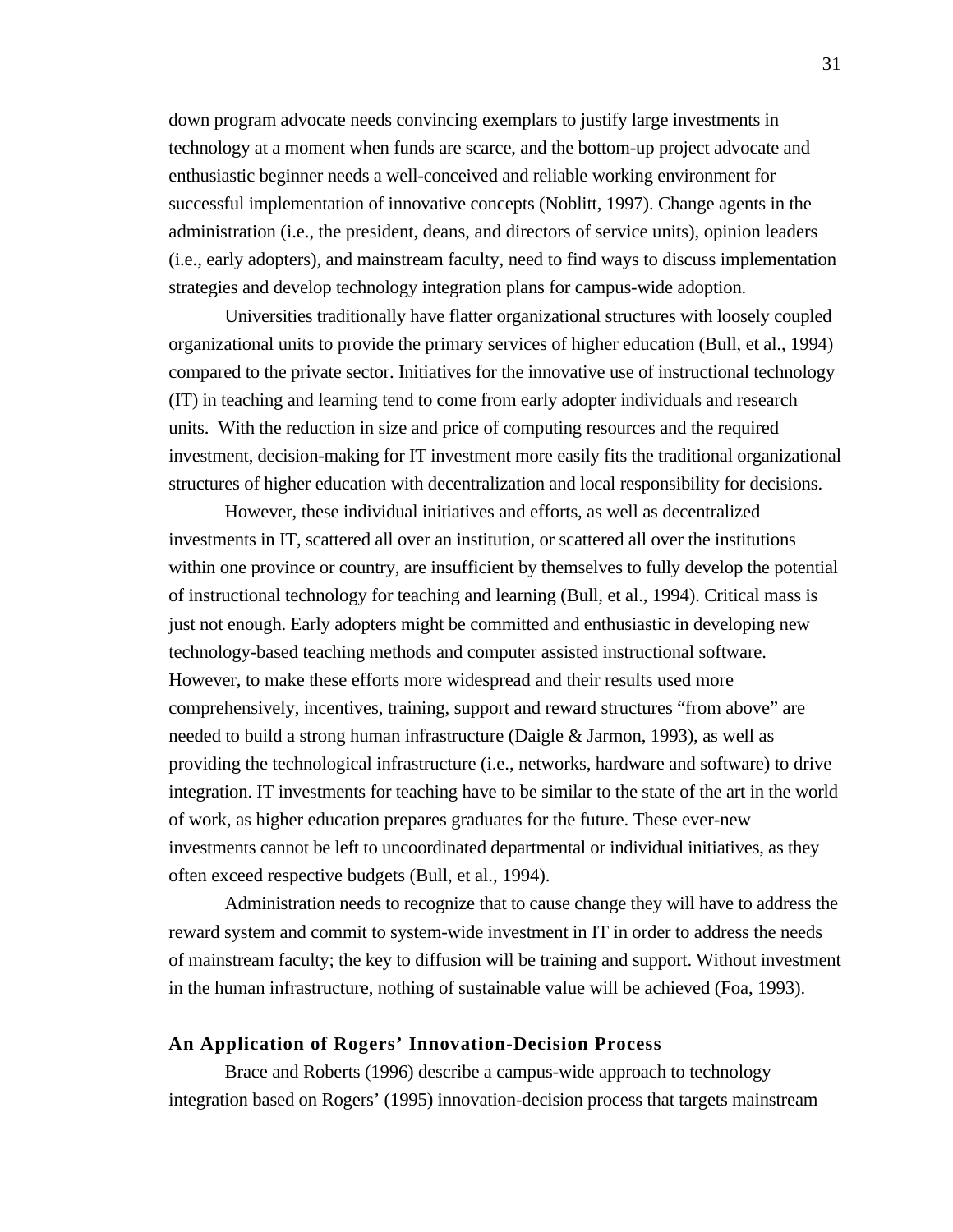down program advocate needs convincing exemplars to justify large investments in technology at a moment when funds are scarce, and the bottom-up project advocate and enthusiastic beginner needs a well-conceived and reliable working environment for successful implementation of innovative concepts (Noblitt, 1997). Change agents in the administration (i.e., the president, deans, and directors of service units), opinion leaders (i.e., early adopters), and mainstream faculty, need to find ways to discuss implementation strategies and develop technology integration plans for campus-wide adoption.

Universities traditionally have flatter organizational structures with loosely coupled organizational units to provide the primary services of higher education (Bull, et al., 1994) compared to the private sector. Initiatives for the innovative use of instructional technology (IT) in teaching and learning tend to come from early adopter individuals and research units. With the reduction in size and price of computing resources and the required investment, decision-making for IT investment more easily fits the traditional organizational structures of higher education with decentralization and local responsibility for decisions.

However, these individual initiatives and efforts, as well as decentralized investments in IT, scattered all over an institution, or scattered all over the institutions within one province or country, are insufficient by themselves to fully develop the potential of instructional technology for teaching and learning (Bull, et al., 1994). Critical mass is just not enough. Early adopters might be committed and enthusiastic in developing new technology-based teaching methods and computer assisted instructional software. However, to make these efforts more widespread and their results used more comprehensively, incentives, training, support and reward structures "from above" are needed to build a strong human infrastructure (Daigle & Jarmon, 1993), as well as providing the technological infrastructure (i.e., networks, hardware and software) to drive integration. IT investments for teaching have to be similar to the state of the art in the world of work, as higher education prepares graduates for the future. These ever-new investments cannot be left to uncoordinated departmental or individual initiatives, as they often exceed respective budgets (Bull, et al., 1994).

Administration needs to recognize that to cause change they will have to address the reward system and commit to system-wide investment in IT in order to address the needs of mainstream faculty; the key to diffusion will be training and support. Without investment in the human infrastructure, nothing of sustainable value will be achieved (Foa, 1993).

### An Application of Rogers' Innovation-Decision Process

Brace and Roberts (1996) describe a campus-wide approach to technology integration based on Rogers' (1995) innovation-decision process that targets mainstream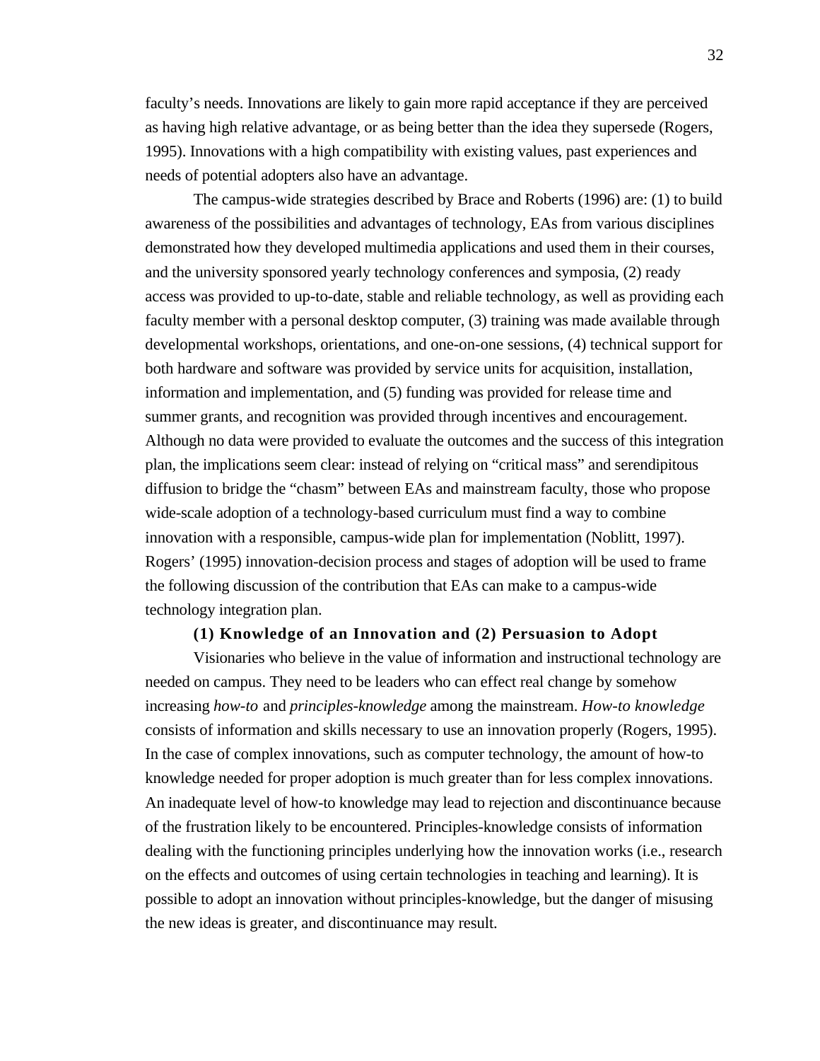faculty's needs. Innovations are likely to gain more rapid acceptance if they are perceived as having high relative advantage, or as being better than the idea they supersede (Rogers, 1995). Innovations with a high compatibility with existing values, past experiences and needs of potential adopters also have an advantage.

The campus-wide strategies described by Brace and Roberts (1996) are: (1) to build awareness of the possibilities and advantages of technology, EAs from various disciplines demonstrated how they developed multimedia applications and used them in their courses, and the university sponsored yearly technology conferences and symposia, (2) ready access was provided to up-to-date, stable and reliable technology, as well as providing each faculty member with a personal desktop computer, (3) training was made available through developmental workshops, orientations, and one-on-one sessions, (4) technical support for both hardware and software was provided by service units for acquisition, installation, information and implementation, and (5) funding was provided for release time and summer grants, and recognition was provided through incentives and encouragement. Although no data were provided to evaluate the outcomes and the success of this integration plan, the implications seem clear: instead of relying on "critical mass" and serendipitous diffusion to bridge the "chasm" between EAs and mainstream faculty, those who propose wide-scale adoption of a technology-based curriculum must find a way to combine innovation with a responsible, campus-wide plan for implementation (Noblitt, 1997). Rogers' (1995) innovation-decision process and stages of adoption will be used to frame the following discussion of the contribution that EAs can make to a campus-wide technology integration plan.

### (1) Knowledge of an Innovation and (2) Persuasion to Adopt

Visionaries who believe in the value of information and instructional technology are needed on campus. They need to be leaders who can effect real change by somehow increasing *how-to* and *principles-knowledge* among the mainstream. *How-to knowledge* consists of information and skills necessary to use an innovation properly (Rogers, 1995). In the case of complex innovations, such as computer technology, the amount of how-to knowledge needed for proper adoption is much greater than for less complex innovations. An inadequate level of how-to knowledge may lead to rejection and discontinuance because of the frustration likely to be encountered. Principles-knowledge consists of information dealing with the functioning principles underlying how the innovation works (i.e., research on the effects and outcomes of using certain technologies in teaching and learning). It is possible to adopt an innovation without principles-knowledge, but the danger of misusing the new ideas is greater, and discontinuance may result.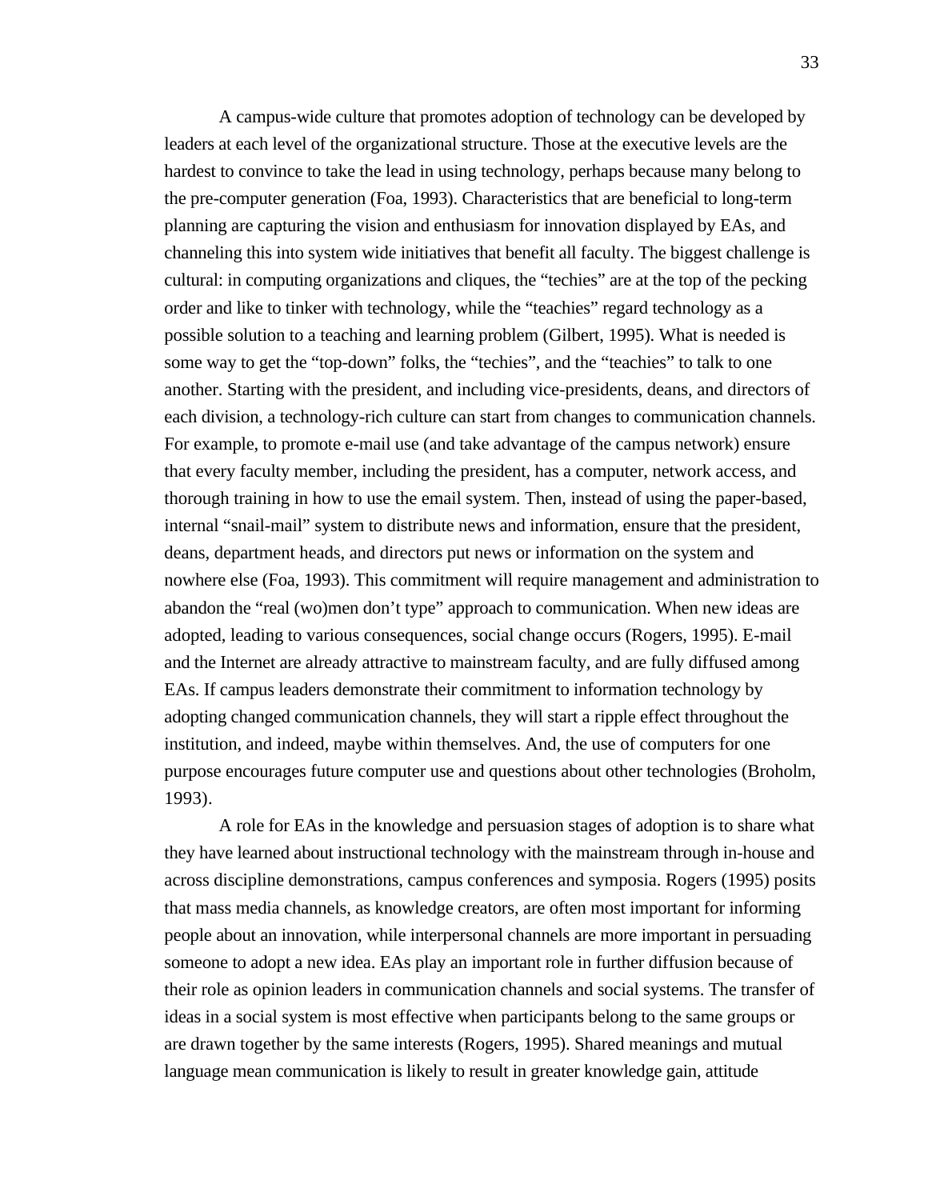A campus-wide culture that promotes adoption of technology can be developed by leaders at each level of the organizational structure. Those at the executive levels are the hardest to convince to take the lead in using technology, perhaps because many belong to the pre-computer generation (Foa, 1993). Characteristics that are beneficial to long-term planning are capturing the vision and enthusiasm for innovation displayed by EAs, and channeling this into system wide initiatives that benefit all faculty. The biggest challenge is cultural: in computing organizations and cliques, the "techies" are at the top of the pecking order and like to tinker with technology, while the "teachies" regard technology as a possible solution to a teaching and learning problem (Gilbert, 1995). What is needed is some way to get the "top-down" folks, the "techies", and the "teachies" to talk to one another. Starting with the president, and including vice-presidents, deans, and directors of each division, a technology-rich culture can start from changes to communication channels. For example, to promote e-mail use (and take advantage of the campus network) ensure that every faculty member, including the president, has a computer, network access, and thorough training in how to use the email system. Then, instead of using the paper-based, internal "snail-mail" system to distribute news and information, ensure that the president, deans, department heads, and directors put news or information on the system and nowhere else (Foa, 1993). This commitment will require management and administration to abandon the "real (wo)men don't type" approach to communication. When new ideas are adopted, leading to various consequences, social change occurs (Rogers, 1995). E-mail and the Internet are already attractive to mainstream faculty, and are fully diffused among EAs. If campus leaders demonstrate their commitment to information technology by adopting changed communication channels, they will start a ripple effect throughout the institution, and indeed, maybe within themselves. And, the use of computers for one purpose encourages future computer use and questions about other technologies (Broholm, 1993).

A role for EAs in the knowledge and persuasion stages of adoption is to share what they have learned about instructional technology with the mainstream through in-house and across discipline demonstrations, campus conferences and symposia. Rogers (1995) posits that mass media channels, as knowledge creators, are often most important for informing people about an innovation, while interpersonal channels are more important in persuading someone to adopt a new idea. EAs play an important role in further diffusion because of their role as opinion leaders in communication channels and social systems. The transfer of ideas in a social system is most effective when participants belong to the same groups or are drawn together by the same interests (Rogers, 1995). Shared meanings and mutual language mean communication is likely to result in greater knowledge gain, attitude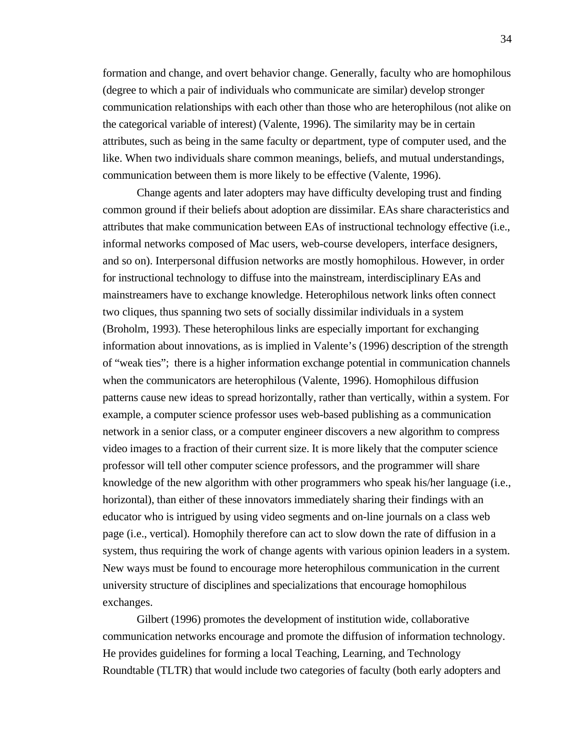formation and change, and overt behavior change. Generally, faculty who are homophilous (degree to which a pair of individuals who communicate are similar) develop stronger communication relationships with each other than those who are heterophilous (not alike on the categorical variable of interest) (Valente, 1996). The similarity may be in certain attributes, such as being in the same faculty or department, type of computer used, and the like. When two individuals share common meanings, beliefs, and mutual understandings, communication between them is more likely to be effective (Valente, 1996).

Change agents and later adopters may have difficulty developing trust and finding common ground if their beliefs about adoption are dissimilar. EAs share characteristics and attributes that make communication between EAs of instructional technology effective (i.e., informal networks composed of Mac users, web-course developers, interface designers, and so on). Interpersonal diffusion networks are mostly homophilous. However, in order for instructional technology to diffuse into the mainstream, interdisciplinary EAs and mainstreamers have to exchange knowledge. Heterophilous network links often connect two cliques, thus spanning two sets of socially dissimilar individuals in a system (Broholm, 1993). These heterophilous links are especially important for exchanging information about innovations, as is implied in Valente's (1996) description of the strength of "weak ties"; there is a higher information exchange potential in communication channels when the communicators are heterophilous (Valente, 1996). Homophilous diffusion patterns cause new ideas to spread horizontally, rather than vertically, within a system. For example, a computer science professor uses web-based publishing as a communication network in a senior class, or a computer engineer discovers a new algorithm to compress video images to a fraction of their current size. It is more likely that the computer science professor will tell other computer science professors, and the programmer will share knowledge of the new algorithm with other programmers who speak his/her language (i.e., horizontal), than either of these innovators immediately sharing their findings with an educator who is intrigued by using video segments and on-line journals on a class web page (i.e., vertical). Homophily therefore can act to slow down the rate of diffusion in a system, thus requiring the work of change agents with various opinion leaders in a system. New ways must be found to encourage more heterophilous communication in the current university structure of disciplines and specializations that encourage homophilous exchanges.

Gilbert (1996) promotes the development of institution wide, collaborative communication networks encourage and promote the diffusion of information technology. He provides guidelines for forming a local Teaching, Learning, and Technology Roundtable (TLTR) that would include two categories of faculty (both early adopters and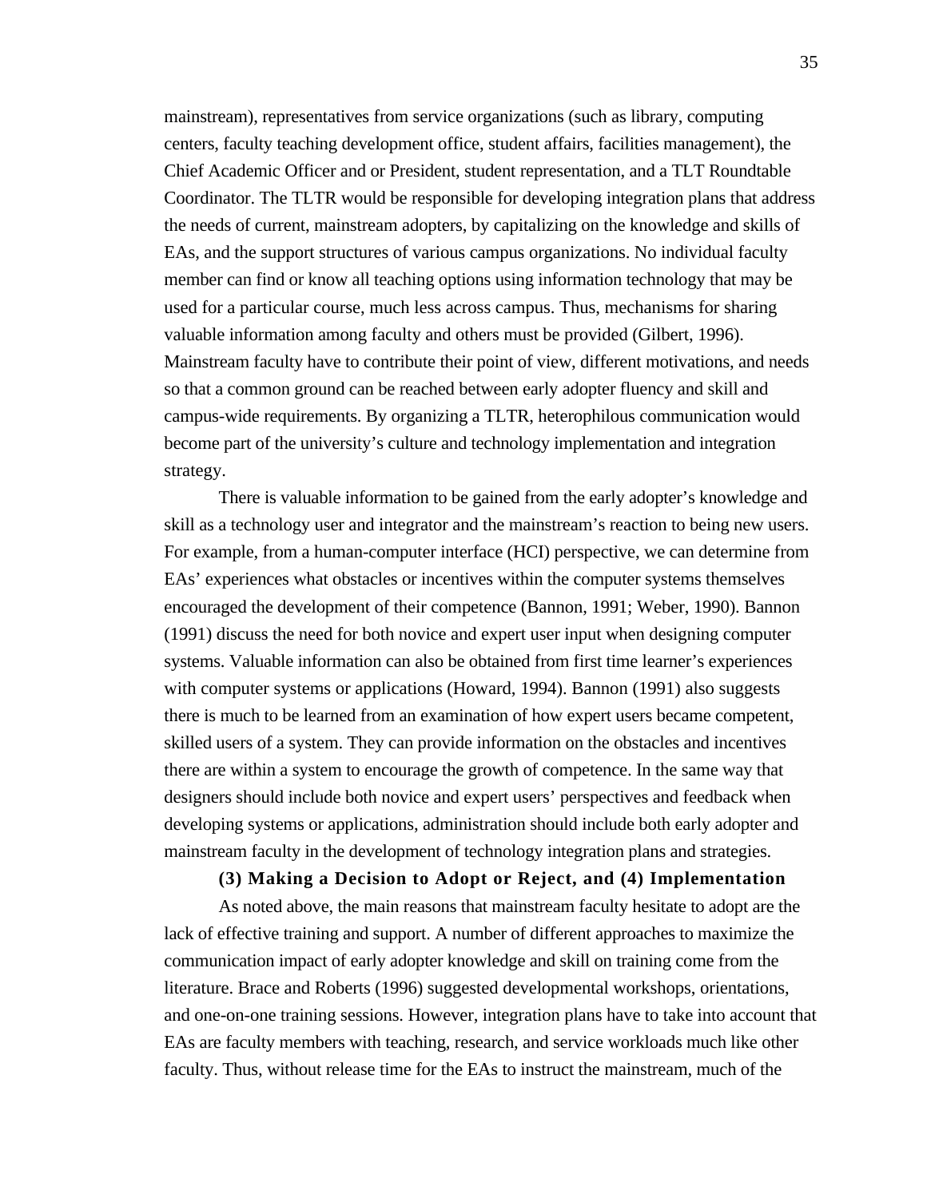mainstream), representatives from service organizations (such as library, computing centers, faculty teaching development office, student affairs, facilities management), the Chief Academic Officer and or President, student representation, and a TLT Roundtable Coordinator. The TLTR would be responsible for developing integration plans that address the needs of current, mainstream adopters, by capitalizing on the knowledge and skills of EAs, and the support structures of various campus organizations. No individual faculty member can find or know all teaching options using information technology that may be used for a particular course, much less across campus. Thus, mechanisms for sharing valuable information among faculty and others must be provided (Gilbert, 1996). Mainstream faculty have to contribute their point of view, different motivations, and needs so that a common ground can be reached between early adopter fluency and skill and campus-wide requirements. By organizing a TLTR, heterophilous communication would become part of the university's culture and technology implementation and integration strategy.

There is valuable information to be gained from the early adopter's knowledge and skill as a technology user and integrator and the mainstream's reaction to being new users. For example, from a human-computer interface (HCI) perspective, we can determine from EAs' experiences what obstacles or incentives within the computer systems themselves encouraged the development of their competence (Bannon, 1991; Weber, 1990). Bannon (1991) discuss the need for both novice and expert user input when designing computer systems. Valuable information can also be obtained from first time learner's experiences with computer systems or applications (Howard, 1994). Bannon (1991) also suggests there is much to be learned from an examination of how expert users became competent, skilled users of a system. They can provide information on the obstacles and incentives there are within a system to encourage the growth of competence. In the same way that designers should include both novice and expert users' perspectives and feedback when developing systems or applications, administration should include both early adopter and mainstream faculty in the development of technology integration plans and strategies.

### (3) Making a Decision to Adopt or Reject, and (4) Implementation

As noted above, the main reasons that mainstream faculty hesitate to adopt are the lack of effective training and support. A number of different approaches to maximize the communication impact of early adopter knowledge and skill on training come from the literature. Brace and Roberts (1996) suggested developmental workshops, orientations, and one-on-one training sessions. However, integration plans have to take into account that EAs are faculty members with teaching, research, and service workloads much like other faculty. Thus, without release time for the EAs to instruct the mainstream, much of the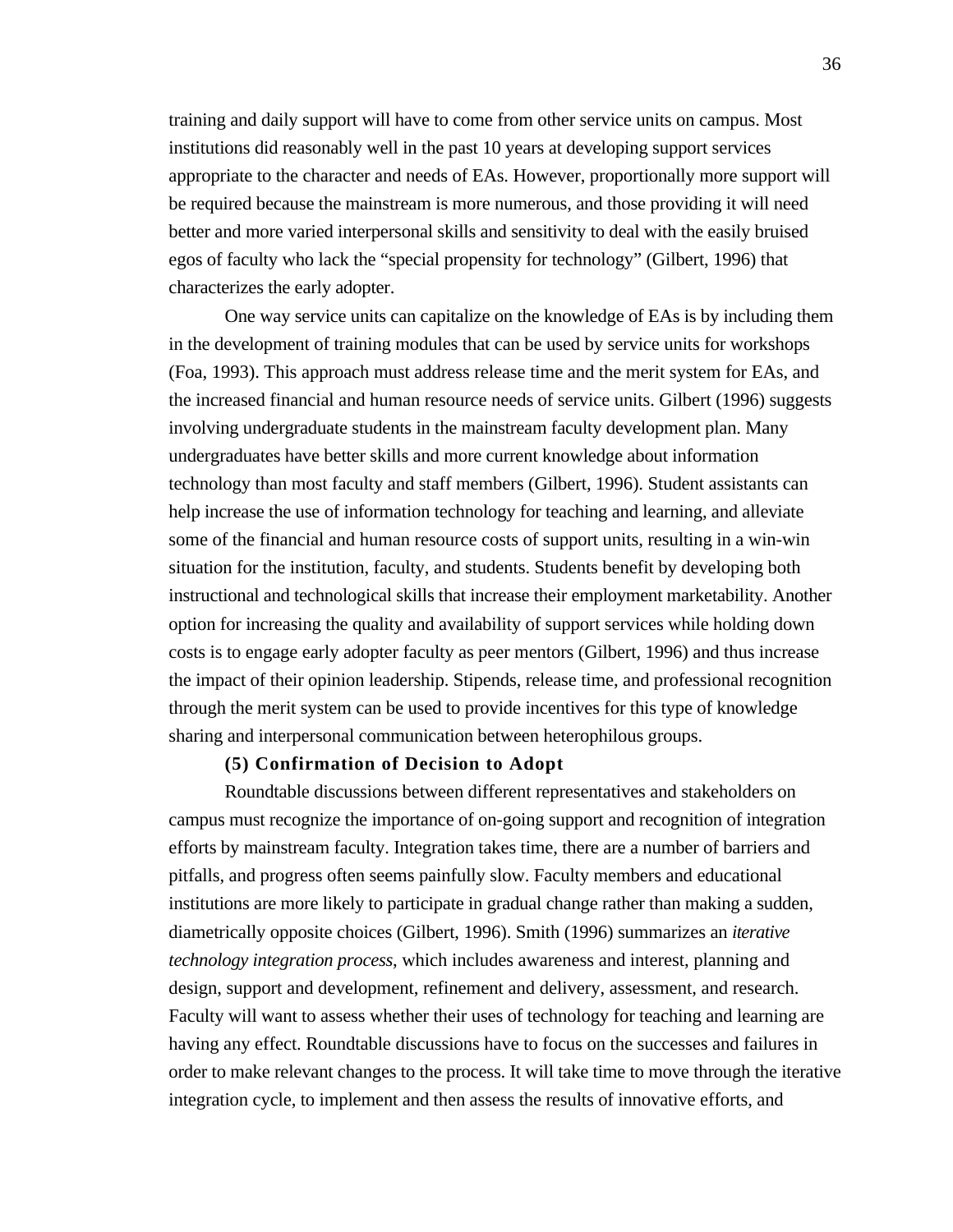training and daily support will have to come from other service units on campus. Most institutions did reasonably well in the past 10 years at developing support services appropriate to the character and needs of EAs. However, proportionally more support will be required because the mainstream is more numerous, and those providing it will need better and more varied interpersonal skills and sensitivity to deal with the easily bruised egos of faculty who lack the "special propensity for technology" (Gilbert, 1996) that characterizes the early adopter.

One way service units can capitalize on the knowledge of EAs is by including them in the development of training modules that can be used by service units for workshops (Foa, 1993). This approach must address release time and the merit system for EAs, and the increased financial and human resource needs of service units. Gilbert (1996) suggests involving undergraduate students in the mainstream faculty development plan. Many undergraduates have better skills and more current knowledge about information technology than most faculty and staff members (Gilbert, 1996). Student assistants can help increase the use of information technology for teaching and learning, and alleviate some of the financial and human resource costs of support units, resulting in a win-win situation for the institution, faculty, and students. Students benefit by developing both instructional and technological skills that increase their employment marketability. Another option for increasing the quality and availability of support services while holding down costs is to engage early adopter faculty as peer mentors (Gilbert, 1996) and thus increase the impact of their opinion leadership. Stipends, release time, and professional recognition through the merit system can be used to provide incentives for this type of knowledge sharing and interpersonal communication between heterophilous groups.

**(5) Confirmation of Decision to Adopt**

Roundtable discussions between different representatives and stakeholders on campus must recognize the importance of on-going support and recognition of integration efforts by mainstream faculty. Integration takes time, there are a number of barriers and pitfalls, and progress often seems painfully slow. Faculty members and educational institutions are more likely to participate in gradual change rather than making a sudden, diametrically opposite choices (Gilbert, 1996). Smith (1996) summarizes an *iterative technology integration process*, which includes awareness and interest, planning and design, support and development, refinement and delivery, assessment, and research. Faculty will want to assess whether their uses of technology for teaching and learning are having any effect. Roundtable discussions have to focus on the successes and failures in order to make relevant changes to the process. It will take time to move through the iterative integration cycle, to implement and then assess the results of innovative efforts, and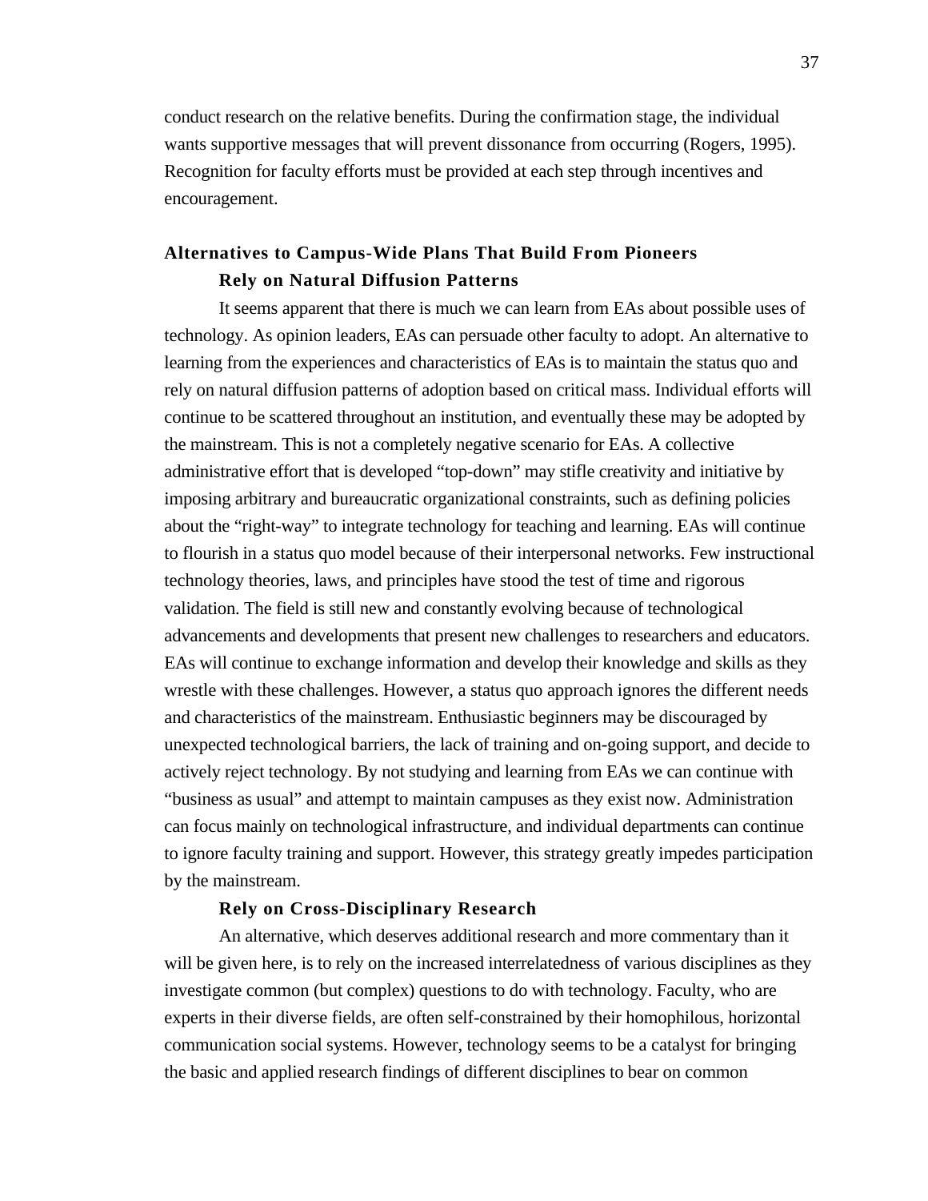conduct research on the relative benefits. During the confirmation stage, the individual wants supportive messages that will prevent dissonance from occurring (Rogers, 1995). Recognition for faculty efforts must be provided at each step through incentives and encouragement.

## Alternatives to Campus-Wide Plans That Build From Pioneers

### Rely on Natural Diffusion Patterns

It seems apparent that there is much we can learn from EAs about possible uses of technology. As opinion leaders, EAs can persuade other faculty to adopt. An alternative to learning from the experiences and characteristics of EAs is to maintain the status quo and rely on natural diffusion patterns of adoption based on critical mass. Individual efforts will continue to be scattered throughout an institution, and eventually these may be adopted by the mainstream. This is not a completely negative scenario for EAs. A collective administrative effort that is developed "top-down" may stifle creativity and initiative by imposing arbitrary and bureaucratic organizational constraints, such as defining policies about the "right-way" to integrate technology for teaching and learning. EAs will continue to flourish in a status quo model because of their interpersonal networks. Few instructional technology theories, laws, and principles have stood the test of time and rigorous validation. The field is still new and constantly evolving because of technological advancements and developments that present new challenges to researchers and educators. EAs will continue to exchange information and develop their knowledge and skills as they wrestle with these challenges. However, a status quo approach ignores the different needs and characteristics of the mainstream. Enthusiastic beginners may be discouraged by unexpected technological barriers, the lack of training and on-going support, and decide to actively reject technology. By not studying and learning from EAs we can continue with "business as usual" and attempt to maintain campuses as they exist now. Administration can focus mainly on technological infrastructure, and individual departments can continue to ignore faculty training and support. However, this strategy greatly impedes participation by the mainstream.

### Rely on Cross-Disciplinary Research

An alternative, which deserves additional research and more commentary than it will be given here, is to rely on the increased interrelatedness of various disciplines as they investigate common (but complex) questions to do with technology. Faculty, who are experts in their diverse fields, are often self-constrained by their homophilous, horizontal communication social systems. However, technology seems to be a catalyst for bringing the basic and applied research findings of different disciplines to bear on common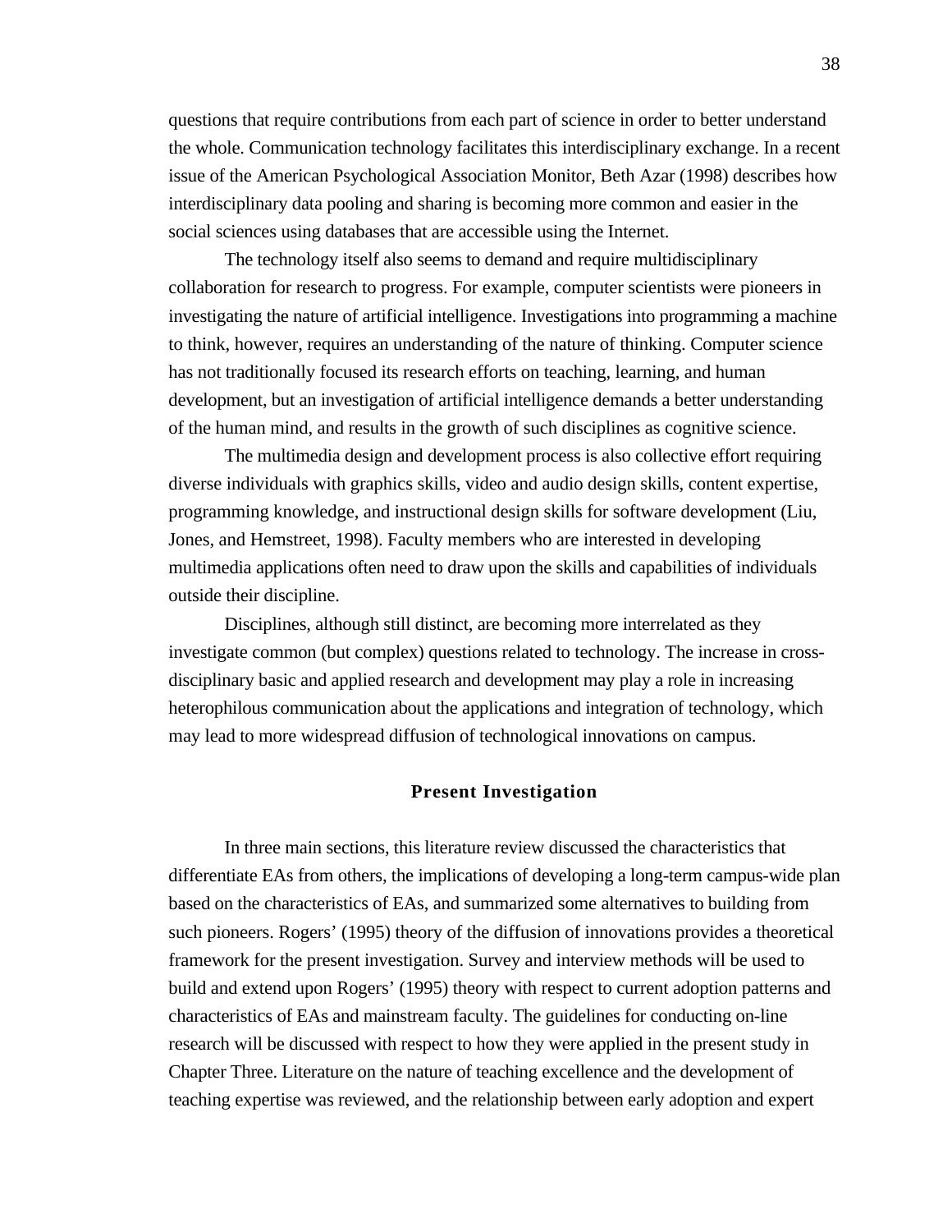questions that require contributions from each part of science in order to better understand the whole. Communication technology facilitates this interdisciplinary exchange. In a recent issue of the American Psychological Association Monitor, Beth Azar (1998) describes how interdisciplinary data pooling and sharing is becoming more common and easier in the social sciences using databases that are accessible using the Internet.

The technology itself also seems to demand and require multidisciplinary collaboration for research to progress. For example, computer scientists were pioneers in investigating the nature of artificial intelligence. Investigations into programming a machine to think, however, requires an understanding of the nature of thinking. Computer science has not traditionally focused its research efforts on teaching, learning, and human development, but an investigation of artificial intelligence demands a better understanding of the human mind, and results in the growth of such disciplines as cognitive science.

The multimedia design and development process is also collective effort requiring diverse individuals with graphics skills, video and audio design skills, content expertise, programming knowledge, and instructional design skills for software development (Liu, Jones, and Hemstreet, 1998). Faculty members who are interested in developing multimedia applications often need to draw upon the skills and capabilities of individuals outside their discipline.

Disciplines, although still distinct, are becoming more interrelated as they investigate common (but complex) questions related to technology. The increase in cross-disciplinary basic and applied research and development may play a role in increasing heterophilous communication about the applications and integration of technology, which may lead to more widespread diffusion of technological innovations on campus.

## Present Investigation

In three main sections, this literature review discussed the characteristics that differentiate EAs from others, the implications of developing a long-term campus-wide plan based on the characteristics of EAs, and summarized some alternatives to building from such pioneers. Rogers' (1995) theory of the diffusion of innovations provides a theoretical framework for the present investigation. Survey and interview methods will be used to build and extend upon Rogers' (1995) theory with respect to current adoption patterns and characteristics of EAs and mainstream faculty. The guidelines for conducting on-line research will be discussed with respect to how they were applied in the present study in Chapter Three. Literature on the nature of teaching excellence and the development of teaching expertise was reviewed, and the relationship between early adoption and expert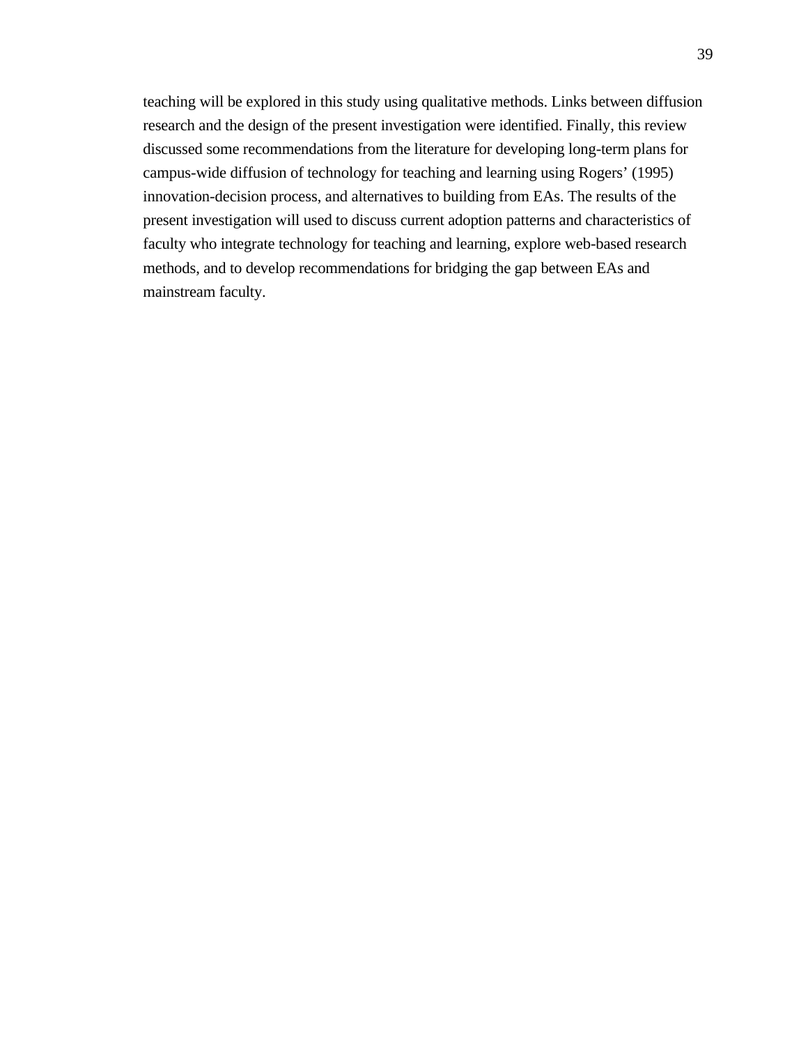teaching will be explored in this study using qualitative methods. Links between diffusion research and the design of the present investigation were identified. Finally, this review discussed some recommendations from the literature for developing long-term plans for campus-wide diffusion of technology for teaching and learning using Rogers' (1995) innovation-decision process, and alternatives to building from EAs. The results of the present investigation will used to discuss current adoption patterns and characteristics of faculty who integrate technology for teaching and learning, explore web-based research methods, and to develop recommendations for bridging the gap between EAs and mainstream faculty.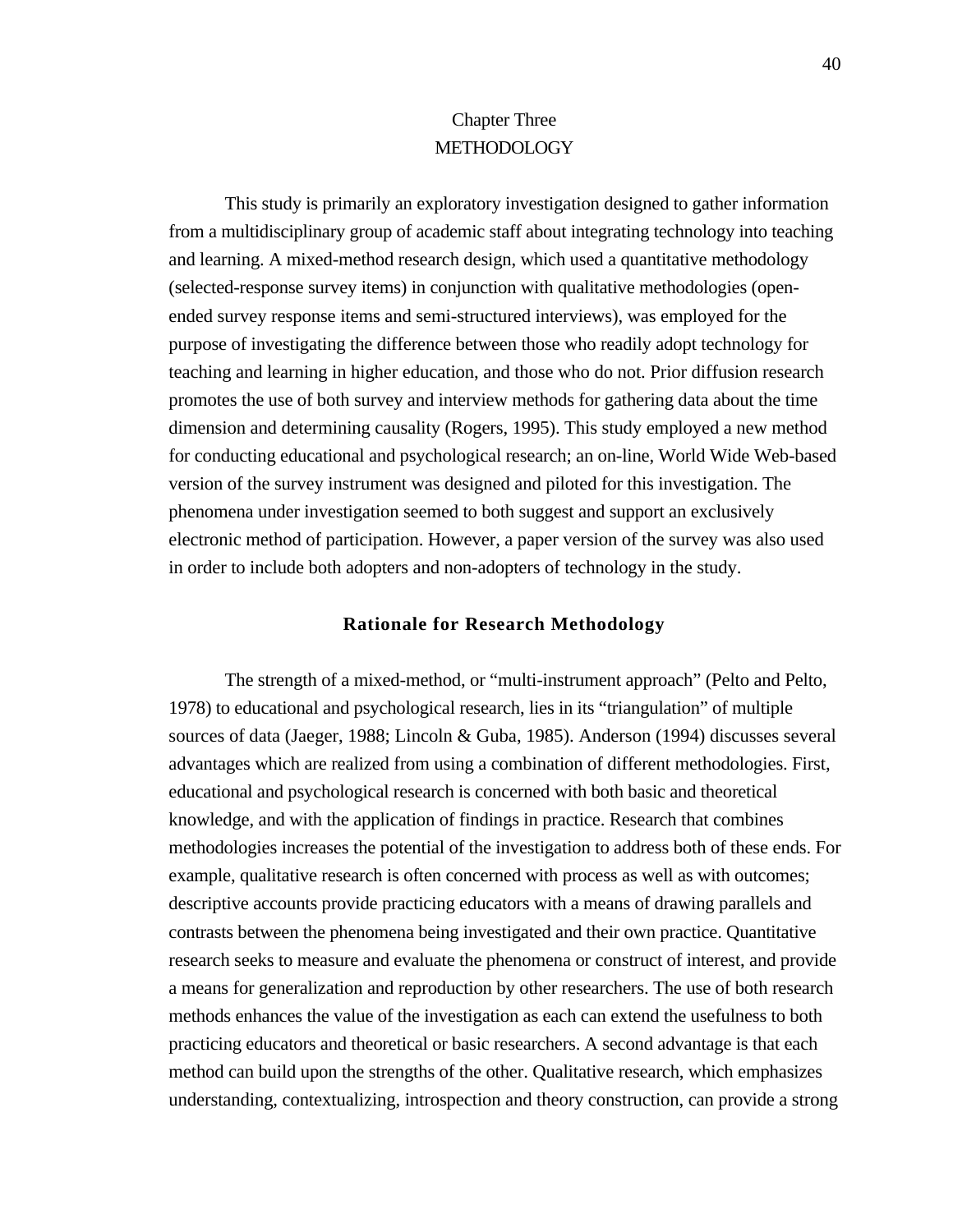# Chapter Three
# METHODOLOGY

This study is primarily an exploratory investigation designed to gather information from a multidisciplinary group of academic staff about integrating technology into teaching and learning. A mixed-method research design, which used a quantitative methodology (selected-response survey items) in conjunction with qualitative methodologies (open-ended survey response items and semi-structured interviews), was employed for the purpose of investigating the difference between those who readily adopt technology for teaching and learning in higher education, and those who do not. Prior diffusion research promotes the use of both survey and interview methods for gathering data about the time dimension and determining causality (Rogers, 1995). This study employed a new method for conducting educational and psychological research; an on-line, World Wide Web-based version of the survey instrument was designed and piloted for this investigation. The phenomena under investigation seemed to both suggest and support an exclusively electronic method of participation. However, a paper version of the survey was also used in order to include both adopters and non-adopters of technology in the study.

## Rationale for Research Methodology

The strength of a mixed-method, or "multi-instrument approach" (Pelto and Pelto, 1978) to educational and psychological research, lies in its "triangulation" of multiple sources of data (Jaeger, 1988; Lincoln & Guba, 1985). Anderson (1994) discusses several advantages which are realized from using a combination of different methodologies. First, educational and psychological research is concerned with both basic and theoretical knowledge, and with the application of findings in practice. Research that combines methodologies increases the potential of the investigation to address both of these ends. For example, qualitative research is often concerned with process as well as with outcomes; descriptive accounts provide practicing educators with a means of drawing parallels and contrasts between the phenomena being investigated and their own practice. Quantitative research seeks to measure and evaluate the phenomena or construct of interest, and provide a means for generalization and reproduction by other researchers. The use of both research methods enhances the value of the investigation as each can extend the usefulness to both practicing educators and theoretical or basic researchers. A second advantage is that each method can build upon the strengths of the other. Qualitative research, which emphasizes understanding, contextualizing, introspection and theory construction, can provide a strong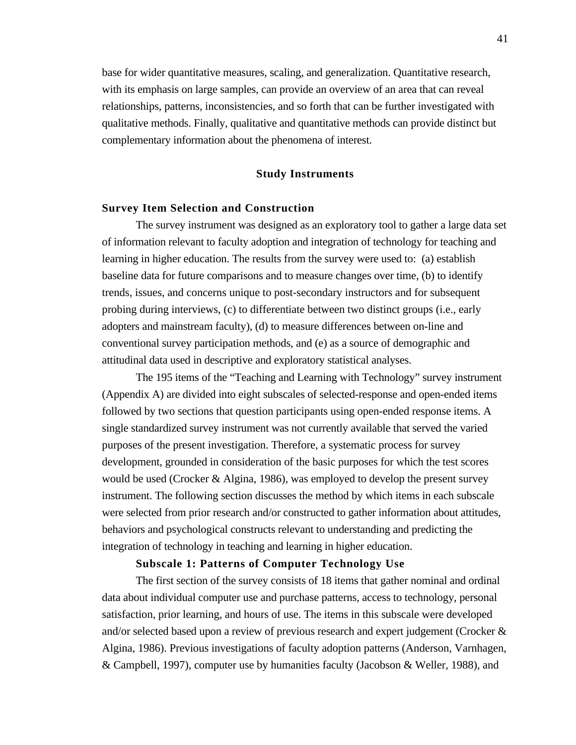base for wider quantitative measures, scaling, and generalization. Quantitative research, with its emphasis on large samples, can provide an overview of an area that can reveal relationships, patterns, inconsistencies, and so forth that can be further investigated with qualitative methods. Finally, qualitative and quantitative methods can provide distinct but complementary information about the phenomena of interest.

## Study Instruments

### Survey Item Selection and Construction

The survey instrument was designed as an exploratory tool to gather a large data set of information relevant to faculty adoption and integration of technology for teaching and learning in higher education. The results from the survey were used to:  (a) establish baseline data for future comparisons and to measure changes over time, (b) to identify trends, issues, and concerns unique to post-secondary instructors and for subsequent probing during interviews, (c) to differentiate between two distinct groups (i.e., early adopters and mainstream faculty), (d) to measure differences between on-line and conventional survey participation methods, and (e) as a source of demographic and attitudinal data used in descriptive and exploratory statistical analyses.

The 195 items of the “Teaching and Learning with Technology” survey instrument (Appendix A) are divided into eight subscales of selected-response and open-ended items followed by two sections that question participants using open-ended response items. A single standardized survey instrument was not currently available that served the varied purposes of the present investigation. Therefore, a systematic process for survey development, grounded in consideration of the basic purposes for which the test scores would be used (Crocker & Algina, 1986), was employed to develop the present survey instrument. The following section discusses the method by which items in each subscale were selected from prior research and/or constructed to gather information about attitudes, behaviors and psychological constructs relevant to understanding and predicting the integration of technology in teaching and learning in higher education.

#### Subscale 1: Patterns of Computer Technology Use

The first section of the survey consists of 18 items that gather nominal and ordinal data about individual computer use and purchase patterns, access to technology, personal satisfaction, prior learning, and hours of use. The items in this subscale were developed and/or selected based upon a review of previous research and expert judgement (Crocker & Algina, 1986). Previous investigations of faculty adoption patterns (Anderson, Varnhagen, & Campbell, 1997), computer use by humanities faculty (Jacobson & Weller, 1988), and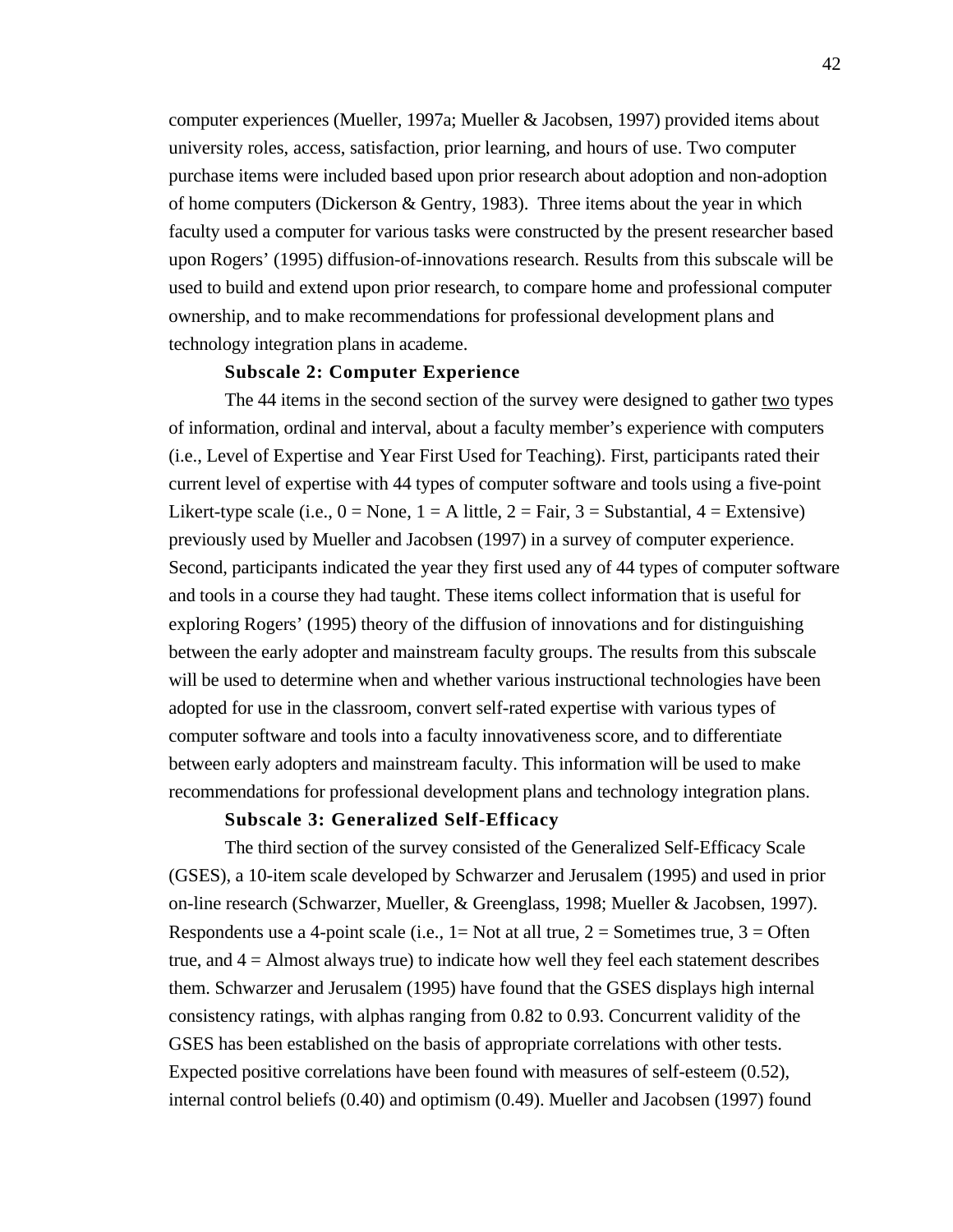computer experiences (Mueller, 1997a; Mueller & Jacobsen, 1997) provided items about university roles, access, satisfaction, prior learning, and hours of use. Two computer purchase items were included based upon prior research about adoption and non-adoption of home computers (Dickerson & Gentry, 1983). Three items about the year in which faculty used a computer for various tasks were constructed by the present researcher based upon Rogers' (1995) diffusion-of-innovations research. Results from this subscale will be used to build and extend upon prior research, to compare home and professional computer ownership, and to make recommendations for professional development plans and technology integration plans in academe.

### Subscale 2: Computer Experience

The 44 items in the second section of the survey were designed to gather <u>two</u> types of information, ordinal and interval, about a faculty member's experience with computers (i.e., Level of Expertise and Year First Used for Teaching). First, participants rated their current level of expertise with 44 types of computer software and tools using a five-point Likert-type scale (i.e., 0 = None, 1 = A little, 2 = Fair, 3 = Substantial, 4 = Extensive) previously used by Mueller and Jacobsen (1997) in a survey of computer experience. Second, participants indicated the year they first used any of 44 types of computer software and tools in a course they had taught. These items collect information that is useful for exploring Rogers' (1995) theory of the diffusion of innovations and for distinguishing between the early adopter and mainstream faculty groups. The results from this subscale will be used to determine when and whether various instructional technologies have been adopted for use in the classroom, convert self-rated expertise with various types of computer software and tools into a faculty innovativeness score, and to differentiate between early adopters and mainstream faculty. This information will be used to make recommendations for professional development plans and technology integration plans.

### Subscale 3: Generalized Self-Efficacy

The third section of the survey consisted of the Generalized Self-Efficacy Scale (GSES), a 10-item scale developed by Schwarzer and Jerusalem (1995) and used in prior on-line research (Schwarzer, Mueller, & Greenglass, 1998; Mueller & Jacobsen, 1997). Respondents use a 4-point scale (i.e., 1= Not at all true, 2 = Sometimes true, 3 = Often true, and 4 = Almost always true) to indicate how well they feel each statement describes them. Schwarzer and Jerusalem (1995) have found that the GSES displays high internal consistency ratings, with alphas ranging from 0.82 to 0.93. Concurrent validity of the GSES has been established on the basis of appropriate correlations with other tests. Expected positive correlations have been found with measures of self-esteem (0.52), internal control beliefs (0.40) and optimism (0.49). Mueller and Jacobsen (1997) found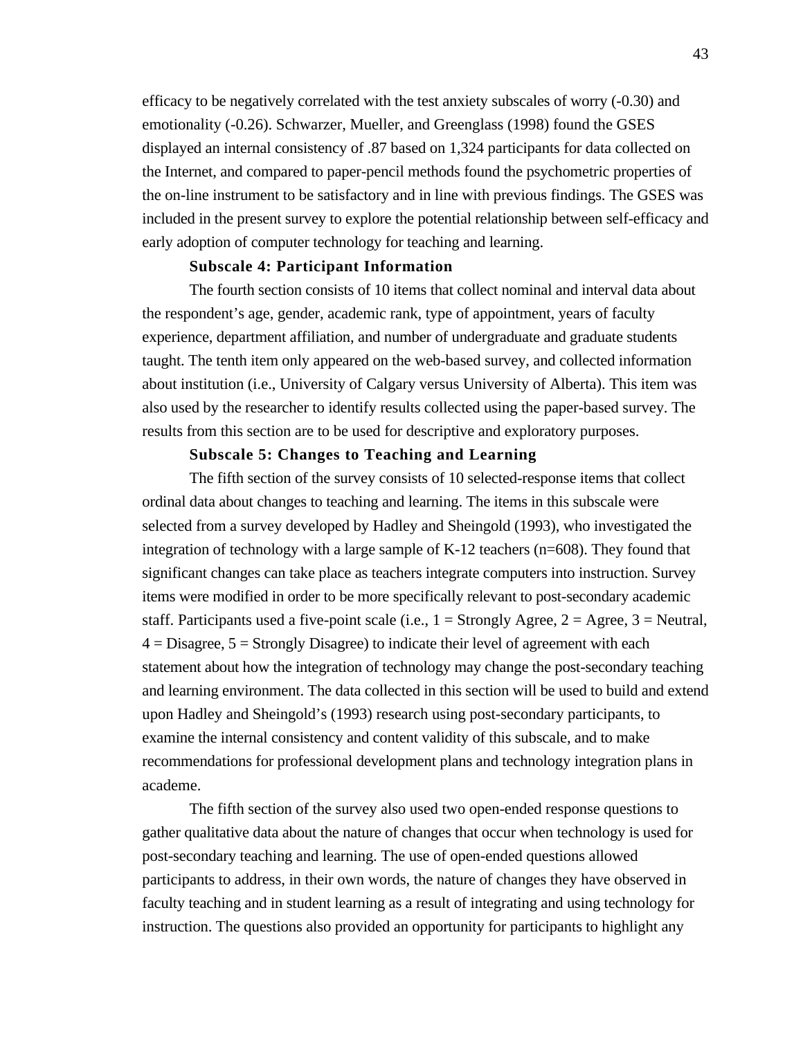efficacy to be negatively correlated with the test anxiety subscales of worry (-0.30) and emotionality (-0.26). Schwarzer, Mueller, and Greenglass (1998) found the GSES displayed an internal consistency of .87 based on 1,324 participants for data collected on the Internet, and compared to paper-pencil methods found the psychometric properties of the on-line instrument to be satisfactory and in line with previous findings. The GSES was included in the present survey to explore the potential relationship between self-efficacy and early adoption of computer technology for teaching and learning.

### Subscale 4: Participant Information

The fourth section consists of 10 items that collect nominal and interval data about the respondent's age, gender, academic rank, type of appointment, years of faculty experience, department affiliation, and number of undergraduate and graduate students taught. The tenth item only appeared on the web-based survey, and collected information about institution (i.e., University of Calgary versus University of Alberta). This item was also used by the researcher to identify results collected using the paper-based survey. The results from this section are to be used for descriptive and exploratory purposes.

### Subscale 5: Changes to Teaching and Learning

The fifth section of the survey consists of 10 selected-response items that collect ordinal data about changes to teaching and learning. The items in this subscale were selected from a survey developed by Hadley and Sheingold (1993), who investigated the integration of technology with a large sample of K-12 teachers (n=608). They found that significant changes can take place as teachers integrate computers into instruction. Survey items were modified in order to be more specifically relevant to post-secondary academic staff. Participants used a five-point scale (i.e., 1 = Strongly Agree, 2 = Agree, 3 = Neutral, 4 = Disagree, 5 = Strongly Disagree) to indicate their level of agreement with each statement about how the integration of technology may change the post-secondary teaching and learning environment. The data collected in this section will be used to build and extend upon Hadley and Sheingold's (1993) research using post-secondary participants, to examine the internal consistency and content validity of this subscale, and to make recommendations for professional development plans and technology integration plans in academe.

The fifth section of the survey also used two open-ended response questions to gather qualitative data about the nature of changes that occur when technology is used for post-secondary teaching and learning. The use of open-ended questions allowed participants to address, in their own words, the nature of changes they have observed in faculty teaching and in student learning as a result of integrating and using technology for instruction. The questions also provided an opportunity for participants to highlight any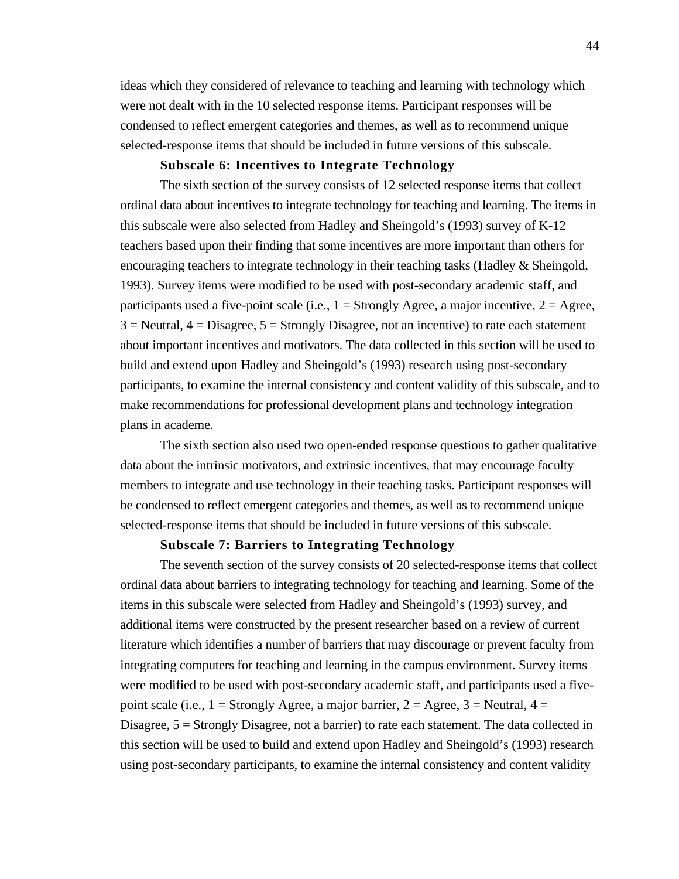ideas which they considered of relevance to teaching and learning with technology which were not dealt with in the 10 selected response items. Participant responses will be condensed to reflect emergent categories and themes, as well as to recommend unique selected-response items that should be included in future versions of this subscale.

### Subscale 6: Incentives to Integrate Technology

The sixth section of the survey consists of 12 selected response items that collect ordinal data about incentives to integrate technology for teaching and learning. The items in this subscale were also selected from Hadley and Sheingold's (1993) survey of K-12 teachers based upon their finding that some incentives are more important than others for encouraging teachers to integrate technology in their teaching tasks (Hadley & Sheingold, 1993). Survey items were modified to be used with post-secondary academic staff, and participants used a five-point scale (i.e., 1 = Strongly Agree, a major incentive, 2 = Agree, 3 = Neutral, 4 = Disagree, 5 = Strongly Disagree, not an incentive) to rate each statement about important incentives and motivators. The data collected in this section will be used to build and extend upon Hadley and Sheingold's (1993) research using post-secondary participants, to examine the internal consistency and content validity of this subscale, and to make recommendations for professional development plans and technology integration plans in academe.

The sixth section also used two open-ended response questions to gather qualitative data about the intrinsic motivators, and extrinsic incentives, that may encourage faculty members to integrate and use technology in their teaching tasks. Participant responses will be condensed to reflect emergent categories and themes, as well as to recommend unique selected-response items that should be included in future versions of this subscale.

### Subscale 7: Barriers to Integrating Technology

The seventh section of the survey consists of 20 selected-response items that collect ordinal data about barriers to integrating technology for teaching and learning. Some of the items in this subscale were selected from Hadley and Sheingold's (1993) survey, and additional items were constructed by the present researcher based on a review of current literature which identifies a number of barriers that may discourage or prevent faculty from integrating computers for teaching and learning in the campus environment. Survey items were modified to be used with post-secondary academic staff, and participants used a five-point scale (i.e., 1 = Strongly Agree, a major barrier, 2 = Agree, 3 = Neutral, 4 = Disagree, 5 = Strongly Disagree, not a barrier) to rate each statement. The data collected in this section will be used to build and extend upon Hadley and Sheingold's (1993) research using post-secondary participants, to examine the internal consistency and content validity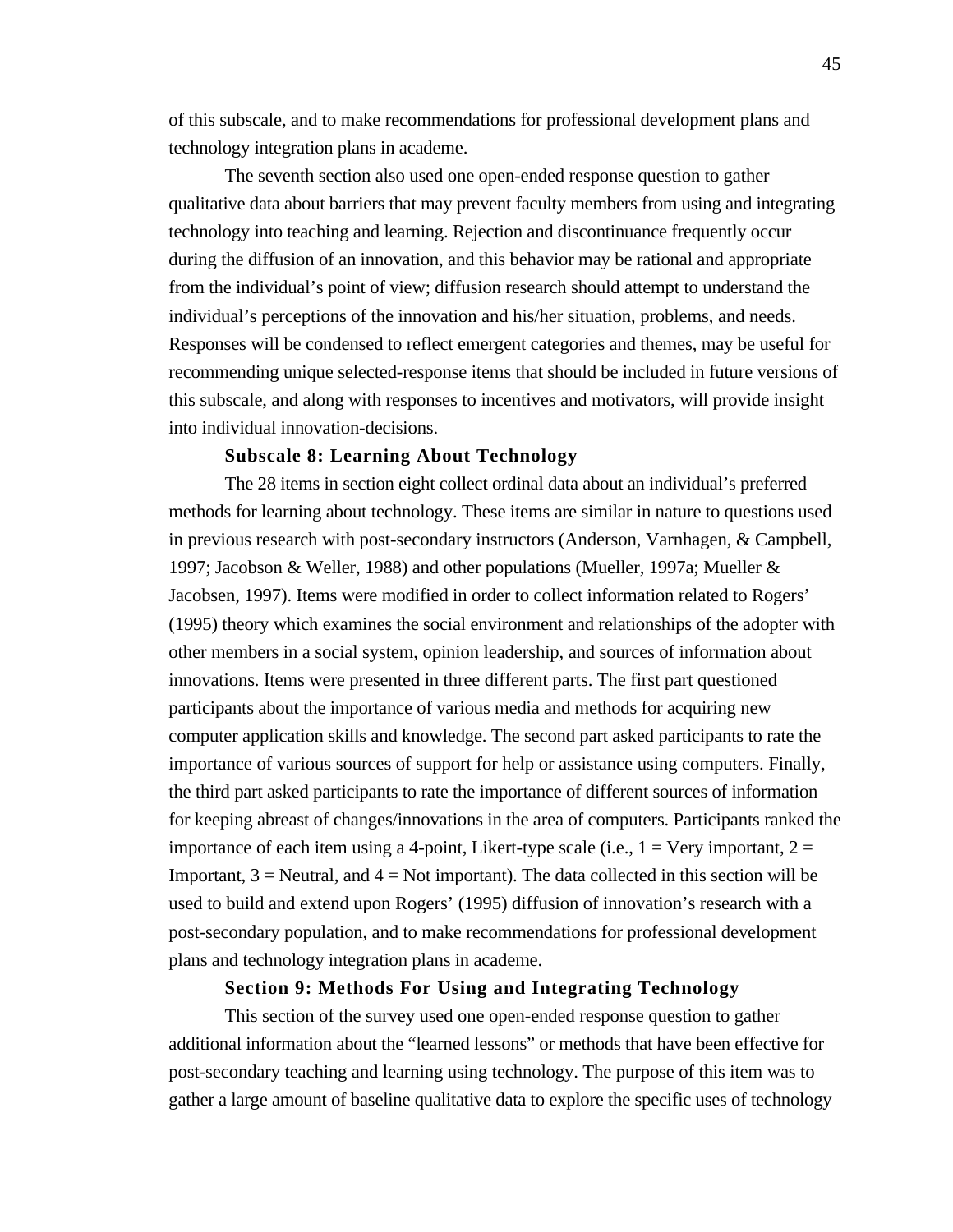of this subscale, and to make recommendations for professional development plans and technology integration plans in academe.

The seventh section also used one open-ended response question to gather qualitative data about barriers that may prevent faculty members from using and integrating technology into teaching and learning. Rejection and discontinuance frequently occur during the diffusion of an innovation, and this behavior may be rational and appropriate from the individual's point of view; diffusion research should attempt to understand the individual's perceptions of the innovation and his/her situation, problems, and needs. Responses will be condensed to reflect emergent categories and themes, may be useful for recommending unique selected-response items that should be included in future versions of this subscale, and along with responses to incentives and motivators, will provide insight into individual innovation-decisions.

### Subscale 8: Learning About Technology

The 28 items in section eight collect ordinal data about an individual's preferred methods for learning about technology. These items are similar in nature to questions used in previous research with post-secondary instructors (Anderson, Varnhagen, & Campbell, 1997; Jacobson & Weller, 1988) and other populations (Mueller, 1997a; Mueller & Jacobsen, 1997). Items were modified in order to collect information related to Rogers' (1995) theory which examines the social environment and relationships of the adopter with other members in a social system, opinion leadership, and sources of information about innovations. Items were presented in three different parts. The first part questioned participants about the importance of various media and methods for acquiring new computer application skills and knowledge. The second part asked participants to rate the importance of various sources of support for help or assistance using computers. Finally, the third part asked participants to rate the importance of different sources of information for keeping abreast of changes/innovations in the area of computers. Participants ranked the importance of each item using a 4-point, Likert-type scale (i.e., 1 = Very important, 2 = Important, 3 = Neutral, and 4 = Not important). The data collected in this section will be used to build and extend upon Rogers' (1995) diffusion of innovation's research with a post-secondary population, and to make recommendations for professional development plans and technology integration plans in academe.

### Section 9: Methods For Using and Integrating Technology

This section of the survey used one open-ended response question to gather additional information about the "learned lessons" or methods that have been effective for post-secondary teaching and learning using technology. The purpose of this item was to gather a large amount of baseline qualitative data to explore the specific uses of technology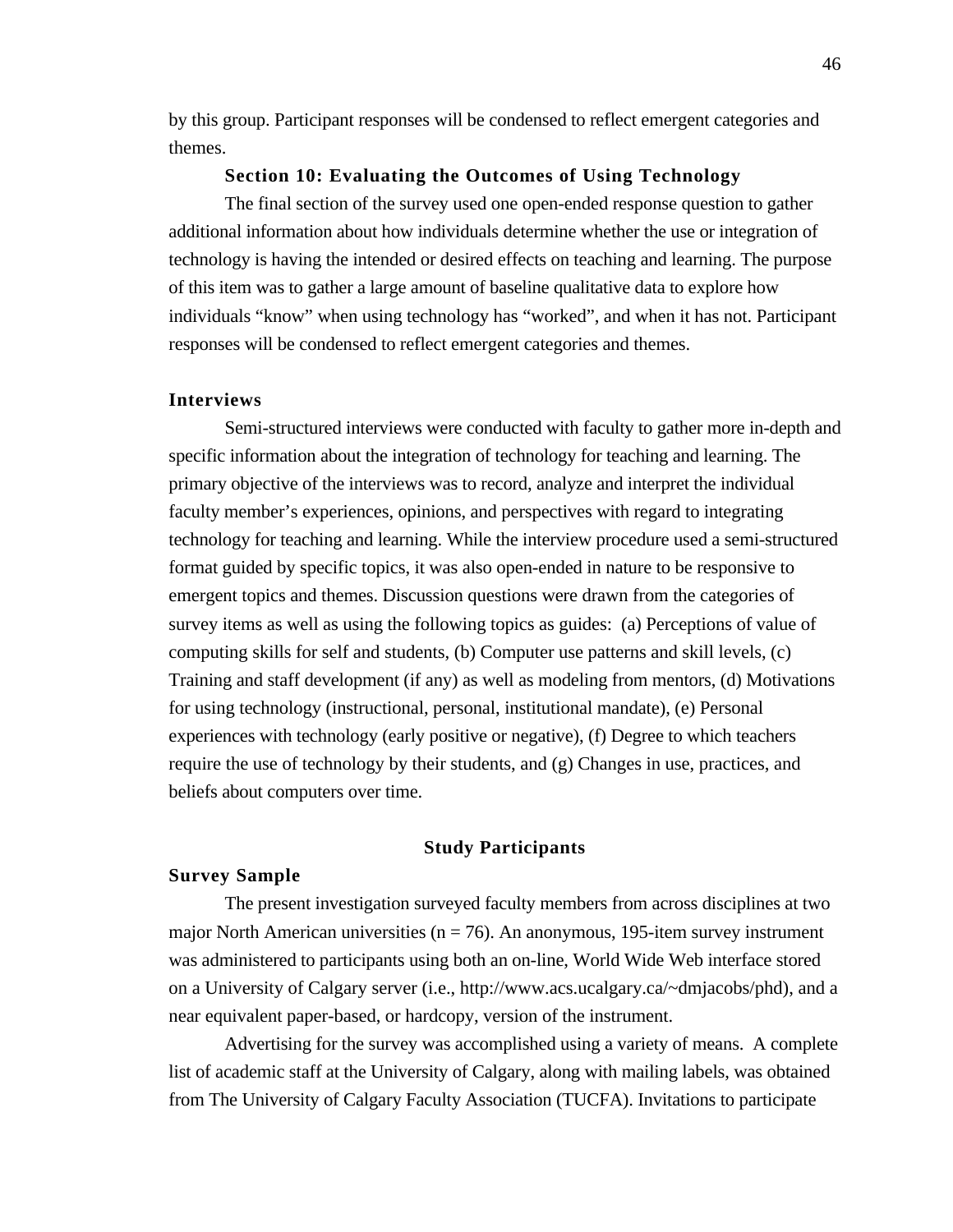by this group. Participant responses will be condensed to reflect emergent categories and themes.

#### Section 10: Evaluating the Outcomes of Using Technology

The final section of the survey used one open-ended response question to gather additional information about how individuals determine whether the use or integration of technology is having the intended or desired effects on teaching and learning. The purpose of this item was to gather a large amount of baseline qualitative data to explore how individuals “know” when using technology has “worked”, and when it has not. Participant responses will be condensed to reflect emergent categories and themes.

### Interviews

Semi-structured interviews were conducted with faculty to gather more in-depth and specific information about the integration of technology for teaching and learning. The primary objective of the interviews was to record, analyze and interpret the individual faculty member’s experiences, opinions, and perspectives with regard to integrating technology for teaching and learning. While the interview procedure used a semi-structured format guided by specific topics, it was also open-ended in nature to be responsive to emergent topics and themes. Discussion questions were drawn from the categories of survey items as well as using the following topics as guides: (a) Perceptions of value of computing skills for self and students, (b) Computer use patterns and skill levels, (c) Training and staff development (if any) as well as modeling from mentors, (d) Motivations for using technology (instructional, personal, institutional mandate), (e) Personal experiences with technology (early positive or negative), (f) Degree to which teachers require the use of technology by their students, and (g) Changes in use, practices, and beliefs about computers over time.

## Study Participants

### Survey Sample

The present investigation surveyed faculty members from across disciplines at two major North American universities ($n = 76$). An anonymous, 195-item survey instrument was administered to participants using both an on-line, World Wide Web interface stored on a University of Calgary server (i.e., http://www.acs.ucalgary.ca/~dmjacobs/phd), and a near equivalent paper-based, or hardcopy, version of the instrument.

Advertising for the survey was accomplished using a variety of means. A complete list of academic staff at the University of Calgary, along with mailing labels, was obtained from The University of Calgary Faculty Association (TUCFA). Invitations to participate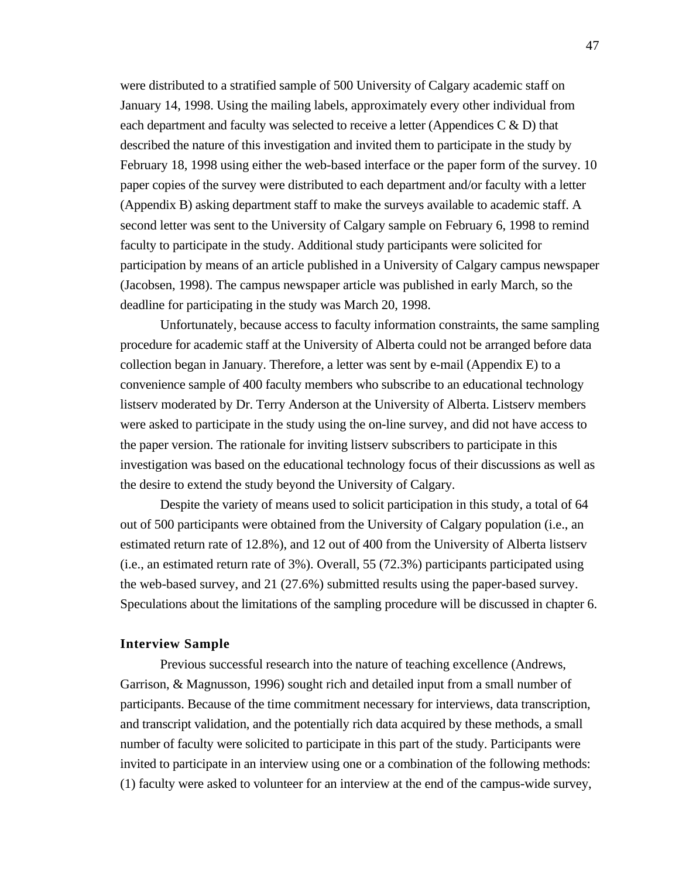were distributed to a stratified sample of 500 University of Calgary academic staff on January 14, 1998. Using the mailing labels, approximately every other individual from each department and faculty was selected to receive a letter (Appendices C & D) that described the nature of this investigation and invited them to participate in the study by February 18, 1998 using either the web-based interface or the paper form of the survey. 10 paper copies of the survey were distributed to each department and/or faculty with a letter (Appendix B) asking department staff to make the surveys available to academic staff. A second letter was sent to the University of Calgary sample on February 6, 1998 to remind faculty to participate in the study. Additional study participants were solicited for participation by means of an article published in a University of Calgary campus newspaper (Jacobsen, 1998). The campus newspaper article was published in early March, so the deadline for participating in the study was March 20, 1998.

Unfortunately, because access to faculty information constraints, the same sampling procedure for academic staff at the University of Alberta could not be arranged before data collection began in January. Therefore, a letter was sent by e-mail (Appendix E) to a convenience sample of 400 faculty members who subscribe to an educational technology listserv moderated by Dr. Terry Anderson at the University of Alberta. Listserv members were asked to participate in the study using the on-line survey, and did not have access to the paper version. The rationale for inviting listserv subscribers to participate in this investigation was based on the educational technology focus of their discussions as well as the desire to extend the study beyond the University of Calgary.

Despite the variety of means used to solicit participation in this study, a total of 64 out of 500 participants were obtained from the University of Calgary population (i.e., an estimated return rate of 12.8%), and 12 out of 400 from the University of Alberta listserv (i.e., an estimated return rate of 3%). Overall, 55 (72.3%) participants participated using the web-based survey, and 21 (27.6%) submitted results using the paper-based survey. Speculations about the limitations of the sampling procedure will be discussed in chapter 6.

### Interview Sample

Previous successful research into the nature of teaching excellence (Andrews, Garrison, & Magnusson, 1996) sought rich and detailed input from a small number of participants. Because of the time commitment necessary for interviews, data transcription, and transcript validation, and the potentially rich data acquired by these methods, a small number of faculty were solicited to participate in this part of the study. Participants were invited to participate in an interview using one or a combination of the following methods: (1) faculty were asked to volunteer for an interview at the end of the campus-wide survey,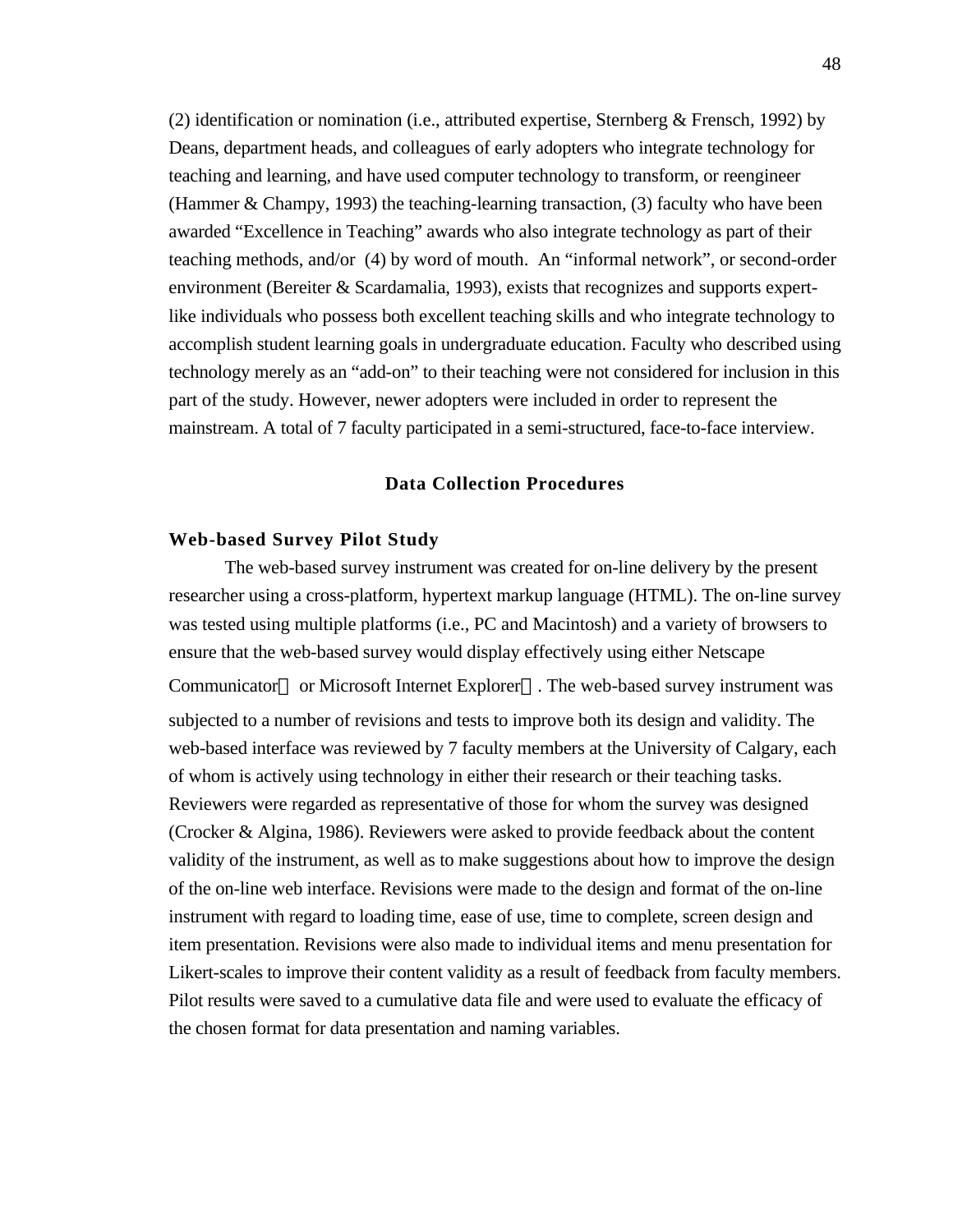(2) identification or nomination (i.e., attributed expertise, Sternberg & Frensch, 1992) by Deans, department heads, and colleagues of early adopters who integrate technology for teaching and learning, and have used computer technology to transform, or reengineer (Hammer & Champy, 1993) the teaching-learning transaction, (3) faculty who have been awarded "Excellence in Teaching" awards who also integrate technology as part of their teaching methods, and/or (4) by word of mouth. An "informal network", or second-order environment (Bereiter & Scardamalia, 1993), exists that recognizes and supports expert-like individuals who possess both excellent teaching skills and who integrate technology to accomplish student learning goals in undergraduate education. Faculty who described using technology merely as an "add-on" to their teaching were not considered for inclusion in this part of the study. However, newer adopters were included in order to represent the mainstream. A total of 7 faculty participated in a semi-structured, face-to-face interview.

## Data Collection Procedures

### Web-based Survey Pilot Study

The web-based survey instrument was created for on-line delivery by the present researcher using a cross-platform, hypertext markup language (HTML). The on-line survey was tested using multiple platforms (i.e., PC and Macintosh) and a variety of browsers to ensure that the web-based survey would display effectively using either Netscape Communicator or Microsoft Internet Explorer. The web-based survey instrument was subjected to a number of revisions and tests to improve both its design and validity. The web-based interface was reviewed by 7 faculty members at the University of Calgary, each of whom is actively using technology in either their research or their teaching tasks. Reviewers were regarded as representative of those for whom the survey was designed (Crocker & Algina, 1986). Reviewers were asked to provide feedback about the content validity of the instrument, as well as to make suggestions about how to improve the design of the on-line web interface. Revisions were made to the design and format of the on-line instrument with regard to loading time, ease of use, time to complete, screen design and item presentation. Revisions were also made to individual items and menu presentation for Likert-scales to improve their content validity as a result of feedback from faculty members. Pilot results were saved to a cumulative data file and were used to evaluate the efficacy of the chosen format for data presentation and naming variables.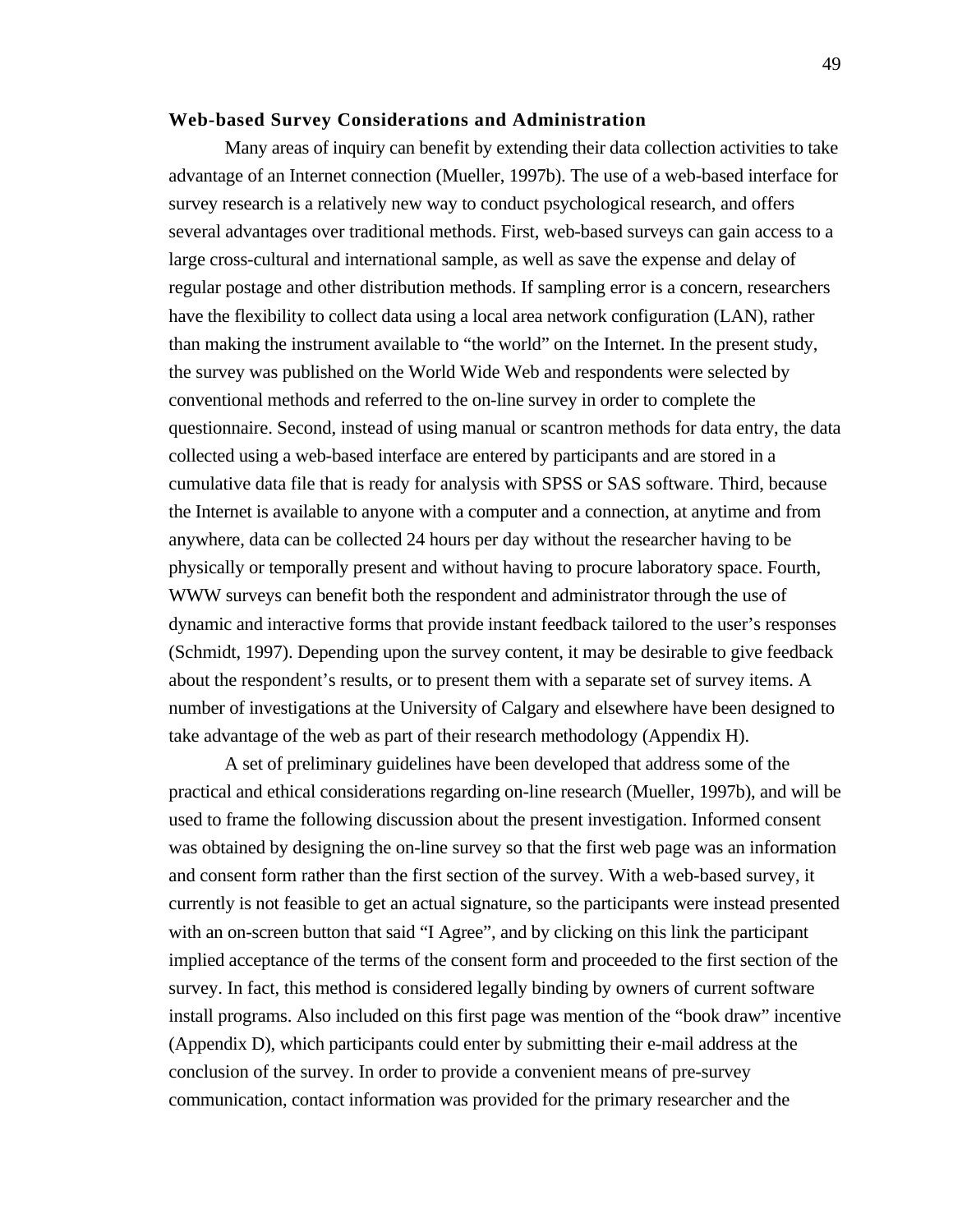### **Web-based Survey Considerations and Administration**

Many areas of inquiry can benefit by extending their data collection activities to take advantage of an Internet connection (Mueller, 1997b). The use of a web-based interface for survey research is a relatively new way to conduct psychological research, and offers several advantages over traditional methods. First, web-based surveys can gain access to a large cross-cultural and international sample, as well as save the expense and delay of regular postage and other distribution methods. If sampling error is a concern, researchers have the flexibility to collect data using a local area network configuration (LAN), rather than making the instrument available to "the world" on the Internet. In the present study, the survey was published on the World Wide Web and respondents were selected by conventional methods and referred to the on-line survey in order to complete the questionnaire. Second, instead of using manual or scantron methods for data entry, the data collected using a web-based interface are entered by participants and are stored in a cumulative data file that is ready for analysis with SPSS or SAS software. Third, because the Internet is available to anyone with a computer and a connection, at anytime and from anywhere, data can be collected 24 hours per day without the researcher having to be physically or temporally present and without having to procure laboratory space. Fourth, WWW surveys can benefit both the respondent and administrator through the use of dynamic and interactive forms that provide instant feedback tailored to the user's responses (Schmidt, 1997). Depending upon the survey content, it may be desirable to give feedback about the respondent's results, or to present them with a separate set of survey items. A number of investigations at the University of Calgary and elsewhere have been designed to take advantage of the web as part of their research methodology (Appendix H).

A set of preliminary guidelines have been developed that address some of the practical and ethical considerations regarding on-line research (Mueller, 1997b), and will be used to frame the following discussion about the present investigation. Informed consent was obtained by designing the on-line survey so that the first web page was an information and consent form rather than the first section of the survey. With a web-based survey, it currently is not feasible to get an actual signature, so the participants were instead presented with an on-screen button that said "I Agree", and by clicking on this link the participant implied acceptance of the terms of the consent form and proceeded to the first section of the survey. In fact, this method is considered legally binding by owners of current software install programs. Also included on this first page was mention of the "book draw" incentive (Appendix D), which participants could enter by submitting their e-mail address at the conclusion of the survey. In order to provide a convenient means of pre-survey communication, contact information was provided for the primary researcher and the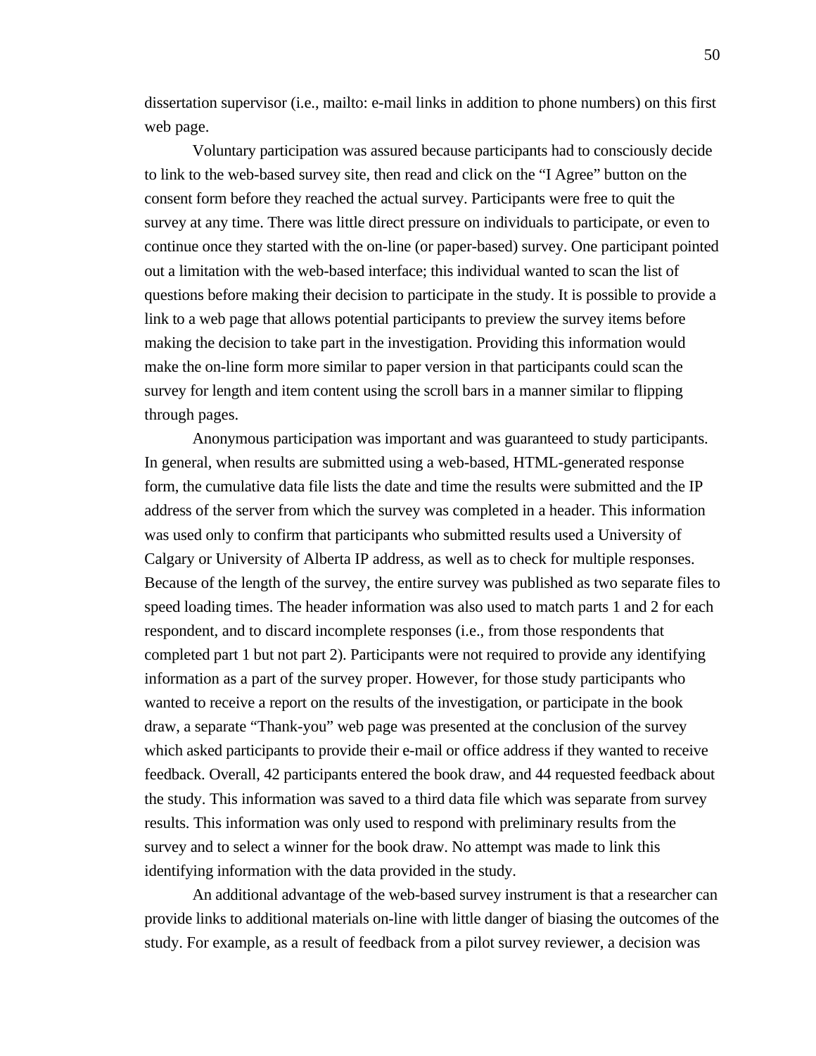dissertation supervisor (i.e., mailto: e-mail links in addition to phone numbers) on this first web page.

Voluntary participation was assured because participants had to consciously decide to link to the web-based survey site, then read and click on the “I Agree” button on the consent form before they reached the actual survey. Participants were free to quit the survey at any time. There was little direct pressure on individuals to participate, or even to continue once they started with the on-line (or paper-based) survey. One participant pointed out a limitation with the web-based interface; this individual wanted to scan the list of questions before making their decision to participate in the study. It is possible to provide a link to a web page that allows potential participants to preview the survey items before making the decision to take part in the investigation. Providing this information would make the on-line form more similar to paper version in that participants could scan the survey for length and item content using the scroll bars in a manner similar to flipping through pages.

Anonymous participation was important and was guaranteed to study participants. In general, when results are submitted using a web-based, HTML-generated response form, the cumulative data file lists the date and time the results were submitted and the IP address of the server from which the survey was completed in a header. This information was used only to confirm that participants who submitted results used a University of Calgary or University of Alberta IP address, as well as to check for multiple responses. Because of the length of the survey, the entire survey was published as two separate files to speed loading times. The header information was also used to match parts 1 and 2 for each respondent, and to discard incomplete responses (i.e., from those respondents that completed part 1 but not part 2). Participants were not required to provide any identifying information as a part of the survey proper. However, for those study participants who wanted to receive a report on the results of the investigation, or participate in the book draw, a separate “Thank-you” web page was presented at the conclusion of the survey which asked participants to provide their e-mail or office address if they wanted to receive feedback. Overall, 42 participants entered the book draw, and 44 requested feedback about the study. This information was saved to a third data file which was separate from survey results. This information was only used to respond with preliminary results from the survey and to select a winner for the book draw. No attempt was made to link this identifying information with the data provided in the study.

An additional advantage of the web-based survey instrument is that a researcher can provide links to additional materials on-line with little danger of biasing the outcomes of the study. For example, as a result of feedback from a pilot survey reviewer, a decision was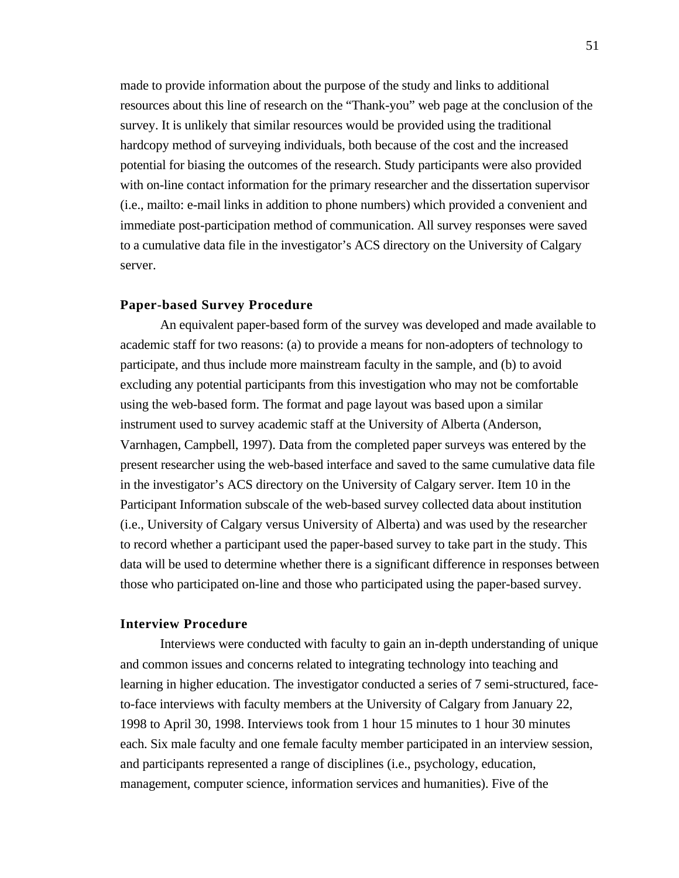made to provide information about the purpose of the study and links to additional resources about this line of research on the “Thank-you” web page at the conclusion of the survey. It is unlikely that similar resources would be provided using the traditional hardcopy method of surveying individuals, both because of the cost and the increased potential for biasing the outcomes of the research. Study participants were also provided with on-line contact information for the primary researcher and the dissertation supervisor (i.e., mailto: e-mail links in addition to phone numbers) which provided a convenient and immediate post-participation method of communication. All survey responses were saved to a cumulative data file in the investigator’s ACS directory on the University of Calgary server.

### Paper-based Survey Procedure

An equivalent paper-based form of the survey was developed and made available to academic staff for two reasons: (a) to provide a means for non-adopters of technology to participate, and thus include more mainstream faculty in the sample, and (b) to avoid excluding any potential participants from this investigation who may not be comfortable using the web-based form. The format and page layout was based upon a similar instrument used to survey academic staff at the University of Alberta (Anderson, Varnhagen, Campbell, 1997). Data from the completed paper surveys was entered by the present researcher using the web-based interface and saved to the same cumulative data file in the investigator’s ACS directory on the University of Calgary server. Item 10 in the Participant Information subscale of the web-based survey collected data about institution (i.e., University of Calgary versus University of Alberta) and was used by the researcher to record whether a participant used the paper-based survey to take part in the study. This data will be used to determine whether there is a significant difference in responses between those who participated on-line and those who participated using the paper-based survey.

### Interview Procedure

Interviews were conducted with faculty to gain an in-depth understanding of unique and common issues and concerns related to integrating technology into teaching and learning in higher education. The investigator conducted a series of 7 semi-structured, face-to-face interviews with faculty members at the University of Calgary from January 22, 1998 to April 30, 1998. Interviews took from 1 hour 15 minutes to 1 hour 30 minutes each. Six male faculty and one female faculty member participated in an interview session, and participants represented a range of disciplines (i.e., psychology, education, management, computer science, information services and humanities). Five of the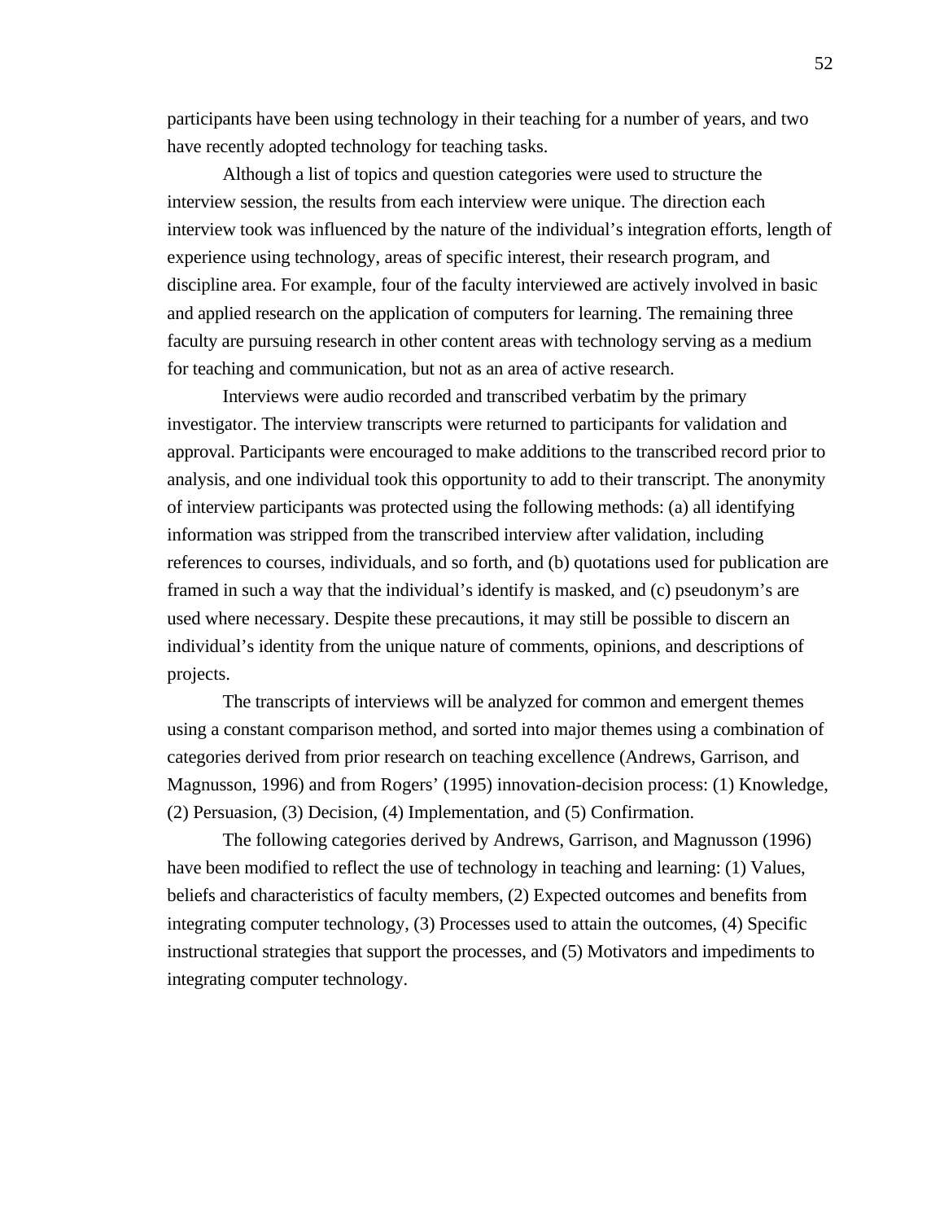participants have been using technology in their teaching for a number of years, and two have recently adopted technology for teaching tasks.

Although a list of topics and question categories were used to structure the interview session, the results from each interview were unique. The direction each interview took was influenced by the nature of the individual's integration efforts, length of experience using technology, areas of specific interest, their research program, and discipline area. For example, four of the faculty interviewed are actively involved in basic and applied research on the application of computers for learning. The remaining three faculty are pursuing research in other content areas with technology serving as a medium for teaching and communication, but not as an area of active research.

Interviews were audio recorded and transcribed verbatim by the primary investigator. The interview transcripts were returned to participants for validation and approval. Participants were encouraged to make additions to the transcribed record prior to analysis, and one individual took this opportunity to add to their transcript. The anonymity of interview participants was protected using the following methods: (a) all identifying information was stripped from the transcribed interview after validation, including references to courses, individuals, and so forth, and (b) quotations used for publication are framed in such a way that the individual's identify is masked, and (c) pseudonym's are used where necessary. Despite these precautions, it may still be possible to discern an individual's identity from the unique nature of comments, opinions, and descriptions of projects.

The transcripts of interviews will be analyzed for common and emergent themes using a constant comparison method, and sorted into major themes using a combination of categories derived from prior research on teaching excellence (Andrews, Garrison, and Magnusson, 1996) and from Rogers' (1995) innovation-decision process: (1) Knowledge, (2) Persuasion, (3) Decision, (4) Implementation, and (5) Confirmation.

The following categories derived by Andrews, Garrison, and Magnusson (1996) have been modified to reflect the use of technology in teaching and learning: (1) Values, beliefs and characteristics of faculty members, (2) Expected outcomes and benefits from integrating computer technology, (3) Processes used to attain the outcomes, (4) Specific instructional strategies that support the processes, and (5) Motivators and impediments to integrating computer technology.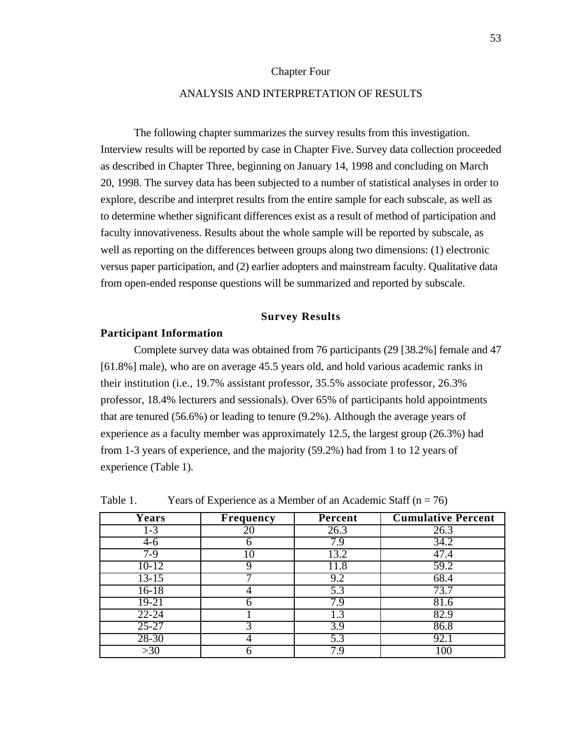# Chapter Four

## ANALYSIS AND INTERPRETATION OF RESULTS

The following chapter summarizes the survey results from this investigation. Interview results will be reported by case in Chapter Five. Survey data collection proceeded as described in Chapter Three, beginning on January 14, 1998 and concluding on March 20, 1998. The survey data has been subjected to a number of statistical analyses in order to explore, describe and interpret results from the entire sample for each subscale, as well as to determine whether significant differences exist as a result of method of participation and faculty innovativeness. Results about the whole sample will be reported by subscale, as well as reporting on the differences between groups along two dimensions: (1) electronic versus paper participation, and (2) earlier adopters and mainstream faculty. Qualitative data from open-ended response questions will be summarized and reported by subscale.

## Survey Results

### Participant Information

Complete survey data was obtained from 76 participants (29 [38.2%] female and 47 [61.8%] male), who are on average 45.5 years old, and hold various academic ranks in their institution (i.e., 19.7% assistant professor, 35.5% associate professor, 26.3% professor, 18.4% lecturers and sessionals). Over 65% of participants hold appointments that are tenured (56.6%) or leading to tenure (9.2%). Although the average years of experience as a faculty member was approximately 12.5, the largest group (26.3%) had from 1-3 years of experience, and the majority (59.2%) had from 1 to 12 years of experience (Table 1).

Table 1. Years of Experience as a Member of an Academic Staff (n = 76)

| Years | Frequency | Percent | Cumulative Percent |
|---|---|---|---|
| 1-3 | 20 | 26.3 | 26.3 |
| 4-6 | 6 | 7.9 | 34.2 |
| 7-9 | 10 | 13.2 | 47.4 |
| 10-12 | 9 | 11.8 | 59.2 |
| 13-15 | 7 | 9.2 | 68.4 |
| 16-18 | 4 | 5.3 | 73.7 |
| 19-21 | 6 | 7.9 | 81.6 |
| 22-24 | 1 | 1.3 | 82.9 |
| 25-27 | 3 | 3.9 | 86.8 |
| 28-30 | 4 | 5.3 | 92.1 |
| >30 | 6 | 7.9 | 100 |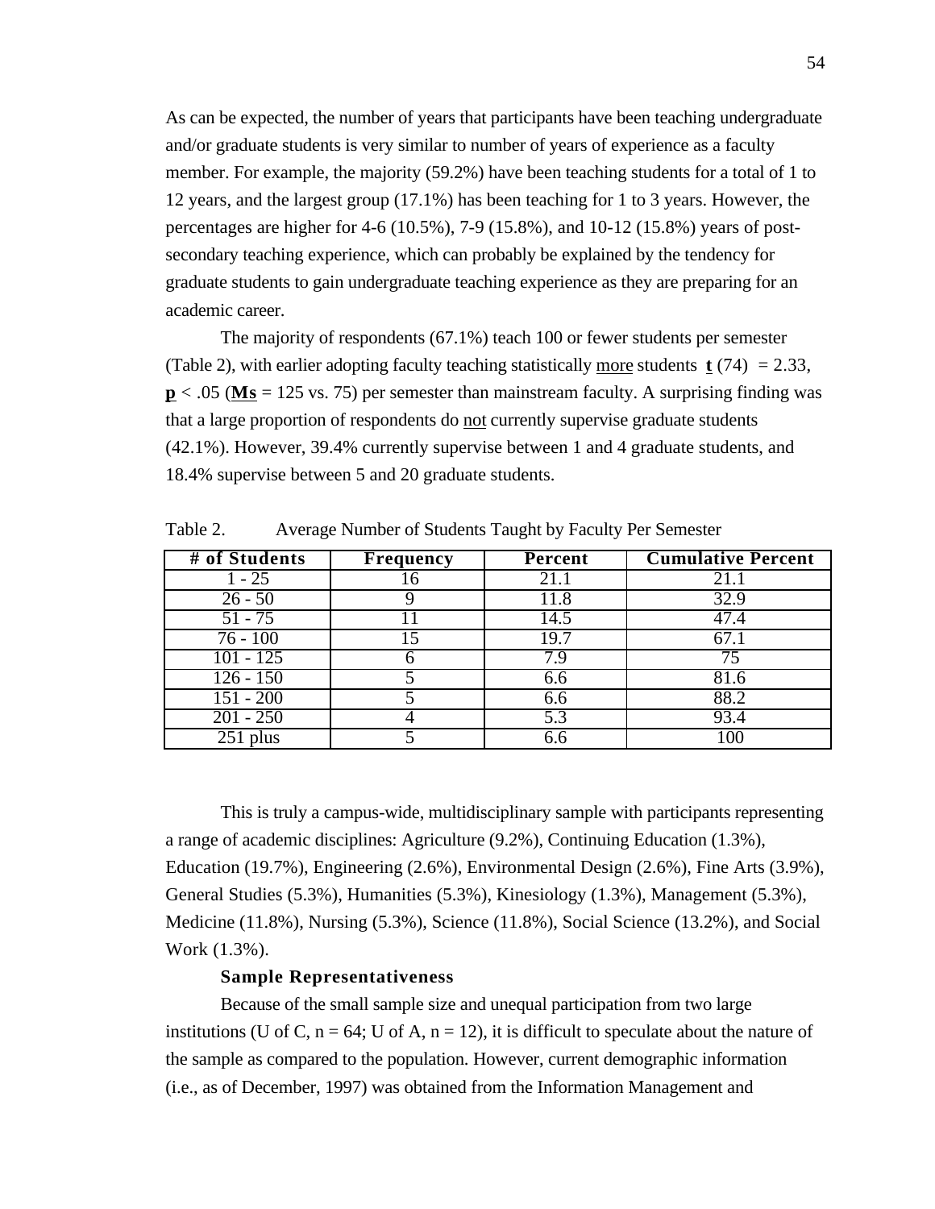As can be expected, the number of years that participants have been teaching undergraduate and/or graduate students is very similar to number of years of experience as a faculty member. For example, the majority (59.2%) have been teaching students for a total of 1 to 12 years, and the largest group (17.1%) has been teaching for 1 to 3 years. However, the percentages are higher for 4-6 (10.5%), 7-9 (15.8%), and 10-12 (15.8%) years of post-secondary teaching experience, which can probably be explained by the tendency for graduate students to gain undergraduate teaching experience as they are preparing for an academic career.

The majority of respondents (67.1%) teach 100 or fewer students per semester (Table 2), with earlier adopting faculty teaching statistically <u>more</u> students <u>**t**</u> (74) = 2.33, <u>**p**</u> < .05 (<u>**Ms**</u> = 125 vs. 75) per semester than mainstream faculty. A surprising finding was that a large proportion of respondents do <u>not</u> currently supervise graduate students (42.1%). However, 39.4% currently supervise between 1 and 4 graduate students, and 18.4% supervise between 5 and 20 graduate students.

Table 2. Average Number of Students Taught by Faculty Per Semester

| # of Students | Frequency | Percent | Cumulative Percent |
|---|---|---|---|
| 1 - 25 | 16 | 21.1 | 21.1 |
| 26 - 50 | 9 | 11.8 | 32.9 |
| 51 - 75 | 11 | 14.5 | 47.4 |
| 76 - 100 | 15 | 19.7 | 67.1 |
| 101 - 125 | 6 | 7.9 | 75 |
| 126 - 150 | 5 | 6.6 | 81.6 |
| 151 - 200 | 5 | 6.6 | 88.2 |
| 201 - 250 | 4 | 5.3 | 93.4 |
| 251 plus | 5 | 6.6 | 100 |

This is truly a campus-wide, multidisciplinary sample with participants representing a range of academic disciplines: Agriculture (9.2%), Continuing Education (1.3%), Education (19.7%), Engineering (2.6%), Environmental Design (2.6%), Fine Arts (3.9%), General Studies (5.3%), Humanities (5.3%), Kinesiology (1.3%), Management (5.3%), Medicine (11.8%), Nursing (5.3%), Science (11.8%), Social Science (13.2%), and Social Work (1.3%).

**Sample Representativeness**

Because of the small sample size and unequal participation from two large institutions (U of C, n = 64; U of A, n = 12), it is difficult to speculate about the nature of the sample as compared to the population. However, current demographic information (i.e., as of December, 1997) was obtained from the Information Management and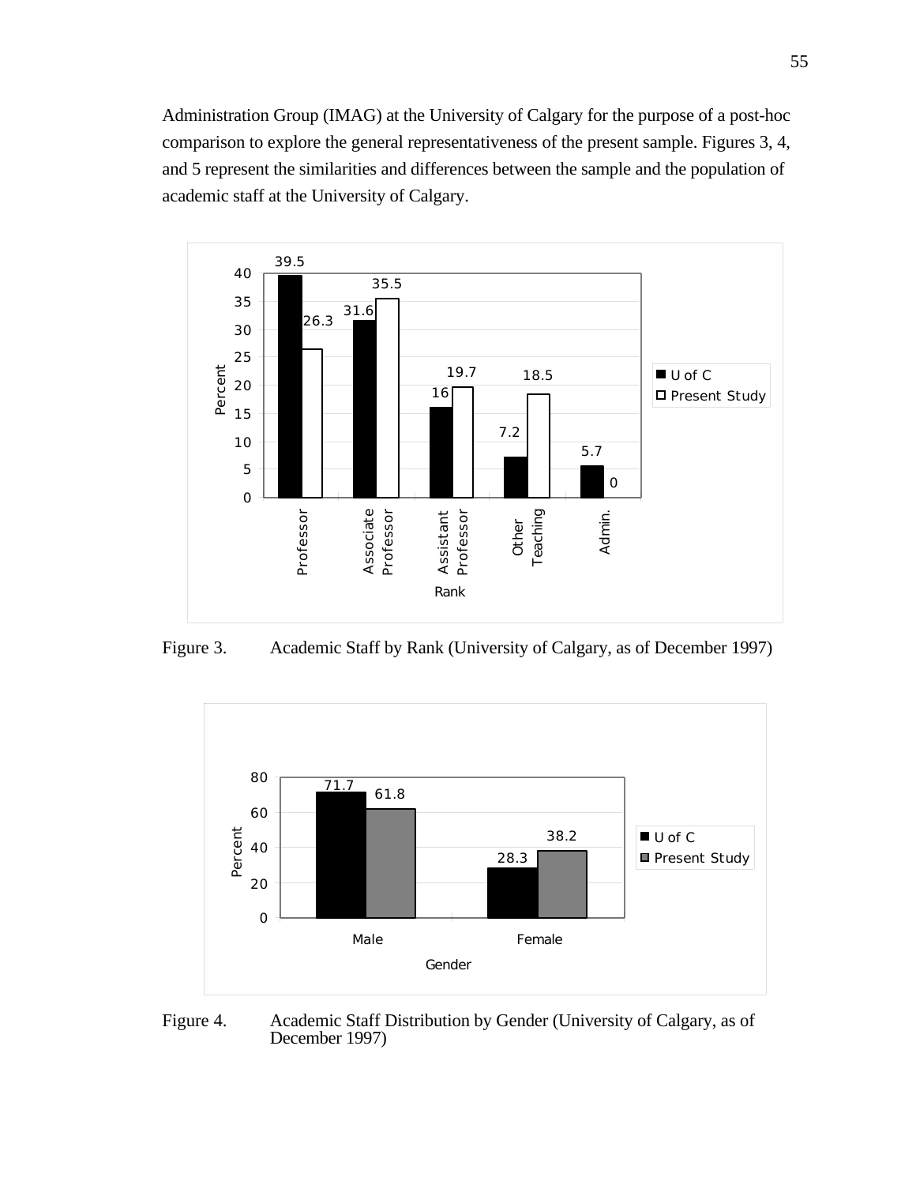Administration Group (IMAG) at the University of Calgary for the purpose of a post-hoc comparison to explore the general representativeness of the present sample. Figures 3, 4, and 5 represent the similarities and differences between the sample and the population of academic staff at the University of Calgary.

| Rank | U of C | Present Study |
|---|---|---|
| Professor | 39.5 | 26.3 |
| Associate Professor | 31.6 | 35.5 |
| Assistant Professor | 16 | 19.7 |
| Other Teaching | 7.2 | 18.5 |
| Admin. | 5.7 | 0 |

Figure 3. Academic Staff by Rank (University of Calgary, as of December 1997)

| Gender | U of C | Present Study |
|---|---|---|
| Male | 71.7 | 61.8 |
| Female | 28.3 | 38.2 |

Figure 4. Academic Staff Distribution by Gender (University of Calgary, as of December 1997)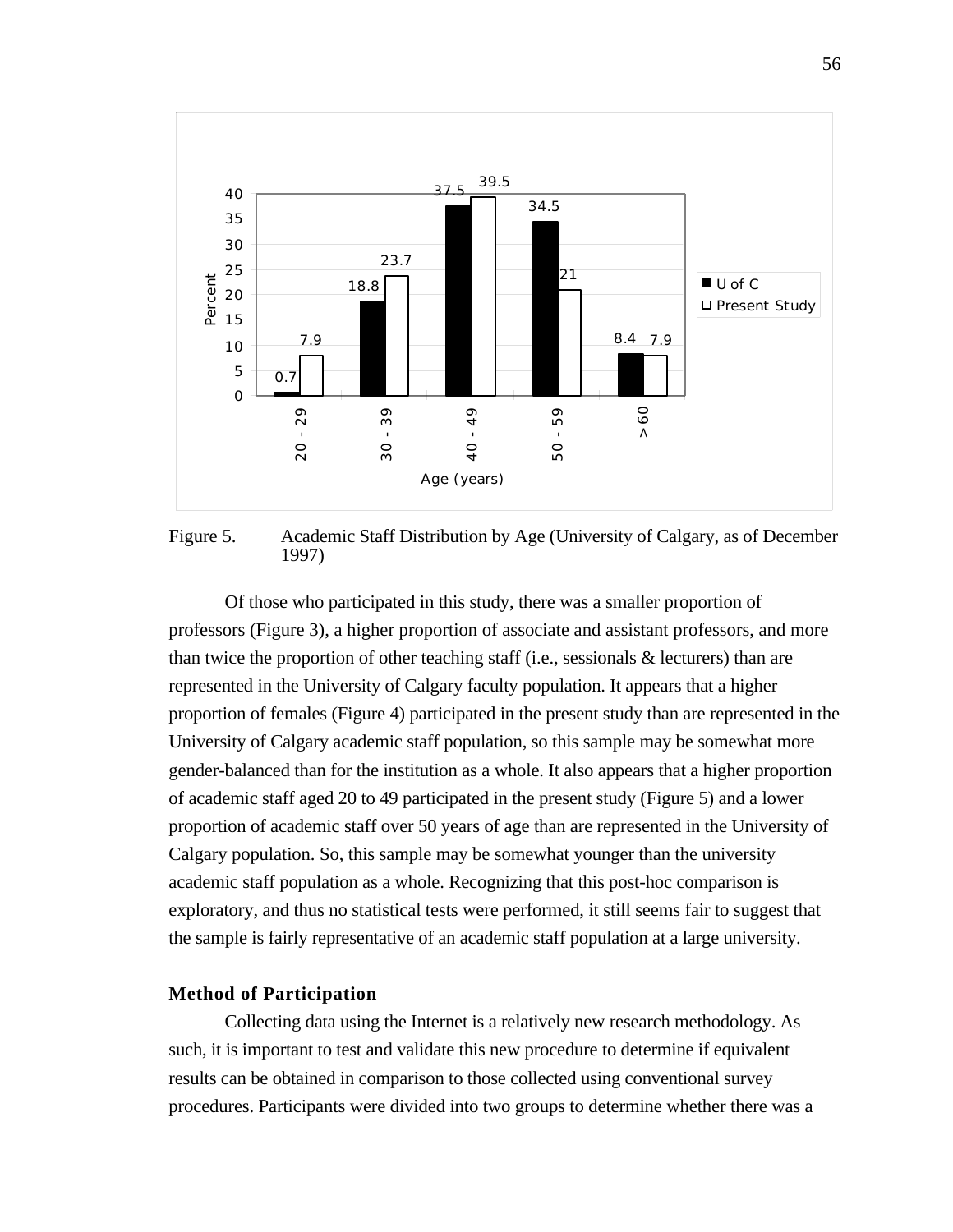| Age (years) | U of C | Present Study |
|---|---|---|
| 20 - 29 | 0.7 | 7.9 |
| 30 - 39 | 18.8 | 23.7 |
| 40 - 49 | 37.5 | 39.5 |
| 50 - 59 | 34.5 | 21 |
| >60 | 8.4 | 7.9 |

Figure 5. Academic Staff Distribution by Age (University of Calgary, as of December 1997)

Of those who participated in this study, there was a smaller proportion of professors (Figure 3), a higher proportion of associate and assistant professors, and more than twice the proportion of other teaching staff (i.e., sessionals & lecturers) than are represented in the University of Calgary faculty population. It appears that a higher proportion of females (Figure 4) participated in the present study than are represented in the University of Calgary academic staff population, so this sample may be somewhat more gender-balanced than for the institution as a whole. It also appears that a higher proportion of academic staff aged 20 to 49 participated in the present study (Figure 5) and a lower proportion of academic staff over 50 years of age than are represented in the University of Calgary population. So, this sample may be somewhat younger than the university academic staff population as a whole. Recognizing that this post-hoc comparison is exploratory, and thus no statistical tests were performed, it still seems fair to suggest that the sample is fairly representative of an academic staff population at a large university.

### Method of Participation

Collecting data using the Internet is a relatively new research methodology. As such, it is important to test and validate this new procedure to determine if equivalent results can be obtained in comparison to those collected using conventional survey procedures. Participants were divided into two groups to determine whether there was a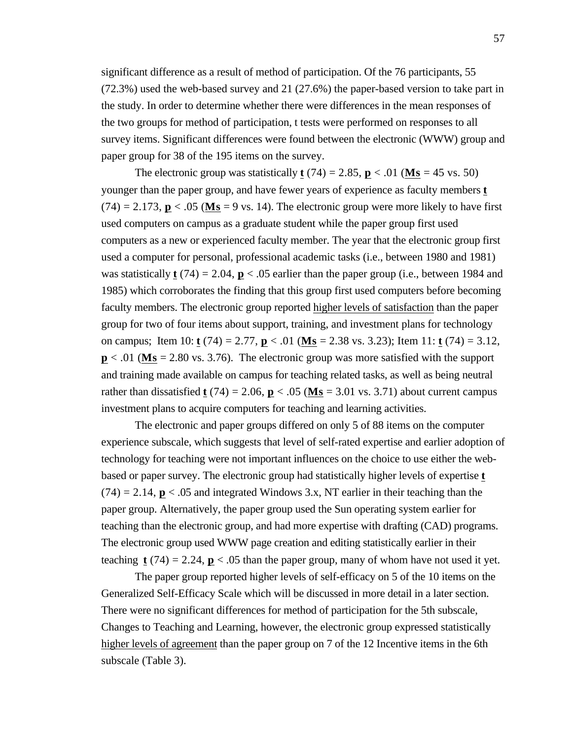significant difference as a result of method of participation. Of the 76 participants, 55 (72.3%) used the web-based survey and 21 (27.6%) the paper-based version to take part in the study. In order to determine whether there were differences in the mean responses of the two groups for method of participation, t tests were performed on responses to all survey items. Significant differences were found between the electronic (WWW) group and paper group for 38 of the 195 items on the survey.

The electronic group was statistically $t\ (74) = 2.85$, $p < .01$ ($Ms = 45$ vs. $50$) younger than the paper group, and have fewer years of experience as faculty members $t\ (74) = 2.173$, $p < .05$ ($Ms = 9$ vs. $14$). The electronic group were more likely to have first used computers on campus as a graduate student while the paper group first used computers as a new or experienced faculty member. The year that the electronic group first used a computer for personal, professional academic tasks (i.e., between 1980 and 1981) was statistically $t\ (74) = 2.04$, $p < .05$ earlier than the paper group (i.e., between 1984 and 1985) which corroborates the finding that this group first used computers before becoming faculty members. The electronic group reported higher levels of satisfaction than the paper group for two of four items about support, training, and investment plans for technology on campus; Item 10: $t\ (74) = 2.77$, $p < .01$ ($Ms = 2.38$ vs. $3.23$); Item 11: $t\ (74) = 3.12$, $p < .01$ ($Ms = 2.80$ vs. $3.76$). The electronic group was more satisfied with the support and training made available on campus for teaching related tasks, as well as being neutral rather than dissatisfied $t\ (74) = 2.06$, $p < .05$ ($Ms = 3.01$ vs. $3.71$) about current campus investment plans to acquire computers for teaching and learning activities.

The electronic and paper groups differed on only 5 of 88 items on the computer experience subscale, which suggests that level of self-rated expertise and earlier adoption of technology for teaching were not important influences on the choice to use either the web-based or paper survey. The electronic group had statistically higher levels of expertise $t\ (74) = 2.14$, $p < .05$ and integrated Windows 3.x, NT earlier in their teaching than the paper group. Alternatively, the paper group used the Sun operating system earlier for teaching than the electronic group, and had more expertise with drafting (CAD) programs. The electronic group used WWW page creation and editing statistically earlier in their teaching $t\ (74) = 2.24$, $p < .05$ than the paper group, many of whom have not used it yet.

The paper group reported higher levels of self-efficacy on 5 of the 10 items on the Generalized Self-Efficacy Scale which will be discussed in more detail in a later section. There were no significant differences for method of participation for the 5th subscale, Changes to Teaching and Learning, however, the electronic group expressed statistically higher levels of agreement than the paper group on 7 of the 12 Incentive items in the 6th subscale (Table 3).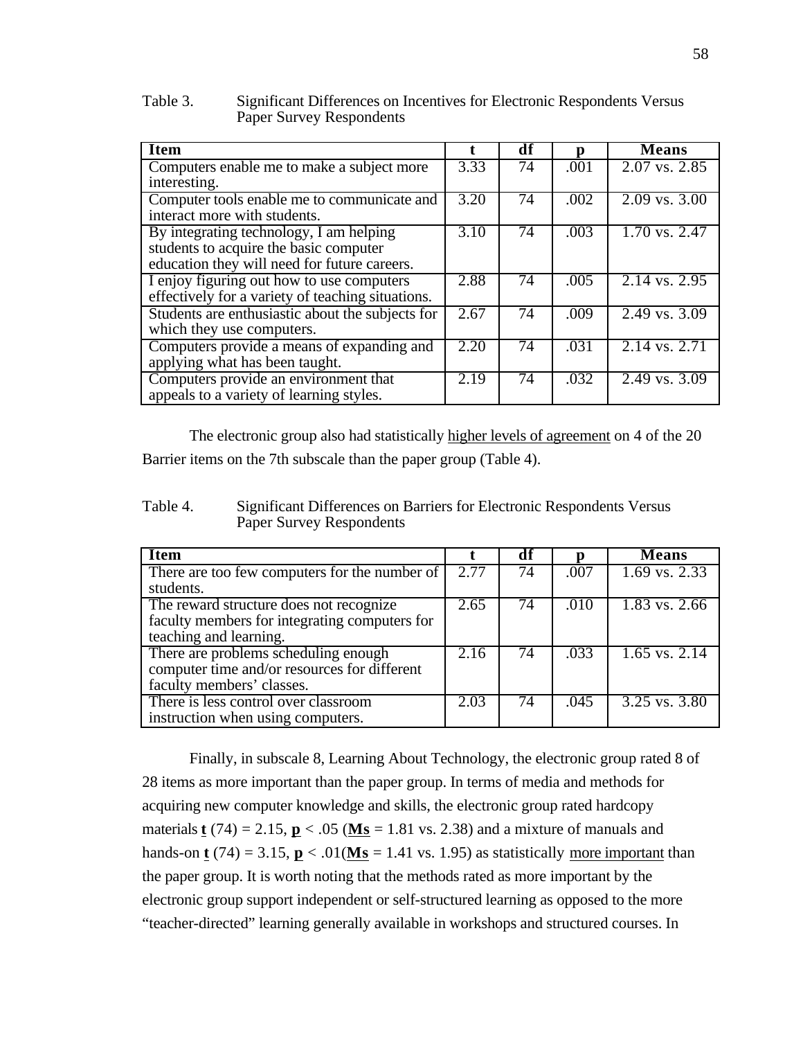Table 3. Significant Differences on Incentives for Electronic Respondents Versus Paper Survey Respondents

| Item | t | df | p | Means |
|---|---|---|---|---|
| Computers enable me to make a subject more interesting. | 3.33 | 74 | .001 | 2.07 vs. 2.85 |
| Computer tools enable me to communicate and interact more with students. | 3.20 | 74 | .002 | 2.09 vs. 3.00 |
| By integrating technology, I am helping students to acquire the basic computer education they will need for future careers. | 3.10 | 74 | .003 | 1.70 vs. 2.47 |
| I enjoy figuring out how to use computers effectively for a variety of teaching situations. | 2.88 | 74 | .005 | 2.14 vs. 2.95 |
| Students are enthusiastic about the subjects for which they use computers. | 2.67 | 74 | .009 | 2.49 vs. 3.09 |
| Computers provide a means of expanding and applying what has been taught. | 2.20 | 74 | .031 | 2.14 vs. 2.71 |
| Computers provide an environment that appeals to a variety of learning styles. | 2.19 | 74 | .032 | 2.49 vs. 3.09 |

The electronic group also had statistically <u>higher levels of agreement</u> on 4 of the 20 Barrier items on the 7th subscale than the paper group (Table 4).

Table 4. Significant Differences on Barriers for Electronic Respondents Versus Paper Survey Respondents

| Item | t | df | p | Means |
|---|---|---|---|---|
| There are too few computers for the number of students. | 2.77 | 74 | .007 | 1.69 vs. 2.33 |
| The reward structure does not recognize faculty members for integrating computers for teaching and learning. | 2.65 | 74 | .010 | 1.83 vs. 2.66 |
| There are problems scheduling enough computer time and/or resources for different faculty members' classes. | 2.16 | 74 | .033 | 1.65 vs. 2.14 |
| There is less control over classroom instruction when using computers. | 2.03 | 74 | .045 | 3.25 vs. 3.80 |

Finally, in subscale 8, Learning About Technology, the electronic group rated 8 of 28 items as more important than the paper group. In terms of media and methods for acquiring new computer knowledge and skills, the electronic group rated hardcopy materials $t(74) = 2.15$, $p < .05$ ($Ms = 1.81$ vs. 2.38) and a mixture of manuals and hands-on $t(74) = 3.15$, $p < .01$ ($Ms = 1.41$ vs. 1.95) as statistically <u>more important</u> than the paper group. It is worth noting that the methods rated as more important by the electronic group support independent or self-structured learning as opposed to the more "teacher-directed" learning generally available in workshops and structured courses. In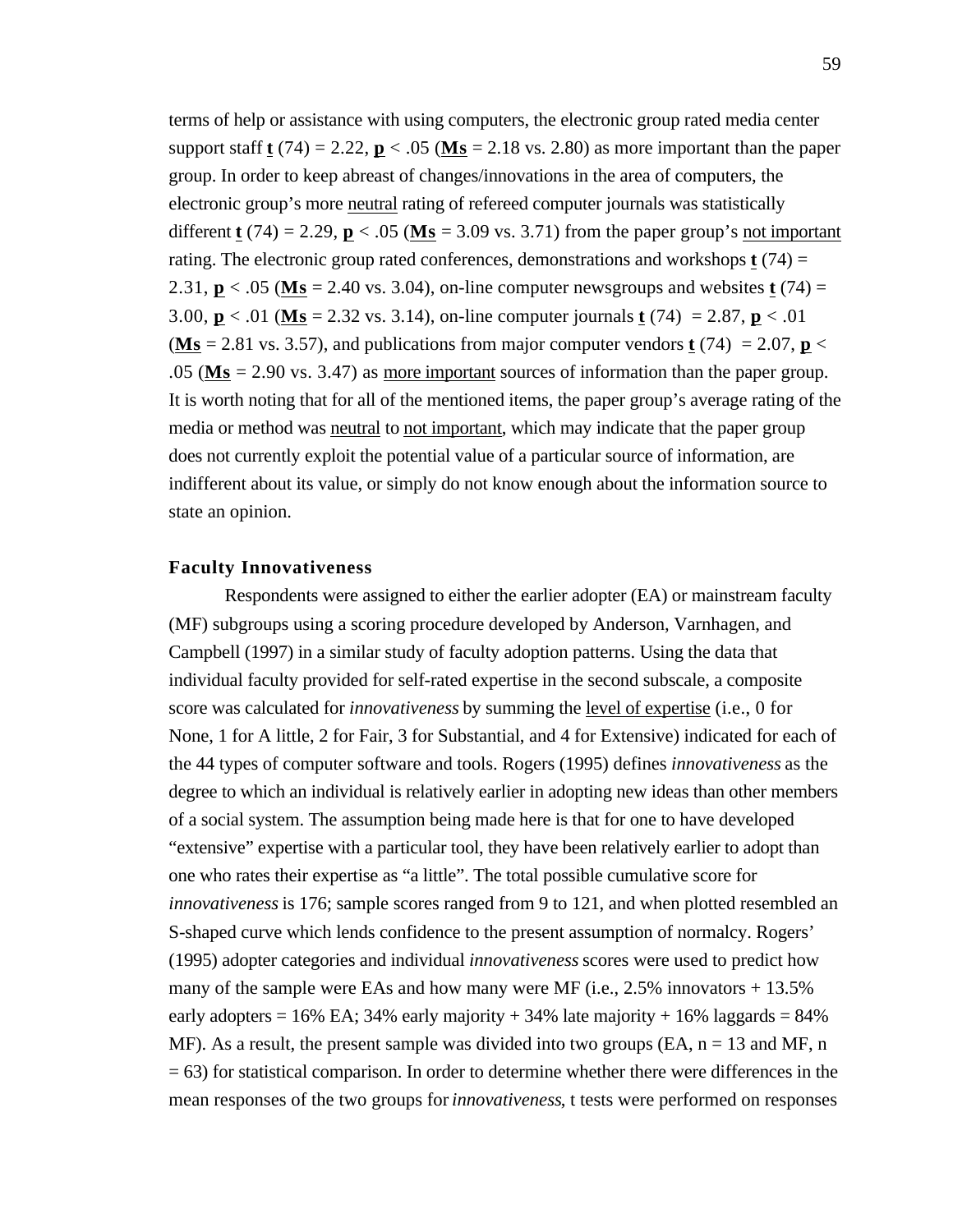terms of help or assistance with using computers, the electronic group rated media center support staff **t** (74) = 2.22, **p** < .05 (**Ms** = 2.18 vs. 2.80) as more important than the paper group. In order to keep abreast of changes/innovations in the area of computers, the electronic group's more neutral rating of refereed computer journals was statistically different **t** (74) = 2.29, **p** < .05 (**Ms** = 3.09 vs. 3.71) from the paper group's not important rating. The electronic group rated conferences, demonstrations and workshops **t** (74) = 2.31, **p** < .05 (**Ms** = 2.40 vs. 3.04), on-line computer newsgroups and websites **t** (74) = 3.00, **p** < .01 (**Ms** = 2.32 vs. 3.14), on-line computer journals **t** (74) = 2.87, **p** < .01 (**Ms** = 2.81 vs. 3.57), and publications from major computer vendors **t** (74) = 2.07, **p** < .05 (**Ms** = 2.90 vs. 3.47) as more important sources of information than the paper group. It is worth noting that for all of the mentioned items, the paper group's average rating of the media or method was neutral to not important, which may indicate that the paper group does not currently exploit the potential value of a particular source of information, are indifferent about its value, or simply do not know enough about the information source to state an opinion.

### Faculty Innovativeness

Respondents were assigned to either the earlier adopter (EA) or mainstream faculty (MF) subgroups using a scoring procedure developed by Anderson, Varnhagen, and Campbell (1997) in a similar study of faculty adoption patterns. Using the data that individual faculty provided for self-rated expertise in the second subscale, a composite score was calculated for *innovativeness* by summing the level of expertise (i.e., 0 for None, 1 for A little, 2 for Fair, 3 for Substantial, and 4 for Extensive) indicated for each of the 44 types of computer software and tools. Rogers (1995) defines *innovativeness* as the degree to which an individual is relatively earlier in adopting new ideas than other members of a social system. The assumption being made here is that for one to have developed "extensive" expertise with a particular tool, they have been relatively earlier to adopt than one who rates their expertise as "a little". The total possible cumulative score for *innovativeness* is 176; sample scores ranged from 9 to 121, and when plotted resembled an S-shaped curve which lends confidence to the present assumption of normalcy. Rogers' (1995) adopter categories and individual *innovativeness* scores were used to predict how many of the sample were EAs and how many were MF (i.e., 2.5% innovators + 13.5% early adopters = 16% EA; 34% early majority + 34% late majority + 16% laggards = 84% MF). As a result, the present sample was divided into two groups (EA, n = 13 and MF, n = 63) for statistical comparison. In order to determine whether there were differences in the mean responses of the two groups for *innovativeness*, t tests were performed on responses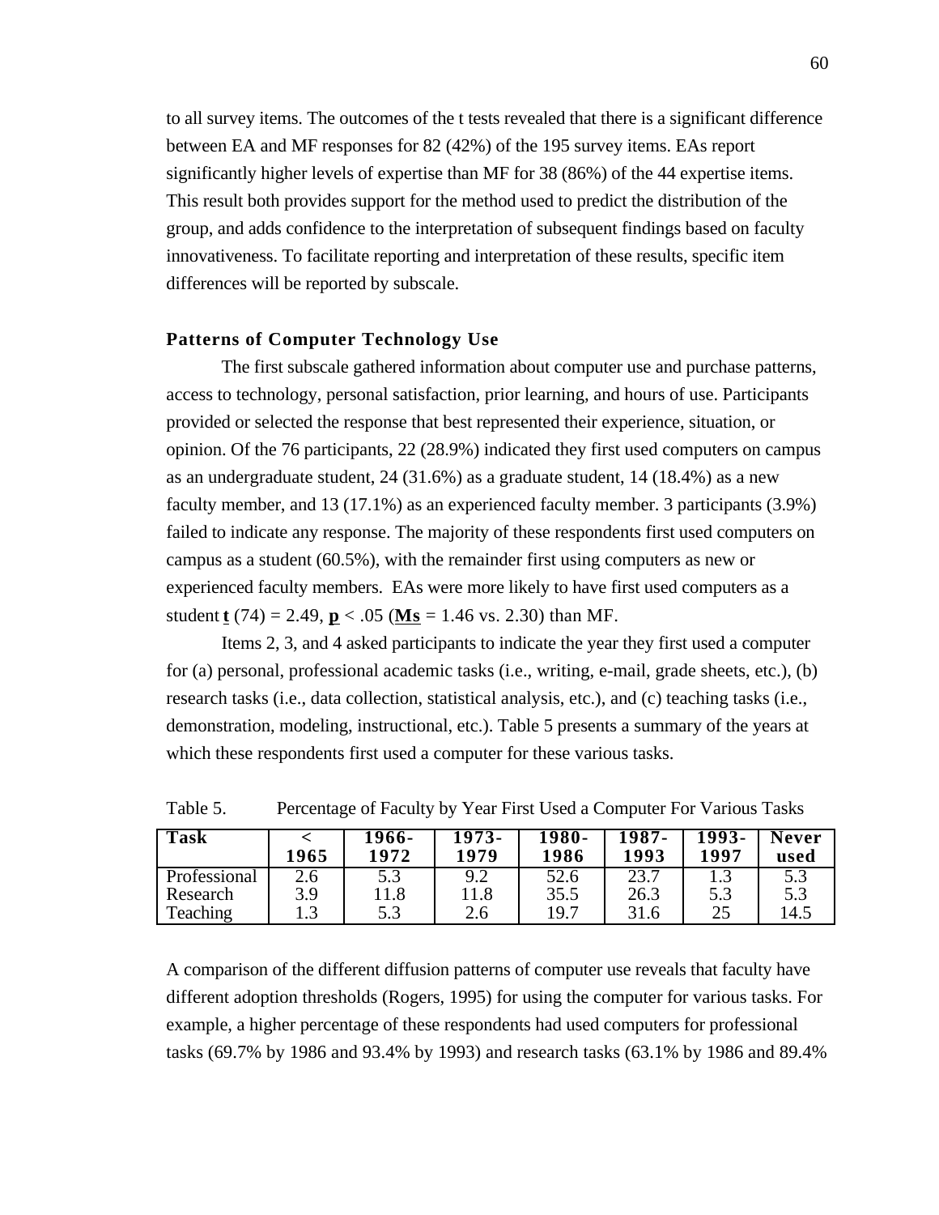to all survey items. The outcomes of the t tests revealed that there is a significant difference between EA and MF responses for 82 (42%) of the 195 survey items. EAs report significantly higher levels of expertise than MF for 38 (86%) of the 44 expertise items. This result both provides support for the method used to predict the distribution of the group, and adds confidence to the interpretation of subsequent findings based on faculty innovativeness. To facilitate reporting and interpretation of these results, specific item differences will be reported by subscale.

## Patterns of Computer Technology Use

The first subscale gathered information about computer use and purchase patterns, access to technology, personal satisfaction, prior learning, and hours of use. Participants provided or selected the response that best represented their experience, situation, or opinion. Of the 76 participants, 22 (28.9%) indicated they first used computers on campus as an undergraduate student, 24 (31.6%) as a graduate student, 14 (18.4%) as a new faculty member, and 13 (17.1%) as an experienced faculty member. 3 participants (3.9%) failed to indicate any response. The majority of these respondents first used computers on campus as a student (60.5%), with the remainder first using computers as new or experienced faculty members. EAs were more likely to have first used computers as a student $t(74) = 2.49$, $p < .05$ (**Ms** = 1.46 vs. 2.30) than MF.

Items 2, 3, and 4 asked participants to indicate the year they first used a computer for (a) personal, professional academic tasks (i.e., writing, e-mail, grade sheets, etc.), (b) research tasks (i.e., data collection, statistical analysis, etc.), and (c) teaching tasks (i.e., demonstration, modeling, instructional, etc.). Table 5 presents a summary of the years at which these respondents first used a computer for these various tasks.

Table 5. Percentage of Faculty by Year First Used a Computer For Various Tasks

| Task | < 1965 | 1966-1972 | 1973-1979 | 1980-1986 | 1987-1993 | 1993-1997 | Never used |
|---|---|---|---|---|---|---|---|
| Professional | 2.6 | 5.3 | 9.2 | 52.6 | 23.7 | 1.3 | 5.3 |
| Research | 3.9 | 11.8 | 11.8 | 35.5 | 26.3 | 5.3 | 5.3 |
| Teaching | 1.3 | 5.3 | 2.6 | 19.7 | 31.6 | 25 | 14.5 |

A comparison of the different diffusion patterns of computer use reveals that faculty have different adoption thresholds (Rogers, 1995) for using the computer for various tasks. For example, a higher percentage of these respondents had used computers for professional tasks (69.7% by 1986 and 93.4% by 1993) and research tasks (63.1% by 1986 and 89.4%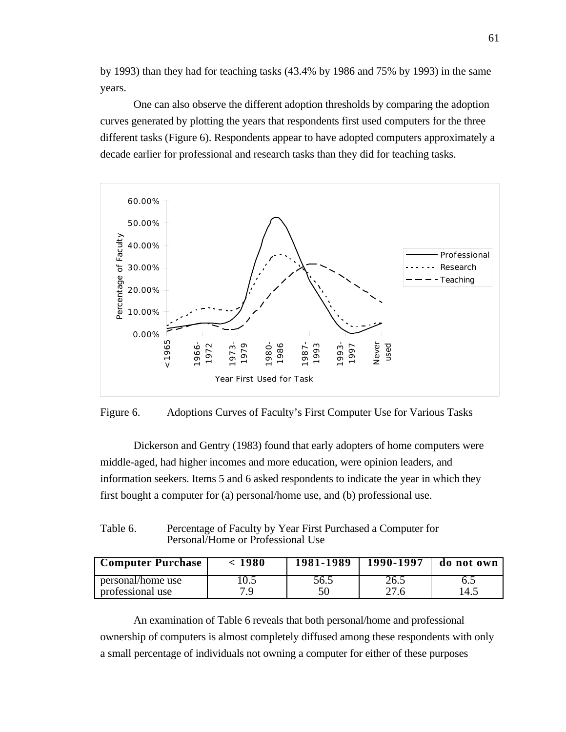by 1993) than they had for teaching tasks (43.4% by 1986 and 75% by 1993) in the same years.

One can also observe the different adoption thresholds by comparing the adoption curves generated by plotting the years that respondents first used computers for the three different tasks (Figure 6). Respondents appear to have adopted computers approximately a decade earlier for professional and research tasks than they did for teaching tasks.

Figure 6. Adoptions Curves of Faculty's First Computer Use for Various Tasks

Dickerson and Gentry (1983) found that early adopters of home computers were middle-aged, had higher incomes and more education, were opinion leaders, and information seekers. Items 5 and 6 asked respondents to indicate the year in which they first bought a computer for (a) personal/home use, and (b) professional use.

Table 6. Percentage of Faculty by Year First Purchased a Computer for Personal/Home or Professional Use

| Computer Purchase | < 1980 | 1981-1989 | 1990-1997 | do not own |
|---|---|---|---|---|
| personal/home use | 10.5 | 56.5 | 26.5 | 6.5 |
| professional use | 7.9 | 50 | 27.6 | 14.5 |

An examination of Table 6 reveals that both personal/home and professional ownership of computers is almost completely diffused among these respondents with only a small percentage of individuals not owning a computer for either of these purposes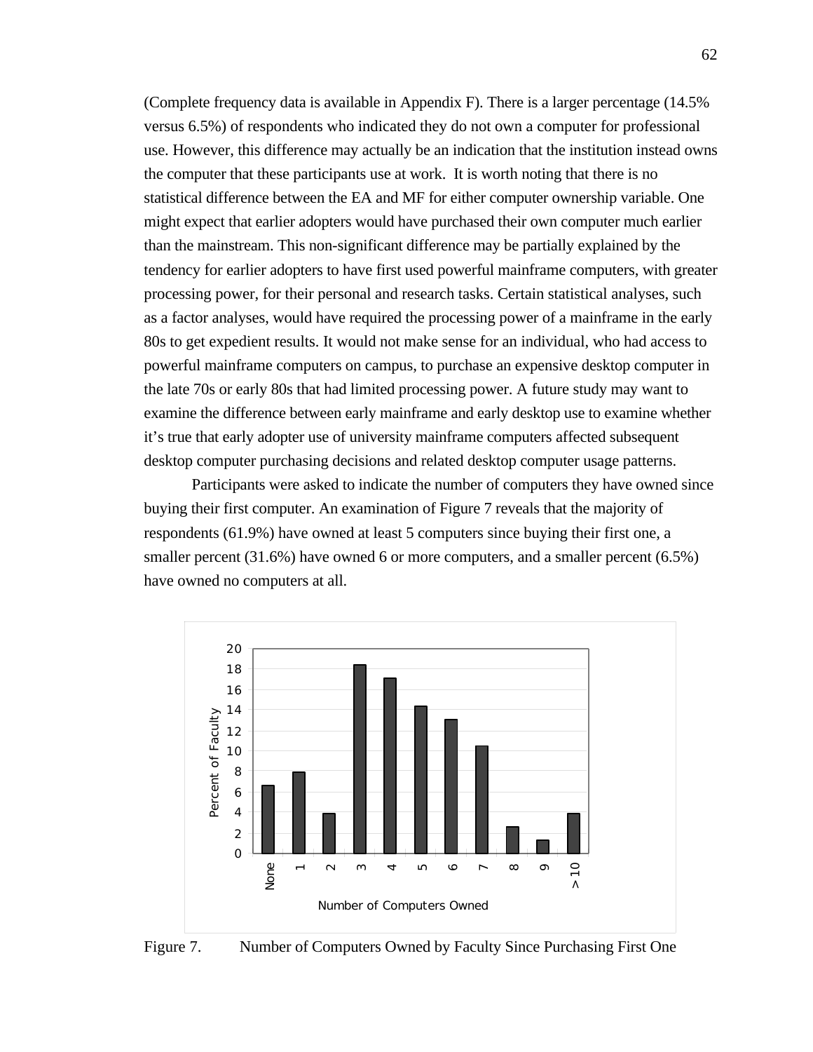(Complete frequency data is available in Appendix F). There is a larger percentage (14.5% versus 6.5%) of respondents who indicated they do not own a computer for professional use. However, this difference may actually be an indication that the institution instead owns the computer that these participants use at work. It is worth noting that there is no statistical difference between the EA and MF for either computer ownership variable. One might expect that earlier adopters would have purchased their own computer much earlier than the mainstream. This non-significant difference may be partially explained by the tendency for earlier adopters to have first used powerful mainframe computers, with greater processing power, for their personal and research tasks. Certain statistical analyses, such as a factor analyses, would have required the processing power of a mainframe in the early 80s to get expedient results. It would not make sense for an individual, who had access to powerful mainframe computers on campus, to purchase an expensive desktop computer in the late 70s or early 80s that had limited processing power. A future study may want to examine the difference between early mainframe and early desktop use to examine whether it's true that early adopter use of university mainframe computers affected subsequent desktop computer purchasing decisions and related desktop computer usage patterns.

Participants were asked to indicate the number of computers they have owned since buying their first computer. An examination of Figure 7 reveals that the majority of respondents (61.9%) have owned at least 5 computers since buying their first one, a smaller percent (31.6%) have owned 6 or more computers, and a smaller percent (6.5%) have owned no computers at all.

Figure 7. Number of Computers Owned by Faculty Since Purchasing First One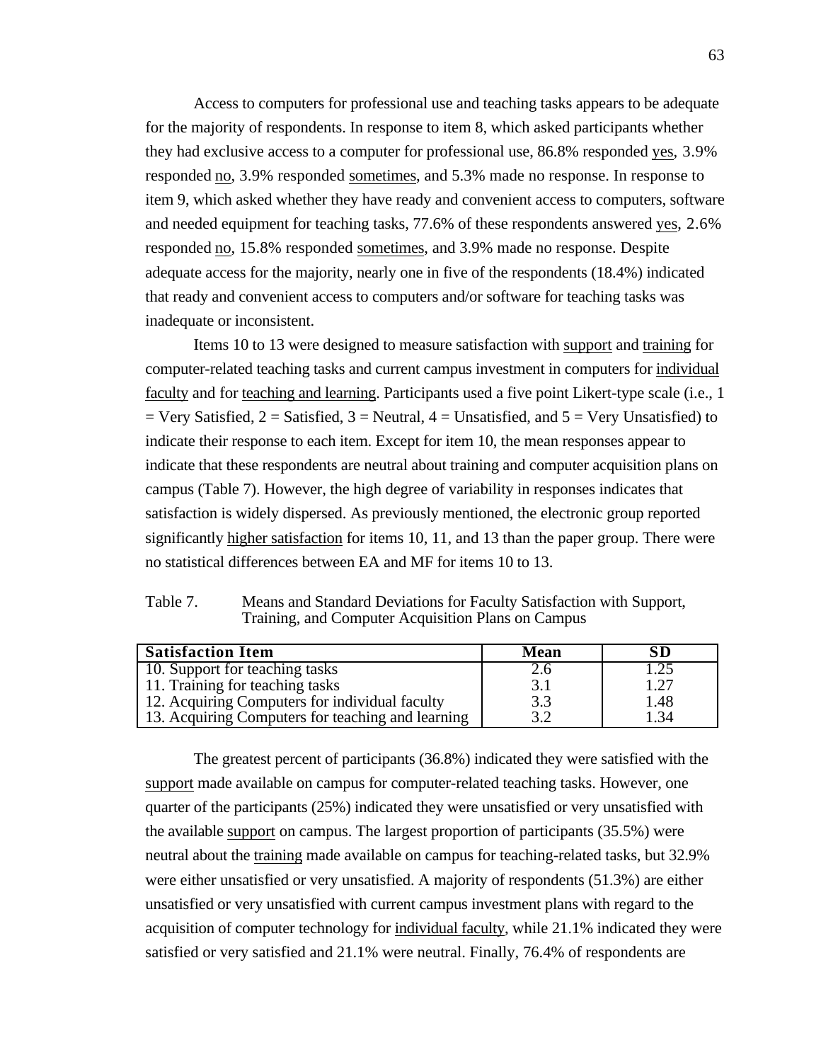Access to computers for professional use and teaching tasks appears to be adequate for the majority of respondents. In response to item 8, which asked participants whether they had exclusive access to a computer for professional use, 86.8% responded yes, 3.9% responded no, 3.9% responded sometimes, and 5.3% made no response. In response to item 9, which asked whether they have ready and convenient access to computers, software and needed equipment for teaching tasks, 77.6% of these respondents answered yes, 2.6% responded no, 15.8% responded sometimes, and 3.9% made no response. Despite adequate access for the majority, nearly one in five of the respondents (18.4%) indicated that ready and convenient access to computers and/or software for teaching tasks was inadequate or inconsistent.

Items 10 to 13 were designed to measure satisfaction with support and training for computer-related teaching tasks and current campus investment in computers for individual faculty and for teaching and learning. Participants used a five point Likert-type scale (i.e., 1 = Very Satisfied, 2 = Satisfied, 3 = Neutral, 4 = Unsatisfied, and 5 = Very Unsatisfied) to indicate their response to each item. Except for item 10, the mean responses appear to indicate that these respondents are neutral about training and computer acquisition plans on campus (Table 7). However, the high degree of variability in responses indicates that satisfaction is widely dispersed. As previously mentioned, the electronic group reported significantly higher satisfaction for items 10, 11, and 13 than the paper group. There were no statistical differences between EA and MF for items 10 to 13.

Table 7. Means and Standard Deviations for Faculty Satisfaction with Support, Training, and Computer Acquisition Plans on Campus

| Satisfaction Item | Mean | SD |
|---|---|---|
| 10. Support for teaching tasks | 2.6 | 1.25 |
| 11. Training for teaching tasks | 3.1 | 1.27 |
| 12. Acquiring Computers for individual faculty | 3.3 | 1.48 |
| 13. Acquiring Computers for teaching and learning | 3.2 | 1.34 |

The greatest percent of participants (36.8%) indicated they were satisfied with the support made available on campus for computer-related teaching tasks. However, one quarter of the participants (25%) indicated they were unsatisfied or very unsatisfied with the available support on campus. The largest proportion of participants (35.5%) were neutral about the training made available on campus for teaching-related tasks, but 32.9% were either unsatisfied or very unsatisfied. A majority of respondents (51.3%) are either unsatisfied or very unsatisfied with current campus investment plans with regard to the acquisition of computer technology for individual faculty, while 21.1% indicated they were satisfied or very satisfied and 21.1% were neutral. Finally, 76.4% of respondents are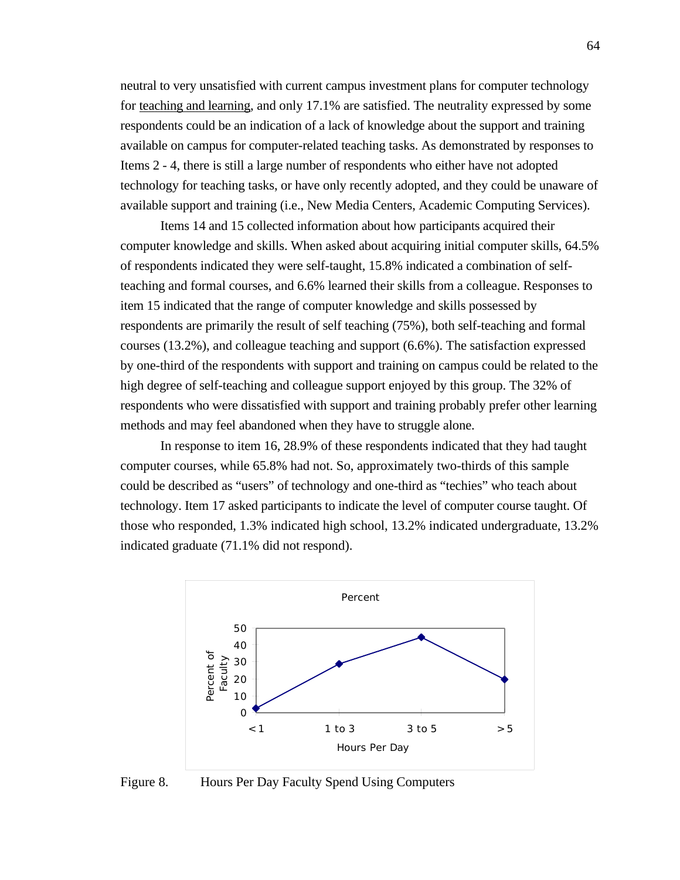neutral to very unsatisfied with current campus investment plans for computer technology for teaching and learning, and only 17.1% are satisfied. The neutrality expressed by some respondents could be an indication of a lack of knowledge about the support and training available on campus for computer-related teaching tasks. As demonstrated by responses to Items 2 - 4, there is still a large number of respondents who either have not adopted technology for teaching tasks, or have only recently adopted, and they could be unaware of available support and training (i.e., New Media Centers, Academic Computing Services).

Items 14 and 15 collected information about how participants acquired their computer knowledge and skills. When asked about acquiring initial computer skills, 64.5% of respondents indicated they were self-taught, 15.8% indicated a combination of self-teaching and formal courses, and 6.6% learned their skills from a colleague. Responses to item 15 indicated that the range of computer knowledge and skills possessed by respondents are primarily the result of self teaching (75%), both self-teaching and formal courses (13.2%), and colleague teaching and support (6.6%). The satisfaction expressed by one-third of the respondents with support and training on campus could be related to the high degree of self-teaching and colleague support enjoyed by this group. The 32% of respondents who were dissatisfied with support and training probably prefer other learning methods and may feel abandoned when they have to struggle alone.

In response to item 16, 28.9% of these respondents indicated that they had taught computer courses, while 65.8% had not. So, approximately two-thirds of this sample could be described as "users" of technology and one-third as "techies" who teach about technology. Item 17 asked participants to indicate the level of computer course taught. Of those who responded, 1.3% indicated high school, 13.2% indicated undergraduate, 13.2% indicated graduate (71.1% did not respond).

Percent

Percent of Faculty

Hours Per Day

| Hours Per Day | < 1 | 1 to 3 | 3 to 5 | > 5 |
|---|---|---|---|---|

Figure 8. Hours Per Day Faculty Spend Using Computers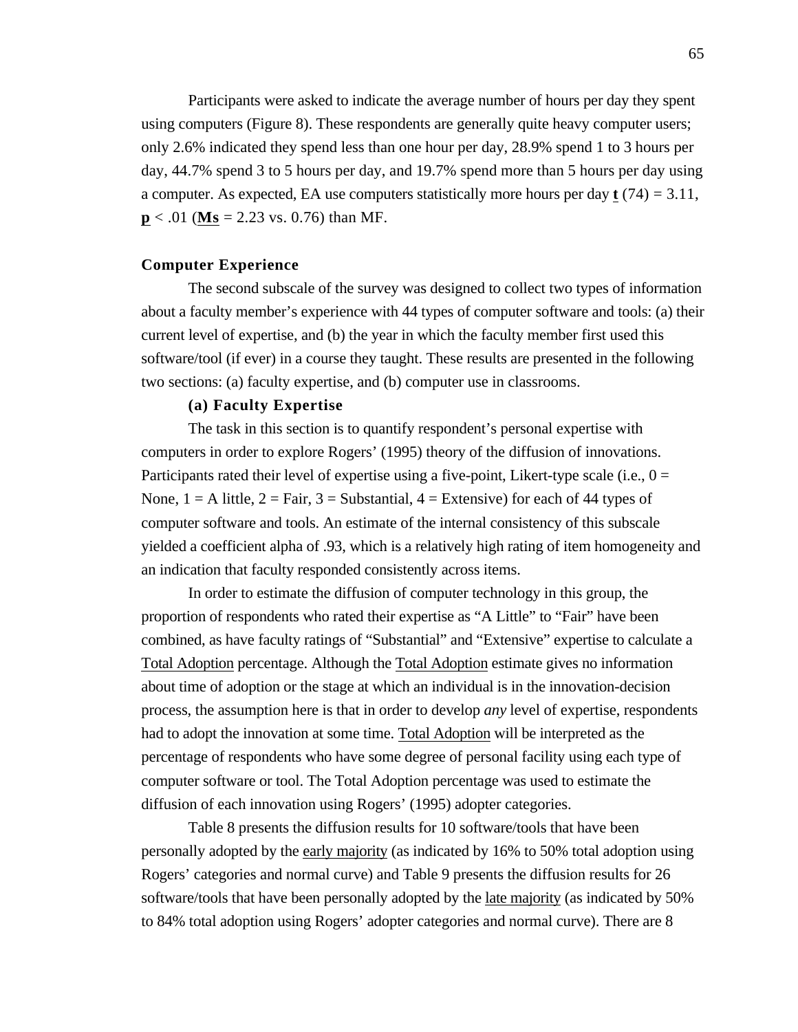Participants were asked to indicate the average number of hours per day they spent using computers (Figure 8). These respondents are generally quite heavy computer users; only 2.6% indicated they spend less than one hour per day, 28.9% spend 1 to 3 hours per day, 44.7% spend 3 to 5 hours per day, and 19.7% spend more than 5 hours per day using a computer. As expected, EA use computers statistically more hours per day $t\,(74) = 3.11$, $p < .01$ (**Ms** = 2.23 vs. 0.76) than MF.

### Computer Experience

The second subscale of the survey was designed to collect two types of information about a faculty member's experience with 44 types of computer software and tools: (a) their current level of expertise, and (b) the year in which the faculty member first used this software/tool (if ever) in a course they taught. These results are presented in the following two sections: (a) faculty expertise, and (b) computer use in classrooms.

#### (a) Faculty Expertise

The task in this section is to quantify respondent's personal expertise with computers in order to explore Rogers' (1995) theory of the diffusion of innovations. Participants rated their level of expertise using a five-point, Likert-type scale (i.e., 0 = None, 1 = A little, 2 = Fair, 3 = Substantial, 4 = Extensive) for each of 44 types of computer software and tools. An estimate of the internal consistency of this subscale yielded a coefficient alpha of .93, which is a relatively high rating of item homogeneity and an indication that faculty responded consistently across items.

In order to estimate the diffusion of computer technology in this group, the proportion of respondents who rated their expertise as "A Little" to "Fair" have been combined, as have faculty ratings of "Substantial" and "Extensive" expertise to calculate a Total Adoption percentage. Although the Total Adoption estimate gives no information about time of adoption or the stage at which an individual is in the innovation-decision process, the assumption here is that in order to develop *any* level of expertise, respondents had to adopt the innovation at some time. Total Adoption will be interpreted as the percentage of respondents who have some degree of personal facility using each type of computer software or tool. The Total Adoption percentage was used to estimate the diffusion of each innovation using Rogers' (1995) adopter categories.

Table 8 presents the diffusion results for 10 software/tools that have been personally adopted by the early majority (as indicated by 16% to 50% total adoption using Rogers' categories and normal curve) and Table 9 presents the diffusion results for 26 software/tools that have been personally adopted by the late majority (as indicated by 50% to 84% total adoption using Rogers' adopter categories and normal curve). There are 8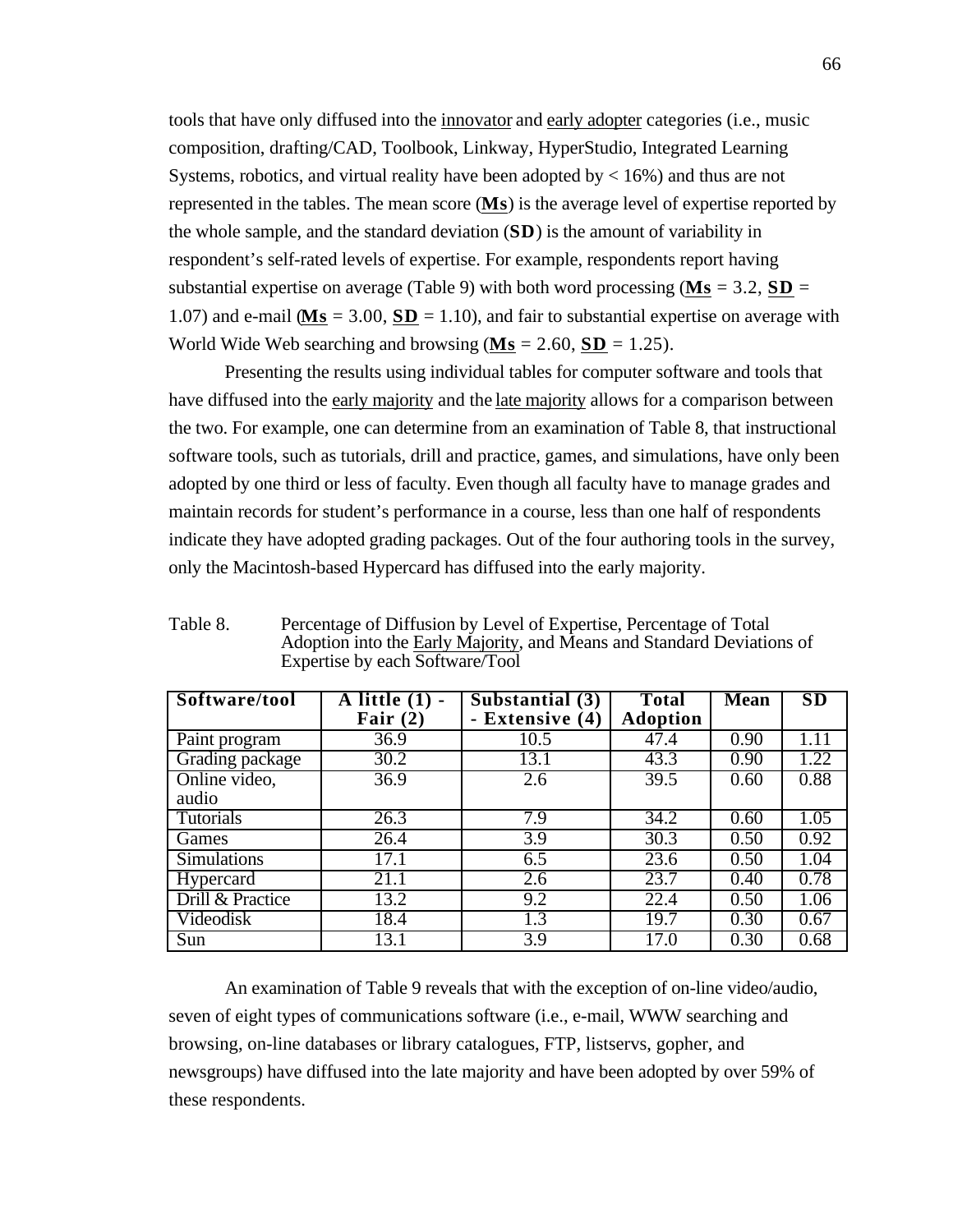tools that have only diffused into the innovator and early adopter categories (i.e., music composition, drafting/CAD, Toolbook, Linkway, HyperStudio, Integrated Learning Systems, robotics, and virtual reality have been adopted by < 16%) and thus are not represented in the tables. The mean score (**Ms**) is the average level of expertise reported by the whole sample, and the standard deviation (**SD**) is the amount of variability in respondent's self-rated levels of expertise. For example, respondents report having substantial expertise on average (Table 9) with both word processing (**Ms** = 3.2, **SD** = 1.07) and e-mail (**Ms** = 3.00, **SD** = 1.10), and fair to substantial expertise on average with World Wide Web searching and browsing (**Ms** = 2.60, **SD** = 1.25).

Presenting the results using individual tables for computer software and tools that have diffused into the early majority and the late majority allows for a comparison between the two. For example, one can determine from an examination of Table 8, that instructional software tools, such as tutorials, drill and practice, games, and simulations, have only been adopted by one third or less of faculty. Even though all faculty have to manage grades and maintain records for student's performance in a course, less than one half of respondents indicate they have adopted grading packages. Out of the four authoring tools in the survey, only the Macintosh-based Hypercard has diffused into the early majority.

Table 8. Percentage of Diffusion by Level of Expertise, Percentage of Total Adoption into the Early Majority, and Means and Standard Deviations of Expertise by each Software/Tool

| Software/tool | A little (1) - Fair (2) | Substantial (3) - Extensive (4) | Total Adoption | Mean | SD |
|---|---|---|---|---|---|
| Paint program | 36.9 | 10.5 | 47.4 | 0.90 | 1.11 |
| Grading package | 30.2 | 13.1 | 43.3 | 0.90 | 1.22 |
| Online video, audio | 36.9 | 2.6 | 39.5 | 0.60 | 0.88 |
| Tutorials | 26.3 | 7.9 | 34.2 | 0.60 | 1.05 |
| Games | 26.4 | 3.9 | 30.3 | 0.50 | 0.92 |
| Simulations | 17.1 | 6.5 | 23.6 | 0.50 | 1.04 |
| Hypercard | 21.1 | 2.6 | 23.7 | 0.40 | 0.78 |
| Drill & Practice | 13.2 | 9.2 | 22.4 | 0.50 | 1.06 |
| Videodisk | 18.4 | 1.3 | 19.7 | 0.30 | 0.67 |
| Sun | 13.1 | 3.9 | 17.0 | 0.30 | 0.68 |

An examination of Table 9 reveals that with the exception of on-line video/audio, seven of eight types of communications software (i.e., e-mail, WWW searching and browsing, on-line databases or library catalogues, FTP, listservs, gopher, and newsgroups) have diffused into the late majority and have been adopted by over 59% of these respondents.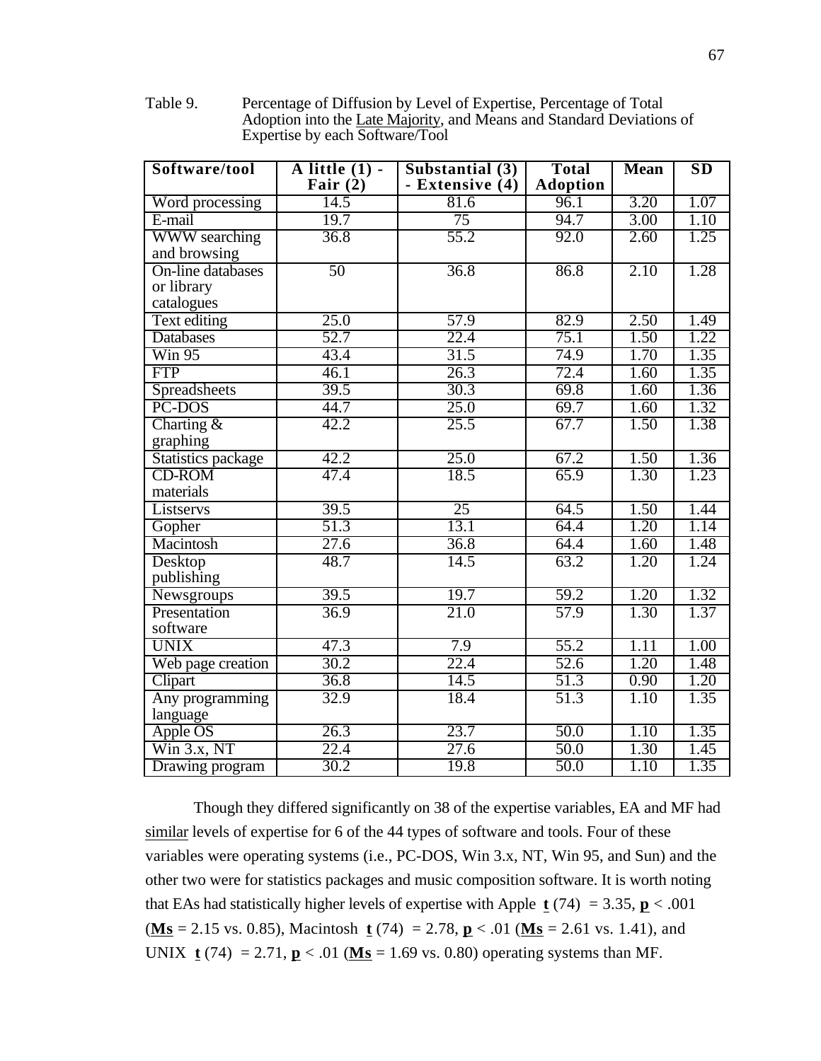Table 9. Percentage of Diffusion by Level of Expertise, Percentage of Total Adoption into the Late Majority, and Means and Standard Deviations of Expertise by each Software/Tool

| Software/tool | A little (1) - Fair (2) | Substantial (3) - Extensive (4) | Total Adoption | Mean | SD |
|---|---|---|---|---|---|
| Word processing | 14.5 | 81.6 | 96.1 | 3.20 | 1.07 |
| E-mail | 19.7 | 75 | 94.7 | 3.00 | 1.10 |
| WWW searching and browsing | 36.8 | 55.2 | 92.0 | 2.60 | 1.25 |
| On-line databases or library catalogues | 50 | 36.8 | 86.8 | 2.10 | 1.28 |
| Text editing | 25.0 | 57.9 | 82.9 | 2.50 | 1.49 |
| Databases | 52.7 | 22.4 | 75.1 | 1.50 | 1.22 |
| Win 95 | 43.4 | 31.5 | 74.9 | 1.70 | 1.35 |
| FTP | 46.1 | 26.3 | 72.4 | 1.60 | 1.35 |
| Spreadsheets | 39.5 | 30.3 | 69.8 | 1.60 | 1.36 |
| PC-DOS | 44.7 | 25.0 | 69.7 | 1.60 | 1.32 |
| Charting & graphing | 42.2 | 25.5 | 67.7 | 1.50 | 1.38 |
| Statistics package | 42.2 | 25.0 | 67.2 | 1.50 | 1.36 |
| CD-ROM materials | 47.4 | 18.5 | 65.9 | 1.30 | 1.23 |
| Listservs | 39.5 | 25 | 64.5 | 1.50 | 1.44 |
| Gopher | 51.3 | 13.1 | 64.4 | 1.20 | 1.14 |
| Macintosh | 27.6 | 36.8 | 64.4 | 1.60 | 1.48 |
| Desktop publishing | 48.7 | 14.5 | 63.2 | 1.20 | 1.24 |
| Newsgroups | 39.5 | 19.7 | 59.2 | 1.20 | 1.32 |
| Presentation software | 36.9 | 21.0 | 57.9 | 1.30 | 1.37 |
| UNIX | 47.3 | 7.9 | 55.2 | 1.11 | 1.00 |
| Web page creation | 30.2 | 22.4 | 52.6 | 1.20 | 1.48 |
| Clipart | 36.8 | 14.5 | 51.3 | 0.90 | 1.20 |
| Any programming language | 32.9 | 18.4 | 51.3 | 1.10 | 1.35 |
| Apple OS | 26.3 | 23.7 | 50.0 | 1.10 | 1.35 |
| Win 3.x, NT | 22.4 | 27.6 | 50.0 | 1.30 | 1.45 |
| Drawing program | 30.2 | 19.8 | 50.0 | 1.10 | 1.35 |

Though they differed significantly on 38 of the expertise variables, EA and MF had similar levels of expertise for 6 of the 44 types of software and tools. Four of these variables were operating systems (i.e., PC-DOS, Win 3.x, NT, Win 95, and Sun) and the other two were for statistics packages and music composition software. It is worth noting that EAs had statistically higher levels of expertise with Apple $t$ (74) = 3.35, $p < .001$ (**Ms** = 2.15 vs. 0.85), Macintosh $t$ (74) = 2.78, $p < .01$ (**Ms** = 2.61 vs. 1.41), and UNIX $t$ (74) = 2.71, $p < .01$ (**Ms** = 1.69 vs. 0.80) operating systems than MF.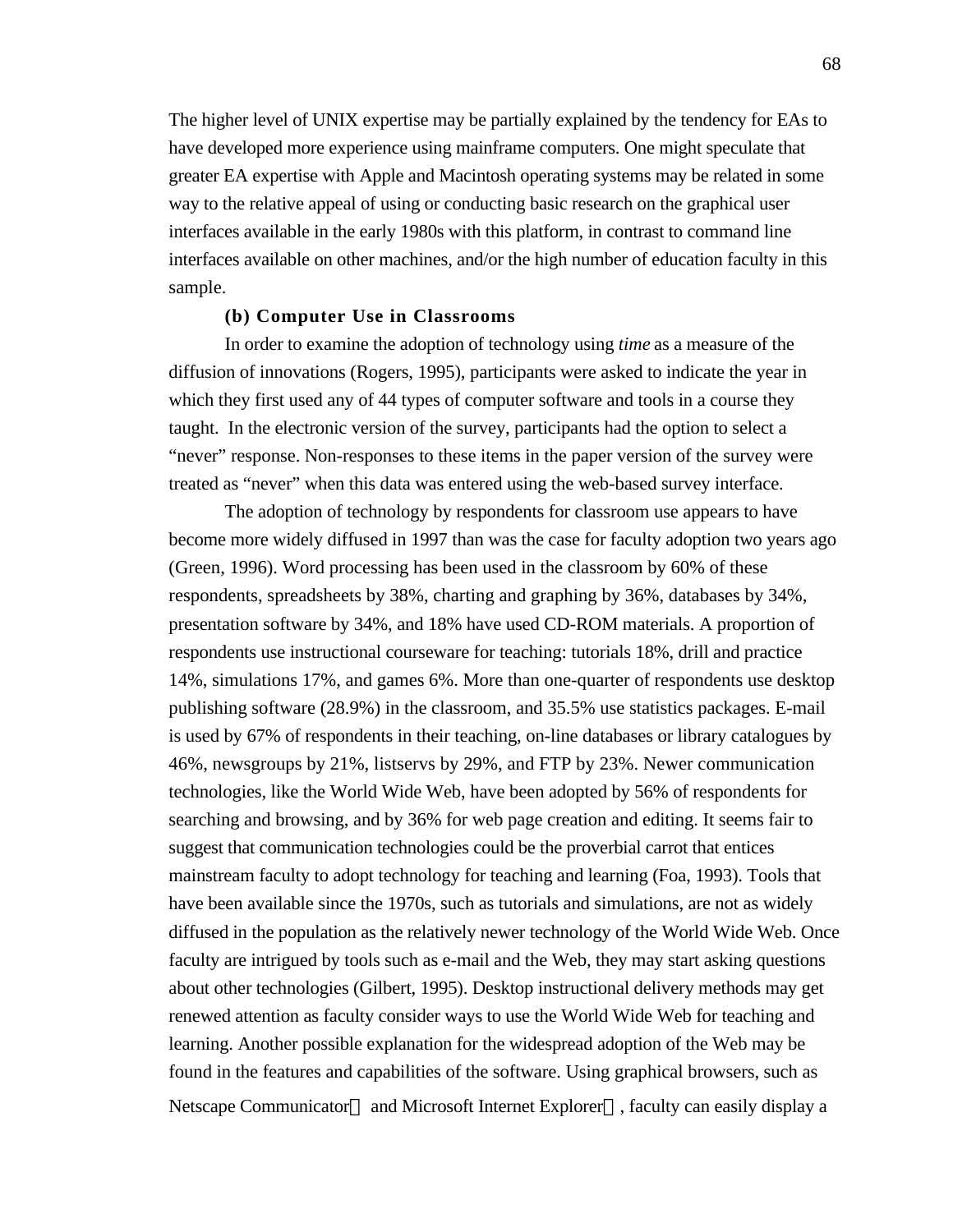The higher level of UNIX expertise may be partially explained by the tendency for EAs to have developed more experience using mainframe computers. One might speculate that greater EA expertise with Apple and Macintosh operating systems may be related in some way to the relative appeal of using or conducting basic research on the graphical user interfaces available in the early 1980s with this platform, in contrast to command line interfaces available on other machines, and/or the high number of education faculty in this sample.

**(b) Computer Use in Classrooms**

In order to examine the adoption of technology using *time* as a measure of the diffusion of innovations (Rogers, 1995), participants were asked to indicate the year in which they first used any of 44 types of computer software and tools in a course they taught. In the electronic version of the survey, participants had the option to select a "never" response. Non-responses to these items in the paper version of the survey were treated as "never" when this data was entered using the web-based survey interface.

The adoption of technology by respondents for classroom use appears to have become more widely diffused in 1997 than was the case for faculty adoption two years ago (Green, 1996). Word processing has been used in the classroom by 60% of these respondents, spreadsheets by 38%, charting and graphing by 36%, databases by 34%, presentation software by 34%, and 18% have used CD-ROM materials. A proportion of respondents use instructional courseware for teaching: tutorials 18%, drill and practice 14%, simulations 17%, and games 6%. More than one-quarter of respondents use desktop publishing software (28.9%) in the classroom, and 35.5% use statistics packages. E-mail is used by 67% of respondents in their teaching, on-line databases or library catalogues by 46%, newsgroups by 21%, listservs by 29%, and FTP by 23%. Newer communication technologies, like the World Wide Web, have been adopted by 56% of respondents for searching and browsing, and by 36% for web page creation and editing. It seems fair to suggest that communication technologies could be the proverbial carrot that entices mainstream faculty to adopt technology for teaching and learning (Foa, 1993). Tools that have been available since the 1970s, such as tutorials and simulations, are not as widely diffused in the population as the relatively newer technology of the World Wide Web. Once faculty are intrigued by tools such as e-mail and the Web, they may start asking questions about other technologies (Gilbert, 1995). Desktop instructional delivery methods may get renewed attention as faculty consider ways to use the World Wide Web for teaching and learning. Another possible explanation for the widespread adoption of the Web may be found in the features and capabilities of the software. Using graphical browsers, such as Netscape Communicator™ and Microsoft Internet Explorer™, faculty can easily display a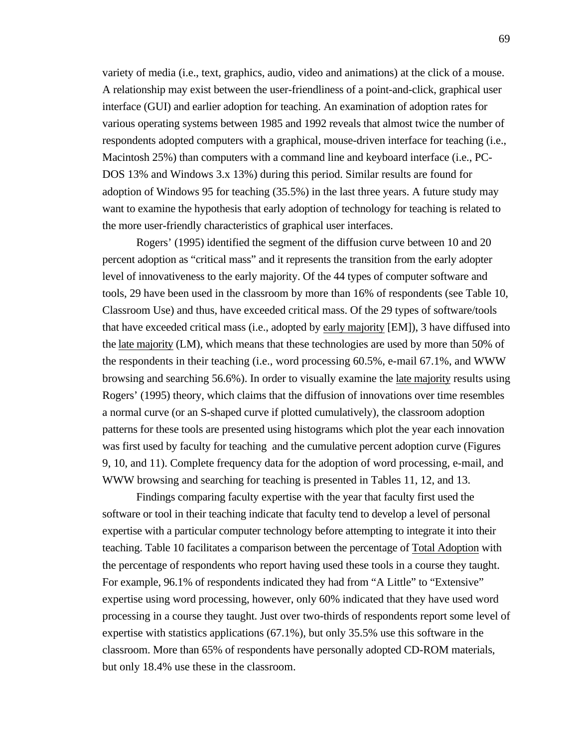variety of media (i.e., text, graphics, audio, video and animations) at the click of a mouse. A relationship may exist between the user-friendliness of a point-and-click, graphical user interface (GUI) and earlier adoption for teaching. An examination of adoption rates for various operating systems between 1985 and 1992 reveals that almost twice the number of respondents adopted computers with a graphical, mouse-driven interface for teaching (i.e., Macintosh 25%) than computers with a command line and keyboard interface (i.e., PC-DOS 13% and Windows 3.x 13%) during this period. Similar results are found for adoption of Windows 95 for teaching (35.5%) in the last three years. A future study may want to examine the hypothesis that early adoption of technology for teaching is related to the more user-friendly characteristics of graphical user interfaces.

Rogers' (1995) identified the segment of the diffusion curve between 10 and 20 percent adoption as "critical mass" and it represents the transition from the early adopter level of innovativeness to the early majority. Of the 44 types of computer software and tools, 29 have been used in the classroom by more than 16% of respondents (see Table 10, Classroom Use) and thus, have exceeded critical mass. Of the 29 types of software/tools that have exceeded critical mass (i.e., adopted by <u>early majority</u> [EM]), 3 have diffused into the <u>late majority</u> (LM), which means that these technologies are used by more than 50% of the respondents in their teaching (i.e., word processing 60.5%, e-mail 67.1%, and WWW browsing and searching 56.6%). In order to visually examine the <u>late majority</u> results using Rogers' (1995) theory, which claims that the diffusion of innovations over time resembles a normal curve (or an S-shaped curve if plotted cumulatively), the classroom adoption patterns for these tools are presented using histograms which plot the year each innovation was first used by faculty for teaching and the cumulative percent adoption curve (Figures 9, 10, and 11). Complete frequency data for the adoption of word processing, e-mail, and WWW browsing and searching for teaching is presented in Tables 11, 12, and 13.

Findings comparing faculty expertise with the year that faculty first used the software or tool in their teaching indicate that faculty tend to develop a level of personal expertise with a particular computer technology before attempting to integrate it into their teaching. Table 10 facilitates a comparison between the percentage of <u>Total Adoption</u> with the percentage of respondents who report having used these tools in a course they taught. For example, 96.1% of respondents indicated they had from "A Little" to "Extensive" expertise using word processing, however, only 60% indicated that they have used word processing in a course they taught. Just over two-thirds of respondents report some level of expertise with statistics applications (67.1%), but only 35.5% use this software in the classroom. More than 65% of respondents have personally adopted CD-ROM materials, but only 18.4% use these in the classroom.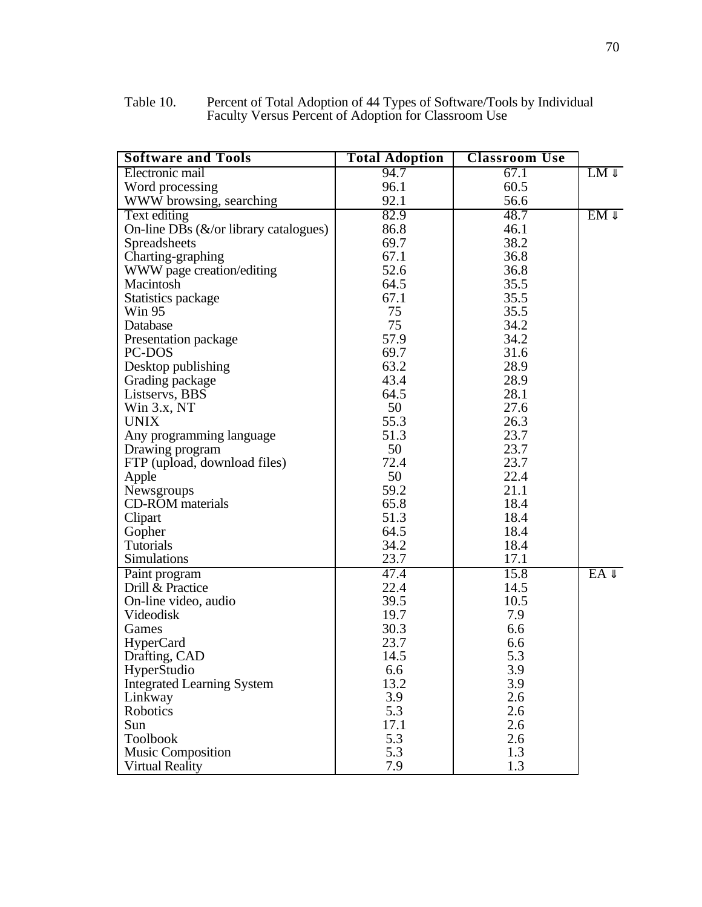Table 10. Percent of Total Adoption of 44 Types of Software/Tools by Individual Faculty Versus Percent of Adoption for Classroom Use

| Software and Tools | Total Adoption | Classroom Use | |
|---|---|---|---|
| Electronic mail | 94.7 | 67.1 | LM ⇓ |
| Word processing | 96.1 | 60.5 | |
| WWW browsing, searching | 92.1 | 56.6 | |
| Text editing | 82.9 | 48.7 | EM ⇓ |
| On-line DBs (&/or library catalogues) | 86.8 | 46.1 | |
| Spreadsheets | 69.7 | 38.2 | |
| Charting-graphing | 67.1 | 36.8 | |
| WWW page creation/editing | 52.6 | 36.8 | |
| Macintosh | 64.5 | 35.5 | |
| Statistics package | 67.1 | 35.5 | |
| Win 95 | 75 | 35.5 | |
| Database | 75 | 34.2 | |
| Presentation package | 57.9 | 34.2 | |
| PC-DOS | 69.7 | 31.6 | |
| Desktop publishing | 63.2 | 28.9 | |
| Grading package | 43.4 | 28.9 | |
| Listservs, BBS | 64.5 | 28.1 | |
| Win 3.x, NT | 50 | 27.6 | |
| UNIX | 55.3 | 26.3 | |
| Any programming language | 51.3 | 23.7 | |
| Drawing program | 50 | 23.7 | |
| FTP (upload, download files) | 72.4 | 23.7 | |
| Apple | 50 | 22.4 | |
| Newsgroups | 59.2 | 21.1 | |
| CD-ROM materials | 65.8 | 18.4 | |
| Clipart | 51.3 | 18.4 | |
| Gopher | 64.5 | 18.4 | |
| Tutorials | 34.2 | 18.4 | |
| Simulations | 23.7 | 17.1 | |
| Paint program | 47.4 | 15.8 | EA ⇓ |
| Drill & Practice | 22.4 | 14.5 | |
| On-line video, audio | 39.5 | 10.5 | |
| Videodisk | 19.7 | 7.9 | |
| Games | 30.3 | 6.6 | |
| HyperCard | 23.7 | 6.6 | |
| Drafting, CAD | 14.5 | 5.3 | |
| HyperStudio | 6.6 | 3.9 | |
| Integrated Learning System | 13.2 | 3.9 | |
| Linkway | 3.9 | 2.6 | |
| Robotics | 5.3 | 2.6 | |
| Sun | 17.1 | 2.6 | |
| Toolbook | 5.3 | 2.6 | |
| Music Composition | 5.3 | 1.3 | |
| Virtual Reality | 7.9 | 1.3 | |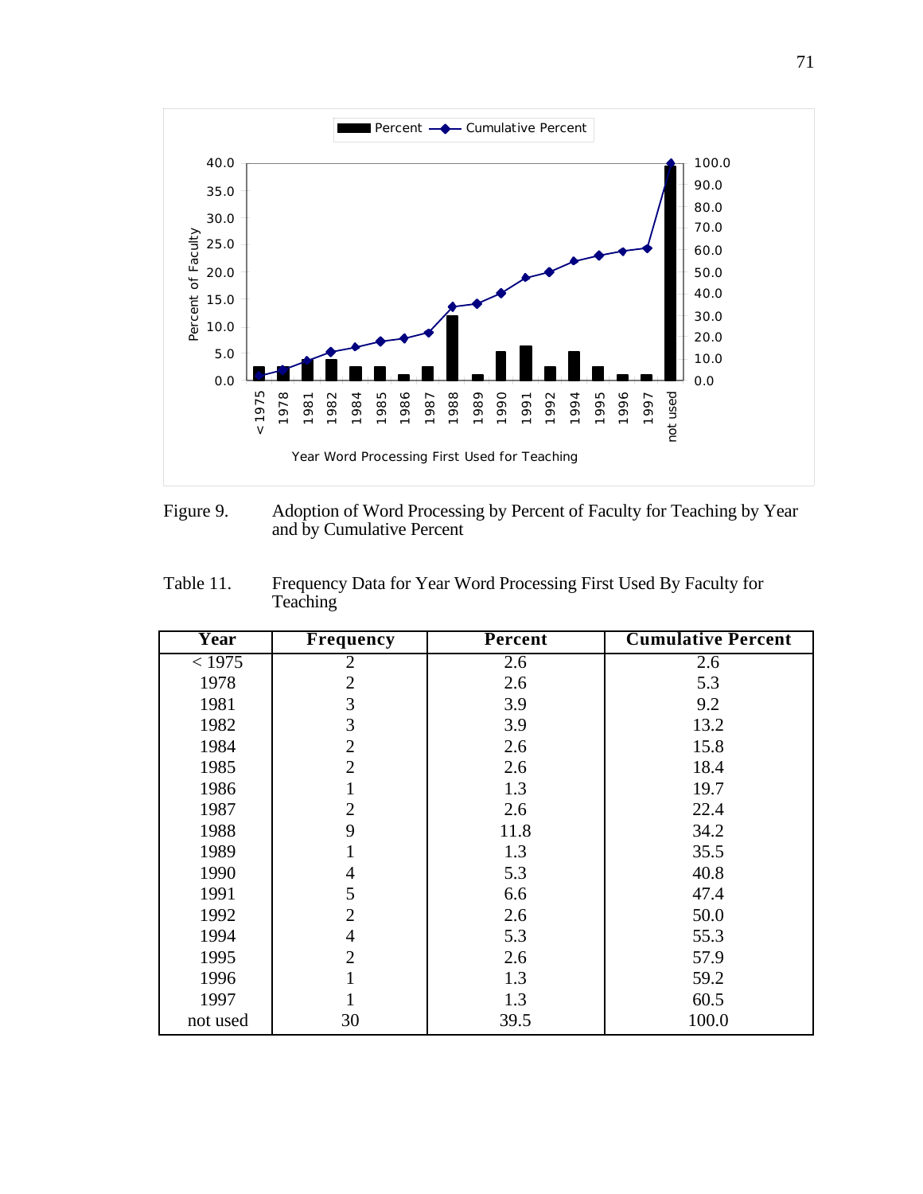Figure 9. Adoption of Word Processing by Percent of Faculty for Teaching by Year and by Cumulative Percent

Table 11. Frequency Data for Year Word Processing First Used By Faculty for Teaching

| Year | Frequency | Percent | Cumulative Percent |
|---|---|---|---|
| < 1975 | 2 | 2.6 | 2.6 |
| 1978 | 2 | 2.6 | 5.3 |
| 1981 | 3 | 3.9 | 9.2 |
| 1982 | 3 | 3.9 | 13.2 |
| 1984 | 2 | 2.6 | 15.8 |
| 1985 | 2 | 2.6 | 18.4 |
| 1986 | 1 | 1.3 | 19.7 |
| 1987 | 2 | 2.6 | 22.4 |
| 1988 | 9 | 11.8 | 34.2 |
| 1989 | 1 | 1.3 | 35.5 |
| 1990 | 4 | 5.3 | 40.8 |
| 1991 | 5 | 6.6 | 47.4 |
| 1992 | 2 | 2.6 | 50.0 |
| 1994 | 4 | 5.3 | 55.3 |
| 1995 | 2 | 2.6 | 57.9 |
| 1996 | 1 | 1.3 | 59.2 |
| 1997 | 1 | 1.3 | 60.5 |
| not used | 30 | 39.5 | 100.0 |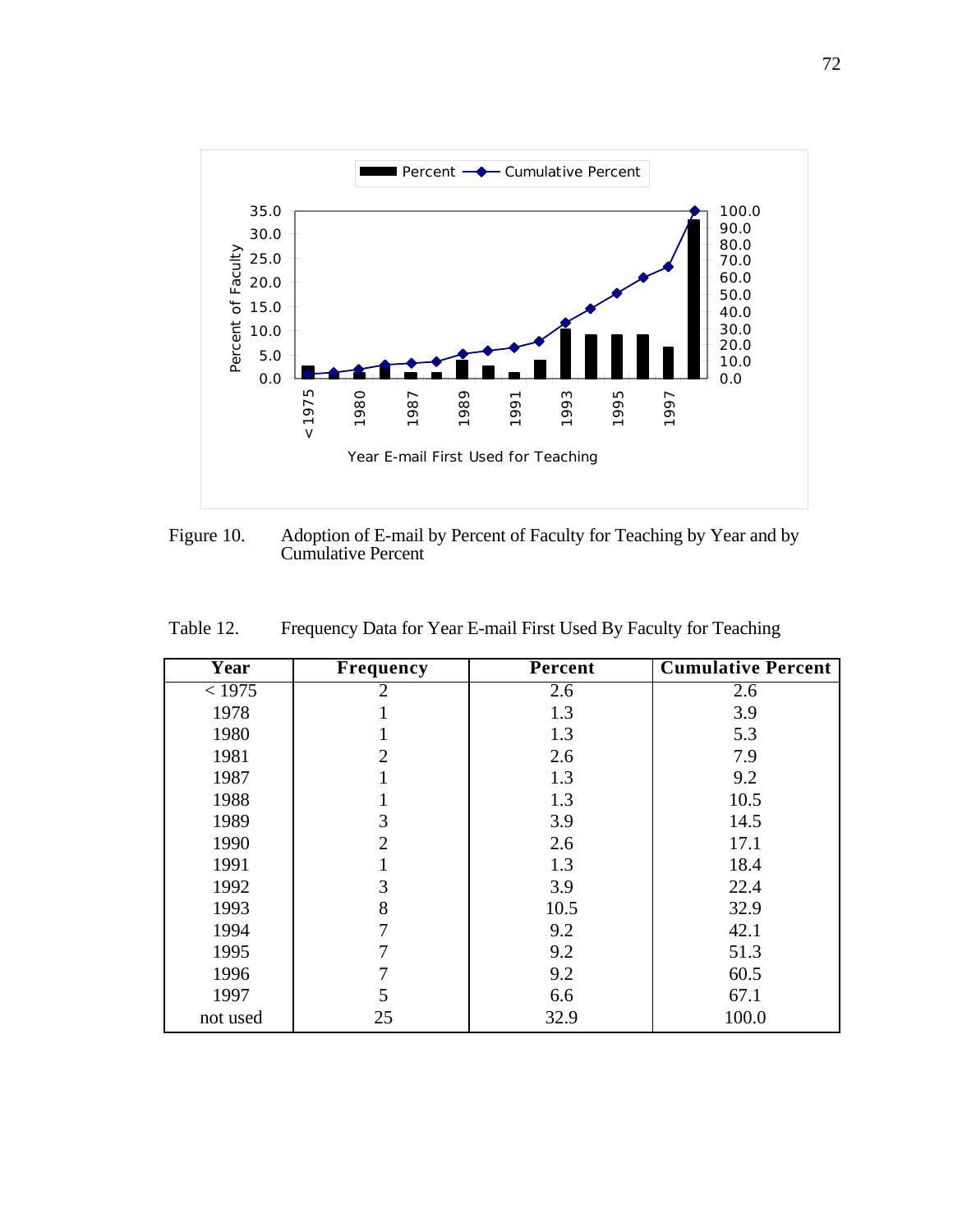Figure 10. Adoption of E-mail by Percent of Faculty for Teaching by Year and by Cumulative Percent

Table 12. Frequency Data for Year E-mail First Used By Faculty for Teaching

| Year | Frequency | Percent | Cumulative Percent |
|---|---|---|---|
| < 1975 | 2 | 2.6 | 2.6 |
| 1978 | 1 | 1.3 | 3.9 |
| 1980 | 1 | 1.3 | 5.3 |
| 1981 | 2 | 2.6 | 7.9 |
| 1987 | 1 | 1.3 | 9.2 |
| 1988 | 1 | 1.3 | 10.5 |
| 1989 | 3 | 3.9 | 14.5 |
| 1990 | 2 | 2.6 | 17.1 |
| 1991 | 1 | 1.3 | 18.4 |
| 1992 | 3 | 3.9 | 22.4 |
| 1993 | 8 | 10.5 | 32.9 |
| 1994 | 7 | 9.2 | 42.1 |
| 1995 | 7 | 9.2 | 51.3 |
| 1996 | 7 | 9.2 | 60.5 |
| 1997 | 5 | 6.6 | 67.1 |
| not used | 25 | 32.9 | 100.0 |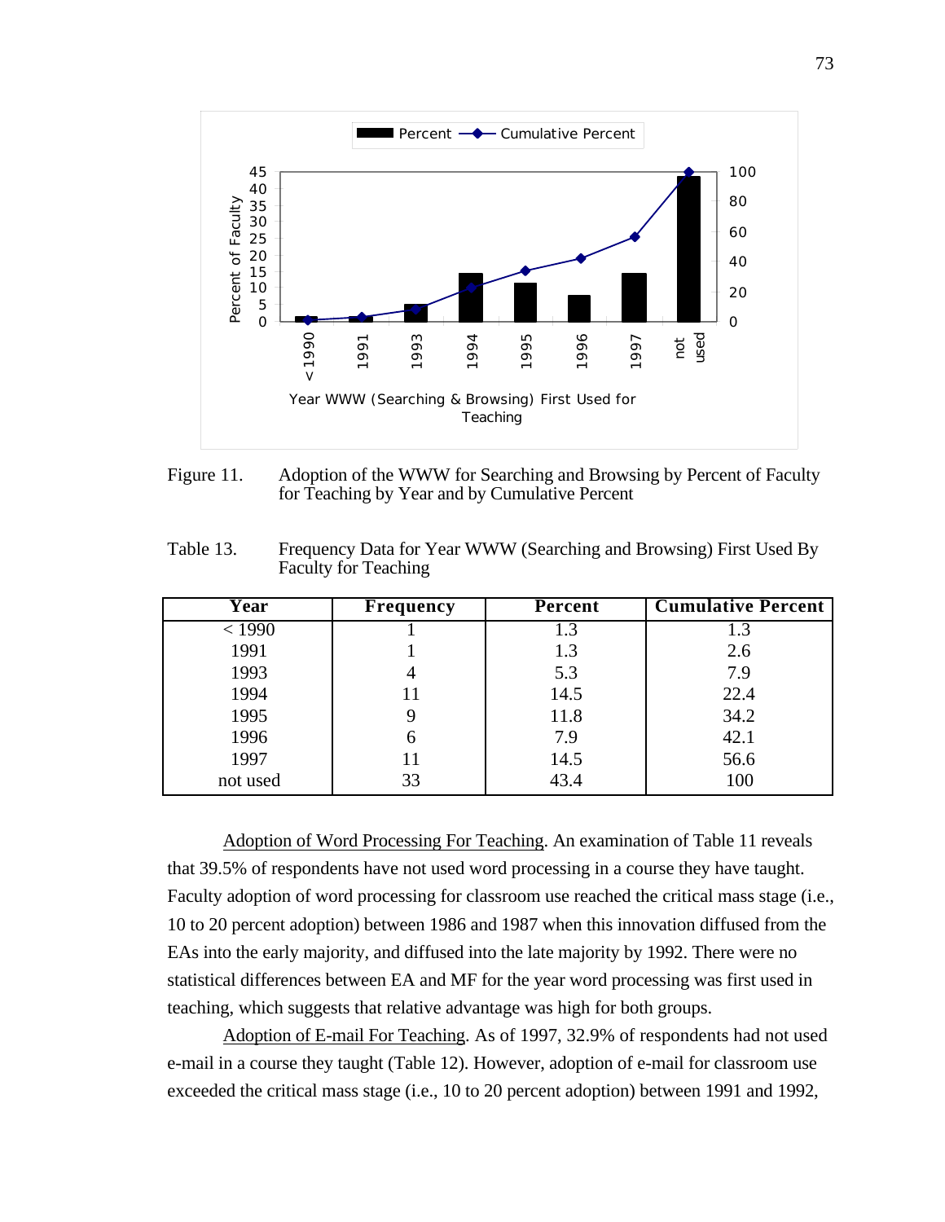Figure 11. Adoption of the WWW for Searching and Browsing by Percent of Faculty for Teaching by Year and by Cumulative Percent

Table 13. Frequency Data for Year WWW (Searching and Browsing) First Used By Faculty for Teaching

| Year | Frequency | Percent | Cumulative Percent |
|---|---|---|---|
| < 1990 | 1 | 1.3 | 1.3 |
| 1991 | 1 | 1.3 | 2.6 |
| 1993 | 4 | 5.3 | 7.9 |
| 1994 | 11 | 14.5 | 22.4 |
| 1995 | 9 | 11.8 | 34.2 |
| 1996 | 6 | 7.9 | 42.1 |
| 1997 | 11 | 14.5 | 56.6 |
| not used | 33 | 43.4 | 100 |

Adoption of Word Processing For Teaching. An examination of Table 11 reveals that 39.5% of respondents have not used word processing in a course they have taught. Faculty adoption of word processing for classroom use reached the critical mass stage (i.e., 10 to 20 percent adoption) between 1986 and 1987 when this innovation diffused from the EAs into the early majority, and diffused into the late majority by 1992. There were no statistical differences between EA and MF for the year word processing was first used in teaching, which suggests that relative advantage was high for both groups.

Adoption of E-mail For Teaching. As of 1997, 32.9% of respondents had not used e-mail in a course they taught (Table 12). However, adoption of e-mail for classroom use exceeded the critical mass stage (i.e., 10 to 20 percent adoption) between 1991 and 1992,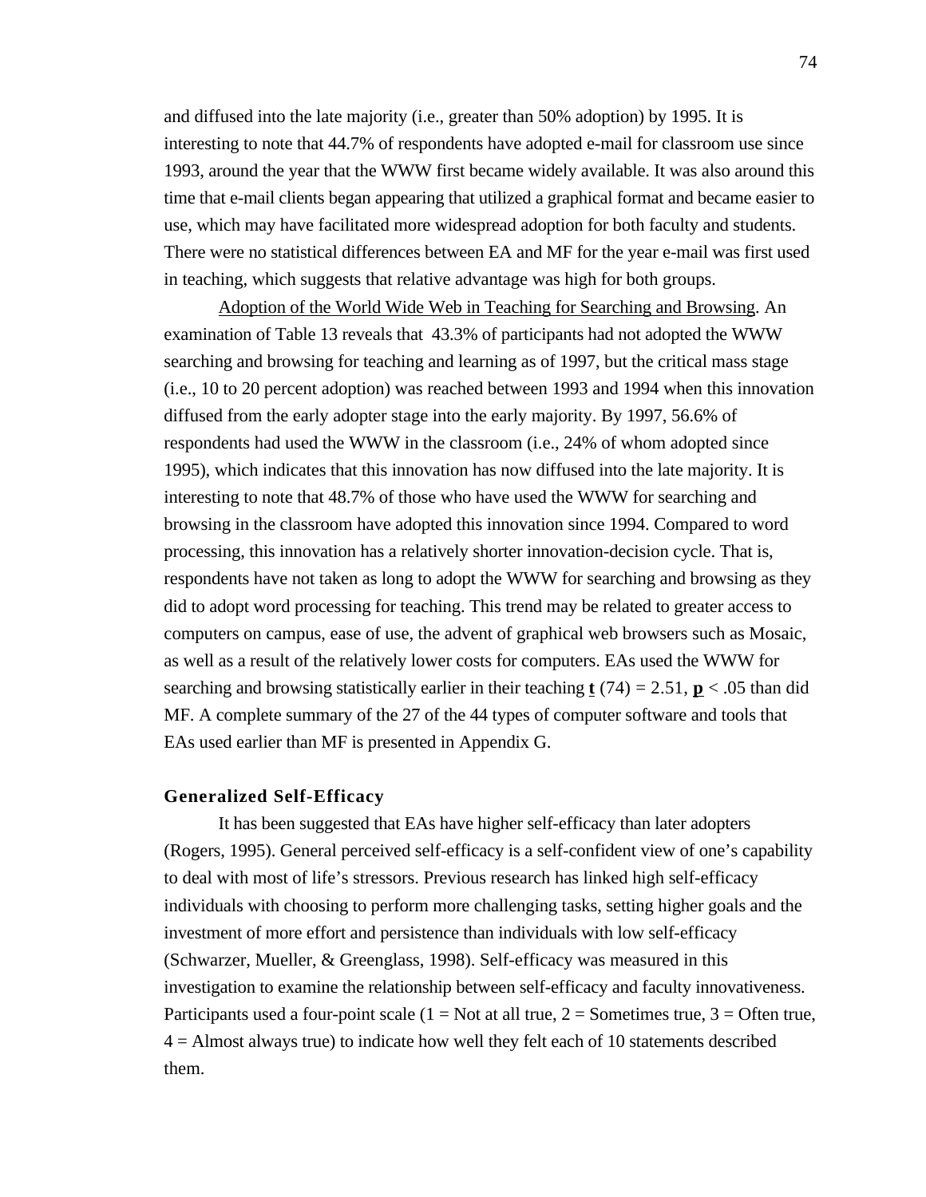and diffused into the late majority (i.e., greater than 50% adoption) by 1995. It is interesting to note that 44.7% of respondents have adopted e-mail for classroom use since 1993, around the year that the WWW first became widely available. It was also around this time that e-mail clients began appearing that utilized a graphical format and became easier to use, which may have facilitated more widespread adoption for both faculty and students. There were no statistical differences between EA and MF for the year e-mail was first used in teaching, which suggests that relative advantage was high for both groups.

Adoption of the World Wide Web in Teaching for Searching and Browsing. An examination of Table 13 reveals that 43.3% of participants had not adopted the WWW searching and browsing for teaching and learning as of 1997, but the critical mass stage (i.e., 10 to 20 percent adoption) was reached between 1993 and 1994 when this innovation diffused from the early adopter stage into the early majority. By 1997, 56.6% of respondents had used the WWW in the classroom (i.e., 24% of whom adopted since 1995), which indicates that this innovation has now diffused into the late majority. It is interesting to note that 48.7% of those who have used the WWW for searching and browsing in the classroom have adopted this innovation since 1994. Compared to word processing, this innovation has a relatively shorter innovation-decision cycle. That is, respondents have not taken as long to adopt the WWW for searching and browsing as they did to adopt word processing for teaching. This trend may be related to greater access to computers on campus, ease of use, the advent of graphical web browsers such as Mosaic, as well as a result of the relatively lower costs for computers. EAs used the WWW for searching and browsing statistically earlier in their teaching $t(74) = 2.51$, $p < .05$ than did MF. A complete summary of the 27 of the 44 types of computer software and tools that EAs used earlier than MF is presented in Appendix G.

### Generalized Self-Efficacy

It has been suggested that EAs have higher self-efficacy than later adopters (Rogers, 1995). General perceived self-efficacy is a self-confident view of one's capability to deal with most of life's stressors. Previous research has linked high self-efficacy individuals with choosing to perform more challenging tasks, setting higher goals and the investment of more effort and persistence than individuals with low self-efficacy (Schwarzer, Mueller, & Greenglass, 1998). Self-efficacy was measured in this investigation to examine the relationship between self-efficacy and faculty innovativeness. Participants used a four-point scale (1 = Not at all true, 2 = Sometimes true, 3 = Often true, 4 = Almost always true) to indicate how well they felt each of 10 statements described them.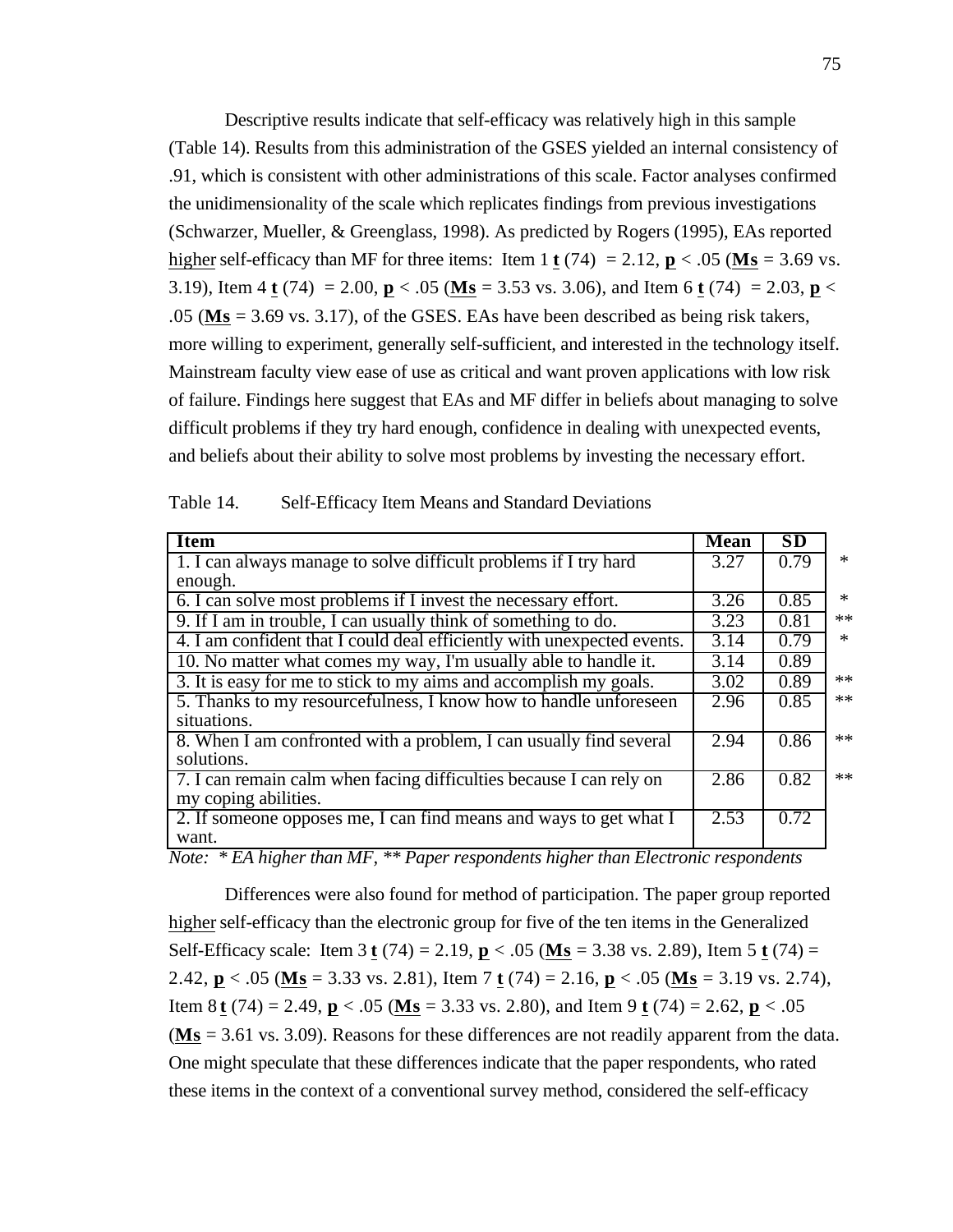Descriptive results indicate that self-efficacy was relatively high in this sample (Table 14). Results from this administration of the GSES yielded an internal consistency of .91, which is consistent with other administrations of this scale. Factor analyses confirmed the unidimensionality of the scale which replicates findings from previous investigations (Schwarzer, Mueller, & Greenglass, 1998). As predicted by Rogers (1995), EAs reported higher self-efficacy than MF for three items: Item 1 $t$ (74) = 2.12, $p < .05$ (**Ms** = 3.69 vs. 3.19), Item 4 $t$ (74) = 2.00, $p < .05$ (**Ms** = 3.53 vs. 3.06), and Item 6 $t$ (74) = 2.03, $p < .05$ (**Ms** = 3.69 vs. 3.17), of the GSES. EAs have been described as being risk takers, more willing to experiment, generally self-sufficient, and interested in the technology itself. Mainstream faculty view ease of use as critical and want proven applications with low risk of failure. Findings here suggest that EAs and MF differ in beliefs about managing to solve difficult problems if they try hard enough, confidence in dealing with unexpected events, and beliefs about their ability to solve most problems by investing the necessary effort.

Table 14. Self-Efficacy Item Means and Standard Deviations

| Item | Mean | SD | |
|---|---|---|---|
| 1. I can always manage to solve difficult problems if I try hard enough. | 3.27 | 0.79 | * |
| 6. I can solve most problems if I invest the necessary effort. | 3.26 | 0.85 | * |
| 9. If I am in trouble, I can usually think of something to do. | 3.23 | 0.81 | ** |
| 4. I am confident that I could deal efficiently with unexpected events. | 3.14 | 0.79 | * |
| 10. No matter what comes my way, I'm usually able to handle it. | 3.14 | 0.89 | |
| 3. It is easy for me to stick to my aims and accomplish my goals. | 3.02 | 0.89 | ** |
| 5. Thanks to my resourcefulness, I know how to handle unforeseen situations. | 2.96 | 0.85 | ** |
| 8. When I am confronted with a problem, I can usually find several solutions. | 2.94 | 0.86 | ** |
| 7. I can remain calm when facing difficulties because I can rely on my coping abilities. | 2.86 | 0.82 | ** |
| 2. If someone opposes me, I can find means and ways to get what I want. | 2.53 | 0.72 | |

*Note: * EA higher than MF, ** Paper respondents higher than Electronic respondents*

Differences were also found for method of participation. The paper group reported higher self-efficacy than the electronic group for five of the ten items in the Generalized Self-Efficacy scale: Item 3 $t$ (74) = 2.19, $p < .05$ (**Ms** = 3.38 vs. 2.89), Item 5 $t$ (74) = 2.42, $p < .05$ (**Ms** = 3.33 vs. 2.81), Item 7 $t$ (74) = 2.16, $p < .05$ (**Ms** = 3.19 vs. 2.74), Item 8 $t$ (74) = 2.49, $p < .05$ (**Ms** = 3.33 vs. 2.80), and Item 9 $t$ (74) = 2.62, $p < .05$ (**Ms** = 3.61 vs. 3.09). Reasons for these differences are not readily apparent from the data. One might speculate that these differences indicate that the paper respondents, who rated these items in the context of a conventional survey method, considered the self-efficacy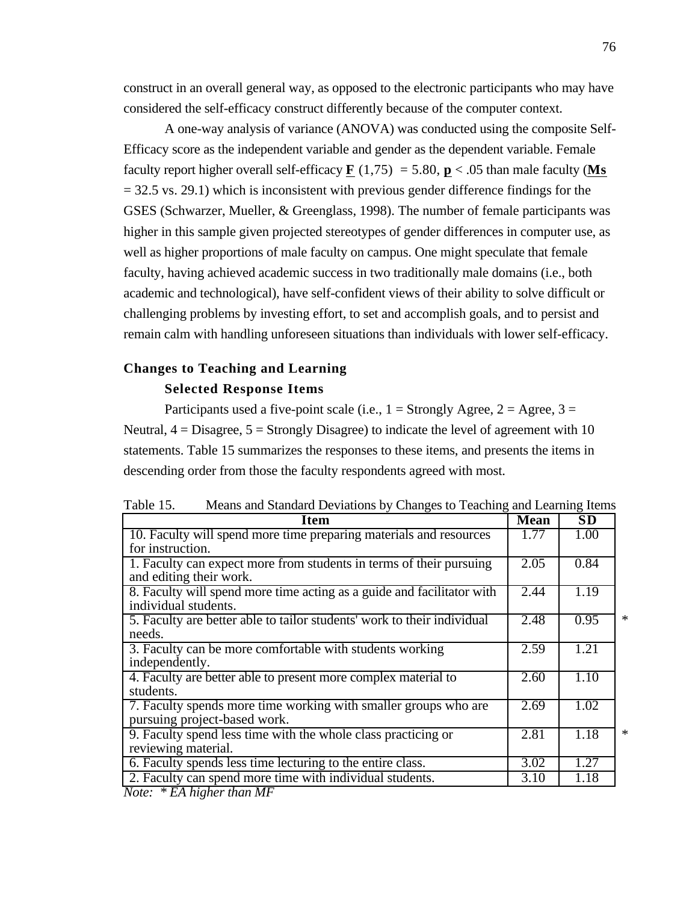construct in an overall general way, as opposed to the electronic participants who may have considered the self-efficacy construct differently because of the computer context.

A one-way analysis of variance (ANOVA) was conducted using the composite Self-Efficacy score as the independent variable and gender as the dependent variable. Female faculty report higher overall self-efficacy $F(1,75) = 5.80$, $p < .05$ than male faculty (**Ms** = 32.5 vs. 29.1) which is inconsistent with previous gender difference findings for the GSES (Schwarzer, Mueller, & Greenglass, 1998). The number of female participants was higher in this sample given projected stereotypes of gender differences in computer use, as well as higher proportions of male faculty on campus. One might speculate that female faculty, having achieved academic success in two traditionally male domains (i.e., both academic and technological), have self-confident views of their ability to solve difficult or challenging problems by investing effort, to set and accomplish goals, and to persist and remain calm with handling unforeseen situations than individuals with lower self-efficacy.

## Changes to Teaching and Learning

### Selected Response Items

Participants used a five-point scale (i.e., 1 = Strongly Agree, 2 = Agree, 3 = Neutral, 4 = Disagree, 5 = Strongly Disagree) to indicate the level of agreement with 10 statements. Table 15 summarizes the responses to these items, and presents the items in descending order from those the faculty respondents agreed with most.

Table 15. Means and Standard Deviations by Changes to Teaching and Learning Items

| Item | Mean | SD | |
|---|---|---|---|
| 10. Faculty will spend more time preparing materials and resources for instruction. | 1.77 | 1.00 | |
| 1. Faculty can expect more from students in terms of their pursuing and editing their work. | 2.05 | 0.84 | |
| 8. Faculty will spend more time acting as a guide and facilitator with individual students. | 2.44 | 1.19 | |
| 5. Faculty are better able to tailor students' work to their individual needs. | 2.48 | 0.95 | * |
| 3. Faculty can be more comfortable with students working independently. | 2.59 | 1.21 | |
| 4. Faculty are better able to present more complex material to students. | 2.60 | 1.10 | |
| 7. Faculty spends more time working with smaller groups who are pursuing project-based work. | 2.69 | 1.02 | |
| 9. Faculty spend less time with the whole class practicing or reviewing material. | 2.81 | 1.18 | * |
| 6. Faculty spends less time lecturing to the entire class. | 3.02 | 1.27 | |
| 2. Faculty can spend more time with individual students. | 3.10 | 1.18 | |

*Note: * EA higher than MF*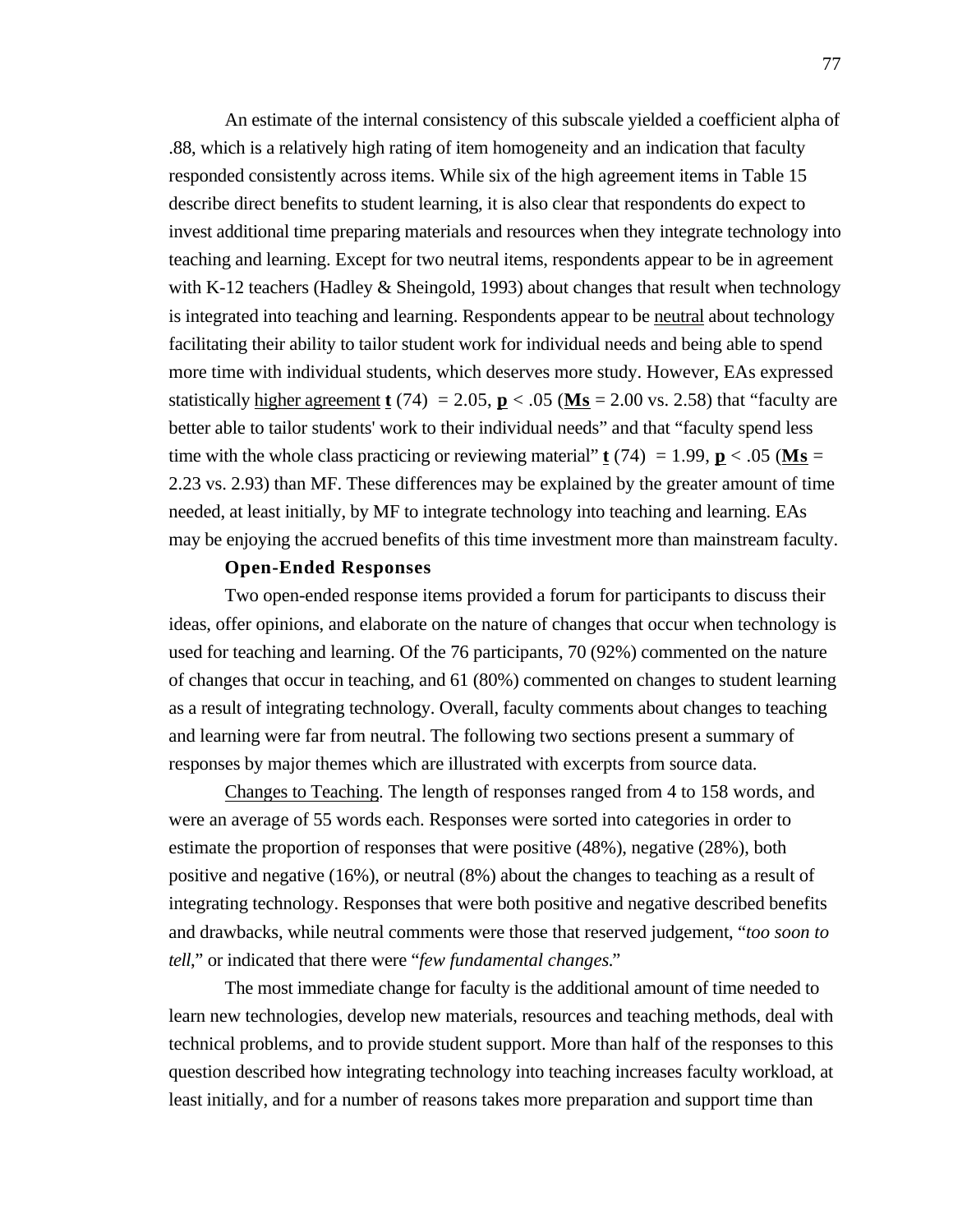An estimate of the internal consistency of this subscale yielded a coefficient alpha of .88, which is a relatively high rating of item homogeneity and an indication that faculty responded consistently across items. While six of the high agreement items in Table 15 describe direct benefits to student learning, it is also clear that respondents do expect to invest additional time preparing materials and resources when they integrate technology into teaching and learning. Except for two neutral items, respondents appear to be in agreement with K-12 teachers (Hadley & Sheingold, 1993) about changes that result when technology is integrated into teaching and learning. Respondents appear to be neutral about technology facilitating their ability to tailor student work for individual needs and being able to spend more time with individual students, which deserves more study. However, EAs expressed statistically higher agreement $t(74) = 2.05$, $p < .05$ ($Ms = 2.00$ vs. $2.58$) that "faculty are better able to tailor students' work to their individual needs" and that "faculty spend less time with the whole class practicing or reviewing material" $t(74) = 1.99$, $p < .05$ ($Ms = 2.23$ vs. $2.93$) than MF. These differences may be explained by the greater amount of time needed, at least initially, by MF to integrate technology into teaching and learning. EAs may be enjoying the accrued benefits of this time investment more than mainstream faculty.

### Open-Ended Responses

Two open-ended response items provided a forum for participants to discuss their ideas, offer opinions, and elaborate on the nature of changes that occur when technology is used for teaching and learning. Of the 76 participants, 70 (92%) commented on the nature of changes that occur in teaching, and 61 (80%) commented on changes to student learning as a result of integrating technology. Overall, faculty comments about changes to teaching and learning were far from neutral. The following two sections present a summary of responses by major themes which are illustrated with excerpts from source data.

Changes to Teaching. The length of responses ranged from 4 to 158 words, and were an average of 55 words each. Responses were sorted into categories in order to estimate the proportion of responses that were positive (48%), negative (28%), both positive and negative (16%), or neutral (8%) about the changes to teaching as a result of integrating technology. Responses that were both positive and negative described benefits and drawbacks, while neutral comments were those that reserved judgement, "*too soon to tell*," or indicated that there were "*few fundamental changes.*"

The most immediate change for faculty is the additional amount of time needed to learn new technologies, develop new materials, resources and teaching methods, deal with technical problems, and to provide student support. More than half of the responses to this question described how integrating technology into teaching increases faculty workload, at least initially, and for a number of reasons takes more preparation and support time than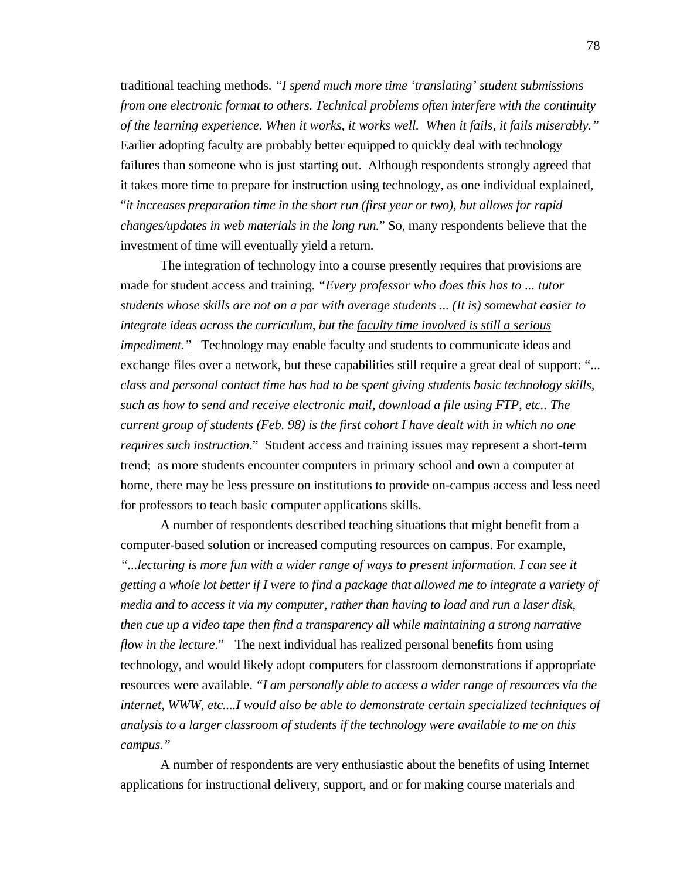traditional teaching methods. *"I spend much more time 'translating' student submissions from one electronic format to others. Technical problems often interfere with the continuity of the learning experience. When it works, it works well. When it fails, it fails miserably."* Earlier adopting faculty are probably better equipped to quickly deal with technology failures than someone who is just starting out. Although respondents strongly agreed that it takes more time to prepare for instruction using technology, as one individual explained, "*it increases preparation time in the short run (first year or two), but allows for rapid changes/updates in web materials in the long run.*" So, many respondents believe that the investment of time will eventually yield a return.

The integration of technology into a course presently requires that provisions are made for student access and training. *"Every professor who does this has to ... tutor students whose skills are not on a par with average students ... (It is) somewhat easier to integrate ideas across the curriculum, but the <u>faculty time involved is still a serious impediment."</u>* Technology may enable faculty and students to communicate ideas and exchange files over a network, but these capabilities still require a great deal of support: "*... class and personal contact time has had to be spent giving students basic technology skills, such as how to send and receive electronic mail, download a file using FTP, etc.. The current group of students (Feb. 98) is the first cohort I have dealt with in which no one requires such instruction*." Student access and training issues may represent a short-term trend; as more students encounter computers in primary school and own a computer at home, there may be less pressure on institutions to provide on-campus access and less need for professors to teach basic computer applications skills.

A number of respondents described teaching situations that might benefit from a computer-based solution or increased computing resources on campus. For example, *"...lecturing is more fun with a wider range of ways to present information. I can see it getting a whole lot better if I were to find a package that allowed me to integrate a variety of media and to access it via my computer, rather than having to load and run a laser disk, then cue up a video tape then find a transparency all while maintaining a strong narrative flow in the lecture*." The next individual has realized personal benefits from using technology, and would likely adopt computers for classroom demonstrations if appropriate resources were available. *"I am personally able to access a wider range of resources via the internet, WWW, etc....I would also be able to demonstrate certain specialized techniques of analysis to a larger classroom of students if the technology were available to me on this campus."*

A number of respondents are very enthusiastic about the benefits of using Internet applications for instructional delivery, support, and or for making course materials and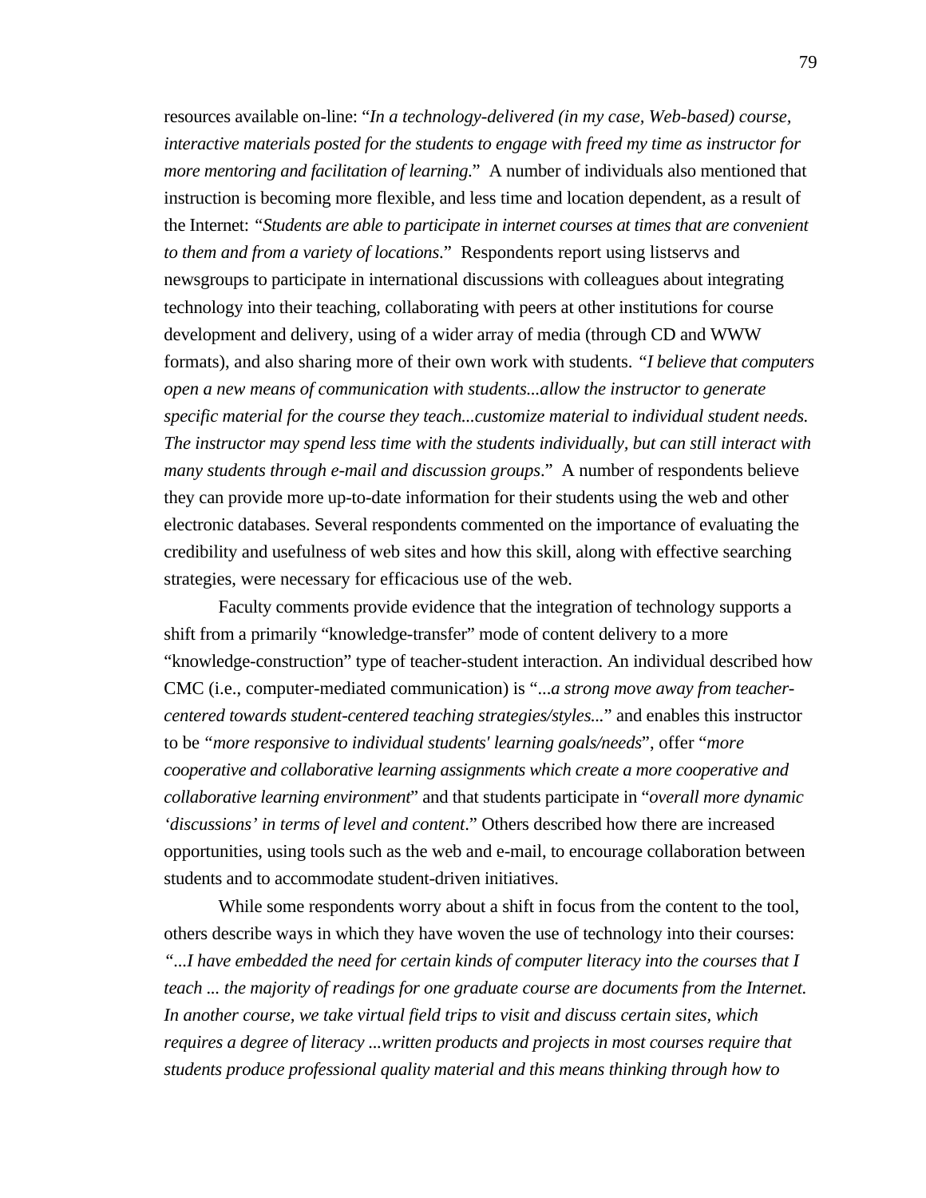resources available on-line: "*In a technology-delivered (in my case, Web-based) course, interactive materials posted for the students to engage with freed my time as instructor for more mentoring and facilitation of learning.*" A number of individuals also mentioned that instruction is becoming more flexible, and less time and location dependent, as a result of the Internet: *"Students are able to participate in internet courses at times that are convenient to them and from a variety of locations.*" Respondents report using listservs and newsgroups to participate in international discussions with colleagues about integrating technology into their teaching, collaborating with peers at other institutions for course development and delivery, using of a wider array of media (through CD and WWW formats), and also sharing more of their own work with students. *"I believe that computers open a new means of communication with students...allow the instructor to generate specific material for the course they teach...customize material to individual student needs. The instructor may spend less time with the students individually, but can still interact with many students through e-mail and discussion groups*." A number of respondents believe they can provide more up-to-date information for their students using the web and other electronic databases. Several respondents commented on the importance of evaluating the credibility and usefulness of web sites and how this skill, along with effective searching strategies, were necessary for efficacious use of the web.

Faculty comments provide evidence that the integration of technology supports a shift from a primarily "knowledge-transfer" mode of content delivery to a more "knowledge-construction" type of teacher-student interaction. An individual described how CMC (i.e., computer-mediated communication) is "*...a strong move away from teacher-centered towards student-centered teaching strategies/styles...*" and enables this instructor to be *"more responsive to individual students' learning goals/needs*", offer "*more cooperative and collaborative learning assignments which create a more cooperative and collaborative learning environment*" and that students participate in "*overall more dynamic 'discussions' in terms of level and content*." Others described how there are increased opportunities, using tools such as the web and e-mail, to encourage collaboration between students and to accommodate student-driven initiatives.

While some respondents worry about a shift in focus from the content to the tool, others describe ways in which they have woven the use of technology into their courses: *"...I have embedded the need for certain kinds of computer literacy into the courses that I teach ... the majority of readings for one graduate course are documents from the Internet. In another course, we take virtual field trips to visit and discuss certain sites, which requires a degree of literacy ...written products and projects in most courses require that students produce professional quality material and this means thinking through how to*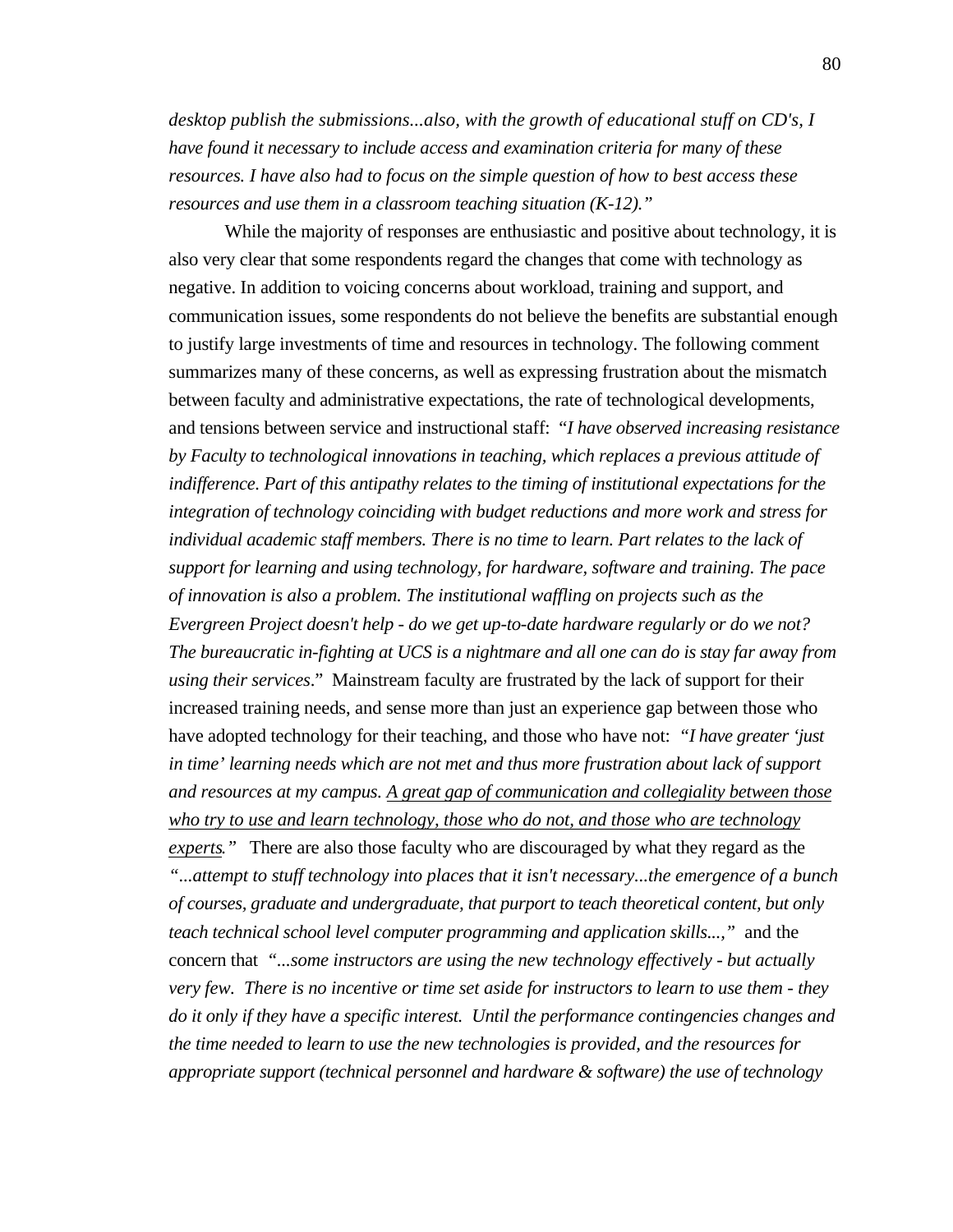*desktop publish the submissions...also, with the growth of educational stuff on CD's, I have found it necessary to include access and examination criteria for many of these resources. I have also had to focus on the simple question of how to best access these resources and use them in a classroom teaching situation (K-12)."*

While the majority of responses are enthusiastic and positive about technology, it is also very clear that some respondents regard the changes that come with technology as negative. In addition to voicing concerns about workload, training and support, and communication issues, some respondents do not believe the benefits are substantial enough to justify large investments of time and resources in technology. The following comment summarizes many of these concerns, as well as expressing frustration about the mismatch between faculty and administrative expectations, the rate of technological developments, and tensions between service and instructional staff: *"I have observed increasing resistance by Faculty to technological innovations in teaching, which replaces a previous attitude of indifference. Part of this antipathy relates to the timing of institutional expectations for the integration of technology coinciding with budget reductions and more work and stress for individual academic staff members. There is no time to learn. Part relates to the lack of support for learning and using technology, for hardware, software and training. The pace of innovation is also a problem. The institutional waffling on projects such as the Evergreen Project doesn't help - do we get up-to-date hardware regularly or do we not? The bureaucratic in-fighting at UCS is a nightmare and all one can do is stay far away from using their services*." Mainstream faculty are frustrated by the lack of support for their increased training needs, and sense more than just an experience gap between those who have adopted technology for their teaching, and those who have not: *"I have greater 'just in time' learning needs which are not met and thus more frustration about lack of support and resources at my campus. <u>A great gap of communication and collegiality between those who try to use and learn technology, those who do not, and those who are technology experts</u>."* There are also those faculty who are discouraged by what they regard as the *"...attempt to stuff technology into places that it isn't necessary...the emergence of a bunch of courses, graduate and undergraduate, that purport to teach theoretical content, but only teach technical school level computer programming and application skills...,"* and the concern that *"...some instructors are using the new technology effectively - but actually very few. There is no incentive or time set aside for instructors to learn to use them - they do it only if they have a specific interest. Until the performance contingencies changes and the time needed to learn to use the new technologies is provided, and the resources for appropriate support (technical personnel and hardware & software) the use of technology*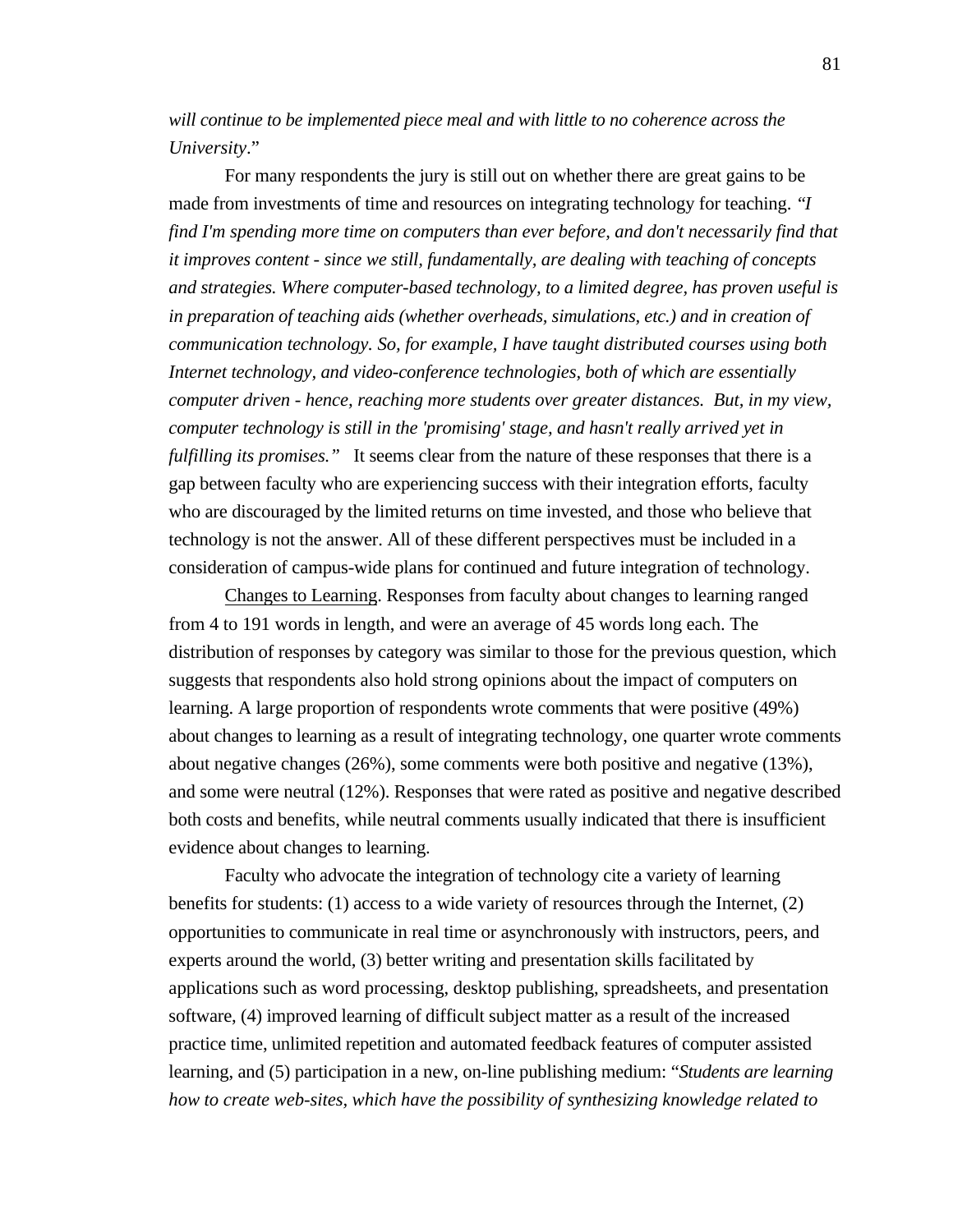*will continue to be implemented piece meal and with little to no coherence across the University*."

For many respondents the jury is still out on whether there are great gains to be made from investments of time and resources on integrating technology for teaching. *"I find I'm spending more time on computers than ever before, and don't necessarily find that it improves content - since we still, fundamentally, are dealing with teaching of concepts and strategies. Where computer-based technology, to a limited degree, has proven useful is in preparation of teaching aids (whether overheads, simulations, etc.) and in creation of communication technology. So, for example, I have taught distributed courses using both Internet technology, and video-conference technologies, both of which are essentially computer driven - hence, reaching more students over greater distances. But, in my view, computer technology is still in the 'promising' stage, and hasn't really arrived yet in fulfilling its promises."* It seems clear from the nature of these responses that there is a gap between faculty who are experiencing success with their integration efforts, faculty who are discouraged by the limited returns on time invested, and those who believe that technology is not the answer. All of these different perspectives must be included in a consideration of campus-wide plans for continued and future integration of technology.

<u>Changes to Learning</u>. Responses from faculty about changes to learning ranged from 4 to 191 words in length, and were an average of 45 words long each. The distribution of responses by category was similar to those for the previous question, which suggests that respondents also hold strong opinions about the impact of computers on learning. A large proportion of respondents wrote comments that were positive (49%) about changes to learning as a result of integrating technology, one quarter wrote comments about negative changes (26%), some comments were both positive and negative (13%), and some were neutral (12%). Responses that were rated as positive and negative described both costs and benefits, while neutral comments usually indicated that there is insufficient evidence about changes to learning.

Faculty who advocate the integration of technology cite a variety of learning benefits for students: (1) access to a wide variety of resources through the Internet, (2) opportunities to communicate in real time or asynchronously with instructors, peers, and experts around the world, (3) better writing and presentation skills facilitated by applications such as word processing, desktop publishing, spreadsheets, and presentation software, (4) improved learning of difficult subject matter as a result of the increased practice time, unlimited repetition and automated feedback features of computer assisted learning, and (5) participation in a new, on-line publishing medium: "*Students are learning how to create web-sites, which have the possibility of synthesizing knowledge related to*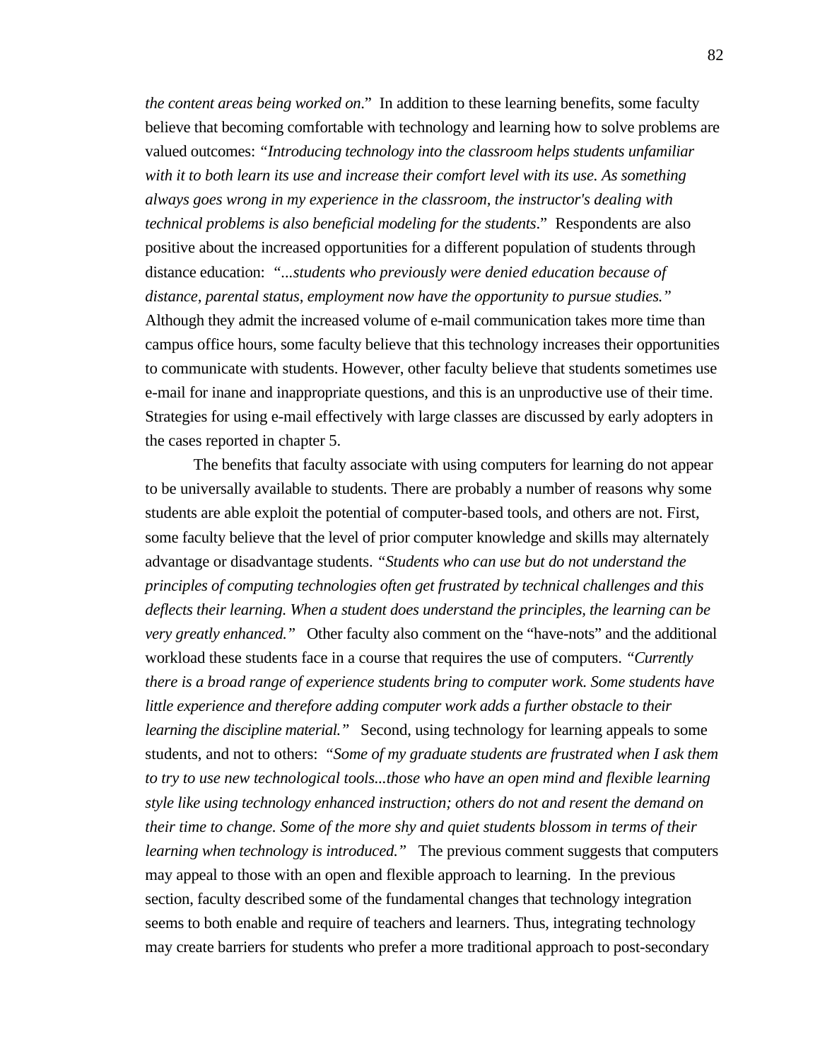*the content areas being worked on*." In addition to these learning benefits, some faculty believe that becoming comfortable with technology and learning how to solve problems are valued outcomes: *"Introducing technology into the classroom helps students unfamiliar with it to both learn its use and increase their comfort level with its use. As something always goes wrong in my experience in the classroom, the instructor's dealing with technical problems is also beneficial modeling for the students*." Respondents are also positive about the increased opportunities for a different population of students through distance education: *"...students who previously were denied education because of distance, parental status, employment now have the opportunity to pursue studies."* Although they admit the increased volume of e-mail communication takes more time than campus office hours, some faculty believe that this technology increases their opportunities to communicate with students. However, other faculty believe that students sometimes use e-mail for inane and inappropriate questions, and this is an unproductive use of their time. Strategies for using e-mail effectively with large classes are discussed by early adopters in the cases reported in chapter 5.

The benefits that faculty associate with using computers for learning do not appear to be universally available to students. There are probably a number of reasons why some students are able exploit the potential of computer-based tools, and others are not. First, some faculty believe that the level of prior computer knowledge and skills may alternately advantage or disadvantage students. *"Students who can use but do not understand the principles of computing technologies often get frustrated by technical challenges and this deflects their learning. When a student does understand the principles, the learning can be very greatly enhanced."* Other faculty also comment on the "have-nots" and the additional workload these students face in a course that requires the use of computers. *"Currently there is a broad range of experience students bring to computer work. Some students have little experience and therefore adding computer work adds a further obstacle to their learning the discipline material."* Second, using technology for learning appeals to some students, and not to others: *"Some of my graduate students are frustrated when I ask them to try to use new technological tools...those who have an open mind and flexible learning style like using technology enhanced instruction; others do not and resent the demand on their time to change. Some of the more shy and quiet students blossom in terms of their learning when technology is introduced."* The previous comment suggests that computers may appeal to those with an open and flexible approach to learning. In the previous section, faculty described some of the fundamental changes that technology integration seems to both enable and require of teachers and learners. Thus, integrating technology may create barriers for students who prefer a more traditional approach to post-secondary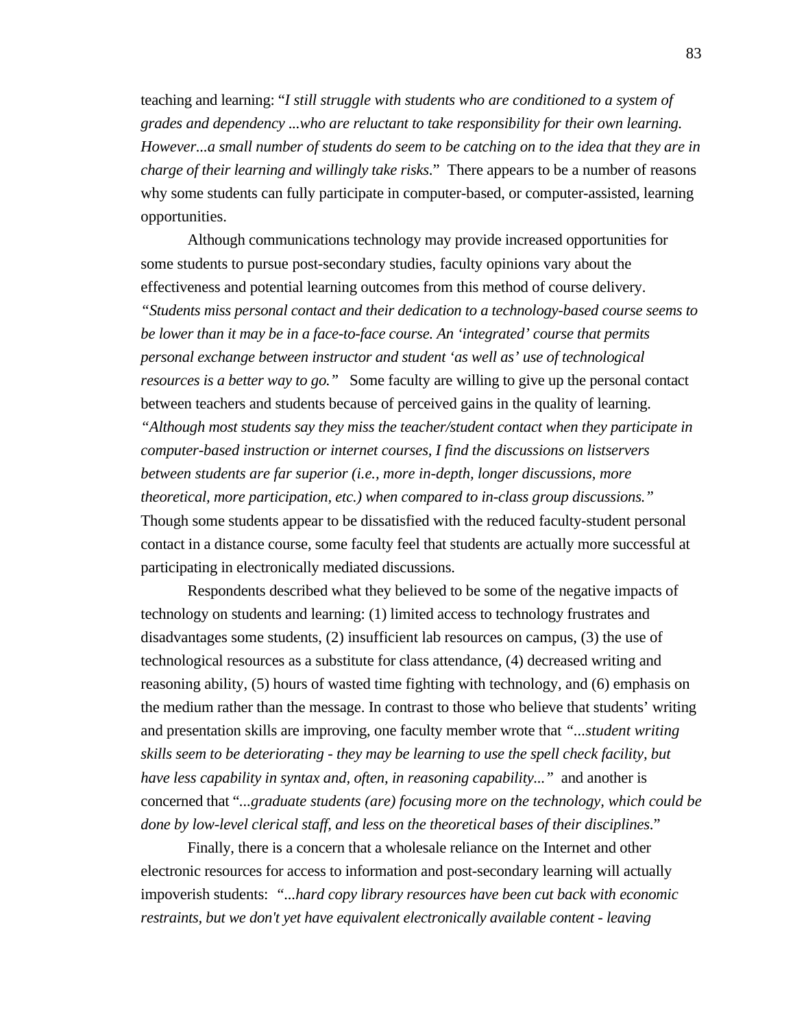teaching and learning: "*I still struggle with students who are conditioned to a system of grades and dependency ...who are reluctant to take responsibility for their own learning. However...a small number of students do seem to be catching on to the idea that they are in charge of their learning and willingly take risks*." There appears to be a number of reasons why some students can fully participate in computer-based, or computer-assisted, learning opportunities.

Although communications technology may provide increased opportunities for some students to pursue post-secondary studies, faculty opinions vary about the effectiveness and potential learning outcomes from this method of course delivery. *"Students miss personal contact and their dedication to a technology-based course seems to be lower than it may be in a face-to-face course. An 'integrated' course that permits personal exchange between instructor and student 'as well as' use of technological resources is a better way to go."* Some faculty are willing to give up the personal contact between teachers and students because of perceived gains in the quality of learning. *"Although most students say they miss the teacher/student contact when they participate in computer-based instruction or internet courses, I find the discussions on listservers between students are far superior (i.e., more in-depth, longer discussions, more theoretical, more participation, etc.) when compared to in-class group discussions."* Though some students appear to be dissatisfied with the reduced faculty-student personal contact in a distance course, some faculty feel that students are actually more successful at participating in electronically mediated discussions.

Respondents described what they believed to be some of the negative impacts of technology on students and learning: (1) limited access to technology frustrates and disadvantages some students, (2) insufficient lab resources on campus, (3) the use of technological resources as a substitute for class attendance, (4) decreased writing and reasoning ability, (5) hours of wasted time fighting with technology, and (6) emphasis on the medium rather than the message. In contrast to those who believe that students' writing and presentation skills are improving, one faculty member wrote that *"...student writing skills seem to be deteriorating - they may be learning to use the spell check facility, but have less capability in syntax and, often, in reasoning capability..."* and another is concerned that "*...graduate students (are) focusing more on the technology, which could be done by low-level clerical staff, and less on the theoretical bases of their disciplines*."

Finally, there is a concern that a wholesale reliance on the Internet and other electronic resources for access to information and post-secondary learning will actually impoverish students: *"...hard copy library resources have been cut back with economic restraints, but we don't yet have equivalent electronically available content - leaving*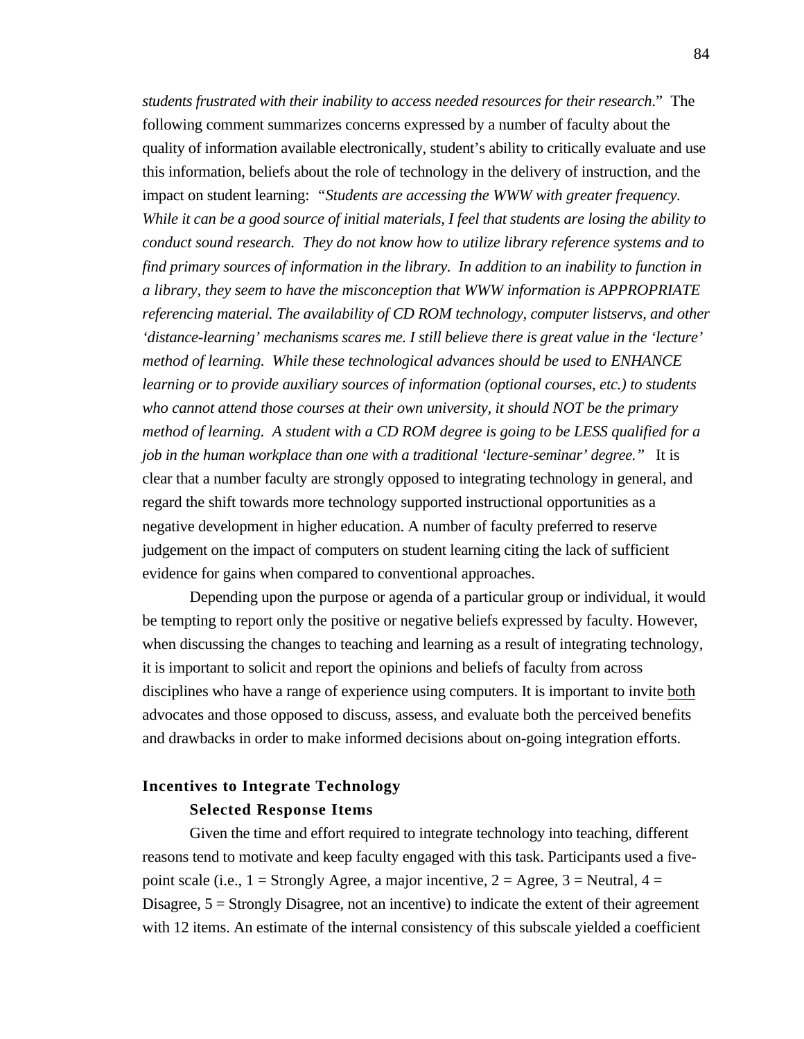*students frustrated with their inability to access needed resources for their research*." The following comment summarizes concerns expressed by a number of faculty about the quality of information available electronically, student's ability to critically evaluate and use this information, beliefs about the role of technology in the delivery of instruction, and the impact on student learning: *"Students are accessing the WWW with greater frequency. While it can be a good source of initial materials, I feel that students are losing the ability to conduct sound research. They do not know how to utilize library reference systems and to find primary sources of information in the library. In addition to an inability to function in a library, they seem to have the misconception that WWW information is APPROPRIATE referencing material. The availability of CD ROM technology, computer listservs, and other 'distance-learning' mechanisms scares me. I still believe there is great value in the 'lecture' method of learning. While these technological advances should be used to ENHANCE learning or to provide auxiliary sources of information (optional courses, etc.) to students who cannot attend those courses at their own university, it should NOT be the primary method of learning. A student with a CD ROM degree is going to be LESS qualified for a job in the human workplace than one with a traditional 'lecture-seminar' degree."* It is clear that a number faculty are strongly opposed to integrating technology in general, and regard the shift towards more technology supported instructional opportunities as a negative development in higher education. A number of faculty preferred to reserve judgement on the impact of computers on student learning citing the lack of sufficient evidence for gains when compared to conventional approaches.

Depending upon the purpose or agenda of a particular group or individual, it would be tempting to report only the positive or negative beliefs expressed by faculty. However, when discussing the changes to teaching and learning as a result of integrating technology, it is important to solicit and report the opinions and beliefs of faculty from across disciplines who have a range of experience using computers. It is important to invite both advocates and those opposed to discuss, assess, and evaluate both the perceived benefits and drawbacks in order to make informed decisions about on-going integration efforts.

## Incentives to Integrate Technology

### Selected Response Items

Given the time and effort required to integrate technology into teaching, different reasons tend to motivate and keep faculty engaged with this task. Participants used a five-point scale (i.e., 1 = Strongly Agree, a major incentive, 2 = Agree, 3 = Neutral, 4 = Disagree, 5 = Strongly Disagree, not an incentive) to indicate the extent of their agreement with 12 items. An estimate of the internal consistency of this subscale yielded a coefficient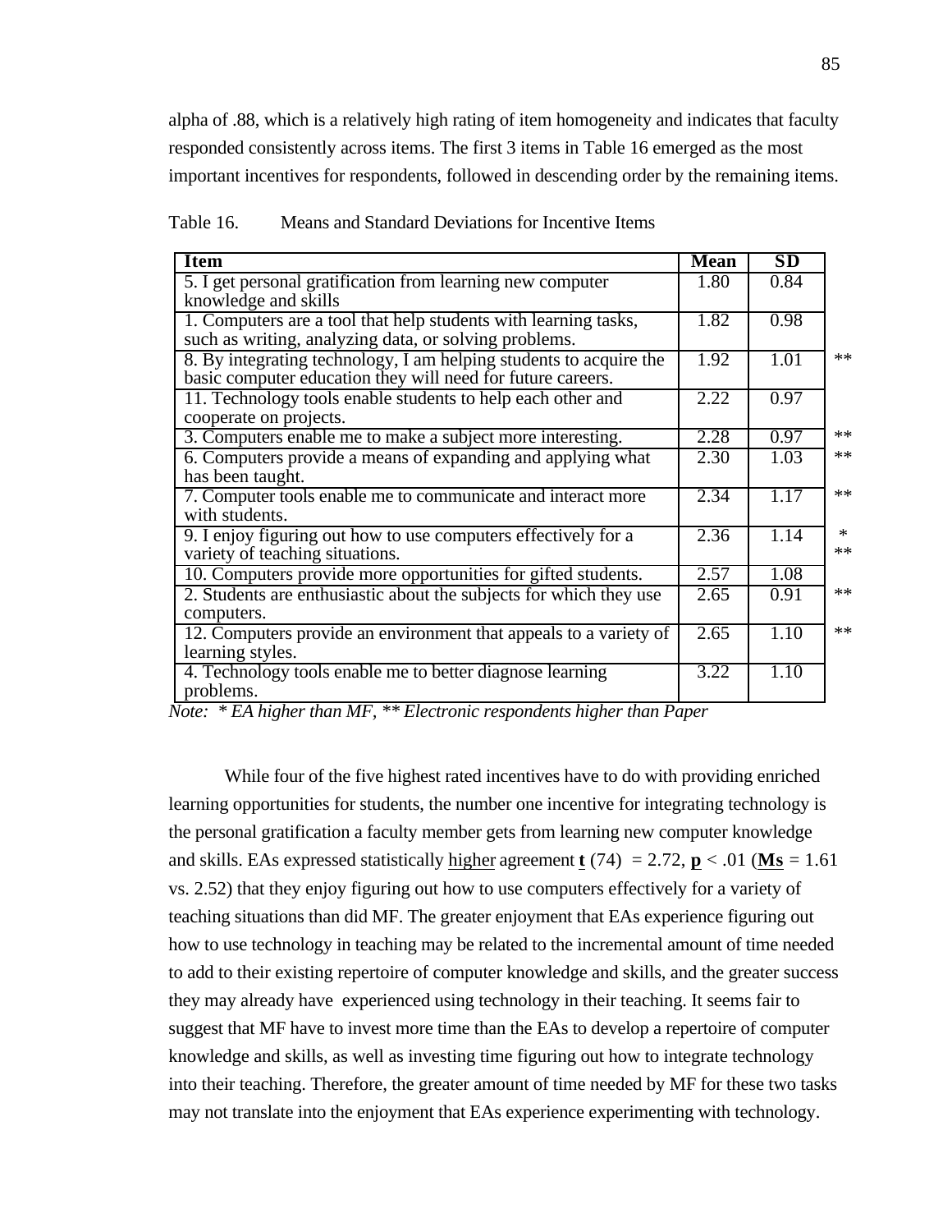alpha of .88, which is a relatively high rating of item homogeneity and indicates that faculty responded consistently across items. The first 3 items in Table 16 emerged as the most important incentives for respondents, followed in descending order by the remaining items.

Table 16. Means and Standard Deviations for Incentive Items

| Item | Mean | SD | |
|---|---|---|---|
| 5. I get personal gratification from learning new computer knowledge and skills | 1.80 | 0.84 | |
| 1. Computers are a tool that help students with learning tasks, such as writing, analyzing data, or solving problems. | 1.82 | 0.98 | |
| 8. By integrating technology, I am helping students to acquire the basic computer education they will need for future careers. | 1.92 | 1.01 | ** |
| 11. Technology tools enable students to help each other and cooperate on projects. | 2.22 | 0.97 | |
| 3. Computers enable me to make a subject more interesting. | 2.28 | 0.97 | ** |
| 6. Computers provide a means of expanding and applying what has been taught. | 2.30 | 1.03 | ** |
| 7. Computer tools enable me to communicate and interact more with students. | 2.34 | 1.17 | ** |
| 9. I enjoy figuring out how to use computers effectively for a variety of teaching situations. | 2.36 | 1.14 | * ** |
| 10. Computers provide more opportunities for gifted students. | 2.57 | 1.08 | |
| 2. Students are enthusiastic about the subjects for which they use computers. | 2.65 | 0.91 | ** |
| 12. Computers provide an environment that appeals to a variety of learning styles. | 2.65 | 1.10 | ** |
| 4. Technology tools enable me to better diagnose learning problems. | 3.22 | 1.10 | |

*Note: * EA higher than MF, ** Electronic respondents higher than Paper*

While four of the five highest rated incentives have to do with providing enriched learning opportunities for students, the number one incentive for integrating technology is the personal gratification a faculty member gets from learning new computer knowledge and skills. EAs expressed statistically higher agreement **t** (74) = 2.72, **p** < .01 (**Ms** = 1.61 vs. 2.52) that they enjoy figuring out how to use computers effectively for a variety of teaching situations than did MF. The greater enjoyment that EAs experience figuring out how to use technology in teaching may be related to the incremental amount of time needed to add to their existing repertoire of computer knowledge and skills, and the greater success they may already have experienced using technology in their teaching. It seems fair to suggest that MF have to invest more time than the EAs to develop a repertoire of computer knowledge and skills, as well as investing time figuring out how to integrate technology into their teaching. Therefore, the greater amount of time needed by MF for these two tasks may not translate into the enjoyment that EAs experience experimenting with technology.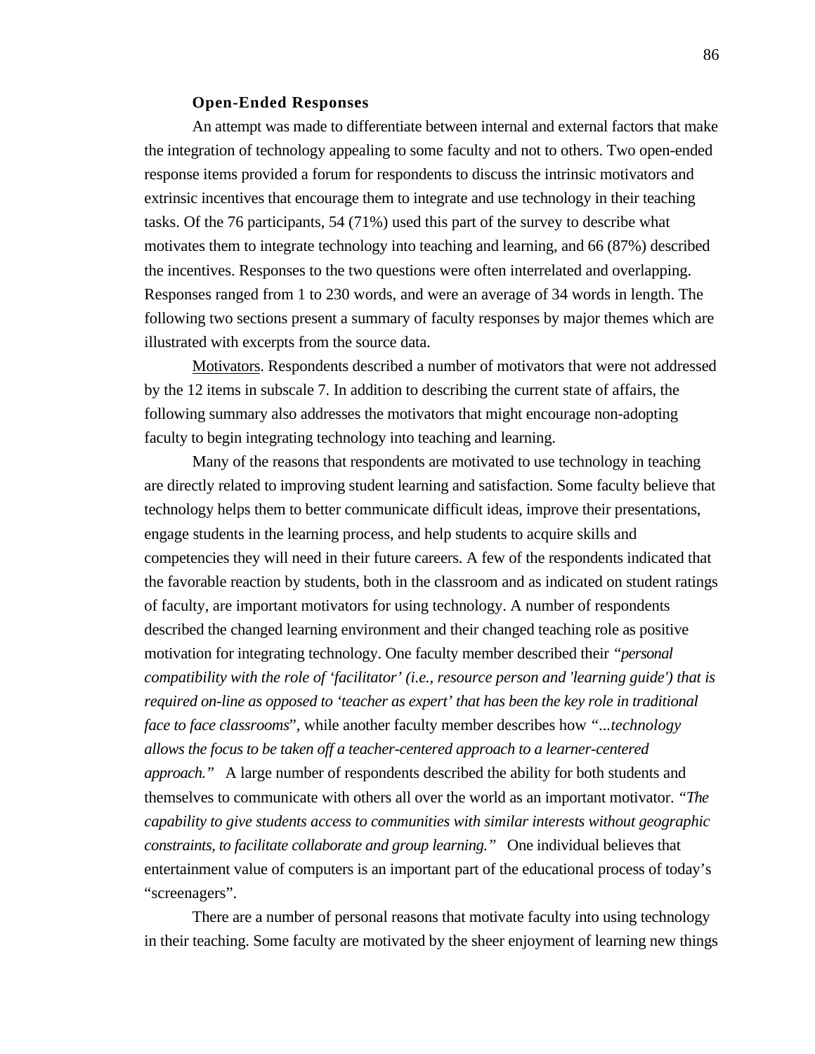### Open-Ended Responses

An attempt was made to differentiate between internal and external factors that make the integration of technology appealing to some faculty and not to others. Two open-ended response items provided a forum for respondents to discuss the intrinsic motivators and extrinsic incentives that encourage them to integrate and use technology in their teaching tasks. Of the 76 participants, 54 (71%) used this part of the survey to describe what motivates them to integrate technology into teaching and learning, and 66 (87%) described the incentives. Responses to the two questions were often interrelated and overlapping. Responses ranged from 1 to 230 words, and were an average of 34 words in length. The following two sections present a summary of faculty responses by major themes which are illustrated with excerpts from the source data.

<u>Motivators</u>. Respondents described a number of motivators that were not addressed by the 12 items in subscale 7. In addition to describing the current state of affairs, the following summary also addresses the motivators that might encourage non-adopting faculty to begin integrating technology into teaching and learning.

Many of the reasons that respondents are motivated to use technology in teaching are directly related to improving student learning and satisfaction. Some faculty believe that technology helps them to better communicate difficult ideas, improve their presentations, engage students in the learning process, and help students to acquire skills and competencies they will need in their future careers. A few of the respondents indicated that the favorable reaction by students, both in the classroom and as indicated on student ratings of faculty, are important motivators for using technology. A number of respondents described the changed learning environment and their changed teaching role as positive motivation for integrating technology. One faculty member described their *"personal compatibility with the role of 'facilitator' (i.e., resource person and 'learning guide') that is required on-line as opposed to 'teacher as expert' that has been the key role in traditional face to face classrooms*", while another faculty member describes how *"...technology allows the focus to be taken off a teacher-centered approach to a learner-centered approach."* A large number of respondents described the ability for both students and themselves to communicate with others all over the world as an important motivator. *"The capability to give students access to communities with similar interests without geographic constraints, to facilitate collaborate and group learning."* One individual believes that entertainment value of computers is an important part of the educational process of today's "screenagers".

There are a number of personal reasons that motivate faculty into using technology in their teaching. Some faculty are motivated by the sheer enjoyment of learning new things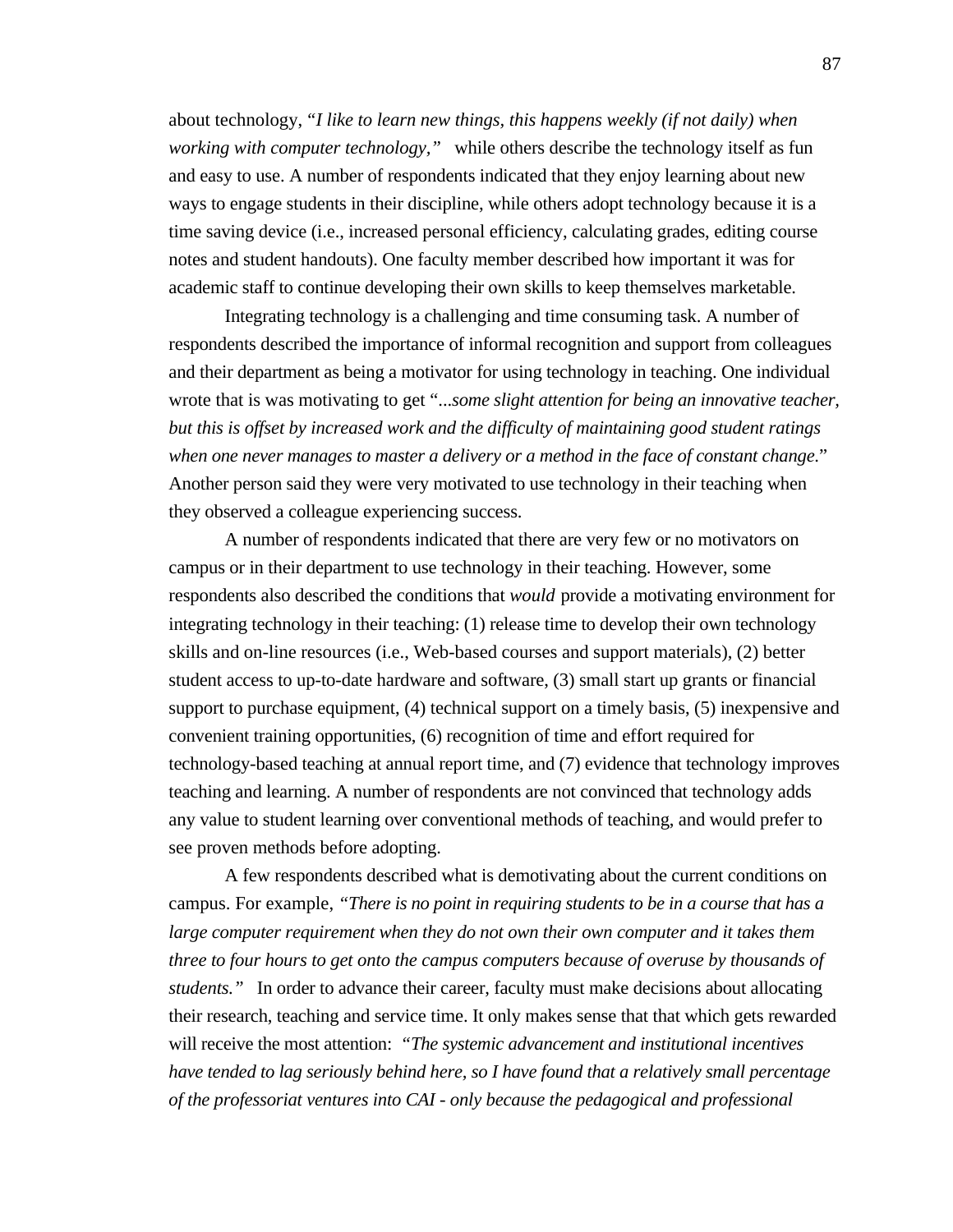about technology, "*I like to learn new things, this happens weekly (if not daily) when working with computer technology,*" while others describe the technology itself as fun and easy to use. A number of respondents indicated that they enjoy learning about new ways to engage students in their discipline, while others adopt technology because it is a time saving device (i.e., increased personal efficiency, calculating grades, editing course notes and student handouts). One faculty member described how important it was for academic staff to continue developing their own skills to keep themselves marketable.

Integrating technology is a challenging and time consuming task. A number of respondents described the importance of informal recognition and support from colleagues and their department as being a motivator for using technology in teaching. One individual wrote that is was motivating to get "*...some slight attention for being an innovative teacher, but this is offset by increased work and the difficulty of maintaining good student ratings when one never manages to master a delivery or a method in the face of constant change.*" Another person said they were very motivated to use technology in their teaching when they observed a colleague experiencing success.

A number of respondents indicated that there are very few or no motivators on campus or in their department to use technology in their teaching. However, some respondents also described the conditions that *would* provide a motivating environment for integrating technology in their teaching: (1) release time to develop their own technology skills and on-line resources (i.e., Web-based courses and support materials), (2) better student access to up-to-date hardware and software, (3) small start up grants or financial support to purchase equipment, (4) technical support on a timely basis, (5) inexpensive and convenient training opportunities, (6) recognition of time and effort required for technology-based teaching at annual report time, and (7) evidence that technology improves teaching and learning. A number of respondents are not convinced that technology adds any value to student learning over conventional methods of teaching, and would prefer to see proven methods before adopting.

A few respondents described what is demotivating about the current conditions on campus. For example, "*There is no point in requiring students to be in a course that has a large computer requirement when they do not own their own computer and it takes them three to four hours to get onto the campus computers because of overuse by thousands of students.*" In order to advance their career, faculty must make decisions about allocating their research, teaching and service time. It only makes sense that that which gets rewarded will receive the most attention: "*The systemic advancement and institutional incentives have tended to lag seriously behind here, so I have found that a relatively small percentage of the professoriat ventures into CAI - only because the pedagogical and professional*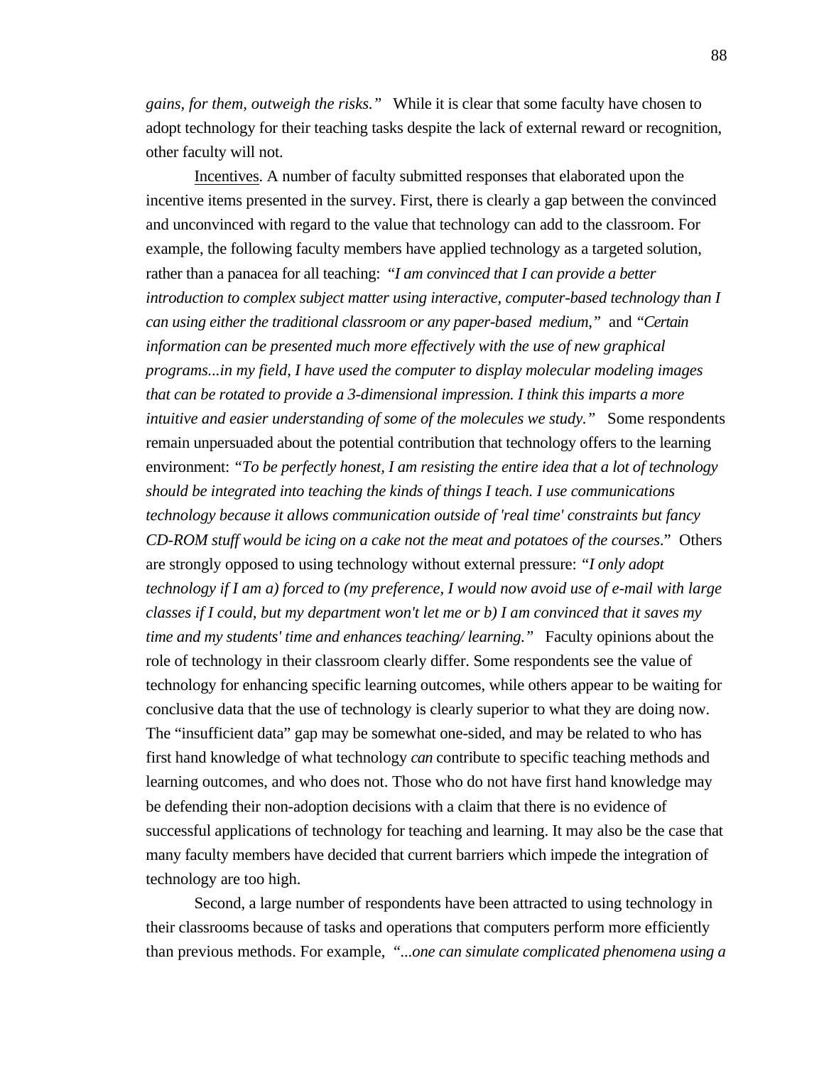*gains, for them, outweigh the risks."* While it is clear that some faculty have chosen to adopt technology for their teaching tasks despite the lack of external reward or recognition, other faculty will not.

Incentives. A number of faculty submitted responses that elaborated upon the incentive items presented in the survey. First, there is clearly a gap between the convinced and unconvinced with regard to the value that technology can add to the classroom. For example, the following faculty members have applied technology as a targeted solution, rather than a panacea for all teaching: *"I am convinced that I can provide a better introduction to complex subject matter using interactive, computer-based technology than I can using either the traditional classroom or any paper-based medium,"* and *"Certain information can be presented much more effectively with the use of new graphical programs...in my field, I have used the computer to display molecular modeling images that can be rotated to provide a 3-dimensional impression. I think this imparts a more intuitive and easier understanding of some of the molecules we study."* Some respondents remain unpersuaded about the potential contribution that technology offers to the learning environment: *"To be perfectly honest, I am resisting the entire idea that a lot of technology should be integrated into teaching the kinds of things I teach. I use communications technology because it allows communication outside of 'real time' constraints but fancy CD-ROM stuff would be icing on a cake not the meat and potatoes of the courses*." Others are strongly opposed to using technology without external pressure: *"I only adopt technology if I am a) forced to (my preference, I would now avoid use of e-mail with large classes if I could, but my department won't let me or b) I am convinced that it saves my time and my students' time and enhances teaching/ learning."* Faculty opinions about the role of technology in their classroom clearly differ. Some respondents see the value of technology for enhancing specific learning outcomes, while others appear to be waiting for conclusive data that the use of technology is clearly superior to what they are doing now. The "insufficient data" gap may be somewhat one-sided, and may be related to who has first hand knowledge of what technology *can* contribute to specific teaching methods and learning outcomes, and who does not. Those who do not have first hand knowledge may be defending their non-adoption decisions with a claim that there is no evidence of successful applications of technology for teaching and learning. It may also be the case that many faculty members have decided that current barriers which impede the integration of technology are too high.

Second, a large number of respondents have been attracted to using technology in their classrooms because of tasks and operations that computers perform more efficiently than previous methods. For example, *"...one can simulate complicated phenomena using a*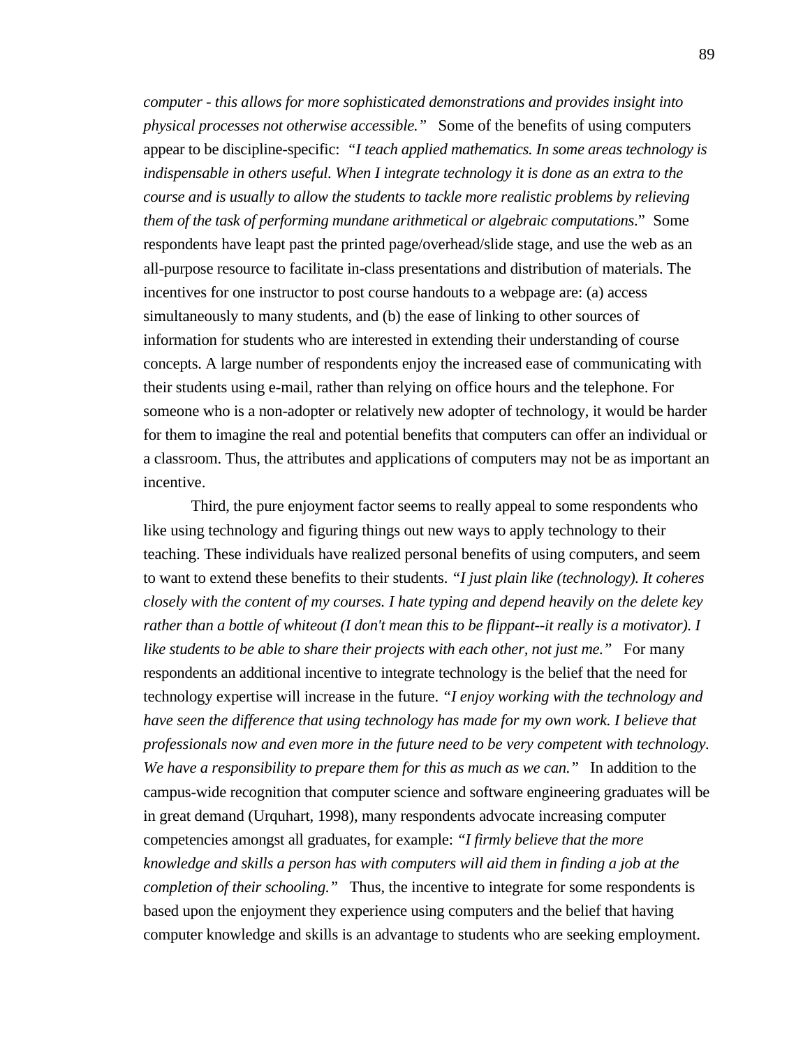*computer - this allows for more sophisticated demonstrations and provides insight into physical processes not otherwise accessible."* Some of the benefits of using computers appear to be discipline-specific: *"I teach applied mathematics. In some areas technology is indispensable in others useful. When I integrate technology it is done as an extra to the course and is usually to allow the students to tackle more realistic problems by relieving them of the task of performing mundane arithmetical or algebraic computations*." Some respondents have leapt past the printed page/overhead/slide stage, and use the web as an all-purpose resource to facilitate in-class presentations and distribution of materials. The incentives for one instructor to post course handouts to a webpage are: (a) access simultaneously to many students, and (b) the ease of linking to other sources of information for students who are interested in extending their understanding of course concepts. A large number of respondents enjoy the increased ease of communicating with their students using e-mail, rather than relying on office hours and the telephone. For someone who is a non-adopter or relatively new adopter of technology, it would be harder for them to imagine the real and potential benefits that computers can offer an individual or a classroom. Thus, the attributes and applications of computers may not be as important an incentive.

Third, the pure enjoyment factor seems to really appeal to some respondents who like using technology and figuring things out new ways to apply technology to their teaching. These individuals have realized personal benefits of using computers, and seem to want to extend these benefits to their students. *"I just plain like (technology). It coheres closely with the content of my courses. I hate typing and depend heavily on the delete key rather than a bottle of whiteout (I don't mean this to be flippant--it really is a motivator). I like students to be able to share their projects with each other, not just me."* For many respondents an additional incentive to integrate technology is the belief that the need for technology expertise will increase in the future. *"I enjoy working with the technology and have seen the difference that using technology has made for my own work. I believe that professionals now and even more in the future need to be very competent with technology. We have a responsibility to prepare them for this as much as we can."* In addition to the campus-wide recognition that computer science and software engineering graduates will be in great demand (Urquhart, 1998), many respondents advocate increasing computer competencies amongst all graduates, for example: *"I firmly believe that the more knowledge and skills a person has with computers will aid them in finding a job at the completion of their schooling."* Thus, the incentive to integrate for some respondents is based upon the enjoyment they experience using computers and the belief that having computer knowledge and skills is an advantage to students who are seeking employment.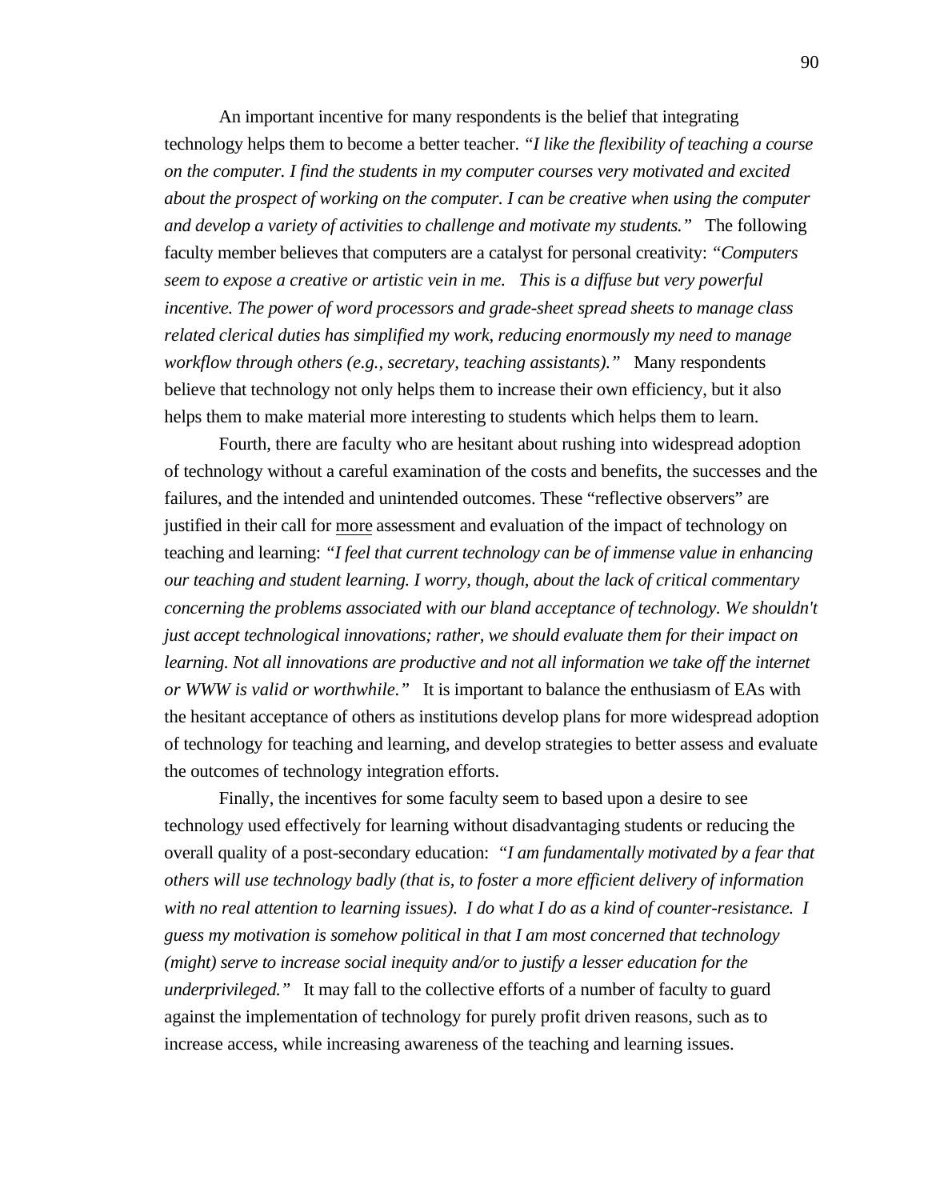An important incentive for many respondents is the belief that integrating technology helps them to become a better teacher. *"I like the flexibility of teaching a course on the computer. I find the students in my computer courses very motivated and excited about the prospect of working on the computer. I can be creative when using the computer and develop a variety of activities to challenge and motivate my students."* The following faculty member believes that computers are a catalyst for personal creativity: *"Computers seem to expose a creative or artistic vein in me. This is a diffuse but very powerful incentive. The power of word processors and grade-sheet spread sheets to manage class related clerical duties has simplified my work, reducing enormously my need to manage workflow through others (e.g., secretary, teaching assistants)."* Many respondents believe that technology not only helps them to increase their own efficiency, but it also helps them to make material more interesting to students which helps them to learn.

Fourth, there are faculty who are hesitant about rushing into widespread adoption of technology without a careful examination of the costs and benefits, the successes and the failures, and the intended and unintended outcomes. These "reflective observers" are justified in their call for more assessment and evaluation of the impact of technology on teaching and learning: *"I feel that current technology can be of immense value in enhancing our teaching and student learning. I worry, though, about the lack of critical commentary concerning the problems associated with our bland acceptance of technology. We shouldn't just accept technological innovations; rather, we should evaluate them for their impact on learning. Not all innovations are productive and not all information we take off the internet or WWW is valid or worthwhile."* It is important to balance the enthusiasm of EAs with the hesitant acceptance of others as institutions develop plans for more widespread adoption of technology for teaching and learning, and develop strategies to better assess and evaluate the outcomes of technology integration efforts.

Finally, the incentives for some faculty seem to based upon a desire to see technology used effectively for learning without disadvantaging students or reducing the overall quality of a post-secondary education: *"I am fundamentally motivated by a fear that others will use technology badly (that is, to foster a more efficient delivery of information with no real attention to learning issues). I do what I do as a kind of counter-resistance. I guess my motivation is somehow political in that I am most concerned that technology (might) serve to increase social inequity and/or to justify a lesser education for the underprivileged."* It may fall to the collective efforts of a number of faculty to guard against the implementation of technology for purely profit driven reasons, such as to increase access, while increasing awareness of the teaching and learning issues.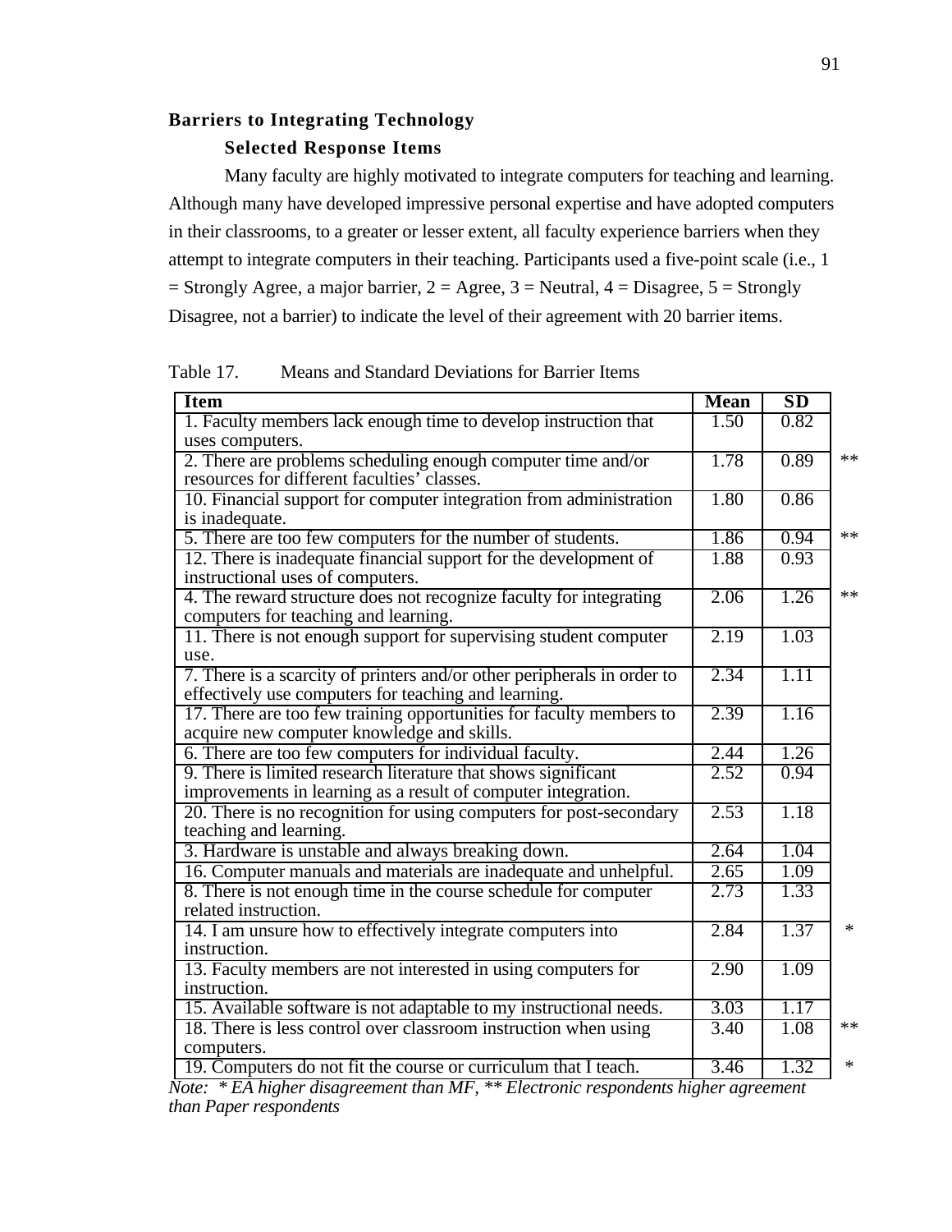## Barriers to Integrating Technology

### Selected Response Items

Many faculty are highly motivated to integrate computers for teaching and learning. Although many have developed impressive personal expertise and have adopted computers in their classrooms, to a greater or lesser extent, all faculty experience barriers when they attempt to integrate computers in their teaching. Participants used a five-point scale (i.e., 1 = Strongly Agree, a major barrier, 2 = Agree, 3 = Neutral, 4 = Disagree, 5 = Strongly Disagree, not a barrier) to indicate the level of their agreement with 20 barrier items.

Table 17. Means and Standard Deviations for Barrier Items

| Item | Mean | SD | |
|---|---|---|---|
| 1. Faculty members lack enough time to develop instruction that uses computers. | 1.50 | 0.82 | |
| 2. There are problems scheduling enough computer time and/or resources for different faculties' classes. | 1.78 | 0.89 | ** |
| 10. Financial support for computer integration from administration is inadequate. | 1.80 | 0.86 | |
| 5. There are too few computers for the number of students. | 1.86 | 0.94 | ** |
| 12. There is inadequate financial support for the development of instructional uses of computers. | 1.88 | 0.93 | |
| 4. The reward structure does not recognize faculty for integrating computers for teaching and learning. | 2.06 | 1.26 | ** |
| 11. There is not enough support for supervising student computer use. | 2.19 | 1.03 | |
| 7. There is a scarcity of printers and/or other peripherals in order to effectively use computers for teaching and learning. | 2.34 | 1.11 | |
| 17. There are too few training opportunities for faculty members to acquire new computer knowledge and skills. | 2.39 | 1.16 | |
| 6. There are too few computers for individual faculty. | 2.44 | 1.26 | |
| 9. There is limited research literature that shows significant improvements in learning as a result of computer integration. | 2.52 | 0.94 | |
| 20. There is no recognition for using computers for post-secondary teaching and learning. | 2.53 | 1.18 | |
| 3. Hardware is unstable and always breaking down. | 2.64 | 1.04 | |
| 16. Computer manuals and materials are inadequate and unhelpful. | 2.65 | 1.09 | |
| 8. There is not enough time in the course schedule for computer related instruction. | 2.73 | 1.33 | |
| 14. I am unsure how to effectively integrate computers into instruction. | 2.84 | 1.37 | * |
| 13. Faculty members are not interested in using computers for instruction. | 2.90 | 1.09 | |
| 15. Available software is not adaptable to my instructional needs. | 3.03 | 1.17 | |
| 18. There is less control over classroom instruction when using computers. | 3.40 | 1.08 | ** |
| 19. Computers do not fit the course or curriculum that I teach. | 3.46 | 1.32 | * |

*Note: * EA higher disagreement than MF, ** Electronic respondents higher agreement than Paper respondents*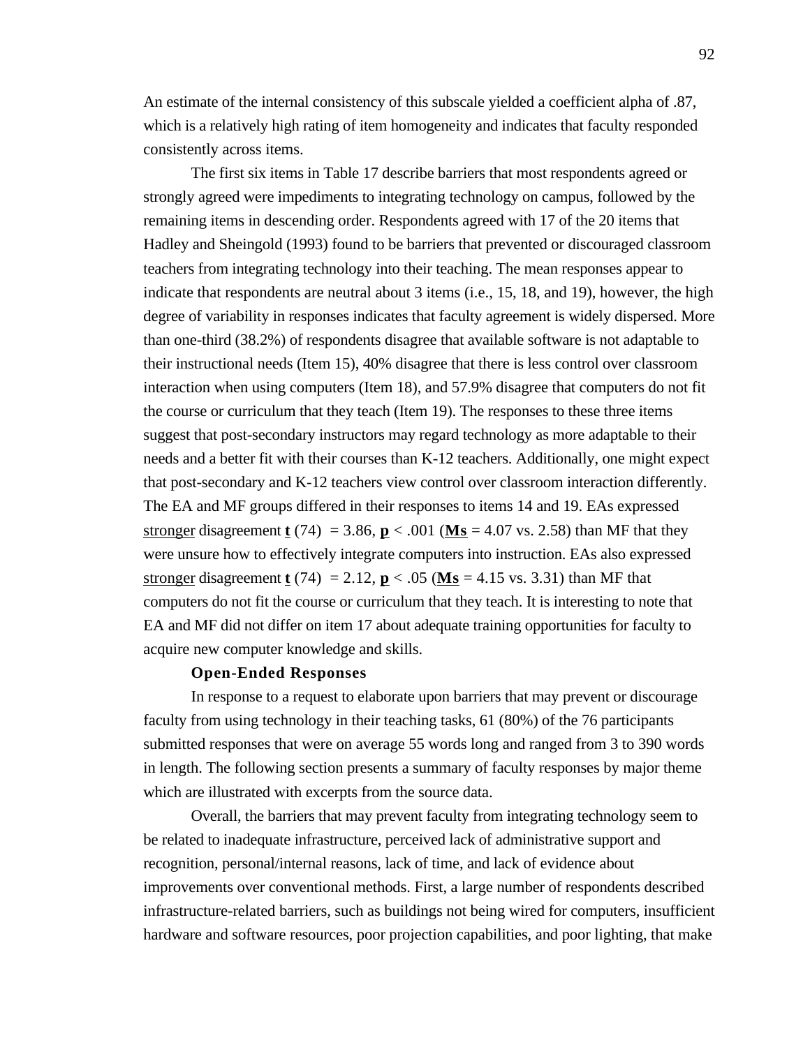An estimate of the internal consistency of this subscale yielded a coefficient alpha of .87, which is a relatively high rating of item homogeneity and indicates that faculty responded consistently across items.

The first six items in Table 17 describe barriers that most respondents agreed or strongly agreed were impediments to integrating technology on campus, followed by the remaining items in descending order. Respondents agreed with 17 of the 20 items that Hadley and Sheingold (1993) found to be barriers that prevented or discouraged classroom teachers from integrating technology into their teaching. The mean responses appear to indicate that respondents are neutral about 3 items (i.e., 15, 18, and 19), however, the high degree of variability in responses indicates that faculty agreement is widely dispersed. More than one-third (38.2%) of respondents disagree that available software is not adaptable to their instructional needs (Item 15), 40% disagree that there is less control over classroom interaction when using computers (Item 18), and 57.9% disagree that computers do not fit the course or curriculum that they teach (Item 19). The responses to these three items suggest that post-secondary instructors may regard technology as more adaptable to their needs and a better fit with their courses than K-12 teachers. Additionally, one might expect that post-secondary and K-12 teachers view control over classroom interaction differently. The EA and MF groups differed in their responses to items 14 and 19. EAs expressed stronger disagreement $t(74) = 3.86$, $p < .001$ ($Ms = 4.07$ vs. $2.58$) than MF that they were unsure how to effectively integrate computers into instruction. EAs also expressed stronger disagreement $t(74) = 2.12$, $p < .05$ ($Ms = 4.15$ vs. $3.31$) than MF that computers do not fit the course or curriculum that they teach. It is interesting to note that EA and MF did not differ on item 17 about adequate training opportunities for faculty to acquire new computer knowledge and skills.

### Open-Ended Responses

In response to a request to elaborate upon barriers that may prevent or discourage faculty from using technology in their teaching tasks, 61 (80%) of the 76 participants submitted responses that were on average 55 words long and ranged from 3 to 390 words in length. The following section presents a summary of faculty responses by major theme which are illustrated with excerpts from the source data.

Overall, the barriers that may prevent faculty from integrating technology seem to be related to inadequate infrastructure, perceived lack of administrative support and recognition, personal/internal reasons, lack of time, and lack of evidence about improvements over conventional methods. First, a large number of respondents described infrastructure-related barriers, such as buildings not being wired for computers, insufficient hardware and software resources, poor projection capabilities, and poor lighting, that make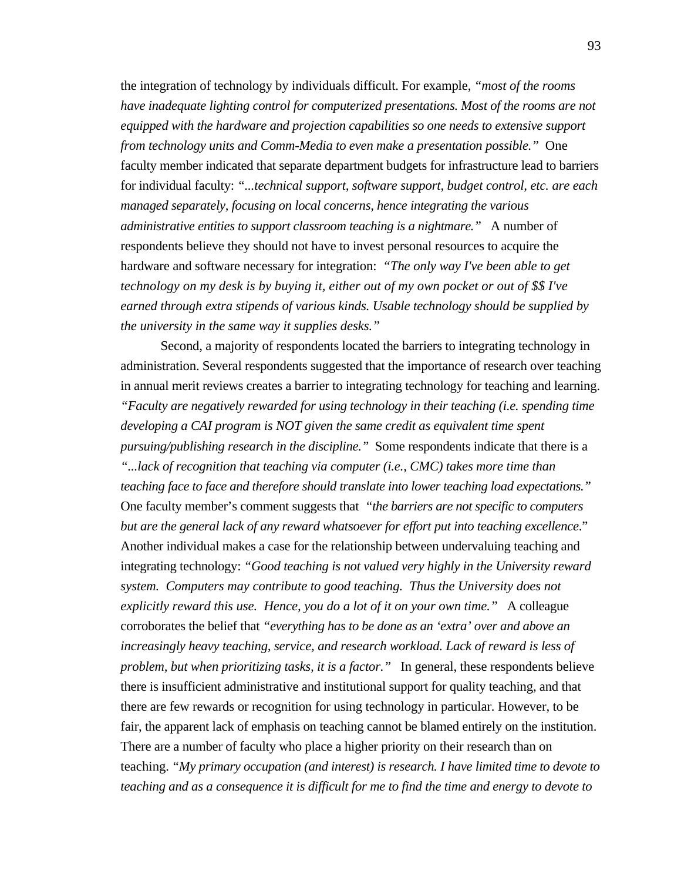the integration of technology by individuals difficult. For example, *"most of the rooms have inadequate lighting control for computerized presentations. Most of the rooms are not equipped with the hardware and projection capabilities so one needs to extensive support from technology units and Comm-Media to even make a presentation possible."* One faculty member indicated that separate department budgets for infrastructure lead to barriers for individual faculty: *"...technical support, software support, budget control, etc. are each managed separately, focusing on local concerns, hence integrating the various administrative entities to support classroom teaching is a nightmare."* A number of respondents believe they should not have to invest personal resources to acquire the hardware and software necessary for integration: *"The only way I've been able to get technology on my desk is by buying it, either out of my own pocket or out of $$ I've earned through extra stipends of various kinds. Usable technology should be supplied by the university in the same way it supplies desks."*

Second, a majority of respondents located the barriers to integrating technology in administration. Several respondents suggested that the importance of research over teaching in annual merit reviews creates a barrier to integrating technology for teaching and learning. *"Faculty are negatively rewarded for using technology in their teaching (i.e. spending time developing a CAI program is NOT given the same credit as equivalent time spent pursuing/publishing research in the discipline."* Some respondents indicate that there is a *"...lack of recognition that teaching via computer (i.e., CMC) takes more time than teaching face to face and therefore should translate into lower teaching load expectations."* One faculty member's comment suggests that *"the barriers are not specific to computers but are the general lack of any reward whatsoever for effort put into teaching excellence*." Another individual makes a case for the relationship between undervaluing teaching and integrating technology: *"Good teaching is not valued very highly in the University reward system. Computers may contribute to good teaching. Thus the University does not explicitly reward this use. Hence, you do a lot of it on your own time."* A colleague corroborates the belief that *"everything has to be done as an 'extra' over and above an increasingly heavy teaching, service, and research workload. Lack of reward is less of problem, but when prioritizing tasks, it is a factor."* In general, these respondents believe there is insufficient administrative and institutional support for quality teaching, and that there are few rewards or recognition for using technology in particular. However, to be fair, the apparent lack of emphasis on teaching cannot be blamed entirely on the institution. There are a number of faculty who place a higher priority on their research than on teaching. "*My primary occupation (and interest) is research. I have limited time to devote to teaching and as a consequence it is difficult for me to find the time and energy to devote to*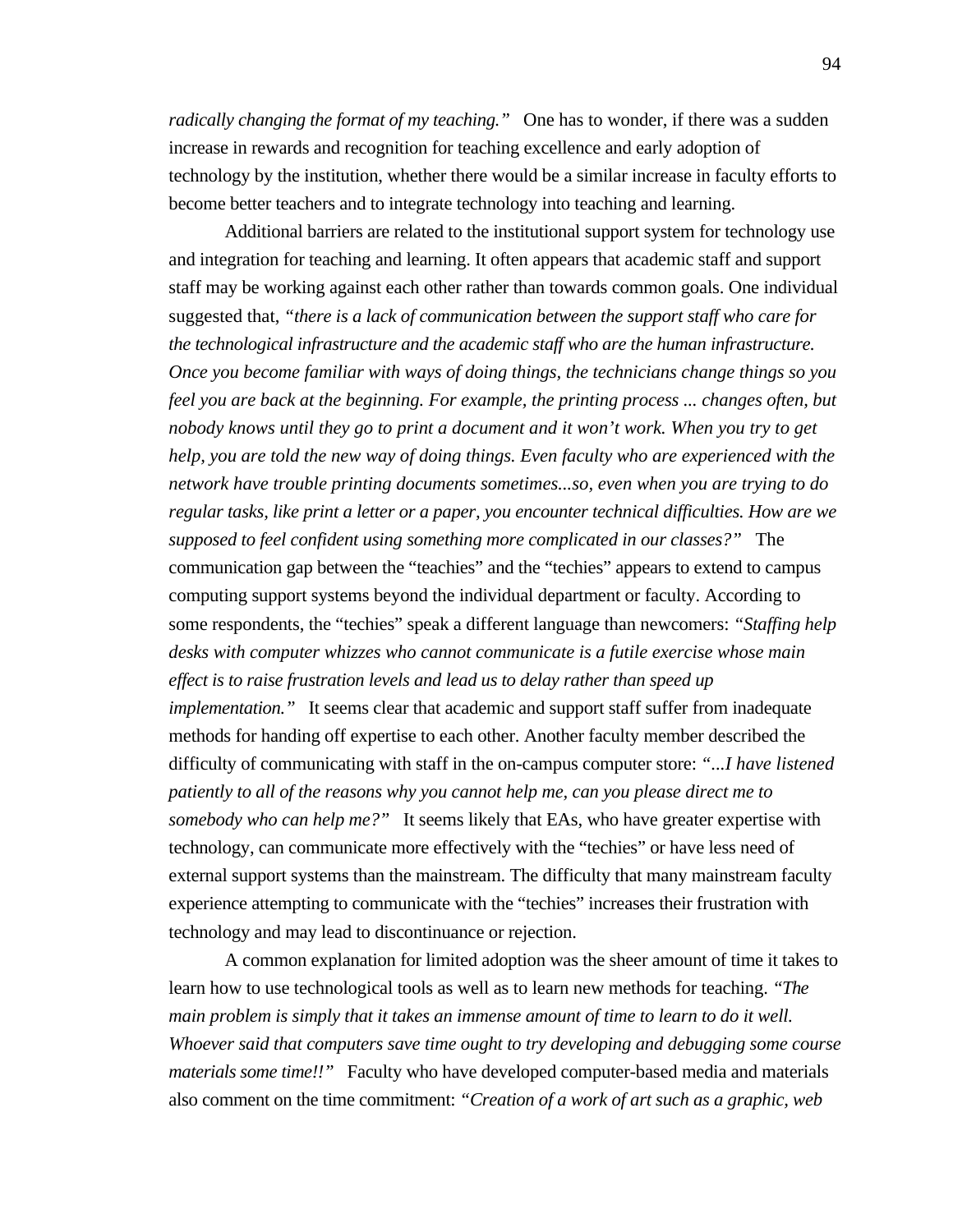*radically changing the format of my teaching."* One has to wonder, if there was a sudden increase in rewards and recognition for teaching excellence and early adoption of technology by the institution, whether there would be a similar increase in faculty efforts to become better teachers and to integrate technology into teaching and learning.

Additional barriers are related to the institutional support system for technology use and integration for teaching and learning. It often appears that academic staff and support staff may be working against each other rather than towards common goals. One individual suggested that, *"there is a lack of communication between the support staff who care for the technological infrastructure and the academic staff who are the human infrastructure. Once you become familiar with ways of doing things, the technicians change things so you feel you are back at the beginning. For example, the printing process ... changes often, but nobody knows until they go to print a document and it won't work. When you try to get help, you are told the new way of doing things. Even faculty who are experienced with the network have trouble printing documents sometimes...so, even when you are trying to do regular tasks, like print a letter or a paper, you encounter technical difficulties. How are we supposed to feel confident using something more complicated in our classes?"* The communication gap between the "teachies" and the "techies" appears to extend to campus computing support systems beyond the individual department or faculty. According to some respondents, the "techies" speak a different language than newcomers: *"Staffing help desks with computer whizzes who cannot communicate is a futile exercise whose main effect is to raise frustration levels and lead us to delay rather than speed up implementation."* It seems clear that academic and support staff suffer from inadequate methods for handing off expertise to each other. Another faculty member described the difficulty of communicating with staff in the on-campus computer store: *"...I have listened patiently to all of the reasons why you cannot help me, can you please direct me to somebody who can help me?"* It seems likely that EAs, who have greater expertise with technology, can communicate more effectively with the "techies" or have less need of external support systems than the mainstream. The difficulty that many mainstream faculty experience attempting to communicate with the "techies" increases their frustration with technology and may lead to discontinuance or rejection.

A common explanation for limited adoption was the sheer amount of time it takes to learn how to use technological tools as well as to learn new methods for teaching. *"The main problem is simply that it takes an immense amount of time to learn to do it well. Whoever said that computers save time ought to try developing and debugging some course materials some time!!"* Faculty who have developed computer-based media and materials also comment on the time commitment: *"Creation of a work of art such as a graphic, web*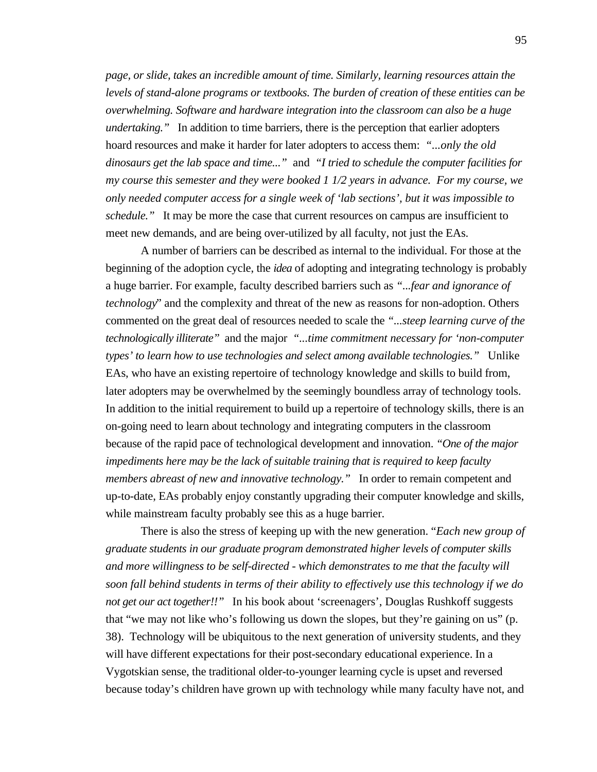*page, or slide, takes an incredible amount of time. Similarly, learning resources attain the levels of stand-alone programs or textbooks. The burden of creation of these entities can be overwhelming. Software and hardware integration into the classroom can also be a huge undertaking."* In addition to time barriers, there is the perception that earlier adopters hoard resources and make it harder for later adopters to access them: *"...only the old dinosaurs get the lab space and time..."* and *"I tried to schedule the computer facilities for my course this semester and they were booked 1 1/2 years in advance. For my course, we only needed computer access for a single week of 'lab sections', but it was impossible to schedule."* It may be more the case that current resources on campus are insufficient to meet new demands, and are being over-utilized by all faculty, not just the EAs.

A number of barriers can be described as internal to the individual. For those at the beginning of the adoption cycle, the *idea* of adopting and integrating technology is probably a huge barrier. For example, faculty described barriers such as *"...fear and ignorance of technology*" and the complexity and threat of the new as reasons for non-adoption. Others commented on the great deal of resources needed to scale the *"...steep learning curve of the technologically illiterate"* and the major *"...time commitment necessary for 'non-computer types' to learn how to use technologies and select among available technologies."* Unlike EAs, who have an existing repertoire of technology knowledge and skills to build from, later adopters may be overwhelmed by the seemingly boundless array of technology tools. In addition to the initial requirement to build up a repertoire of technology skills, there is an on-going need to learn about technology and integrating computers in the classroom because of the rapid pace of technological development and innovation. *"One of the major impediments here may be the lack of suitable training that is required to keep faculty members abreast of new and innovative technology."* In order to remain competent and up-to-date, EAs probably enjoy constantly upgrading their computer knowledge and skills, while mainstream faculty probably see this as a huge barrier.

There is also the stress of keeping up with the new generation. "*Each new group of graduate students in our graduate program demonstrated higher levels of computer skills and more willingness to be self-directed - which demonstrates to me that the faculty will soon fall behind students in terms of their ability to effectively use this technology if we do not get our act together!!"* In his book about 'screenagers', Douglas Rushkoff suggests that "we may not like who's following us down the slopes, but they're gaining on us" (p. 38). Technology will be ubiquitous to the next generation of university students, and they will have different expectations for their post-secondary educational experience. In a Vygotskian sense, the traditional older-to-younger learning cycle is upset and reversed because today's children have grown up with technology while many faculty have not, and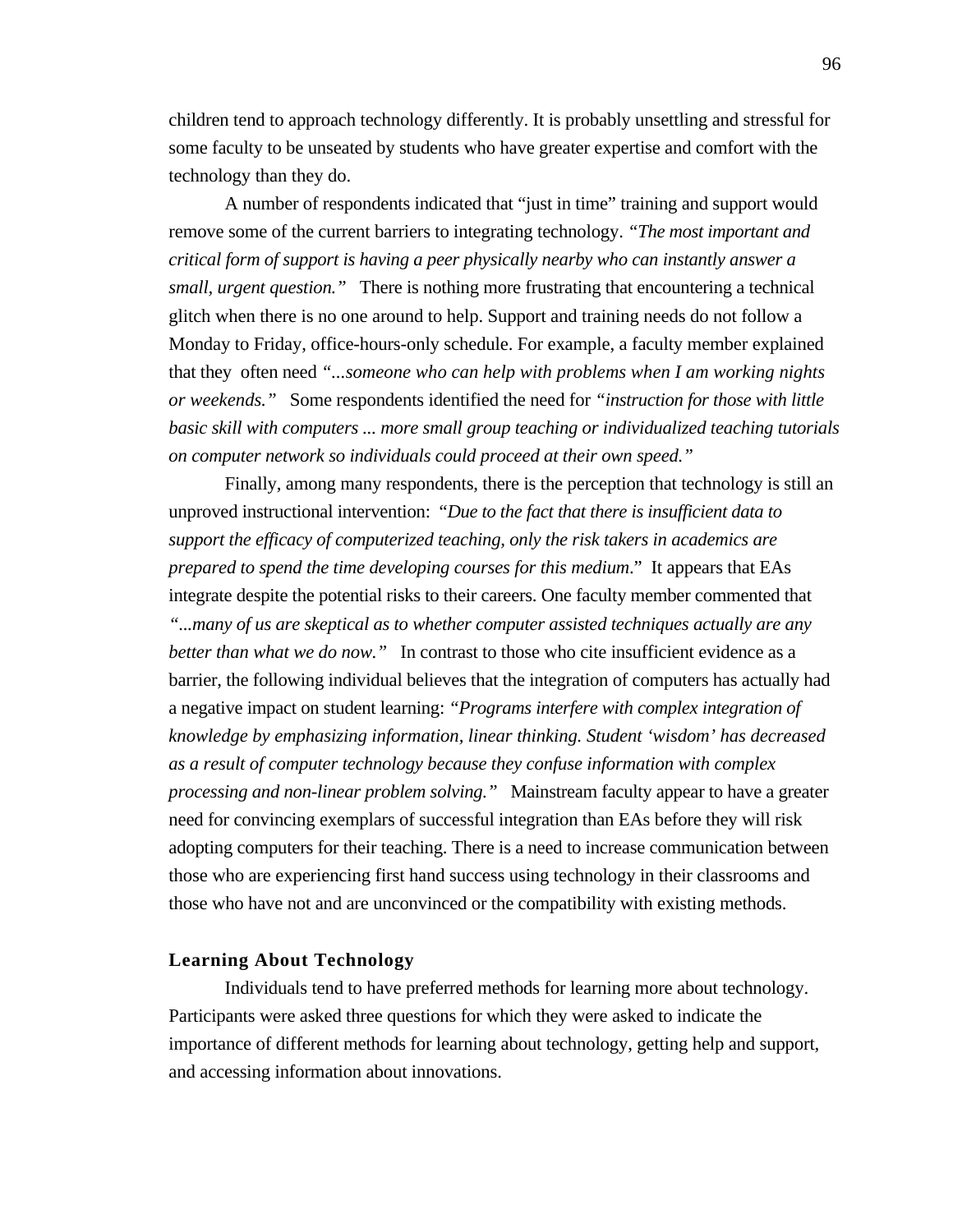children tend to approach technology differently. It is probably unsettling and stressful for some faculty to be unseated by students who have greater expertise and comfort with the technology than they do.

A number of respondents indicated that "just in time" training and support would remove some of the current barriers to integrating technology. *"The most important and critical form of support is having a peer physically nearby who can instantly answer a small, urgent question."* There is nothing more frustrating that encountering a technical glitch when there is no one around to help. Support and training needs do not follow a Monday to Friday, office-hours-only schedule. For example, a faculty member explained that they often need *"...someone who can help with problems when I am working nights or weekends."* Some respondents identified the need for *"instruction for those with little basic skill with computers ... more small group teaching or individualized teaching tutorials on computer network so individuals could proceed at their own speed."*

Finally, among many respondents, there is the perception that technology is still an unproved instructional intervention: *"Due to the fact that there is insufficient data to support the efficacy of computerized teaching, only the risk takers in academics are prepared to spend the time developing courses for this medium*." It appears that EAs integrate despite the potential risks to their careers. One faculty member commented that *"...many of us are skeptical as to whether computer assisted techniques actually are any better than what we do now."* In contrast to those who cite insufficient evidence as a barrier, the following individual believes that the integration of computers has actually had a negative impact on student learning: *"Programs interfere with complex integration of knowledge by emphasizing information, linear thinking. Student 'wisdom' has decreased as a result of computer technology because they confuse information with complex processing and non-linear problem solving."* Mainstream faculty appear to have a greater need for convincing exemplars of successful integration than EAs before they will risk adopting computers for their teaching. There is a need to increase communication between those who are experiencing first hand success using technology in their classrooms and those who have not and are unconvinced or the compatibility with existing methods.

### Learning About Technology

Individuals tend to have preferred methods for learning more about technology. Participants were asked three questions for which they were asked to indicate the importance of different methods for learning about technology, getting help and support, and accessing information about innovations.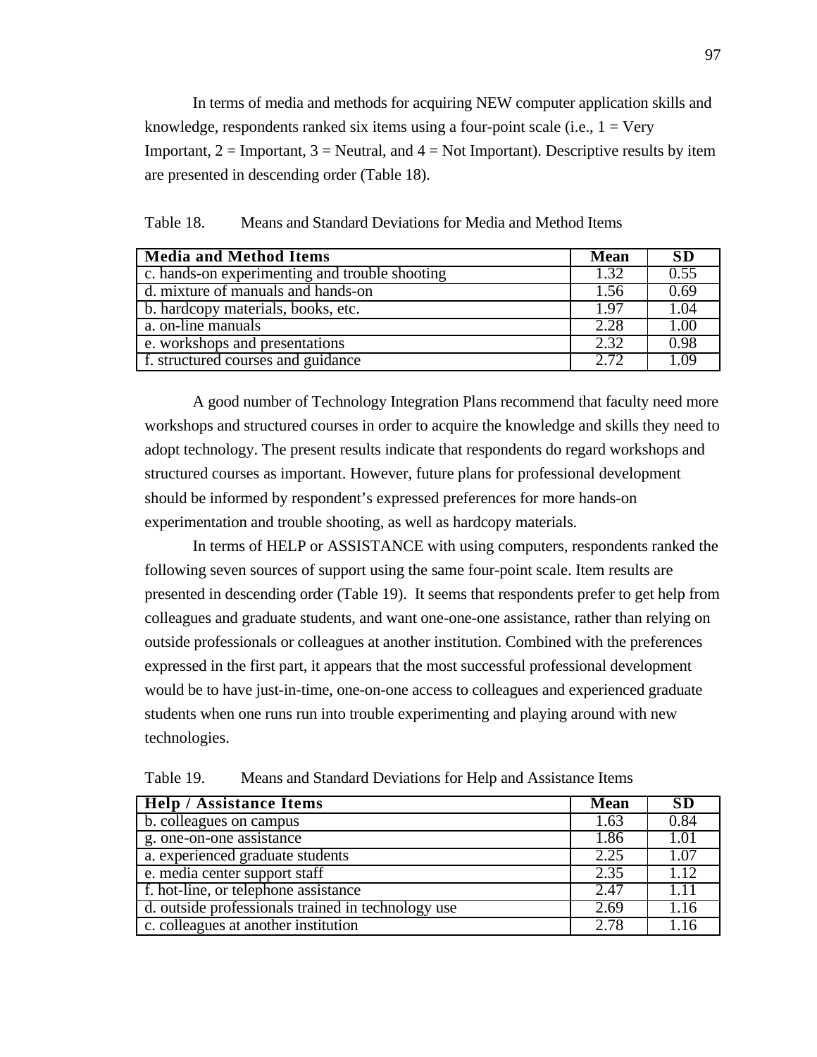In terms of media and methods for acquiring NEW computer application skills and knowledge, respondents ranked six items using a four-point scale (i.e., 1 = Very Important, 2 = Important, 3 = Neutral, and 4 = Not Important). Descriptive results by item are presented in descending order (Table 18).

Table 18. Means and Standard Deviations for Media and Method Items

| Media and Method Items | Mean | SD |
|---|---|---|
| c. hands-on experimenting and trouble shooting | 1.32 | 0.55 |
| d. mixture of manuals and hands-on | 1.56 | 0.69 |
| b. hardcopy materials, books, etc. | 1.97 | 1.04 |
| a. on-line manuals | 2.28 | 1.00 |
| e. workshops and presentations | 2.32 | 0.98 |
| f. structured courses and guidance | 2.72 | 1.09 |

A good number of Technology Integration Plans recommend that faculty need more workshops and structured courses in order to acquire the knowledge and skills they need to adopt technology. The present results indicate that respondents do regard workshops and structured courses as important. However, future plans for professional development should be informed by respondent's expressed preferences for more hands-on experimentation and trouble shooting, as well as hardcopy materials.

In terms of HELP or ASSISTANCE with using computers, respondents ranked the following seven sources of support using the same four-point scale. Item results are presented in descending order (Table 19). It seems that respondents prefer to get help from colleagues and graduate students, and want one-one-one assistance, rather than relying on outside professionals or colleagues at another institution. Combined with the preferences expressed in the first part, it appears that the most successful professional development would be to have just-in-time, one-on-one access to colleagues and experienced graduate students when one runs run into trouble experimenting and playing around with new technologies.

Table 19. Means and Standard Deviations for Help and Assistance Items

| Help / Assistance Items | Mean | SD |
|---|---|---|
| b. colleagues on campus | 1.63 | 0.84 |
| g. one-on-one assistance | 1.86 | 1.01 |
| a. experienced graduate students | 2.25 | 1.07 |
| e. media center support staff | 2.35 | 1.12 |
| f. hot-line, or telephone assistance | 2.47 | 1.11 |
| d. outside professionals trained in technology use | 2.69 | 1.16 |
| c. colleagues at another institution | 2.78 | 1.16 |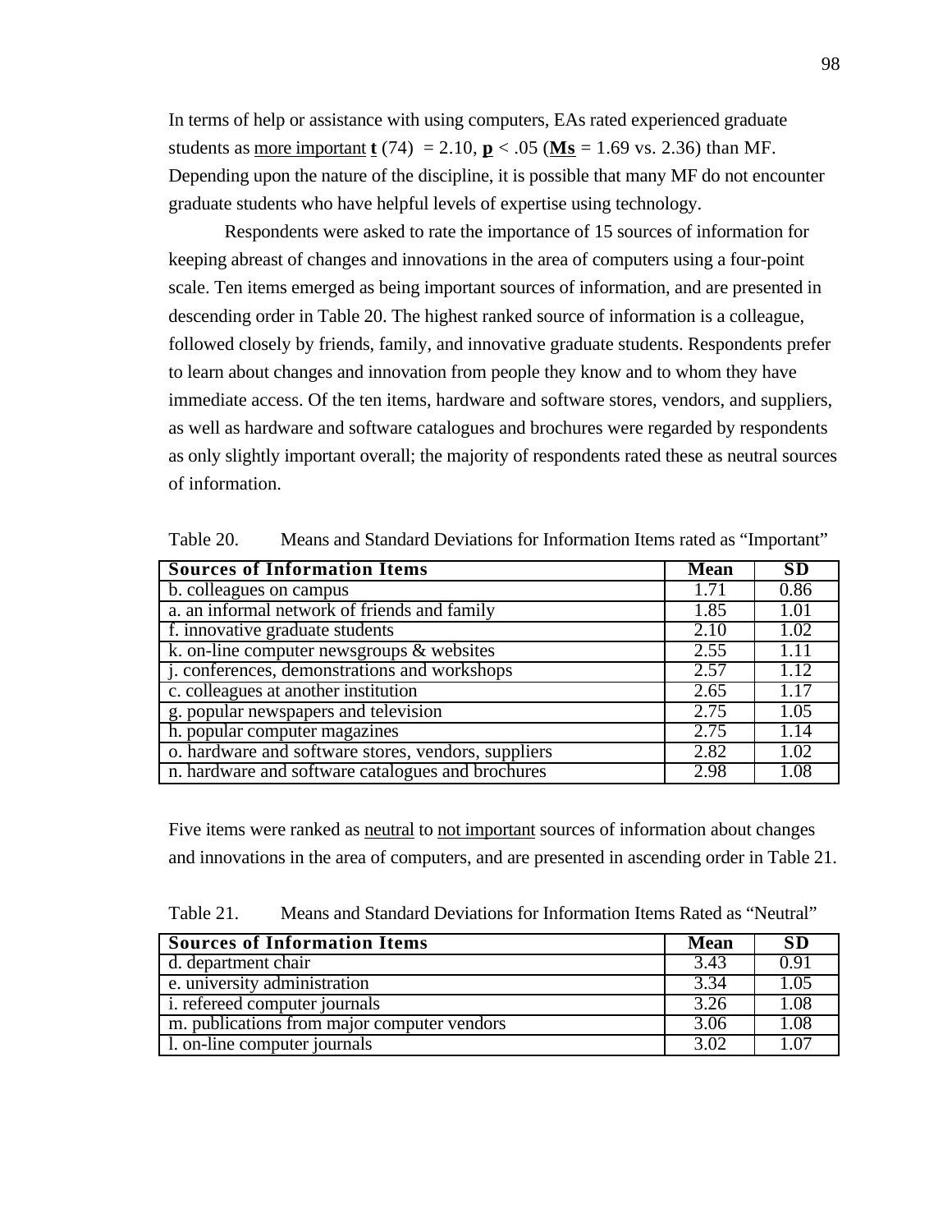In terms of help or assistance with using computers, EAs rated experienced graduate students as <u>more important</u> **t** (74) = 2.10, **p** < .05 (**Ms** = 1.69 vs. 2.36) than MF. Depending upon the nature of the discipline, it is possible that many MF do not encounter graduate students who have helpful levels of expertise using technology.

Respondents were asked to rate the importance of 15 sources of information for keeping abreast of changes and innovations in the area of computers using a four-point scale. Ten items emerged as being important sources of information, and are presented in descending order in Table 20. The highest ranked source of information is a colleague, followed closely by friends, family, and innovative graduate students. Respondents prefer to learn about changes and innovation from people they know and to whom they have immediate access. Of the ten items, hardware and software stores, vendors, and suppliers, as well as hardware and software catalogues and brochures were regarded by respondents as only slightly important overall; the majority of respondents rated these as neutral sources of information.

Table 20. Means and Standard Deviations for Information Items rated as "Important"

| Sources of Information Items | Mean | SD |
|---|---|---|
| b. colleagues on campus | 1.71 | 0.86 |
| a. an informal network of friends and family | 1.85 | 1.01 |
| f. innovative graduate students | 2.10 | 1.02 |
| k. on-line computer newsgroups & websites | 2.55 | 1.11 |
| j. conferences, demonstrations and workshops | 2.57 | 1.12 |
| c. colleagues at another institution | 2.65 | 1.17 |
| g. popular newspapers and television | 2.75 | 1.05 |
| h. popular computer magazines | 2.75 | 1.14 |
| o. hardware and software stores, vendors, suppliers | 2.82 | 1.02 |
| n. hardware and software catalogues and brochures | 2.98 | 1.08 |

Five items were ranked as <u>neutral</u> to <u>not important</u> sources of information about changes and innovations in the area of computers, and are presented in ascending order in Table 21.

Table 21. Means and Standard Deviations for Information Items Rated as "Neutral"

| Sources of Information Items | Mean | SD |
|---|---|---|
| d. department chair | 3.43 | 0.91 |
| e. university administration | 3.34 | 1.05 |
| i. refereed computer journals | 3.26 | 1.08 |
| m. publications from major computer vendors | 3.06 | 1.08 |
| l. on-line computer journals | 3.02 | 1.07 |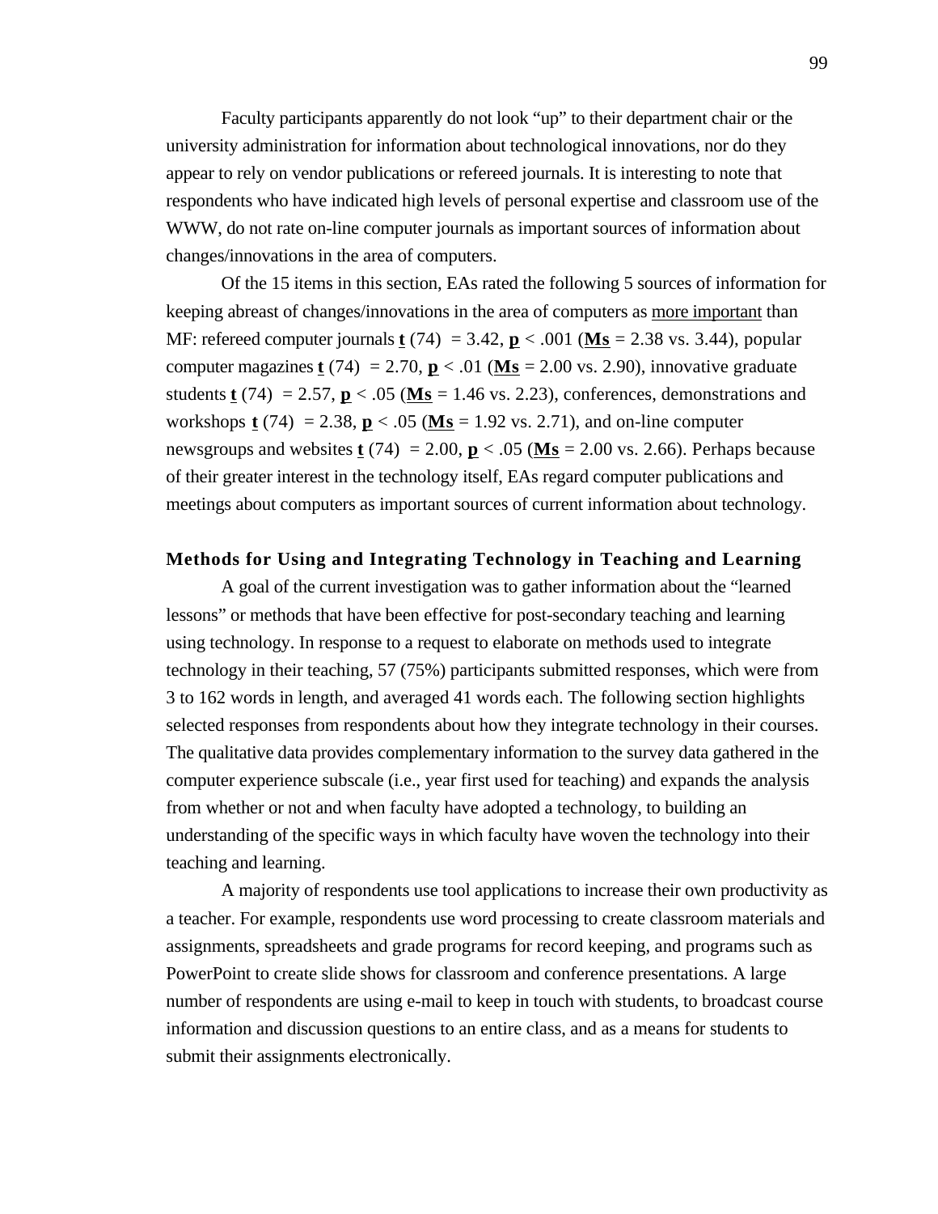Faculty participants apparently do not look "up" to their department chair or the university administration for information about technological innovations, nor do they appear to rely on vendor publications or refereed journals. It is interesting to note that respondents who have indicated high levels of personal expertise and classroom use of the WWW, do not rate on-line computer journals as important sources of information about changes/innovations in the area of computers.

Of the 15 items in this section, EAs rated the following 5 sources of information for keeping abreast of changes/innovations in the area of computers as more important than MF: refereed computer journals $t(74) = 3.42$, $p < .001$ ($Ms = 2.38$ vs. $3.44$), popular computer magazines $t(74) = 2.70$, $p < .01$ ($Ms = 2.00$ vs. $2.90$), innovative graduate students $t(74) = 2.57$, $p < .05$ ($Ms = 1.46$ vs. $2.23$), conferences, demonstrations and workshops $t(74) = 2.38$, $p < .05$ ($Ms = 1.92$ vs. $2.71$), and on-line computer newsgroups and websites $t(74) = 2.00$, $p < .05$ ($Ms = 2.00$ vs. $2.66$). Perhaps because of their greater interest in the technology itself, EAs regard computer publications and meetings about computers as important sources of current information about technology.

### Methods for Using and Integrating Technology in Teaching and Learning

A goal of the current investigation was to gather information about the "learned lessons" or methods that have been effective for post-secondary teaching and learning using technology. In response to a request to elaborate on methods used to integrate technology in their teaching, 57 (75%) participants submitted responses, which were from 3 to 162 words in length, and averaged 41 words each. The following section highlights selected responses from respondents about how they integrate technology in their courses. The qualitative data provides complementary information to the survey data gathered in the computer experience subscale (i.e., year first used for teaching) and expands the analysis from whether or not and when faculty have adopted a technology, to building an understanding of the specific ways in which faculty have woven the technology into their teaching and learning.

A majority of respondents use tool applications to increase their own productivity as a teacher. For example, respondents use word processing to create classroom materials and assignments, spreadsheets and grade programs for record keeping, and programs such as PowerPoint to create slide shows for classroom and conference presentations. A large number of respondents are using e-mail to keep in touch with students, to broadcast course information and discussion questions to an entire class, and as a means for students to submit their assignments electronically.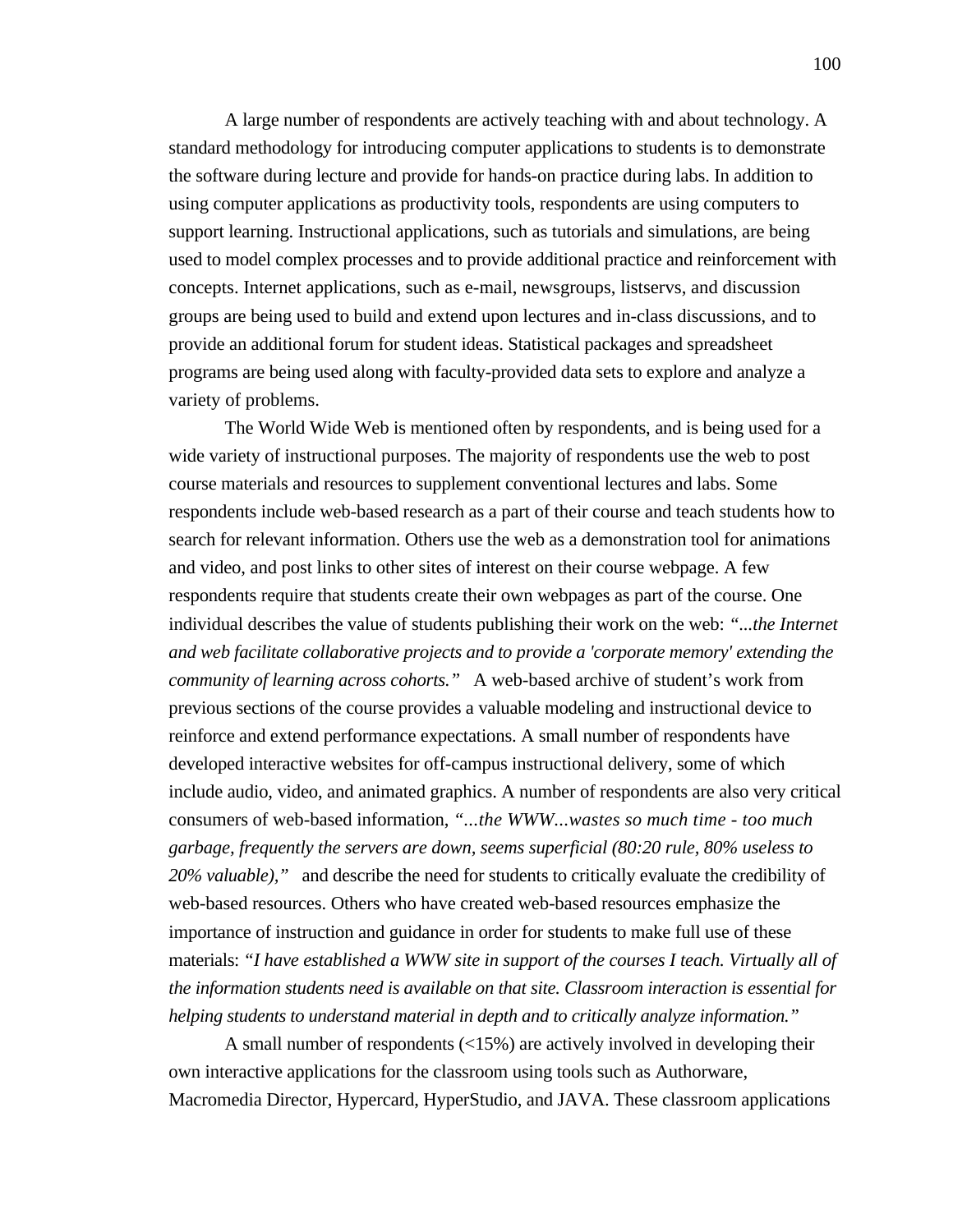A large number of respondents are actively teaching with and about technology. A standard methodology for introducing computer applications to students is to demonstrate the software during lecture and provide for hands-on practice during labs. In addition to using computer applications as productivity tools, respondents are using computers to support learning. Instructional applications, such as tutorials and simulations, are being used to model complex processes and to provide additional practice and reinforcement with concepts. Internet applications, such as e-mail, newsgroups, listservs, and discussion groups are being used to build and extend upon lectures and in-class discussions, and to provide an additional forum for student ideas. Statistical packages and spreadsheet programs are being used along with faculty-provided data sets to explore and analyze a variety of problems.

The World Wide Web is mentioned often by respondents, and is being used for a wide variety of instructional purposes. The majority of respondents use the web to post course materials and resources to supplement conventional lectures and labs. Some respondents include web-based research as a part of their course and teach students how to search for relevant information. Others use the web as a demonstration tool for animations and video, and post links to other sites of interest on their course webpage. A few respondents require that students create their own webpages as part of the course. One individual describes the value of students publishing their work on the web: *"...the Internet and web facilitate collaborative projects and to provide a 'corporate memory' extending the community of learning across cohorts."* A web-based archive of student's work from previous sections of the course provides a valuable modeling and instructional device to reinforce and extend performance expectations. A small number of respondents have developed interactive websites for off-campus instructional delivery, some of which include audio, video, and animated graphics. A number of respondents are also very critical consumers of web-based information, *"...the WWW...wastes so much time - too much garbage, frequently the servers are down, seems superficial (80:20 rule, 80% useless to 20% valuable),"* and describe the need for students to critically evaluate the credibility of web-based resources. Others who have created web-based resources emphasize the importance of instruction and guidance in order for students to make full use of these materials: *"I have established a WWW site in support of the courses I teach. Virtually all of the information students need is available on that site. Classroom interaction is essential for helping students to understand material in depth and to critically analyze information."*

A small number of respondents (<15%) are actively involved in developing their own interactive applications for the classroom using tools such as Authorware, Macromedia Director, Hypercard, HyperStudio, and JAVA. These classroom applications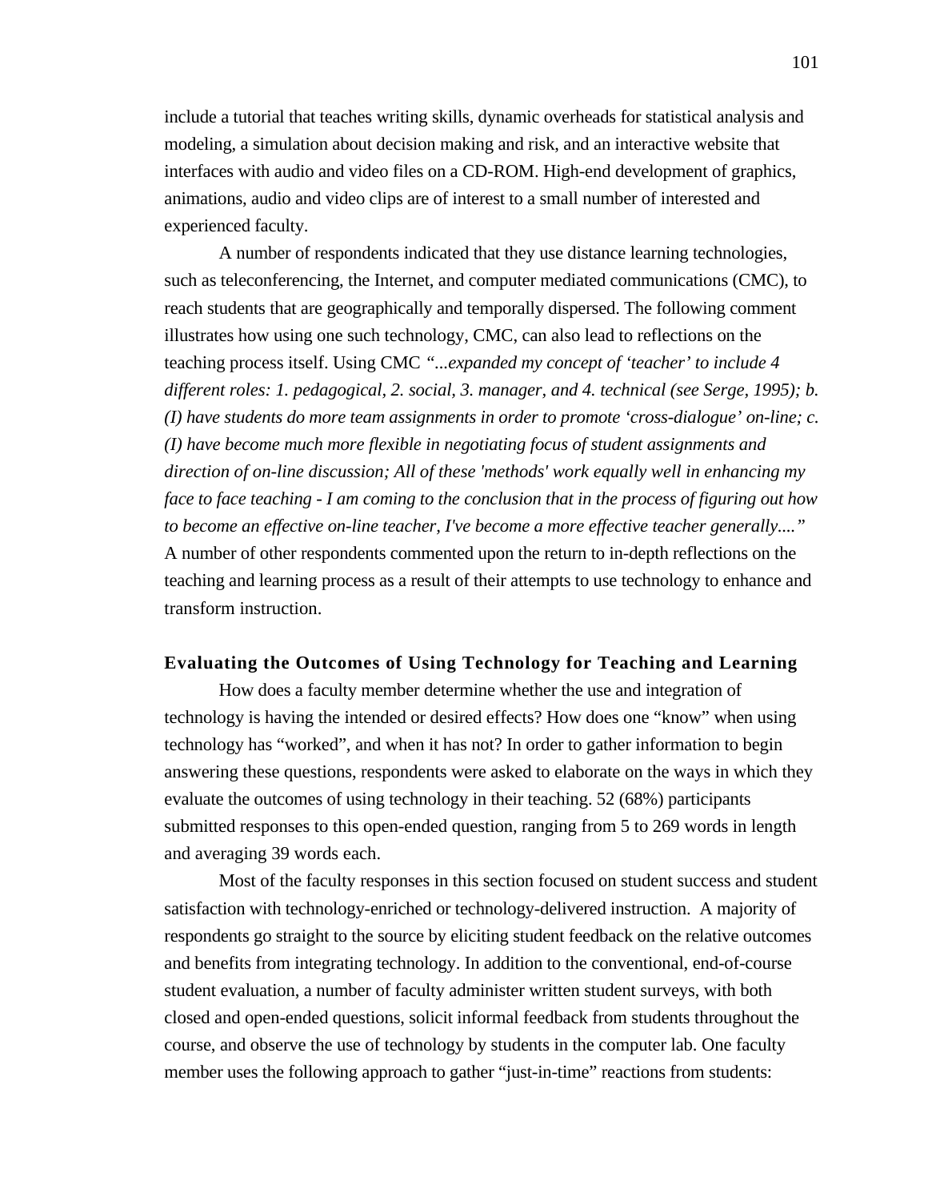include a tutorial that teaches writing skills, dynamic overheads for statistical analysis and modeling, a simulation about decision making and risk, and an interactive website that interfaces with audio and video files on a CD-ROM. High-end development of graphics, animations, audio and video clips are of interest to a small number of interested and experienced faculty.

A number of respondents indicated that they use distance learning technologies, such as teleconferencing, the Internet, and computer mediated communications (CMC), to reach students that are geographically and temporally dispersed. The following comment illustrates how using one such technology, CMC, can also lead to reflections on the teaching process itself. Using CMC *"...expanded my concept of 'teacher' to include 4 different roles: 1. pedagogical, 2. social, 3. manager, and 4. technical (see Serge, 1995); b. (I) have students do more team assignments in order to promote 'cross-dialogue' on-line; c. (I) have become much more flexible in negotiating focus of student assignments and direction of on-line discussion; All of these 'methods' work equally well in enhancing my face to face teaching - I am coming to the conclusion that in the process of figuring out how to become an effective on-line teacher, I've become a more effective teacher generally...."* A number of other respondents commented upon the return to in-depth reflections on the teaching and learning process as a result of their attempts to use technology to enhance and transform instruction.

### Evaluating the Outcomes of Using Technology for Teaching and Learning

How does a faculty member determine whether the use and integration of technology is having the intended or desired effects? How does one "know" when using technology has "worked", and when it has not? In order to gather information to begin answering these questions, respondents were asked to elaborate on the ways in which they evaluate the outcomes of using technology in their teaching. 52 (68%) participants submitted responses to this open-ended question, ranging from 5 to 269 words in length and averaging 39 words each.

Most of the faculty responses in this section focused on student success and student satisfaction with technology-enriched or technology-delivered instruction. A majority of respondents go straight to the source by eliciting student feedback on the relative outcomes and benefits from integrating technology. In addition to the conventional, end-of-course student evaluation, a number of faculty administer written student surveys, with both closed and open-ended questions, solicit informal feedback from students throughout the course, and observe the use of technology by students in the computer lab. One faculty member uses the following approach to gather "just-in-time" reactions from students: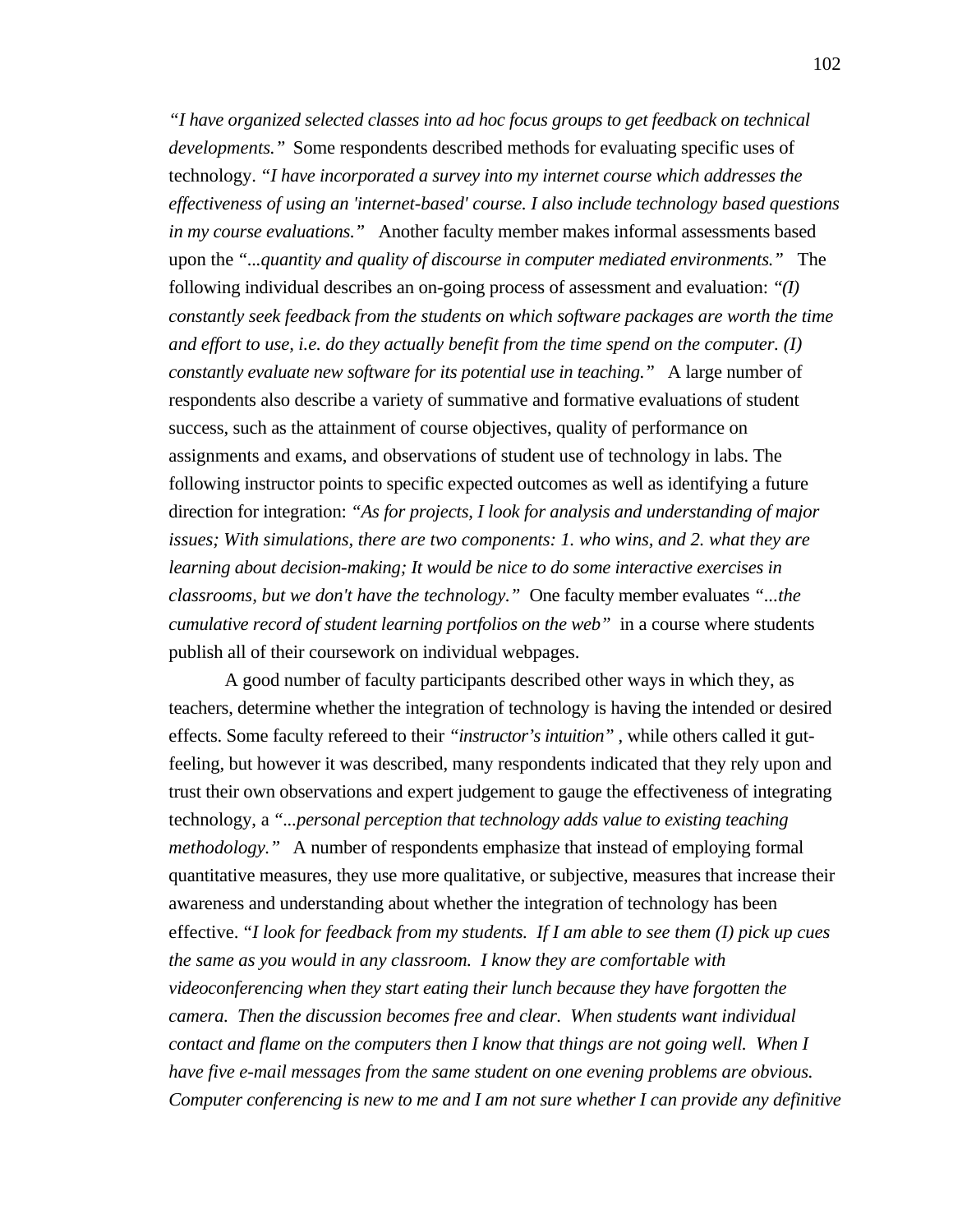*"I have organized selected classes into ad hoc focus groups to get feedback on technical developments."* Some respondents described methods for evaluating specific uses of technology. *"I have incorporated a survey into my internet course which addresses the effectiveness of using an 'internet-based' course. I also include technology based questions in my course evaluations."* Another faculty member makes informal assessments based upon the *"...quantity and quality of discourse in computer mediated environments."* The following individual describes an on-going process of assessment and evaluation: *"(I) constantly seek feedback from the students on which software packages are worth the time and effort to use, i.e. do they actually benefit from the time spend on the computer. (I) constantly evaluate new software for its potential use in teaching."* A large number of respondents also describe a variety of summative and formative evaluations of student success, such as the attainment of course objectives, quality of performance on assignments and exams, and observations of student use of technology in labs. The following instructor points to specific expected outcomes as well as identifying a future direction for integration: *"As for projects, I look for analysis and understanding of major issues; With simulations, there are two components: 1. who wins, and 2. what they are learning about decision-making; It would be nice to do some interactive exercises in classrooms, but we don't have the technology."* One faculty member evaluates *"...the cumulative record of student learning portfolios on the web"* in a course where students publish all of their coursework on individual webpages.

A good number of faculty participants described other ways in which they, as teachers, determine whether the integration of technology is having the intended or desired effects. Some faculty refereed to their *"instructor's intuition"* , while others called it gut-feeling, but however it was described, many respondents indicated that they rely upon and trust their own observations and expert judgement to gauge the effectiveness of integrating technology, a *"...personal perception that technology adds value to existing teaching methodology."* A number of respondents emphasize that instead of employing formal quantitative measures, they use more qualitative, or subjective, measures that increase their awareness and understanding about whether the integration of technology has been effective. *"I look for feedback from my students. If I am able to see them (I) pick up cues the same as you would in any classroom. I know they are comfortable with videoconferencing when they start eating their lunch because they have forgotten the camera. Then the discussion becomes free and clear. When students want individual contact and flame on the computers then I know that things are not going well. When I have five e-mail messages from the same student on one evening problems are obvious. Computer conferencing is new to me and I am not sure whether I can provide any definitive*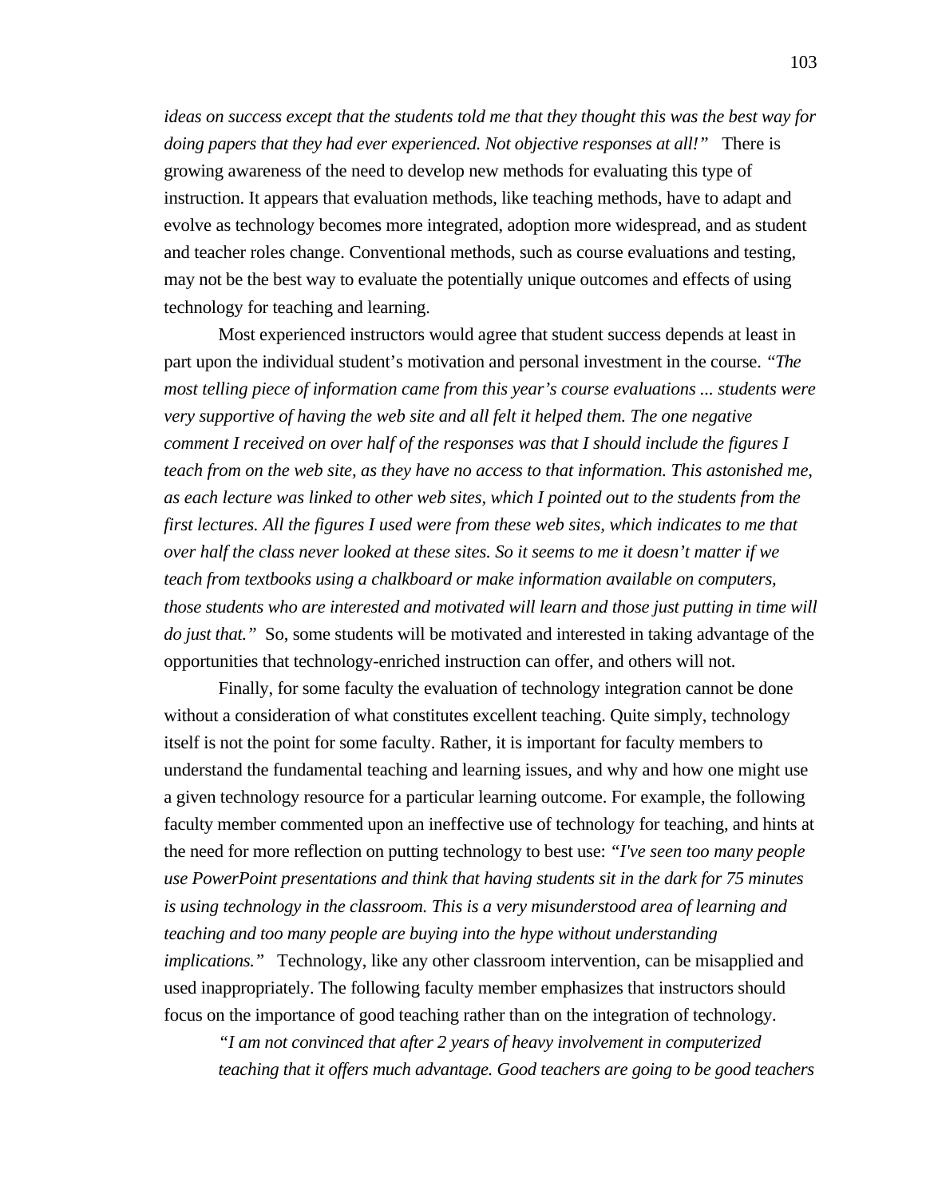*ideas on success except that the students told me that they thought this was the best way for doing papers that they had ever experienced. Not objective responses at all!"* There is growing awareness of the need to develop new methods for evaluating this type of instruction. It appears that evaluation methods, like teaching methods, have to adapt and evolve as technology becomes more integrated, adoption more widespread, and as student and teacher roles change. Conventional methods, such as course evaluations and testing, may not be the best way to evaluate the potentially unique outcomes and effects of using technology for teaching and learning.

Most experienced instructors would agree that student success depends at least in part upon the individual student's motivation and personal investment in the course. *"The most telling piece of information came from this year's course evaluations ... students were very supportive of having the web site and all felt it helped them. The one negative comment I received on over half of the responses was that I should include the figures I teach from on the web site, as they have no access to that information. This astonished me, as each lecture was linked to other web sites, which I pointed out to the students from the first lectures. All the figures I used were from these web sites, which indicates to me that over half the class never looked at these sites. So it seems to me it doesn't matter if we teach from textbooks using a chalkboard or make information available on computers, those students who are interested and motivated will learn and those just putting in time will do just that."* So, some students will be motivated and interested in taking advantage of the opportunities that technology-enriched instruction can offer, and others will not.

Finally, for some faculty the evaluation of technology integration cannot be done without a consideration of what constitutes excellent teaching. Quite simply, technology itself is not the point for some faculty. Rather, it is important for faculty members to understand the fundamental teaching and learning issues, and why and how one might use a given technology resource for a particular learning outcome. For example, the following faculty member commented upon an ineffective use of technology for teaching, and hints at the need for more reflection on putting technology to best use: *"I've seen too many people use PowerPoint presentations and think that having students sit in the dark for 75 minutes is using technology in the classroom. This is a very misunderstood area of learning and teaching and too many people are buying into the hype without understanding implications."* Technology, like any other classroom intervention, can be misapplied and used inappropriately. The following faculty member emphasizes that instructors should focus on the importance of good teaching rather than on the integration of technology.

> *"I am not convinced that after 2 years of heavy involvement in computerized teaching that it offers much advantage. Good teachers are going to be good teachers*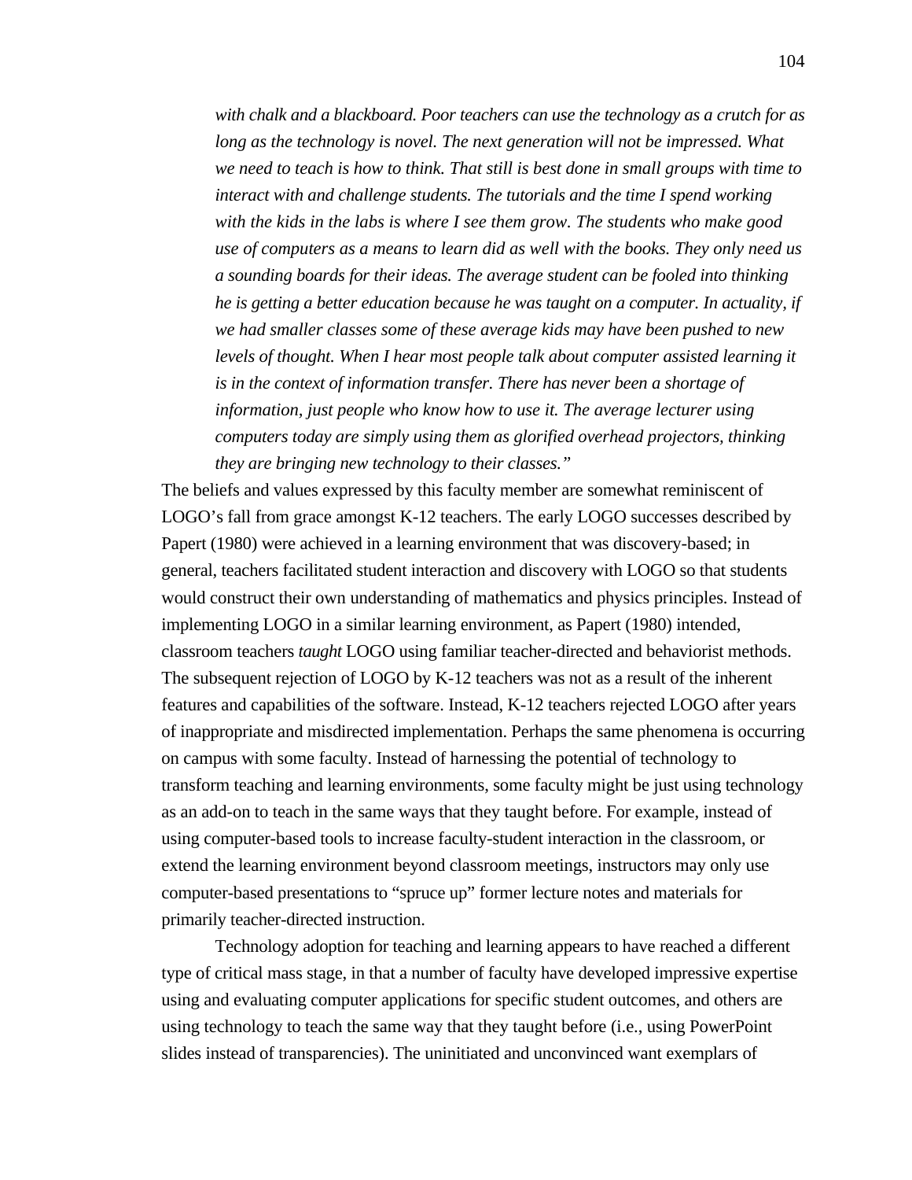*with chalk and a blackboard. Poor teachers can use the technology as a crutch for as long as the technology is novel. The next generation will not be impressed. What we need to teach is how to think. That still is best done in small groups with time to interact with and challenge students. The tutorials and the time I spend working with the kids in the labs is where I see them grow. The students who make good use of computers as a means to learn did as well with the books. They only need us a sounding boards for their ideas. The average student can be fooled into thinking he is getting a better education because he was taught on a computer. In actuality, if we had smaller classes some of these average kids may have been pushed to new levels of thought. When I hear most people talk about computer assisted learning it is in the context of information transfer. There has never been a shortage of information, just people who know how to use it. The average lecturer using computers today are simply using them as glorified overhead projectors, thinking they are bringing new technology to their classes."*

The beliefs and values expressed by this faculty member are somewhat reminiscent of LOGO's fall from grace amongst K-12 teachers. The early LOGO successes described by Papert (1980) were achieved in a learning environment that was discovery-based; in general, teachers facilitated student interaction and discovery with LOGO so that students would construct their own understanding of mathematics and physics principles. Instead of implementing LOGO in a similar learning environment, as Papert (1980) intended, classroom teachers *taught* LOGO using familiar teacher-directed and behaviorist methods. The subsequent rejection of LOGO by K-12 teachers was not as a result of the inherent features and capabilities of the software. Instead, K-12 teachers rejected LOGO after years of inappropriate and misdirected implementation. Perhaps the same phenomena is occurring on campus with some faculty. Instead of harnessing the potential of technology to transform teaching and learning environments, some faculty might be just using technology as an add-on to teach in the same ways that they taught before. For example, instead of using computer-based tools to increase faculty-student interaction in the classroom, or extend the learning environment beyond classroom meetings, instructors may only use computer-based presentations to "spruce up" former lecture notes and materials for primarily teacher-directed instruction.

Technology adoption for teaching and learning appears to have reached a different type of critical mass stage, in that a number of faculty have developed impressive expertise using and evaluating computer applications for specific student outcomes, and others are using technology to teach the same way that they taught before (i.e., using PowerPoint slides instead of transparencies). The uninitiated and unconvinced want exemplars of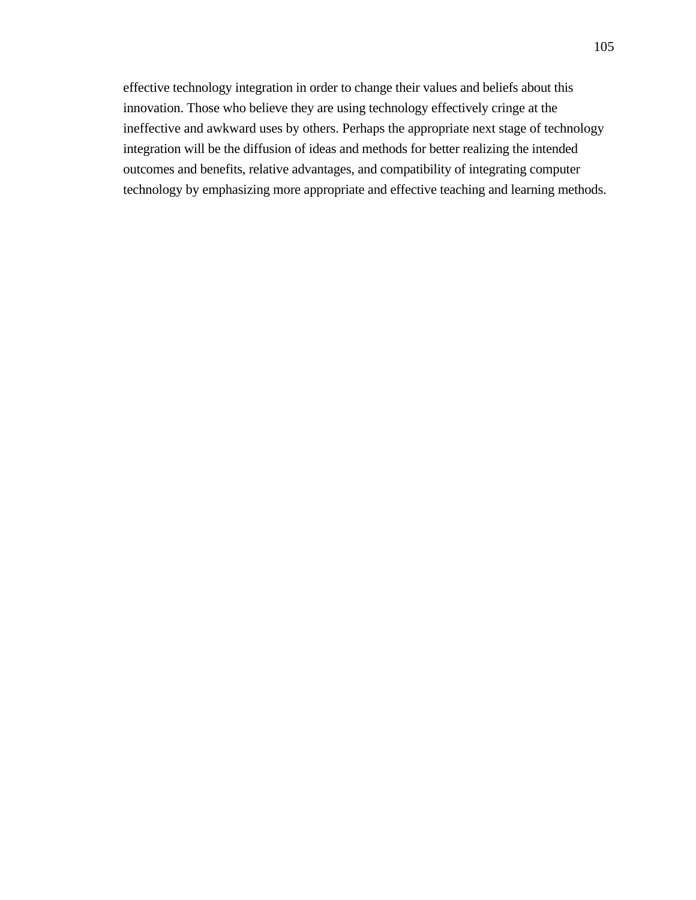effective technology integration in order to change their values and beliefs about this innovation. Those who believe they are using technology effectively cringe at the ineffective and awkward uses by others. Perhaps the appropriate next stage of technology integration will be the diffusion of ideas and methods for better realizing the intended outcomes and benefits, relative advantages, and compatibility of integrating computer technology by emphasizing more appropriate and effective teaching and learning methods.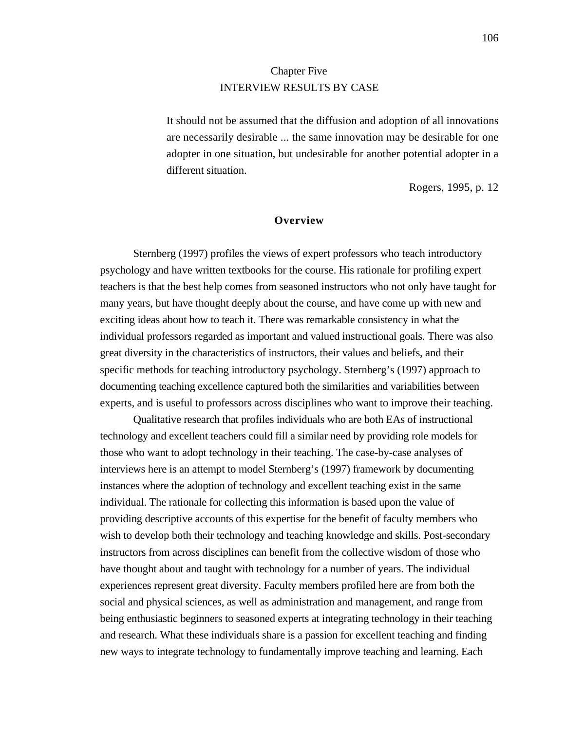# Chapter Five
# INTERVIEW RESULTS BY CASE

> It should not be assumed that the diffusion and adoption of all innovations are necessarily desirable ... the same innovation may be desirable for one adopter in one situation, but undesirable for another potential adopter in a different situation.
>
> Rogers, 1995, p. 12

## Overview

Sternberg (1997) profiles the views of expert professors who teach introductory psychology and have written textbooks for the course. His rationale for profiling expert teachers is that the best help comes from seasoned instructors who not only have taught for many years, but have thought deeply about the course, and have come up with new and exciting ideas about how to teach it. There was remarkable consistency in what the individual professors regarded as important and valued instructional goals. There was also great diversity in the characteristics of instructors, their values and beliefs, and their specific methods for teaching introductory psychology. Sternberg's (1997) approach to documenting teaching excellence captured both the similarities and variabilities between experts, and is useful to professors across disciplines who want to improve their teaching.

Qualitative research that profiles individuals who are both EAs of instructional technology and excellent teachers could fill a similar need by providing role models for those who want to adopt technology in their teaching. The case-by-case analyses of interviews here is an attempt to model Sternberg's (1997) framework by documenting instances where the adoption of technology and excellent teaching exist in the same individual. The rationale for collecting this information is based upon the value of providing descriptive accounts of this expertise for the benefit of faculty members who wish to develop both their technology and teaching knowledge and skills. Post-secondary instructors from across disciplines can benefit from the collective wisdom of those who have thought about and taught with technology for a number of years. The individual experiences represent great diversity. Faculty members profiled here are from both the social and physical sciences, as well as administration and management, and range from being enthusiastic beginners to seasoned experts at integrating technology in their teaching and research. What these individuals share is a passion for excellent teaching and finding new ways to integrate technology to fundamentally improve teaching and learning. Each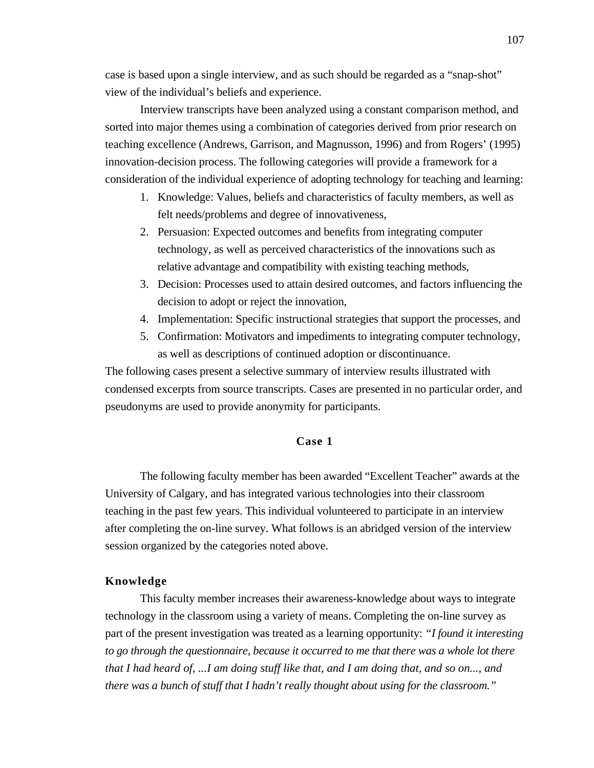case is based upon a single interview, and as such should be regarded as a "snap-shot" view of the individual's beliefs and experience.

Interview transcripts have been analyzed using a constant comparison method, and sorted into major themes using a combination of categories derived from prior research on teaching excellence (Andrews, Garrison, and Magnusson, 1996) and from Rogers' (1995) innovation-decision process. The following categories will provide a framework for a consideration of the individual experience of adopting technology for teaching and learning:

1. Knowledge: Values, beliefs and characteristics of faculty members, as well as felt needs/problems and degree of innovativeness,
2. Persuasion: Expected outcomes and benefits from integrating computer technology, as well as perceived characteristics of the innovations such as relative advantage and compatibility with existing teaching methods,
3. Decision: Processes used to attain desired outcomes, and factors influencing the decision to adopt or reject the innovation,
4. Implementation: Specific instructional strategies that support the processes, and
5. Confirmation: Motivators and impediments to integrating computer technology, as well as descriptions of continued adoption or discontinuance.

The following cases present a selective summary of interview results illustrated with condensed excerpts from source transcripts. Cases are presented in no particular order, and pseudonyms are used to provide anonymity for participants.

## Case 1

The following faculty member has been awarded "Excellent Teacher" awards at the University of Calgary, and has integrated various technologies into their classroom teaching in the past few years. This individual volunteered to participate in an interview after completing the on-line survey. What follows is an abridged version of the interview session organized by the categories noted above.

### Knowledge

This faculty member increases their awareness-knowledge about ways to integrate technology in the classroom using a variety of means. Completing the on-line survey as part of the present investigation was treated as a learning opportunity: *"I found it interesting to go through the questionnaire, because it occurred to me that there was a whole lot there that I had heard of, ...I am doing stuff like that, and I am doing that, and so on..., and there was a bunch of stuff that I hadn't really thought about using for the classroom."*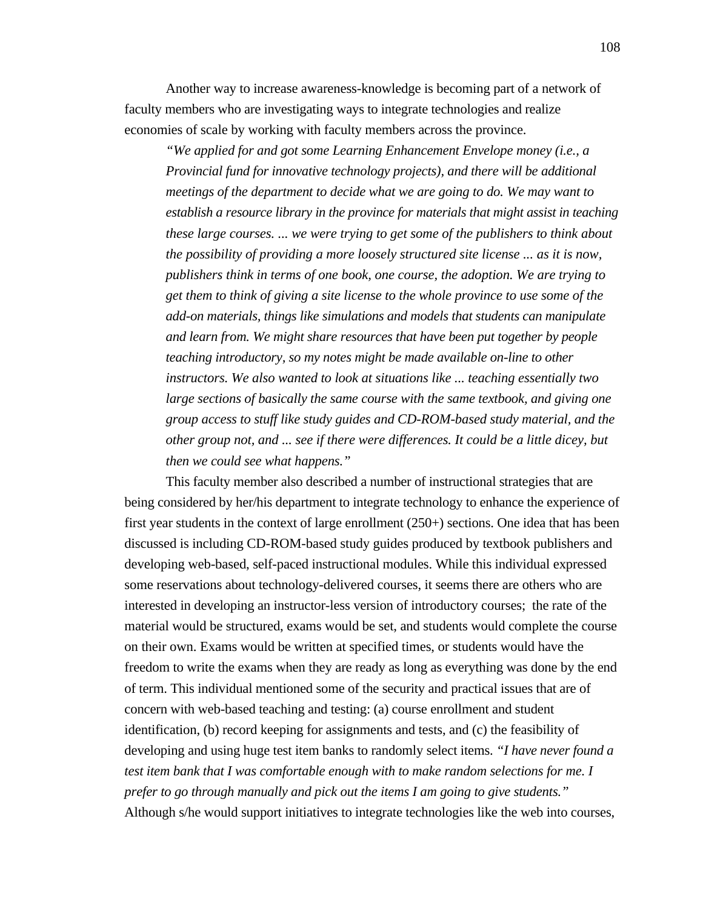Another way to increase awareness-knowledge is becoming part of a network of faculty members who are investigating ways to integrate technologies and realize economies of scale by working with faculty members across the province.

> *"We applied for and got some Learning Enhancement Envelope money (i.e., a Provincial fund for innovative technology projects), and there will be additional meetings of the department to decide what we are going to do. We may want to establish a resource library in the province for materials that might assist in teaching these large courses. ... we were trying to get some of the publishers to think about the possibility of providing a more loosely structured site license ... as it is now, publishers think in terms of one book, one course, the adoption. We are trying to get them to think of giving a site license to the whole province to use some of the add-on materials, things like simulations and models that students can manipulate and learn from. We might share resources that have been put together by people teaching introductory, so my notes might be made available on-line to other instructors. We also wanted to look at situations like ... teaching essentially two large sections of basically the same course with the same textbook, and giving one group access to stuff like study guides and CD-ROM-based study material, and the other group not, and ... see if there were differences. It could be a little dicey, but then we could see what happens."*

This faculty member also described a number of instructional strategies that are being considered by her/his department to integrate technology to enhance the experience of first year students in the context of large enrollment (250+) sections. One idea that has been discussed is including CD-ROM-based study guides produced by textbook publishers and developing web-based, self-paced instructional modules. While this individual expressed some reservations about technology-delivered courses, it seems there are others who are interested in developing an instructor-less version of introductory courses; the rate of the material would be structured, exams would be set, and students would complete the course on their own. Exams would be written at specified times, or students would have the freedom to write the exams when they are ready as long as everything was done by the end of term. This individual mentioned some of the security and practical issues that are of concern with web-based teaching and testing: (a) course enrollment and student identification, (b) record keeping for assignments and tests, and (c) the feasibility of developing and using huge test item banks to randomly select items. *"I have never found a test item bank that I was comfortable enough with to make random selections for me. I prefer to go through manually and pick out the items I am going to give students."* Although s/he would support initiatives to integrate technologies like the web into courses,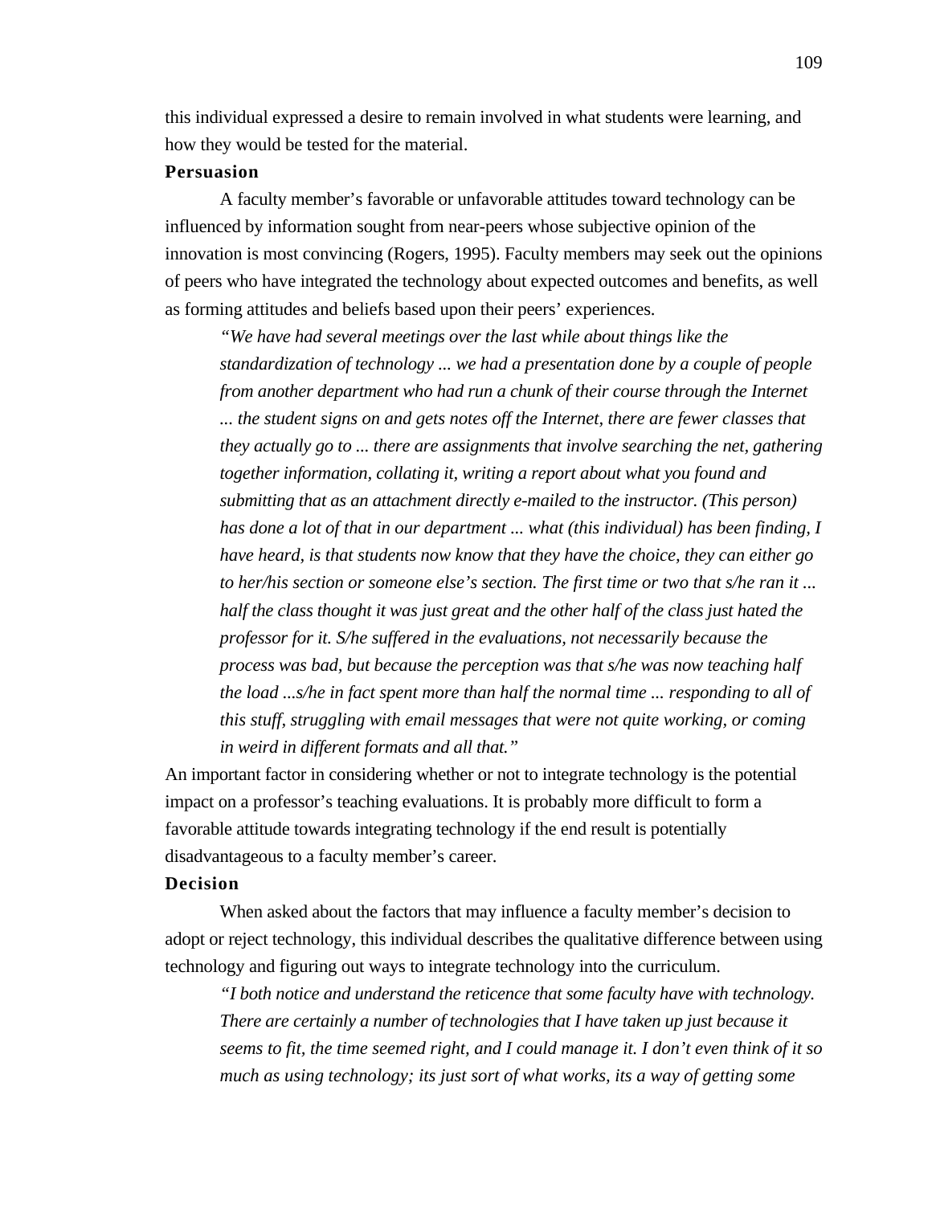this individual expressed a desire to remain involved in what students were learning, and how they would be tested for the material.

**Persuasion**

A faculty member's favorable or unfavorable attitudes toward technology can be influenced by information sought from near-peers whose subjective opinion of the innovation is most convincing (Rogers, 1995). Faculty members may seek out the opinions of peers who have integrated the technology about expected outcomes and benefits, as well as forming attitudes and beliefs based upon their peers' experiences.

> *"We have had several meetings over the last while about things like the standardization of technology ... we had a presentation done by a couple of people from another department who had run a chunk of their course through the Internet ... the student signs on and gets notes off the Internet, there are fewer classes that they actually go to ... there are assignments that involve searching the net, gathering together information, collating it, writing a report about what you found and submitting that as an attachment directly e-mailed to the instructor. (This person) has done a lot of that in our department ... what (this individual) has been finding, I have heard, is that students now know that they have the choice, they can either go to her/his section or someone else's section. The first time or two that s/he ran it ... half the class thought it was just great and the other half of the class just hated the professor for it. S/he suffered in the evaluations, not necessarily because the process was bad, but because the perception was that s/he was now teaching half the load ...s/he in fact spent more than half the normal time ... responding to all of this stuff, struggling with email messages that were not quite working, or coming in weird in different formats and all that."*

An important factor in considering whether or not to integrate technology is the potential impact on a professor's teaching evaluations. It is probably more difficult to form a favorable attitude towards integrating technology if the end result is potentially disadvantageous to a faculty member's career.

**Decision**

When asked about the factors that may influence a faculty member's decision to adopt or reject technology, this individual describes the qualitative difference between using technology and figuring out ways to integrate technology into the curriculum.

> *"I both notice and understand the reticence that some faculty have with technology. There are certainly a number of technologies that I have taken up just because it seems to fit, the time seemed right, and I could manage it. I don't even think of it so much as using technology; its just sort of what works, its a way of getting some*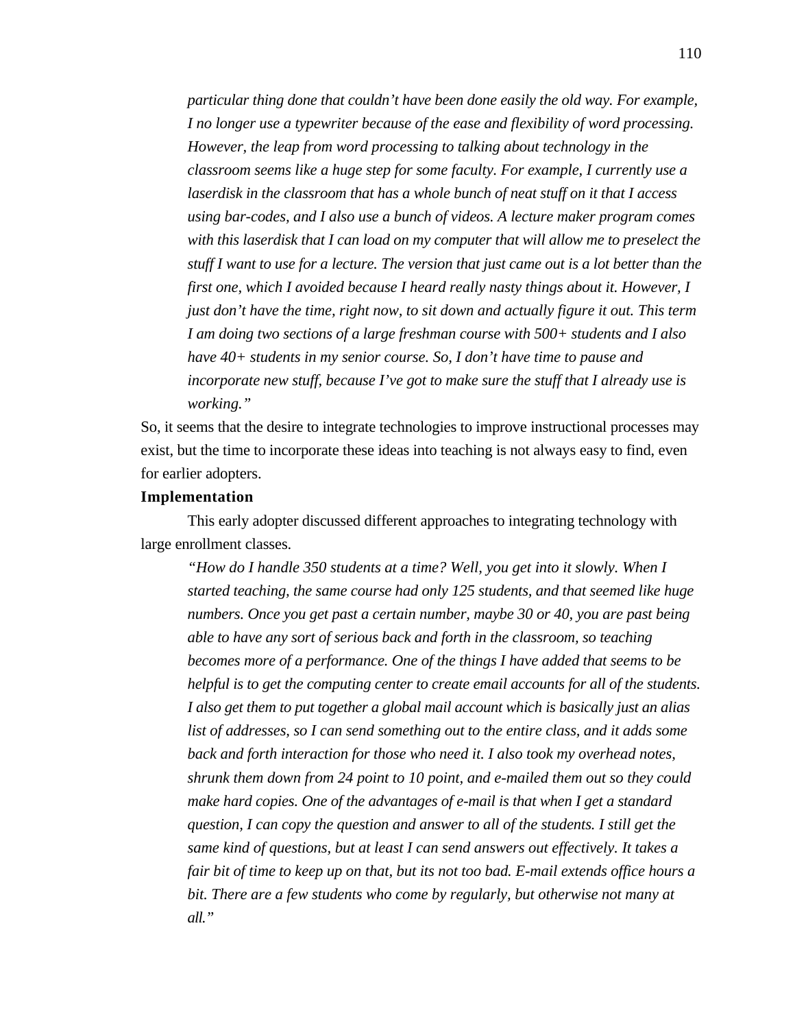> *particular thing done that couldn't have been done easily the old way. For example, I no longer use a typewriter because of the ease and flexibility of word processing. However, the leap from word processing to talking about technology in the classroom seems like a huge step for some faculty. For example, I currently use a laserdisk in the classroom that has a whole bunch of neat stuff on it that I access using bar-codes, and I also use a bunch of videos. A lecture maker program comes with this laserdisk that I can load on my computer that will allow me to preselect the stuff I want to use for a lecture. The version that just came out is a lot better than the first one, which I avoided because I heard really nasty things about it. However, I just don't have the time, right now, to sit down and actually figure it out. This term I am doing two sections of a large freshman course with 500+ students and I also have 40+ students in my senior course. So, I don't have time to pause and incorporate new stuff, because I've got to make sure the stuff that I already use is working."*

So, it seems that the desire to integrate technologies to improve instructional processes may exist, but the time to incorporate these ideas into teaching is not always easy to find, even for earlier adopters.

**Implementation**

This early adopter discussed different approaches to integrating technology with large enrollment classes.

> *"How do I handle 350 students at a time? Well, you get into it slowly. When I started teaching, the same course had only 125 students, and that seemed like huge numbers. Once you get past a certain number, maybe 30 or 40, you are past being able to have any sort of serious back and forth in the classroom, so teaching becomes more of a performance. One of the things I have added that seems to be helpful is to get the computing center to create email accounts for all of the students. I also get them to put together a global mail account which is basically just an alias list of addresses, so I can send something out to the entire class, and it adds some back and forth interaction for those who need it. I also took my overhead notes, shrunk them down from 24 point to 10 point, and e-mailed them out so they could make hard copies. One of the advantages of e-mail is that when I get a standard question, I can copy the question and answer to all of the students. I still get the same kind of questions, but at least I can send answers out effectively. It takes a fair bit of time to keep up on that, but its not too bad. E-mail extends office hours a bit. There are a few students who come by regularly, but otherwise not many at all."*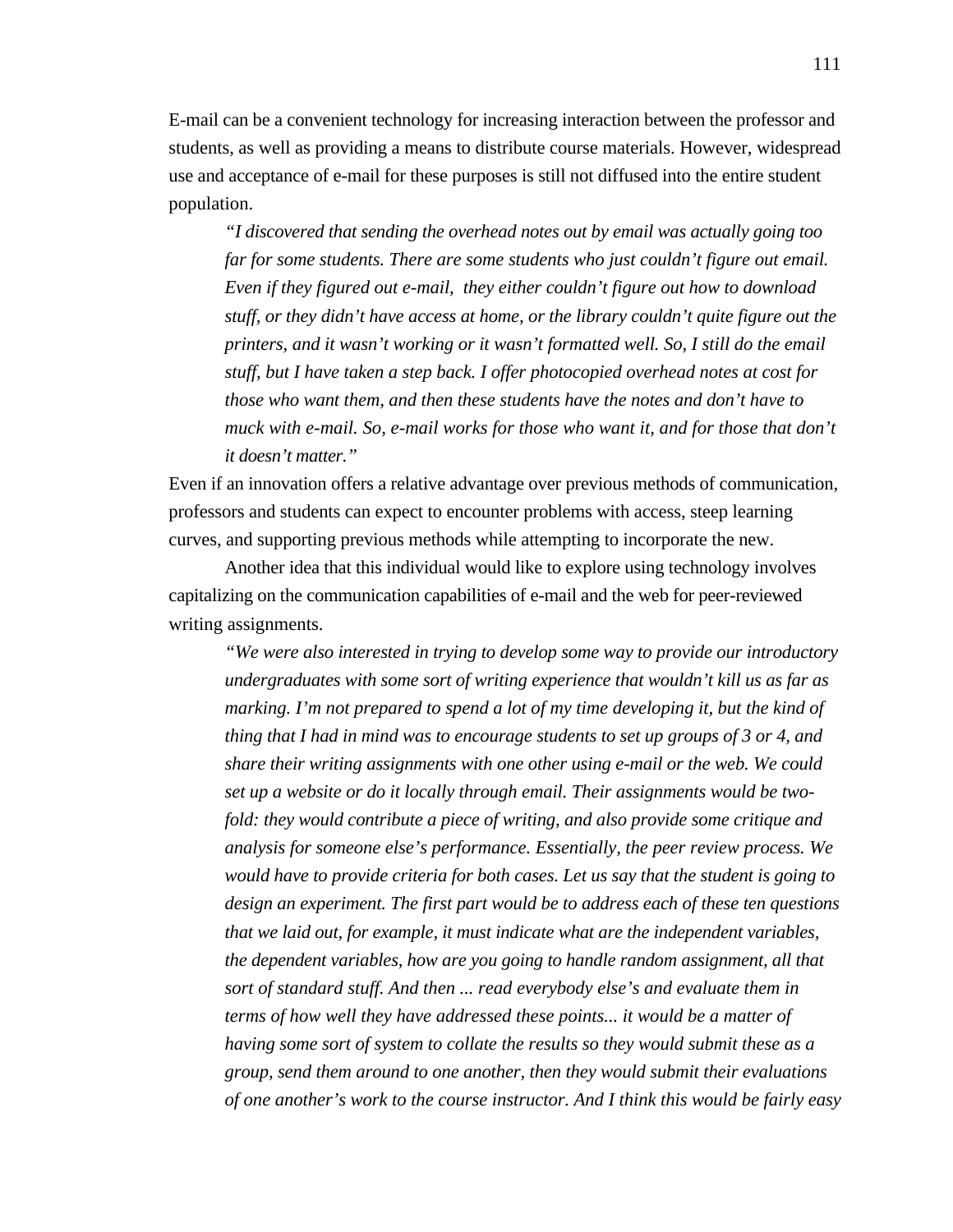E-mail can be a convenient technology for increasing interaction between the professor and students, as well as providing a means to distribute course materials. However, widespread use and acceptance of e-mail for these purposes is still not diffused into the entire student population.

> *"I discovered that sending the overhead notes out by email was actually going too far for some students. There are some students who just couldn't figure out email. Even if they figured out e-mail, they either couldn't figure out how to download stuff, or they didn't have access at home, or the library couldn't quite figure out the printers, and it wasn't working or it wasn't formatted well. So, I still do the email stuff, but I have taken a step back. I offer photocopied overhead notes at cost for those who want them, and then these students have the notes and don't have to muck with e-mail. So, e-mail works for those who want it, and for those that don't it doesn't matter."*

Even if an innovation offers a relative advantage over previous methods of communication, professors and students can expect to encounter problems with access, steep learning curves, and supporting previous methods while attempting to incorporate the new.

Another idea that this individual would like to explore using technology involves capitalizing on the communication capabilities of e-mail and the web for peer-reviewed writing assignments.

> *"We were also interested in trying to develop some way to provide our introductory undergraduates with some sort of writing experience that wouldn't kill us as far as marking. I'm not prepared to spend a lot of my time developing it, but the kind of thing that I had in mind was to encourage students to set up groups of 3 or 4, and share their writing assignments with one other using e-mail or the web. We could set up a website or do it locally through email. Their assignments would be two-fold: they would contribute a piece of writing, and also provide some critique and analysis for someone else's performance. Essentially, the peer review process. We would have to provide criteria for both cases. Let us say that the student is going to design an experiment. The first part would be to address each of these ten questions that we laid out, for example, it must indicate what are the independent variables, the dependent variables, how are you going to handle random assignment, all that sort of standard stuff. And then ... read everybody else's and evaluate them in terms of how well they have addressed these points... it would be a matter of having some sort of system to collate the results so they would submit these as a group, send them around to one another, then they would submit their evaluations of one another's work to the course instructor. And I think this would be fairly easy*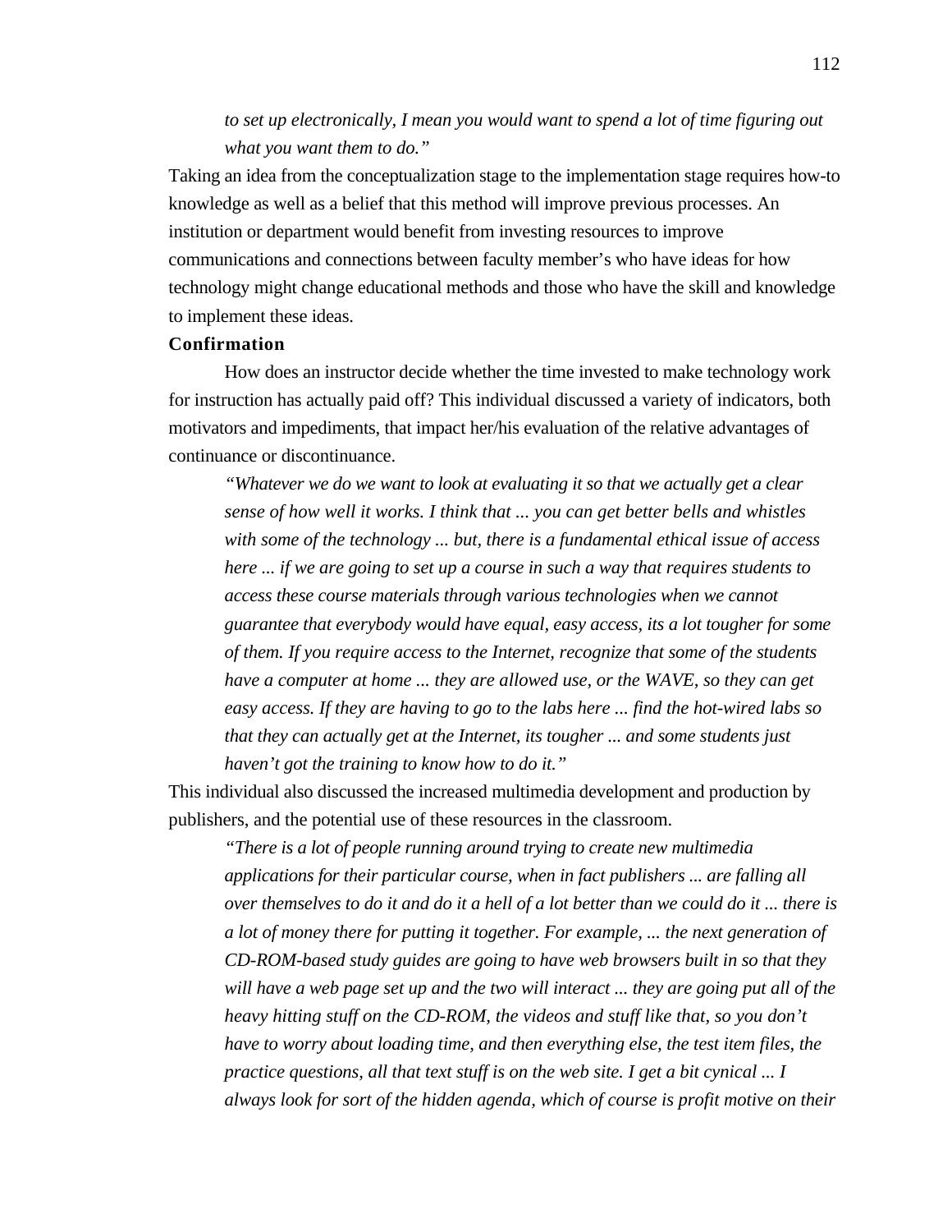*to set up electronically, I mean you would want to spend a lot of time figuring out what you want them to do."*

Taking an idea from the conceptualization stage to the implementation stage requires how-to knowledge as well as a belief that this method will improve previous processes. An institution or department would benefit from investing resources to improve communications and connections between faculty member's who have ideas for how technology might change educational methods and those who have the skill and knowledge to implement these ideas.

**Confirmation**

How does an instructor decide whether the time invested to make technology work for instruction has actually paid off? This individual discussed a variety of indicators, both motivators and impediments, that impact her/his evaluation of the relative advantages of continuance or discontinuance.

> *"Whatever we do we want to look at evaluating it so that we actually get a clear sense of how well it works. I think that ... you can get better bells and whistles with some of the technology ... but, there is a fundamental ethical issue of access here ... if we are going to set up a course in such a way that requires students to access these course materials through various technologies when we cannot guarantee that everybody would have equal, easy access, its a lot tougher for some of them. If you require access to the Internet, recognize that some of the students have a computer at home ... they are allowed use, or the WAVE, so they can get easy access. If they are having to go to the labs here ... find the hot-wired labs so that they can actually get at the Internet, its tougher ... and some students just haven't got the training to know how to do it."*

This individual also discussed the increased multimedia development and production by publishers, and the potential use of these resources in the classroom.

> *"There is a lot of people running around trying to create new multimedia applications for their particular course, when in fact publishers ... are falling all over themselves to do it and do it a hell of a lot better than we could do it ... there is a lot of money there for putting it together. For example, ... the next generation of CD-ROM-based study guides are going to have web browsers built in so that they will have a web page set up and the two will interact ... they are going put all of the heavy hitting stuff on the CD-ROM, the videos and stuff like that, so you don't have to worry about loading time, and then everything else, the test item files, the practice questions, all that text stuff is on the web site. I get a bit cynical ... I always look for sort of the hidden agenda, which of course is profit motive on their*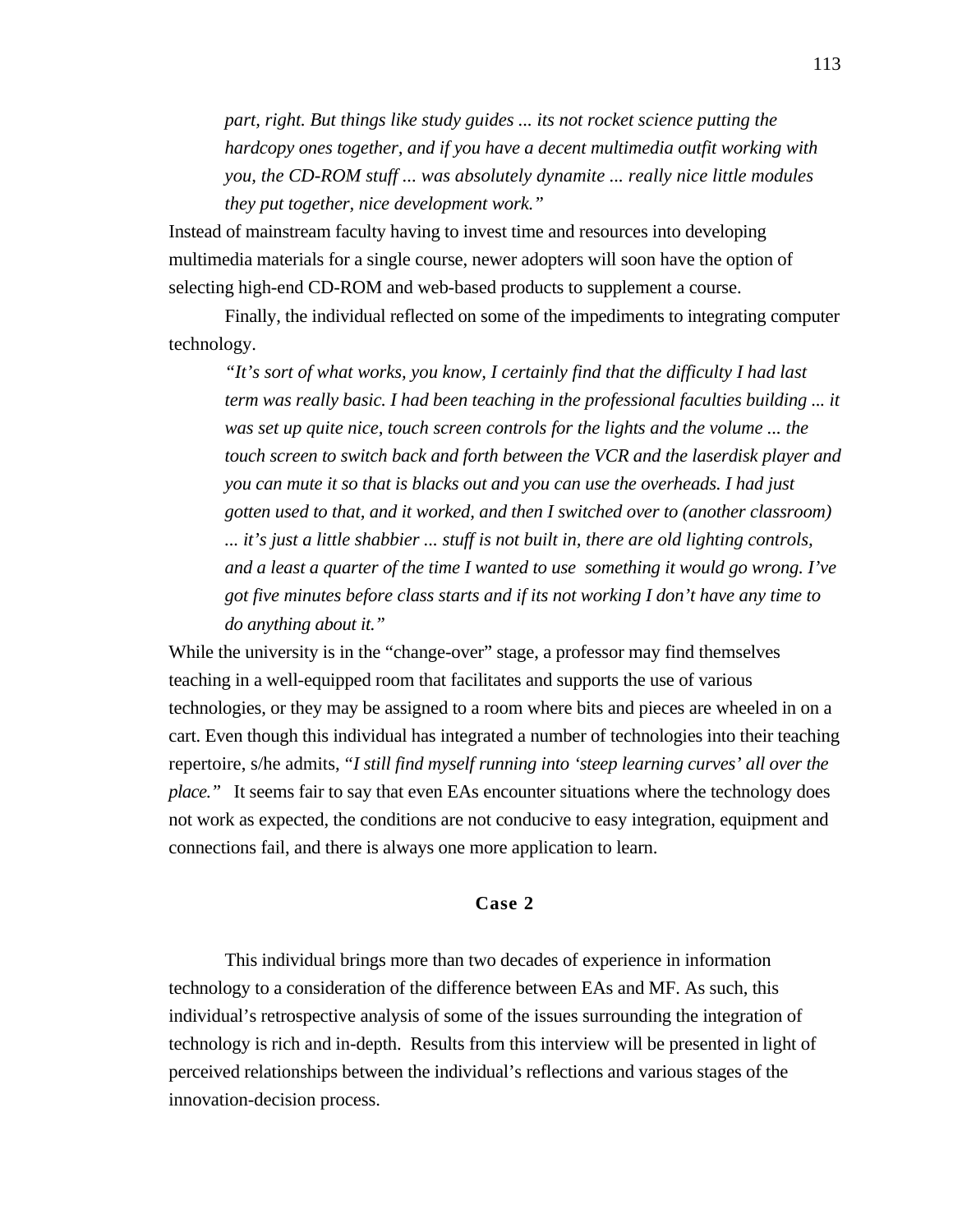*part, right. But things like study guides ... its not rocket science putting the hardcopy ones together, and if you have a decent multimedia outfit working with you, the CD-ROM stuff ... was absolutely dynamite ... really nice little modules they put together, nice development work."*

Instead of mainstream faculty having to invest time and resources into developing multimedia materials for a single course, newer adopters will soon have the option of selecting high-end CD-ROM and web-based products to supplement a course.

Finally, the individual reflected on some of the impediments to integrating computer technology.

> *"It's sort of what works, you know, I certainly find that the difficulty I had last term was really basic. I had been teaching in the professional faculties building ... it was set up quite nice, touch screen controls for the lights and the volume ... the touch screen to switch back and forth between the VCR and the laserdisk player and you can mute it so that is blacks out and you can use the overheads. I had just gotten used to that, and it worked, and then I switched over to (another classroom) ... it's just a little shabbier ... stuff is not built in, there are old lighting controls, and a least a quarter of the time I wanted to use something it would go wrong. I've got five minutes before class starts and if its not working I don't have any time to do anything about it."*

While the university is in the "change-over" stage, a professor may find themselves teaching in a well-equipped room that facilitates and supports the use of various technologies, or they may be assigned to a room where bits and pieces are wheeled in on a cart. Even though this individual has integrated a number of technologies into their teaching repertoire, s/he admits, "*I still find myself running into 'steep learning curves' all over the place.*" It seems fair to say that even EAs encounter situations where the technology does not work as expected, the conditions are not conducive to easy integration, equipment and connections fail, and there is always one more application to learn.

## Case 2

This individual brings more than two decades of experience in information technology to a consideration of the difference between EAs and MF. As such, this individual's retrospective analysis of some of the issues surrounding the integration of technology is rich and in-depth. Results from this interview will be presented in light of perceived relationships between the individual's reflections and various stages of the innovation-decision process.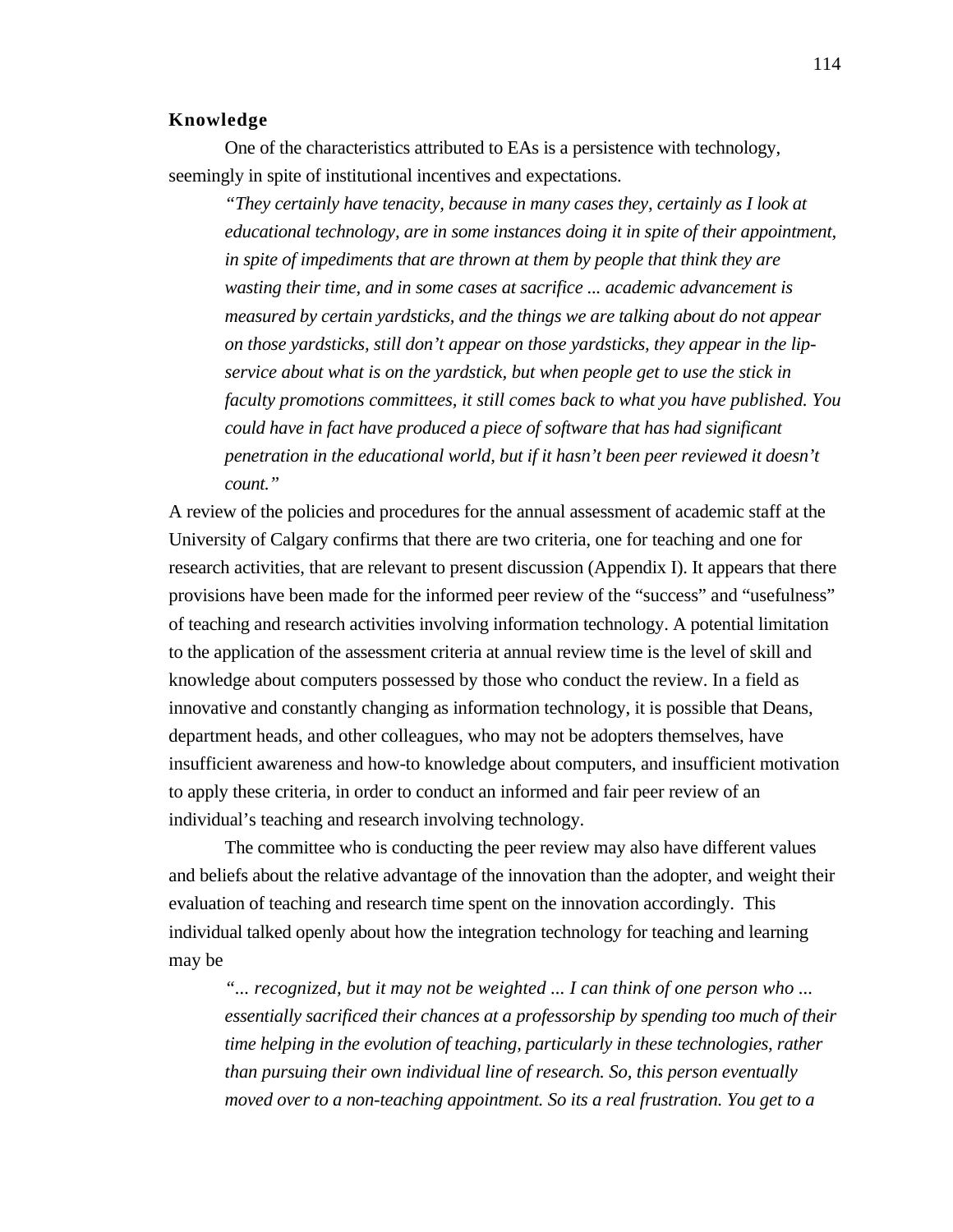**Knowledge**

One of the characteristics attributed to EAs is a persistence with technology, seemingly in spite of institutional incentives and expectations.

> *"They certainly have tenacity, because in many cases they, certainly as I look at educational technology, are in some instances doing it in spite of their appointment, in spite of impediments that are thrown at them by people that think they are wasting their time, and in some cases at sacrifice ... academic advancement is measured by certain yardsticks, and the things we are talking about do not appear on those yardsticks, still don't appear on those yardsticks, they appear in the lip-service about what is on the yardstick, but when people get to use the stick in faculty promotions committees, it still comes back to what you have published. You could have in fact have produced a piece of software that has had significant penetration in the educational world, but if it hasn't been peer reviewed it doesn't count."*

A review of the policies and procedures for the annual assessment of academic staff at the University of Calgary confirms that there are two criteria, one for teaching and one for research activities, that are relevant to present discussion (Appendix I). It appears that there provisions have been made for the informed peer review of the "success" and "usefulness" of teaching and research activities involving information technology. A potential limitation to the application of the assessment criteria at annual review time is the level of skill and knowledge about computers possessed by those who conduct the review. In a field as innovative and constantly changing as information technology, it is possible that Deans, department heads, and other colleagues, who may not be adopters themselves, have insufficient awareness and how-to knowledge about computers, and insufficient motivation to apply these criteria, in order to conduct an informed and fair peer review of an individual's teaching and research involving technology.

The committee who is conducting the peer review may also have different values and beliefs about the relative advantage of the innovation than the adopter, and weight their evaluation of teaching and research time spent on the innovation accordingly. This individual talked openly about how the integration technology for teaching and learning may be

> *"... recognized, but it may not be weighted ... I can think of one person who ... essentially sacrificed their chances at a professorship by spending too much of their time helping in the evolution of teaching, particularly in these technologies, rather than pursuing their own individual line of research. So, this person eventually moved over to a non-teaching appointment. So its a real frustration. You get to a*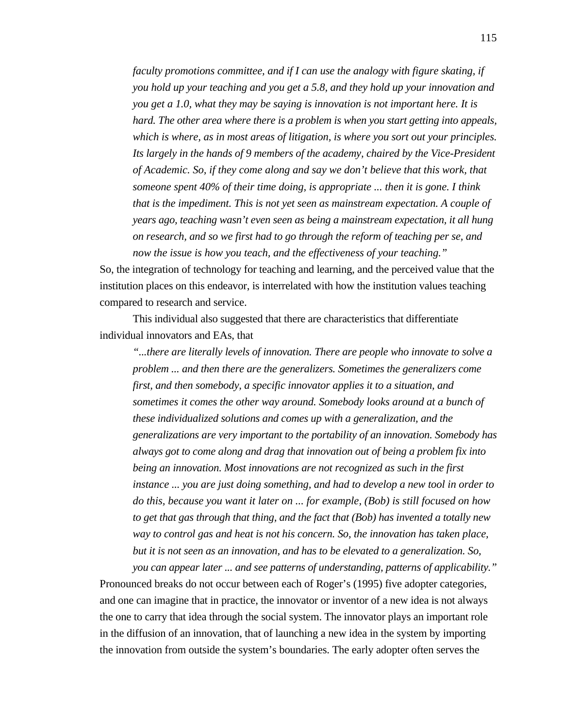> *faculty promotions committee, and if I can use the analogy with figure skating, if you hold up your teaching and you get a 5.8, and they hold up your innovation and you get a 1.0, what they may be saying is innovation is not important here. It is hard. The other area where there is a problem is when you start getting into appeals, which is where, as in most areas of litigation, is where you sort out your principles. Its largely in the hands of 9 members of the academy, chaired by the Vice-President of Academic. So, if they come along and say we don't believe that this work, that someone spent 40% of their time doing, is appropriate ... then it is gone. I think that is the impediment. This is not yet seen as mainstream expectation. A couple of years ago, teaching wasn't even seen as being a mainstream expectation, it all hung on research, and so we first had to go through the reform of teaching per se, and now the issue is how you teach, and the effectiveness of your teaching."*

So, the integration of technology for teaching and learning, and the perceived value that the institution places on this endeavor, is interrelated with how the institution values teaching compared to research and service.

This individual also suggested that there are characteristics that differentiate individual innovators and EAs, that

> *"...there are literally levels of innovation. There are people who innovate to solve a problem ... and then there are the generalizers. Sometimes the generalizers come first, and then somebody, a specific innovator applies it to a situation, and sometimes it comes the other way around. Somebody looks around at a bunch of these individualized solutions and comes up with a generalization, and the generalizations are very important to the portability of an innovation. Somebody has always got to come along and drag that innovation out of being a problem fix into being an innovation. Most innovations are not recognized as such in the first instance ... you are just doing something, and had to develop a new tool in order to do this, because you want it later on ... for example, (Bob) is still focused on how to get that gas through that thing, and the fact that (Bob) has invented a totally new way to control gas and heat is not his concern. So, the innovation has taken place, but it is not seen as an innovation, and has to be elevated to a generalization. So, you can appear later ... and see patterns of understanding, patterns of applicability."*

Pronounced breaks do not occur between each of Roger's (1995) five adopter categories, and one can imagine that in practice, the innovator or inventor of a new idea is not always the one to carry that idea through the social system. The innovator plays an important role in the diffusion of an innovation, that of launching a new idea in the system by importing the innovation from outside the system's boundaries. The early adopter often serves the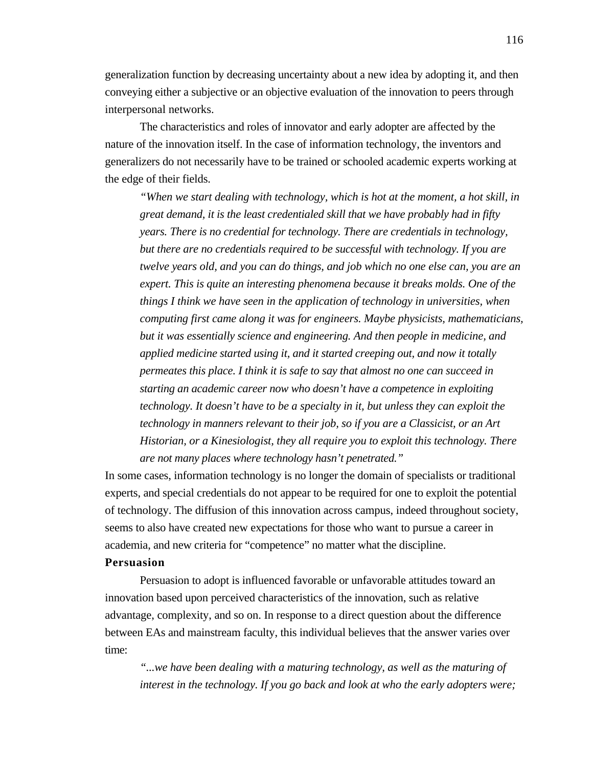generalization function by decreasing uncertainty about a new idea by adopting it, and then conveying either a subjective or an objective evaluation of the innovation to peers through interpersonal networks.

The characteristics and roles of innovator and early adopter are affected by the nature of the innovation itself. In the case of information technology, the inventors and generalizers do not necessarily have to be trained or schooled academic experts working at the edge of their fields.

> *"When we start dealing with technology, which is hot at the moment, a hot skill, in great demand, it is the least credentialed skill that we have probably had in fifty years. There is no credential for technology. There are credentials in technology, but there are no credentials required to be successful with technology. If you are twelve years old, and you can do things, and job which no one else can, you are an expert. This is quite an interesting phenomena because it breaks molds. One of the things I think we have seen in the application of technology in universities, when computing first came along it was for engineers. Maybe physicists, mathematicians, but it was essentially science and engineering. And then people in medicine, and applied medicine started using it, and it started creeping out, and now it totally permeates this place. I think it is safe to say that almost no one can succeed in starting an academic career now who doesn't have a competence in exploiting technology. It doesn't have to be a specialty in it, but unless they can exploit the technology in manners relevant to their job, so if you are a Classicist, or an Art Historian, or a Kinesiologist, they all require you to exploit this technology. There are not many places where technology hasn't penetrated."*

In some cases, information technology is no longer the domain of specialists or traditional experts, and special credentials do not appear to be required for one to exploit the potential of technology. The diffusion of this innovation across campus, indeed throughout society, seems to also have created new expectations for those who want to pursue a career in academia, and new criteria for "competence" no matter what the discipline.

**Persuasion**

Persuasion to adopt is influenced favorable or unfavorable attitudes toward an innovation based upon perceived characteristics of the innovation, such as relative advantage, complexity, and so on. In response to a direct question about the difference between EAs and mainstream faculty, this individual believes that the answer varies over time:

> *"...we have been dealing with a maturing technology, as well as the maturing of interest in the technology. If you go back and look at who the early adopters were;*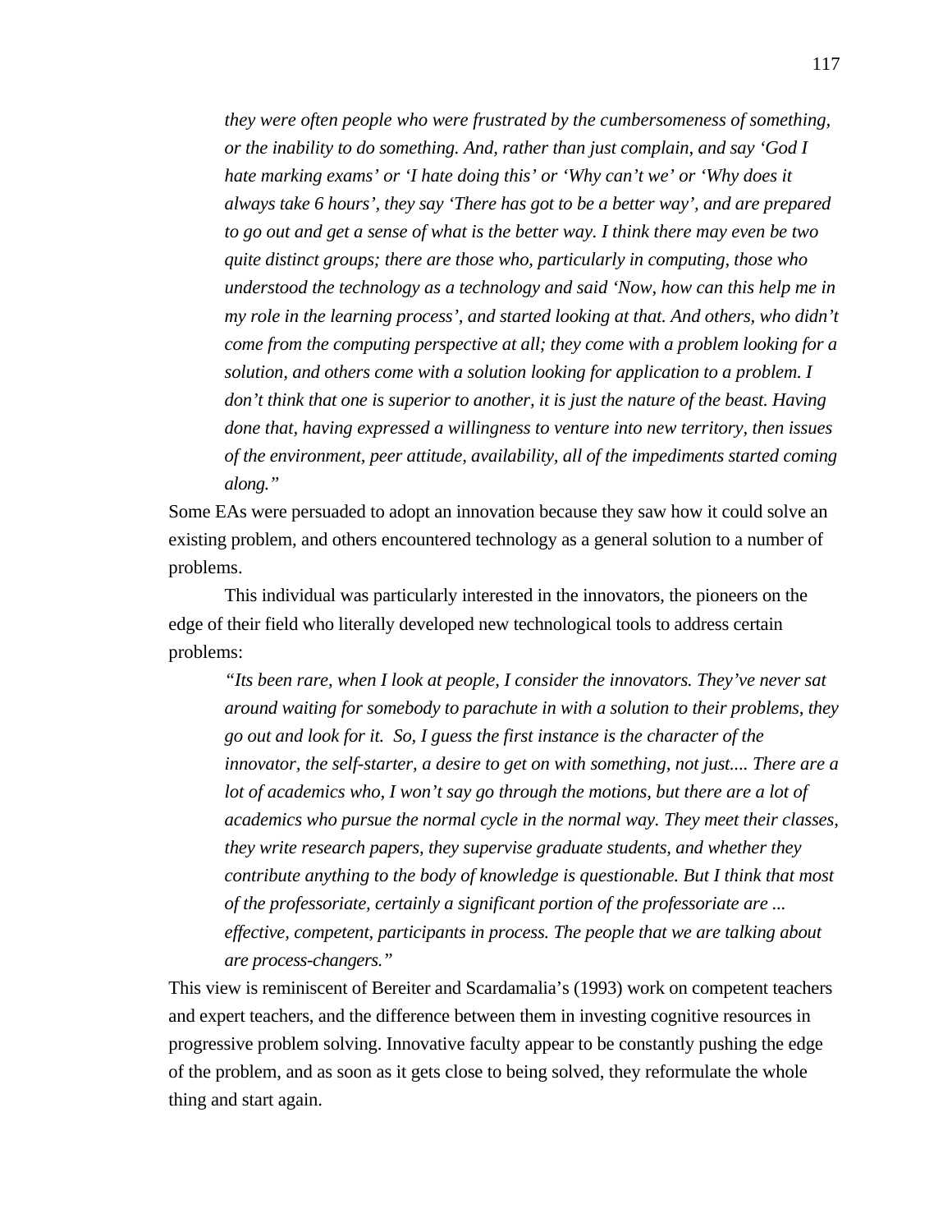*they were often people who were frustrated by the cumbersomeness of something, or the inability to do something. And, rather than just complain, and say 'God I hate marking exams' or 'I hate doing this' or 'Why can't we' or 'Why does it always take 6 hours', they say 'There has got to be a better way', and are prepared to go out and get a sense of what is the better way. I think there may even be two quite distinct groups; there are those who, particularly in computing, those who understood the technology as a technology and said 'Now, how can this help me in my role in the learning process', and started looking at that. And others, who didn't come from the computing perspective at all; they come with a problem looking for a solution, and others come with a solution looking for application to a problem. I don't think that one is superior to another, it is just the nature of the beast. Having done that, having expressed a willingness to venture into new territory, then issues of the environment, peer attitude, availability, all of the impediments started coming along."*

Some EAs were persuaded to adopt an innovation because they saw how it could solve an existing problem, and others encountered technology as a general solution to a number of problems.

This individual was particularly interested in the innovators, the pioneers on the edge of their field who literally developed new technological tools to address certain problems:

*"Its been rare, when I look at people, I consider the innovators. They've never sat around waiting for somebody to parachute in with a solution to their problems, they go out and look for it. So, I guess the first instance is the character of the innovator, the self-starter, a desire to get on with something, not just.... There are a lot of academics who, I won't say go through the motions, but there are a lot of academics who pursue the normal cycle in the normal way. They meet their classes, they write research papers, they supervise graduate students, and whether they contribute anything to the body of knowledge is questionable. But I think that most of the professoriate, certainly a significant portion of the professoriate are ... effective, competent, participants in process. The people that we are talking about are process-changers."*

This view is reminiscent of Bereiter and Scardamalia's (1993) work on competent teachers and expert teachers, and the difference between them in investing cognitive resources in progressive problem solving. Innovative faculty appear to be constantly pushing the edge of the problem, and as soon as it gets close to being solved, they reformulate the whole thing and start again.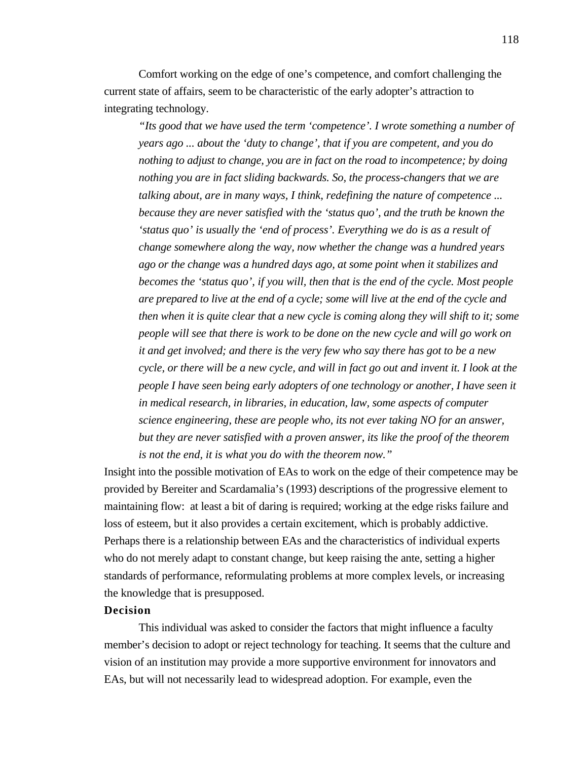Comfort working on the edge of one's competence, and comfort challenging the current state of affairs, seem to be characteristic of the early adopter's attraction to integrating technology.

> *"Its good that we have used the term 'competence'. I wrote something a number of years ago ... about the 'duty to change', that if you are competent, and you do nothing to adjust to change, you are in fact on the road to incompetence; by doing nothing you are in fact sliding backwards. So, the process-changers that we are talking about, are in many ways, I think, redefining the nature of competence ... because they are never satisfied with the 'status quo', and the truth be known the 'status quo' is usually the 'end of process'. Everything we do is as a result of change somewhere along the way, now whether the change was a hundred years ago or the change was a hundred days ago, at some point when it stabilizes and becomes the 'status quo', if you will, then that is the end of the cycle. Most people are prepared to live at the end of a cycle; some will live at the end of the cycle and then when it is quite clear that a new cycle is coming along they will shift to it; some people will see that there is work to be done on the new cycle and will go work on it and get involved; and there is the very few who say there has got to be a new cycle, or there will be a new cycle, and will in fact go out and invent it. I look at the people I have seen being early adopters of one technology or another, I have seen it in medical research, in libraries, in education, law, some aspects of computer science engineering, these are people who, its not ever taking NO for an answer, but they are never satisfied with a proven answer, its like the proof of the theorem is not the end, it is what you do with the theorem now."*

Insight into the possible motivation of EAs to work on the edge of their competence may be provided by Bereiter and Scardamalia's (1993) descriptions of the progressive element to maintaining flow: at least a bit of daring is required; working at the edge risks failure and loss of esteem, but it also provides a certain excitement, which is probably addictive. Perhaps there is a relationship between EAs and the characteristics of individual experts who do not merely adapt to constant change, but keep raising the ante, setting a higher standards of performance, reformulating problems at more complex levels, or increasing the knowledge that is presupposed.

**Decision**

This individual was asked to consider the factors that might influence a faculty member's decision to adopt or reject technology for teaching. It seems that the culture and vision of an institution may provide a more supportive environment for innovators and EAs, but will not necessarily lead to widespread adoption. For example, even the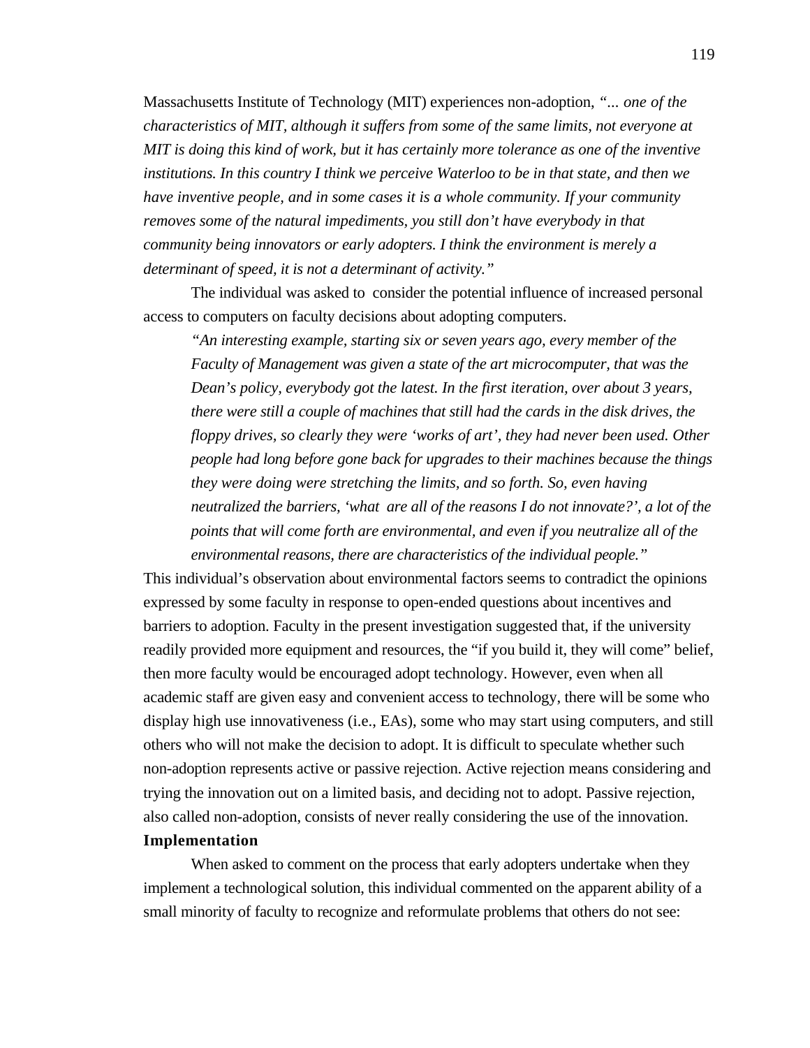Massachusetts Institute of Technology (MIT) experiences non-adoption, *"... one of the characteristics of MIT, although it suffers from some of the same limits, not everyone at MIT is doing this kind of work, but it has certainly more tolerance as one of the inventive institutions. In this country I think we perceive Waterloo to be in that state, and then we have inventive people, and in some cases it is a whole community. If your community removes some of the natural impediments, you still don't have everybody in that community being innovators or early adopters. I think the environment is merely a determinant of speed, it is not a determinant of activity."*

The individual was asked to consider the potential influence of increased personal access to computers on faculty decisions about adopting computers.

> *"An interesting example, starting six or seven years ago, every member of the Faculty of Management was given a state of the art microcomputer, that was the Dean's policy, everybody got the latest. In the first iteration, over about 3 years, there were still a couple of machines that still had the cards in the disk drives, the floppy drives, so clearly they were 'works of art', they had never been used. Other people had long before gone back for upgrades to their machines because the things they were doing were stretching the limits, and so forth. So, even having neutralized the barriers, 'what are all of the reasons I do not innovate?', a lot of the points that will come forth are environmental, and even if you neutralize all of the environmental reasons, there are characteristics of the individual people."*

This individual's observation about environmental factors seems to contradict the opinions expressed by some faculty in response to open-ended questions about incentives and barriers to adoption. Faculty in the present investigation suggested that, if the university readily provided more equipment and resources, the "if you build it, they will come" belief, then more faculty would be encouraged adopt technology. However, even when all academic staff are given easy and convenient access to technology, there will be some who display high use innovativeness (i.e., EAs), some who may start using computers, and still others who will not make the decision to adopt. It is difficult to speculate whether such non-adoption represents active or passive rejection. Active rejection means considering and trying the innovation out on a limited basis, and deciding not to adopt. Passive rejection, also called non-adoption, consists of never really considering the use of the innovation.

**Implementation**

When asked to comment on the process that early adopters undertake when they implement a technological solution, this individual commented on the apparent ability of a small minority of faculty to recognize and reformulate problems that others do not see: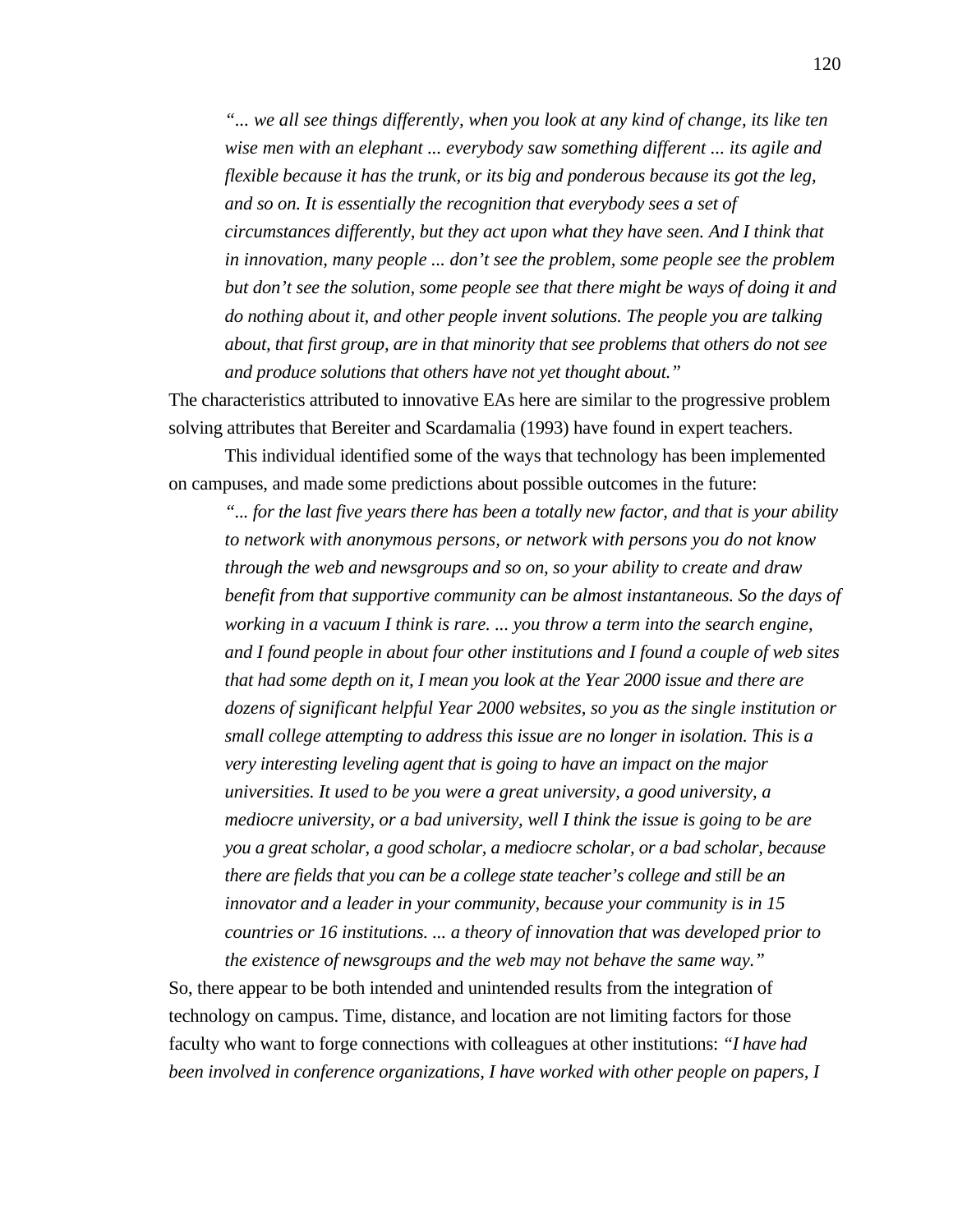> *"... we all see things differently, when you look at any kind of change, its like ten wise men with an elephant ... everybody saw something different ... its agile and flexible because it has the trunk, or its big and ponderous because its got the leg, and so on. It is essentially the recognition that everybody sees a set of circumstances differently, but they act upon what they have seen. And I think that in innovation, many people ... don't see the problem, some people see the problem but don't see the solution, some people see that there might be ways of doing it and do nothing about it, and other people invent solutions. The people you are talking about, that first group, are in that minority that see problems that others do not see and produce solutions that others have not yet thought about."*

The characteristics attributed to innovative EAs here are similar to the progressive problem solving attributes that Bereiter and Scardamalia (1993) have found in expert teachers.

This individual identified some of the ways that technology has been implemented on campuses, and made some predictions about possible outcomes in the future:

> *"... for the last five years there has been a totally new factor, and that is your ability to network with anonymous persons, or network with persons you do not know through the web and newsgroups and so on, so your ability to create and draw benefit from that supportive community can be almost instantaneous. So the days of working in a vacuum I think is rare. ... you throw a term into the search engine, and I found people in about four other institutions and I found a couple of web sites that had some depth on it, I mean you look at the Year 2000 issue and there are dozens of significant helpful Year 2000 websites, so you as the single institution or small college attempting to address this issue are no longer in isolation. This is a very interesting leveling agent that is going to have an impact on the major universities. It used to be you were a great university, a good university, a mediocre university, or a bad university, well I think the issue is going to be are you a great scholar, a good scholar, a mediocre scholar, or a bad scholar, because there are fields that you can be a college state teacher's college and still be an innovator and a leader in your community, because your community is in 15 countries or 16 institutions. ... a theory of innovation that was developed prior to the existence of newsgroups and the web may not behave the same way."*

So, there appear to be both intended and unintended results from the integration of technology on campus. Time, distance, and location are not limiting factors for those faculty who want to forge connections with colleagues at other institutions: *"I have had been involved in conference organizations, I have worked with other people on papers, I*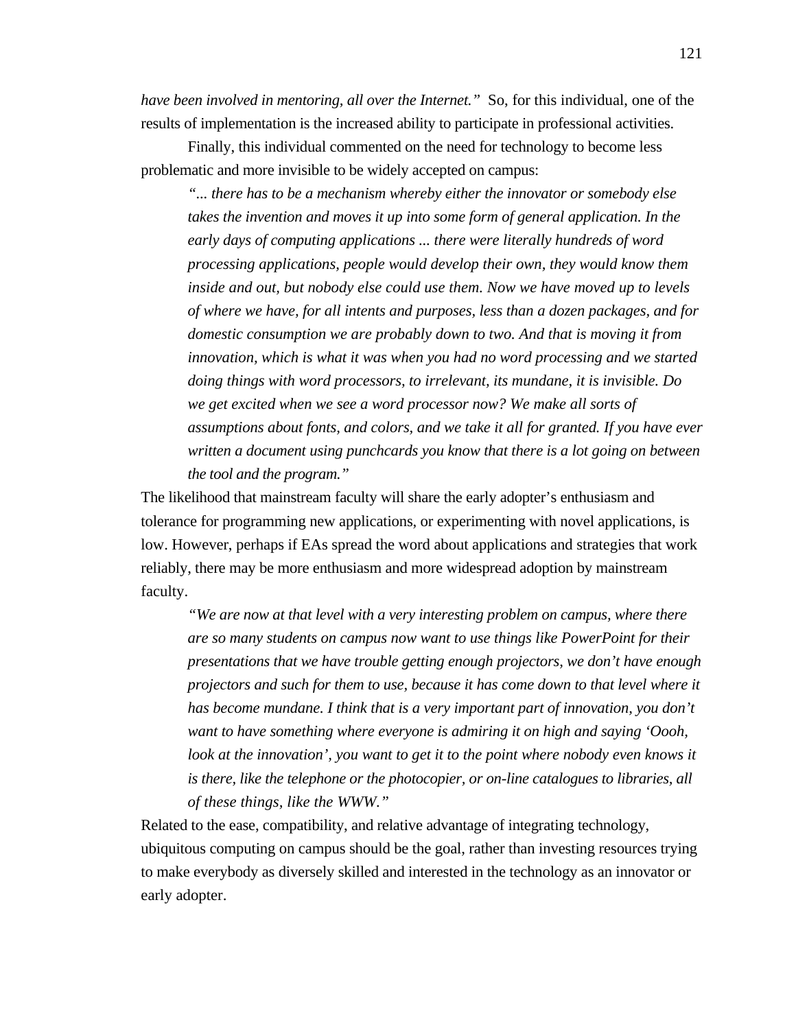*have been involved in mentoring, all over the Internet."* So, for this individual, one of the results of implementation is the increased ability to participate in professional activities.

Finally, this individual commented on the need for technology to become less problematic and more invisible to be widely accepted on campus:

> *"... there has to be a mechanism whereby either the innovator or somebody else takes the invention and moves it up into some form of general application. In the early days of computing applications ... there were literally hundreds of word processing applications, people would develop their own, they would know them inside and out, but nobody else could use them. Now we have moved up to levels of where we have, for all intents and purposes, less than a dozen packages, and for domestic consumption we are probably down to two. And that is moving it from innovation, which is what it was when you had no word processing and we started doing things with word processors, to irrelevant, its mundane, it is invisible. Do we get excited when we see a word processor now? We make all sorts of assumptions about fonts, and colors, and we take it all for granted. If you have ever written a document using punchcards you know that there is a lot going on between the tool and the program."*

The likelihood that mainstream faculty will share the early adopter's enthusiasm and tolerance for programming new applications, or experimenting with novel applications, is low. However, perhaps if EAs spread the word about applications and strategies that work reliably, there may be more enthusiasm and more widespread adoption by mainstream faculty.

> *"We are now at that level with a very interesting problem on campus, where there are so many students on campus now want to use things like PowerPoint for their presentations that we have trouble getting enough projectors, we don't have enough projectors and such for them to use, because it has come down to that level where it has become mundane. I think that is a very important part of innovation, you don't want to have something where everyone is admiring it on high and saying 'Oooh, look at the innovation', you want to get it to the point where nobody even knows it is there, like the telephone or the photocopier, or on-line catalogues to libraries, all of these things, like the WWW."*

Related to the ease, compatibility, and relative advantage of integrating technology, ubiquitous computing on campus should be the goal, rather than investing resources trying to make everybody as diversely skilled and interested in the technology as an innovator or early adopter.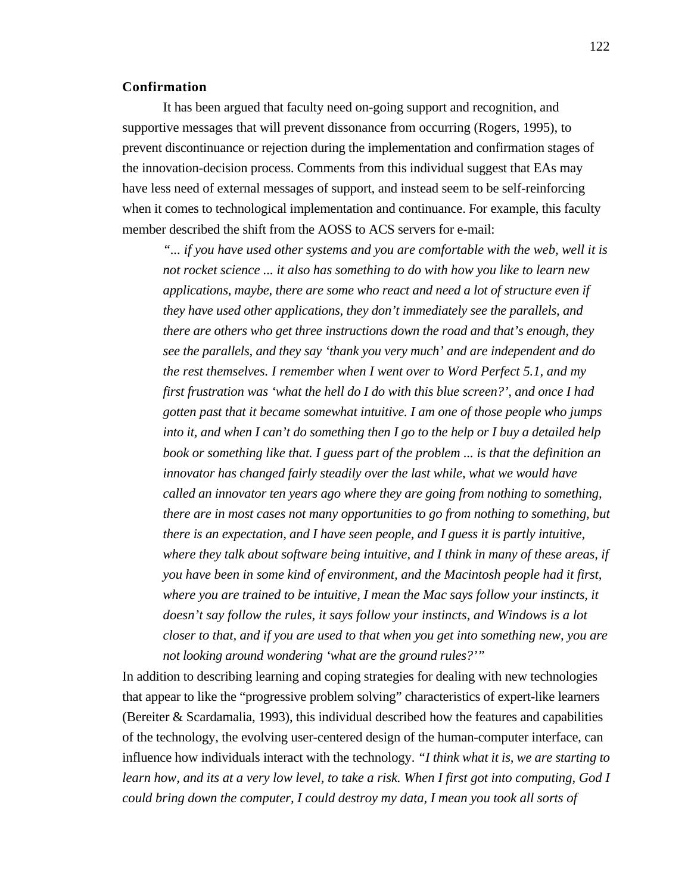**Confirmation**

It has been argued that faculty need on-going support and recognition, and supportive messages that will prevent dissonance from occurring (Rogers, 1995), to prevent discontinuance or rejection during the implementation and confirmation stages of the innovation-decision process. Comments from this individual suggest that EAs may have less need of external messages of support, and instead seem to be self-reinforcing when it comes to technological implementation and continuance. For example, this faculty member described the shift from the AOSS to ACS servers for e-mail:

> *"... if you have used other systems and you are comfortable with the web, well it is not rocket science ... it also has something to do with how you like to learn new applications, maybe, there are some who react and need a lot of structure even if they have used other applications, they don't immediately see the parallels, and there are others who get three instructions down the road and that's enough, they see the parallels, and they say 'thank you very much' and are independent and do the rest themselves. I remember when I went over to Word Perfect 5.1, and my first frustration was 'what the hell do I do with this blue screen?', and once I had gotten past that it became somewhat intuitive. I am one of those people who jumps into it, and when I can't do something then I go to the help or I buy a detailed help book or something like that. I guess part of the problem ... is that the definition an innovator has changed fairly steadily over the last while, what we would have called an innovator ten years ago where they are going from nothing to something, there are in most cases not many opportunities to go from nothing to something, but there is an expectation, and I have seen people, and I guess it is partly intuitive, where they talk about software being intuitive, and I think in many of these areas, if you have been in some kind of environment, and the Macintosh people had it first, where you are trained to be intuitive, I mean the Mac says follow your instincts, it doesn't say follow the rules, it says follow your instincts, and Windows is a lot closer to that, and if you are used to that when you get into something new, you are not looking around wondering 'what are the ground rules?'"*

In addition to describing learning and coping strategies for dealing with new technologies that appear to like the "progressive problem solving" characteristics of expert-like learners (Bereiter & Scardamalia, 1993), this individual described how the features and capabilities of the technology, the evolving user-centered design of the human-computer interface, can influence how individuals interact with the technology. *"I think what it is, we are starting to learn how, and its at a very low level, to take a risk. When I first got into computing, God I could bring down the computer, I could destroy my data, I mean you took all sorts of*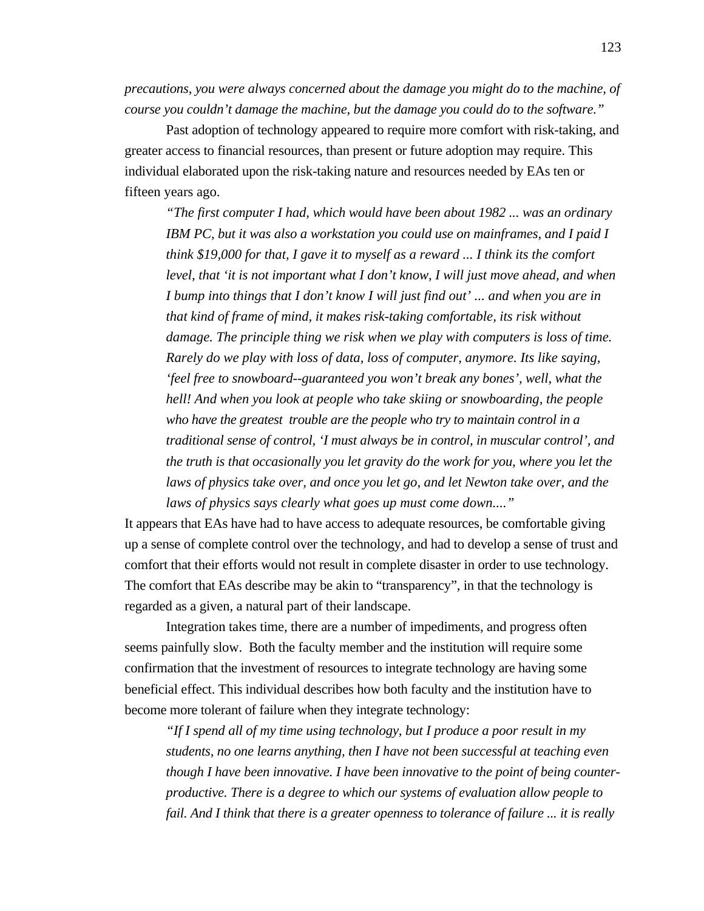*precautions, you were always concerned about the damage you might do to the machine, of course you couldn't damage the machine, but the damage you could do to the software."*

Past adoption of technology appeared to require more comfort with risk-taking, and greater access to financial resources, than present or future adoption may require. This individual elaborated upon the risk-taking nature and resources needed by EAs ten or fifteen years ago.

> *"The first computer I had, which would have been about 1982 ... was an ordinary IBM PC, but it was also a workstation you could use on mainframes, and I paid I think $19,000 for that, I gave it to myself as a reward ... I think its the comfort level, that 'it is not important what I don't know, I will just move ahead, and when I bump into things that I don't know I will just find out' ... and when you are in that kind of frame of mind, it makes risk-taking comfortable, its risk without damage. The principle thing we risk when we play with computers is loss of time. Rarely do we play with loss of data, loss of computer, anymore. Its like saying, 'feel free to snowboard--guaranteed you won't break any bones', well, what the hell! And when you look at people who take skiing or snowboarding, the people who have the greatest trouble are the people who try to maintain control in a traditional sense of control, 'I must always be in control, in muscular control', and the truth is that occasionally you let gravity do the work for you, where you let the laws of physics take over, and once you let go, and let Newton take over, and the laws of physics says clearly what goes up must come down...."*

It appears that EAs have had to have access to adequate resources, be comfortable giving up a sense of complete control over the technology, and had to develop a sense of trust and comfort that their efforts would not result in complete disaster in order to use technology. The comfort that EAs describe may be akin to "transparency", in that the technology is regarded as a given, a natural part of their landscape.

Integration takes time, there are a number of impediments, and progress often seems painfully slow. Both the faculty member and the institution will require some confirmation that the investment of resources to integrate technology are having some beneficial effect. This individual describes how both faculty and the institution have to become more tolerant of failure when they integrate technology:

> *"If I spend all of my time using technology, but I produce a poor result in my students, no one learns anything, then I have not been successful at teaching even though I have been innovative. I have been innovative to the point of being counter-productive. There is a degree to which our systems of evaluation allow people to fail. And I think that there is a greater openness to tolerance of failure ... it is really*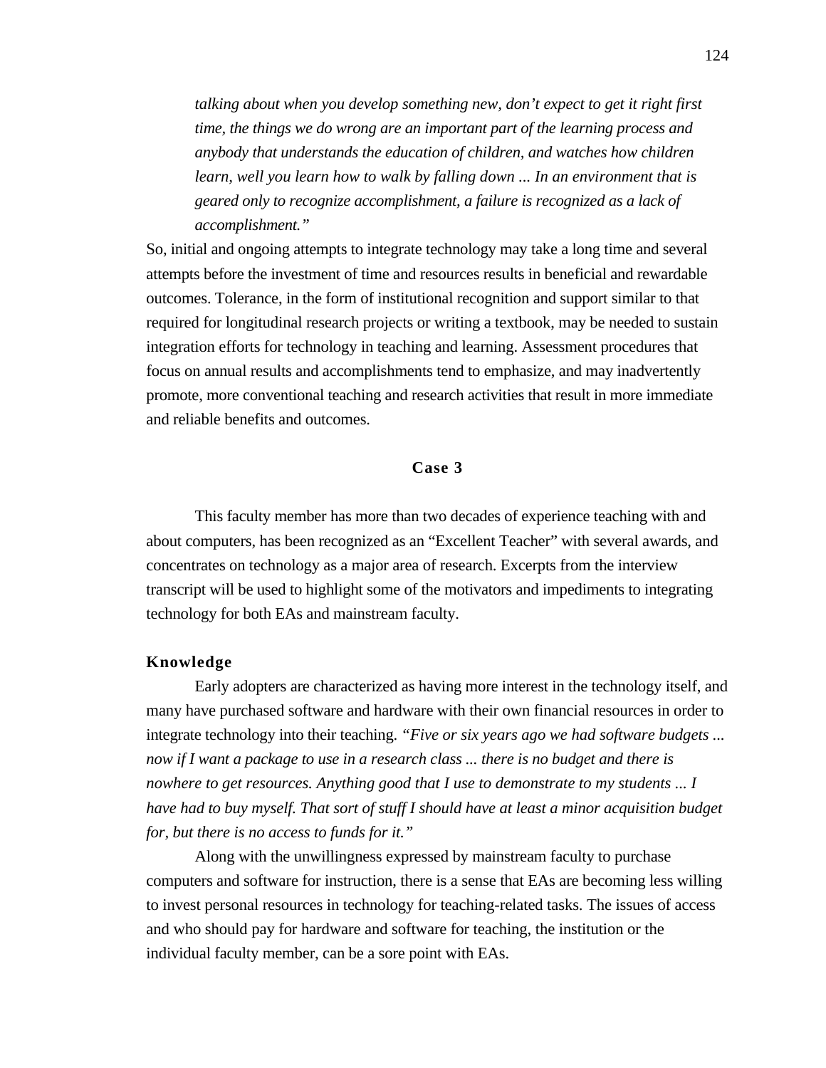> *talking about when you develop something new, don't expect to get it right first time, the things we do wrong are an important part of the learning process and anybody that understands the education of children, and watches how children learn, well you learn how to walk by falling down ... In an environment that is geared only to recognize accomplishment, a failure is recognized as a lack of accomplishment."*

So, initial and ongoing attempts to integrate technology may take a long time and several attempts before the investment of time and resources results in beneficial and rewardable outcomes. Tolerance, in the form of institutional recognition and support similar to that required for longitudinal research projects or writing a textbook, may be needed to sustain integration efforts for technology in teaching and learning. Assessment procedures that focus on annual results and accomplishments tend to emphasize, and may inadvertently promote, more conventional teaching and research activities that result in more immediate and reliable benefits and outcomes.

## Case 3

This faculty member has more than two decades of experience teaching with and about computers, has been recognized as an "Excellent Teacher" with several awards, and concentrates on technology as a major area of research. Excerpts from the interview transcript will be used to highlight some of the motivators and impediments to integrating technology for both EAs and mainstream faculty.

### Knowledge

Early adopters are characterized as having more interest in the technology itself, and many have purchased software and hardware with their own financial resources in order to integrate technology into their teaching. *"Five or six years ago we had software budgets ... now if I want a package to use in a research class ... there is no budget and there is nowhere to get resources. Anything good that I use to demonstrate to my students ... I have had to buy myself. That sort of stuff I should have at least a minor acquisition budget for, but there is no access to funds for it."*

Along with the unwillingness expressed by mainstream faculty to purchase computers and software for instruction, there is a sense that EAs are becoming less willing to invest personal resources in technology for teaching-related tasks. The issues of access and who should pay for hardware and software for teaching, the institution or the individual faculty member, can be a sore point with EAs.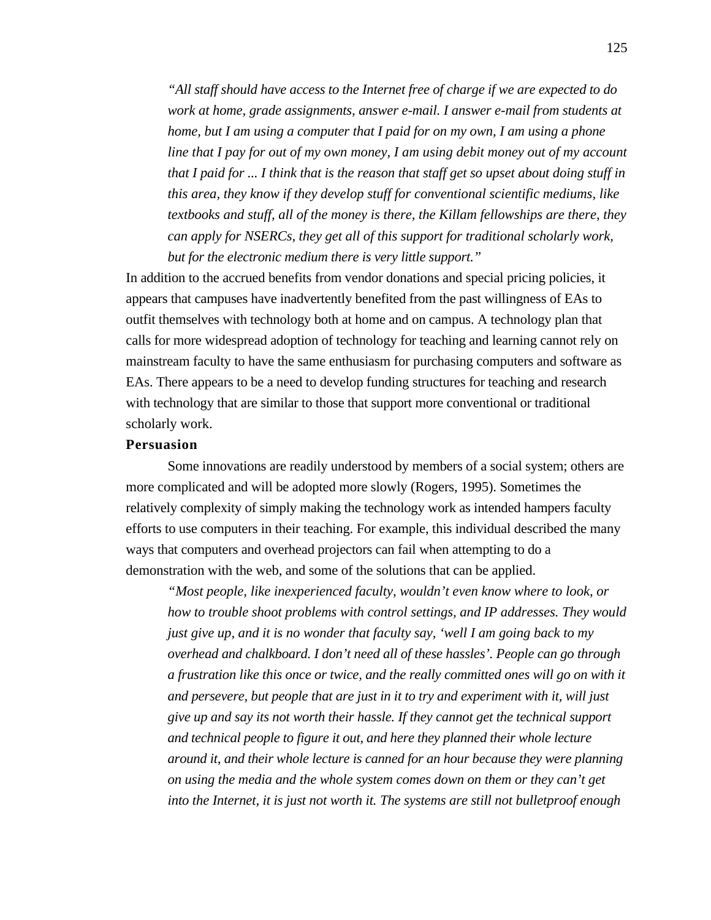> *"All staff should have access to the Internet free of charge if we are expected to do work at home, grade assignments, answer e-mail. I answer e-mail from students at home, but I am using a computer that I paid for on my own, I am using a phone line that I pay for out of my own money, I am using debit money out of my account that I paid for ... I think that is the reason that staff get so upset about doing stuff in this area, they know if they develop stuff for conventional scientific mediums, like textbooks and stuff, all of the money is there, the Killam fellowships are there, they can apply for NSERCs, they get all of this support for traditional scholarly work, but for the electronic medium there is very little support."*

In addition to the accrued benefits from vendor donations and special pricing policies, it appears that campuses have inadvertently benefited from the past willingness of EAs to outfit themselves with technology both at home and on campus. A technology plan that calls for more widespread adoption of technology for teaching and learning cannot rely on mainstream faculty to have the same enthusiasm for purchasing computers and software as EAs. There appears to be a need to develop funding structures for teaching and research with technology that are similar to those that support more conventional or traditional scholarly work.

**Persuasion**

Some innovations are readily understood by members of a social system; others are more complicated and will be adopted more slowly (Rogers, 1995). Sometimes the relatively complexity of simply making the technology work as intended hampers faculty efforts to use computers in their teaching. For example, this individual described the many ways that computers and overhead projectors can fail when attempting to do a demonstration with the web, and some of the solutions that can be applied.

> *"Most people, like inexperienced faculty, wouldn't even know where to look, or how to trouble shoot problems with control settings, and IP addresses. They would just give up, and it is no wonder that faculty say, 'well I am going back to my overhead and chalkboard. I don't need all of these hassles'. People can go through a frustration like this once or twice, and the really committed ones will go on with it and persevere, but people that are just in it to try and experiment with it, will just give up and say its not worth their hassle. If they cannot get the technical support and technical people to figure it out, and here they planned their whole lecture around it, and their whole lecture is canned for an hour because they were planning on using the media and the whole system comes down on them or they can't get into the Internet, it is just not worth it. The systems are still not bulletproof enough*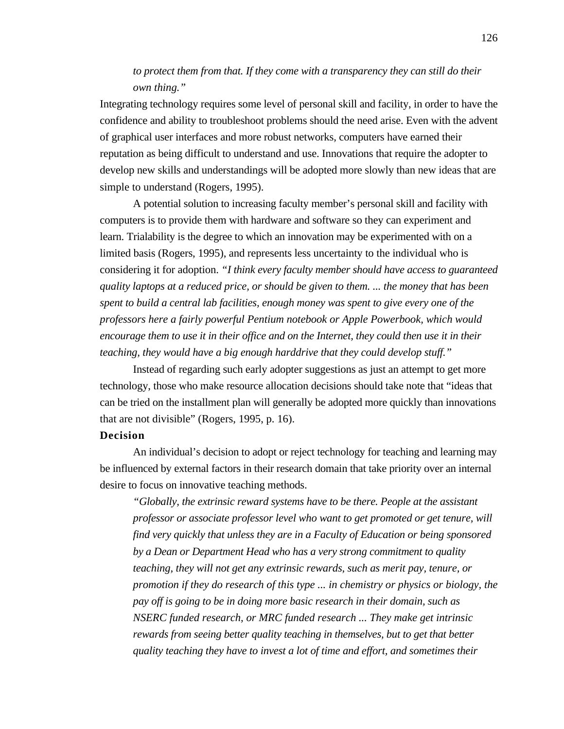*to protect them from that. If they come with a transparency they can still do their own thing."*

Integrating technology requires some level of personal skill and facility, in order to have the confidence and ability to troubleshoot problems should the need arise. Even with the advent of graphical user interfaces and more robust networks, computers have earned their reputation as being difficult to understand and use. Innovations that require the adopter to develop new skills and understandings will be adopted more slowly than new ideas that are simple to understand (Rogers, 1995).

A potential solution to increasing faculty member's personal skill and facility with computers is to provide them with hardware and software so they can experiment and learn. Trialability is the degree to which an innovation may be experimented with on a limited basis (Rogers, 1995), and represents less uncertainty to the individual who is considering it for adoption. *"I think every faculty member should have access to guaranteed quality laptops at a reduced price, or should be given to them. ... the money that has been spent to build a central lab facilities, enough money was spent to give every one of the professors here a fairly powerful Pentium notebook or Apple Powerbook, which would encourage them to use it in their office and on the Internet, they could then use it in their teaching, they would have a big enough harddrive that they could develop stuff."*

Instead of regarding such early adopter suggestions as just an attempt to get more technology, those who make resource allocation decisions should take note that "ideas that can be tried on the installment plan will generally be adopted more quickly than innovations that are not divisible" (Rogers, 1995, p. 16).

**Decision**

An individual's decision to adopt or reject technology for teaching and learning may be influenced by external factors in their research domain that take priority over an internal desire to focus on innovative teaching methods.

> *"Globally, the extrinsic reward systems have to be there. People at the assistant professor or associate professor level who want to get promoted or get tenure, will find very quickly that unless they are in a Faculty of Education or being sponsored by a Dean or Department Head who has a very strong commitment to quality teaching, they will not get any extrinsic rewards, such as merit pay, tenure, or promotion if they do research of this type ... in chemistry or physics or biology, the pay off is going to be in doing more basic research in their domain, such as NSERC funded research, or MRC funded research ... They make get intrinsic rewards from seeing better quality teaching in themselves, but to get that better quality teaching they have to invest a lot of time and effort, and sometimes their*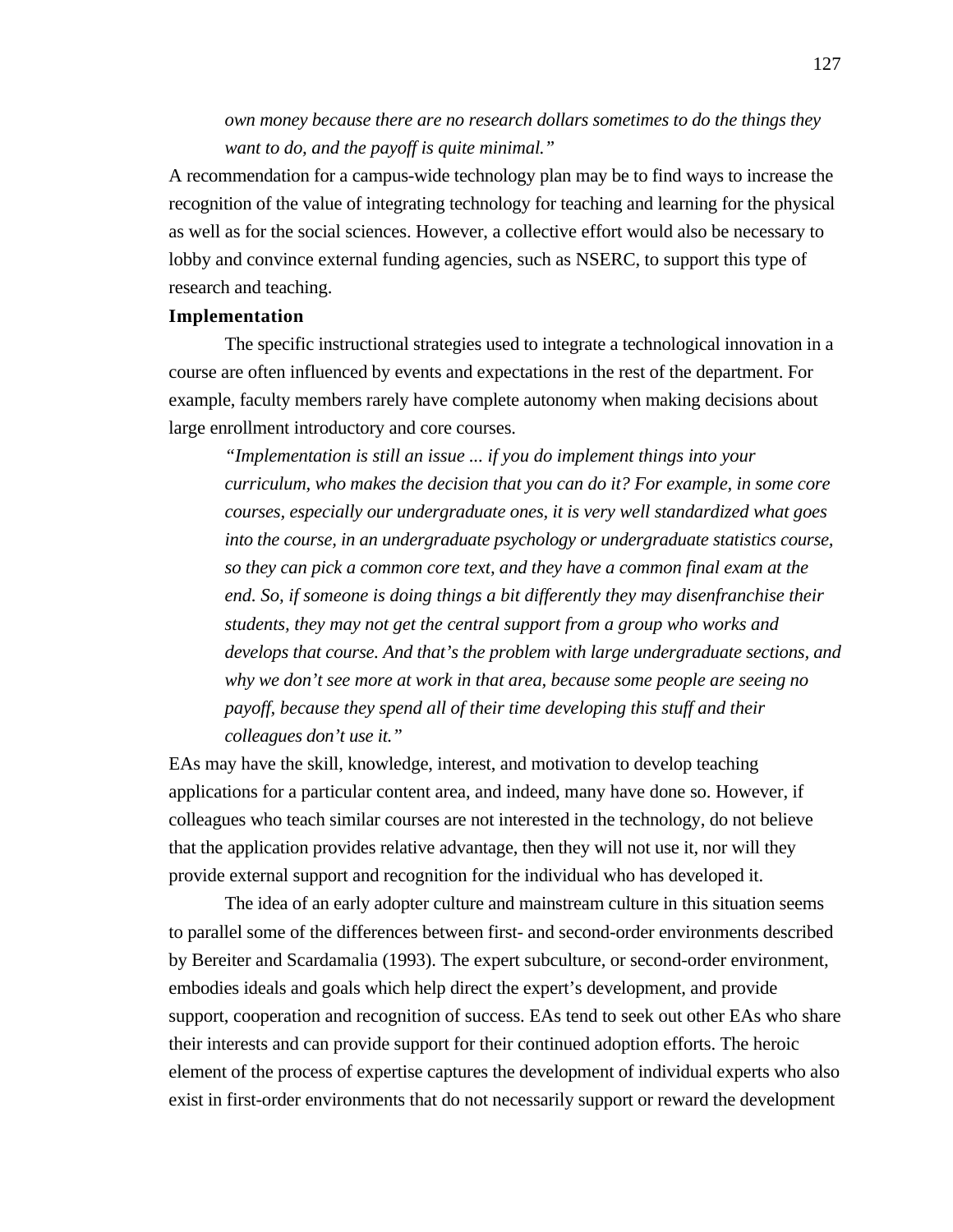> *own money because there are no research dollars sometimes to do the things they want to do, and the payoff is quite minimal."*

A recommendation for a campus-wide technology plan may be to find ways to increase the recognition of the value of integrating technology for teaching and learning for the physical as well as for the social sciences. However, a collective effort would also be necessary to lobby and convince external funding agencies, such as NSERC, to support this type of research and teaching.

**Implementation**

The specific instructional strategies used to integrate a technological innovation in a course are often influenced by events and expectations in the rest of the department. For example, faculty members rarely have complete autonomy when making decisions about large enrollment introductory and core courses.

> *"Implementation is still an issue ... if you do implement things into your curriculum, who makes the decision that you can do it? For example, in some core courses, especially our undergraduate ones, it is very well standardized what goes into the course, in an undergraduate psychology or undergraduate statistics course, so they can pick a common core text, and they have a common final exam at the end. So, if someone is doing things a bit differently they may disenfranchise their students, they may not get the central support from a group who works and develops that course. And that's the problem with large undergraduate sections, and why we don't see more at work in that area, because some people are seeing no payoff, because they spend all of their time developing this stuff and their colleagues don't use it."*

EAs may have the skill, knowledge, interest, and motivation to develop teaching applications for a particular content area, and indeed, many have done so. However, if colleagues who teach similar courses are not interested in the technology, do not believe that the application provides relative advantage, then they will not use it, nor will they provide external support and recognition for the individual who has developed it.

The idea of an early adopter culture and mainstream culture in this situation seems to parallel some of the differences between first- and second-order environments described by Bereiter and Scardamalia (1993). The expert subculture, or second-order environment, embodies ideals and goals which help direct the expert's development, and provide support, cooperation and recognition of success. EAs tend to seek out other EAs who share their interests and can provide support for their continued adoption efforts. The heroic element of the process of expertise captures the development of individual experts who also exist in first-order environments that do not necessarily support or reward the development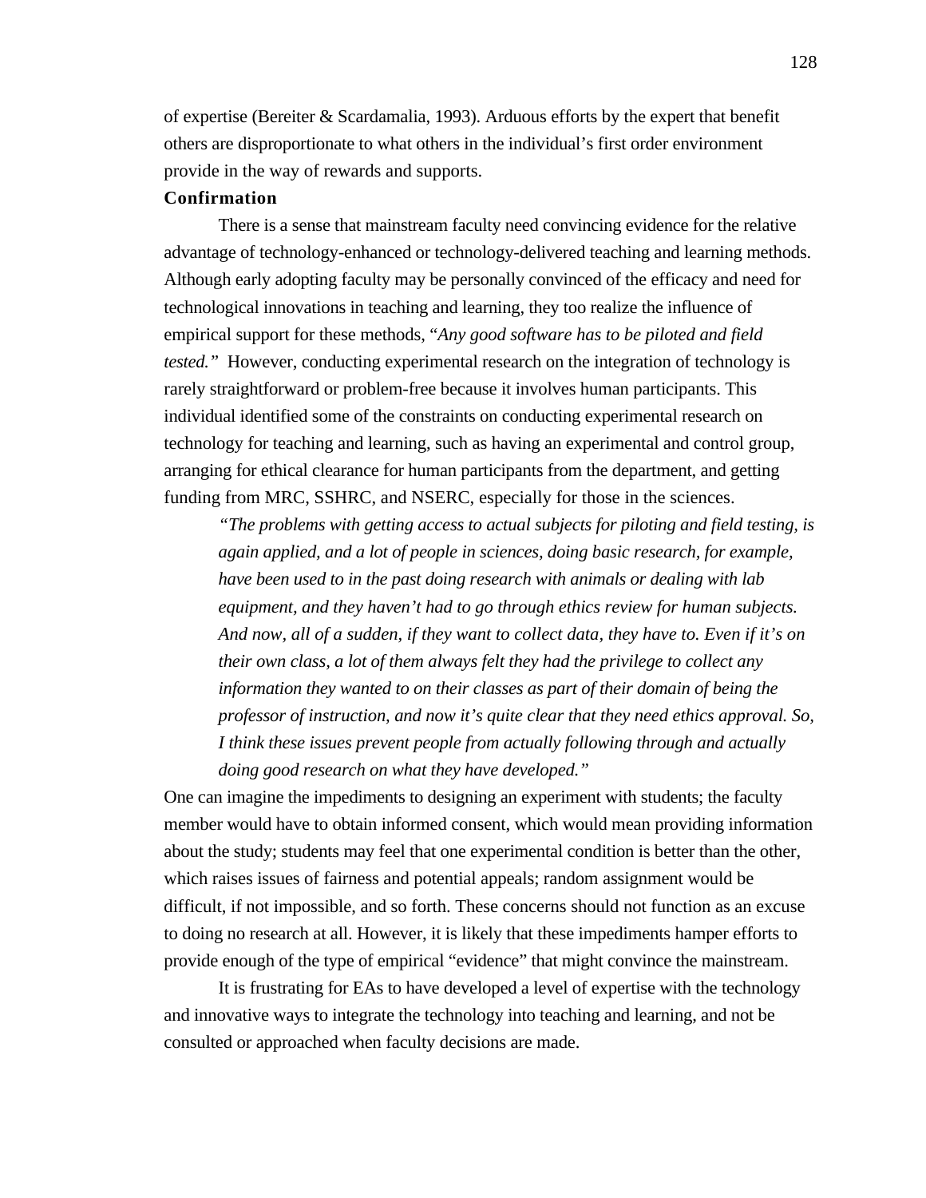of expertise (Bereiter & Scardamalia, 1993). Arduous efforts by the expert that benefit others are disproportionate to what others in the individual's first order environment provide in the way of rewards and supports.

**Confirmation**

There is a sense that mainstream faculty need convincing evidence for the relative advantage of technology-enhanced or technology-delivered teaching and learning methods. Although early adopting faculty may be personally convinced of the efficacy and need for technological innovations in teaching and learning, they too realize the influence of empirical support for these methods, "*Any good software has to be piloted and field tested."* However, conducting experimental research on the integration of technology is rarely straightforward or problem-free because it involves human participants. This individual identified some of the constraints on conducting experimental research on technology for teaching and learning, such as having an experimental and control group, arranging for ethical clearance for human participants from the department, and getting funding from MRC, SSHRC, and NSERC, especially for those in the sciences.

> *"The problems with getting access to actual subjects for piloting and field testing, is again applied, and a lot of people in sciences, doing basic research, for example, have been used to in the past doing research with animals or dealing with lab equipment, and they haven't had to go through ethics review for human subjects. And now, all of a sudden, if they want to collect data, they have to. Even if it's on their own class, a lot of them always felt they had the privilege to collect any information they wanted to on their classes as part of their domain of being the professor of instruction, and now it's quite clear that they need ethics approval. So, I think these issues prevent people from actually following through and actually doing good research on what they have developed."*

One can imagine the impediments to designing an experiment with students; the faculty member would have to obtain informed consent, which would mean providing information about the study; students may feel that one experimental condition is better than the other, which raises issues of fairness and potential appeals; random assignment would be difficult, if not impossible, and so forth. These concerns should not function as an excuse to doing no research at all. However, it is likely that these impediments hamper efforts to provide enough of the type of empirical "evidence" that might convince the mainstream.

It is frustrating for EAs to have developed a level of expertise with the technology and innovative ways to integrate the technology into teaching and learning, and not be consulted or approached when faculty decisions are made.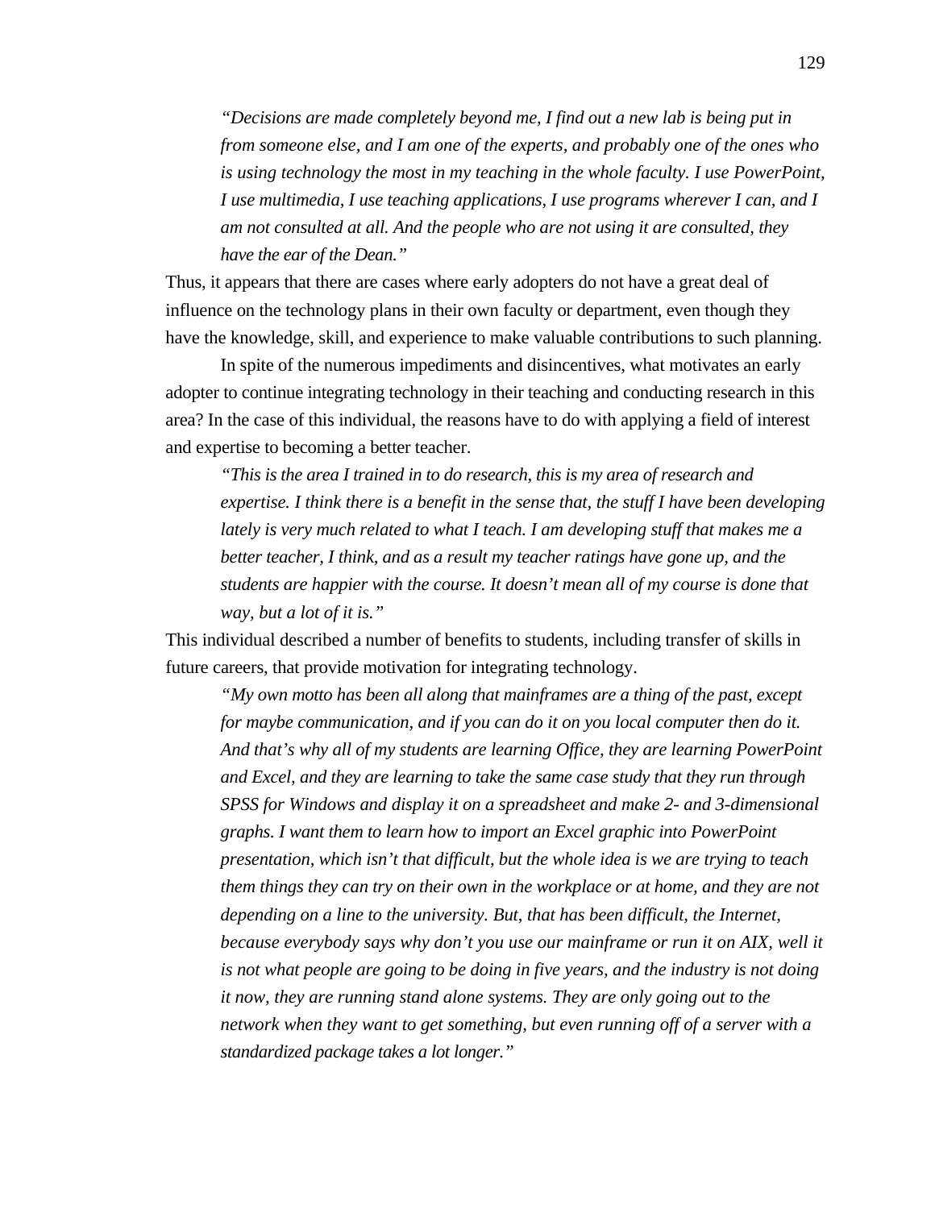> *"Decisions are made completely beyond me, I find out a new lab is being put in from someone else, and I am one of the experts, and probably one of the ones who is using technology the most in my teaching in the whole faculty. I use PowerPoint, I use multimedia, I use teaching applications, I use programs wherever I can, and I am not consulted at all. And the people who are not using it are consulted, they have the ear of the Dean."*

Thus, it appears that there are cases where early adopters do not have a great deal of influence on the technology plans in their own faculty or department, even though they have the knowledge, skill, and experience to make valuable contributions to such planning.

In spite of the numerous impediments and disincentives, what motivates an early adopter to continue integrating technology in their teaching and conducting research in this area? In the case of this individual, the reasons have to do with applying a field of interest and expertise to becoming a better teacher.

> *"This is the area I trained in to do research, this is my area of research and expertise. I think there is a benefit in the sense that, the stuff I have been developing lately is very much related to what I teach. I am developing stuff that makes me a better teacher, I think, and as a result my teacher ratings have gone up, and the students are happier with the course. It doesn't mean all of my course is done that way, but a lot of it is."*

This individual described a number of benefits to students, including transfer of skills in future careers, that provide motivation for integrating technology.

> *"My own motto has been all along that mainframes are a thing of the past, except for maybe communication, and if you can do it on you local computer then do it. And that's why all of my students are learning Office, they are learning PowerPoint and Excel, and they are learning to take the same case study that they run through SPSS for Windows and display it on a spreadsheet and make 2- and 3-dimensional graphs. I want them to learn how to import an Excel graphic into PowerPoint presentation, which isn't that difficult, but the whole idea is we are trying to teach them things they can try on their own in the workplace or at home, and they are not depending on a line to the university. But, that has been difficult, the Internet, because everybody says why don't you use our mainframe or run it on AIX, well it is not what people are going to be doing in five years, and the industry is not doing it now, they are running stand alone systems. They are only going out to the network when they want to get something, but even running off of a server with a standardized package takes a lot longer."*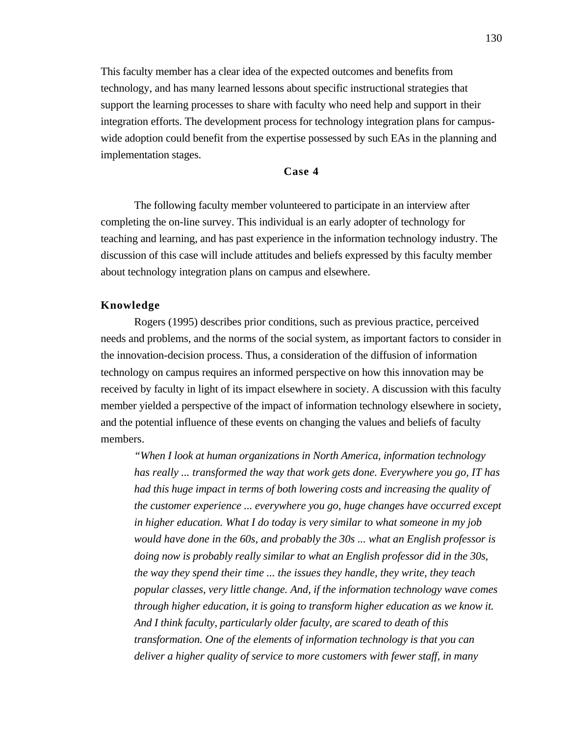This faculty member has a clear idea of the expected outcomes and benefits from technology, and has many learned lessons about specific instructional strategies that support the learning processes to share with faculty who need help and support in their integration efforts. The development process for technology integration plans for campus-wide adoption could benefit from the expertise possessed by such EAs in the planning and implementation stages.

## Case 4

The following faculty member volunteered to participate in an interview after completing the on-line survey. This individual is an early adopter of technology for teaching and learning, and has past experience in the information technology industry. The discussion of this case will include attitudes and beliefs expressed by this faculty member about technology integration plans on campus and elsewhere.

### Knowledge

Rogers (1995) describes prior conditions, such as previous practice, perceived needs and problems, and the norms of the social system, as important factors to consider in the innovation-decision process. Thus, a consideration of the diffusion of information technology on campus requires an informed perspective on how this innovation may be received by faculty in light of its impact elsewhere in society. A discussion with this faculty member yielded a perspective of the impact of information technology elsewhere in society, and the potential influence of these events on changing the values and beliefs of faculty members.

> *"When I look at human organizations in North America, information technology has really ... transformed the way that work gets done. Everywhere you go, IT has had this huge impact in terms of both lowering costs and increasing the quality of the customer experience ... everywhere you go, huge changes have occurred except in higher education. What I do today is very similar to what someone in my job would have done in the 60s, and probably the 30s ... what an English professor is doing now is probably really similar to what an English professor did in the 30s, the way they spend their time ... the issues they handle, they write, they teach popular classes, very little change. And, if the information technology wave comes through higher education, it is going to transform higher education as we know it. And I think faculty, particularly older faculty, are scared to death of this transformation. One of the elements of information technology is that you can deliver a higher quality of service to more customers with fewer staff, in many*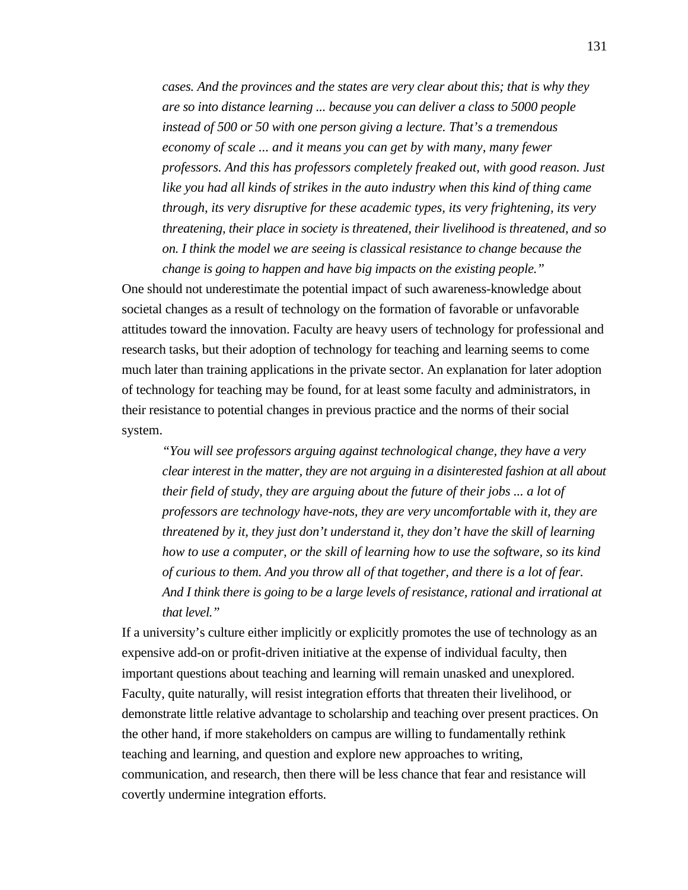> *cases. And the provinces and the states are very clear about this; that is why they are so into distance learning ... because you can deliver a class to 5000 people instead of 500 or 50 with one person giving a lecture. That's a tremendous economy of scale ... and it means you can get by with many, many fewer professors. And this has professors completely freaked out, with good reason. Just like you had all kinds of strikes in the auto industry when this kind of thing came through, its very disruptive for these academic types, its very frightening, its very threatening, their place in society is threatened, their livelihood is threatened, and so on. I think the model we are seeing is classical resistance to change because the change is going to happen and have big impacts on the existing people."*

One should not underestimate the potential impact of such awareness-knowledge about societal changes as a result of technology on the formation of favorable or unfavorable attitudes toward the innovation. Faculty are heavy users of technology for professional and research tasks, but their adoption of technology for teaching and learning seems to come much later than training applications in the private sector. An explanation for later adoption of technology for teaching may be found, for at least some faculty and administrators, in their resistance to potential changes in previous practice and the norms of their social system.

> *"You will see professors arguing against technological change, they have a very clear interest in the matter, they are not arguing in a disinterested fashion at all about their field of study, they are arguing about the future of their jobs ... a lot of professors are technology have-nots, they are very uncomfortable with it, they are threatened by it, they just don't understand it, they don't have the skill of learning how to use a computer, or the skill of learning how to use the software, so its kind of curious to them. And you throw all of that together, and there is a lot of fear. And I think there is going to be a large levels of resistance, rational and irrational at that level."*

If a university's culture either implicitly or explicitly promotes the use of technology as an expensive add-on or profit-driven initiative at the expense of individual faculty, then important questions about teaching and learning will remain unasked and unexplored. Faculty, quite naturally, will resist integration efforts that threaten their livelihood, or demonstrate little relative advantage to scholarship and teaching over present practices. On the other hand, if more stakeholders on campus are willing to fundamentally rethink teaching and learning, and question and explore new approaches to writing, communication, and research, then there will be less chance that fear and resistance will covertly undermine integration efforts.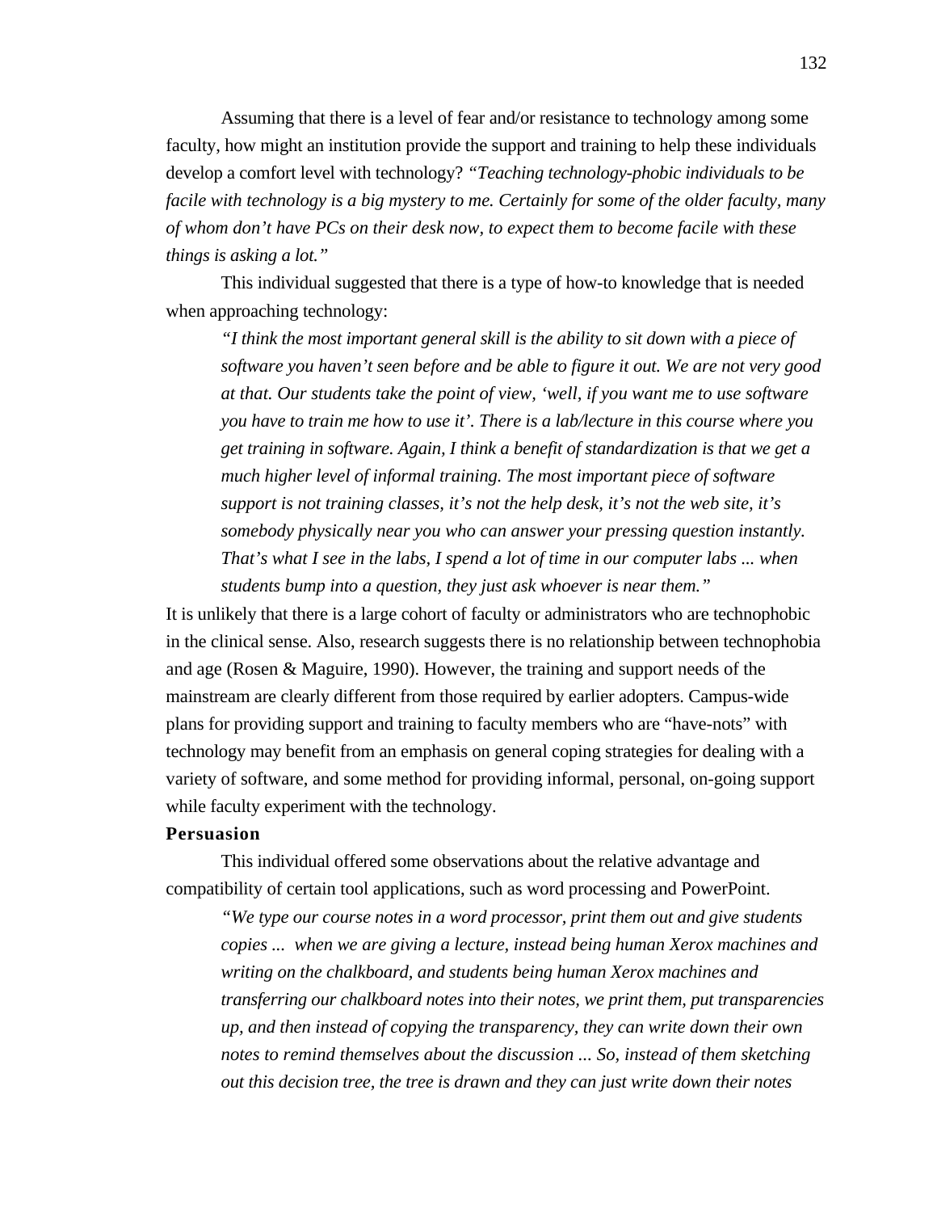Assuming that there is a level of fear and/or resistance to technology among some faculty, how might an institution provide the support and training to help these individuals develop a comfort level with technology? *"Teaching technology-phobic individuals to be facile with technology is a big mystery to me. Certainly for some of the older faculty, many of whom don't have PCs on their desk now, to expect them to become facile with these things is asking a lot."*

This individual suggested that there is a type of how-to knowledge that is needed when approaching technology:

> *"I think the most important general skill is the ability to sit down with a piece of software you haven't seen before and be able to figure it out. We are not very good at that. Our students take the point of view, 'well, if you want me to use software you have to train me how to use it'. There is a lab/lecture in this course where you get training in software. Again, I think a benefit of standardization is that we get a much higher level of informal training. The most important piece of software support is not training classes, it's not the help desk, it's not the web site, it's somebody physically near you who can answer your pressing question instantly. That's what I see in the labs, I spend a lot of time in our computer labs ... when students bump into a question, they just ask whoever is near them."*

It is unlikely that there is a large cohort of faculty or administrators who are technophobic in the clinical sense. Also, research suggests there is no relationship between technophobia and age (Rosen & Maguire, 1990). However, the training and support needs of the mainstream are clearly different from those required by earlier adopters. Campus-wide plans for providing support and training to faculty members who are "have-nots" with technology may benefit from an emphasis on general coping strategies for dealing with a variety of software, and some method for providing informal, personal, on-going support while faculty experiment with the technology.

**Persuasion**

This individual offered some observations about the relative advantage and compatibility of certain tool applications, such as word processing and PowerPoint.

> *"We type our course notes in a word processor, print them out and give students copies ... when we are giving a lecture, instead being human Xerox machines and writing on the chalkboard, and students being human Xerox machines and transferring our chalkboard notes into their notes, we print them, put transparencies up, and then instead of copying the transparency, they can write down their own notes to remind themselves about the discussion ... So, instead of them sketching out this decision tree, the tree is drawn and they can just write down their notes*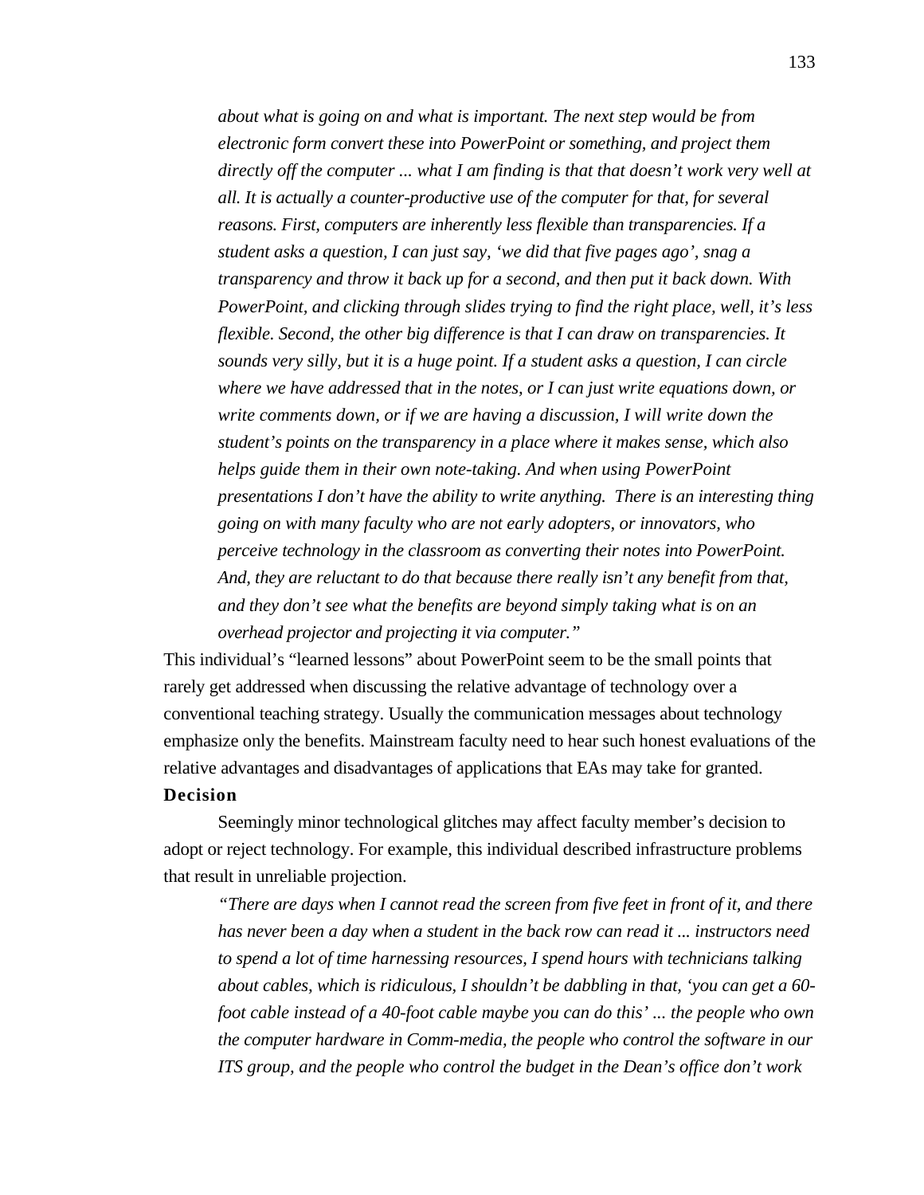*about what is going on and what is important. The next step would be from electronic form convert these into PowerPoint or something, and project them directly off the computer ... what I am finding is that that doesn't work very well at all. It is actually a counter-productive use of the computer for that, for several reasons. First, computers are inherently less flexible than transparencies. If a student asks a question, I can just say, 'we did that five pages ago', snag a transparency and throw it back up for a second, and then put it back down. With PowerPoint, and clicking through slides trying to find the right place, well, it's less flexible. Second, the other big difference is that I can draw on transparencies. It sounds very silly, but it is a huge point. If a student asks a question, I can circle where we have addressed that in the notes, or I can just write equations down, or write comments down, or if we are having a discussion, I will write down the student's points on the transparency in a place where it makes sense, which also helps guide them in their own note-taking. And when using PowerPoint presentations I don't have the ability to write anything. There is an interesting thing going on with many faculty who are not early adopters, or innovators, who perceive technology in the classroom as converting their notes into PowerPoint. And, they are reluctant to do that because there really isn't any benefit from that, and they don't see what the benefits are beyond simply taking what is on an overhead projector and projecting it via computer."*

This individual's "learned lessons" about PowerPoint seem to be the small points that rarely get addressed when discussing the relative advantage of technology over a conventional teaching strategy. Usually the communication messages about technology emphasize only the benefits. Mainstream faculty need to hear such honest evaluations of the relative advantages and disadvantages of applications that EAs may take for granted.

**Decision**

Seemingly minor technological glitches may affect faculty member's decision to adopt or reject technology. For example, this individual described infrastructure problems that result in unreliable projection.

*"There are days when I cannot read the screen from five feet in front of it, and there has never been a day when a student in the back row can read it ... instructors need to spend a lot of time harnessing resources, I spend hours with technicians talking about cables, which is ridiculous, I shouldn't be dabbling in that, 'you can get a 60-foot cable instead of a 40-foot cable maybe you can do this' ... the people who own the computer hardware in Comm-media, the people who control the software in our ITS group, and the people who control the budget in the Dean's office don't work*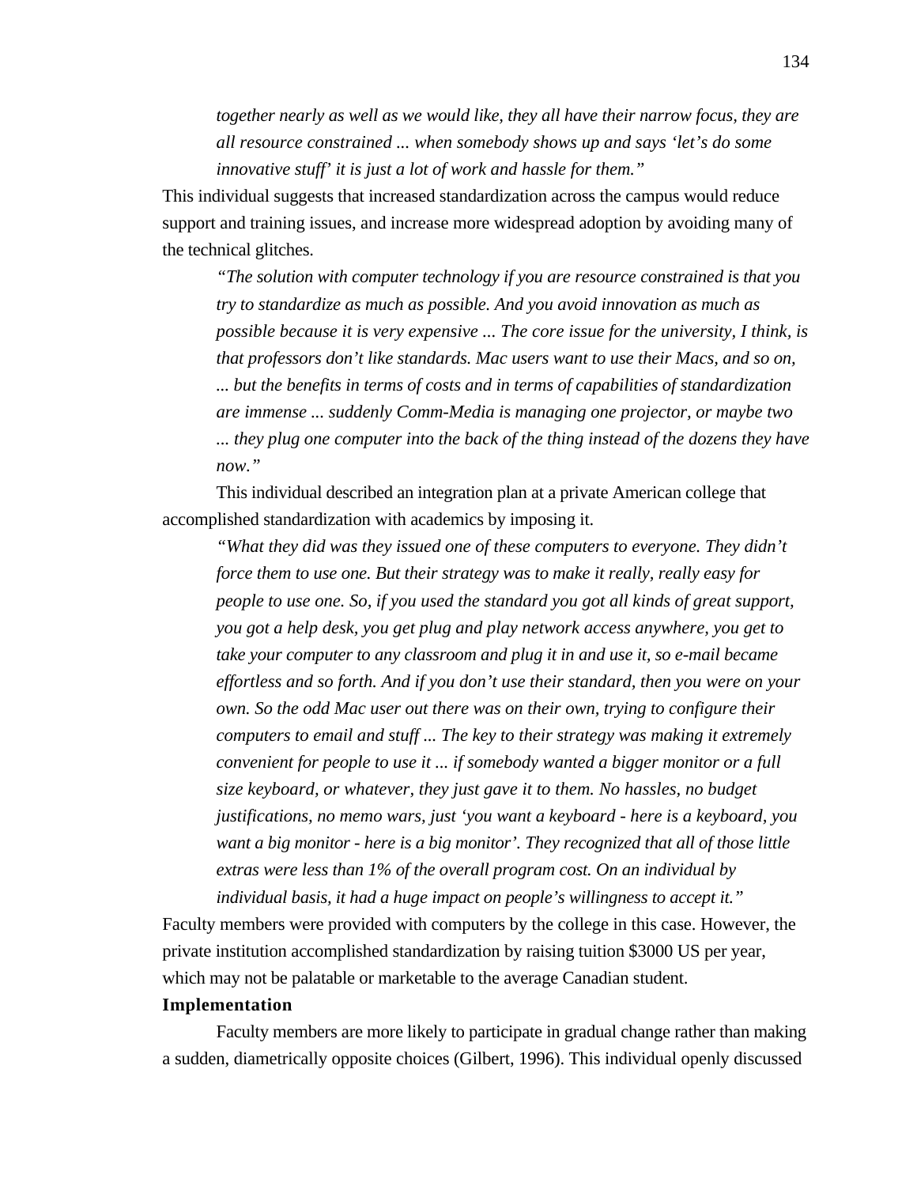*together nearly as well as we would like, they all have their narrow focus, they are all resource constrained ... when somebody shows up and says 'let's do some innovative stuff' it is just a lot of work and hassle for them."*

This individual suggests that increased standardization across the campus would reduce support and training issues, and increase more widespread adoption by avoiding many of the technical glitches.

> *"The solution with computer technology if you are resource constrained is that you try to standardize as much as possible. And you avoid innovation as much as possible because it is very expensive ... The core issue for the university, I think, is that professors don't like standards. Mac users want to use their Macs, and so on, ... but the benefits in terms of costs and in terms of capabilities of standardization are immense ... suddenly Comm-Media is managing one projector, or maybe two ... they plug one computer into the back of the thing instead of the dozens they have now."*

This individual described an integration plan at a private American college that accomplished standardization with academics by imposing it.

> *"What they did was they issued one of these computers to everyone. They didn't force them to use one. But their strategy was to make it really, really easy for people to use one. So, if you used the standard you got all kinds of great support, you got a help desk, you get plug and play network access anywhere, you get to take your computer to any classroom and plug it in and use it, so e-mail became effortless and so forth. And if you don't use their standard, then you were on your own. So the odd Mac user out there was on their own, trying to configure their computers to email and stuff ... The key to their strategy was making it extremely convenient for people to use it ... if somebody wanted a bigger monitor or a full size keyboard, or whatever, they just gave it to them. No hassles, no budget justifications, no memo wars, just 'you want a keyboard - here is a keyboard, you want a big monitor - here is a big monitor'. They recognized that all of those little extras were less than 1% of the overall program cost. On an individual by individual basis, it had a huge impact on people's willingness to accept it."*

Faculty members were provided with computers by the college in this case. However, the private institution accomplished standardization by raising tuition $3000 US per year, which may not be palatable or marketable to the average Canadian student.

**Implementation**

Faculty members are more likely to participate in gradual change rather than making a sudden, diametrically opposite choices (Gilbert, 1996). This individual openly discussed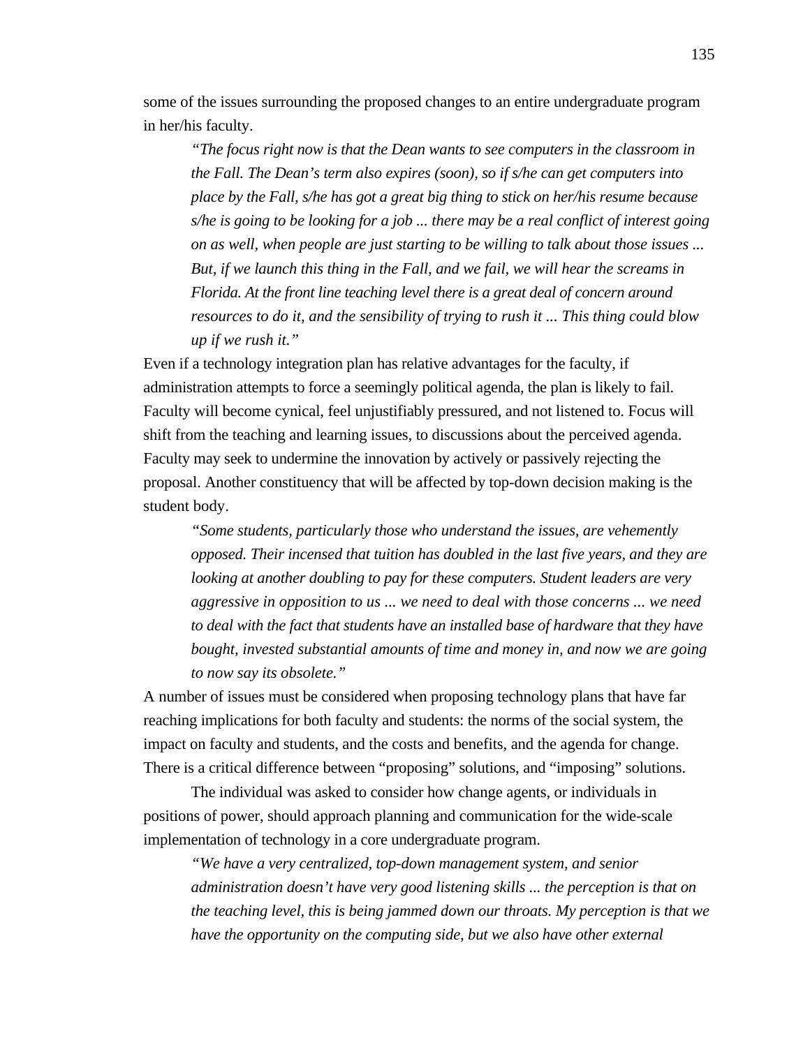some of the issues surrounding the proposed changes to an entire undergraduate program in her/his faculty.

> *"The focus right now is that the Dean wants to see computers in the classroom in the Fall. The Dean's term also expires (soon), so if s/he can get computers into place by the Fall, s/he has got a great big thing to stick on her/his resume because s/he is going to be looking for a job ... there may be a real conflict of interest going on as well, when people are just starting to be willing to talk about those issues ... But, if we launch this thing in the Fall, and we fail, we will hear the screams in Florida. At the front line teaching level there is a great deal of concern around resources to do it, and the sensibility of trying to rush it ... This thing could blow up if we rush it."*

Even if a technology integration plan has relative advantages for the faculty, if administration attempts to force a seemingly political agenda, the plan is likely to fail. Faculty will become cynical, feel unjustifiably pressured, and not listened to. Focus will shift from the teaching and learning issues, to discussions about the perceived agenda. Faculty may seek to undermine the innovation by actively or passively rejecting the proposal. Another constituency that will be affected by top-down decision making is the student body.

> *"Some students, particularly those who understand the issues, are vehemently opposed. Their incensed that tuition has doubled in the last five years, and they are looking at another doubling to pay for these computers. Student leaders are very aggressive in opposition to us ... we need to deal with those concerns ... we need to deal with the fact that students have an installed base of hardware that they have bought, invested substantial amounts of time and money in, and now we are going to now say its obsolete."*

A number of issues must be considered when proposing technology plans that have far reaching implications for both faculty and students: the norms of the social system, the impact on faculty and students, and the costs and benefits, and the agenda for change. There is a critical difference between "proposing" solutions, and "imposing" solutions.

The individual was asked to consider how change agents, or individuals in positions of power, should approach planning and communication for the wide-scale implementation of technology in a core undergraduate program.

> *"We have a very centralized, top-down management system, and senior administration doesn't have very good listening skills ... the perception is that on the teaching level, this is being jammed down our throats. My perception is that we have the opportunity on the computing side, but we also have other external*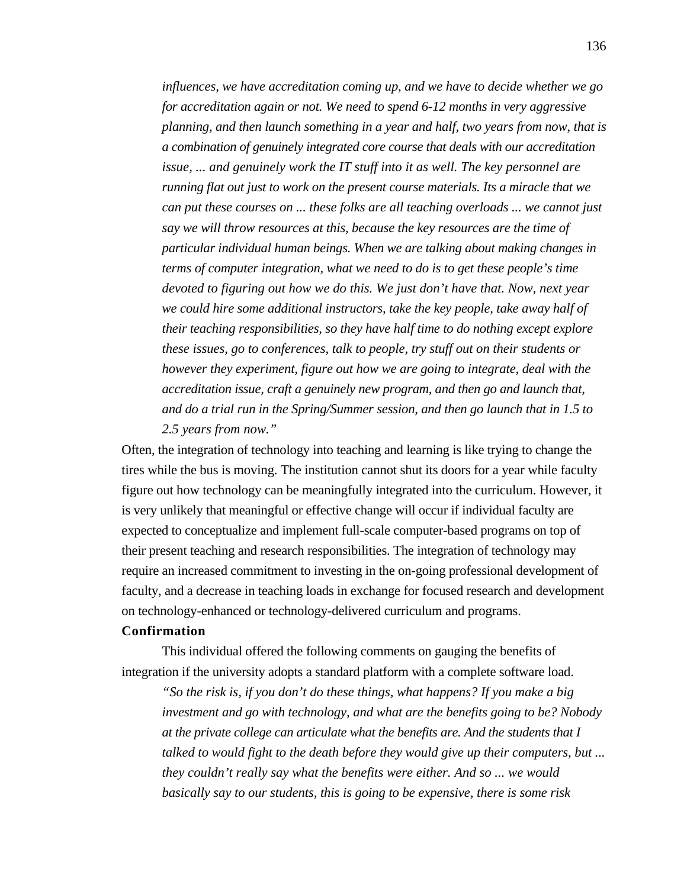> *influences, we have accreditation coming up, and we have to decide whether we go for accreditation again or not. We need to spend 6-12 months in very aggressive planning, and then launch something in a year and half, two years from now, that is a combination of genuinely integrated core course that deals with our accreditation issue, ... and genuinely work the IT stuff into it as well. The key personnel are running flat out just to work on the present course materials. Its a miracle that we can put these courses on ... these folks are all teaching overloads ... we cannot just say we will throw resources at this, because the key resources are the time of particular individual human beings. When we are talking about making changes in terms of computer integration, what we need to do is to get these people's time devoted to figuring out how we do this. We just don't have that. Now, next year we could hire some additional instructors, take the key people, take away half of their teaching responsibilities, so they have half time to do nothing except explore these issues, go to conferences, talk to people, try stuff out on their students or however they experiment, figure out how we are going to integrate, deal with the accreditation issue, craft a genuinely new program, and then go and launch that, and do a trial run in the Spring/Summer session, and then go launch that in 1.5 to 2.5 years from now."*

Often, the integration of technology into teaching and learning is like trying to change the tires while the bus is moving. The institution cannot shut its doors for a year while faculty figure out how technology can be meaningfully integrated into the curriculum. However, it is very unlikely that meaningful or effective change will occur if individual faculty are expected to conceptualize and implement full-scale computer-based programs on top of their present teaching and research responsibilities. The integration of technology may require an increased commitment to investing in the on-going professional development of faculty, and a decrease in teaching loads in exchange for focused research and development on technology-enhanced or technology-delivered curriculum and programs.

**Confirmation**

This individual offered the following comments on gauging the benefits of integration if the university adopts a standard platform with a complete software load.

> *"So the risk is, if you don't do these things, what happens? If you make a big investment and go with technology, and what are the benefits going to be? Nobody at the private college can articulate what the benefits are. And the students that I talked to would fight to the death before they would give up their computers, but ... they couldn't really say what the benefits were either. And so ... we would basically say to our students, this is going to be expensive, there is some risk*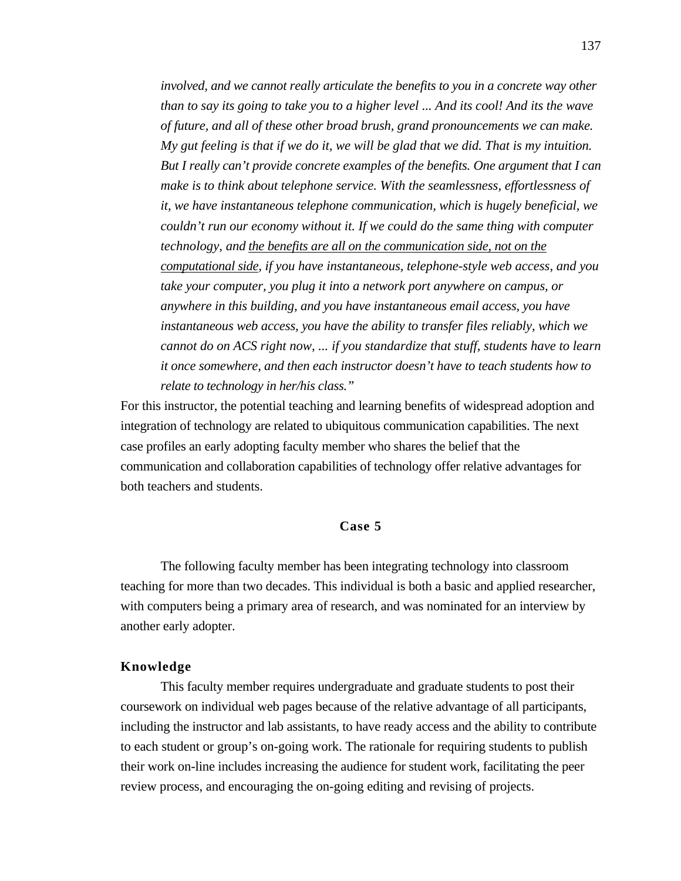> *involved, and we cannot really articulate the benefits to you in a concrete way other than to say its going to take you to a higher level ... And its cool! And its the wave of future, and all of these other broad brush, grand pronouncements we can make. My gut feeling is that if we do it, we will be glad that we did. That is my intuition. But I really can't provide concrete examples of the benefits. One argument that I can make is to think about telephone service. With the seamlessness, effortlessness of it, we have instantaneous telephone communication, which is hugely beneficial, we couldn't run our economy without it. If we could do the same thing with computer technology, and <u>the benefits are all on the communication side, not on the computational side</u>, if you have instantaneous, telephone-style web access, and you take your computer, you plug it into a network port anywhere on campus, or anywhere in this building, and you have instantaneous email access, you have instantaneous web access, you have the ability to transfer files reliably, which we cannot do on ACS right now, ... if you standardize that stuff, students have to learn it once somewhere, and then each instructor doesn't have to teach students how to relate to technology in her/his class."*

For this instructor, the potential teaching and learning benefits of widespread adoption and integration of technology are related to ubiquitous communication capabilities. The next case profiles an early adopting faculty member who shares the belief that the communication and collaboration capabilities of technology offer relative advantages for both teachers and students.

## Case 5

The following faculty member has been integrating technology into classroom teaching for more than two decades. This individual is both a basic and applied researcher, with computers being a primary area of research, and was nominated for an interview by another early adopter.

### Knowledge

This faculty member requires undergraduate and graduate students to post their coursework on individual web pages because of the relative advantage of all participants, including the instructor and lab assistants, to have ready access and the ability to contribute to each student or group's on-going work. The rationale for requiring students to publish their work on-line includes increasing the audience for student work, facilitating the peer review process, and encouraging the on-going editing and revising of projects.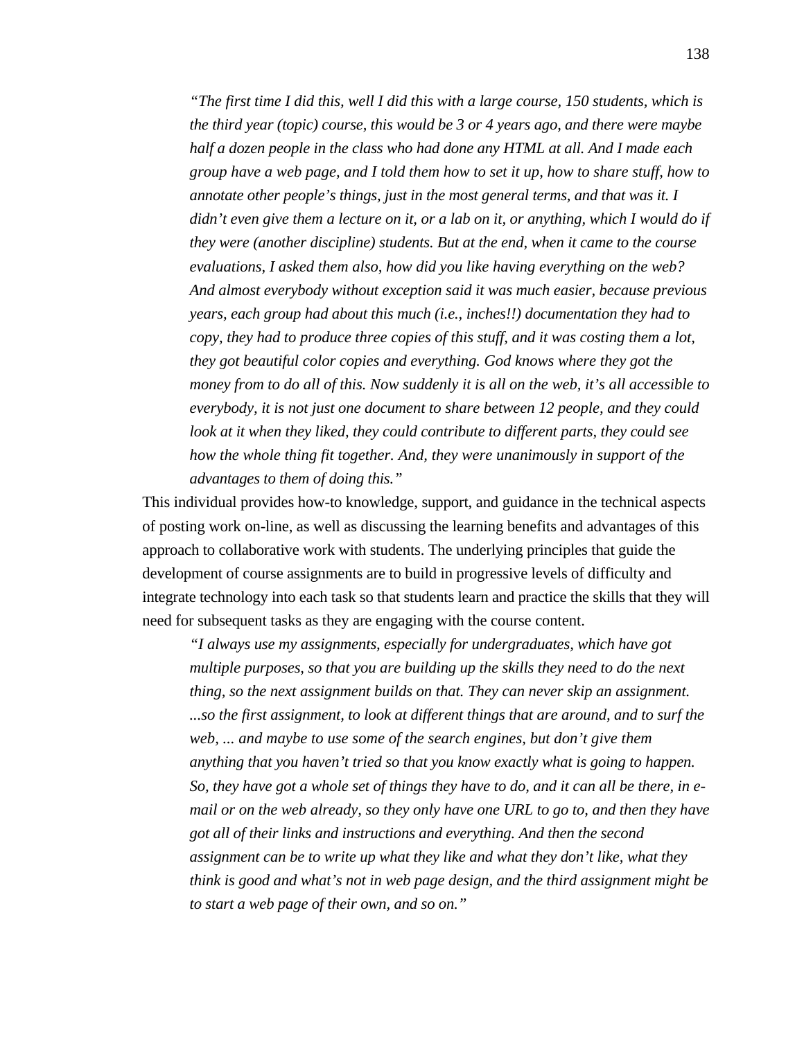> *"The first time I did this, well I did this with a large course, 150 students, which is the third year (topic) course, this would be 3 or 4 years ago, and there were maybe half a dozen people in the class who had done any HTML at all. And I made each group have a web page, and I told them how to set it up, how to share stuff, how to annotate other people's things, just in the most general terms, and that was it. I didn't even give them a lecture on it, or a lab on it, or anything, which I would do if they were (another discipline) students. But at the end, when it came to the course evaluations, I asked them also, how did you like having everything on the web? And almost everybody without exception said it was much easier, because previous years, each group had about this much (i.e., inches!!) documentation they had to copy, they had to produce three copies of this stuff, and it was costing them a lot, they got beautiful color copies and everything. God knows where they got the money from to do all of this. Now suddenly it is all on the web, it's all accessible to everybody, it is not just one document to share between 12 people, and they could look at it when they liked, they could contribute to different parts, they could see how the whole thing fit together. And, they were unanimously in support of the advantages to them of doing this."*

This individual provides how-to knowledge, support, and guidance in the technical aspects of posting work on-line, as well as discussing the learning benefits and advantages of this approach to collaborative work with students. The underlying principles that guide the development of course assignments are to build in progressive levels of difficulty and integrate technology into each task so that students learn and practice the skills that they will need for subsequent tasks as they are engaging with the course content.

> *"I always use my assignments, especially for undergraduates, which have got multiple purposes, so that you are building up the skills they need to do the next thing, so the next assignment builds on that. They can never skip an assignment. ...so the first assignment, to look at different things that are around, and to surf the web, ... and maybe to use some of the search engines, but don't give them anything that you haven't tried so that you know exactly what is going to happen. So, they have got a whole set of things they have to do, and it can all be there, in e-mail or on the web already, so they only have one URL to go to, and then they have got all of their links and instructions and everything. And then the second assignment can be to write up what they like and what they don't like, what they think is good and what's not in web page design, and the third assignment might be to start a web page of their own, and so on."*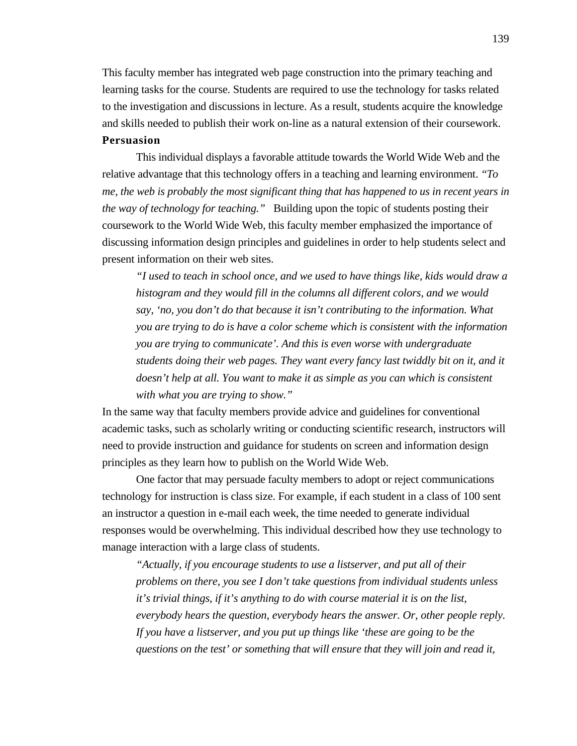This faculty member has integrated web page construction into the primary teaching and learning tasks for the course. Students are required to use the technology for tasks related to the investigation and discussions in lecture. As a result, students acquire the knowledge and skills needed to publish their work on-line as a natural extension of their coursework.

**Persuasion**

This individual displays a favorable attitude towards the World Wide Web and the relative advantage that this technology offers in a teaching and learning environment. *"To me, the web is probably the most significant thing that has happened to us in recent years in the way of technology for teaching."* Building upon the topic of students posting their coursework to the World Wide Web, this faculty member emphasized the importance of discussing information design principles and guidelines in order to help students select and present information on their web sites.

> *"I used to teach in school once, and we used to have things like, kids would draw a histogram and they would fill in the columns all different colors, and we would say, 'no, you don't do that because it isn't contributing to the information. What you are trying to do is have a color scheme which is consistent with the information you are trying to communicate'. And this is even worse with undergraduate students doing their web pages. They want every fancy last twiddly bit on it, and it doesn't help at all. You want to make it as simple as you can which is consistent with what you are trying to show."*

In the same way that faculty members provide advice and guidelines for conventional academic tasks, such as scholarly writing or conducting scientific research, instructors will need to provide instruction and guidance for students on screen and information design principles as they learn how to publish on the World Wide Web.

One factor that may persuade faculty members to adopt or reject communications technology for instruction is class size. For example, if each student in a class of 100 sent an instructor a question in e-mail each week, the time needed to generate individual responses would be overwhelming. This individual described how they use technology to manage interaction with a large class of students.

> *"Actually, if you encourage students to use a listserver, and put all of their problems on there, you see I don't take questions from individual students unless it's trivial things, if it's anything to do with course material it is on the list, everybody hears the question, everybody hears the answer. Or, other people reply. If you have a listserver, and you put up things like 'these are going to be the questions on the test' or something that will ensure that they will join and read it,*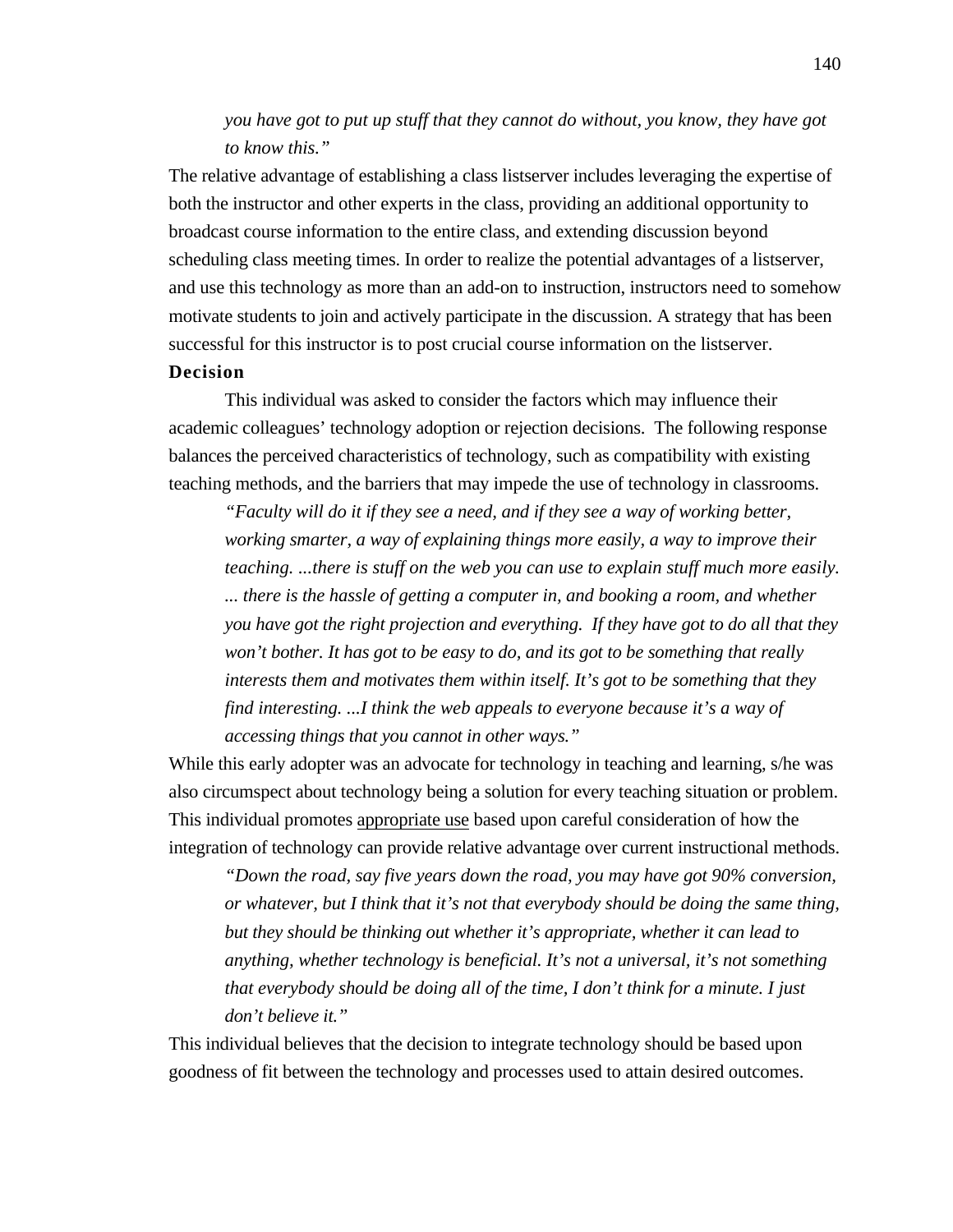*you have got to put up stuff that they cannot do without, you know, they have got to know this."*

The relative advantage of establishing a class listserver includes leveraging the expertise of both the instructor and other experts in the class, providing an additional opportunity to broadcast course information to the entire class, and extending discussion beyond scheduling class meeting times. In order to realize the potential advantages of a listserver, and use this technology as more than an add-on to instruction, instructors need to somehow motivate students to join and actively participate in the discussion. A strategy that has been successful for this instructor is to post crucial course information on the listserver.

**Decision**

This individual was asked to consider the factors which may influence their academic colleagues' technology adoption or rejection decisions. The following response balances the perceived characteristics of technology, such as compatibility with existing teaching methods, and the barriers that may impede the use of technology in classrooms.

> *"Faculty will do it if they see a need, and if they see a way of working better, working smarter, a way of explaining things more easily, a way to improve their teaching. ...there is stuff on the web you can use to explain stuff much more easily. ... there is the hassle of getting a computer in, and booking a room, and whether you have got the right projection and everything. If they have got to do all that they won't bother. It has got to be easy to do, and its got to be something that really interests them and motivates them within itself. It's got to be something that they find interesting. ...I think the web appeals to everyone because it's a way of accessing things that you cannot in other ways."*

While this early adopter was an advocate for technology in teaching and learning, s/he was also circumspect about technology being a solution for every teaching situation or problem. This individual promotes <u>appropriate use</u> based upon careful consideration of how the integration of technology can provide relative advantage over current instructional methods.

> *"Down the road, say five years down the road, you may have got 90% conversion, or whatever, but I think that it's not that everybody should be doing the same thing, but they should be thinking out whether it's appropriate, whether it can lead to anything, whether technology is beneficial. It's not a universal, it's not something that everybody should be doing all of the time, I don't think for a minute. I just don't believe it."*

This individual believes that the decision to integrate technology should be based upon goodness of fit between the technology and processes used to attain desired outcomes.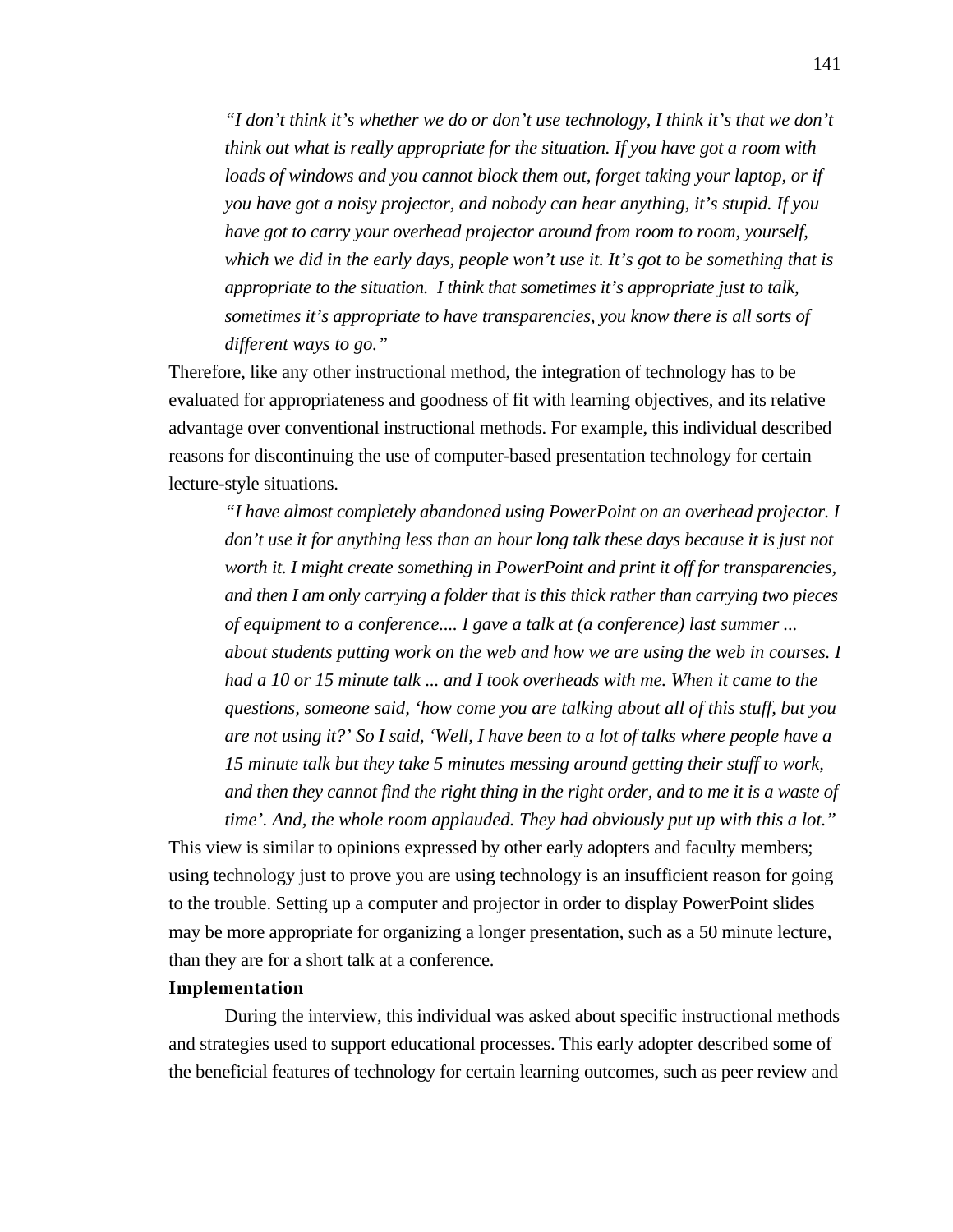> *"I don't think it's whether we do or don't use technology, I think it's that we don't think out what is really appropriate for the situation. If you have got a room with loads of windows and you cannot block them out, forget taking your laptop, or if you have got a noisy projector, and nobody can hear anything, it's stupid. If you have got to carry your overhead projector around from room to room, yourself, which we did in the early days, people won't use it. It's got to be something that is appropriate to the situation. I think that sometimes it's appropriate just to talk, sometimes it's appropriate to have transparencies, you know there is all sorts of different ways to go."*

Therefore, like any other instructional method, the integration of technology has to be evaluated for appropriateness and goodness of fit with learning objectives, and its relative advantage over conventional instructional methods. For example, this individual described reasons for discontinuing the use of computer-based presentation technology for certain lecture-style situations.

> *"I have almost completely abandoned using PowerPoint on an overhead projector. I don't use it for anything less than an hour long talk these days because it is just not worth it. I might create something in PowerPoint and print it off for transparencies, and then I am only carrying a folder that is this thick rather than carrying two pieces of equipment to a conference.... I gave a talk at (a conference) last summer ... about students putting work on the web and how we are using the web in courses. I had a 10 or 15 minute talk ... and I took overheads with me. When it came to the questions, someone said, 'how come you are talking about all of this stuff, but you are not using it?' So I said, 'Well, I have been to a lot of talks where people have a 15 minute talk but they take 5 minutes messing around getting their stuff to work, and then they cannot find the right thing in the right order, and to me it is a waste of time'. And, the whole room applauded. They had obviously put up with this a lot."*

This view is similar to opinions expressed by other early adopters and faculty members; using technology just to prove you are using technology is an insufficient reason for going to the trouble. Setting up a computer and projector in order to display PowerPoint slides may be more appropriate for organizing a longer presentation, such as a 50 minute lecture, than they are for a short talk at a conference.

**Implementation**

During the interview, this individual was asked about specific instructional methods and strategies used to support educational processes. This early adopter described some of the beneficial features of technology for certain learning outcomes, such as peer review and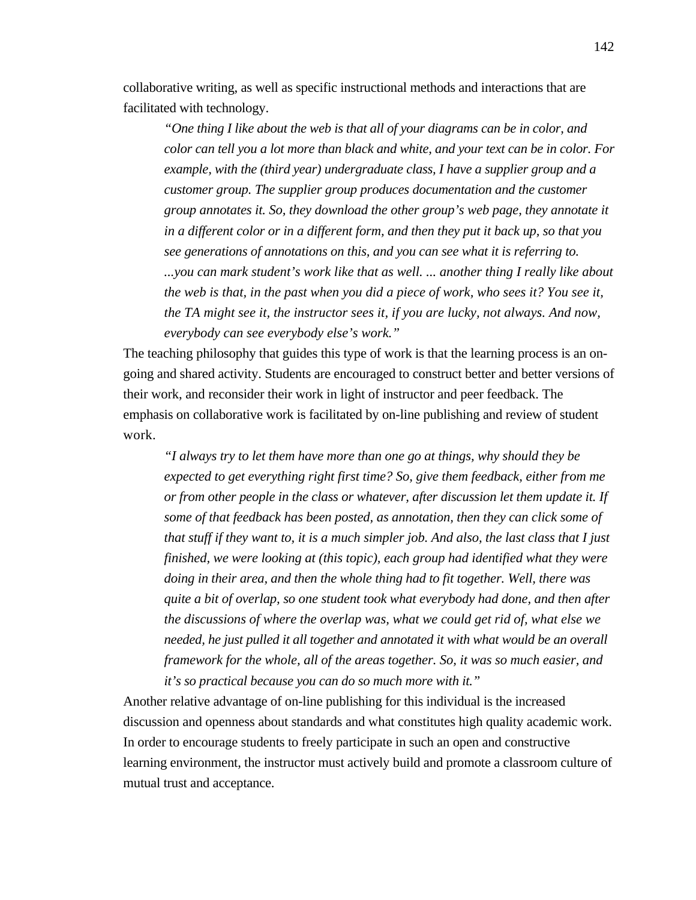collaborative writing, as well as specific instructional methods and interactions that are facilitated with technology.

> *"One thing I like about the web is that all of your diagrams can be in color, and color can tell you a lot more than black and white, and your text can be in color. For example, with the (third year) undergraduate class, I have a supplier group and a customer group. The supplier group produces documentation and the customer group annotates it. So, they download the other group's web page, they annotate it in a different color or in a different form, and then they put it back up, so that you see generations of annotations on this, and you can see what it is referring to. ...you can mark student's work like that as well. ... another thing I really like about the web is that, in the past when you did a piece of work, who sees it? You see it, the TA might see it, the instructor sees it, if you are lucky, not always. And now, everybody can see everybody else's work."*

The teaching philosophy that guides this type of work is that the learning process is an on-going and shared activity. Students are encouraged to construct better and better versions of their work, and reconsider their work in light of instructor and peer feedback. The emphasis on collaborative work is facilitated by on-line publishing and review of student work.

> *"I always try to let them have more than one go at things, why should they be expected to get everything right first time? So, give them feedback, either from me or from other people in the class or whatever, after discussion let them update it. If some of that feedback has been posted, as annotation, then they can click some of that stuff if they want to, it is a much simpler job. And also, the last class that I just finished, we were looking at (this topic), each group had identified what they were doing in their area, and then the whole thing had to fit together. Well, there was quite a bit of overlap, so one student took what everybody had done, and then after the discussions of where the overlap was, what we could get rid of, what else we needed, he just pulled it all together and annotated it with what would be an overall framework for the whole, all of the areas together. So, it was so much easier, and it's so practical because you can do so much more with it."*

Another relative advantage of on-line publishing for this individual is the increased discussion and openness about standards and what constitutes high quality academic work. In order to encourage students to freely participate in such an open and constructive learning environment, the instructor must actively build and promote a classroom culture of mutual trust and acceptance.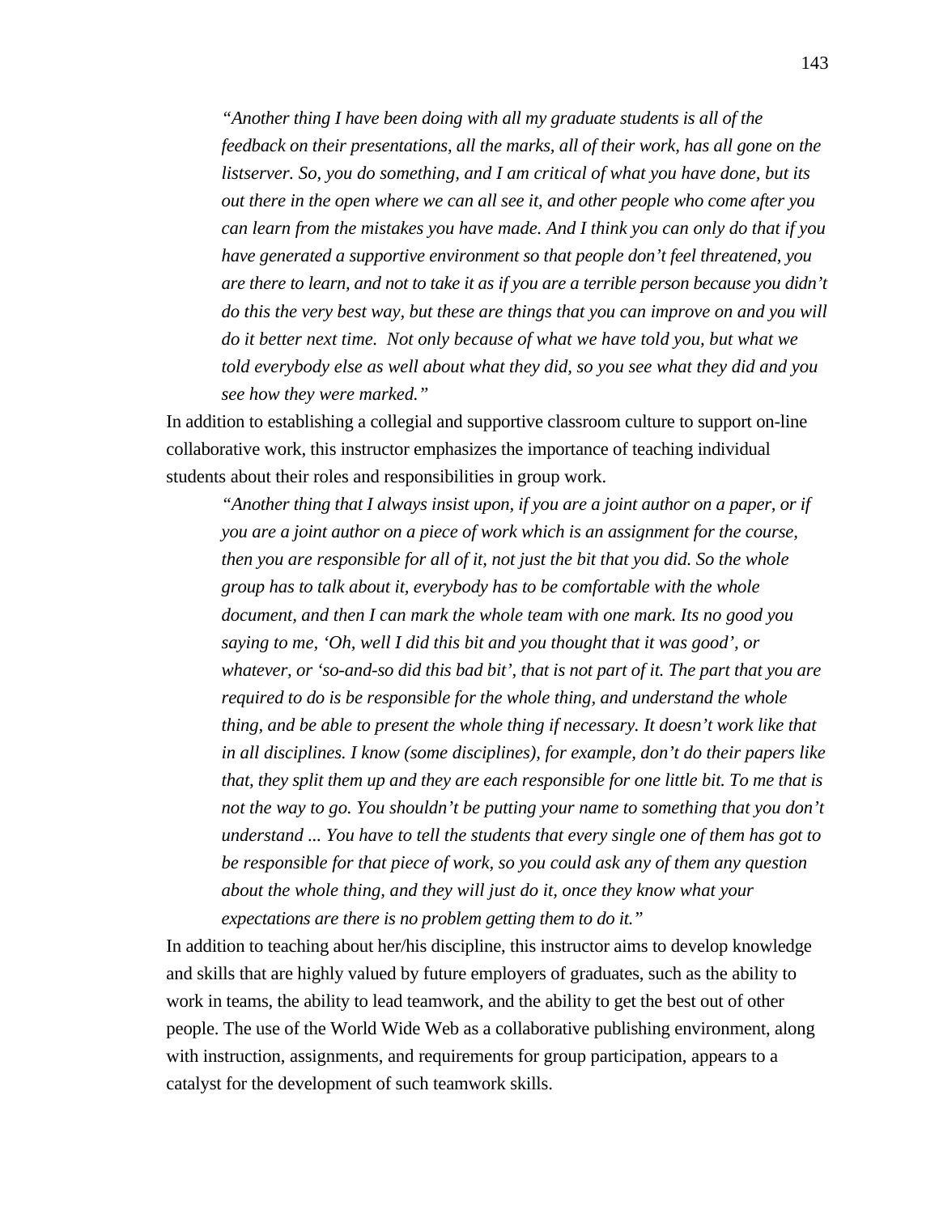> *"Another thing I have been doing with all my graduate students is all of the feedback on their presentations, all the marks, all of their work, has all gone on the listserver. So, you do something, and I am critical of what you have done, but its out there in the open where we can all see it, and other people who come after you can learn from the mistakes you have made. And I think you can only do that if you have generated a supportive environment so that people don't feel threatened, you are there to learn, and not to take it as if you are a terrible person because you didn't do this the very best way, but these are things that you can improve on and you will do it better next time. Not only because of what we have told you, but what we told everybody else as well about what they did, so you see what they did and you see how they were marked."*

In addition to establishing a collegial and supportive classroom culture to support on-line collaborative work, this instructor emphasizes the importance of teaching individual students about their roles and responsibilities in group work.

> *"Another thing that I always insist upon, if you are a joint author on a paper, or if you are a joint author on a piece of work which is an assignment for the course, then you are responsible for all of it, not just the bit that you did. So the whole group has to talk about it, everybody has to be comfortable with the whole document, and then I can mark the whole team with one mark. Its no good you saying to me, 'Oh, well I did this bit and you thought that it was good', or whatever, or 'so-and-so did this bad bit', that is not part of it. The part that you are required to do is be responsible for the whole thing, and understand the whole thing, and be able to present the whole thing if necessary. It doesn't work like that in all disciplines. I know (some disciplines), for example, don't do their papers like that, they split them up and they are each responsible for one little bit. To me that is not the way to go. You shouldn't be putting your name to something that you don't understand ... You have to tell the students that every single one of them has got to be responsible for that piece of work, so you could ask any of them any question about the whole thing, and they will just do it, once they know what your expectations are there is no problem getting them to do it."*

In addition to teaching about her/his discipline, this instructor aims to develop knowledge and skills that are highly valued by future employers of graduates, such as the ability to work in teams, the ability to lead teamwork, and the ability to get the best out of other people. The use of the World Wide Web as a collaborative publishing environment, along with instruction, assignments, and requirements for group participation, appears to a catalyst for the development of such teamwork skills.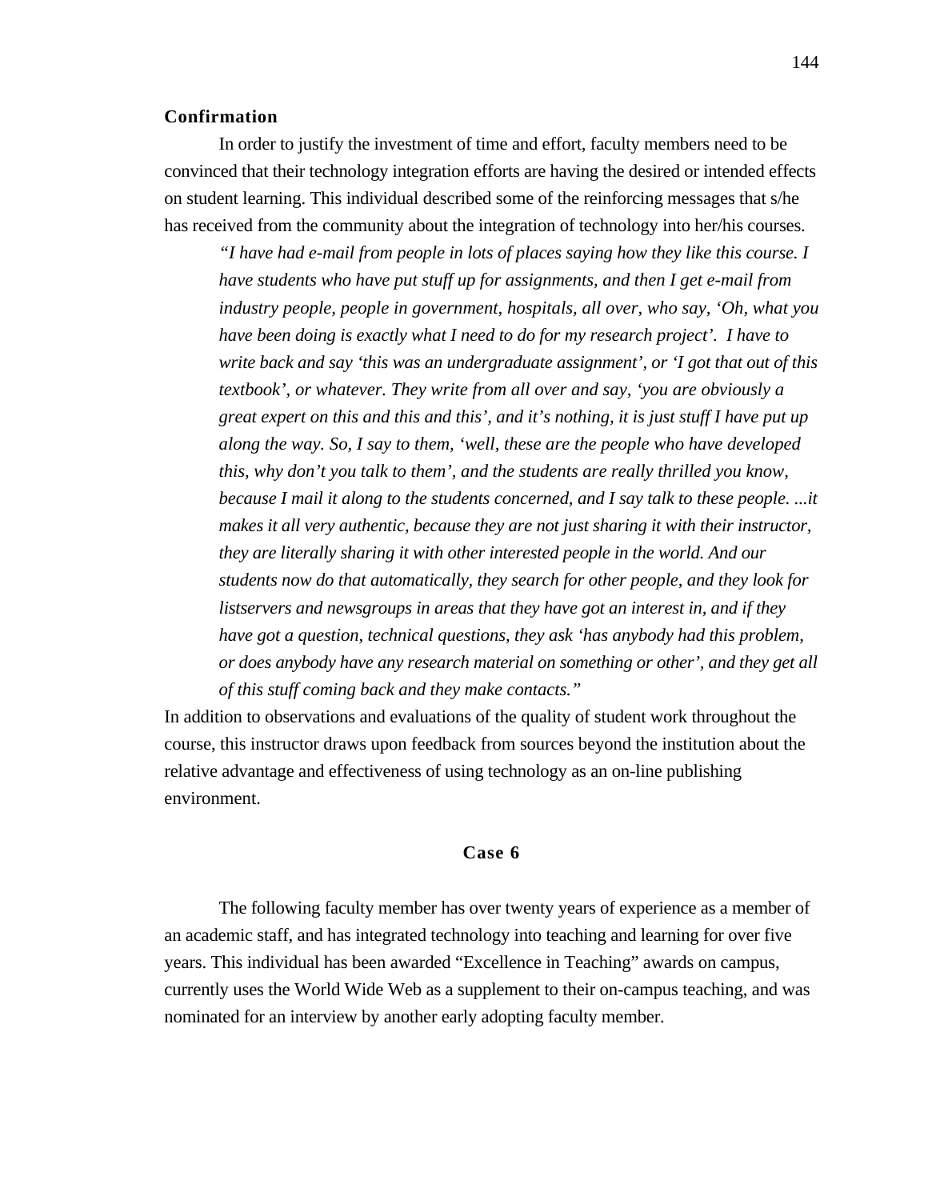**Confirmation**

In order to justify the investment of time and effort, faculty members need to be convinced that their technology integration efforts are having the desired or intended effects on student learning. This individual described some of the reinforcing messages that s/he has received from the community about the integration of technology into her/his courses.

> *"I have had e-mail from people in lots of places saying how they like this course. I have students who have put stuff up for assignments, and then I get e-mail from industry people, people in government, hospitals, all over, who say, 'Oh, what you have been doing is exactly what I need to do for my research project'. I have to write back and say 'this was an undergraduate assignment', or 'I got that out of this textbook', or whatever. They write from all over and say, 'you are obviously a great expert on this and this and this', and it's nothing, it is just stuff I have put up along the way. So, I say to them, 'well, these are the people who have developed this, why don't you talk to them', and the students are really thrilled you know, because I mail it along to the students concerned, and I say talk to these people. ...it makes it all very authentic, because they are not just sharing it with their instructor, they are literally sharing it with other interested people in the world. And our students now do that automatically, they search for other people, and they look for listservers and newsgroups in areas that they have got an interest in, and if they have got a question, technical questions, they ask 'has anybody had this problem, or does anybody have any research material on something or other', and they get all of this stuff coming back and they make contacts."*

In addition to observations and evaluations of the quality of student work throughout the course, this instructor draws upon feedback from sources beyond the institution about the relative advantage and effectiveness of using technology as an on-line publishing environment.

## Case 6

The following faculty member has over twenty years of experience as a member of an academic staff, and has integrated technology into teaching and learning for over five years. This individual has been awarded "Excellence in Teaching" awards on campus, currently uses the World Wide Web as a supplement to their on-campus teaching, and was nominated for an interview by another early adopting faculty member.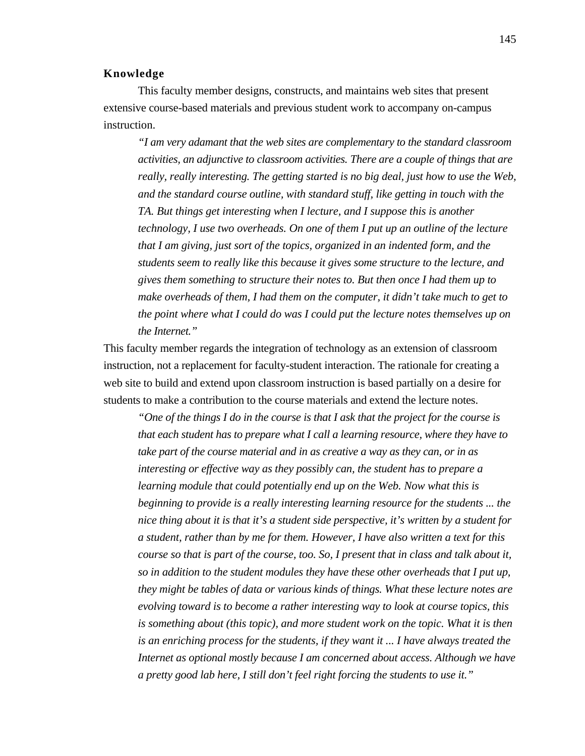**Knowledge**

This faculty member designs, constructs, and maintains web sites that present extensive course-based materials and previous student work to accompany on-campus instruction.

> *"I am very adamant that the web sites are complementary to the standard classroom activities, an adjunctive to classroom activities. There are a couple of things that are really, really interesting. The getting started is no big deal, just how to use the Web, and the standard course outline, with standard stuff, like getting in touch with the TA. But things get interesting when I lecture, and I suppose this is another technology, I use two overheads. On one of them I put up an outline of the lecture that I am giving, just sort of the topics, organized in an indented form, and the students seem to really like this because it gives some structure to the lecture, and gives them something to structure their notes to. But then once I had them up to make overheads of them, I had them on the computer, it didn't take much to get to the point where what I could do was I could put the lecture notes themselves up on the Internet."*

This faculty member regards the integration of technology as an extension of classroom instruction, not a replacement for faculty-student interaction. The rationale for creating a web site to build and extend upon classroom instruction is based partially on a desire for students to make a contribution to the course materials and extend the lecture notes.

> *"One of the things I do in the course is that I ask that the project for the course is that each student has to prepare what I call a learning resource, where they have to take part of the course material and in as creative a way as they can, or in as interesting or effective way as they possibly can, the student has to prepare a learning module that could potentially end up on the Web. Now what this is beginning to provide is a really interesting learning resource for the students ... the nice thing about it is that it's a student side perspective, it's written by a student for a student, rather than by me for them. However, I have also written a text for this course so that is part of the course, too. So, I present that in class and talk about it, so in addition to the student modules they have these other overheads that I put up, they might be tables of data or various kinds of things. What these lecture notes are evolving toward is to become a rather interesting way to look at course topics, this is something about (this topic), and more student work on the topic. What it is then is an enriching process for the students, if they want it ... I have always treated the Internet as optional mostly because I am concerned about access. Although we have a pretty good lab here, I still don't feel right forcing the students to use it."*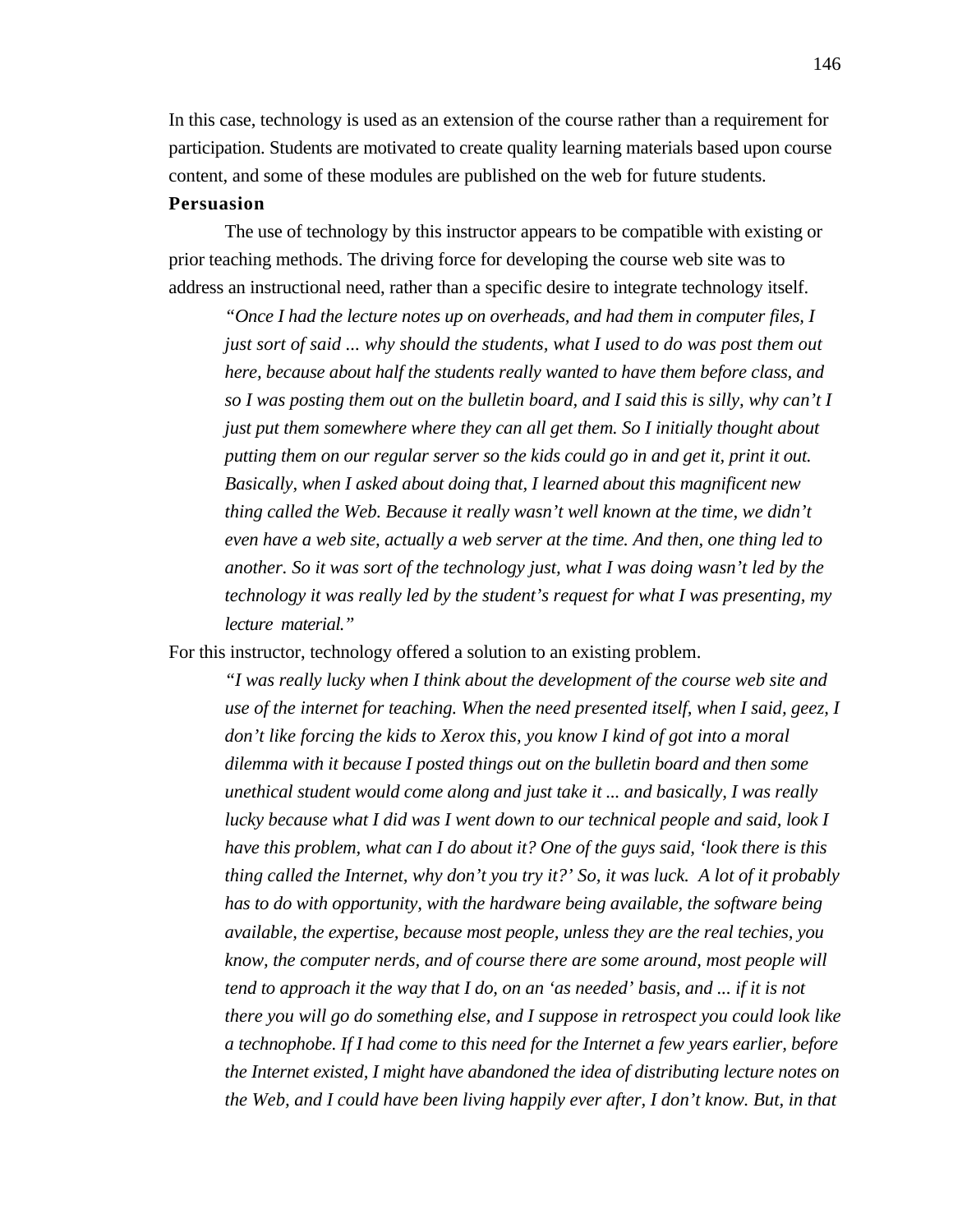In this case, technology is used as an extension of the course rather than a requirement for participation. Students are motivated to create quality learning materials based upon course content, and some of these modules are published on the web for future students.

**Persuasion**

The use of technology by this instructor appears to be compatible with existing or prior teaching methods. The driving force for developing the course web site was to address an instructional need, rather than a specific desire to integrate technology itself.

> *"Once I had the lecture notes up on overheads, and had them in computer files, I just sort of said ... why should the students, what I used to do was post them out here, because about half the students really wanted to have them before class, and so I was posting them out on the bulletin board, and I said this is silly, why can't I just put them somewhere where they can all get them. So I initially thought about putting them on our regular server so the kids could go in and get it, print it out. Basically, when I asked about doing that, I learned about this magnificent new thing called the Web. Because it really wasn't well known at the time, we didn't even have a web site, actually a web server at the time. And then, one thing led to another. So it was sort of the technology just, what I was doing wasn't led by the technology it was really led by the student's request for what I was presenting, my lecture material."*

For this instructor, technology offered a solution to an existing problem.

> *"I was really lucky when I think about the development of the course web site and use of the internet for teaching. When the need presented itself, when I said, geez, I don't like forcing the kids to Xerox this, you know I kind of got into a moral dilemma with it because I posted things out on the bulletin board and then some unethical student would come along and just take it ... and basically, I was really lucky because what I did was I went down to our technical people and said, look I have this problem, what can I do about it? One of the guys said, 'look there is this thing called the Internet, why don't you try it?' So, it was luck. A lot of it probably has to do with opportunity, with the hardware being available, the software being available, the expertise, because most people, unless they are the real techies, you know, the computer nerds, and of course there are some around, most people will tend to approach it the way that I do, on an 'as needed' basis, and ... if it is not there you will go do something else, and I suppose in retrospect you could look like a technophobe. If I had come to this need for the Internet a few years earlier, before the Internet existed, I might have abandoned the idea of distributing lecture notes on the Web, and I could have been living happily ever after, I don't know. But, in that*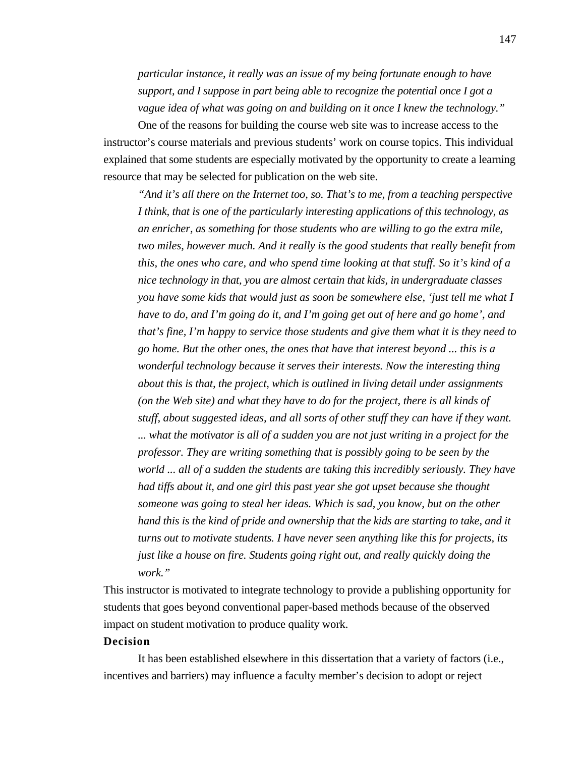*particular instance, it really was an issue of my being fortunate enough to have support, and I suppose in part being able to recognize the potential once I got a vague idea of what was going on and building on it once I knew the technology."*

One of the reasons for building the course web site was to increase access to the instructor's course materials and previous students' work on course topics. This individual explained that some students are especially motivated by the opportunity to create a learning resource that may be selected for publication on the web site.

> *"And it's all there on the Internet too, so. That's to me, from a teaching perspective I think, that is one of the particularly interesting applications of this technology, as an enricher, as something for those students who are willing to go the extra mile, two miles, however much. And it really is the good students that really benefit from this, the ones who care, and who spend time looking at that stuff. So it's kind of a nice technology in that, you are almost certain that kids, in undergraduate classes you have some kids that would just as soon be somewhere else, 'just tell me what I have to do, and I'm going do it, and I'm going get out of here and go home', and that's fine, I'm happy to service those students and give them what it is they need to go home. But the other ones, the ones that have that interest beyond ... this is a wonderful technology because it serves their interests. Now the interesting thing about this is that, the project, which is outlined in living detail under assignments (on the Web site) and what they have to do for the project, there is all kinds of stuff, about suggested ideas, and all sorts of other stuff they can have if they want. ... what the motivator is all of a sudden you are not just writing in a project for the professor. They are writing something that is possibly going to be seen by the world ... all of a sudden the students are taking this incredibly seriously. They have had tiffs about it, and one girl this past year she got upset because she thought someone was going to steal her ideas. Which is sad, you know, but on the other hand this is the kind of pride and ownership that the kids are starting to take, and it turns out to motivate students. I have never seen anything like this for projects, its just like a house on fire. Students going right out, and really quickly doing the work."*

This instructor is motivated to integrate technology to provide a publishing opportunity for students that goes beyond conventional paper-based methods because of the observed impact on student motivation to produce quality work.

### Decision

It has been established elsewhere in this dissertation that a variety of factors (i.e., incentives and barriers) may influence a faculty member's decision to adopt or reject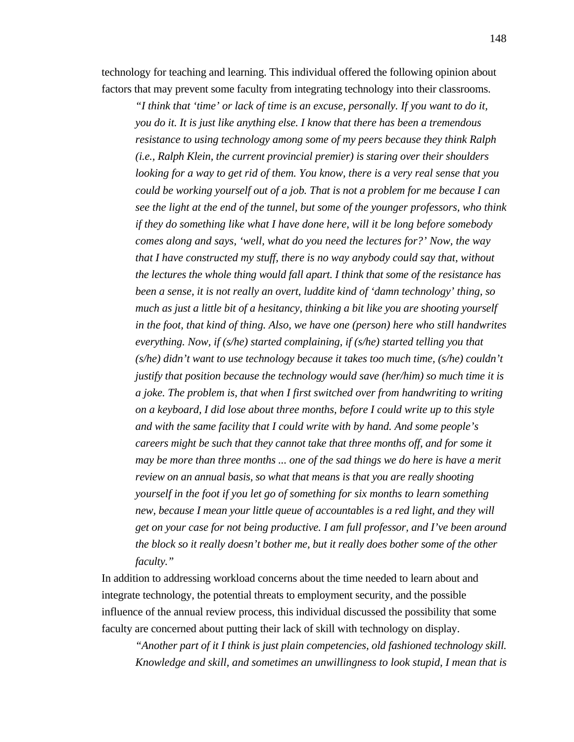technology for teaching and learning. This individual offered the following opinion about factors that may prevent some faculty from integrating technology into their classrooms.

> *"I think that 'time' or lack of time is an excuse, personally. If you want to do it, you do it. It is just like anything else. I know that there has been a tremendous resistance to using technology among some of my peers because they think Ralph (i.e., Ralph Klein, the current provincial premier) is staring over their shoulders looking for a way to get rid of them. You know, there is a very real sense that you could be working yourself out of a job. That is not a problem for me because I can see the light at the end of the tunnel, but some of the younger professors, who think if they do something like what I have done here, will it be long before somebody comes along and says, 'well, what do you need the lectures for?' Now, the way that I have constructed my stuff, there is no way anybody could say that, without the lectures the whole thing would fall apart. I think that some of the resistance has been a sense, it is not really an overt, luddite kind of 'damn technology' thing, so much as just a little bit of a hesitancy, thinking a bit like you are shooting yourself in the foot, that kind of thing. Also, we have one (person) here who still handwrites everything. Now, if (s/he) started complaining, if (s/he) started telling you that (s/he) didn't want to use technology because it takes too much time, (s/he) couldn't justify that position because the technology would save (her/him) so much time it is a joke. The problem is, that when I first switched over from handwriting to writing on a keyboard, I did lose about three months, before I could write up to this style and with the same facility that I could write with by hand. And some people's careers might be such that they cannot take that three months off, and for some it may be more than three months ... one of the sad things we do here is have a merit review on an annual basis, so what that means is that you are really shooting yourself in the foot if you let go of something for six months to learn something new, because I mean your little queue of accountables is a red light, and they will get on your case for not being productive. I am full professor, and I've been around the block so it really doesn't bother me, but it really does bother some of the other faculty."*

In addition to addressing workload concerns about the time needed to learn about and integrate technology, the potential threats to employment security, and the possible influence of the annual review process, this individual discussed the possibility that some faculty are concerned about putting their lack of skill with technology on display.

> *"Another part of it I think is just plain competencies, old fashioned technology skill. Knowledge and skill, and sometimes an unwillingness to look stupid, I mean that is*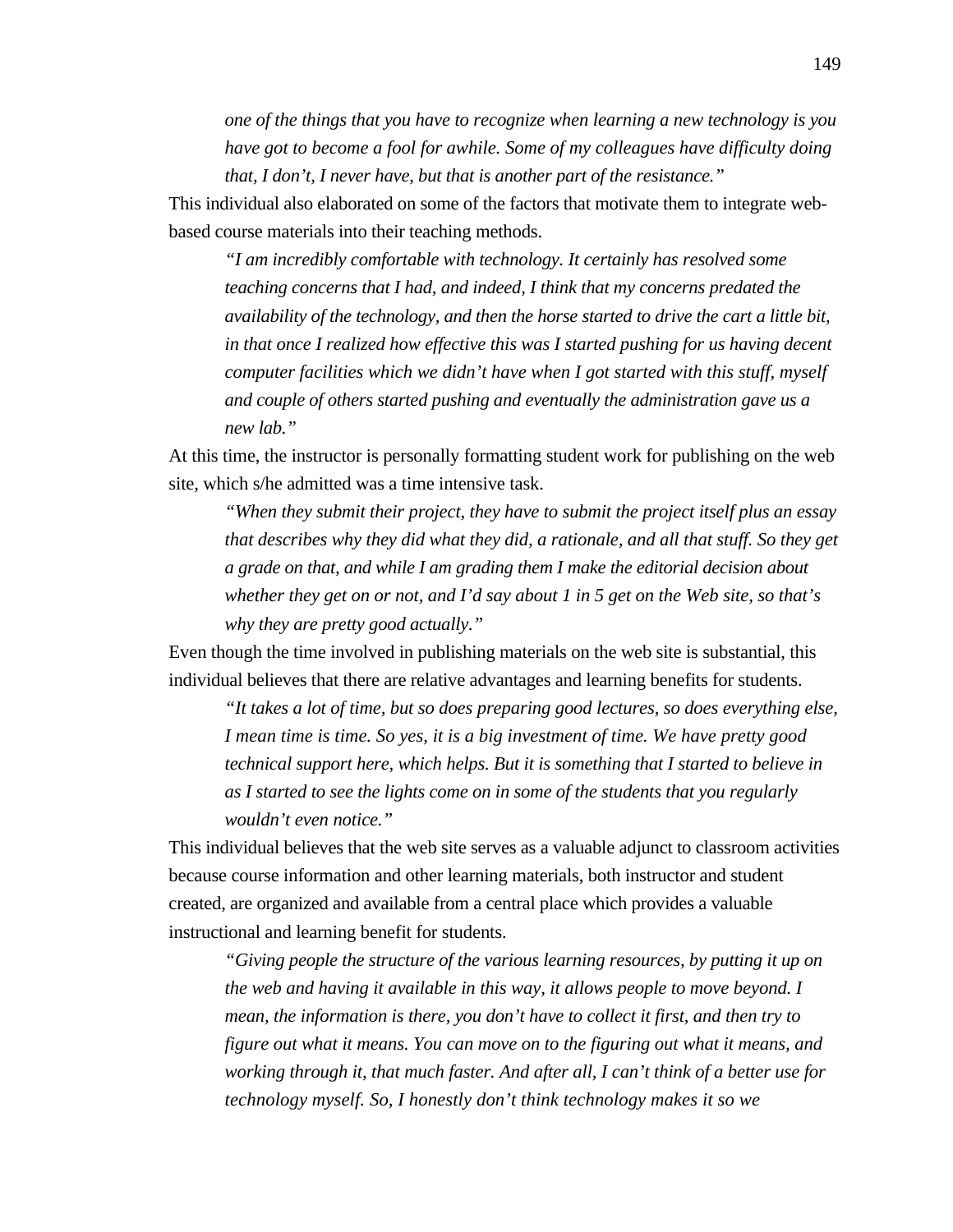> *one of the things that you have to recognize when learning a new technology is you have got to become a fool for awhile. Some of my colleagues have difficulty doing that, I don't, I never have, but that is another part of the resistance."*

This individual also elaborated on some of the factors that motivate them to integrate web-based course materials into their teaching methods.

> *"I am incredibly comfortable with technology. It certainly has resolved some teaching concerns that I had, and indeed, I think that my concerns predated the availability of the technology, and then the horse started to drive the cart a little bit, in that once I realized how effective this was I started pushing for us having decent computer facilities which we didn't have when I got started with this stuff, myself and couple of others started pushing and eventually the administration gave us a new lab."*

At this time, the instructor is personally formatting student work for publishing on the web site, which s/he admitted was a time intensive task.

> *"When they submit their project, they have to submit the project itself plus an essay that describes why they did what they did, a rationale, and all that stuff. So they get a grade on that, and while I am grading them I make the editorial decision about whether they get on or not, and I'd say about 1 in 5 get on the Web site, so that's why they are pretty good actually."*

Even though the time involved in publishing materials on the web site is substantial, this individual believes that there are relative advantages and learning benefits for students.

> *"It takes a lot of time, but so does preparing good lectures, so does everything else, I mean time is time. So yes, it is a big investment of time. We have pretty good technical support here, which helps. But it is something that I started to believe in as I started to see the lights come on in some of the students that you regularly wouldn't even notice."*

This individual believes that the web site serves as a valuable adjunct to classroom activities because course information and other learning materials, both instructor and student created, are organized and available from a central place which provides a valuable instructional and learning benefit for students.

> *"Giving people the structure of the various learning resources, by putting it up on the web and having it available in this way, it allows people to move beyond. I mean, the information is there, you don't have to collect it first, and then try to figure out what it means. You can move on to the figuring out what it means, and working through it, that much faster. And after all, I can't think of a better use for technology myself. So, I honestly don't think technology makes it so we*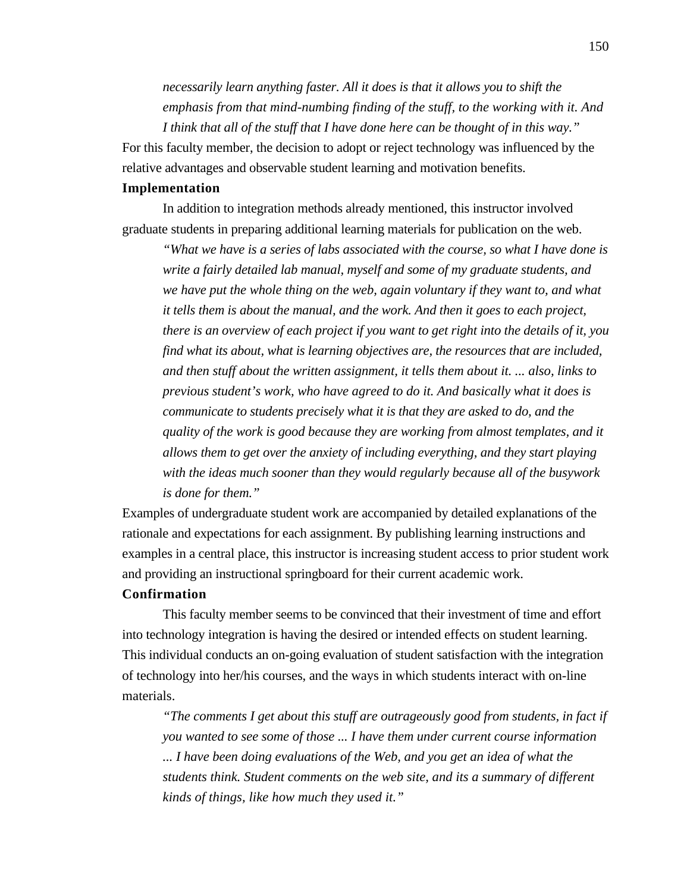*necessarily learn anything faster. All it does is that it allows you to shift the emphasis from that mind-numbing finding of the stuff, to the working with it. And I think that all of the stuff that I have done here can be thought of in this way."*

For this faculty member, the decision to adopt or reject technology was influenced by the relative advantages and observable student learning and motivation benefits.

**Implementation**

In addition to integration methods already mentioned, this instructor involved graduate students in preparing additional learning materials for publication on the web.

> *"What we have is a series of labs associated with the course, so what I have done is write a fairly detailed lab manual, myself and some of my graduate students, and we have put the whole thing on the web, again voluntary if they want to, and what it tells them is about the manual, and the work. And then it goes to each project, there is an overview of each project if you want to get right into the details of it, you find what its about, what is learning objectives are, the resources that are included, and then stuff about the written assignment, it tells them about it. ... also, links to previous student's work, who have agreed to do it. And basically what it does is communicate to students precisely what it is that they are asked to do, and the quality of the work is good because they are working from almost templates, and it allows them to get over the anxiety of including everything, and they start playing with the ideas much sooner than they would regularly because all of the busywork is done for them."*

Examples of undergraduate student work are accompanied by detailed explanations of the rationale and expectations for each assignment. By publishing learning instructions and examples in a central place, this instructor is increasing student access to prior student work and providing an instructional springboard for their current academic work.

**Confirmation**

This faculty member seems to be convinced that their investment of time and effort into technology integration is having the desired or intended effects on student learning. This individual conducts an on-going evaluation of student satisfaction with the integration of technology into her/his courses, and the ways in which students interact with on-line materials.

> *"The comments I get about this stuff are outrageously good from students, in fact if you wanted to see some of those ... I have them under current course information ... I have been doing evaluations of the Web, and you get an idea of what the students think. Student comments on the web site, and its a summary of different kinds of things, like how much they used it."*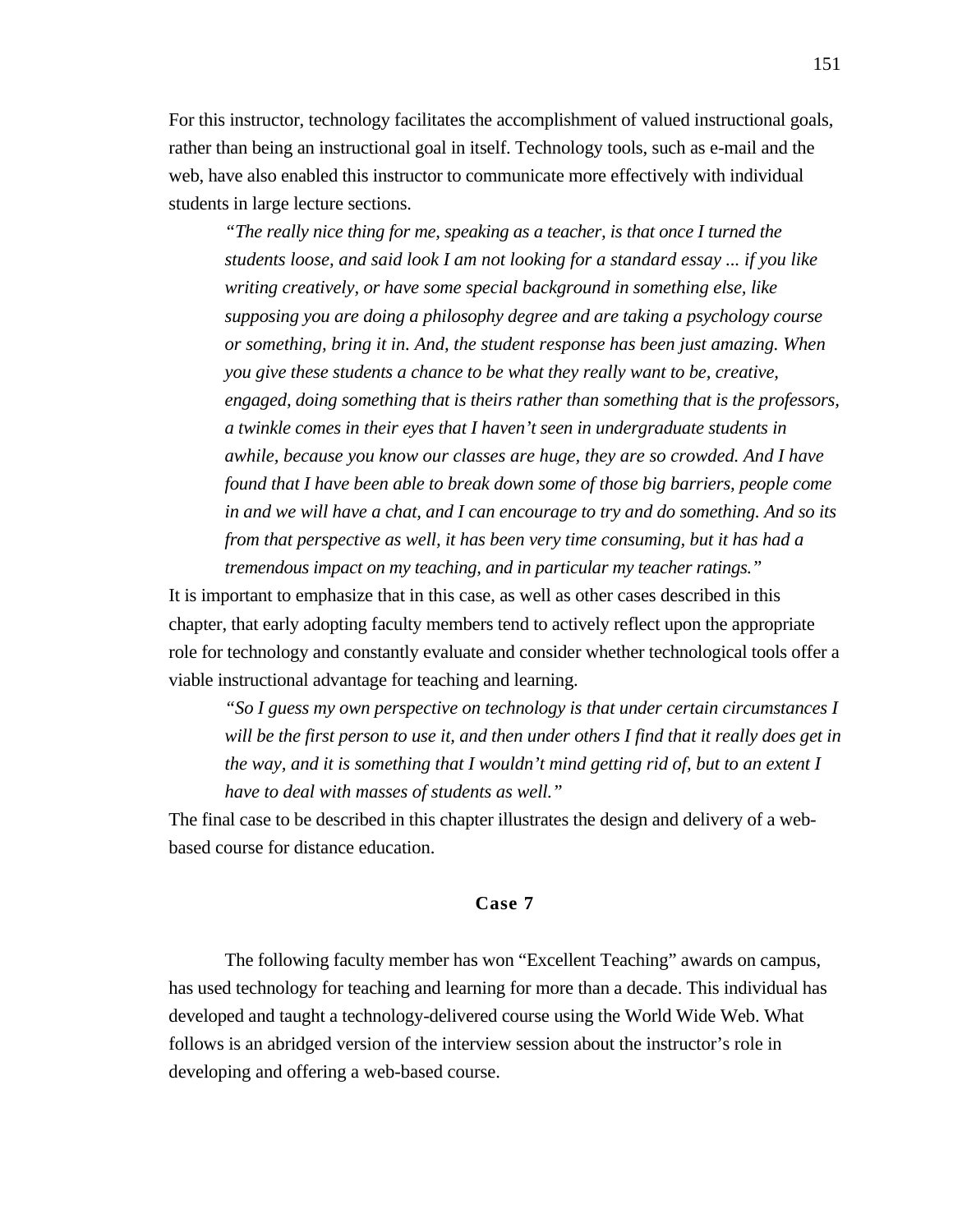For this instructor, technology facilitates the accomplishment of valued instructional goals, rather than being an instructional goal in itself. Technology tools, such as e-mail and the web, have also enabled this instructor to communicate more effectively with individual students in large lecture sections.

> *"The really nice thing for me, speaking as a teacher, is that once I turned the students loose, and said look I am not looking for a standard essay ... if you like writing creatively, or have some special background in something else, like supposing you are doing a philosophy degree and are taking a psychology course or something, bring it in. And, the student response has been just amazing. When you give these students a chance to be what they really want to be, creative, engaged, doing something that is theirs rather than something that is the professors, a twinkle comes in their eyes that I haven't seen in undergraduate students in awhile, because you know our classes are huge, they are so crowded. And I have found that I have been able to break down some of those big barriers, people come in and we will have a chat, and I can encourage to try and do something. And so its from that perspective as well, it has been very time consuming, but it has had a tremendous impact on my teaching, and in particular my teacher ratings."*

It is important to emphasize that in this case, as well as other cases described in this chapter, that early adopting faculty members tend to actively reflect upon the appropriate role for technology and constantly evaluate and consider whether technological tools offer a viable instructional advantage for teaching and learning.

> *"So I guess my own perspective on technology is that under certain circumstances I will be the first person to use it, and then under others I find that it really does get in the way, and it is something that I wouldn't mind getting rid of, but to an extent I have to deal with masses of students as well."*

The final case to be described in this chapter illustrates the design and delivery of a web-based course for distance education.

### Case 7

The following faculty member has won "Excellent Teaching" awards on campus, has used technology for teaching and learning for more than a decade. This individual has developed and taught a technology-delivered course using the World Wide Web. What follows is an abridged version of the interview session about the instructor's role in developing and offering a web-based course.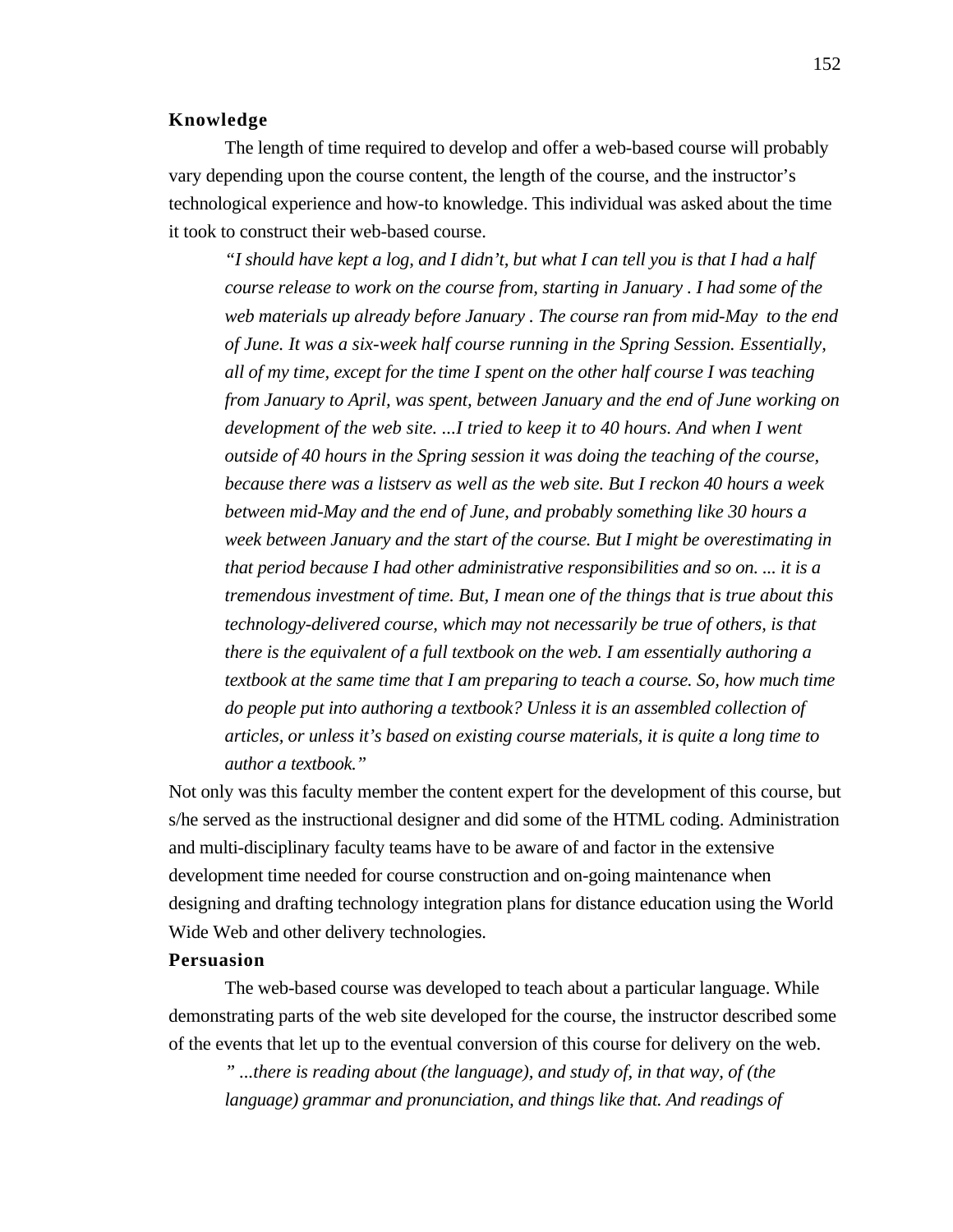**Knowledge**

The length of time required to develop and offer a web-based course will probably vary depending upon the course content, the length of the course, and the instructor's technological experience and how-to knowledge. This individual was asked about the time it took to construct their web-based course.

> *"I should have kept a log, and I didn't, but what I can tell you is that I had a half course release to work on the course from, starting in January . I had some of the web materials up already before January . The course ran from mid-May to the end of June. It was a six-week half course running in the Spring Session. Essentially, all of my time, except for the time I spent on the other half course I was teaching from January to April, was spent, between January and the end of June working on development of the web site. ...I tried to keep it to 40 hours. And when I went outside of 40 hours in the Spring session it was doing the teaching of the course, because there was a listserv as well as the web site. But I reckon 40 hours a week between mid-May and the end of June, and probably something like 30 hours a week between January and the start of the course. But I might be overestimating in that period because I had other administrative responsibilities and so on. ... it is a tremendous investment of time. But, I mean one of the things that is true about this technology-delivered course, which may not necessarily be true of others, is that there is the equivalent of a full textbook on the web. I am essentially authoring a textbook at the same time that I am preparing to teach a course. So, how much time do people put into authoring a textbook? Unless it is an assembled collection of articles, or unless it's based on existing course materials, it is quite a long time to author a textbook."*

Not only was this faculty member the content expert for the development of this course, but s/he served as the instructional designer and did some of the HTML coding. Administration and multi-disciplinary faculty teams have to be aware of and factor in the extensive development time needed for course construction and on-going maintenance when designing and drafting technology integration plans for distance education using the World Wide Web and other delivery technologies.

**Persuasion**

The web-based course was developed to teach about a particular language. While demonstrating parts of the web site developed for the course, the instructor described some of the events that let up to the eventual conversion of this course for delivery on the web.

> *" ...there is reading about (the language), and study of, in that way, of (the language) grammar and pronunciation, and things like that. And readings of*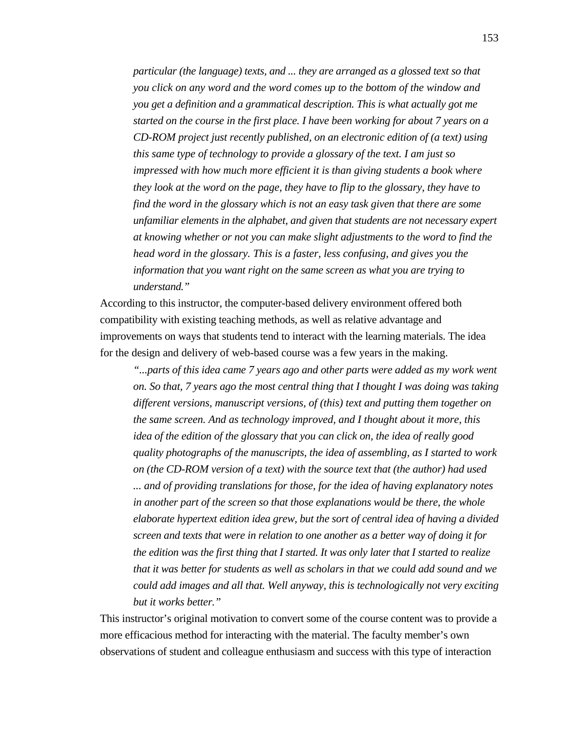> *particular (the language) texts, and ... they are arranged as a glossed text so that you click on any word and the word comes up to the bottom of the window and you get a definition and a grammatical description. This is what actually got me started on the course in the first place. I have been working for about 7 years on a CD-ROM project just recently published, on an electronic edition of (a text) using this same type of technology to provide a glossary of the text. I am just so impressed with how much more efficient it is than giving students a book where they look at the word on the page, they have to flip to the glossary, they have to find the word in the glossary which is not an easy task given that there are some unfamiliar elements in the alphabet, and given that students are not necessary expert at knowing whether or not you can make slight adjustments to the word to find the head word in the glossary. This is a faster, less confusing, and gives you the information that you want right on the same screen as what you are trying to understand."*

According to this instructor, the computer-based delivery environment offered both compatibility with existing teaching methods, as well as relative advantage and improvements on ways that students tend to interact with the learning materials. The idea for the design and delivery of web-based course was a few years in the making.

> *"...parts of this idea came 7 years ago and other parts were added as my work went on. So that, 7 years ago the most central thing that I thought I was doing was taking different versions, manuscript versions, of (this) text and putting them together on the same screen. And as technology improved, and I thought about it more, this idea of the edition of the glossary that you can click on, the idea of really good quality photographs of the manuscripts, the idea of assembling, as I started to work on (the CD-ROM version of a text) with the source text that (the author) had used ... and of providing translations for those, for the idea of having explanatory notes in another part of the screen so that those explanations would be there, the whole elaborate hypertext edition idea grew, but the sort of central idea of having a divided screen and texts that were in relation to one another as a better way of doing it for the edition was the first thing that I started. It was only later that I started to realize that it was better for students as well as scholars in that we could add sound and we could add images and all that. Well anyway, this is technologically not very exciting but it works better."*

This instructor's original motivation to convert some of the course content was to provide a more efficacious method for interacting with the material. The faculty member's own observations of student and colleague enthusiasm and success with this type of interaction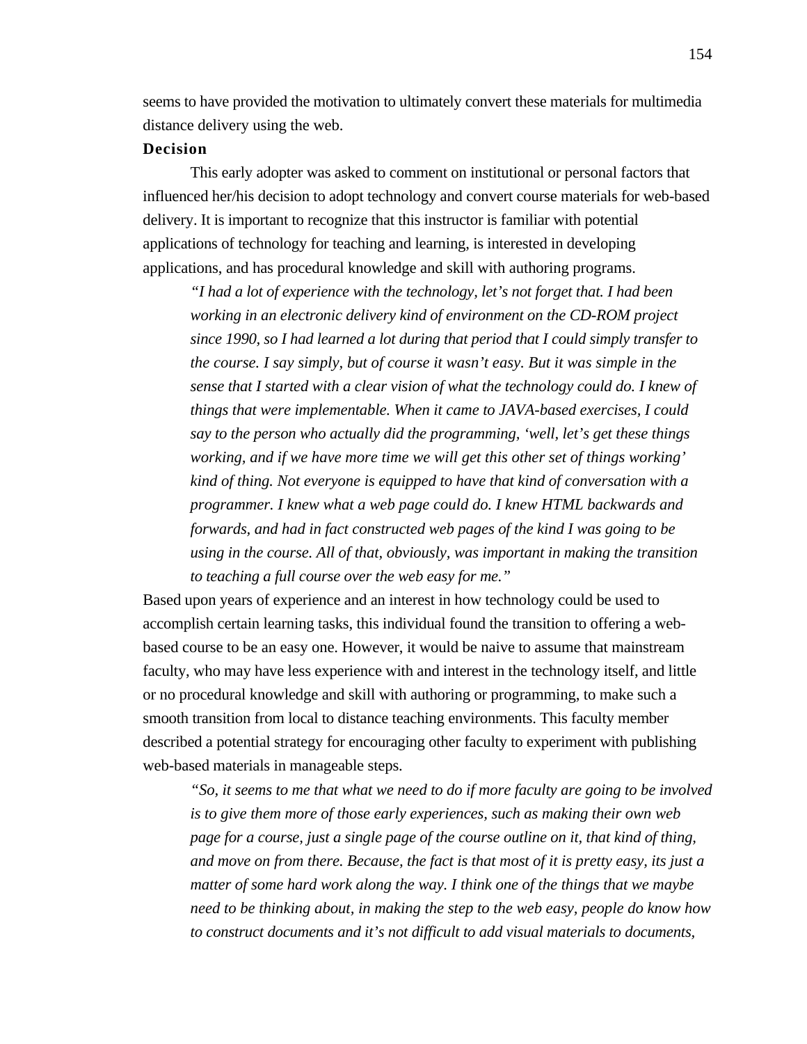seems to have provided the motivation to ultimately convert these materials for multimedia distance delivery using the web.

### Decision

This early adopter was asked to comment on institutional or personal factors that influenced her/his decision to adopt technology and convert course materials for web-based delivery. It is important to recognize that this instructor is familiar with potential applications of technology for teaching and learning, is interested in developing applications, and has procedural knowledge and skill with authoring programs.

> *"I had a lot of experience with the technology, let's not forget that. I had been working in an electronic delivery kind of environment on the CD-ROM project since 1990, so I had learned a lot during that period that I could simply transfer to the course. I say simply, but of course it wasn't easy. But it was simple in the sense that I started with a clear vision of what the technology could do. I knew of things that were implementable. When it came to JAVA-based exercises, I could say to the person who actually did the programming, 'well, let's get these things working, and if we have more time we will get this other set of things working' kind of thing. Not everyone is equipped to have that kind of conversation with a programmer. I knew what a web page could do. I knew HTML backwards and forwards, and had in fact constructed web pages of the kind I was going to be using in the course. All of that, obviously, was important in making the transition to teaching a full course over the web easy for me."*

Based upon years of experience and an interest in how technology could be used to accomplish certain learning tasks, this individual found the transition to offering a web-based course to be an easy one. However, it would be naive to assume that mainstream faculty, who may have less experience with and interest in the technology itself, and little or no procedural knowledge and skill with authoring or programming, to make such a smooth transition from local to distance teaching environments. This faculty member described a potential strategy for encouraging other faculty to experiment with publishing web-based materials in manageable steps.

> *"So, it seems to me that what we need to do if more faculty are going to be involved is to give them more of those early experiences, such as making their own web page for a course, just a single page of the course outline on it, that kind of thing, and move on from there. Because, the fact is that most of it is pretty easy, its just a matter of some hard work along the way. I think one of the things that we maybe need to be thinking about, in making the step to the web easy, people do know how to construct documents and it's not difficult to add visual materials to documents,*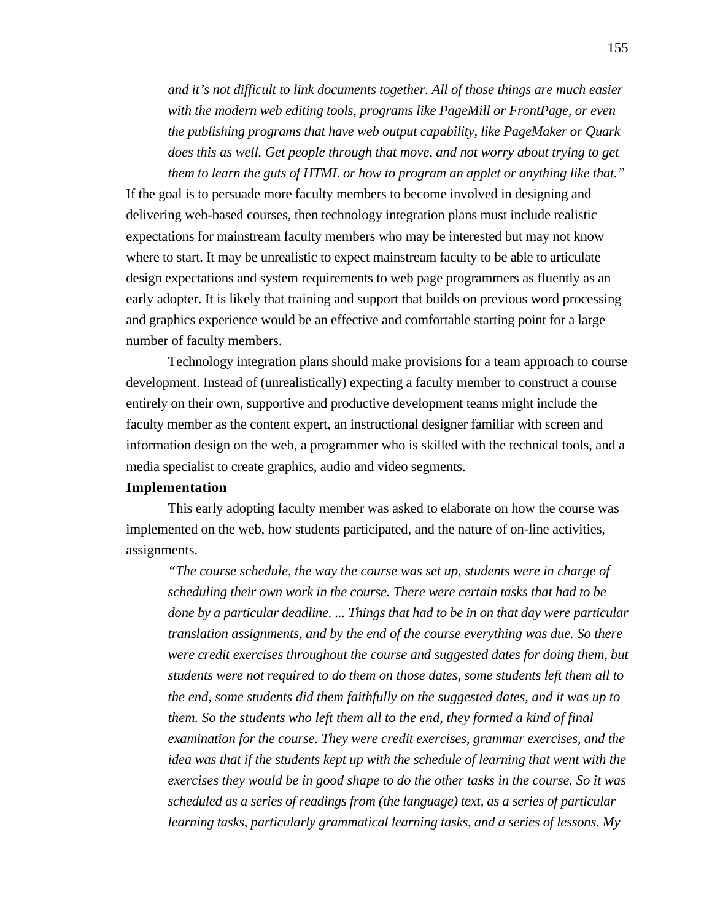*and it's not difficult to link documents together. All of those things are much easier with the modern web editing tools, programs like PageMill or FrontPage, or even the publishing programs that have web output capability, like PageMaker or Quark does this as well. Get people through that move, and not worry about trying to get them to learn the guts of HTML or how to program an applet or anything like that."*

If the goal is to persuade more faculty members to become involved in designing and delivering web-based courses, then technology integration plans must include realistic expectations for mainstream faculty members who may be interested but may not know where to start. It may be unrealistic to expect mainstream faculty to be able to articulate design expectations and system requirements to web page programmers as fluently as an early adopter. It is likely that training and support that builds on previous word processing and graphics experience would be an effective and comfortable starting point for a large number of faculty members.

Technology integration plans should make provisions for a team approach to course development. Instead of (unrealistically) expecting a faculty member to construct a course entirely on their own, supportive and productive development teams might include the faculty member as the content expert, an instructional designer familiar with screen and information design on the web, a programmer who is skilled with the technical tools, and a media specialist to create graphics, audio and video segments.

**Implementation**

This early adopting faculty member was asked to elaborate on how the course was implemented on the web, how students participated, and the nature of on-line activities, assignments.

*"The course schedule, the way the course was set up, students were in charge of scheduling their own work in the course. There were certain tasks that had to be done by a particular deadline. ... Things that had to be in on that day were particular translation assignments, and by the end of the course everything was due. So there were credit exercises throughout the course and suggested dates for doing them, but students were not required to do them on those dates, some students left them all to the end, some students did them faithfully on the suggested dates, and it was up to them. So the students who left them all to the end, they formed a kind of final examination for the course. They were credit exercises, grammar exercises, and the idea was that if the students kept up with the schedule of learning that went with the exercises they would be in good shape to do the other tasks in the course. So it was scheduled as a series of readings from (the language) text, as a series of particular learning tasks, particularly grammatical learning tasks, and a series of lessons. My*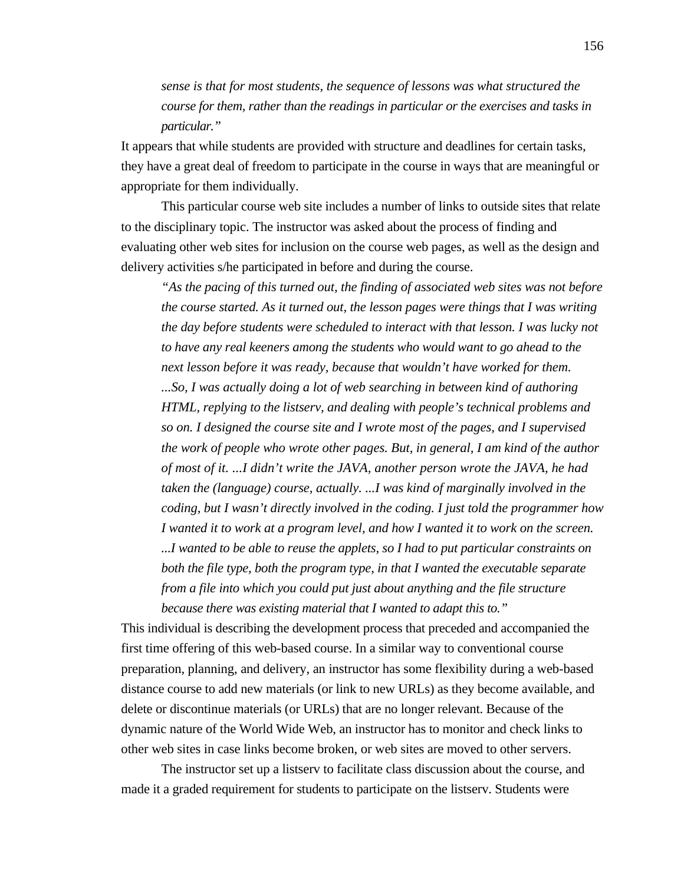> *sense is that for most students, the sequence of lessons was what structured the course for them, rather than the readings in particular or the exercises and tasks in particular."*

It appears that while students are provided with structure and deadlines for certain tasks, they have a great deal of freedom to participate in the course in ways that are meaningful or appropriate for them individually.

This particular course web site includes a number of links to outside sites that relate to the disciplinary topic. The instructor was asked about the process of finding and evaluating other web sites for inclusion on the course web pages, as well as the design and delivery activities s/he participated in before and during the course.

> *"As the pacing of this turned out, the finding of associated web sites was not before the course started. As it turned out, the lesson pages were things that I was writing the day before students were scheduled to interact with that lesson. I was lucky not to have any real keeners among the students who would want to go ahead to the next lesson before it was ready, because that wouldn't have worked for them. ...So, I was actually doing a lot of web searching in between kind of authoring HTML, replying to the listserv, and dealing with people's technical problems and so on. I designed the course site and I wrote most of the pages, and I supervised the work of people who wrote other pages. But, in general, I am kind of the author of most of it. ...I didn't write the JAVA, another person wrote the JAVA, he had taken the (language) course, actually. ...I was kind of marginally involved in the coding, but I wasn't directly involved in the coding. I just told the programmer how I wanted it to work at a program level, and how I wanted it to work on the screen. ...I wanted to be able to reuse the applets, so I had to put particular constraints on both the file type, both the program type, in that I wanted the executable separate from a file into which you could put just about anything and the file structure because there was existing material that I wanted to adapt this to."*

This individual is describing the development process that preceded and accompanied the first time offering of this web-based course. In a similar way to conventional course preparation, planning, and delivery, an instructor has some flexibility during a web-based distance course to add new materials (or link to new URLs) as they become available, and delete or discontinue materials (or URLs) that are no longer relevant. Because of the dynamic nature of the World Wide Web, an instructor has to monitor and check links to other web sites in case links become broken, or web sites are moved to other servers.

The instructor set up a listserv to facilitate class discussion about the course, and made it a graded requirement for students to participate on the listserv. Students were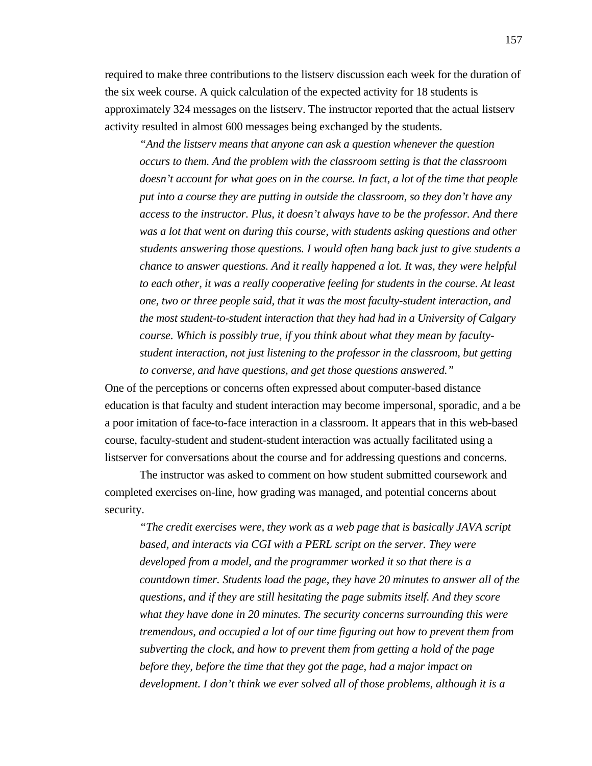required to make three contributions to the listserv discussion each week for the duration of the six week course. A quick calculation of the expected activity for 18 students is approximately 324 messages on the listserv. The instructor reported that the actual listserv activity resulted in almost 600 messages being exchanged by the students.

> *"And the listserv means that anyone can ask a question whenever the question occurs to them. And the problem with the classroom setting is that the classroom doesn't account for what goes on in the course. In fact, a lot of the time that people put into a course they are putting in outside the classroom, so they don't have any access to the instructor. Plus, it doesn't always have to be the professor. And there was a lot that went on during this course, with students asking questions and other students answering those questions. I would often hang back just to give students a chance to answer questions. And it really happened a lot. It was, they were helpful to each other, it was a really cooperative feeling for students in the course. At least one, two or three people said, that it was the most faculty-student interaction, and the most student-to-student interaction that they had had in a University of Calgary course. Which is possibly true, if you think about what they mean by faculty-student interaction, not just listening to the professor in the classroom, but getting to converse, and have questions, and get those questions answered."*

One of the perceptions or concerns often expressed about computer-based distance education is that faculty and student interaction may become impersonal, sporadic, and a be a poor imitation of face-to-face interaction in a classroom. It appears that in this web-based course, faculty-student and student-student interaction was actually facilitated using a listserver for conversations about the course and for addressing questions and concerns.

The instructor was asked to comment on how student submitted coursework and completed exercises on-line, how grading was managed, and potential concerns about security.

> *"The credit exercises were, they work as a web page that is basically JAVA script based, and interacts via CGI with a PERL script on the server. They were developed from a model, and the programmer worked it so that there is a countdown timer. Students load the page, they have 20 minutes to answer all of the questions, and if they are still hesitating the page submits itself. And they score what they have done in 20 minutes. The security concerns surrounding this were tremendous, and occupied a lot of our time figuring out how to prevent them from subverting the clock, and how to prevent them from getting a hold of the page before they, before the time that they got the page, had a major impact on development. I don't think we ever solved all of those problems, although it is a*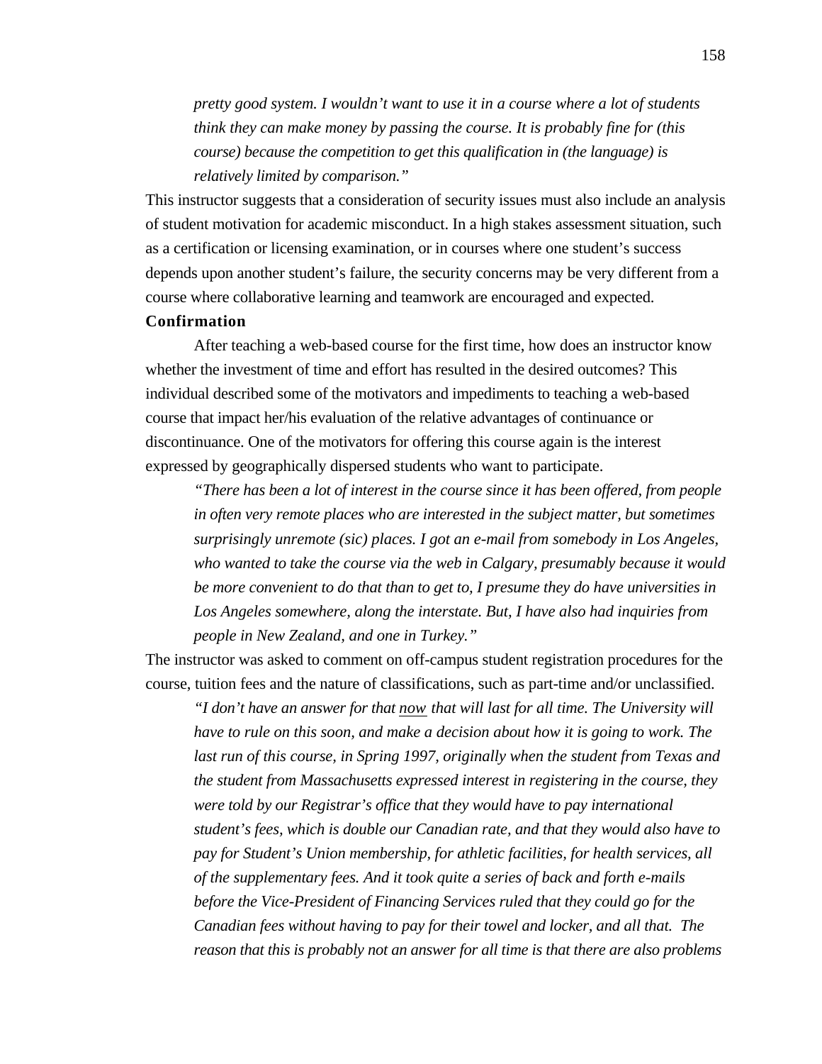*pretty good system. I wouldn't want to use it in a course where a lot of students think they can make money by passing the course. It is probably fine for (this course) because the competition to get this qualification in (the language) is relatively limited by comparison."*

This instructor suggests that a consideration of security issues must also include an analysis of student motivation for academic misconduct. In a high stakes assessment situation, such as a certification or licensing examination, or in courses where one student's success depends upon another student's failure, the security concerns may be very different from a course where collaborative learning and teamwork are encouraged and expected.

**Confirmation**

After teaching a web-based course for the first time, how does an instructor know whether the investment of time and effort has resulted in the desired outcomes? This individual described some of the motivators and impediments to teaching a web-based course that impact her/his evaluation of the relative advantages of continuance or discontinuance. One of the motivators for offering this course again is the interest expressed by geographically dispersed students who want to participate.

*"There has been a lot of interest in the course since it has been offered, from people in often very remote places who are interested in the subject matter, but sometimes surprisingly unremote (sic) places. I got an e-mail from somebody in Los Angeles, who wanted to take the course via the web in Calgary, presumably because it would be more convenient to do that than to get to, I presume they do have universities in Los Angeles somewhere, along the interstate. But, I have also had inquiries from people in New Zealand, and one in Turkey."*

The instructor was asked to comment on off-campus student registration procedures for the course, tuition fees and the nature of classifications, such as part-time and/or unclassified.

*"I don't have an answer for that <u>now</u> that will last for all time. The University will have to rule on this soon, and make a decision about how it is going to work. The last run of this course, in Spring 1997, originally when the student from Texas and the student from Massachusetts expressed interest in registering in the course, they were told by our Registrar's office that they would have to pay international student's fees, which is double our Canadian rate, and that they would also have to pay for Student's Union membership, for athletic facilities, for health services, all of the supplementary fees. And it took quite a series of back and forth e-mails before the Vice-President of Financing Services ruled that they could go for the Canadian fees without having to pay for their towel and locker, and all that. The reason that this is probably not an answer for all time is that there are also problems*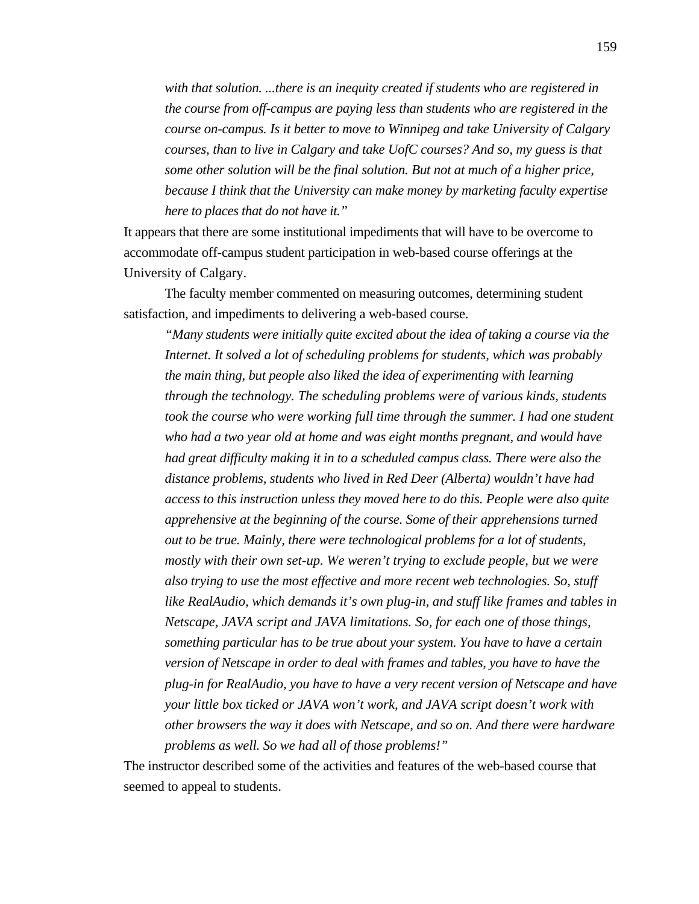> *with that solution. ...there is an inequity created if students who are registered in the course from off-campus are paying less than students who are registered in the course on-campus. Is it better to move to Winnipeg and take University of Calgary courses, than to live in Calgary and take UofC courses? And so, my guess is that some other solution will be the final solution. But not at much of a higher price, because I think that the University can make money by marketing faculty expertise here to places that do not have it."*

It appears that there are some institutional impediments that will have to be overcome to accommodate off-campus student participation in web-based course offerings at the University of Calgary.

The faculty member commented on measuring outcomes, determining student satisfaction, and impediments to delivering a web-based course.

> *"Many students were initially quite excited about the idea of taking a course via the Internet. It solved a lot of scheduling problems for students, which was probably the main thing, but people also liked the idea of experimenting with learning through the technology. The scheduling problems were of various kinds, students took the course who were working full time through the summer. I had one student who had a two year old at home and was eight months pregnant, and would have had great difficulty making it in to a scheduled campus class. There were also the distance problems, students who lived in Red Deer (Alberta) wouldn't have had access to this instruction unless they moved here to do this. People were also quite apprehensive at the beginning of the course. Some of their apprehensions turned out to be true. Mainly, there were technological problems for a lot of students, mostly with their own set-up. We weren't trying to exclude people, but we were also trying to use the most effective and more recent web technologies. So, stuff like RealAudio, which demands it's own plug-in, and stuff like frames and tables in Netscape, JAVA script and JAVA limitations. So, for each one of those things, something particular has to be true about your system. You have to have a certain version of Netscape in order to deal with frames and tables, you have to have the plug-in for RealAudio, you have to have a very recent version of Netscape and have your little box ticked or JAVA won't work, and JAVA script doesn't work with other browsers the way it does with Netscape, and so on. And there were hardware problems as well. So we had all of those problems!"*

The instructor described some of the activities and features of the web-based course that seemed to appeal to students.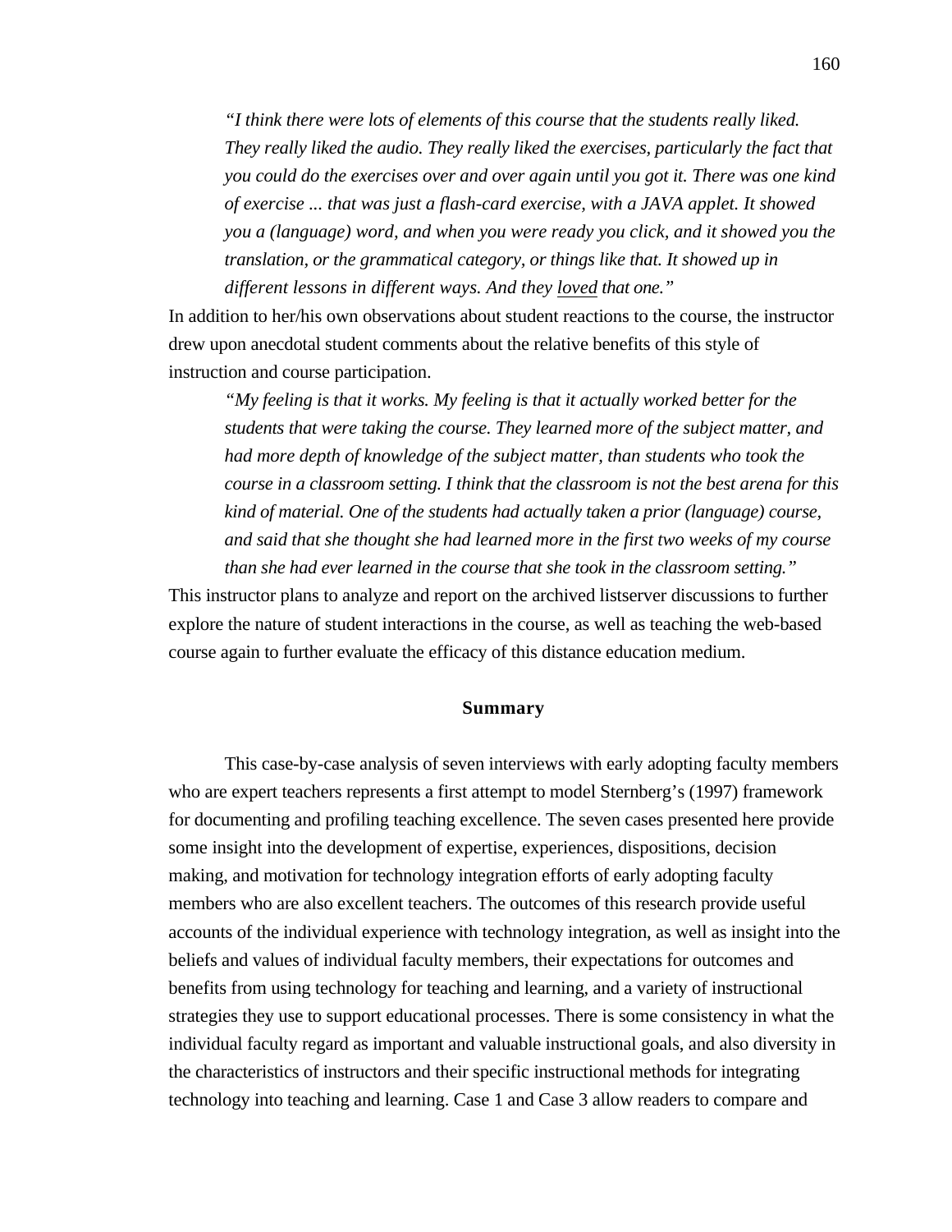> *"I think there were lots of elements of this course that the students really liked. They really liked the audio. They really liked the exercises, particularly the fact that you could do the exercises over and over again until you got it. There was one kind of exercise ... that was just a flash-card exercise, with a JAVA applet. It showed you a (language) word, and when you were ready you click, and it showed you the translation, or the grammatical category, or things like that. It showed up in different lessons in different ways. And they <u>loved</u> that one."*

In addition to her/his own observations about student reactions to the course, the instructor drew upon anecdotal student comments about the relative benefits of this style of instruction and course participation.

> *"My feeling is that it works. My feeling is that it actually worked better for the students that were taking the course. They learned more of the subject matter, and had more depth of knowledge of the subject matter, than students who took the course in a classroom setting. I think that the classroom is not the best arena for this kind of material. One of the students had actually taken a prior (language) course, and said that she thought she had learned more in the first two weeks of my course than she had ever learned in the course that she took in the classroom setting."*

This instructor plans to analyze and report on the archived listserver discussions to further explore the nature of student interactions in the course, as well as teaching the web-based course again to further evaluate the efficacy of this distance education medium.

## Summary

This case-by-case analysis of seven interviews with early adopting faculty members who are expert teachers represents a first attempt to model Sternberg's (1997) framework for documenting and profiling teaching excellence. The seven cases presented here provide some insight into the development of expertise, experiences, dispositions, decision making, and motivation for technology integration efforts of early adopting faculty members who are also excellent teachers. The outcomes of this research provide useful accounts of the individual experience with technology integration, as well as insight into the beliefs and values of individual faculty members, their expectations for outcomes and benefits from using technology for teaching and learning, and a variety of instructional strategies they use to support educational processes. There is some consistency in what the individual faculty regard as important and valuable instructional goals, and also diversity in the characteristics of instructors and their specific instructional methods for integrating technology into teaching and learning. Case 1 and Case 3 allow readers to compare and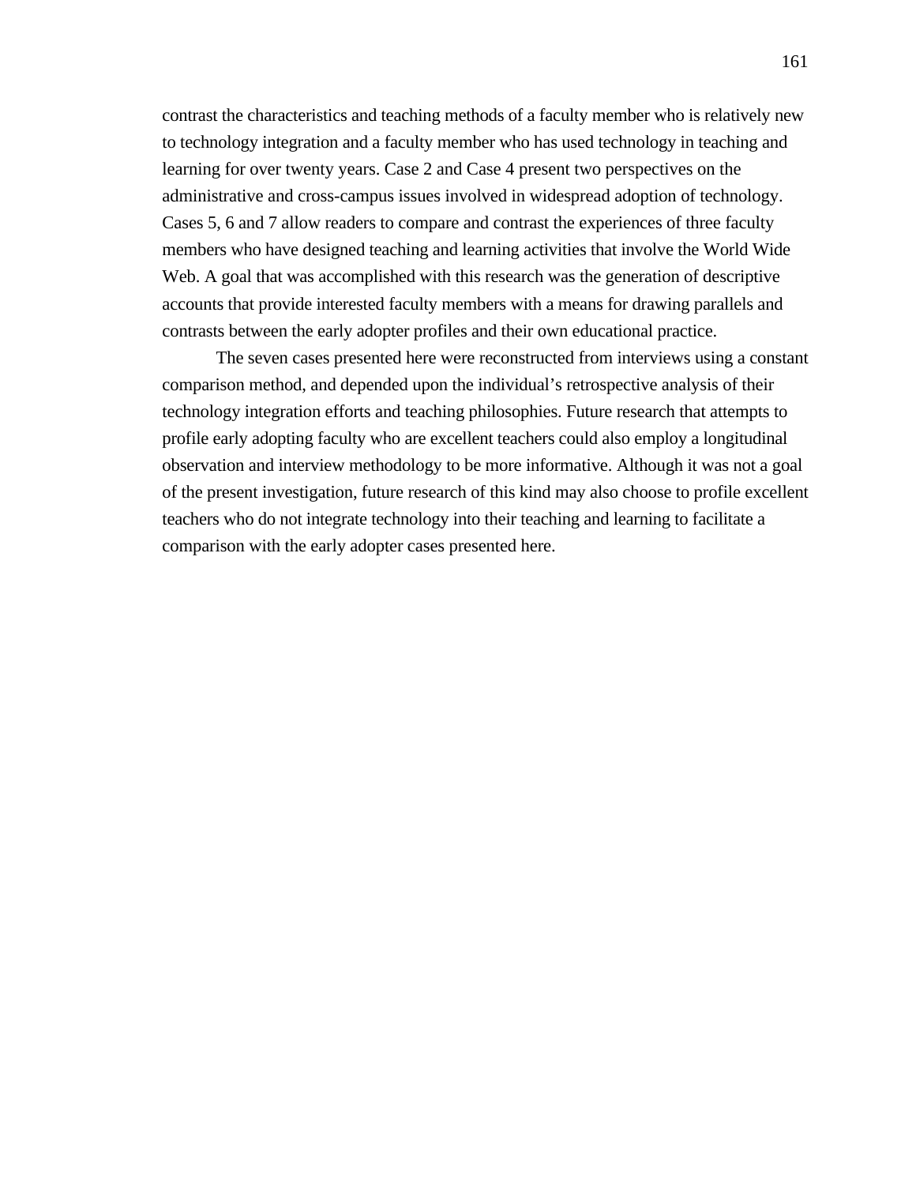contrast the characteristics and teaching methods of a faculty member who is relatively new to technology integration and a faculty member who has used technology in teaching and learning for over twenty years. Case 2 and Case 4 present two perspectives on the administrative and cross-campus issues involved in widespread adoption of technology. Cases 5, 6 and 7 allow readers to compare and contrast the experiences of three faculty members who have designed teaching and learning activities that involve the World Wide Web. A goal that was accomplished with this research was the generation of descriptive accounts that provide interested faculty members with a means for drawing parallels and contrasts between the early adopter profiles and their own educational practice.

The seven cases presented here were reconstructed from interviews using a constant comparison method, and depended upon the individual's retrospective analysis of their technology integration efforts and teaching philosophies. Future research that attempts to profile early adopting faculty who are excellent teachers could also employ a longitudinal observation and interview methodology to be more informative. Although it was not a goal of the present investigation, future research of this kind may also choose to profile excellent teachers who do not integrate technology into their teaching and learning to facilitate a comparison with the early adopter cases presented here.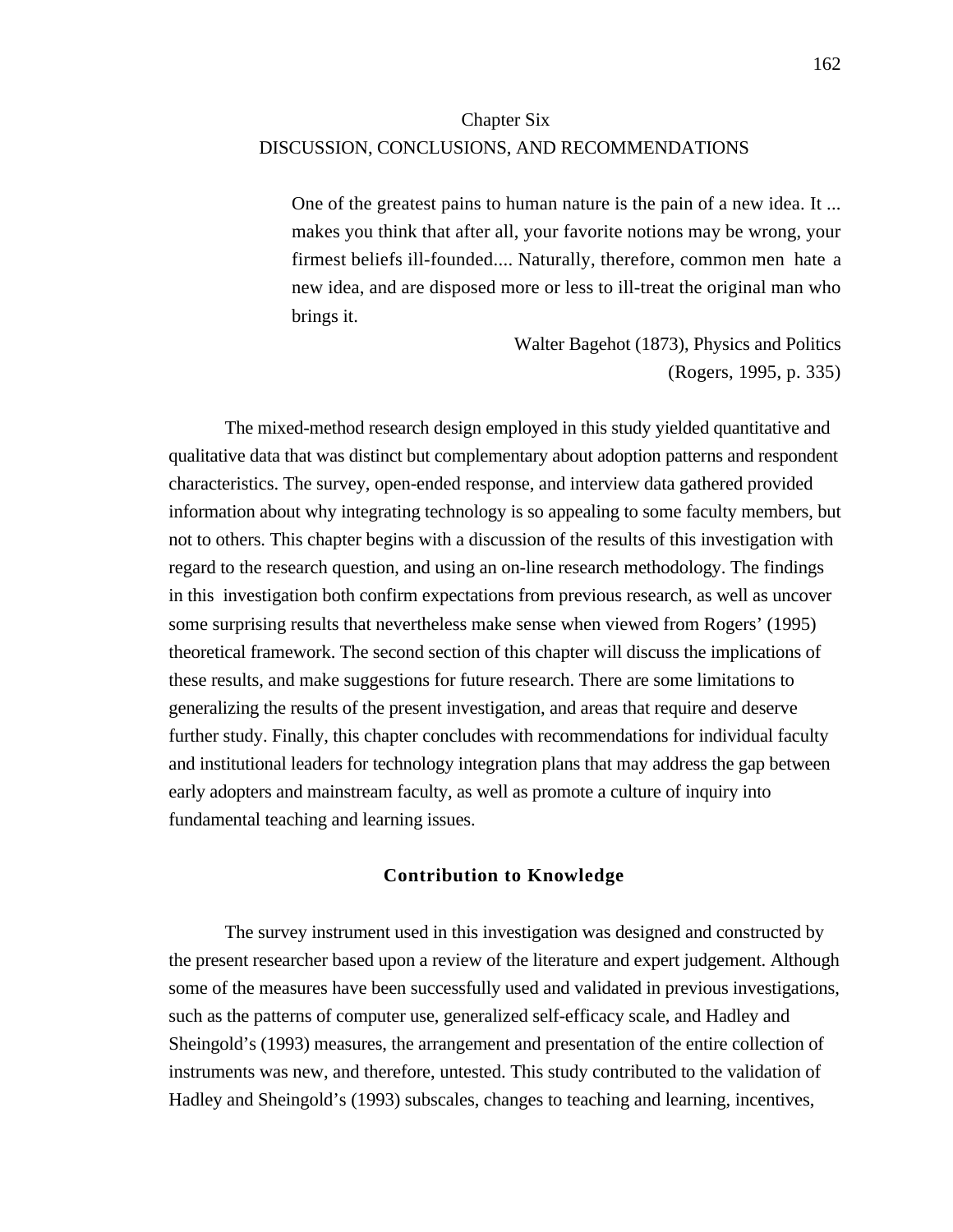# Chapter Six
# DISCUSSION, CONCLUSIONS, AND RECOMMENDATIONS

> One of the greatest pains to human nature is the pain of a new idea. It ... makes you think that after all, your favorite notions may be wrong, your firmest beliefs ill-founded.... Naturally, therefore, common men hate a new idea, and are disposed more or less to ill-treat the original man who brings it.
>
> Walter Bagehot (1873), Physics and Politics
> (Rogers, 1995, p. 335)

The mixed-method research design employed in this study yielded quantitative and qualitative data that was distinct but complementary about adoption patterns and respondent characteristics. The survey, open-ended response, and interview data gathered provided information about why integrating technology is so appealing to some faculty members, but not to others. This chapter begins with a discussion of the results of this investigation with regard to the research question, and using an on-line research methodology. The findings in this investigation both confirm expectations from previous research, as well as uncover some surprising results that nevertheless make sense when viewed from Rogers' (1995) theoretical framework. The second section of this chapter will discuss the implications of these results, and make suggestions for future research. There are some limitations to generalizing the results of the present investigation, and areas that require and deserve further study. Finally, this chapter concludes with recommendations for individual faculty and institutional leaders for technology integration plans that may address the gap between early adopters and mainstream faculty, as well as promote a culture of inquiry into fundamental teaching and learning issues.

## Contribution to Knowledge

The survey instrument used in this investigation was designed and constructed by the present researcher based upon a review of the literature and expert judgement. Although some of the measures have been successfully used and validated in previous investigations, such as the patterns of computer use, generalized self-efficacy scale, and Hadley and Sheingold's (1993) measures, the arrangement and presentation of the entire collection of instruments was new, and therefore, untested. This study contributed to the validation of Hadley and Sheingold's (1993) subscales, changes to teaching and learning, incentives,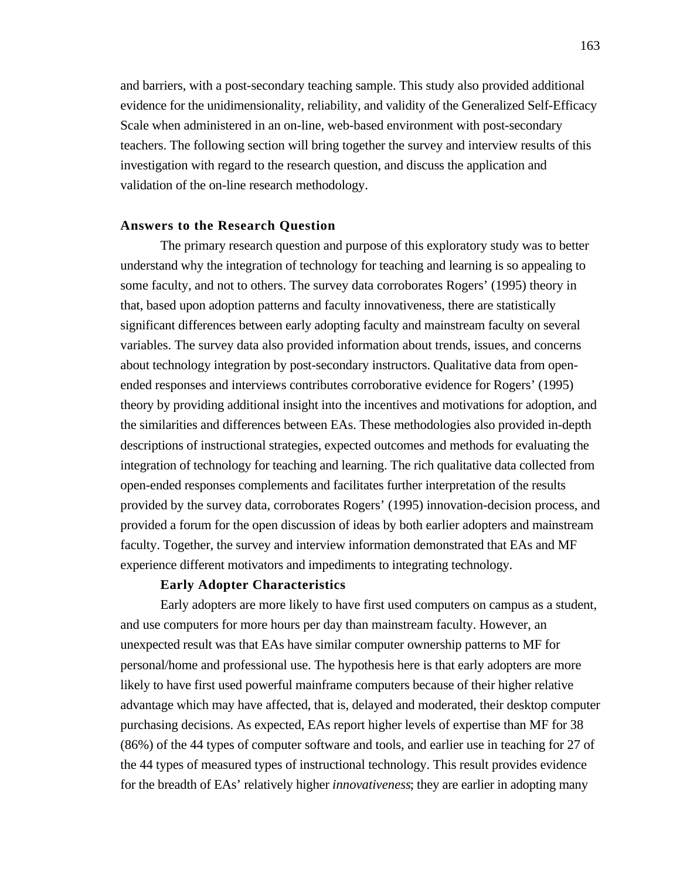and barriers, with a post-secondary teaching sample. This study also provided additional evidence for the unidimensionality, reliability, and validity of the Generalized Self-Efficacy Scale when administered in an on-line, web-based environment with post-secondary teachers. The following section will bring together the survey and interview results of this investigation with regard to the research question, and discuss the application and validation of the on-line research methodology.

## Answers to the Research Question

The primary research question and purpose of this exploratory study was to better understand why the integration of technology for teaching and learning is so appealing to some faculty, and not to others. The survey data corroborates Rogers' (1995) theory in that, based upon adoption patterns and faculty innovativeness, there are statistically significant differences between early adopting faculty and mainstream faculty on several variables. The survey data also provided information about trends, issues, and concerns about technology integration by post-secondary instructors. Qualitative data from open-ended responses and interviews contributes corroborative evidence for Rogers' (1995) theory by providing additional insight into the incentives and motivations for adoption, and the similarities and differences between EAs. These methodologies also provided in-depth descriptions of instructional strategies, expected outcomes and methods for evaluating the integration of technology for teaching and learning. The rich qualitative data collected from open-ended responses complements and facilitates further interpretation of the results provided by the survey data, corroborates Rogers' (1995) innovation-decision process, and provided a forum for the open discussion of ideas by both earlier adopters and mainstream faculty. Together, the survey and interview information demonstrated that EAs and MF experience different motivators and impediments to integrating technology.

### Early Adopter Characteristics

Early adopters are more likely to have first used computers on campus as a student, and use computers for more hours per day than mainstream faculty. However, an unexpected result was that EAs have similar computer ownership patterns to MF for personal/home and professional use. The hypothesis here is that early adopters are more likely to have first used powerful mainframe computers because of their higher relative advantage which may have affected, that is, delayed and moderated, their desktop computer purchasing decisions. As expected, EAs report higher levels of expertise than MF for 38 (86%) of the 44 types of computer software and tools, and earlier use in teaching for 27 of the 44 types of measured types of instructional technology. This result provides evidence for the breadth of EAs' relatively higher *innovativeness*; they are earlier in adopting many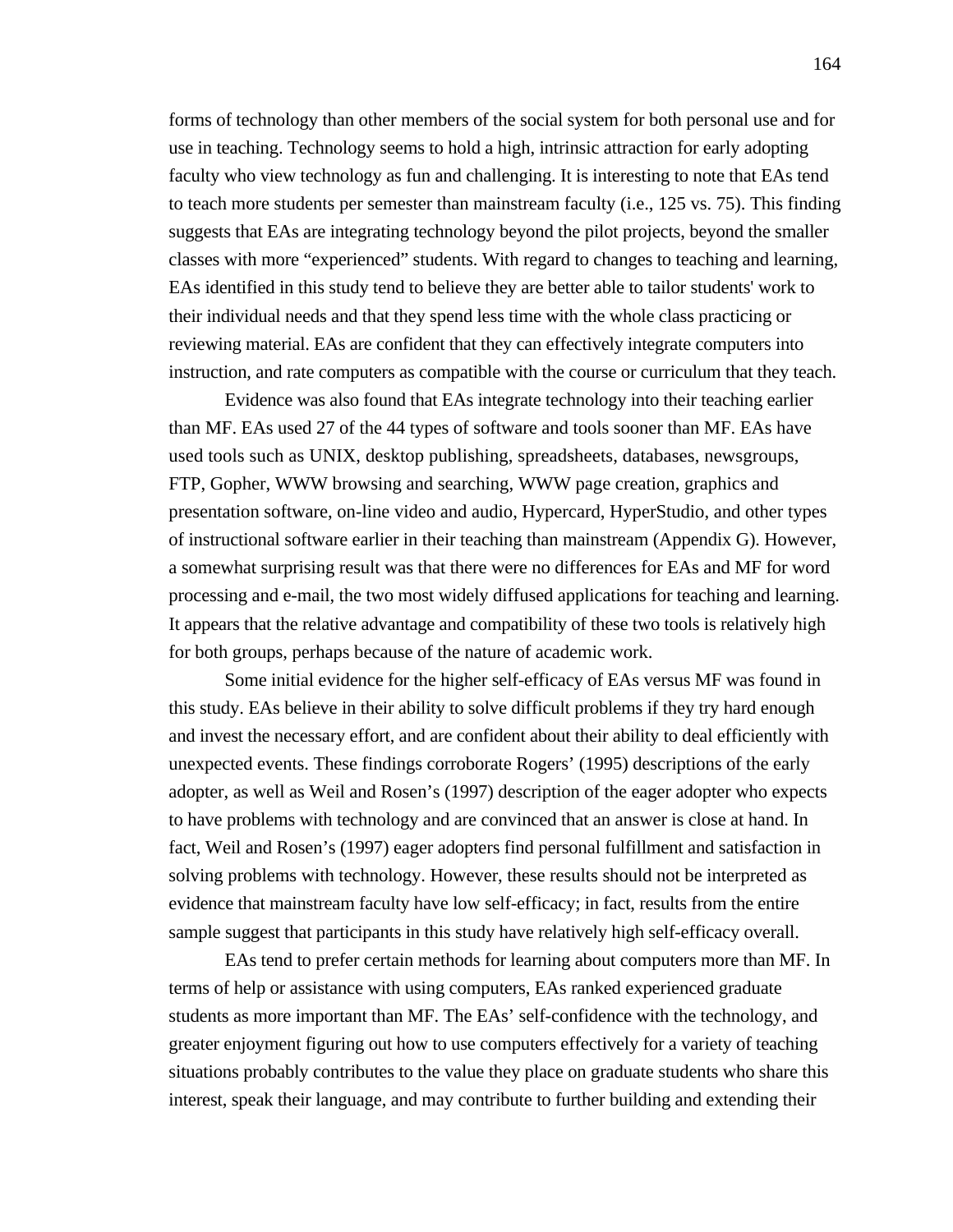forms of technology than other members of the social system for both personal use and for use in teaching. Technology seems to hold a high, intrinsic attraction for early adopting faculty who view technology as fun and challenging. It is interesting to note that EAs tend to teach more students per semester than mainstream faculty (i.e., 125 vs. 75). This finding suggests that EAs are integrating technology beyond the pilot projects, beyond the smaller classes with more "experienced" students. With regard to changes to teaching and learning, EAs identified in this study tend to believe they are better able to tailor students' work to their individual needs and that they spend less time with the whole class practicing or reviewing material. EAs are confident that they can effectively integrate computers into instruction, and rate computers as compatible with the course or curriculum that they teach.

Evidence was also found that EAs integrate technology into their teaching earlier than MF. EAs used 27 of the 44 types of software and tools sooner than MF. EAs have used tools such as UNIX, desktop publishing, spreadsheets, databases, newsgroups, FTP, Gopher, WWW browsing and searching, WWW page creation, graphics and presentation software, on-line video and audio, Hypercard, HyperStudio, and other types of instructional software earlier in their teaching than mainstream (Appendix G). However, a somewhat surprising result was that there were no differences for EAs and MF for word processing and e-mail, the two most widely diffused applications for teaching and learning. It appears that the relative advantage and compatibility of these two tools is relatively high for both groups, perhaps because of the nature of academic work.

Some initial evidence for the higher self-efficacy of EAs versus MF was found in this study. EAs believe in their ability to solve difficult problems if they try hard enough and invest the necessary effort, and are confident about their ability to deal efficiently with unexpected events. These findings corroborate Rogers' (1995) descriptions of the early adopter, as well as Weil and Rosen's (1997) description of the eager adopter who expects to have problems with technology and are convinced that an answer is close at hand. In fact, Weil and Rosen's (1997) eager adopters find personal fulfillment and satisfaction in solving problems with technology. However, these results should not be interpreted as evidence that mainstream faculty have low self-efficacy; in fact, results from the entire sample suggest that participants in this study have relatively high self-efficacy overall.

EAs tend to prefer certain methods for learning about computers more than MF. In terms of help or assistance with using computers, EAs ranked experienced graduate students as more important than MF. The EAs' self-confidence with the technology, and greater enjoyment figuring out how to use computers effectively for a variety of teaching situations probably contributes to the value they place on graduate students who share this interest, speak their language, and may contribute to further building and extending their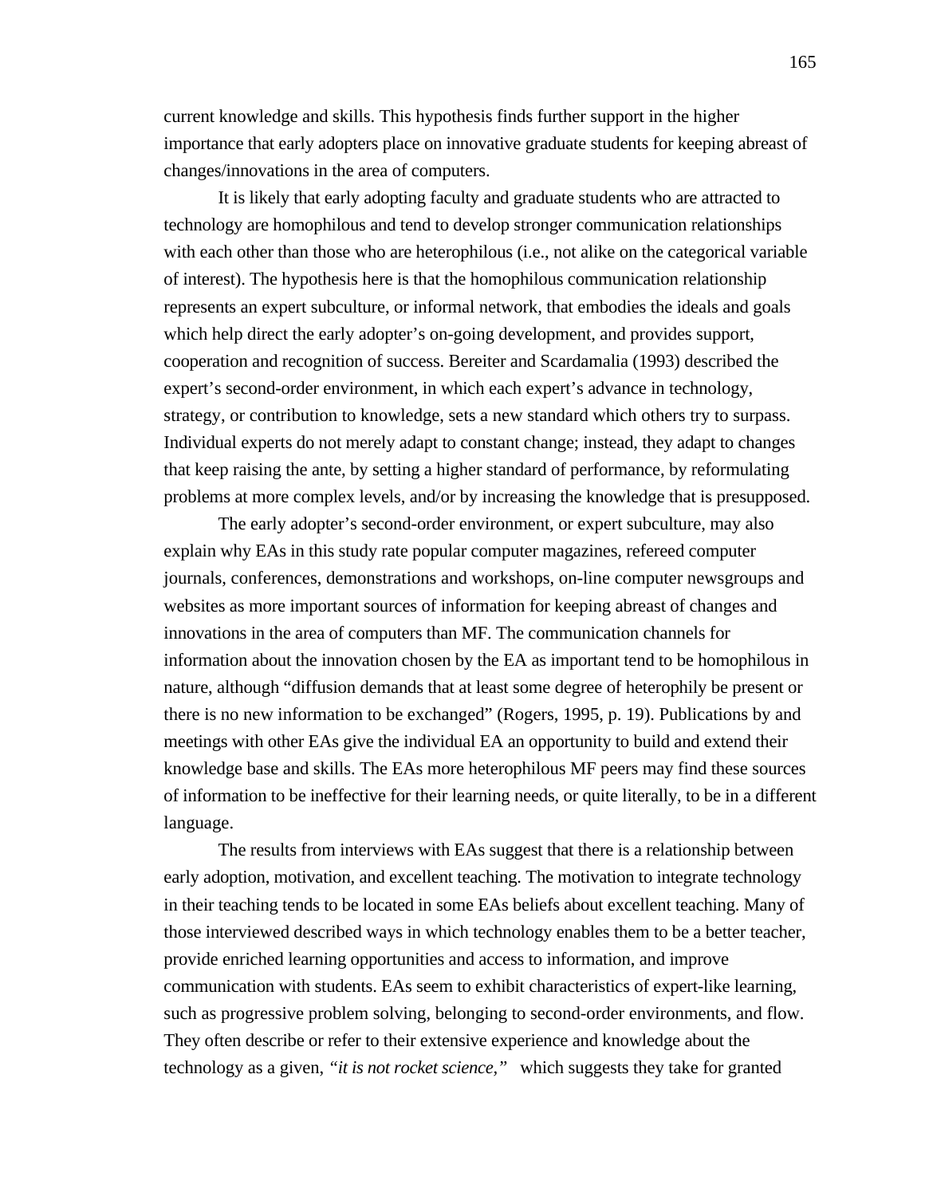current knowledge and skills. This hypothesis finds further support in the higher importance that early adopters place on innovative graduate students for keeping abreast of changes/innovations in the area of computers.

It is likely that early adopting faculty and graduate students who are attracted to technology are homophilous and tend to develop stronger communication relationships with each other than those who are heterophilous (i.e., not alike on the categorical variable of interest). The hypothesis here is that the homophilous communication relationship represents an expert subculture, or informal network, that embodies the ideals and goals which help direct the early adopter's on-going development, and provides support, cooperation and recognition of success. Bereiter and Scardamalia (1993) described the expert's second-order environment, in which each expert's advance in technology, strategy, or contribution to knowledge, sets a new standard which others try to surpass. Individual experts do not merely adapt to constant change; instead, they adapt to changes that keep raising the ante, by setting a higher standard of performance, by reformulating problems at more complex levels, and/or by increasing the knowledge that is presupposed.

The early adopter's second-order environment, or expert subculture, may also explain why EAs in this study rate popular computer magazines, refereed computer journals, conferences, demonstrations and workshops, on-line computer newsgroups and websites as more important sources of information for keeping abreast of changes and innovations in the area of computers than MF. The communication channels for information about the innovation chosen by the EA as important tend to be homophilous in nature, although "diffusion demands that at least some degree of heterophily be present or there is no new information to be exchanged" (Rogers, 1995, p. 19). Publications by and meetings with other EAs give the individual EA an opportunity to build and extend their knowledge base and skills. The EAs more heterophilous MF peers may find these sources of information to be ineffective for their learning needs, or quite literally, to be in a different language.

The results from interviews with EAs suggest that there is a relationship between early adoption, motivation, and excellent teaching. The motivation to integrate technology in their teaching tends to be located in some EAs beliefs about excellent teaching. Many of those interviewed described ways in which technology enables them to be a better teacher, provide enriched learning opportunities and access to information, and improve communication with students. EAs seem to exhibit characteristics of expert-like learning, such as progressive problem solving, belonging to second-order environments, and flow. They often describe or refer to their extensive experience and knowledge about the technology as a given, *"it is not rocket science,"* which suggests they take for granted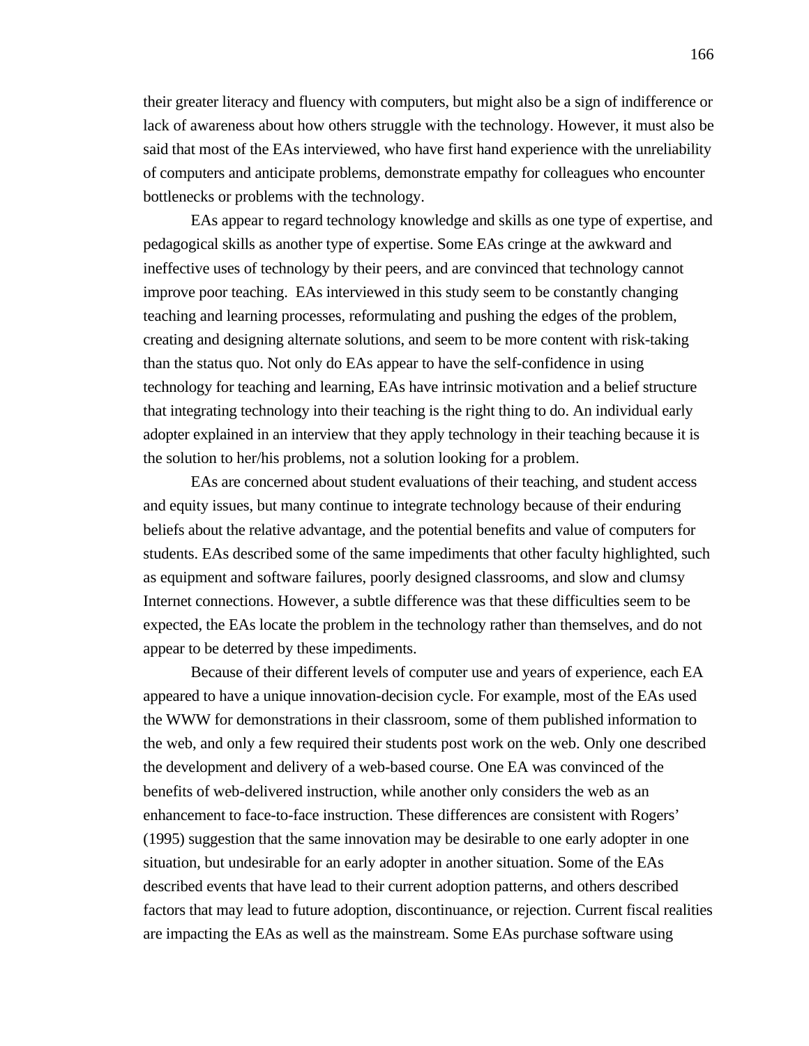their greater literacy and fluency with computers, but might also be a sign of indifference or lack of awareness about how others struggle with the technology. However, it must also be said that most of the EAs interviewed, who have first hand experience with the unreliability of computers and anticipate problems, demonstrate empathy for colleagues who encounter bottlenecks or problems with the technology.

EAs appear to regard technology knowledge and skills as one type of expertise, and pedagogical skills as another type of expertise. Some EAs cringe at the awkward and ineffective uses of technology by their peers, and are convinced that technology cannot improve poor teaching. EAs interviewed in this study seem to be constantly changing teaching and learning processes, reformulating and pushing the edges of the problem, creating and designing alternate solutions, and seem to be more content with risk-taking than the status quo. Not only do EAs appear to have the self-confidence in using technology for teaching and learning, EAs have intrinsic motivation and a belief structure that integrating technology into their teaching is the right thing to do. An individual early adopter explained in an interview that they apply technology in their teaching because it is the solution to her/his problems, not a solution looking for a problem.

EAs are concerned about student evaluations of their teaching, and student access and equity issues, but many continue to integrate technology because of their enduring beliefs about the relative advantage, and the potential benefits and value of computers for students. EAs described some of the same impediments that other faculty highlighted, such as equipment and software failures, poorly designed classrooms, and slow and clumsy Internet connections. However, a subtle difference was that these difficulties seem to be expected, the EAs locate the problem in the technology rather than themselves, and do not appear to be deterred by these impediments.

Because of their different levels of computer use and years of experience, each EA appeared to have a unique innovation-decision cycle. For example, most of the EAs used the WWW for demonstrations in their classroom, some of them published information to the web, and only a few required their students post work on the web. Only one described the development and delivery of a web-based course. One EA was convinced of the benefits of web-delivered instruction, while another only considers the web as an enhancement to face-to-face instruction. These differences are consistent with Rogers' (1995) suggestion that the same innovation may be desirable to one early adopter in one situation, but undesirable for an early adopter in another situation. Some of the EAs described events that have lead to their current adoption patterns, and others described factors that may lead to future adoption, discontinuance, or rejection. Current fiscal realities are impacting the EAs as well as the mainstream. Some EAs purchase software using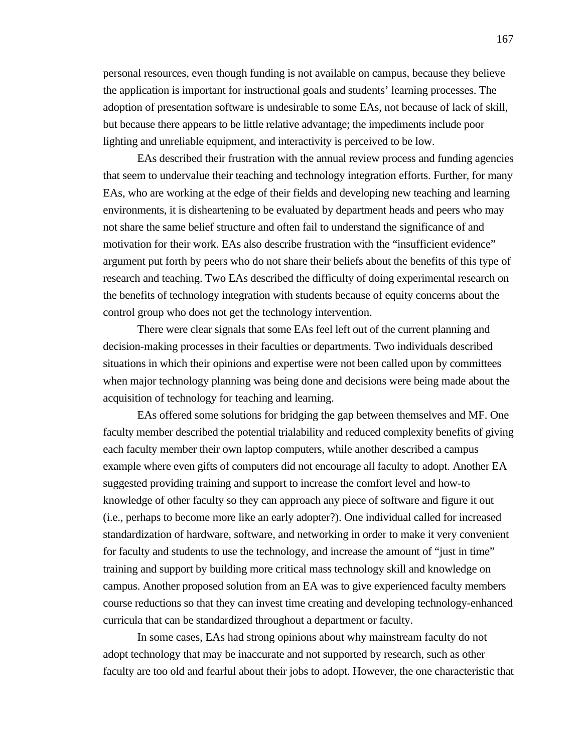personal resources, even though funding is not available on campus, because they believe the application is important for instructional goals and students' learning processes. The adoption of presentation software is undesirable to some EAs, not because of lack of skill, but because there appears to be little relative advantage; the impediments include poor lighting and unreliable equipment, and interactivity is perceived to be low.

EAs described their frustration with the annual review process and funding agencies that seem to undervalue their teaching and technology integration efforts. Further, for many EAs, who are working at the edge of their fields and developing new teaching and learning environments, it is disheartening to be evaluated by department heads and peers who may not share the same belief structure and often fail to understand the significance of and motivation for their work. EAs also describe frustration with the "insufficient evidence" argument put forth by peers who do not share their beliefs about the benefits of this type of research and teaching. Two EAs described the difficulty of doing experimental research on the benefits of technology integration with students because of equity concerns about the control group who does not get the technology intervention.

There were clear signals that some EAs feel left out of the current planning and decision-making processes in their faculties or departments. Two individuals described situations in which their opinions and expertise were not been called upon by committees when major technology planning was being done and decisions were being made about the acquisition of technology for teaching and learning.

EAs offered some solutions for bridging the gap between themselves and MF. One faculty member described the potential trialability and reduced complexity benefits of giving each faculty member their own laptop computers, while another described a campus example where even gifts of computers did not encourage all faculty to adopt. Another EA suggested providing training and support to increase the comfort level and how-to knowledge of other faculty so they can approach any piece of software and figure it out (i.e., perhaps to become more like an early adopter?). One individual called for increased standardization of hardware, software, and networking in order to make it very convenient for faculty and students to use the technology, and increase the amount of "just in time" training and support by building more critical mass technology skill and knowledge on campus. Another proposed solution from an EA was to give experienced faculty members course reductions so that they can invest time creating and developing technology-enhanced curricula that can be standardized throughout a department or faculty.

In some cases, EAs had strong opinions about why mainstream faculty do not adopt technology that may be inaccurate and not supported by research, such as other faculty are too old and fearful about their jobs to adopt. However, the one characteristic that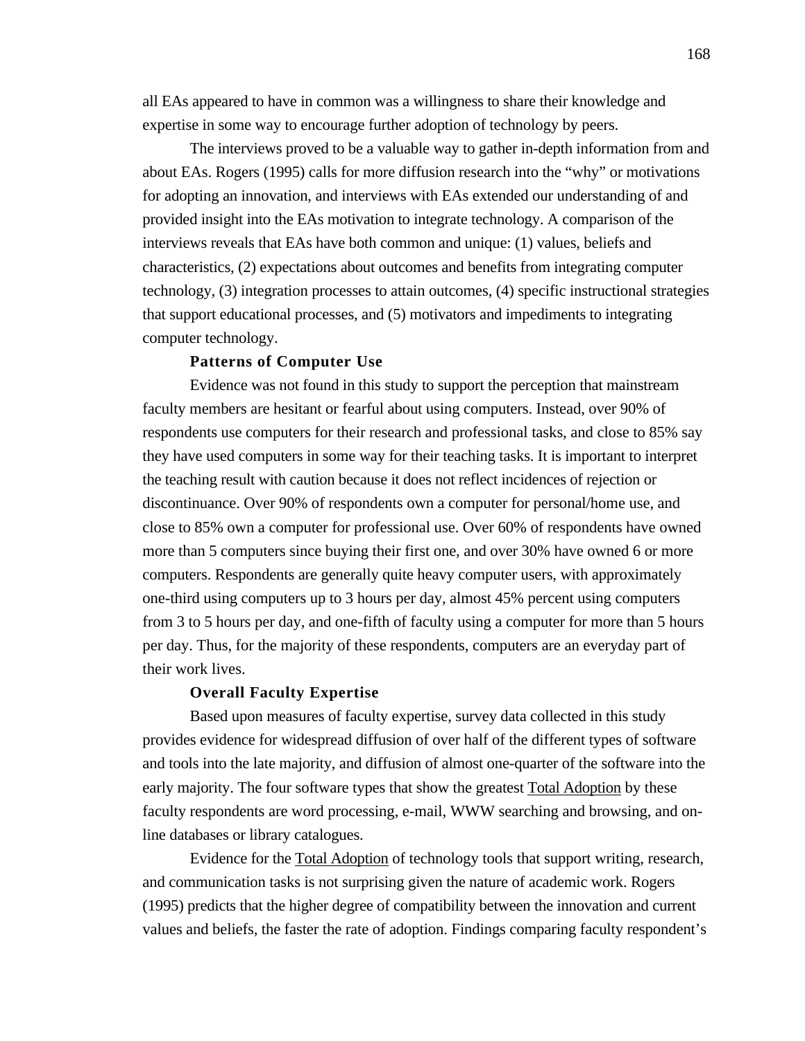all EAs appeared to have in common was a willingness to share their knowledge and expertise in some way to encourage further adoption of technology by peers.

The interviews proved to be a valuable way to gather in-depth information from and about EAs. Rogers (1995) calls for more diffusion research into the "why" or motivations for adopting an innovation, and interviews with EAs extended our understanding of and provided insight into the EAs motivation to integrate technology. A comparison of the interviews reveals that EAs have both common and unique: (1) values, beliefs and characteristics, (2) expectations about outcomes and benefits from integrating computer technology, (3) integration processes to attain outcomes, (4) specific instructional strategies that support educational processes, and (5) motivators and impediments to integrating computer technology.

### Patterns of Computer Use

Evidence was not found in this study to support the perception that mainstream faculty members are hesitant or fearful about using computers. Instead, over 90% of respondents use computers for their research and professional tasks, and close to 85% say they have used computers in some way for their teaching tasks. It is important to interpret the teaching result with caution because it does not reflect incidences of rejection or discontinuance. Over 90% of respondents own a computer for personal/home use, and close to 85% own a computer for professional use. Over 60% of respondents have owned more than 5 computers since buying their first one, and over 30% have owned 6 or more computers. Respondents are generally quite heavy computer users, with approximately one-third using computers up to 3 hours per day, almost 45% percent using computers from 3 to 5 hours per day, and one-fifth of faculty using a computer for more than 5 hours per day. Thus, for the majority of these respondents, computers are an everyday part of their work lives.

### Overall Faculty Expertise

Based upon measures of faculty expertise, survey data collected in this study provides evidence for widespread diffusion of over half of the different types of software and tools into the late majority, and diffusion of almost one-quarter of the software into the early majority. The four software types that show the greatest <u>Total Adoption</u> by these faculty respondents are word processing, e-mail, WWW searching and browsing, and on-line databases or library catalogues.

Evidence for the <u>Total Adoption</u> of technology tools that support writing, research, and communication tasks is not surprising given the nature of academic work. Rogers (1995) predicts that the higher degree of compatibility between the innovation and current values and beliefs, the faster the rate of adoption. Findings comparing faculty respondent's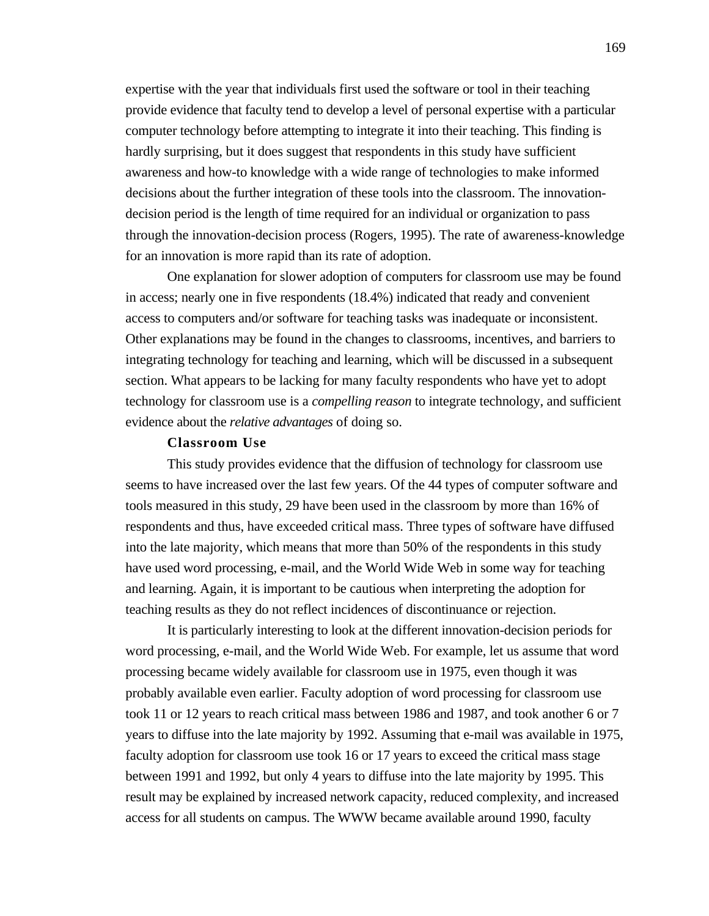expertise with the year that individuals first used the software or tool in their teaching provide evidence that faculty tend to develop a level of personal expertise with a particular computer technology before attempting to integrate it into their teaching. This finding is hardly surprising, but it does suggest that respondents in this study have sufficient awareness and how-to knowledge with a wide range of technologies to make informed decisions about the further integration of these tools into the classroom. The innovation-decision period is the length of time required for an individual or organization to pass through the innovation-decision process (Rogers, 1995). The rate of awareness-knowledge for an innovation is more rapid than its rate of adoption.

One explanation for slower adoption of computers for classroom use may be found in access; nearly one in five respondents (18.4%) indicated that ready and convenient access to computers and/or software for teaching tasks was inadequate or inconsistent. Other explanations may be found in the changes to classrooms, incentives, and barriers to integrating technology for teaching and learning, which will be discussed in a subsequent section. What appears to be lacking for many faculty respondents who have yet to adopt technology for classroom use is a *compelling reason* to integrate technology, and sufficient evidence about the *relative advantages* of doing so.

### Classroom Use

This study provides evidence that the diffusion of technology for classroom use seems to have increased over the last few years. Of the 44 types of computer software and tools measured in this study, 29 have been used in the classroom by more than 16% of respondents and thus, have exceeded critical mass. Three types of software have diffused into the late majority, which means that more than 50% of the respondents in this study have used word processing, e-mail, and the World Wide Web in some way for teaching and learning. Again, it is important to be cautious when interpreting the adoption for teaching results as they do not reflect incidences of discontinuance or rejection.

It is particularly interesting to look at the different innovation-decision periods for word processing, e-mail, and the World Wide Web. For example, let us assume that word processing became widely available for classroom use in 1975, even though it was probably available even earlier. Faculty adoption of word processing for classroom use took 11 or 12 years to reach critical mass between 1986 and 1987, and took another 6 or 7 years to diffuse into the late majority by 1992. Assuming that e-mail was available in 1975, faculty adoption for classroom use took 16 or 17 years to exceed the critical mass stage between 1991 and 1992, but only 4 years to diffuse into the late majority by 1995. This result may be explained by increased network capacity, reduced complexity, and increased access for all students on campus. The WWW became available around 1990, faculty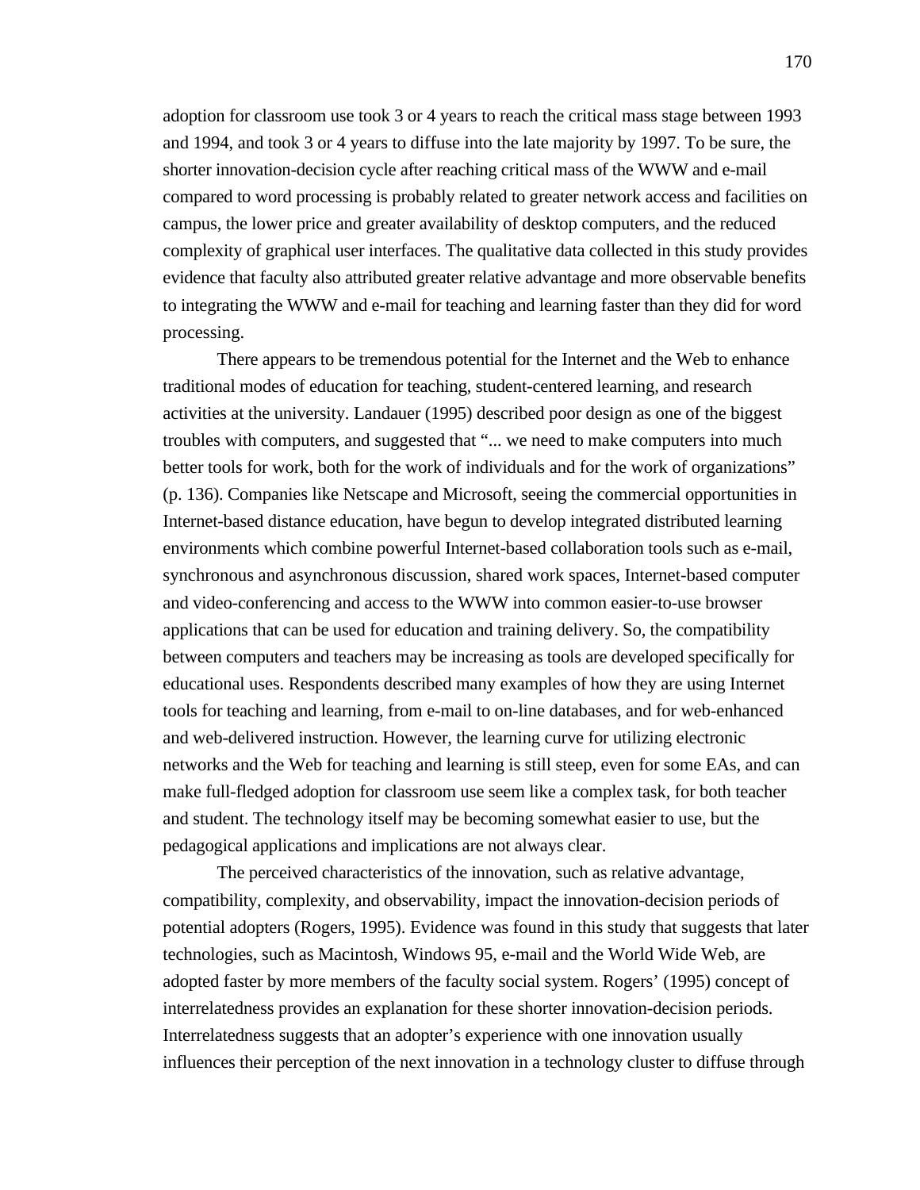adoption for classroom use took 3 or 4 years to reach the critical mass stage between 1993 and 1994, and took 3 or 4 years to diffuse into the late majority by 1997. To be sure, the shorter innovation-decision cycle after reaching critical mass of the WWW and e-mail compared to word processing is probably related to greater network access and facilities on campus, the lower price and greater availability of desktop computers, and the reduced complexity of graphical user interfaces. The qualitative data collected in this study provides evidence that faculty also attributed greater relative advantage and more observable benefits to integrating the WWW and e-mail for teaching and learning faster than they did for word processing.

There appears to be tremendous potential for the Internet and the Web to enhance traditional modes of education for teaching, student-centered learning, and research activities at the university. Landauer (1995) described poor design as one of the biggest troubles with computers, and suggested that "... we need to make computers into much better tools for work, both for the work of individuals and for the work of organizations" (p. 136). Companies like Netscape and Microsoft, seeing the commercial opportunities in Internet-based distance education, have begun to develop integrated distributed learning environments which combine powerful Internet-based collaboration tools such as e-mail, synchronous and asynchronous discussion, shared work spaces, Internet-based computer and video-conferencing and access to the WWW into common easier-to-use browser applications that can be used for education and training delivery. So, the compatibility between computers and teachers may be increasing as tools are developed specifically for educational uses. Respondents described many examples of how they are using Internet tools for teaching and learning, from e-mail to on-line databases, and for web-enhanced and web-delivered instruction. However, the learning curve for utilizing electronic networks and the Web for teaching and learning is still steep, even for some EAs, and can make full-fledged adoption for classroom use seem like a complex task, for both teacher and student. The technology itself may be becoming somewhat easier to use, but the pedagogical applications and implications are not always clear.

The perceived characteristics of the innovation, such as relative advantage, compatibility, complexity, and observability, impact the innovation-decision periods of potential adopters (Rogers, 1995). Evidence was found in this study that suggests that later technologies, such as Macintosh, Windows 95, e-mail and the World Wide Web, are adopted faster by more members of the faculty social system. Rogers' (1995) concept of interrelatedness provides an explanation for these shorter innovation-decision periods. Interrelatedness suggests that an adopter's experience with one innovation usually influences their perception of the next innovation in a technology cluster to diffuse through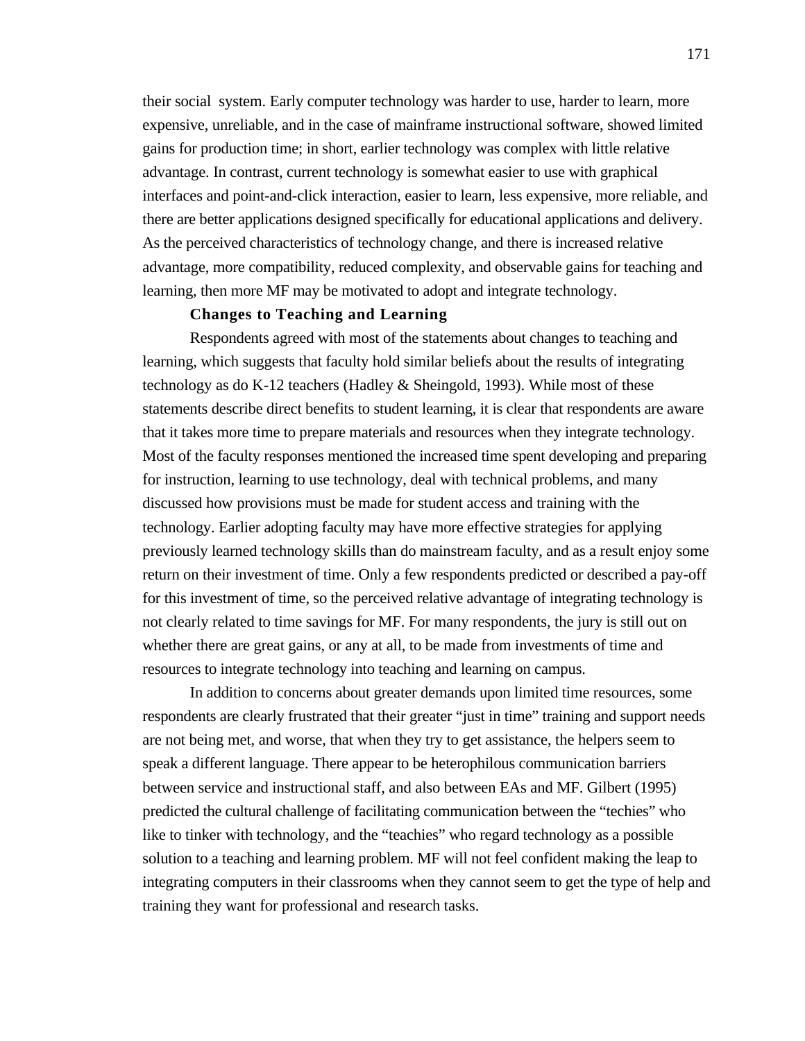their social system. Early computer technology was harder to use, harder to learn, more expensive, unreliable, and in the case of mainframe instructional software, showed limited gains for production time; in short, earlier technology was complex with little relative advantage. In contrast, current technology is somewhat easier to use with graphical interfaces and point-and-click interaction, easier to learn, less expensive, more reliable, and there are better applications designed specifically for educational applications and delivery. As the perceived characteristics of technology change, and there is increased relative advantage, more compatibility, reduced complexity, and observable gains for teaching and learning, then more MF may be motivated to adopt and integrate technology.

### Changes to Teaching and Learning

Respondents agreed with most of the statements about changes to teaching and learning, which suggests that faculty hold similar beliefs about the results of integrating technology as do K-12 teachers (Hadley & Sheingold, 1993). While most of these statements describe direct benefits to student learning, it is clear that respondents are aware that it takes more time to prepare materials and resources when they integrate technology. Most of the faculty responses mentioned the increased time spent developing and preparing for instruction, learning to use technology, deal with technical problems, and many discussed how provisions must be made for student access and training with the technology. Earlier adopting faculty may have more effective strategies for applying previously learned technology skills than do mainstream faculty, and as a result enjoy some return on their investment of time. Only a few respondents predicted or described a pay-off for this investment of time, so the perceived relative advantage of integrating technology is not clearly related to time savings for MF. For many respondents, the jury is still out on whether there are great gains, or any at all, to be made from investments of time and resources to integrate technology into teaching and learning on campus.

In addition to concerns about greater demands upon limited time resources, some respondents are clearly frustrated that their greater "just in time" training and support needs are not being met, and worse, that when they try to get assistance, the helpers seem to speak a different language. There appear to be heterophilous communication barriers between service and instructional staff, and also between EAs and MF. Gilbert (1995) predicted the cultural challenge of facilitating communication between the "techies" who like to tinker with technology, and the "teachies" who regard technology as a possible solution to a teaching and learning problem. MF will not feel confident making the leap to integrating computers in their classrooms when they cannot seem to get the type of help and training they want for professional and research tasks.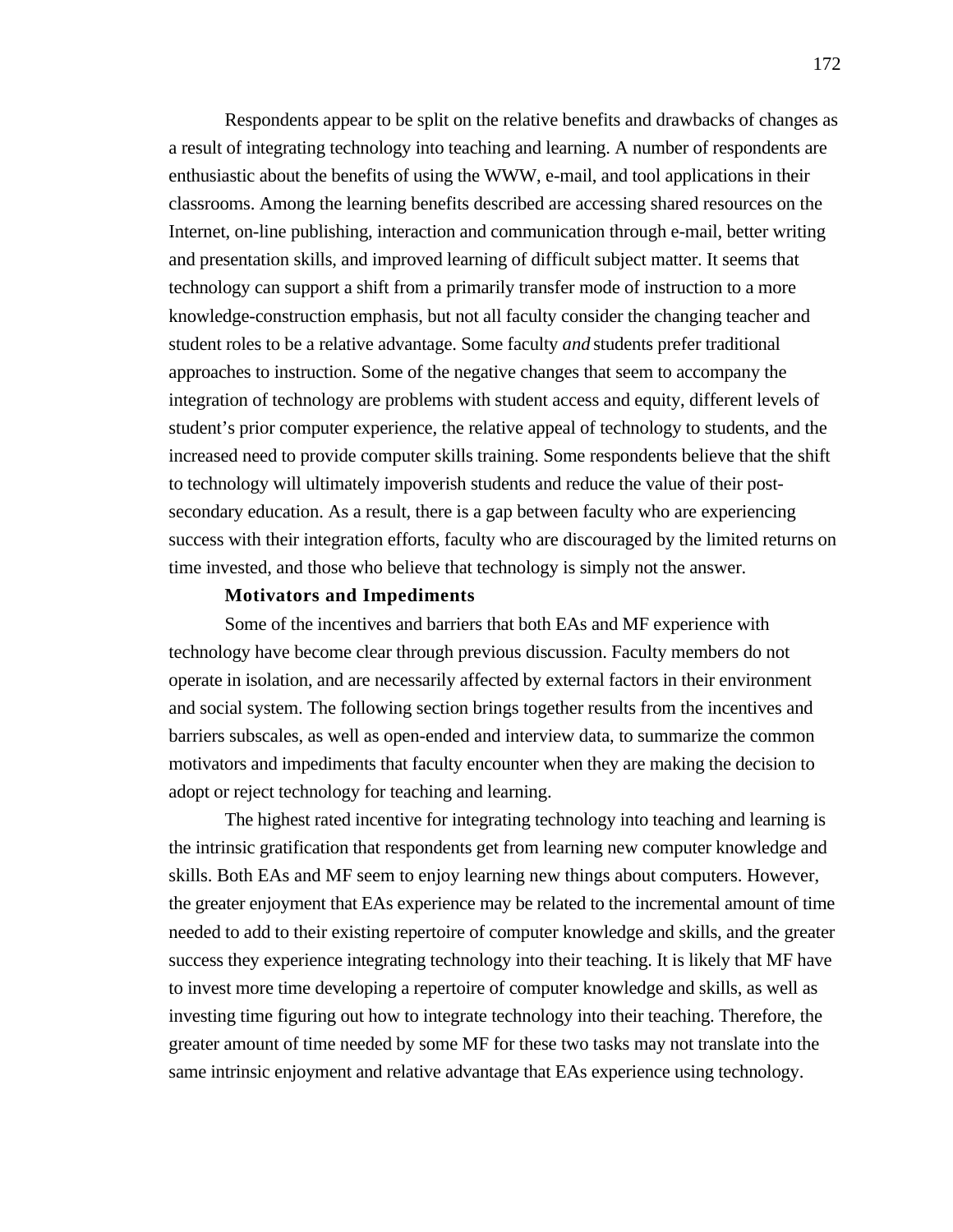Respondents appear to be split on the relative benefits and drawbacks of changes as a result of integrating technology into teaching and learning. A number of respondents are enthusiastic about the benefits of using the WWW, e-mail, and tool applications in their classrooms. Among the learning benefits described are accessing shared resources on the Internet, on-line publishing, interaction and communication through e-mail, better writing and presentation skills, and improved learning of difficult subject matter. It seems that technology can support a shift from a primarily transfer mode of instruction to a more knowledge-construction emphasis, but not all faculty consider the changing teacher and student roles to be a relative advantage. Some faculty *and* students prefer traditional approaches to instruction. Some of the negative changes that seem to accompany the integration of technology are problems with student access and equity, different levels of student's prior computer experience, the relative appeal of technology to students, and the increased need to provide computer skills training. Some respondents believe that the shift to technology will ultimately impoverish students and reduce the value of their post-secondary education. As a result, there is a gap between faculty who are experiencing success with their integration efforts, faculty who are discouraged by the limited returns on time invested, and those who believe that technology is simply not the answer.

### Motivators and Impediments

Some of the incentives and barriers that both EAs and MF experience with technology have become clear through previous discussion. Faculty members do not operate in isolation, and are necessarily affected by external factors in their environment and social system. The following section brings together results from the incentives and barriers subscales, as well as open-ended and interview data, to summarize the common motivators and impediments that faculty encounter when they are making the decision to adopt or reject technology for teaching and learning.

The highest rated incentive for integrating technology into teaching and learning is the intrinsic gratification that respondents get from learning new computer knowledge and skills. Both EAs and MF seem to enjoy learning new things about computers. However, the greater enjoyment that EAs experience may be related to the incremental amount of time needed to add to their existing repertoire of computer knowledge and skills, and the greater success they experience integrating technology into their teaching. It is likely that MF have to invest more time developing a repertoire of computer knowledge and skills, as well as investing time figuring out how to integrate technology into their teaching. Therefore, the greater amount of time needed by some MF for these two tasks may not translate into the same intrinsic enjoyment and relative advantage that EAs experience using technology.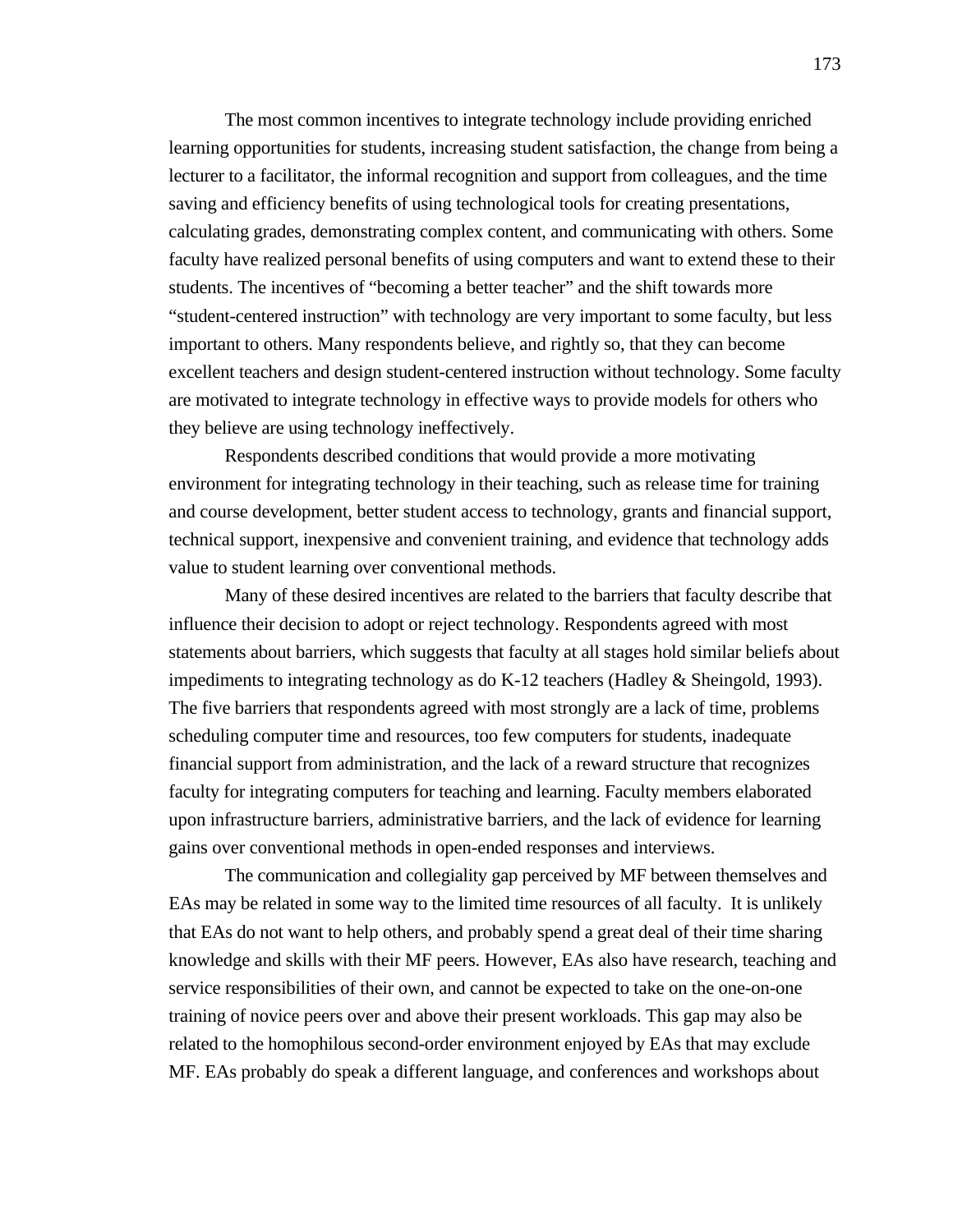The most common incentives to integrate technology include providing enriched learning opportunities for students, increasing student satisfaction, the change from being a lecturer to a facilitator, the informal recognition and support from colleagues, and the time saving and efficiency benefits of using technological tools for creating presentations, calculating grades, demonstrating complex content, and communicating with others. Some faculty have realized personal benefits of using computers and want to extend these to their students. The incentives of "becoming a better teacher" and the shift towards more "student-centered instruction" with technology are very important to some faculty, but less important to others. Many respondents believe, and rightly so, that they can become excellent teachers and design student-centered instruction without technology. Some faculty are motivated to integrate technology in effective ways to provide models for others who they believe are using technology ineffectively.

Respondents described conditions that would provide a more motivating environment for integrating technology in their teaching, such as release time for training and course development, better student access to technology, grants and financial support, technical support, inexpensive and convenient training, and evidence that technology adds value to student learning over conventional methods.

Many of these desired incentives are related to the barriers that faculty describe that influence their decision to adopt or reject technology. Respondents agreed with most statements about barriers, which suggests that faculty at all stages hold similar beliefs about impediments to integrating technology as do K-12 teachers (Hadley & Sheingold, 1993). The five barriers that respondents agreed with most strongly are a lack of time, problems scheduling computer time and resources, too few computers for students, inadequate financial support from administration, and the lack of a reward structure that recognizes faculty for integrating computers for teaching and learning. Faculty members elaborated upon infrastructure barriers, administrative barriers, and the lack of evidence for learning gains over conventional methods in open-ended responses and interviews.

The communication and collegiality gap perceived by MF between themselves and EAs may be related in some way to the limited time resources of all faculty. It is unlikely that EAs do not want to help others, and probably spend a great deal of their time sharing knowledge and skills with their MF peers. However, EAs also have research, teaching and service responsibilities of their own, and cannot be expected to take on the one-on-one training of novice peers over and above their present workloads. This gap may also be related to the homophilous second-order environment enjoyed by EAs that may exclude MF. EAs probably do speak a different language, and conferences and workshops about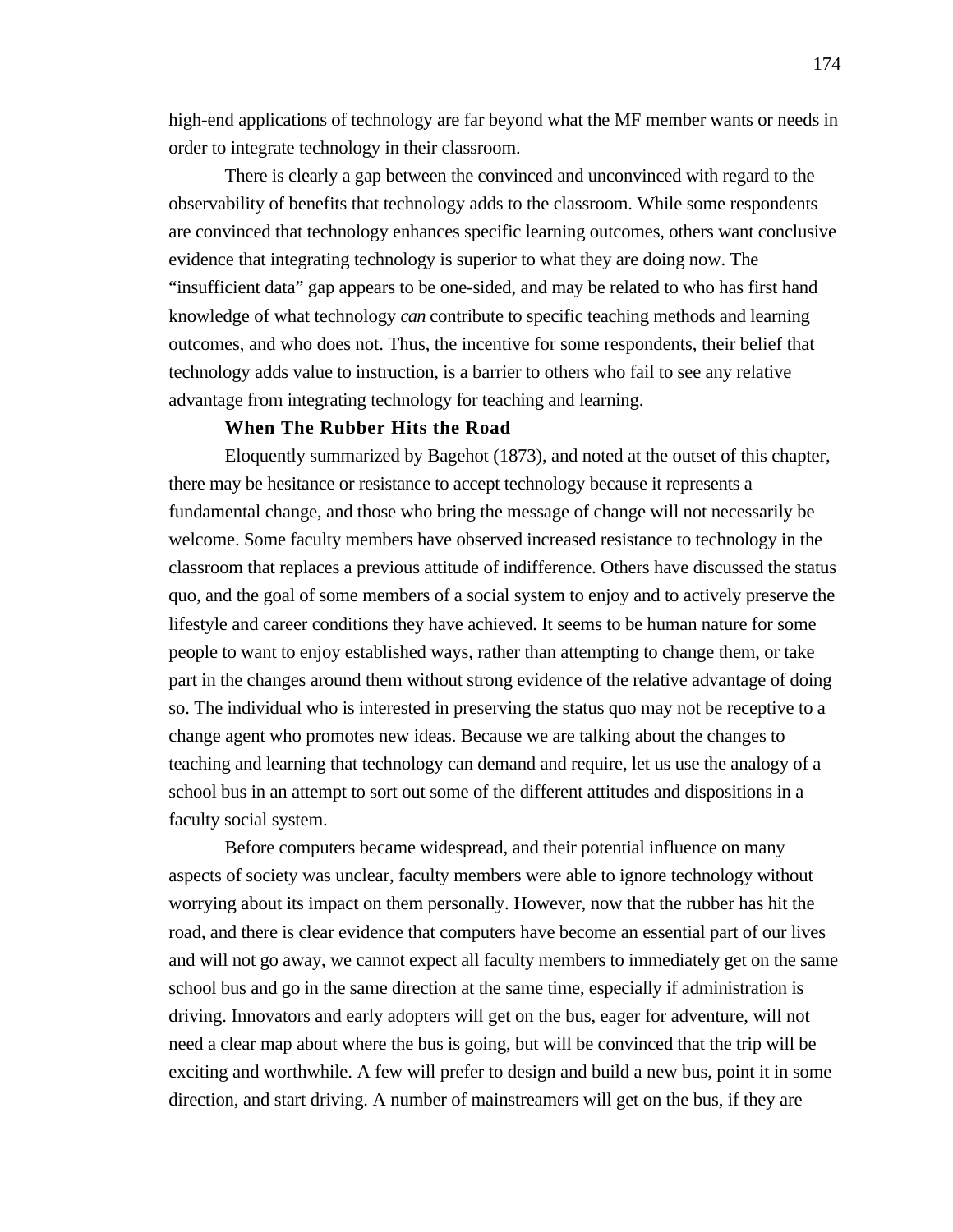high-end applications of technology are far beyond what the MF member wants or needs in order to integrate technology in their classroom.

There is clearly a gap between the convinced and unconvinced with regard to the observability of benefits that technology adds to the classroom. While some respondents are convinced that technology enhances specific learning outcomes, others want conclusive evidence that integrating technology is superior to what they are doing now. The "insufficient data" gap appears to be one-sided, and may be related to who has first hand knowledge of what technology *can* contribute to specific teaching methods and learning outcomes, and who does not. Thus, the incentive for some respondents, their belief that technology adds value to instruction, is a barrier to others who fail to see any relative advantage from integrating technology for teaching and learning.

**When The Rubber Hits the Road**

Eloquently summarized by Bagehot (1873), and noted at the outset of this chapter, there may be hesitance or resistance to accept technology because it represents a fundamental change, and those who bring the message of change will not necessarily be welcome. Some faculty members have observed increased resistance to technology in the classroom that replaces a previous attitude of indifference. Others have discussed the status quo, and the goal of some members of a social system to enjoy and to actively preserve the lifestyle and career conditions they have achieved. It seems to be human nature for some people to want to enjoy established ways, rather than attempting to change them, or take part in the changes around them without strong evidence of the relative advantage of doing so. The individual who is interested in preserving the status quo may not be receptive to a change agent who promotes new ideas. Because we are talking about the changes to teaching and learning that technology can demand and require, let us use the analogy of a school bus in an attempt to sort out some of the different attitudes and dispositions in a faculty social system.

Before computers became widespread, and their potential influence on many aspects of society was unclear, faculty members were able to ignore technology without worrying about its impact on them personally. However, now that the rubber has hit the road, and there is clear evidence that computers have become an essential part of our lives and will not go away, we cannot expect all faculty members to immediately get on the same school bus and go in the same direction at the same time, especially if administration is driving. Innovators and early adopters will get on the bus, eager for adventure, will not need a clear map about where the bus is going, but will be convinced that the trip will be exciting and worthwhile. A few will prefer to design and build a new bus, point it in some direction, and start driving. A number of mainstreamers will get on the bus, if they are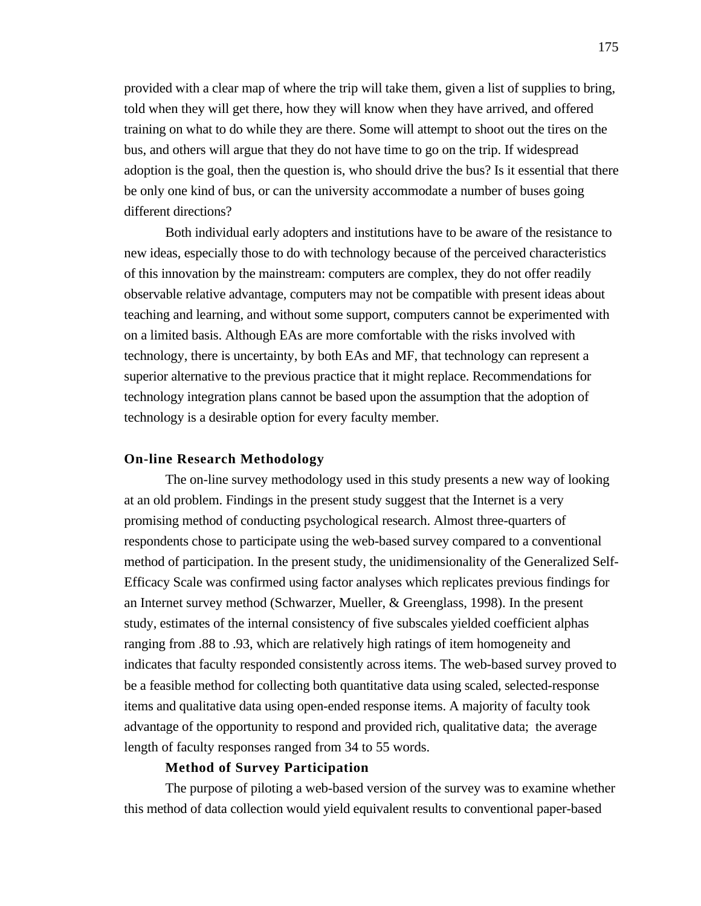provided with a clear map of where the trip will take them, given a list of supplies to bring, told when they will get there, how they will know when they have arrived, and offered training on what to do while they are there. Some will attempt to shoot out the tires on the bus, and others will argue that they do not have time to go on the trip. If widespread adoption is the goal, then the question is, who should drive the bus? Is it essential that there be only one kind of bus, or can the university accommodate a number of buses going different directions?

Both individual early adopters and institutions have to be aware of the resistance to new ideas, especially those to do with technology because of the perceived characteristics of this innovation by the mainstream: computers are complex, they do not offer readily observable relative advantage, computers may not be compatible with present ideas about teaching and learning, and without some support, computers cannot be experimented with on a limited basis. Although EAs are more comfortable with the risks involved with technology, there is uncertainty, by both EAs and MF, that technology can represent a superior alternative to the previous practice that it might replace. Recommendations for technology integration plans cannot be based upon the assumption that the adoption of technology is a desirable option for every faculty member.

## On-line Research Methodology

The on-line survey methodology used in this study presents a new way of looking at an old problem. Findings in the present study suggest that the Internet is a very promising method of conducting psychological research. Almost three-quarters of respondents chose to participate using the web-based survey compared to a conventional method of participation. In the present study, the unidimensionality of the Generalized Self-Efficacy Scale was confirmed using factor analyses which replicates previous findings for an Internet survey method (Schwarzer, Mueller, & Greenglass, 1998). In the present study, estimates of the internal consistency of five subscales yielded coefficient alphas ranging from .88 to .93, which are relatively high ratings of item homogeneity and indicates that faculty responded consistently across items. The web-based survey proved to be a feasible method for collecting both quantitative data using scaled, selected-response items and qualitative data using open-ended response items. A majority of faculty took advantage of the opportunity to respond and provided rich, qualitative data; the average length of faculty responses ranged from 34 to 55 words.

### Method of Survey Participation

The purpose of piloting a web-based version of the survey was to examine whether this method of data collection would yield equivalent results to conventional paper-based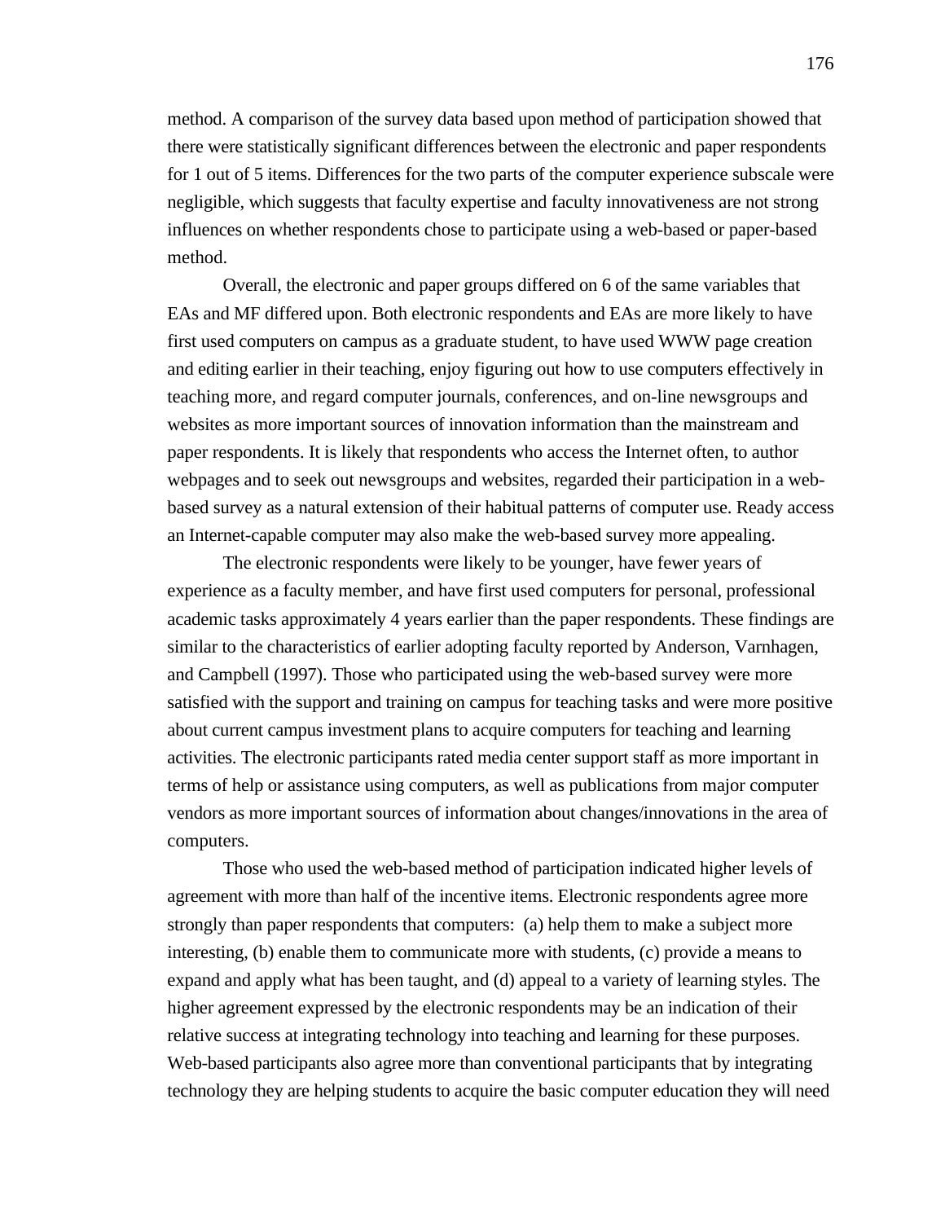method. A comparison of the survey data based upon method of participation showed that there were statistically significant differences between the electronic and paper respondents for 1 out of 5 items. Differences for the two parts of the computer experience subscale were negligible, which suggests that faculty expertise and faculty innovativeness are not strong influences on whether respondents chose to participate using a web-based or paper-based method.

Overall, the electronic and paper groups differed on 6 of the same variables that EAs and MF differed upon. Both electronic respondents and EAs are more likely to have first used computers on campus as a graduate student, to have used WWW page creation and editing earlier in their teaching, enjoy figuring out how to use computers effectively in teaching more, and regard computer journals, conferences, and on-line newsgroups and websites as more important sources of innovation information than the mainstream and paper respondents. It is likely that respondents who access the Internet often, to author webpages and to seek out newsgroups and websites, regarded their participation in a web-based survey as a natural extension of their habitual patterns of computer use. Ready access an Internet-capable computer may also make the web-based survey more appealing.

The electronic respondents were likely to be younger, have fewer years of experience as a faculty member, and have first used computers for personal, professional academic tasks approximately 4 years earlier than the paper respondents. These findings are similar to the characteristics of earlier adopting faculty reported by Anderson, Varnhagen, and Campbell (1997). Those who participated using the web-based survey were more satisfied with the support and training on campus for teaching tasks and were more positive about current campus investment plans to acquire computers for teaching and learning activities. The electronic participants rated media center support staff as more important in terms of help or assistance using computers, as well as publications from major computer vendors as more important sources of information about changes/innovations in the area of computers.

Those who used the web-based method of participation indicated higher levels of agreement with more than half of the incentive items. Electronic respondents agree more strongly than paper respondents that computers: (a) help them to make a subject more interesting, (b) enable them to communicate more with students, (c) provide a means to expand and apply what has been taught, and (d) appeal to a variety of learning styles. The higher agreement expressed by the electronic respondents may be an indication of their relative success at integrating technology into teaching and learning for these purposes. Web-based participants also agree more than conventional participants that by integrating technology they are helping students to acquire the basic computer education they will need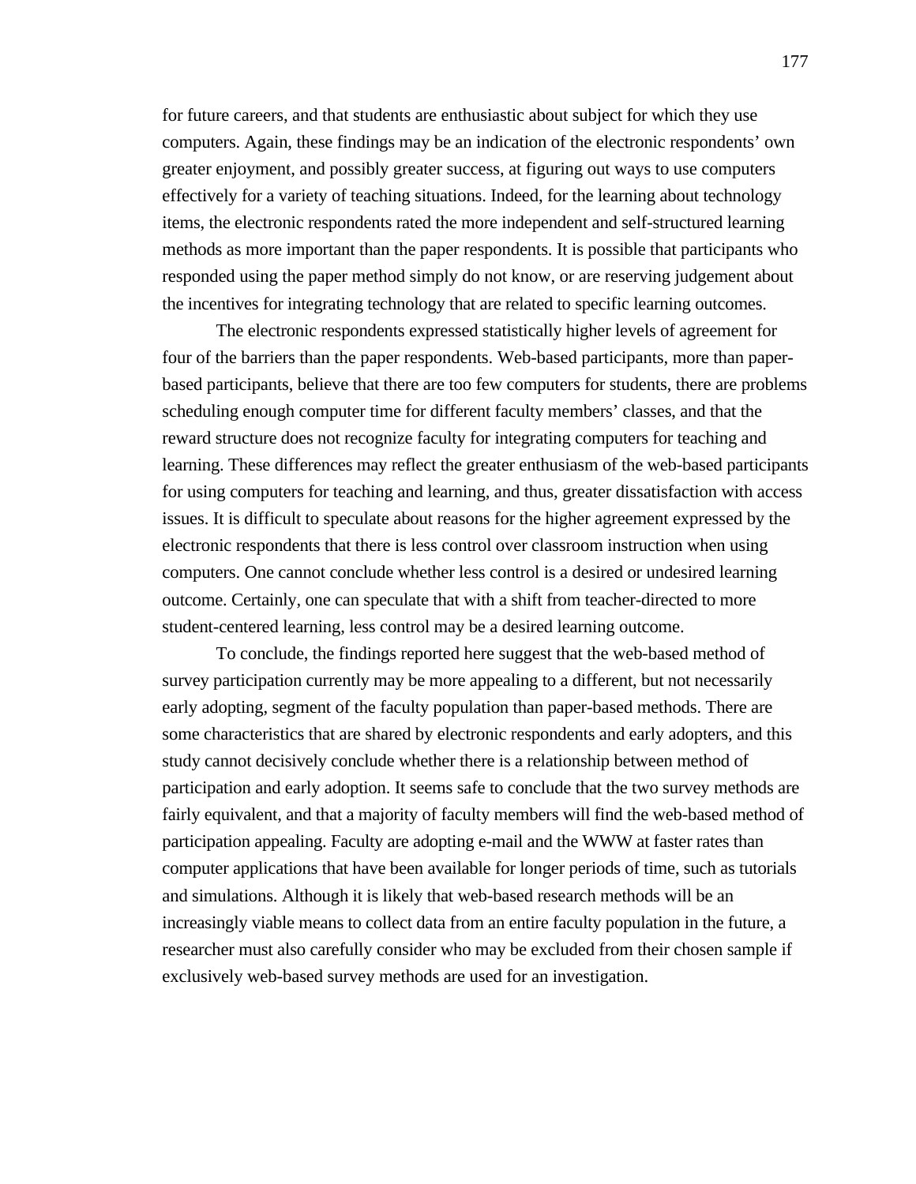for future careers, and that students are enthusiastic about subject for which they use computers. Again, these findings may be an indication of the electronic respondents' own greater enjoyment, and possibly greater success, at figuring out ways to use computers effectively for a variety of teaching situations. Indeed, for the learning about technology items, the electronic respondents rated the more independent and self-structured learning methods as more important than the paper respondents. It is possible that participants who responded using the paper method simply do not know, or are reserving judgement about the incentives for integrating technology that are related to specific learning outcomes.

The electronic respondents expressed statistically higher levels of agreement for four of the barriers than the paper respondents. Web-based participants, more than paper-based participants, believe that there are too few computers for students, there are problems scheduling enough computer time for different faculty members' classes, and that the reward structure does not recognize faculty for integrating computers for teaching and learning. These differences may reflect the greater enthusiasm of the web-based participants for using computers for teaching and learning, and thus, greater dissatisfaction with access issues. It is difficult to speculate about reasons for the higher agreement expressed by the electronic respondents that there is less control over classroom instruction when using computers. One cannot conclude whether less control is a desired or undesired learning outcome. Certainly, one can speculate that with a shift from teacher-directed to more student-centered learning, less control may be a desired learning outcome.

To conclude, the findings reported here suggest that the web-based method of survey participation currently may be more appealing to a different, but not necessarily early adopting, segment of the faculty population than paper-based methods. There are some characteristics that are shared by electronic respondents and early adopters, and this study cannot decisively conclude whether there is a relationship between method of participation and early adoption. It seems safe to conclude that the two survey methods are fairly equivalent, and that a majority of faculty members will find the web-based method of participation appealing. Faculty are adopting e-mail and the WWW at faster rates than computer applications that have been available for longer periods of time, such as tutorials and simulations. Although it is likely that web-based research methods will be an increasingly viable means to collect data from an entire faculty population in the future, a researcher must also carefully consider who may be excluded from their chosen sample if exclusively web-based survey methods are used for an investigation.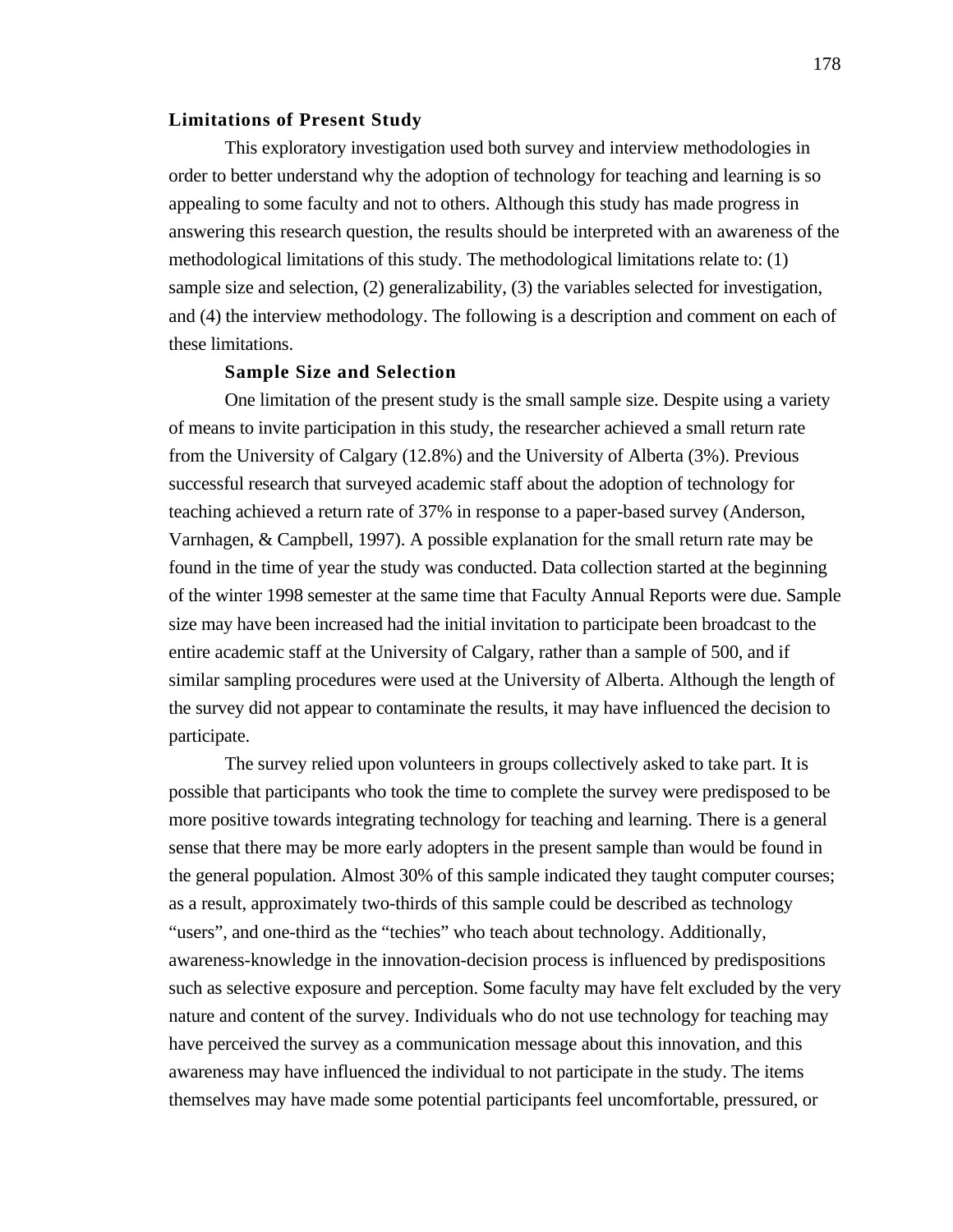### Limitations of Present Study

This exploratory investigation used both survey and interview methodologies in order to better understand why the adoption of technology for teaching and learning is so appealing to some faculty and not to others. Although this study has made progress in answering this research question, the results should be interpreted with an awareness of the methodological limitations of this study. The methodological limitations relate to: (1) sample size and selection, (2) generalizability, (3) the variables selected for investigation, and (4) the interview methodology. The following is a description and comment on each of these limitations.

#### Sample Size and Selection

One limitation of the present study is the small sample size. Despite using a variety of means to invite participation in this study, the researcher achieved a small return rate from the University of Calgary (12.8%) and the University of Alberta (3%). Previous successful research that surveyed academic staff about the adoption of technology for teaching achieved a return rate of 37% in response to a paper-based survey (Anderson, Varnhagen, & Campbell, 1997). A possible explanation for the small return rate may be found in the time of year the study was conducted. Data collection started at the beginning of the winter 1998 semester at the same time that Faculty Annual Reports were due. Sample size may have been increased had the initial invitation to participate been broadcast to the entire academic staff at the University of Calgary, rather than a sample of 500, and if similar sampling procedures were used at the University of Alberta. Although the length of the survey did not appear to contaminate the results, it may have influenced the decision to participate.

The survey relied upon volunteers in groups collectively asked to take part. It is possible that participants who took the time to complete the survey were predisposed to be more positive towards integrating technology for teaching and learning. There is a general sense that there may be more early adopters in the present sample than would be found in the general population. Almost 30% of this sample indicated they taught computer courses; as a result, approximately two-thirds of this sample could be described as technology "users", and one-third as the "techies" who teach about technology. Additionally, awareness-knowledge in the innovation-decision process is influenced by predispositions such as selective exposure and perception. Some faculty may have felt excluded by the very nature and content of the survey. Individuals who do not use technology for teaching may have perceived the survey as a communication message about this innovation, and this awareness may have influenced the individual to not participate in the study. The items themselves may have made some potential participants feel uncomfortable, pressured, or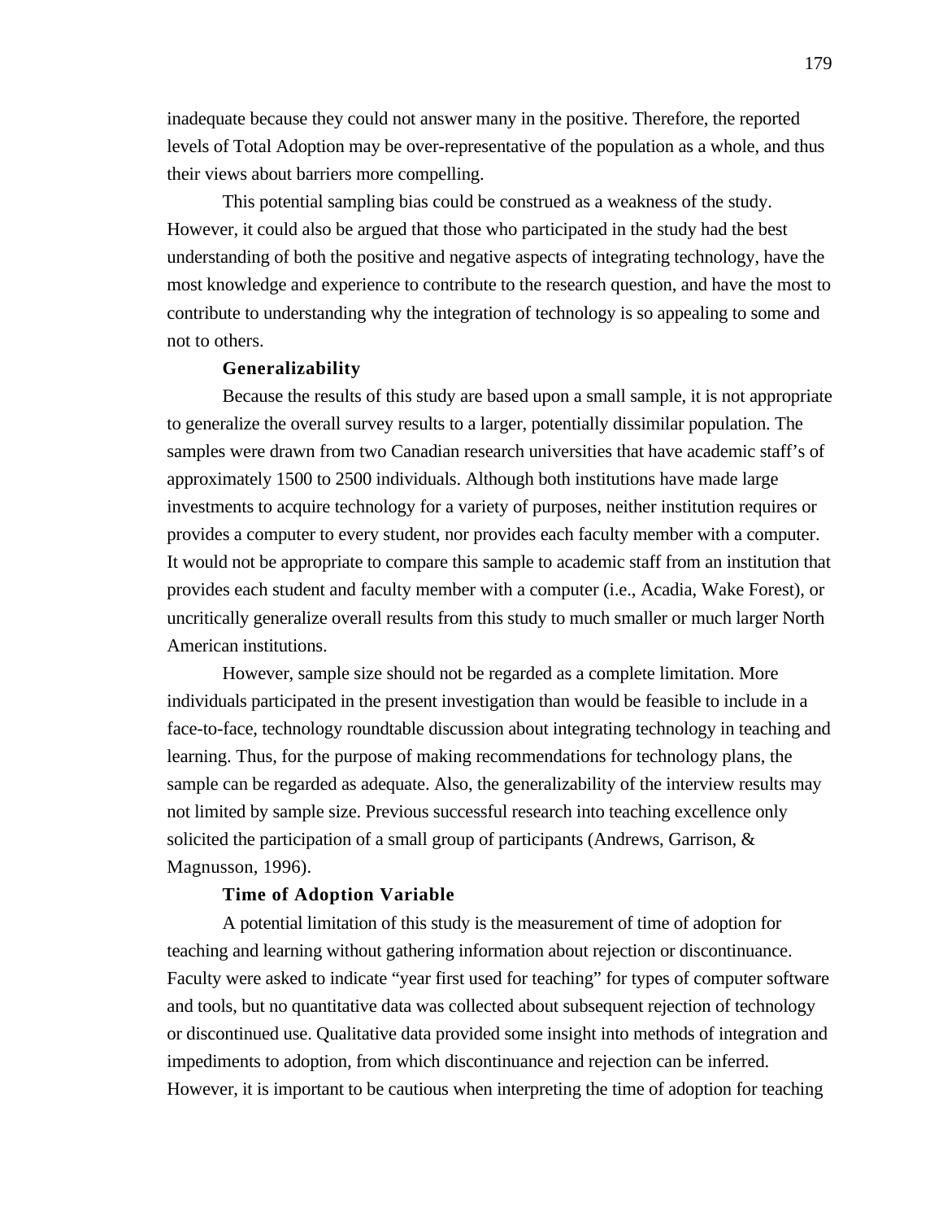inadequate because they could not answer many in the positive. Therefore, the reported levels of Total Adoption may be over-representative of the population as a whole, and thus their views about barriers more compelling.

This potential sampling bias could be construed as a weakness of the study. However, it could also be argued that those who participated in the study had the best understanding of both the positive and negative aspects of integrating technology, have the most knowledge and experience to contribute to the research question, and have the most to contribute to understanding why the integration of technology is so appealing to some and not to others.

### Generalizability

Because the results of this study are based upon a small sample, it is not appropriate to generalize the overall survey results to a larger, potentially dissimilar population. The samples were drawn from two Canadian research universities that have academic staff's of approximately 1500 to 2500 individuals. Although both institutions have made large investments to acquire technology for a variety of purposes, neither institution requires or provides a computer to every student, nor provides each faculty member with a computer. It would not be appropriate to compare this sample to academic staff from an institution that provides each student and faculty member with a computer (i.e., Acadia, Wake Forest), or uncritically generalize overall results from this study to much smaller or much larger North American institutions.

However, sample size should not be regarded as a complete limitation. More individuals participated in the present investigation than would be feasible to include in a face-to-face, technology roundtable discussion about integrating technology in teaching and learning. Thus, for the purpose of making recommendations for technology plans, the sample can be regarded as adequate. Also, the generalizability of the interview results may not limited by sample size. Previous successful research into teaching excellence only solicited the participation of a small group of participants (Andrews, Garrison, & Magnusson, 1996).

### Time of Adoption Variable

A potential limitation of this study is the measurement of time of adoption for teaching and learning without gathering information about rejection or discontinuance. Faculty were asked to indicate "year first used for teaching" for types of computer software and tools, but no quantitative data was collected about subsequent rejection of technology or discontinued use. Qualitative data provided some insight into methods of integration and impediments to adoption, from which discontinuance and rejection can be inferred. However, it is important to be cautious when interpreting the time of adoption for teaching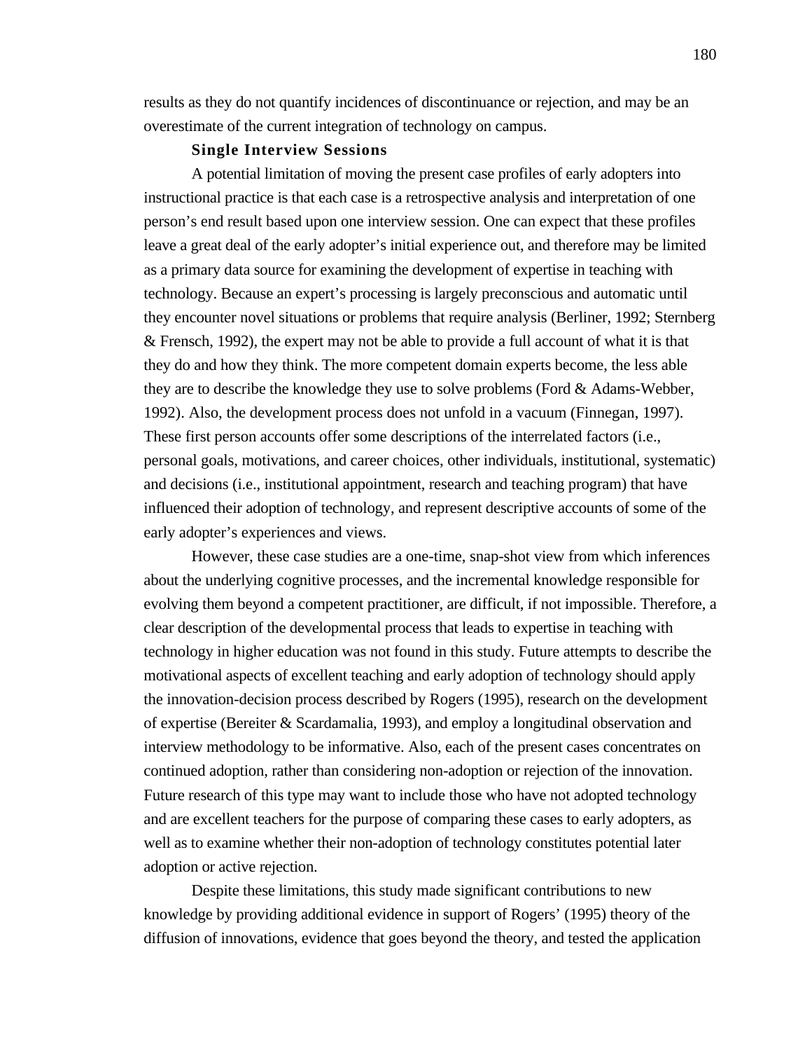results as they do not quantify incidences of discontinuance or rejection, and may be an overestimate of the current integration of technology on campus.

#### Single Interview Sessions

A potential limitation of moving the present case profiles of early adopters into instructional practice is that each case is a retrospective analysis and interpretation of one person's end result based upon one interview session. One can expect that these profiles leave a great deal of the early adopter's initial experience out, and therefore may be limited as a primary data source for examining the development of expertise in teaching with technology. Because an expert's processing is largely preconscious and automatic until they encounter novel situations or problems that require analysis (Berliner, 1992; Sternberg & Frensch, 1992), the expert may not be able to provide a full account of what it is that they do and how they think. The more competent domain experts become, the less able they are to describe the knowledge they use to solve problems (Ford & Adams-Webber, 1992). Also, the development process does not unfold in a vacuum (Finnegan, 1997). These first person accounts offer some descriptions of the interrelated factors (i.e., personal goals, motivations, and career choices, other individuals, institutional, systematic) and decisions (i.e., institutional appointment, research and teaching program) that have influenced their adoption of technology, and represent descriptive accounts of some of the early adopter's experiences and views.

However, these case studies are a one-time, snap-shot view from which inferences about the underlying cognitive processes, and the incremental knowledge responsible for evolving them beyond a competent practitioner, are difficult, if not impossible. Therefore, a clear description of the developmental process that leads to expertise in teaching with technology in higher education was not found in this study. Future attempts to describe the motivational aspects of excellent teaching and early adoption of technology should apply the innovation-decision process described by Rogers (1995), research on the development of expertise (Bereiter & Scardamalia, 1993), and employ a longitudinal observation and interview methodology to be informative. Also, each of the present cases concentrates on continued adoption, rather than considering non-adoption or rejection of the innovation. Future research of this type may want to include those who have not adopted technology and are excellent teachers for the purpose of comparing these cases to early adopters, as well as to examine whether their non-adoption of technology constitutes potential later adoption or active rejection.

Despite these limitations, this study made significant contributions to new knowledge by providing additional evidence in support of Rogers' (1995) theory of the diffusion of innovations, evidence that goes beyond the theory, and tested the application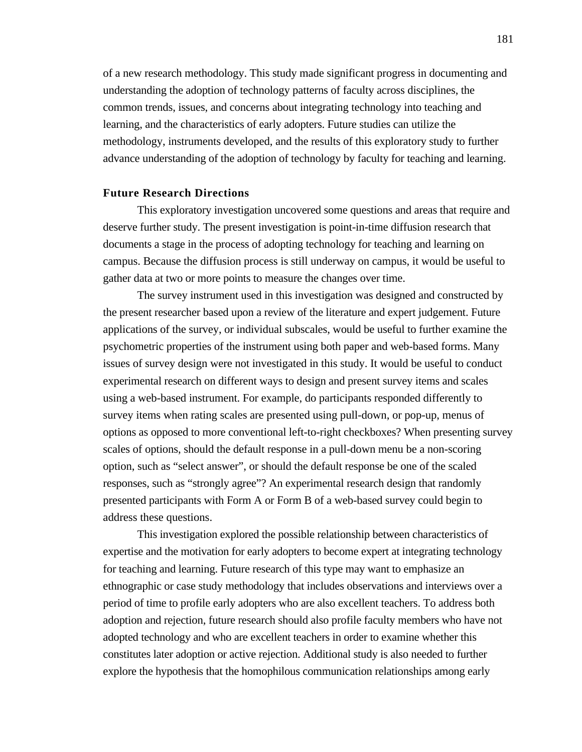of a new research methodology. This study made significant progress in documenting and understanding the adoption of technology patterns of faculty across disciplines, the common trends, issues, and concerns about integrating technology into teaching and learning, and the characteristics of early adopters. Future studies can utilize the methodology, instruments developed, and the results of this exploratory study to further advance understanding of the adoption of technology by faculty for teaching and learning.

### Future Research Directions

This exploratory investigation uncovered some questions and areas that require and deserve further study. The present investigation is point-in-time diffusion research that documents a stage in the process of adopting technology for teaching and learning on campus. Because the diffusion process is still underway on campus, it would be useful to gather data at two or more points to measure the changes over time.

The survey instrument used in this investigation was designed and constructed by the present researcher based upon a review of the literature and expert judgement. Future applications of the survey, or individual subscales, would be useful to further examine the psychometric properties of the instrument using both paper and web-based forms. Many issues of survey design were not investigated in this study. It would be useful to conduct experimental research on different ways to design and present survey items and scales using a web-based instrument. For example, do participants responded differently to survey items when rating scales are presented using pull-down, or pop-up, menus of options as opposed to more conventional left-to-right checkboxes? When presenting survey scales of options, should the default response in a pull-down menu be a non-scoring option, such as “select answer”, or should the default response be one of the scaled responses, such as “strongly agree”? An experimental research design that randomly presented participants with Form A or Form B of a web-based survey could begin to address these questions.

This investigation explored the possible relationship between characteristics of expertise and the motivation for early adopters to become expert at integrating technology for teaching and learning. Future research of this type may want to emphasize an ethnographic or case study methodology that includes observations and interviews over a period of time to profile early adopters who are also excellent teachers. To address both adoption and rejection, future research should also profile faculty members who have not adopted technology and who are excellent teachers in order to examine whether this constitutes later adoption or active rejection. Additional study is also needed to further explore the hypothesis that the homophilous communication relationships among early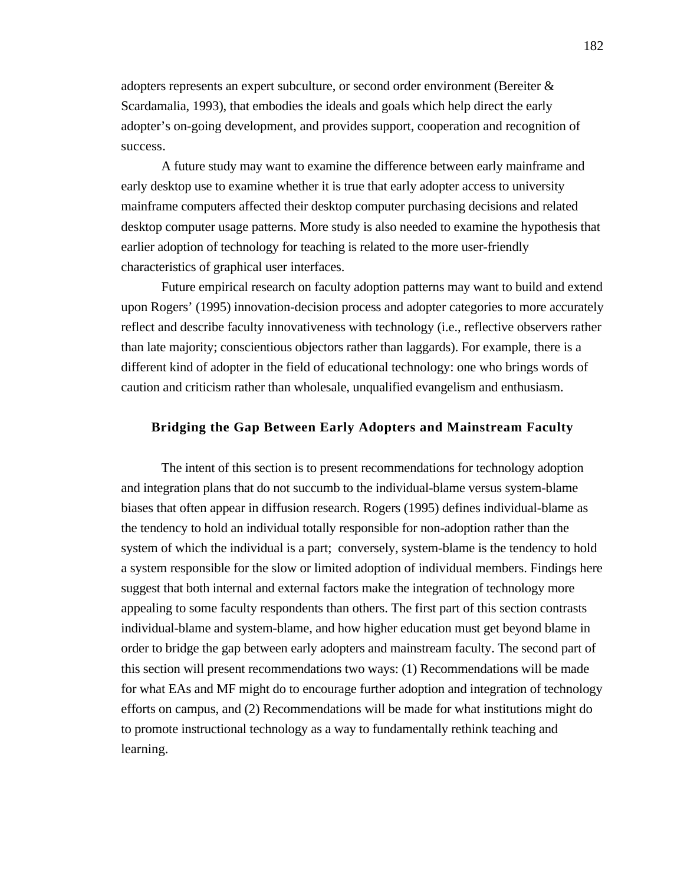adopters represents an expert subculture, or second order environment (Bereiter & Scardamalia, 1993), that embodies the ideals and goals which help direct the early adopter's on-going development, and provides support, cooperation and recognition of success.

A future study may want to examine the difference between early mainframe and early desktop use to examine whether it is true that early adopter access to university mainframe computers affected their desktop computer purchasing decisions and related desktop computer usage patterns. More study is also needed to examine the hypothesis that earlier adoption of technology for teaching is related to the more user-friendly characteristics of graphical user interfaces.

Future empirical research on faculty adoption patterns may want to build and extend upon Rogers' (1995) innovation-decision process and adopter categories to more accurately reflect and describe faculty innovativeness with technology (i.e., reflective observers rather than late majority; conscientious objectors rather than laggards). For example, there is a different kind of adopter in the field of educational technology: one who brings words of caution and criticism rather than wholesale, unqualified evangelism and enthusiasm.

## Bridging the Gap Between Early Adopters and Mainstream Faculty

The intent of this section is to present recommendations for technology adoption and integration plans that do not succumb to the individual-blame versus system-blame biases that often appear in diffusion research. Rogers (1995) defines individual-blame as the tendency to hold an individual totally responsible for non-adoption rather than the system of which the individual is a part; conversely, system-blame is the tendency to hold a system responsible for the slow or limited adoption of individual members. Findings here suggest that both internal and external factors make the integration of technology more appealing to some faculty respondents than others. The first part of this section contrasts individual-blame and system-blame, and how higher education must get beyond blame in order to bridge the gap between early adopters and mainstream faculty. The second part of this section will present recommendations two ways: (1) Recommendations will be made for what EAs and MF might do to encourage further adoption and integration of technology efforts on campus, and (2) Recommendations will be made for what institutions might do to promote instructional technology as a way to fundamentally rethink teaching and learning.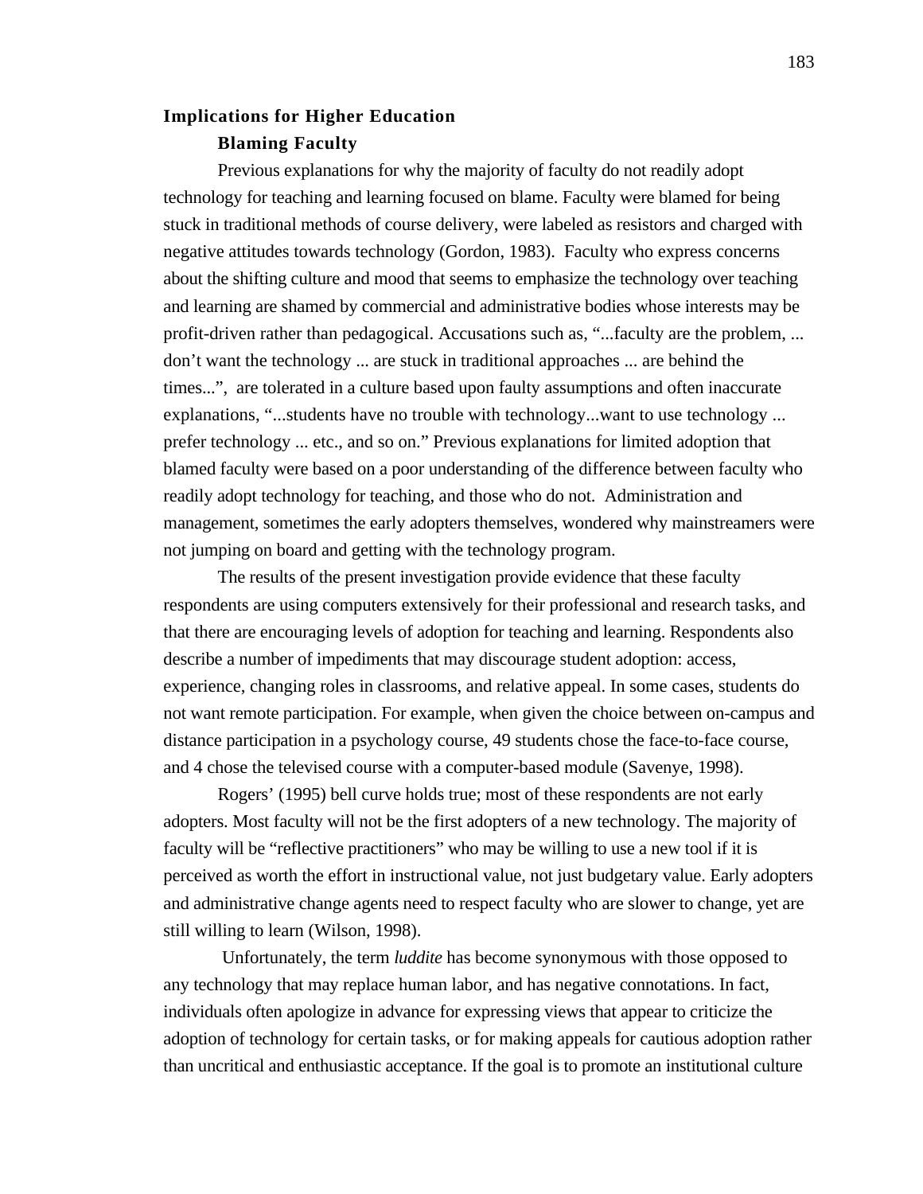## Implications for Higher Education

### Blaming Faculty

Previous explanations for why the majority of faculty do not readily adopt technology for teaching and learning focused on blame. Faculty were blamed for being stuck in traditional methods of course delivery, were labeled as resistors and charged with negative attitudes towards technology (Gordon, 1983). Faculty who express concerns about the shifting culture and mood that seems to emphasize the technology over teaching and learning are shamed by commercial and administrative bodies whose interests may be profit-driven rather than pedagogical. Accusations such as, "...faculty are the problem, ... don't want the technology ... are stuck in traditional approaches ... are behind the times...", are tolerated in a culture based upon faulty assumptions and often inaccurate explanations, "...students have no trouble with technology...want to use technology ... prefer technology ... etc., and so on." Previous explanations for limited adoption that blamed faculty were based on a poor understanding of the difference between faculty who readily adopt technology for teaching, and those who do not. Administration and management, sometimes the early adopters themselves, wondered why mainstreamers were not jumping on board and getting with the technology program.

The results of the present investigation provide evidence that these faculty respondents are using computers extensively for their professional and research tasks, and that there are encouraging levels of adoption for teaching and learning. Respondents also describe a number of impediments that may discourage student adoption: access, experience, changing roles in classrooms, and relative appeal. In some cases, students do not want remote participation. For example, when given the choice between on-campus and distance participation in a psychology course, 49 students chose the face-to-face course, and 4 chose the televised course with a computer-based module (Savenye, 1998).

Rogers' (1995) bell curve holds true; most of these respondents are not early adopters. Most faculty will not be the first adopters of a new technology. The majority of faculty will be "reflective practitioners" who may be willing to use a new tool if it is perceived as worth the effort in instructional value, not just budgetary value. Early adopters and administrative change agents need to respect faculty who are slower to change, yet are still willing to learn (Wilson, 1998).

Unfortunately, the term *luddite* has become synonymous with those opposed to any technology that may replace human labor, and has negative connotations. In fact, individuals often apologize in advance for expressing views that appear to criticize the adoption of technology for certain tasks, or for making appeals for cautious adoption rather than uncritical and enthusiastic acceptance. If the goal is to promote an institutional culture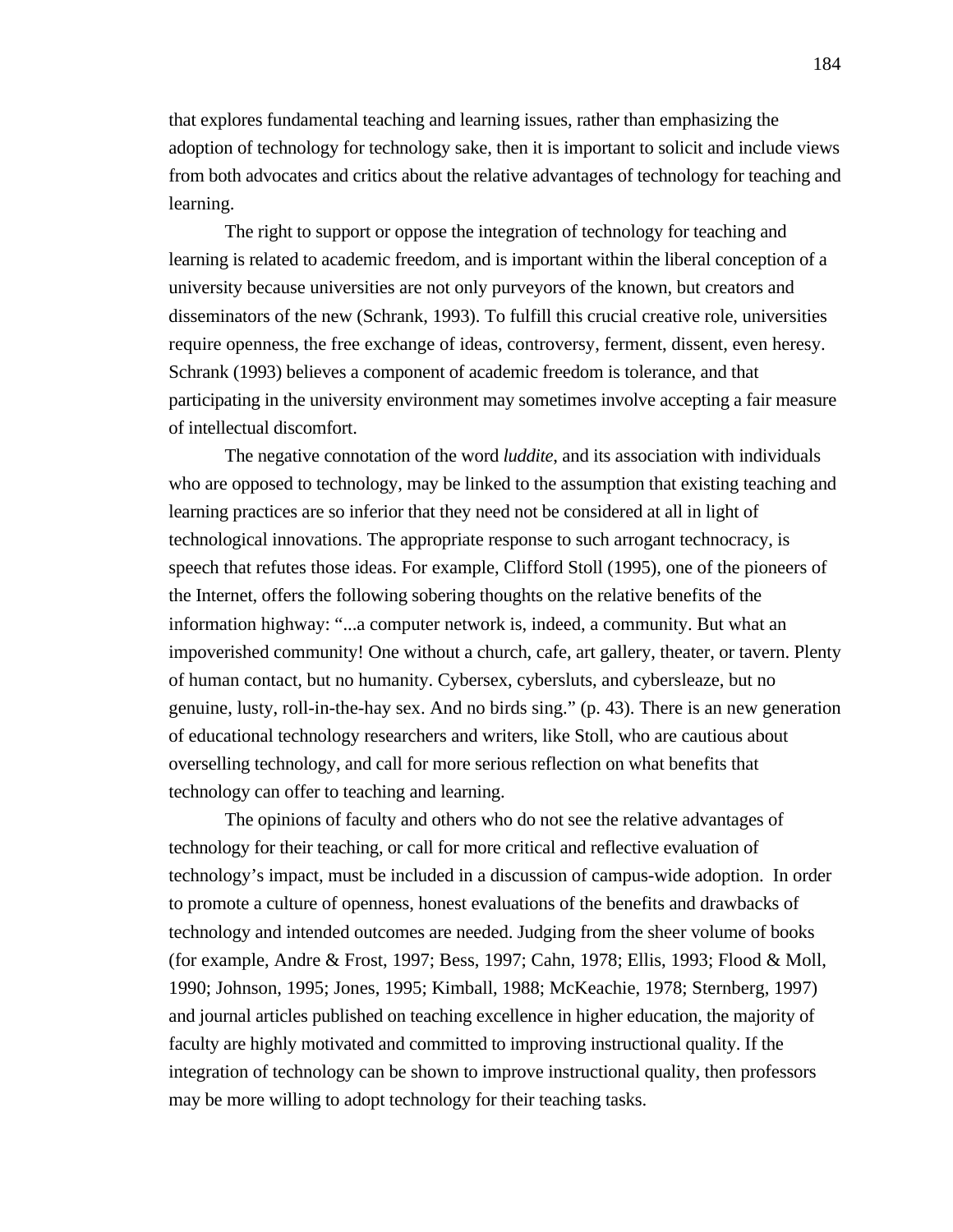that explores fundamental teaching and learning issues, rather than emphasizing the adoption of technology for technology sake, then it is important to solicit and include views from both advocates and critics about the relative advantages of technology for teaching and learning.

The right to support or oppose the integration of technology for teaching and learning is related to academic freedom, and is important within the liberal conception of a university because universities are not only purveyors of the known, but creators and disseminators of the new (Schrank, 1993). To fulfill this crucial creative role, universities require openness, the free exchange of ideas, controversy, ferment, dissent, even heresy. Schrank (1993) believes a component of academic freedom is tolerance, and that participating in the university environment may sometimes involve accepting a fair measure of intellectual discomfort.

The negative connotation of the word *luddite*, and its association with individuals who are opposed to technology, may be linked to the assumption that existing teaching and learning practices are so inferior that they need not be considered at all in light of technological innovations. The appropriate response to such arrogant technocracy, is speech that refutes those ideas. For example, Clifford Stoll (1995), one of the pioneers of the Internet, offers the following sobering thoughts on the relative benefits of the information highway: "...a computer network is, indeed, a community. But what an impoverished community! One without a church, cafe, art gallery, theater, or tavern. Plenty of human contact, but no humanity. Cybersex, cybersluts, and cybersleaze, but no genuine, lusty, roll-in-the-hay sex. And no birds sing." (p. 43). There is an new generation of educational technology researchers and writers, like Stoll, who are cautious about overselling technology, and call for more serious reflection on what benefits that technology can offer to teaching and learning.

The opinions of faculty and others who do not see the relative advantages of technology for their teaching, or call for more critical and reflective evaluation of technology's impact, must be included in a discussion of campus-wide adoption. In order to promote a culture of openness, honest evaluations of the benefits and drawbacks of technology and intended outcomes are needed. Judging from the sheer volume of books (for example, Andre & Frost, 1997; Bess, 1997; Cahn, 1978; Ellis, 1993; Flood & Moll, 1990; Johnson, 1995; Jones, 1995; Kimball, 1988; McKeachie, 1978; Sternberg, 1997) and journal articles published on teaching excellence in higher education, the majority of faculty are highly motivated and committed to improving instructional quality. If the integration of technology can be shown to improve instructional quality, then professors may be more willing to adopt technology for their teaching tasks.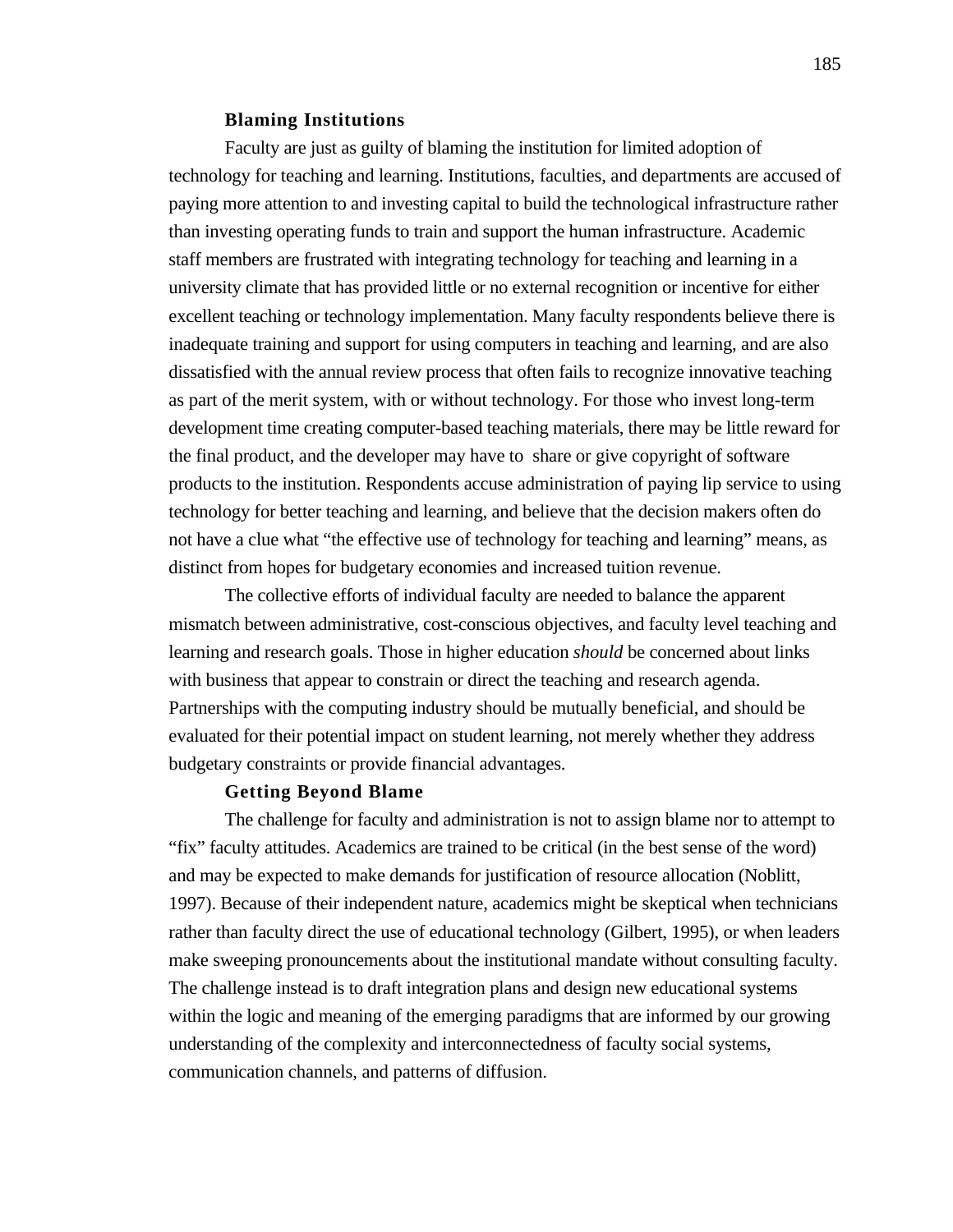### Blaming Institutions

Faculty are just as guilty of blaming the institution for limited adoption of technology for teaching and learning. Institutions, faculties, and departments are accused of paying more attention to and investing capital to build the technological infrastructure rather than investing operating funds to train and support the human infrastructure. Academic staff members are frustrated with integrating technology for teaching and learning in a university climate that has provided little or no external recognition or incentive for either excellent teaching or technology implementation. Many faculty respondents believe there is inadequate training and support for using computers in teaching and learning, and are also dissatisfied with the annual review process that often fails to recognize innovative teaching as part of the merit system, with or without technology. For those who invest long-term development time creating computer-based teaching materials, there may be little reward for the final product, and the developer may have to share or give copyright of software products to the institution. Respondents accuse administration of paying lip service to using technology for better teaching and learning, and believe that the decision makers often do not have a clue what "the effective use of technology for teaching and learning" means, as distinct from hopes for budgetary economies and increased tuition revenue.

The collective efforts of individual faculty are needed to balance the apparent mismatch between administrative, cost-conscious objectives, and faculty level teaching and learning and research goals. Those in higher education *should* be concerned about links with business that appear to constrain or direct the teaching and research agenda. Partnerships with the computing industry should be mutually beneficial, and should be evaluated for their potential impact on student learning, not merely whether they address budgetary constraints or provide financial advantages.

### Getting Beyond Blame

The challenge for faculty and administration is not to assign blame nor to attempt to "fix" faculty attitudes. Academics are trained to be critical (in the best sense of the word) and may be expected to make demands for justification of resource allocation (Noblitt, 1997). Because of their independent nature, academics might be skeptical when technicians rather than faculty direct the use of educational technology (Gilbert, 1995), or when leaders make sweeping pronouncements about the institutional mandate without consulting faculty. The challenge instead is to draft integration plans and design new educational systems within the logic and meaning of the emerging paradigms that are informed by our growing understanding of the complexity and interconnectedness of faculty social systems, communication channels, and patterns of diffusion.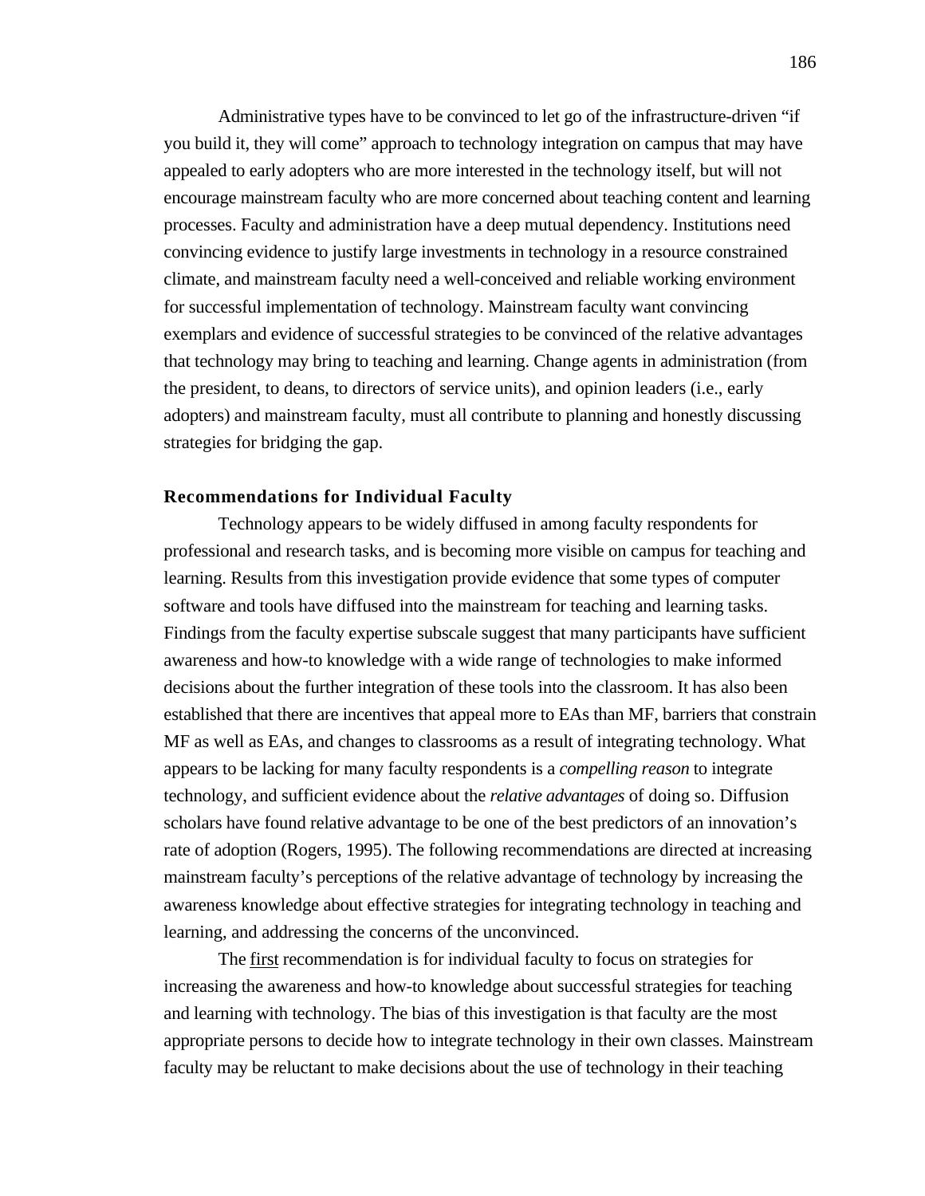Administrative types have to be convinced to let go of the infrastructure-driven “if you build it, they will come” approach to technology integration on campus that may have appealed to early adopters who are more interested in the technology itself, but will not encourage mainstream faculty who are more concerned about teaching content and learning processes. Faculty and administration have a deep mutual dependency. Institutions need convincing evidence to justify large investments in technology in a resource constrained climate, and mainstream faculty need a well-conceived and reliable working environment for successful implementation of technology. Mainstream faculty want convincing exemplars and evidence of successful strategies to be convinced of the relative advantages that technology may bring to teaching and learning. Change agents in administration (from the president, to deans, to directors of service units), and opinion leaders (i.e., early adopters) and mainstream faculty, must all contribute to planning and honestly discussing strategies for bridging the gap.

### Recommendations for Individual Faculty

Technology appears to be widely diffused in among faculty respondents for professional and research tasks, and is becoming more visible on campus for teaching and learning. Results from this investigation provide evidence that some types of computer software and tools have diffused into the mainstream for teaching and learning tasks. Findings from the faculty expertise subscale suggest that many participants have sufficient awareness and how-to knowledge with a wide range of technologies to make informed decisions about the further integration of these tools into the classroom. It has also been established that there are incentives that appeal more to EAs than MF, barriers that constrain MF as well as EAs, and changes to classrooms as a result of integrating technology. What appears to be lacking for many faculty respondents is a *compelling reason* to integrate technology, and sufficient evidence about the *relative advantages* of doing so. Diffusion scholars have found relative advantage to be one of the best predictors of an innovation’s rate of adoption (Rogers, 1995). The following recommendations are directed at increasing mainstream faculty’s perceptions of the relative advantage of technology by increasing the awareness knowledge about effective strategies for integrating technology in teaching and learning, and addressing the concerns of the unconvinced.

The first recommendation is for individual faculty to focus on strategies for increasing the awareness and how-to knowledge about successful strategies for teaching and learning with technology. The bias of this investigation is that faculty are the most appropriate persons to decide how to integrate technology in their own classes. Mainstream faculty may be reluctant to make decisions about the use of technology in their teaching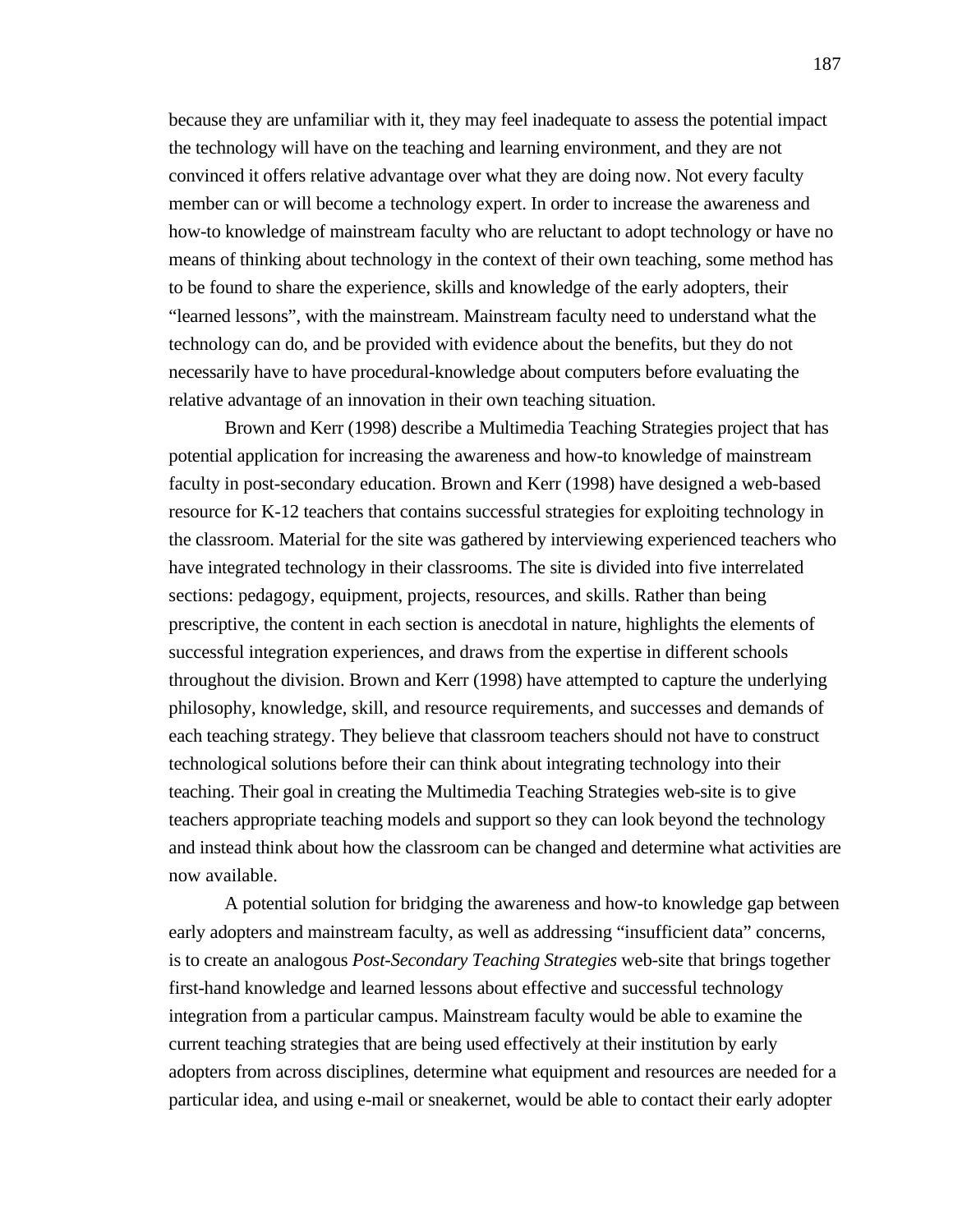because they are unfamiliar with it, they may feel inadequate to assess the potential impact the technology will have on the teaching and learning environment, and they are not convinced it offers relative advantage over what they are doing now. Not every faculty member can or will become a technology expert. In order to increase the awareness and how-to knowledge of mainstream faculty who are reluctant to adopt technology or have no means of thinking about technology in the context of their own teaching, some method has to be found to share the experience, skills and knowledge of the early adopters, their "learned lessons", with the mainstream. Mainstream faculty need to understand what the technology can do, and be provided with evidence about the benefits, but they do not necessarily have to have procedural-knowledge about computers before evaluating the relative advantage of an innovation in their own teaching situation.

Brown and Kerr (1998) describe a Multimedia Teaching Strategies project that has potential application for increasing the awareness and how-to knowledge of mainstream faculty in post-secondary education. Brown and Kerr (1998) have designed a web-based resource for K-12 teachers that contains successful strategies for exploiting technology in the classroom. Material for the site was gathered by interviewing experienced teachers who have integrated technology in their classrooms. The site is divided into five interrelated sections: pedagogy, equipment, projects, resources, and skills. Rather than being prescriptive, the content in each section is anecdotal in nature, highlights the elements of successful integration experiences, and draws from the expertise in different schools throughout the division. Brown and Kerr (1998) have attempted to capture the underlying philosophy, knowledge, skill, and resource requirements, and successes and demands of each teaching strategy. They believe that classroom teachers should not have to construct technological solutions before their can think about integrating technology into their teaching. Their goal in creating the Multimedia Teaching Strategies web-site is to give teachers appropriate teaching models and support so they can look beyond the technology and instead think about how the classroom can be changed and determine what activities are now available.

A potential solution for bridging the awareness and how-to knowledge gap between early adopters and mainstream faculty, as well as addressing "insufficient data" concerns, is to create an analogous *Post-Secondary Teaching Strategies* web-site that brings together first-hand knowledge and learned lessons about effective and successful technology integration from a particular campus. Mainstream faculty would be able to examine the current teaching strategies that are being used effectively at their institution by early adopters from across disciplines, determine what equipment and resources are needed for a particular idea, and using e-mail or sneakernet, would be able to contact their early adopter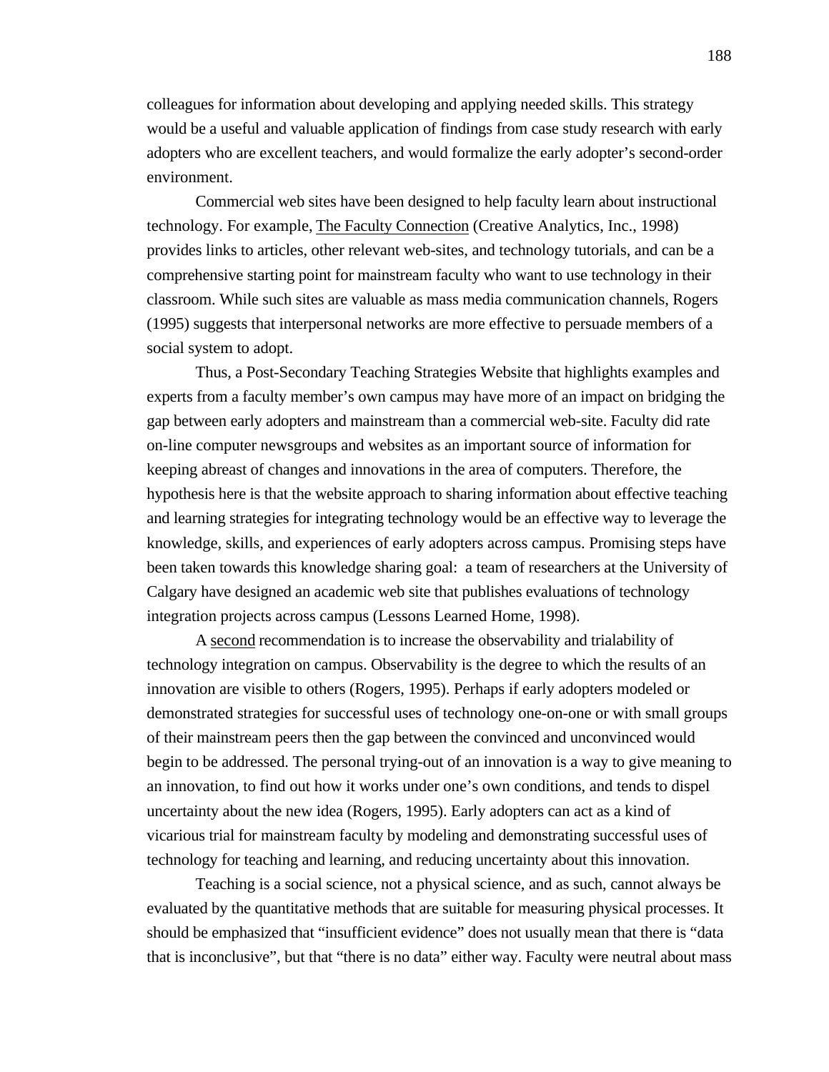colleagues for information about developing and applying needed skills. This strategy would be a useful and valuable application of findings from case study research with early adopters who are excellent teachers, and would formalize the early adopter's second-order environment.

Commercial web sites have been designed to help faculty learn about instructional technology. For example, The Faculty Connection (Creative Analytics, Inc., 1998) provides links to articles, other relevant web-sites, and technology tutorials, and can be a comprehensive starting point for mainstream faculty who want to use technology in their classroom. While such sites are valuable as mass media communication channels, Rogers (1995) suggests that interpersonal networks are more effective to persuade members of a social system to adopt.

Thus, a Post-Secondary Teaching Strategies Website that highlights examples and experts from a faculty member's own campus may have more of an impact on bridging the gap between early adopters and mainstream than a commercial web-site. Faculty did rate on-line computer newsgroups and websites as an important source of information for keeping abreast of changes and innovations in the area of computers. Therefore, the hypothesis here is that the website approach to sharing information about effective teaching and learning strategies for integrating technology would be an effective way to leverage the knowledge, skills, and experiences of early adopters across campus. Promising steps have been taken towards this knowledge sharing goal: a team of researchers at the University of Calgary have designed an academic web site that publishes evaluations of technology integration projects across campus (Lessons Learned Home, 1998).

A second recommendation is to increase the observability and trialability of technology integration on campus. Observability is the degree to which the results of an innovation are visible to others (Rogers, 1995). Perhaps if early adopters modeled or demonstrated strategies for successful uses of technology one-on-one or with small groups of their mainstream peers then the gap between the convinced and unconvinced would begin to be addressed. The personal trying-out of an innovation is a way to give meaning to an innovation, to find out how it works under one's own conditions, and tends to dispel uncertainty about the new idea (Rogers, 1995). Early adopters can act as a kind of vicarious trial for mainstream faculty by modeling and demonstrating successful uses of technology for teaching and learning, and reducing uncertainty about this innovation.

Teaching is a social science, not a physical science, and as such, cannot always be evaluated by the quantitative methods that are suitable for measuring physical processes. It should be emphasized that "insufficient evidence" does not usually mean that there is "data that is inconclusive", but that "there is no data" either way. Faculty were neutral about mass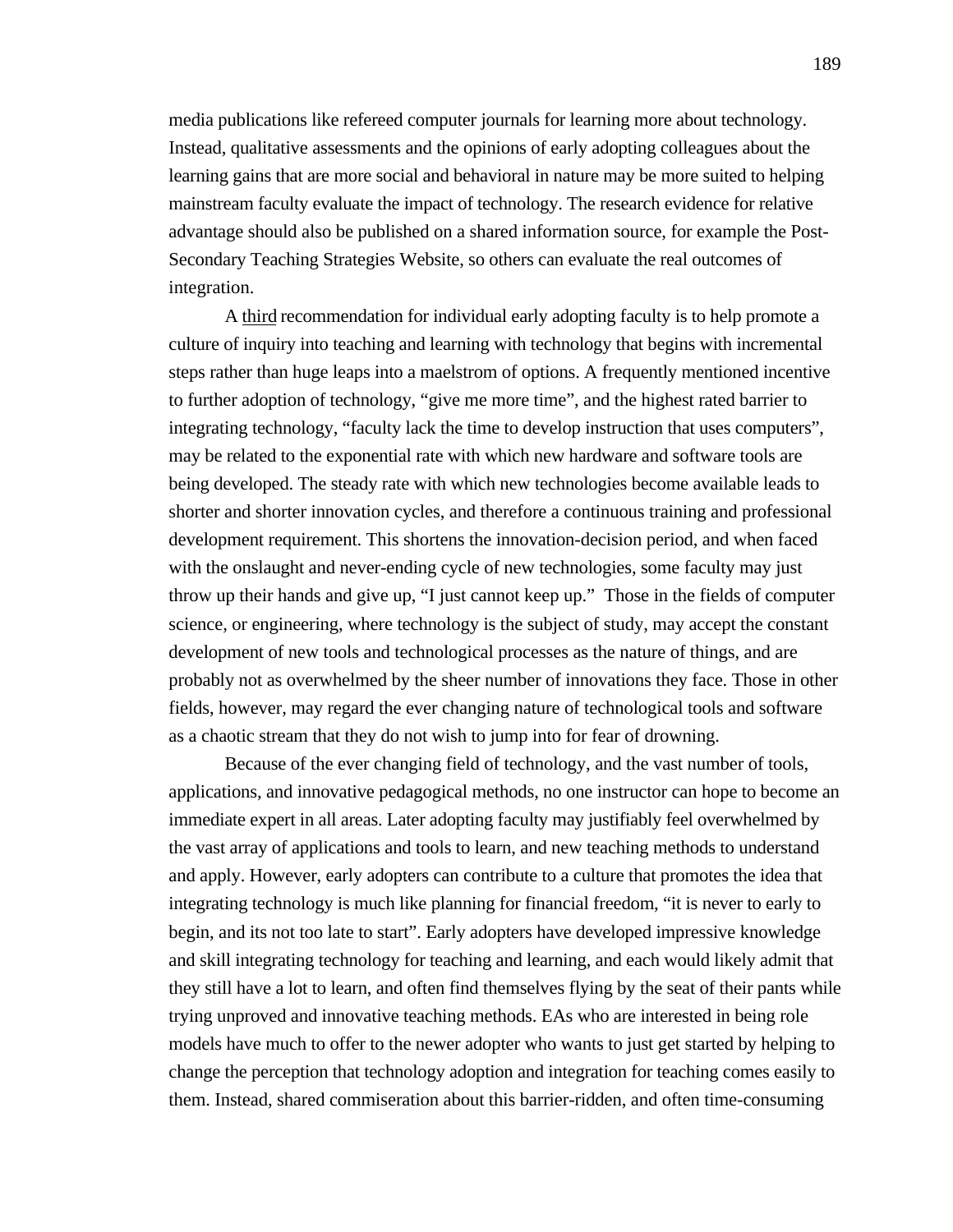media publications like refereed computer journals for learning more about technology. Instead, qualitative assessments and the opinions of early adopting colleagues about the learning gains that are more social and behavioral in nature may be more suited to helping mainstream faculty evaluate the impact of technology. The research evidence for relative advantage should also be published on a shared information source, for example the Post-Secondary Teaching Strategies Website, so others can evaluate the real outcomes of integration.

A <u>third</u> recommendation for individual early adopting faculty is to help promote a culture of inquiry into teaching and learning with technology that begins with incremental steps rather than huge leaps into a maelstrom of options. A frequently mentioned incentive to further adoption of technology, "give me more time", and the highest rated barrier to integrating technology, "faculty lack the time to develop instruction that uses computers", may be related to the exponential rate with which new hardware and software tools are being developed. The steady rate with which new technologies become available leads to shorter and shorter innovation cycles, and therefore a continuous training and professional development requirement. This shortens the innovation-decision period, and when faced with the onslaught and never-ending cycle of new technologies, some faculty may just throw up their hands and give up, "I just cannot keep up." Those in the fields of computer science, or engineering, where technology is the subject of study, may accept the constant development of new tools and technological processes as the nature of things, and are probably not as overwhelmed by the sheer number of innovations they face. Those in other fields, however, may regard the ever changing nature of technological tools and software as a chaotic stream that they do not wish to jump into for fear of drowning.

Because of the ever changing field of technology, and the vast number of tools, applications, and innovative pedagogical methods, no one instructor can hope to become an immediate expert in all areas. Later adopting faculty may justifiably feel overwhelmed by the vast array of applications and tools to learn, and new teaching methods to understand and apply. However, early adopters can contribute to a culture that promotes the idea that integrating technology is much like planning for financial freedom, "it is never to early to begin, and its not too late to start". Early adopters have developed impressive knowledge and skill integrating technology for teaching and learning, and each would likely admit that they still have a lot to learn, and often find themselves flying by the seat of their pants while trying unproved and innovative teaching methods. EAs who are interested in being role models have much to offer to the newer adopter who wants to just get started by helping to change the perception that technology adoption and integration for teaching comes easily to them. Instead, shared commiseration about this barrier-ridden, and often time-consuming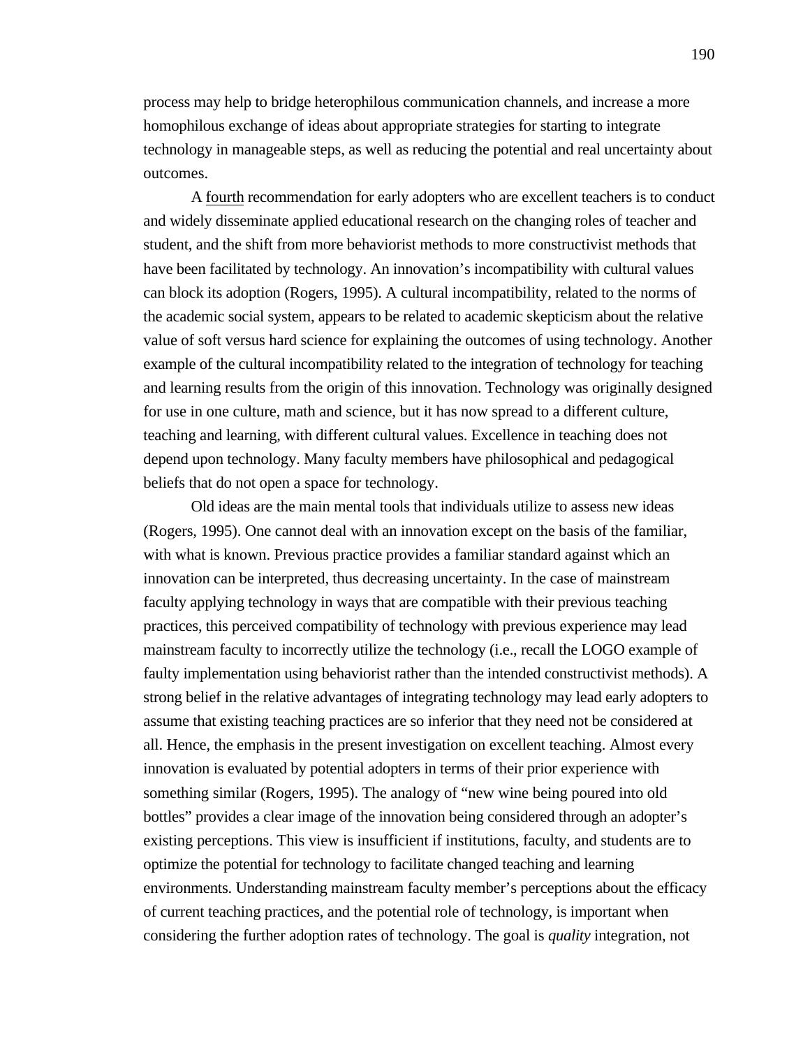process may help to bridge heterophilous communication channels, and increase a more homophilous exchange of ideas about appropriate strategies for starting to integrate technology in manageable steps, as well as reducing the potential and real uncertainty about outcomes.

A <u>fourth</u> recommendation for early adopters who are excellent teachers is to conduct and widely disseminate applied educational research on the changing roles of teacher and student, and the shift from more behaviorist methods to more constructivist methods that have been facilitated by technology. An innovation's incompatibility with cultural values can block its adoption (Rogers, 1995). A cultural incompatibility, related to the norms of the academic social system, appears to be related to academic skepticism about the relative value of soft versus hard science for explaining the outcomes of using technology. Another example of the cultural incompatibility related to the integration of technology for teaching and learning results from the origin of this innovation. Technology was originally designed for use in one culture, math and science, but it has now spread to a different culture, teaching and learning, with different cultural values. Excellence in teaching does not depend upon technology. Many faculty members have philosophical and pedagogical beliefs that do not open a space for technology.

Old ideas are the main mental tools that individuals utilize to assess new ideas (Rogers, 1995). One cannot deal with an innovation except on the basis of the familiar, with what is known. Previous practice provides a familiar standard against which an innovation can be interpreted, thus decreasing uncertainty. In the case of mainstream faculty applying technology in ways that are compatible with their previous teaching practices, this perceived compatibility of technology with previous experience may lead mainstream faculty to incorrectly utilize the technology (i.e., recall the LOGO example of faulty implementation using behaviorist rather than the intended constructivist methods). A strong belief in the relative advantages of integrating technology may lead early adopters to assume that existing teaching practices are so inferior that they need not be considered at all. Hence, the emphasis in the present investigation on excellent teaching. Almost every innovation is evaluated by potential adopters in terms of their prior experience with something similar (Rogers, 1995). The analogy of "new wine being poured into old bottles" provides a clear image of the innovation being considered through an adopter's existing perceptions. This view is insufficient if institutions, faculty, and students are to optimize the potential for technology to facilitate changed teaching and learning environments. Understanding mainstream faculty member's perceptions about the efficacy of current teaching practices, and the potential role of technology, is important when considering the further adoption rates of technology. The goal is *quality* integration, not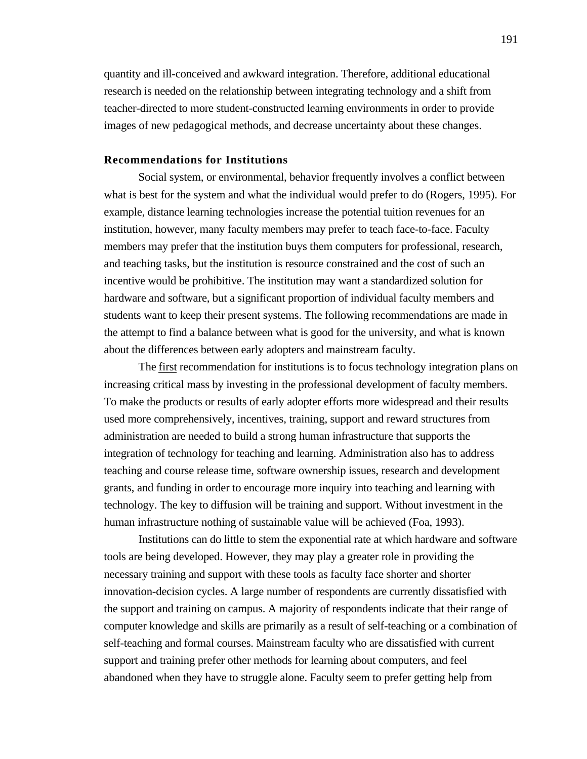quantity and ill-conceived and awkward integration. Therefore, additional educational research is needed on the relationship between integrating technology and a shift from teacher-directed to more student-constructed learning environments in order to provide images of new pedagogical methods, and decrease uncertainty about these changes.

**Recommendations for Institutions**

Social system, or environmental, behavior frequently involves a conflict between what is best for the system and what the individual would prefer to do (Rogers, 1995). For example, distance learning technologies increase the potential tuition revenues for an institution, however, many faculty members may prefer to teach face-to-face. Faculty members may prefer that the institution buys them computers for professional, research, and teaching tasks, but the institution is resource constrained and the cost of such an incentive would be prohibitive. The institution may want a standardized solution for hardware and software, but a significant proportion of individual faculty members and students want to keep their present systems. The following recommendations are made in the attempt to find a balance between what is good for the university, and what is known about the differences between early adopters and mainstream faculty.

The first recommendation for institutions is to focus technology integration plans on increasing critical mass by investing in the professional development of faculty members. To make the products or results of early adopter efforts more widespread and their results used more comprehensively, incentives, training, support and reward structures from administration are needed to build a strong human infrastructure that supports the integration of technology for teaching and learning. Administration also has to address teaching and course release time, software ownership issues, research and development grants, and funding in order to encourage more inquiry into teaching and learning with technology. The key to diffusion will be training and support. Without investment in the human infrastructure nothing of sustainable value will be achieved (Foa, 1993).

Institutions can do little to stem the exponential rate at which hardware and software tools are being developed. However, they may play a greater role in providing the necessary training and support with these tools as faculty face shorter and shorter innovation-decision cycles. A large number of respondents are currently dissatisfied with the support and training on campus. A majority of respondents indicate that their range of computer knowledge and skills are primarily as a result of self-teaching or a combination of self-teaching and formal courses. Mainstream faculty who are dissatisfied with current support and training prefer other methods for learning about computers, and feel abandoned when they have to struggle alone. Faculty seem to prefer getting help from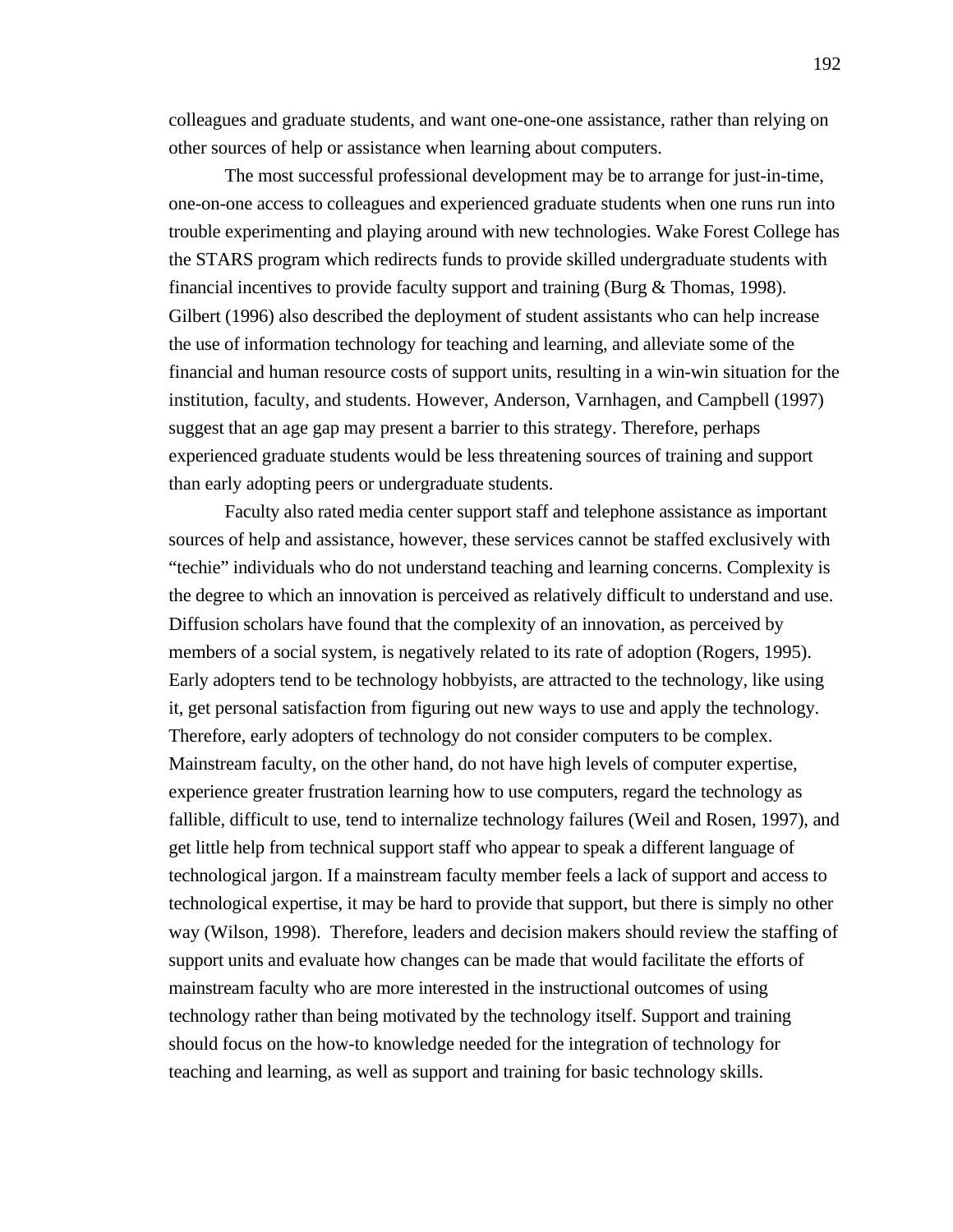colleagues and graduate students, and want one-one-one assistance, rather than relying on other sources of help or assistance when learning about computers.

The most successful professional development may be to arrange for just-in-time, one-on-one access to colleagues and experienced graduate students when one runs run into trouble experimenting and playing around with new technologies. Wake Forest College has the STARS program which redirects funds to provide skilled undergraduate students with financial incentives to provide faculty support and training (Burg & Thomas, 1998). Gilbert (1996) also described the deployment of student assistants who can help increase the use of information technology for teaching and learning, and alleviate some of the financial and human resource costs of support units, resulting in a win-win situation for the institution, faculty, and students. However, Anderson, Varnhagen, and Campbell (1997) suggest that an age gap may present a barrier to this strategy. Therefore, perhaps experienced graduate students would be less threatening sources of training and support than early adopting peers or undergraduate students.

Faculty also rated media center support staff and telephone assistance as important sources of help and assistance, however, these services cannot be staffed exclusively with "techie" individuals who do not understand teaching and learning concerns. Complexity is the degree to which an innovation is perceived as relatively difficult to understand and use. Diffusion scholars have found that the complexity of an innovation, as perceived by members of a social system, is negatively related to its rate of adoption (Rogers, 1995). Early adopters tend to be technology hobbyists, are attracted to the technology, like using it, get personal satisfaction from figuring out new ways to use and apply the technology. Therefore, early adopters of technology do not consider computers to be complex. Mainstream faculty, on the other hand, do not have high levels of computer expertise, experience greater frustration learning how to use computers, regard the technology as fallible, difficult to use, tend to internalize technology failures (Weil and Rosen, 1997), and get little help from technical support staff who appear to speak a different language of technological jargon. If a mainstream faculty member feels a lack of support and access to technological expertise, it may be hard to provide that support, but there is simply no other way (Wilson, 1998). Therefore, leaders and decision makers should review the staffing of support units and evaluate how changes can be made that would facilitate the efforts of mainstream faculty who are more interested in the instructional outcomes of using technology rather than being motivated by the technology itself. Support and training should focus on the how-to knowledge needed for the integration of technology for teaching and learning, as well as support and training for basic technology skills.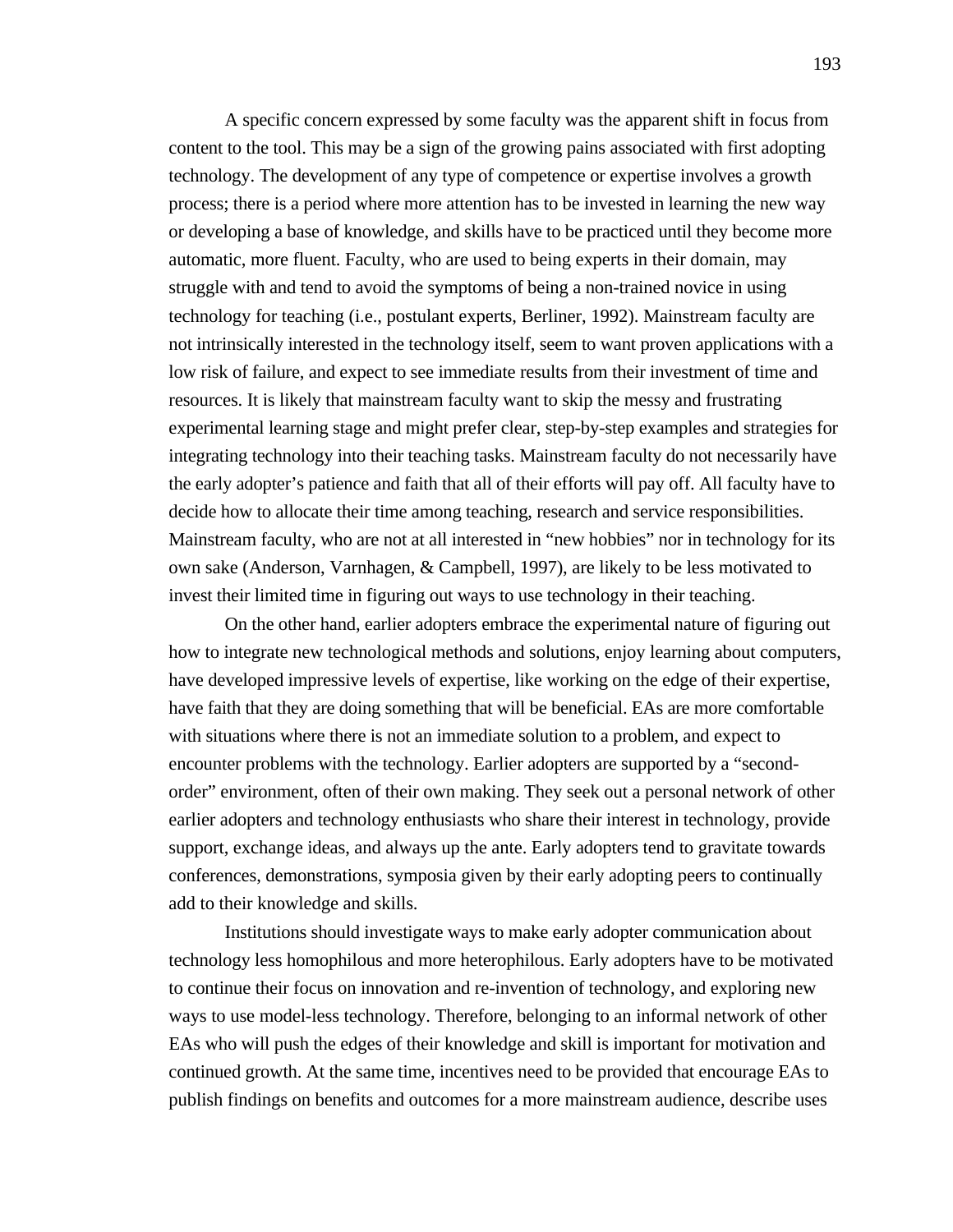A specific concern expressed by some faculty was the apparent shift in focus from content to the tool. This may be a sign of the growing pains associated with first adopting technology. The development of any type of competence or expertise involves a growth process; there is a period where more attention has to be invested in learning the new way or developing a base of knowledge, and skills have to be practiced until they become more automatic, more fluent. Faculty, who are used to being experts in their domain, may struggle with and tend to avoid the symptoms of being a non-trained novice in using technology for teaching (i.e., postulant experts, Berliner, 1992). Mainstream faculty are not intrinsically interested in the technology itself, seem to want proven applications with a low risk of failure, and expect to see immediate results from their investment of time and resources. It is likely that mainstream faculty want to skip the messy and frustrating experimental learning stage and might prefer clear, step-by-step examples and strategies for integrating technology into their teaching tasks. Mainstream faculty do not necessarily have the early adopter's patience and faith that all of their efforts will pay off. All faculty have to decide how to allocate their time among teaching, research and service responsibilities. Mainstream faculty, who are not at all interested in "new hobbies" nor in technology for its own sake (Anderson, Varnhagen, & Campbell, 1997), are likely to be less motivated to invest their limited time in figuring out ways to use technology in their teaching.

On the other hand, earlier adopters embrace the experimental nature of figuring out how to integrate new technological methods and solutions, enjoy learning about computers, have developed impressive levels of expertise, like working on the edge of their expertise, have faith that they are doing something that will be beneficial. EAs are more comfortable with situations where there is not an immediate solution to a problem, and expect to encounter problems with the technology. Earlier adopters are supported by a "second-order" environment, often of their own making. They seek out a personal network of other earlier adopters and technology enthusiasts who share their interest in technology, provide support, exchange ideas, and always up the ante. Early adopters tend to gravitate towards conferences, demonstrations, symposia given by their early adopting peers to continually add to their knowledge and skills.

Institutions should investigate ways to make early adopter communication about technology less homophilous and more heterophilous. Early adopters have to be motivated to continue their focus on innovation and re-invention of technology, and exploring new ways to use model-less technology. Therefore, belonging to an informal network of other EAs who will push the edges of their knowledge and skill is important for motivation and continued growth. At the same time, incentives need to be provided that encourage EAs to publish findings on benefits and outcomes for a more mainstream audience, describe uses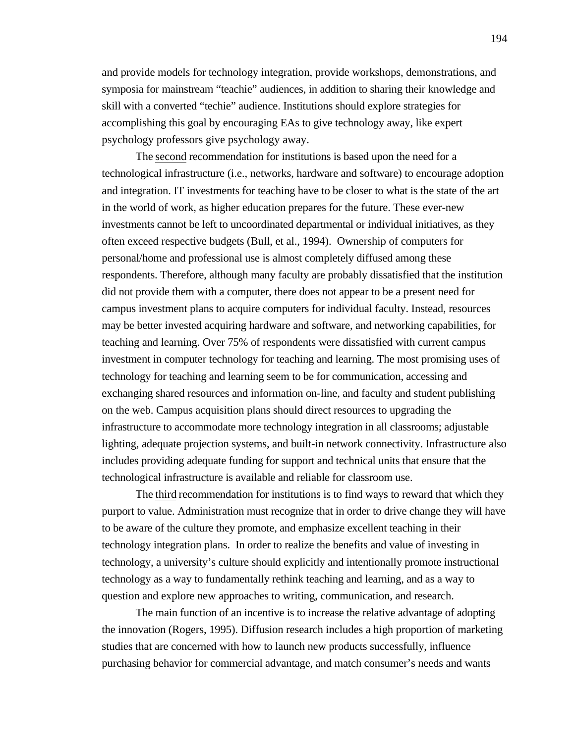and provide models for technology integration, provide workshops, demonstrations, and symposia for mainstream “teachie” audiences, in addition to sharing their knowledge and skill with a converted “techie” audience. Institutions should explore strategies for accomplishing this goal by encouraging EAs to give technology away, like expert psychology professors give psychology away.

The <u>second</u> recommendation for institutions is based upon the need for a technological infrastructure (i.e., networks, hardware and software) to encourage adoption and integration. IT investments for teaching have to be closer to what is the state of the art in the world of work, as higher education prepares for the future. These ever-new investments cannot be left to uncoordinated departmental or individual initiatives, as they often exceed respective budgets (Bull, et al., 1994). Ownership of computers for personal/home and professional use is almost completely diffused among these respondents. Therefore, although many faculty are probably dissatisfied that the institution did not provide them with a computer, there does not appear to be a present need for campus investment plans to acquire computers for individual faculty. Instead, resources may be better invested acquiring hardware and software, and networking capabilities, for teaching and learning. Over 75% of respondents were dissatisfied with current campus investment in computer technology for teaching and learning. The most promising uses of technology for teaching and learning seem to be for communication, accessing and exchanging shared resources and information on-line, and faculty and student publishing on the web. Campus acquisition plans should direct resources to upgrading the infrastructure to accommodate more technology integration in all classrooms; adjustable lighting, adequate projection systems, and built-in network connectivity. Infrastructure also includes providing adequate funding for support and technical units that ensure that the technological infrastructure is available and reliable for classroom use.

The <u>third</u> recommendation for institutions is to find ways to reward that which they purport to value. Administration must recognize that in order to drive change they will have to be aware of the culture they promote, and emphasize excellent teaching in their technology integration plans. In order to realize the benefits and value of investing in technology, a university’s culture should explicitly and intentionally promote instructional technology as a way to fundamentally rethink teaching and learning, and as a way to question and explore new approaches to writing, communication, and research.

The main function of an incentive is to increase the relative advantage of adopting the innovation (Rogers, 1995). Diffusion research includes a high proportion of marketing studies that are concerned with how to launch new products successfully, influence purchasing behavior for commercial advantage, and match consumer’s needs and wants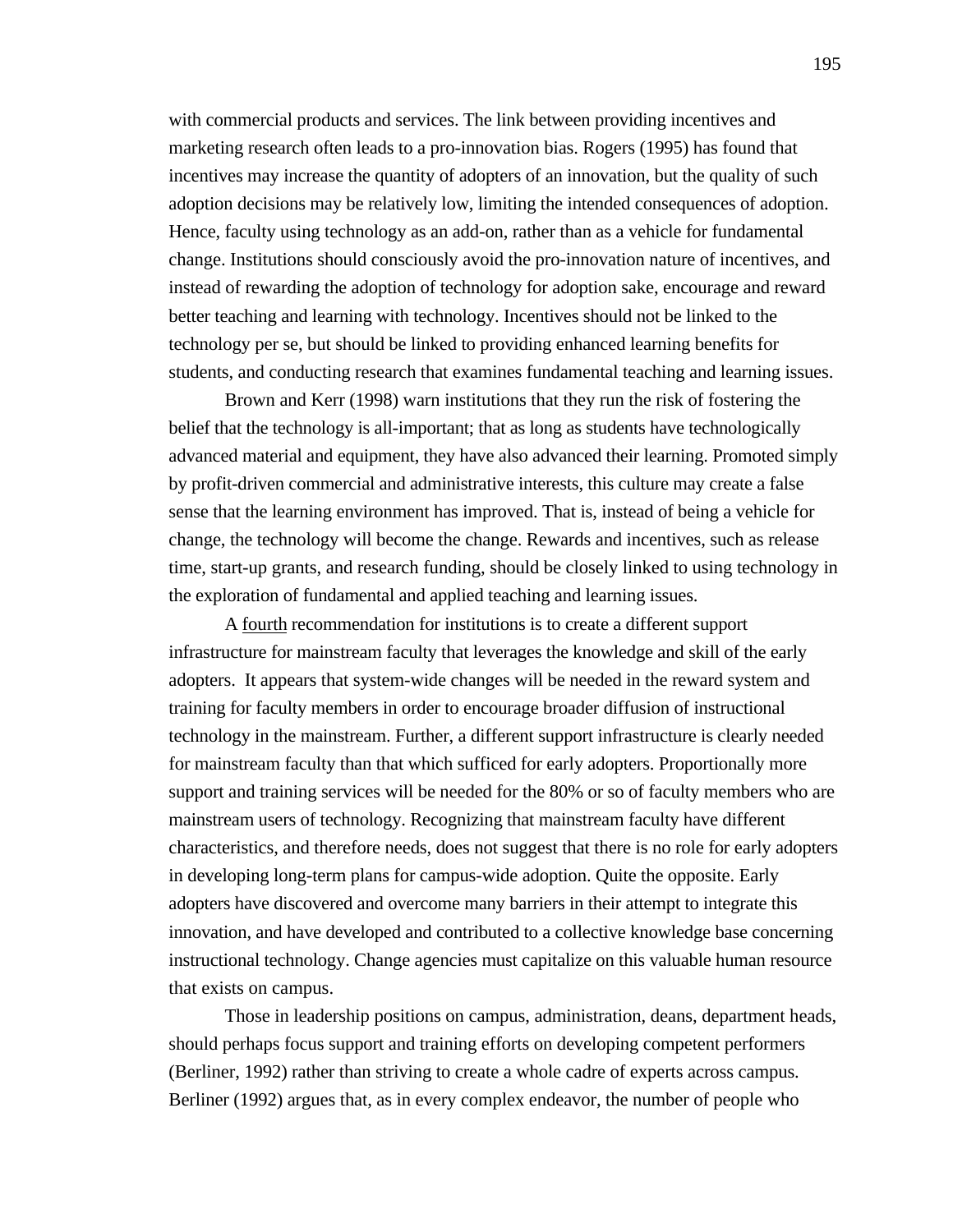with commercial products and services. The link between providing incentives and marketing research often leads to a pro-innovation bias. Rogers (1995) has found that incentives may increase the quantity of adopters of an innovation, but the quality of such adoption decisions may be relatively low, limiting the intended consequences of adoption. Hence, faculty using technology as an add-on, rather than as a vehicle for fundamental change. Institutions should consciously avoid the pro-innovation nature of incentives, and instead of rewarding the adoption of technology for adoption sake, encourage and reward better teaching and learning with technology. Incentives should not be linked to the technology per se, but should be linked to providing enhanced learning benefits for students, and conducting research that examines fundamental teaching and learning issues.

Brown and Kerr (1998) warn institutions that they run the risk of fostering the belief that the technology is all-important; that as long as students have technologically advanced material and equipment, they have also advanced their learning. Promoted simply by profit-driven commercial and administrative interests, this culture may create a false sense that the learning environment has improved. That is, instead of being a vehicle for change, the technology will become the change. Rewards and incentives, such as release time, start-up grants, and research funding, should be closely linked to using technology in the exploration of fundamental and applied teaching and learning issues.

A <u>fourth</u> recommendation for institutions is to create a different support infrastructure for mainstream faculty that leverages the knowledge and skill of the early adopters. It appears that system-wide changes will be needed in the reward system and training for faculty members in order to encourage broader diffusion of instructional technology in the mainstream. Further, a different support infrastructure is clearly needed for mainstream faculty than that which sufficed for early adopters. Proportionally more support and training services will be needed for the 80% or so of faculty members who are mainstream users of technology. Recognizing that mainstream faculty have different characteristics, and therefore needs, does not suggest that there is no role for early adopters in developing long-term plans for campus-wide adoption. Quite the opposite. Early adopters have discovered and overcome many barriers in their attempt to integrate this innovation, and have developed and contributed to a collective knowledge base concerning instructional technology. Change agencies must capitalize on this valuable human resource that exists on campus.

Those in leadership positions on campus, administration, deans, department heads, should perhaps focus support and training efforts on developing competent performers (Berliner, 1992) rather than striving to create a whole cadre of experts across campus. Berliner (1992) argues that, as in every complex endeavor, the number of people who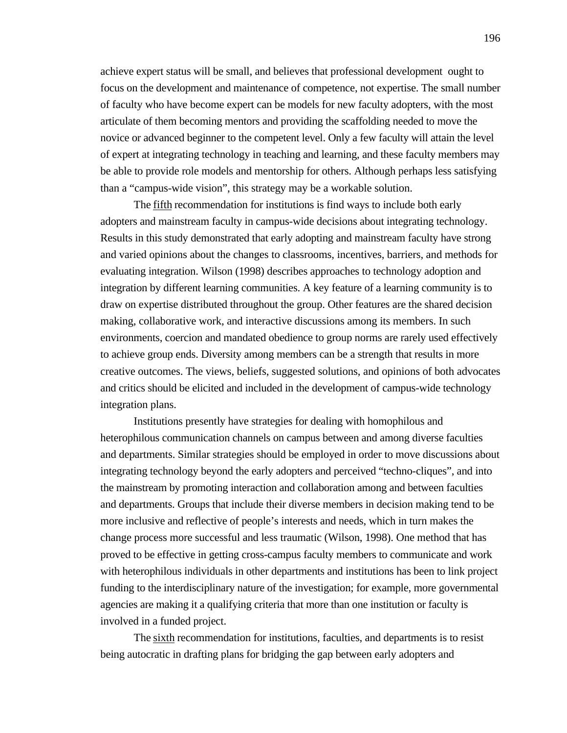achieve expert status will be small, and believes that professional development ought to focus on the development and maintenance of competence, not expertise. The small number of faculty who have become expert can be models for new faculty adopters, with the most articulate of them becoming mentors and providing the scaffolding needed to move the novice or advanced beginner to the competent level. Only a few faculty will attain the level of expert at integrating technology in teaching and learning, and these faculty members may be able to provide role models and mentorship for others. Although perhaps less satisfying than a "campus-wide vision", this strategy may be a workable solution.

The fifth recommendation for institutions is find ways to include both early adopters and mainstream faculty in campus-wide decisions about integrating technology. Results in this study demonstrated that early adopting and mainstream faculty have strong and varied opinions about the changes to classrooms, incentives, barriers, and methods for evaluating integration. Wilson (1998) describes approaches to technology adoption and integration by different learning communities. A key feature of a learning community is to draw on expertise distributed throughout the group. Other features are the shared decision making, collaborative work, and interactive discussions among its members. In such environments, coercion and mandated obedience to group norms are rarely used effectively to achieve group ends. Diversity among members can be a strength that results in more creative outcomes. The views, beliefs, suggested solutions, and opinions of both advocates and critics should be elicited and included in the development of campus-wide technology integration plans.

Institutions presently have strategies for dealing with homophilous and heterophilous communication channels on campus between and among diverse faculties and departments. Similar strategies should be employed in order to move discussions about integrating technology beyond the early adopters and perceived "techno-cliques", and into the mainstream by promoting interaction and collaboration among and between faculties and departments. Groups that include their diverse members in decision making tend to be more inclusive and reflective of people's interests and needs, which in turn makes the change process more successful and less traumatic (Wilson, 1998). One method that has proved to be effective in getting cross-campus faculty members to communicate and work with heterophilous individuals in other departments and institutions has been to link project funding to the interdisciplinary nature of the investigation; for example, more governmental agencies are making it a qualifying criteria that more than one institution or faculty is involved in a funded project.

The sixth recommendation for institutions, faculties, and departments is to resist being autocratic in drafting plans for bridging the gap between early adopters and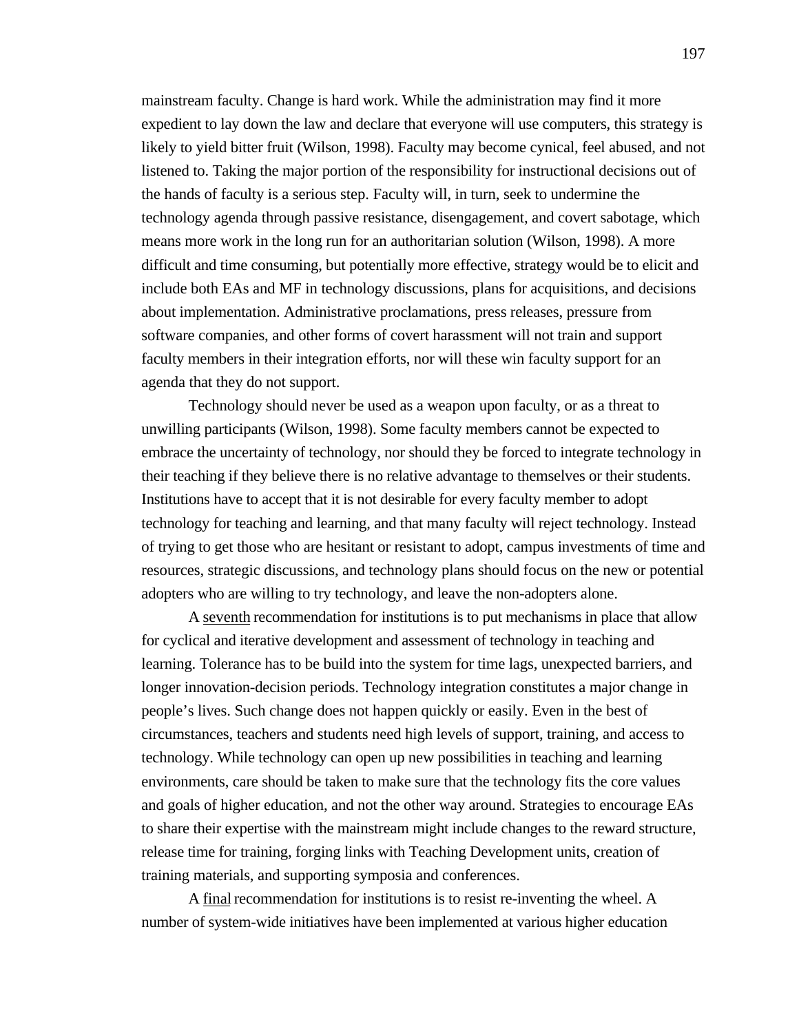mainstream faculty. Change is hard work. While the administration may find it more expedient to lay down the law and declare that everyone will use computers, this strategy is likely to yield bitter fruit (Wilson, 1998). Faculty may become cynical, feel abused, and not listened to. Taking the major portion of the responsibility for instructional decisions out of the hands of faculty is a serious step. Faculty will, in turn, seek to undermine the technology agenda through passive resistance, disengagement, and covert sabotage, which means more work in the long run for an authoritarian solution (Wilson, 1998). A more difficult and time consuming, but potentially more effective, strategy would be to elicit and include both EAs and MF in technology discussions, plans for acquisitions, and decisions about implementation. Administrative proclamations, press releases, pressure from software companies, and other forms of covert harassment will not train and support faculty members in their integration efforts, nor will these win faculty support for an agenda that they do not support.

Technology should never be used as a weapon upon faculty, or as a threat to unwilling participants (Wilson, 1998). Some faculty members cannot be expected to embrace the uncertainty of technology, nor should they be forced to integrate technology in their teaching if they believe there is no relative advantage to themselves or their students. Institutions have to accept that it is not desirable for every faculty member to adopt technology for teaching and learning, and that many faculty will reject technology. Instead of trying to get those who are hesitant or resistant to adopt, campus investments of time and resources, strategic discussions, and technology plans should focus on the new or potential adopters who are willing to try technology, and leave the non-adopters alone.

A <u>seventh</u> recommendation for institutions is to put mechanisms in place that allow for cyclical and iterative development and assessment of technology in teaching and learning. Tolerance has to be build into the system for time lags, unexpected barriers, and longer innovation-decision periods. Technology integration constitutes a major change in people's lives. Such change does not happen quickly or easily. Even in the best of circumstances, teachers and students need high levels of support, training, and access to technology. While technology can open up new possibilities in teaching and learning environments, care should be taken to make sure that the technology fits the core values and goals of higher education, and not the other way around. Strategies to encourage EAs to share their expertise with the mainstream might include changes to the reward structure, release time for training, forging links with Teaching Development units, creation of training materials, and supporting symposia and conferences.

A <u>final</u> recommendation for institutions is to resist re-inventing the wheel. A number of system-wide initiatives have been implemented at various higher education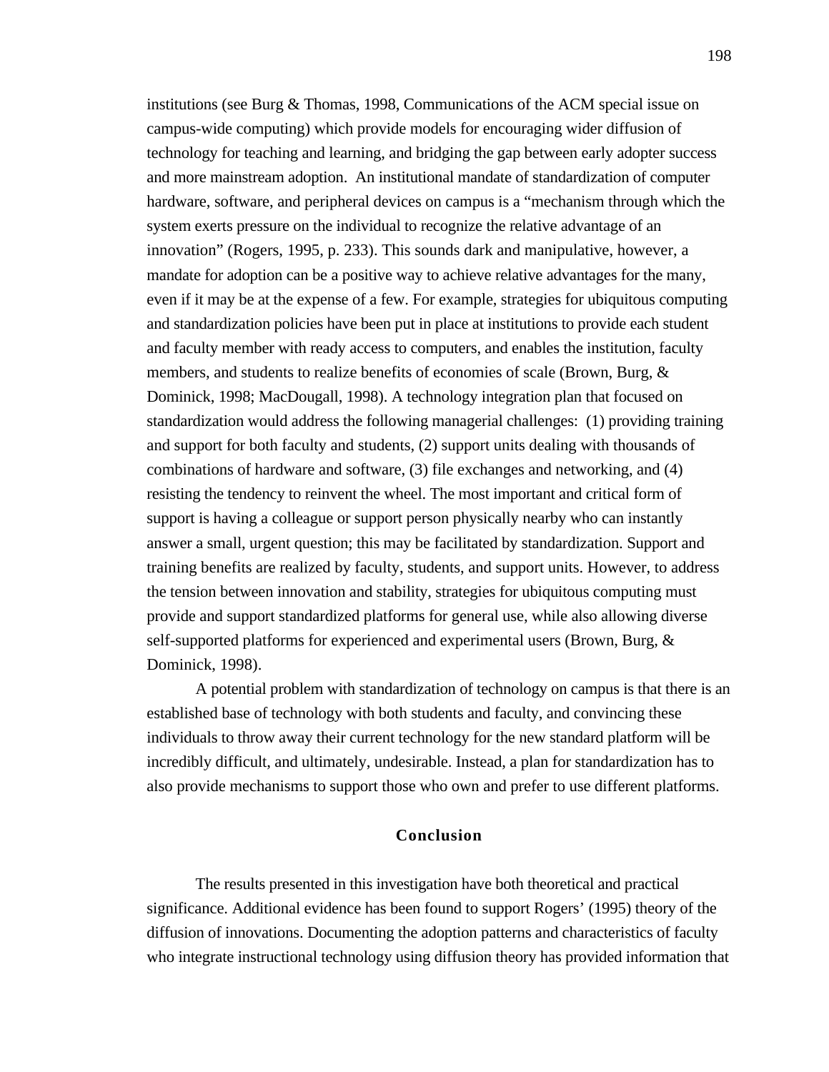institutions (see Burg & Thomas, 1998, Communications of the ACM special issue on campus-wide computing) which provide models for encouraging wider diffusion of technology for teaching and learning, and bridging the gap between early adopter success and more mainstream adoption. An institutional mandate of standardization of computer hardware, software, and peripheral devices on campus is a "mechanism through which the system exerts pressure on the individual to recognize the relative advantage of an innovation" (Rogers, 1995, p. 233). This sounds dark and manipulative, however, a mandate for adoption can be a positive way to achieve relative advantages for the many, even if it may be at the expense of a few. For example, strategies for ubiquitous computing and standardization policies have been put in place at institutions to provide each student and faculty member with ready access to computers, and enables the institution, faculty members, and students to realize benefits of economies of scale (Brown, Burg, & Dominick, 1998; MacDougall, 1998). A technology integration plan that focused on standardization would address the following managerial challenges: (1) providing training and support for both faculty and students, (2) support units dealing with thousands of combinations of hardware and software, (3) file exchanges and networking, and (4) resisting the tendency to reinvent the wheel. The most important and critical form of support is having a colleague or support person physically nearby who can instantly answer a small, urgent question; this may be facilitated by standardization. Support and training benefits are realized by faculty, students, and support units. However, to address the tension between innovation and stability, strategies for ubiquitous computing must provide and support standardized platforms for general use, while also allowing diverse self-supported platforms for experienced and experimental users (Brown, Burg, & Dominick, 1998).

A potential problem with standardization of technology on campus is that there is an established base of technology with both students and faculty, and convincing these individuals to throw away their current technology for the new standard platform will be incredibly difficult, and ultimately, undesirable. Instead, a plan for standardization has to also provide mechanisms to support those who own and prefer to use different platforms.

## Conclusion

The results presented in this investigation have both theoretical and practical significance. Additional evidence has been found to support Rogers' (1995) theory of the diffusion of innovations. Documenting the adoption patterns and characteristics of faculty who integrate instructional technology using diffusion theory has provided information that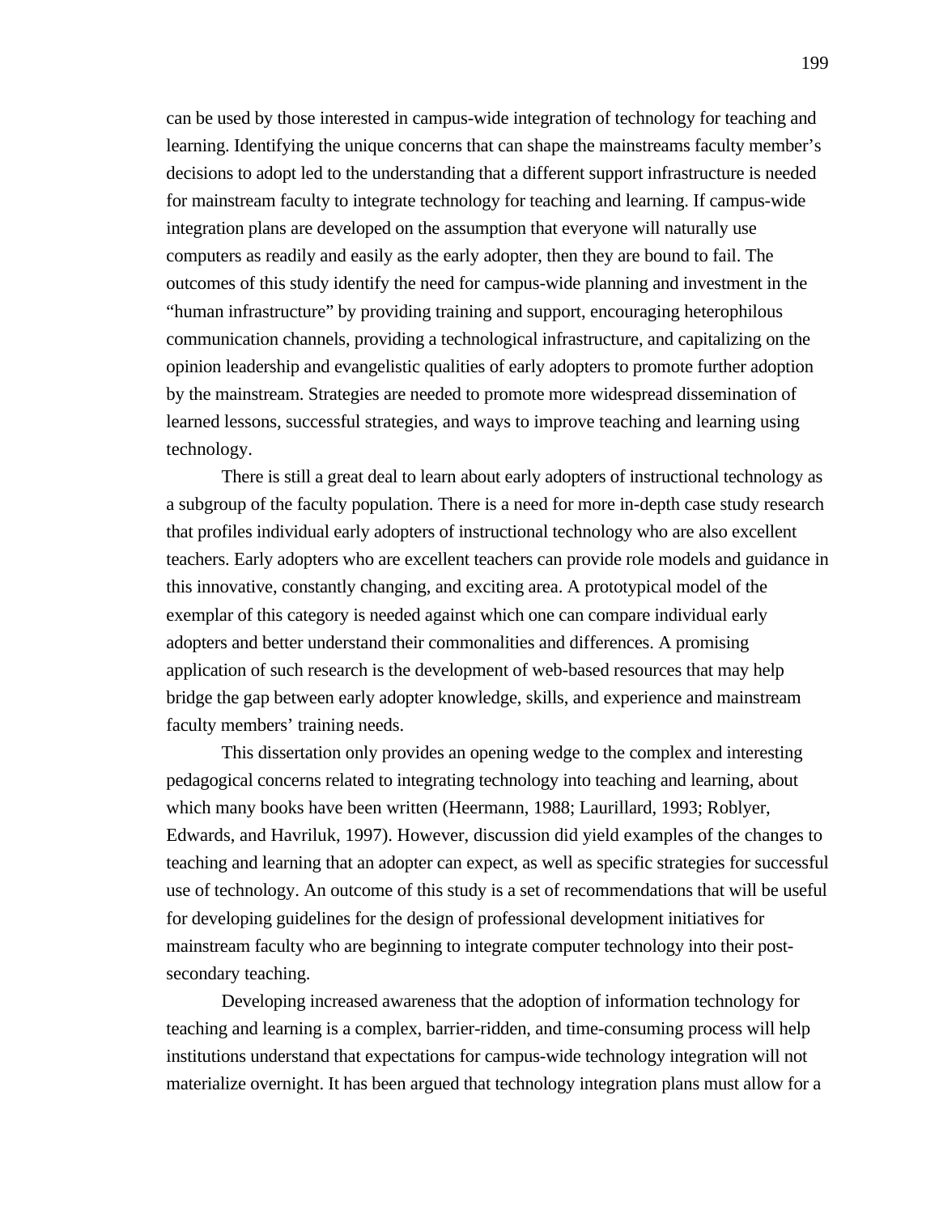can be used by those interested in campus-wide integration of technology for teaching and learning. Identifying the unique concerns that can shape the mainstreams faculty member's decisions to adopt led to the understanding that a different support infrastructure is needed for mainstream faculty to integrate technology for teaching and learning. If campus-wide integration plans are developed on the assumption that everyone will naturally use computers as readily and easily as the early adopter, then they are bound to fail. The outcomes of this study identify the need for campus-wide planning and investment in the "human infrastructure" by providing training and support, encouraging heterophilous communication channels, providing a technological infrastructure, and capitalizing on the opinion leadership and evangelistic qualities of early adopters to promote further adoption by the mainstream. Strategies are needed to promote more widespread dissemination of learned lessons, successful strategies, and ways to improve teaching and learning using technology.

There is still a great deal to learn about early adopters of instructional technology as a subgroup of the faculty population. There is a need for more in-depth case study research that profiles individual early adopters of instructional technology who are also excellent teachers. Early adopters who are excellent teachers can provide role models and guidance in this innovative, constantly changing, and exciting area. A prototypical model of the exemplar of this category is needed against which one can compare individual early adopters and better understand their commonalities and differences. A promising application of such research is the development of web-based resources that may help bridge the gap between early adopter knowledge, skills, and experience and mainstream faculty members' training needs.

This dissertation only provides an opening wedge to the complex and interesting pedagogical concerns related to integrating technology into teaching and learning, about which many books have been written (Heermann, 1988; Laurillard, 1993; Roblyer, Edwards, and Havriluk, 1997). However, discussion did yield examples of the changes to teaching and learning that an adopter can expect, as well as specific strategies for successful use of technology. An outcome of this study is a set of recommendations that will be useful for developing guidelines for the design of professional development initiatives for mainstream faculty who are beginning to integrate computer technology into their post-secondary teaching.

Developing increased awareness that the adoption of information technology for teaching and learning is a complex, barrier-ridden, and time-consuming process will help institutions understand that expectations for campus-wide technology integration will not materialize overnight. It has been argued that technology integration plans must allow for a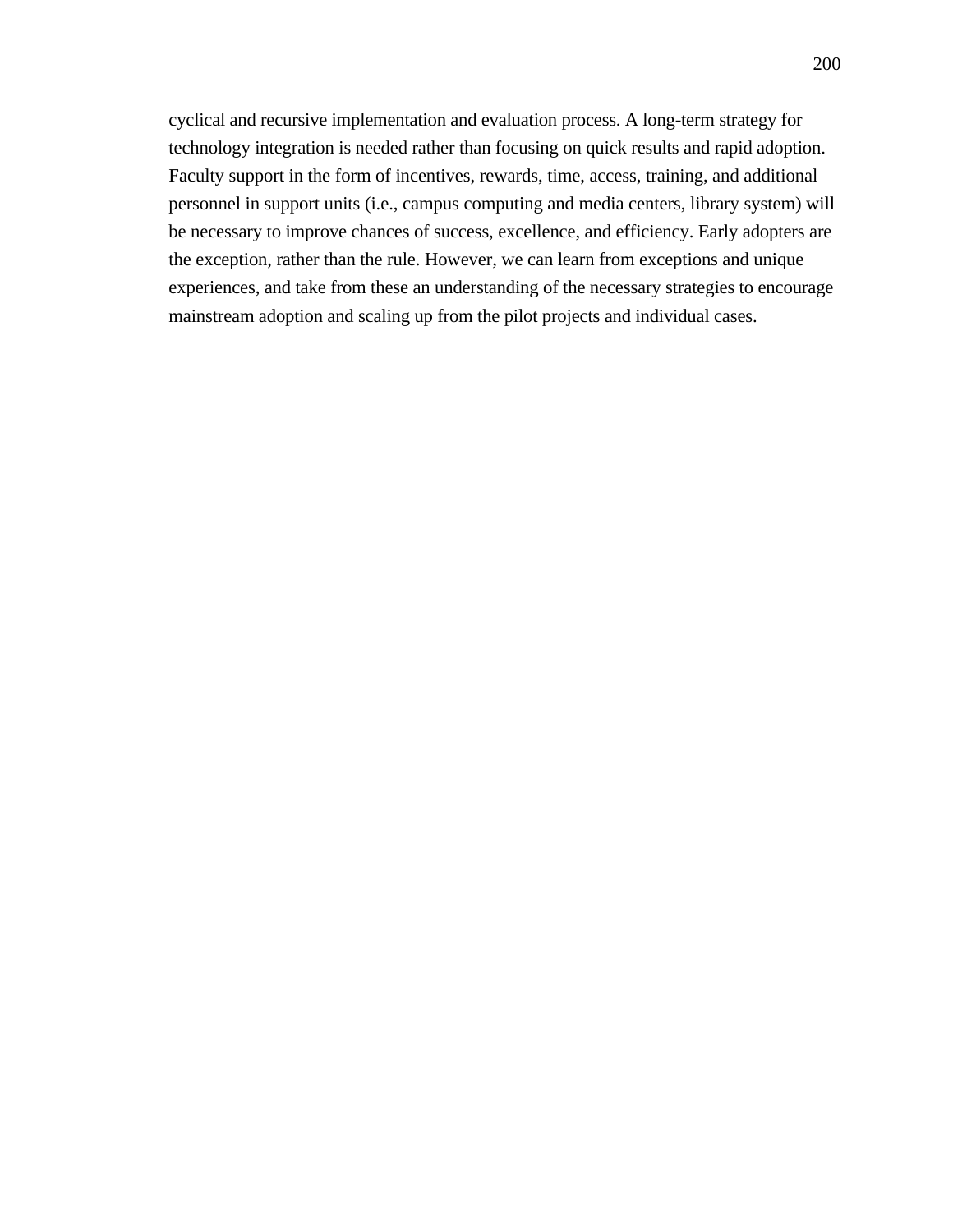cyclical and recursive implementation and evaluation process. A long-term strategy for technology integration is needed rather than focusing on quick results and rapid adoption. Faculty support in the form of incentives, rewards, time, access, training, and additional personnel in support units (i.e., campus computing and media centers, library system) will be necessary to improve chances of success, excellence, and efficiency. Early adopters are the exception, rather than the rule. However, we can learn from exceptions and unique experiences, and take from these an understanding of the necessary strategies to encourage mainstream adoption and scaling up from the pilot projects and individual cases.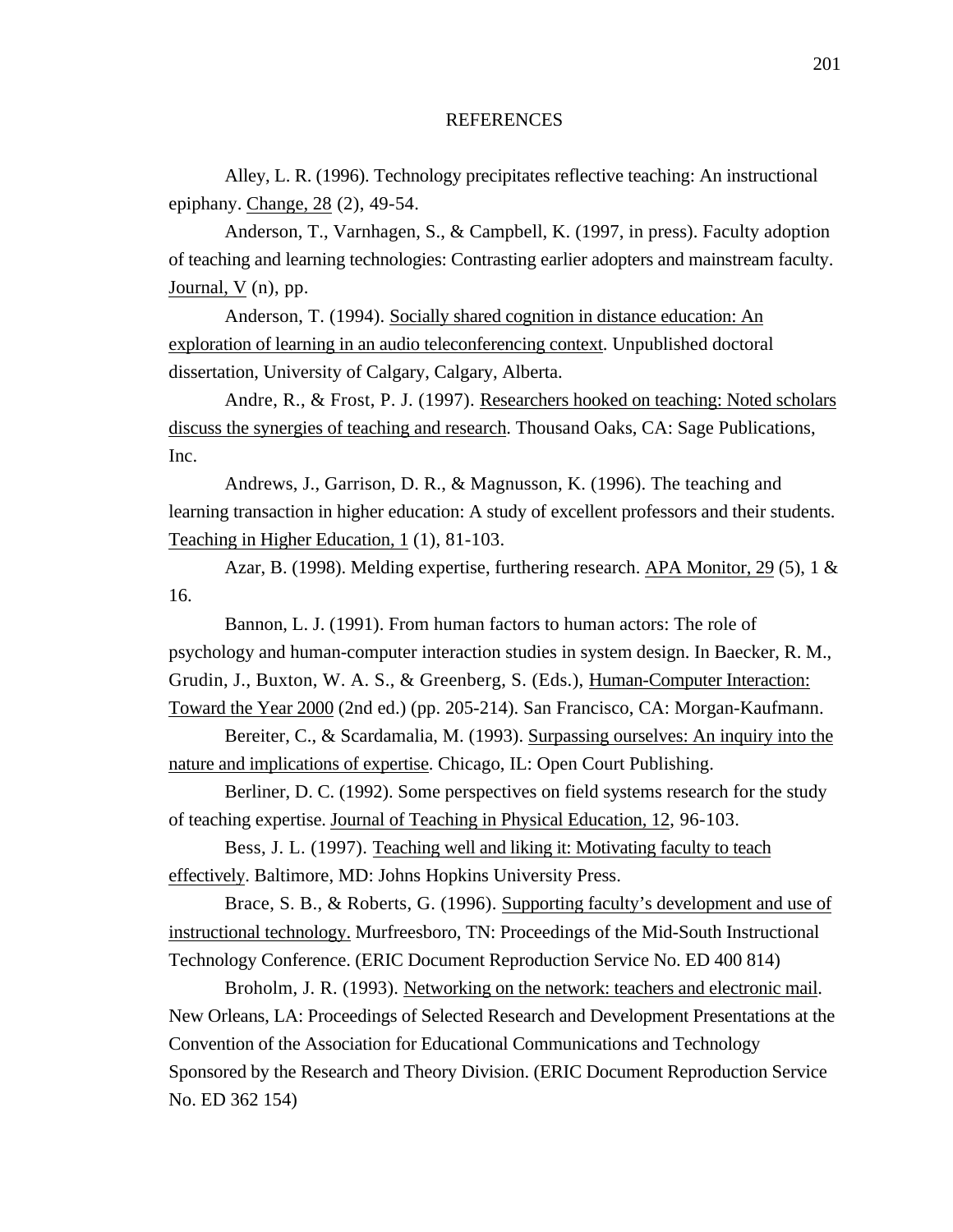# REFERENCES

Alley, L. R. (1996). Technology precipitates reflective teaching: An instructional epiphany. Change, 28 (2), 49-54.

Anderson, T., Varnhagen, S., & Campbell, K. (1997, in press). Faculty adoption of teaching and learning technologies: Contrasting earlier adopters and mainstream faculty. Journal, V (n), pp.

Anderson, T. (1994). Socially shared cognition in distance education: An exploration of learning in an audio teleconferencing context. Unpublished doctoral dissertation, University of Calgary, Calgary, Alberta.

Andre, R., & Frost, P. J. (1997). Researchers hooked on teaching: Noted scholars discuss the synergies of teaching and research. Thousand Oaks, CA: Sage Publications, Inc.

Andrews, J., Garrison, D. R., & Magnusson, K. (1996). The teaching and learning transaction in higher education: A study of excellent professors and their students. Teaching in Higher Education, 1 (1), 81-103.

Azar, B. (1998). Melding expertise, furthering research. APA Monitor, 29 (5), 1 & 16.

Bannon, L. J. (1991). From human factors to human actors: The role of psychology and human-computer interaction studies in system design. In Baecker, R. M., Grudin, J., Buxton, W. A. S., & Greenberg, S. (Eds.), Human-Computer Interaction: Toward the Year 2000 (2nd ed.) (pp. 205-214). San Francisco, CA: Morgan-Kaufmann.

Bereiter, C., & Scardamalia, M. (1993). Surpassing ourselves: An inquiry into the nature and implications of expertise. Chicago, IL: Open Court Publishing.

Berliner, D. C. (1992). Some perspectives on field systems research for the study of teaching expertise. Journal of Teaching in Physical Education, 12, 96-103.

Bess, J. L. (1997). Teaching well and liking it: Motivating faculty to teach effectively. Baltimore, MD: Johns Hopkins University Press.

Brace, S. B., & Roberts, G. (1996). Supporting faculty's development and use of instructional technology. Murfreesboro, TN: Proceedings of the Mid-South Instructional Technology Conference. (ERIC Document Reproduction Service No. ED 400 814)

Broholm, J. R. (1993). Networking on the network: teachers and electronic mail. New Orleans, LA: Proceedings of Selected Research and Development Presentations at the Convention of the Association for Educational Communications and Technology Sponsored by the Research and Theory Division. (ERIC Document Reproduction Service No. ED 362 154)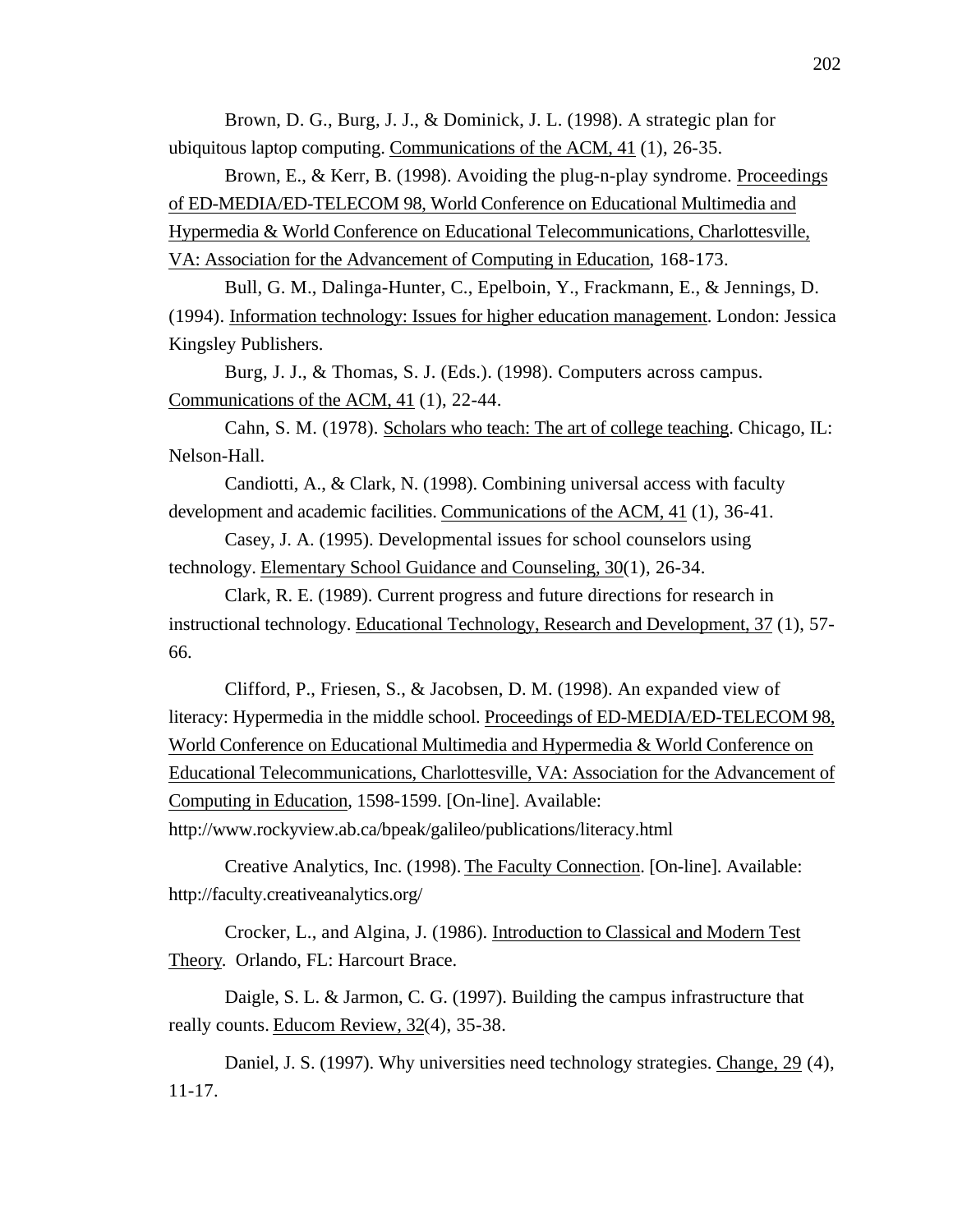Brown, D. G., Burg, J. J., & Dominick, J. L. (1998). A strategic plan for ubiquitous laptop computing. Communications of the ACM, 41 (1), 26-35.

Brown, E., & Kerr, B. (1998). Avoiding the plug-n-play syndrome. Proceedings of ED-MEDIA/ED-TELECOM 98, World Conference on Educational Multimedia and Hypermedia & World Conference on Educational Telecommunications, Charlottesville, VA: Association for the Advancement of Computing in Education, 168-173.

Bull, G. M., Dalinga-Hunter, C., Epelboin, Y., Frackmann, E., & Jennings, D. (1994). Information technology: Issues for higher education management. London: Jessica Kingsley Publishers.

Burg, J. J., & Thomas, S. J. (Eds.). (1998). Computers across campus. Communications of the ACM, 41 (1), 22-44.

Cahn, S. M. (1978). Scholars who teach: The art of college teaching. Chicago, IL: Nelson-Hall.

Candiotti, A., & Clark, N. (1998). Combining universal access with faculty development and academic facilities. Communications of the ACM, 41 (1), 36-41.

Casey, J. A. (1995). Developmental issues for school counselors using technology. Elementary School Guidance and Counseling, 30(1), 26-34.

Clark, R. E. (1989). Current progress and future directions for research in instructional technology. Educational Technology, Research and Development, 37 (1), 57-66.

Clifford, P., Friesen, S., & Jacobsen, D. M. (1998). An expanded view of literacy: Hypermedia in the middle school. Proceedings of ED-MEDIA/ED-TELECOM 98, World Conference on Educational Multimedia and Hypermedia & World Conference on Educational Telecommunications, Charlottesville, VA: Association for the Advancement of Computing in Education, 1598-1599. [On-line]. Available: http://www.rockyview.ab.ca/bpeak/galileo/publications/literacy.html

Creative Analytics, Inc. (1998). The Faculty Connection. [On-line]. Available: http://faculty.creativeanalytics.org/

Crocker, L., and Algina, J. (1986). Introduction to Classical and Modern Test Theory. Orlando, FL: Harcourt Brace.

Daigle, S. L. & Jarmon, C. G. (1997). Building the campus infrastructure that really counts. Educom Review, 32(4), 35-38.

Daniel, J. S. (1997). Why universities need technology strategies. Change, 29 (4), 11-17.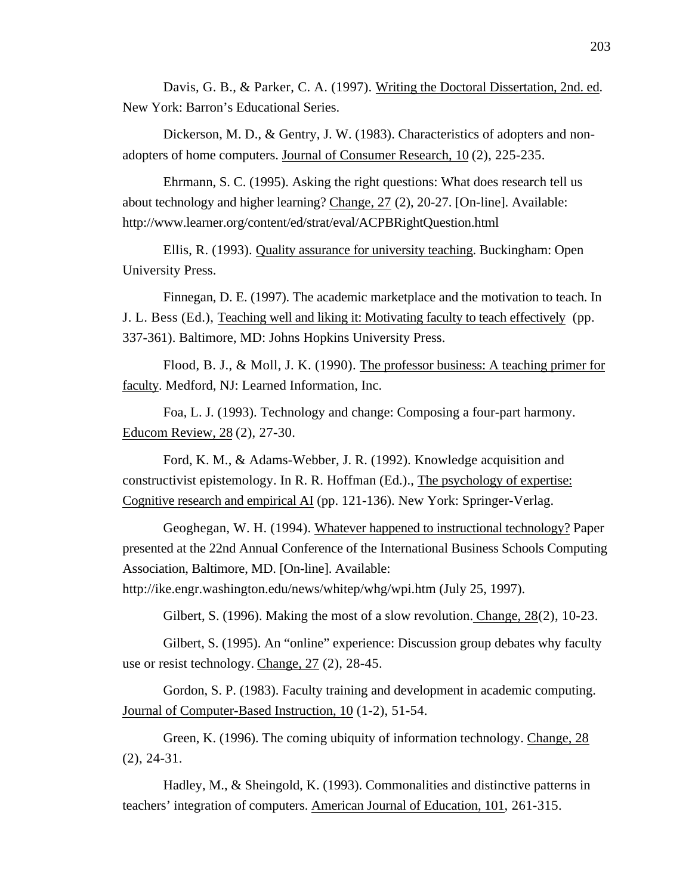Davis, G. B., & Parker, C. A. (1997). Writing the Doctoral Dissertation, 2nd. ed. New York: Barron's Educational Series.

Dickerson, M. D., & Gentry, J. W. (1983). Characteristics of adopters and non-adopters of home computers. Journal of Consumer Research, 10 (2), 225-235.

Ehrmann, S. C. (1995). Asking the right questions: What does research tell us about technology and higher learning? Change, 27 (2), 20-27. [On-line]. Available: http://www.learner.org/content/ed/strat/eval/ACPBRightQuestion.html

Ellis, R. (1993). Quality assurance for university teaching. Buckingham: Open University Press.

Finnegan, D. E. (1997). The academic marketplace and the motivation to teach. In J. L. Bess (Ed.), Teaching well and liking it: Motivating faculty to teach effectively (pp. 337-361). Baltimore, MD: Johns Hopkins University Press.

Flood, B. J., & Moll, J. K. (1990). The professor business: A teaching primer for faculty. Medford, NJ: Learned Information, Inc.

Foa, L. J. (1993). Technology and change: Composing a four-part harmony. Educom Review, 28 (2), 27-30.

Ford, K. M., & Adams-Webber, J. R. (1992). Knowledge acquisition and constructivist epistemology. In R. R. Hoffman (Ed.)., The psychology of expertise: Cognitive research and empirical AI (pp. 121-136). New York: Springer-Verlag.

Geoghegan, W. H. (1994). Whatever happened to instructional technology? Paper presented at the 22nd Annual Conference of the International Business Schools Computing Association, Baltimore, MD. [On-line]. Available: http://ike.engr.washington.edu/news/whitep/whg/wpi.htm (July 25, 1997).

Gilbert, S. (1996). Making the most of a slow revolution. Change, 28(2), 10-23.

Gilbert, S. (1995). An "online" experience: Discussion group debates why faculty use or resist technology. Change, 27 (2), 28-45.

Gordon, S. P. (1983). Faculty training and development in academic computing. Journal of Computer-Based Instruction, 10 (1-2), 51-54.

Green, K. (1996). The coming ubiquity of information technology. Change, 28 (2), 24-31.

Hadley, M., & Sheingold, K. (1993). Commonalities and distinctive patterns in teachers' integration of computers. American Journal of Education, 101, 261-315.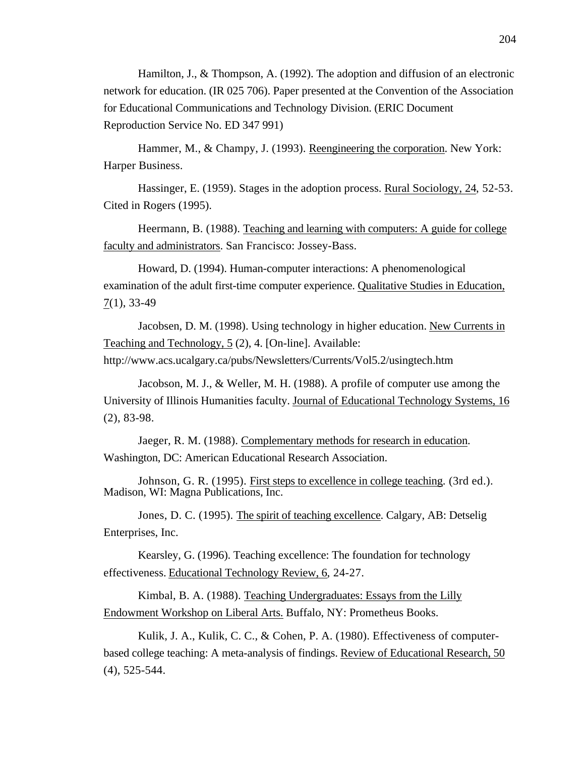Hamilton, J., & Thompson, A. (1992). The adoption and diffusion of an electronic network for education. (IR 025 706). Paper presented at the Convention of the Association for Educational Communications and Technology Division. (ERIC Document Reproduction Service No. ED 347 991)

Hammer, M., & Champy, J. (1993). Reengineering the corporation. New York: Harper Business.

Hassinger, E. (1959). Stages in the adoption process. Rural Sociology, 24, 52-53. Cited in Rogers (1995).

Heermann, B. (1988). Teaching and learning with computers: A guide for college faculty and administrators. San Francisco: Jossey-Bass.

Howard, D. (1994). Human-computer interactions: A phenomenological examination of the adult first-time computer experience. Qualitative Studies in Education, 7(1), 33-49

Jacobsen, D. M. (1998). Using technology in higher education. New Currents in Teaching and Technology, 5 (2), 4. [On-line]. Available: http://www.acs.ucalgary.ca/pubs/Newsletters/Currents/Vol5.2/usingtech.htm

Jacobson, M. J., & Weller, M. H. (1988). A profile of computer use among the University of Illinois Humanities faculty. Journal of Educational Technology Systems, 16 (2), 83-98.

Jaeger, R. M. (1988). Complementary methods for research in education. Washington, DC: American Educational Research Association.

Johnson, G. R. (1995). First steps to excellence in college teaching. (3rd ed.). Madison, WI: Magna Publications, Inc.

Jones, D. C. (1995). The spirit of teaching excellence. Calgary, AB: Detselig Enterprises, Inc.

Kearsley, G. (1996). Teaching excellence: The foundation for technology effectiveness. Educational Technology Review, 6, 24-27.

Kimbal, B. A. (1988). Teaching Undergraduates: Essays from the Lilly Endowment Workshop on Liberal Arts. Buffalo, NY: Prometheus Books.

Kulik, J. A., Kulik, C. C., & Cohen, P. A. (1980). Effectiveness of computer-based college teaching: A meta-analysis of findings. Review of Educational Research, 50 (4), 525-544.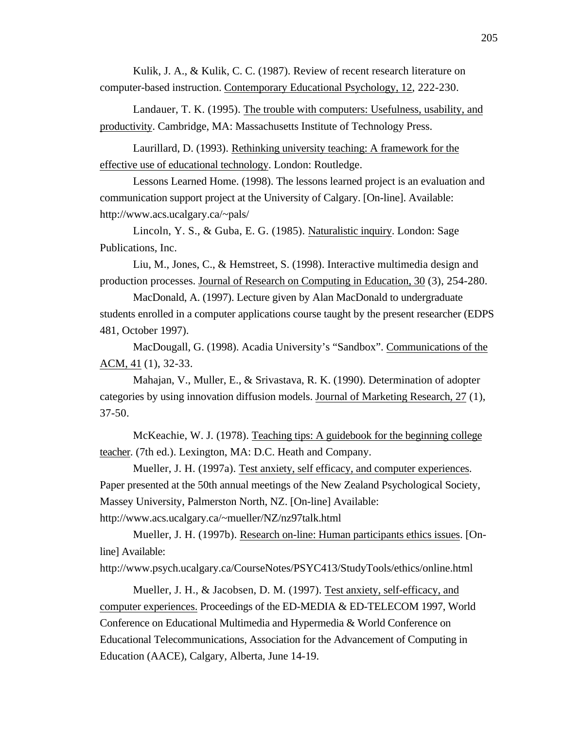Kulik, J. A., & Kulik, C. C. (1987). Review of recent research literature on computer-based instruction. Contemporary Educational Psychology, 12, 222-230.

Landauer, T. K. (1995). The trouble with computers: Usefulness, usability, and productivity. Cambridge, MA: Massachusetts Institute of Technology Press.

Laurillard, D. (1993). Rethinking university teaching: A framework for the effective use of educational technology. London: Routledge.

Lessons Learned Home. (1998). The lessons learned project is an evaluation and communication support project at the University of Calgary. [On-line]. Available: http://www.acs.ucalgary.ca/~pals/

Lincoln, Y. S., & Guba, E. G. (1985). Naturalistic inquiry. London: Sage Publications, Inc.

Liu, M., Jones, C., & Hemstreet, S. (1998). Interactive multimedia design and production processes. Journal of Research on Computing in Education, 30 (3), 254-280.

MacDonald, A. (1997). Lecture given by Alan MacDonald to undergraduate students enrolled in a computer applications course taught by the present researcher (EDPS 481, October 1997).

MacDougall, G. (1998). Acadia University's "Sandbox". Communications of the ACM, 41 (1), 32-33.

Mahajan, V., Muller, E., & Srivastava, R. K. (1990). Determination of adopter categories by using innovation diffusion models. Journal of Marketing Research, 27 (1), 37-50.

McKeachie, W. J. (1978). Teaching tips: A guidebook for the beginning college teacher. (7th ed.). Lexington, MA: D.C. Heath and Company.

Mueller, J. H. (1997a). Test anxiety, self efficacy, and computer experiences. Paper presented at the 50th annual meetings of the New Zealand Psychological Society, Massey University, Palmerston North, NZ. [On-line] Available: http://www.acs.ucalgary.ca/~mueller/NZ/nz97talk.html

Mueller, J. H. (1997b). Research on-line: Human participants ethics issues. [On-line] Available: http://www.psych.ucalgary.ca/CourseNotes/PSYC413/StudyTools/ethics/online.html

Mueller, J. H., & Jacobsen, D. M. (1997). Test anxiety, self-efficacy, and computer experiences. Proceedings of the ED-MEDIA & ED-TELECOM 1997, World Conference on Educational Multimedia and Hypermedia & World Conference on Educational Telecommunications, Association for the Advancement of Computing in Education (AACE), Calgary, Alberta, June 14-19.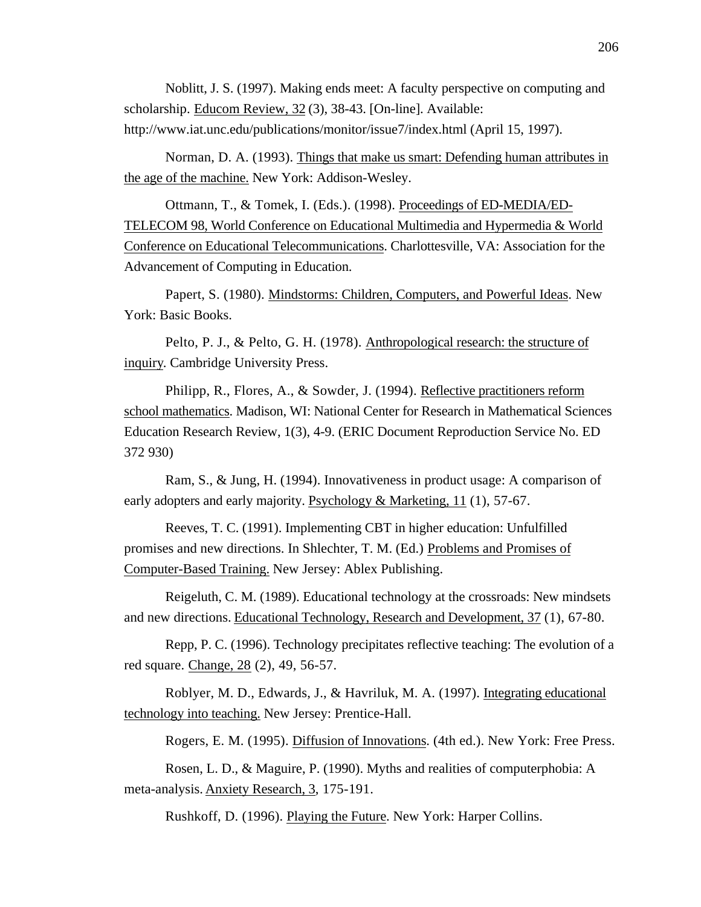Noblitt, J. S. (1997). Making ends meet: A faculty perspective on computing and scholarship. Educom Review, 32 (3), 38-43. [On-line]. Available: http://www.iat.unc.edu/publications/monitor/issue7/index.html (April 15, 1997).

Norman, D. A. (1993). Things that make us smart: Defending human attributes in the age of the machine. New York: Addison-Wesley.

Ottmann, T., & Tomek, I. (Eds.). (1998). Proceedings of ED-MEDIA/ED-TELECOM 98, World Conference on Educational Multimedia and Hypermedia & World Conference on Educational Telecommunications. Charlottesville, VA: Association for the Advancement of Computing in Education.

Papert, S. (1980). Mindstorms: Children, Computers, and Powerful Ideas. New York: Basic Books.

Pelto, P. J., & Pelto, G. H. (1978). Anthropological research: the structure of inquiry. Cambridge University Press.

Philipp, R., Flores, A., & Sowder, J. (1994). Reflective practitioners reform school mathematics. Madison, WI: National Center for Research in Mathematical Sciences Education Research Review, 1(3), 4-9. (ERIC Document Reproduction Service No. ED 372 930)

Ram, S., & Jung, H. (1994). Innovativeness in product usage: A comparison of early adopters and early majority. Psychology & Marketing, 11 (1), 57-67.

Reeves, T. C. (1991). Implementing CBT in higher education: Unfulfilled promises and new directions. In Shlechter, T. M. (Ed.) Problems and Promises of Computer-Based Training. New Jersey: Ablex Publishing.

Reigeluth, C. M. (1989). Educational technology at the crossroads: New mindsets and new directions. Educational Technology, Research and Development, 37 (1), 67-80.

Repp, P. C. (1996). Technology precipitates reflective teaching: The evolution of a red square. Change, 28 (2), 49, 56-57.

Roblyer, M. D., Edwards, J., & Havriluk, M. A. (1997). Integrating educational technology into teaching. New Jersey: Prentice-Hall.

Rogers, E. M. (1995). Diffusion of Innovations. (4th ed.). New York: Free Press.

Rosen, L. D., & Maguire, P. (1990). Myths and realities of computerphobia: A meta-analysis. Anxiety Research, 3, 175-191.

Rushkoff, D. (1996). Playing the Future. New York: Harper Collins.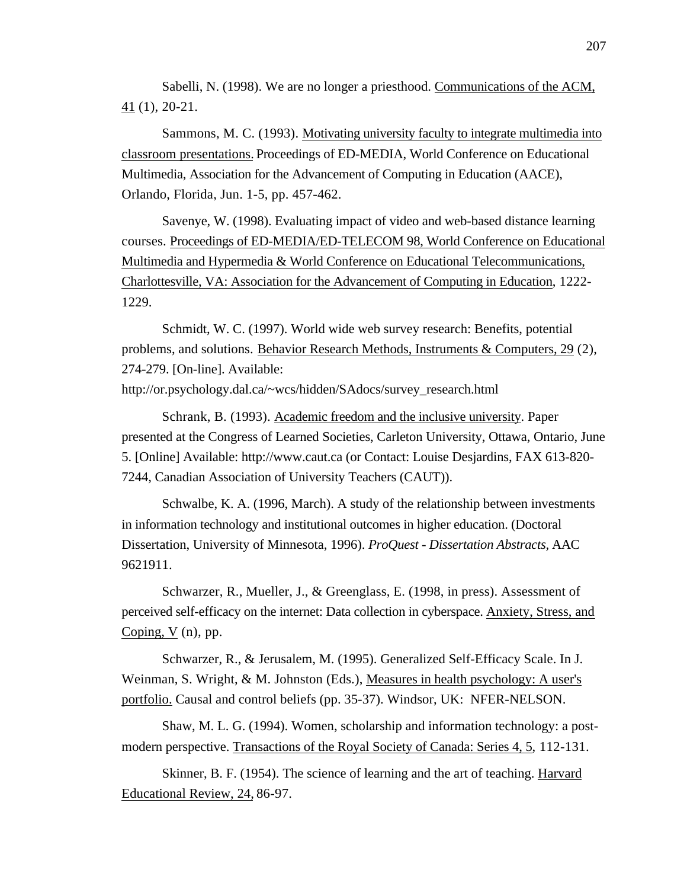Sabelli, N. (1998). We are no longer a priesthood. <u>Communications of the ACM, 41</u> (1), 20-21.

Sammons, M. C. (1993). <u>Motivating university faculty to integrate multimedia into classroom presentations.</u> Proceedings of ED-MEDIA, World Conference on Educational Multimedia, Association for the Advancement of Computing in Education (AACE), Orlando, Florida, Jun. 1-5, pp. 457-462.

Savenye, W. (1998). Evaluating impact of video and web-based distance learning courses. <u>Proceedings of ED-MEDIA/ED-TELECOM 98, World Conference on Educational Multimedia and Hypermedia & World Conference on Educational Telecommunications, Charlottesville, VA: Association for the Advancement of Computing in Education</u>, 1222-1229.

Schmidt, W. C. (1997). World wide web survey research: Benefits, potential problems, and solutions. <u>Behavior Research Methods, Instruments & Computers, 29</u> (2), 274-279. [On-line]. Available: http://or.psychology.dal.ca/~wcs/hidden/SAdocs/survey_research.html

Schrank, B. (1993). <u>Academic freedom and the inclusive university</u>. Paper presented at the Congress of Learned Societies, Carleton University, Ottawa, Ontario, June 5. [Online] Available: http://www.caut.ca (or Contact: Louise Desjardins, FAX 613-820-7244, Canadian Association of University Teachers (CAUT)).

Schwalbe, K. A. (1996, March). A study of the relationship between investments in information technology and institutional outcomes in higher education. (Doctoral Dissertation, University of Minnesota, 1996). *ProQuest - Dissertation Abstracts*, AAC 9621911.

Schwarzer, R., Mueller, J., & Greenglass, E. (1998, in press). Assessment of perceived self-efficacy on the internet: Data collection in cyberspace. <u>Anxiety, Stress, and Coping, V</u> (n), pp.

Schwarzer, R., & Jerusalem, M. (1995). Generalized Self-Efficacy Scale. In J. Weinman, S. Wright, & M. Johnston (Eds.), <u>Measures in health psychology: A user's portfolio.</u> Causal and control beliefs (pp. 35-37). Windsor, UK: NFER-NELSON.

Shaw, M. L. G. (1994). Women, scholarship and information technology: a post-modern perspective. <u>Transactions of the Royal Society of Canada: Series 4, 5</u>, 112-131.

Skinner, B. F. (1954). The science of learning and the art of teaching. <u>Harvard Educational Review, 24,</u> 86-97.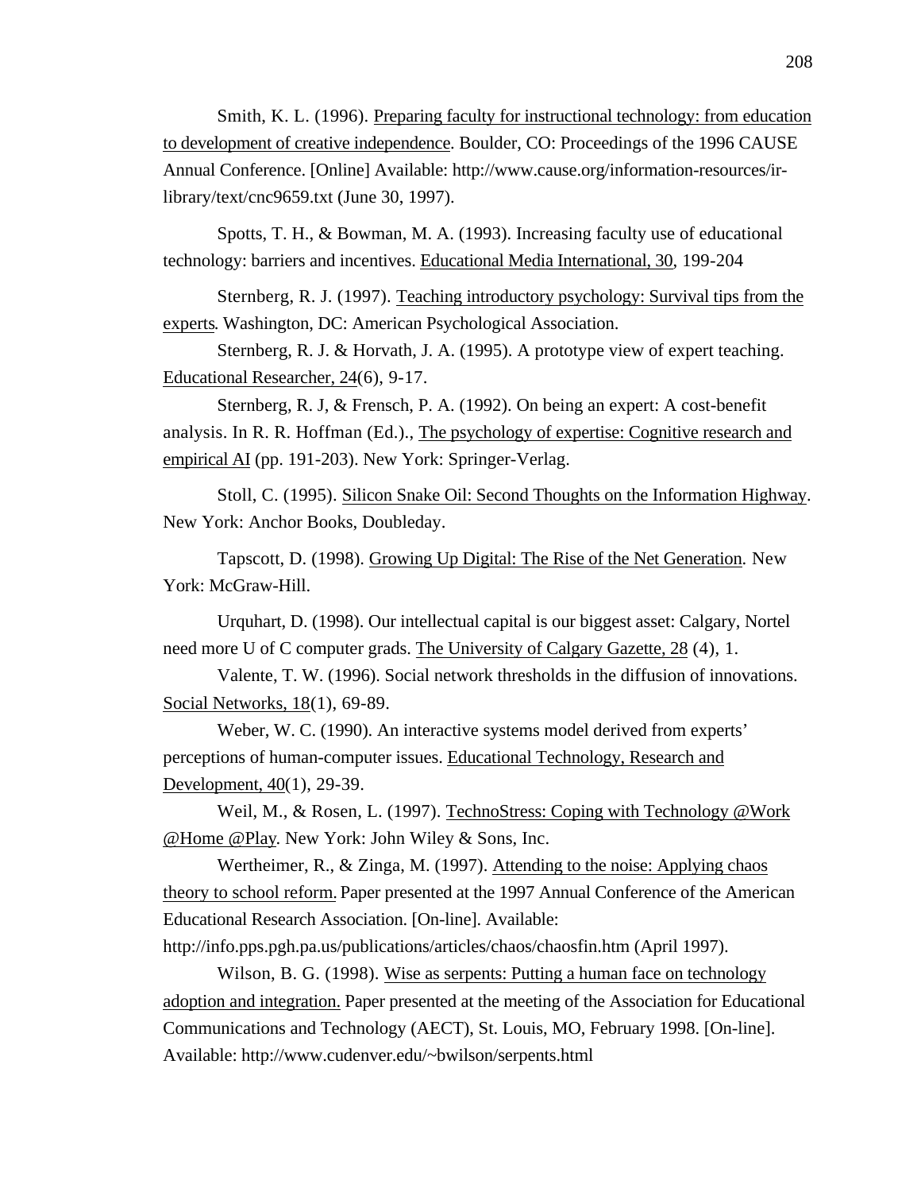Smith, K. L. (1996). Preparing faculty for instructional technology: from education to development of creative independence. Boulder, CO: Proceedings of the 1996 CAUSE Annual Conference. [Online] Available: http://www.cause.org/information-resources/ir-library/text/cnc9659.txt (June 30, 1997).

Spotts, T. H., & Bowman, M. A. (1993). Increasing faculty use of educational technology: barriers and incentives. Educational Media International, 30, 199-204

Sternberg, R. J. (1997). Teaching introductory psychology: Survival tips from the experts. Washington, DC: American Psychological Association.

Sternberg, R. J. & Horvath, J. A. (1995). A prototype view of expert teaching. Educational Researcher, 24(6), 9-17.

Sternberg, R. J, & Frensch, P. A. (1992). On being an expert: A cost-benefit analysis. In R. R. Hoffman (Ed.)., The psychology of expertise: Cognitive research and empirical AI (pp. 191-203). New York: Springer-Verlag.

Stoll, C. (1995). Silicon Snake Oil: Second Thoughts on the Information Highway. New York: Anchor Books, Doubleday.

Tapscott, D. (1998). Growing Up Digital: The Rise of the Net Generation. New York: McGraw-Hill.

Urquhart, D. (1998). Our intellectual capital is our biggest asset: Calgary, Nortel need more U of C computer grads. The University of Calgary Gazette, 28 (4), 1.

Valente, T. W. (1996). Social network thresholds in the diffusion of innovations. Social Networks, 18(1), 69-89.

Weber, W. C. (1990). An interactive systems model derived from experts' perceptions of human-computer issues. Educational Technology, Research and Development, 40(1), 29-39.

Weil, M., & Rosen, L. (1997). TechnoStress: Coping with Technology @Work @Home @Play. New York: John Wiley & Sons, Inc.

Wertheimer, R., & Zinga, M. (1997). Attending to the noise: Applying chaos theory to school reform. Paper presented at the 1997 Annual Conference of the American Educational Research Association. [On-line]. Available: http://info.pps.pgh.pa.us/publications/articles/chaos/chaosfin.htm (April 1997).

Wilson, B. G. (1998). Wise as serpents: Putting a human face on technology adoption and integration. Paper presented at the meeting of the Association for Educational Communications and Technology (AECT), St. Louis, MO, February 1998. [On-line]. Available: http://www.cudenver.edu/~bwilson/serpents.html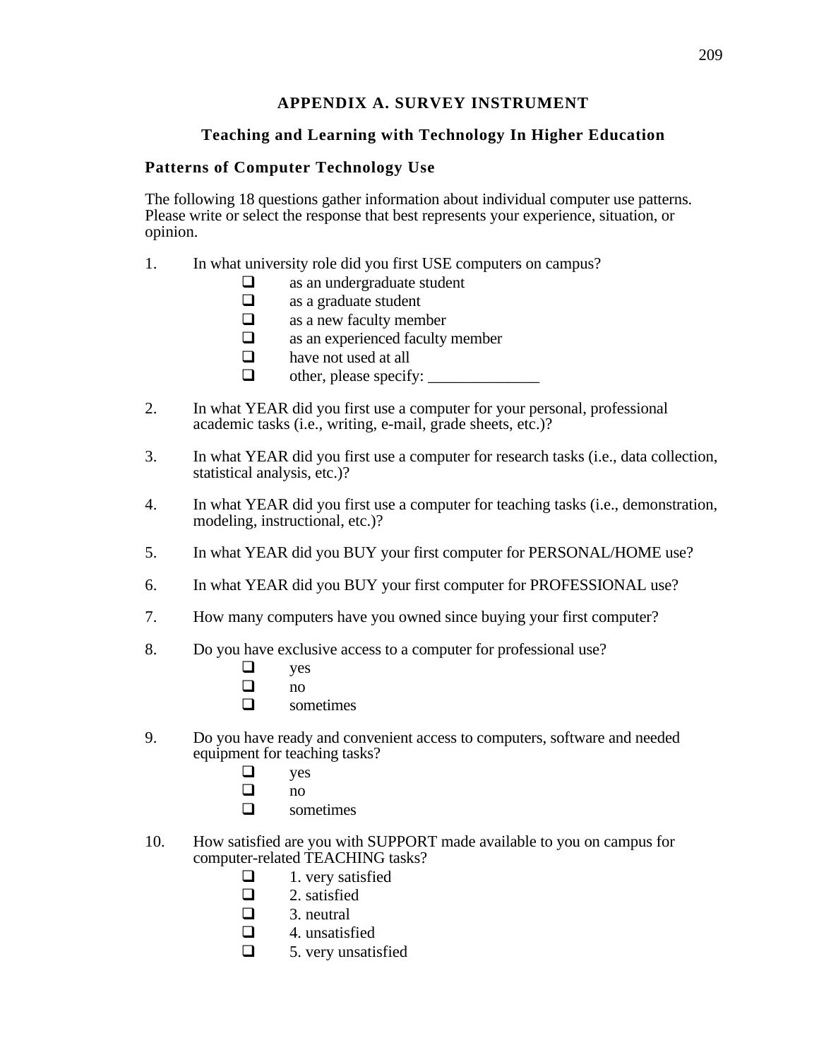# APPENDIX A. SURVEY INSTRUMENT

## Teaching and Learning with Technology In Higher Education

### Patterns of Computer Technology Use

The following 18 questions gather information about individual computer use patterns. Please write or select the response that best represents your experience, situation, or opinion.

1. In what university role did you first USE computers on campus?
   - ❑ as an undergraduate student
   - ❑ as a graduate student
   - ❑ as a new faculty member
   - ❑ as an experienced faculty member
   - ❑ have not used at all
   - ❑ other, please specify: ______________

2. In what YEAR did you first use a computer for your personal, professional academic tasks (i.e., writing, e-mail, grade sheets, etc.)?

3. In what YEAR did you first use a computer for research tasks (i.e., data collection, statistical analysis, etc.)?

4. In what YEAR did you first use a computer for teaching tasks (i.e., demonstration, modeling, instructional, etc.)?

5. In what YEAR did you BUY your first computer for PERSONAL/HOME use?

6. In what YEAR did you BUY your first computer for PROFESSIONAL use?

7. How many computers have you owned since buying your first computer?

8. Do you have exclusive access to a computer for professional use?
   - ❑ yes
   - ❑ no
   - ❑ sometimes

9. Do you have ready and convenient access to computers, software and needed equipment for teaching tasks?
   - ❑ yes
   - ❑ no
   - ❑ sometimes

10. How satisfied are you with SUPPORT made available to you on campus for computer-related TEACHING tasks?
    - ❑ 1. very satisfied
    - ❑ 2. satisfied
    - ❑ 3. neutral
    - ❑ 4. unsatisfied
    - ❑ 5. very unsatisfied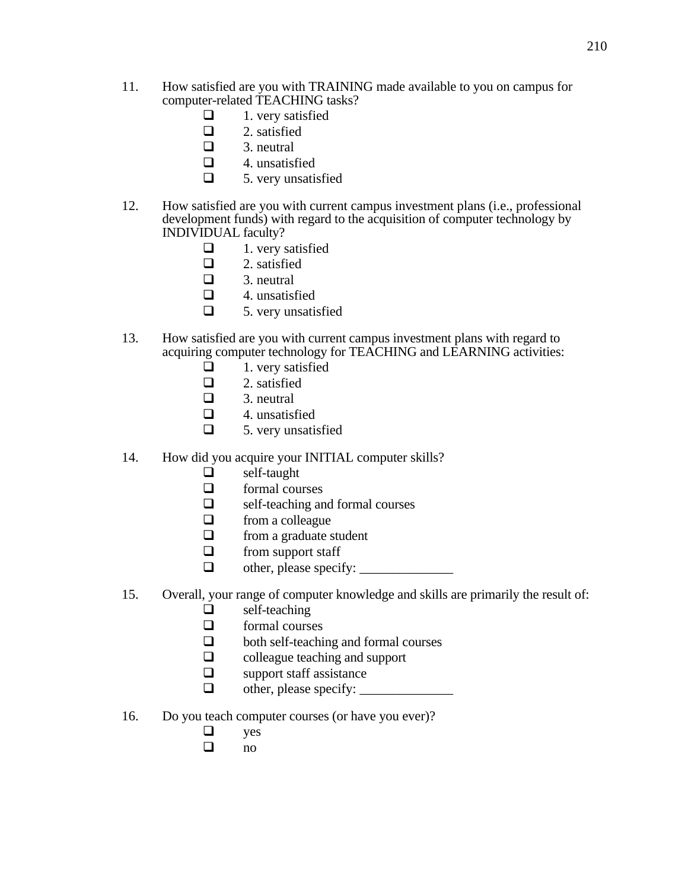11. How satisfied are you with TRAINING made available to you on campus for computer-related TEACHING tasks?
    - ❑ 1. very satisfied
    - ❑ 2. satisfied
    - ❑ 3. neutral
    - ❑ 4. unsatisfied
    - ❑ 5. very unsatisfied

12. How satisfied are you with current campus investment plans (i.e., professional development funds) with regard to the acquisition of computer technology by INDIVIDUAL faculty?
    - ❑ 1. very satisfied
    - ❑ 2. satisfied
    - ❑ 3. neutral
    - ❑ 4. unsatisfied
    - ❑ 5. very unsatisfied

13. How satisfied are you with current campus investment plans with regard to acquiring computer technology for TEACHING and LEARNING activities:
    - ❑ 1. very satisfied
    - ❑ 2. satisfied
    - ❑ 3. neutral
    - ❑ 4. unsatisfied
    - ❑ 5. very unsatisfied

14. How did you acquire your INITIAL computer skills?
    - ❑ self-taught
    - ❑ formal courses
    - ❑ self-teaching and formal courses
    - ❑ from a colleague
    - ❑ from a graduate student
    - ❑ from support staff
    - ❑ other, please specify: ______________

15. Overall, your range of computer knowledge and skills are primarily the result of:
    - ❑ self-teaching
    - ❑ formal courses
    - ❑ both self-teaching and formal courses
    - ❑ colleague teaching and support
    - ❑ support staff assistance
    - ❑ other, please specify: ______________

16. Do you teach computer courses (or have you ever)?
    - ❑ yes
    - ❑ no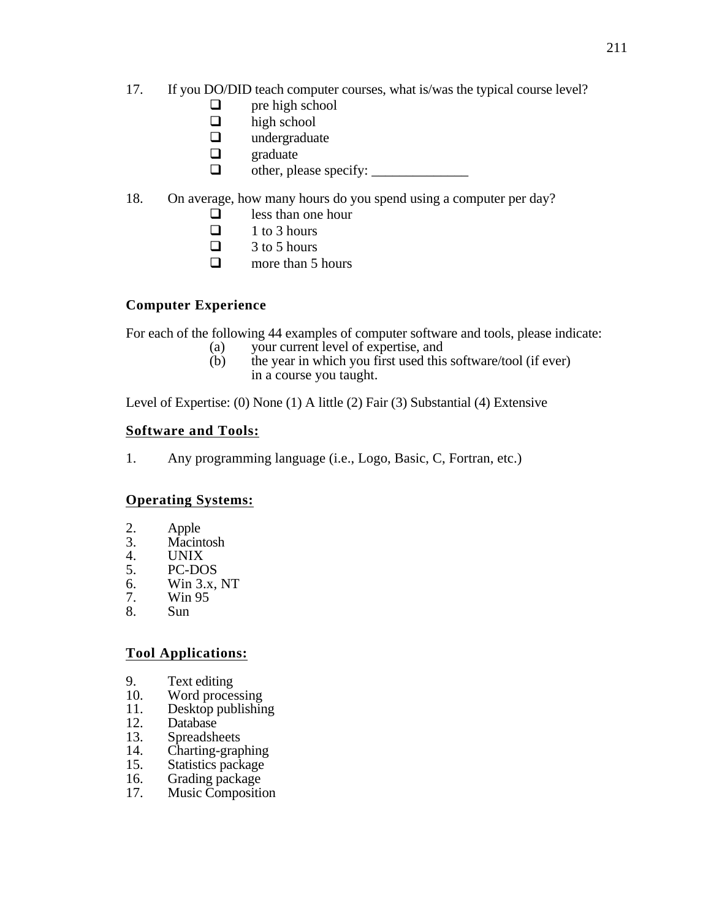17. If you DO/DID teach computer courses, what is/was the typical course level?

- ❑ pre high school
- ❑ high school
- ❑ undergraduate
- ❑ graduate
- ❑ other, please specify: ______________

18. On average, how many hours do you spend using a computer per day?

- ❑ less than one hour
- ❑ 1 to 3 hours
- ❑ 3 to 5 hours
- ❑ more than 5 hours

**Computer Experience**

For each of the following 44 examples of computer software and tools, please indicate:

(a) your current level of expertise, and
(b) the year in which you first used this software/tool (if ever) in a course you taught.

Level of Expertise: (0) None (1) A little (2) Fair (3) Substantial (4) Extensive

**Software and Tools:**

1. Any programming language (i.e., Logo, Basic, C, Fortran, etc.)

**Operating Systems:**

2. Apple
3. Macintosh
4. UNIX
5. PC-DOS
6. Win 3.x, NT
7. Win 95
8. Sun

**Tool Applications:**

9. Text editing
10. Word processing
11. Desktop publishing
12. Database
13. Spreadsheets
14. Charting-graphing
15. Statistics package
16. Grading package
17. Music Composition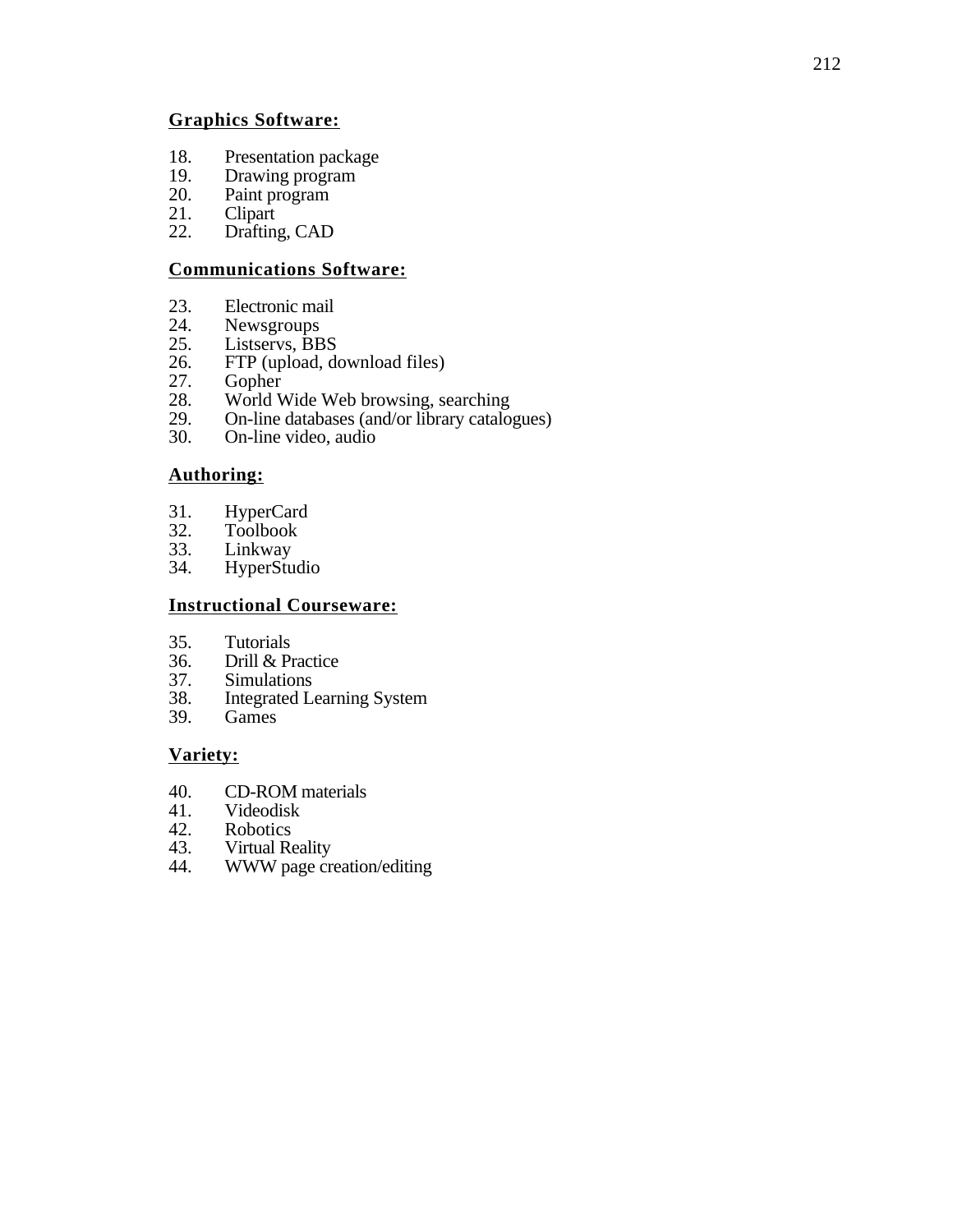**Graphics Software:**

18. Presentation package
19. Drawing program
20. Paint program
21. Clipart
22. Drafting, CAD

**Communications Software:**

23. Electronic mail
24. Newsgroups
25. Listservs, BBS
26. FTP (upload, download files)
27. Gopher
28. World Wide Web browsing, searching
29. On-line databases (and/or library catalogues)
30. On-line video, audio

**Authoring:**

31. HyperCard
32. Toolbook
33. Linkway
34. HyperStudio

**Instructional Courseware:**

35. Tutorials
36. Drill & Practice
37. Simulations
38. Integrated Learning System
39. Games

**Variety:**

40. CD-ROM materials
41. Videodisk
42. Robotics
43. Virtual Reality
44. WWW page creation/editing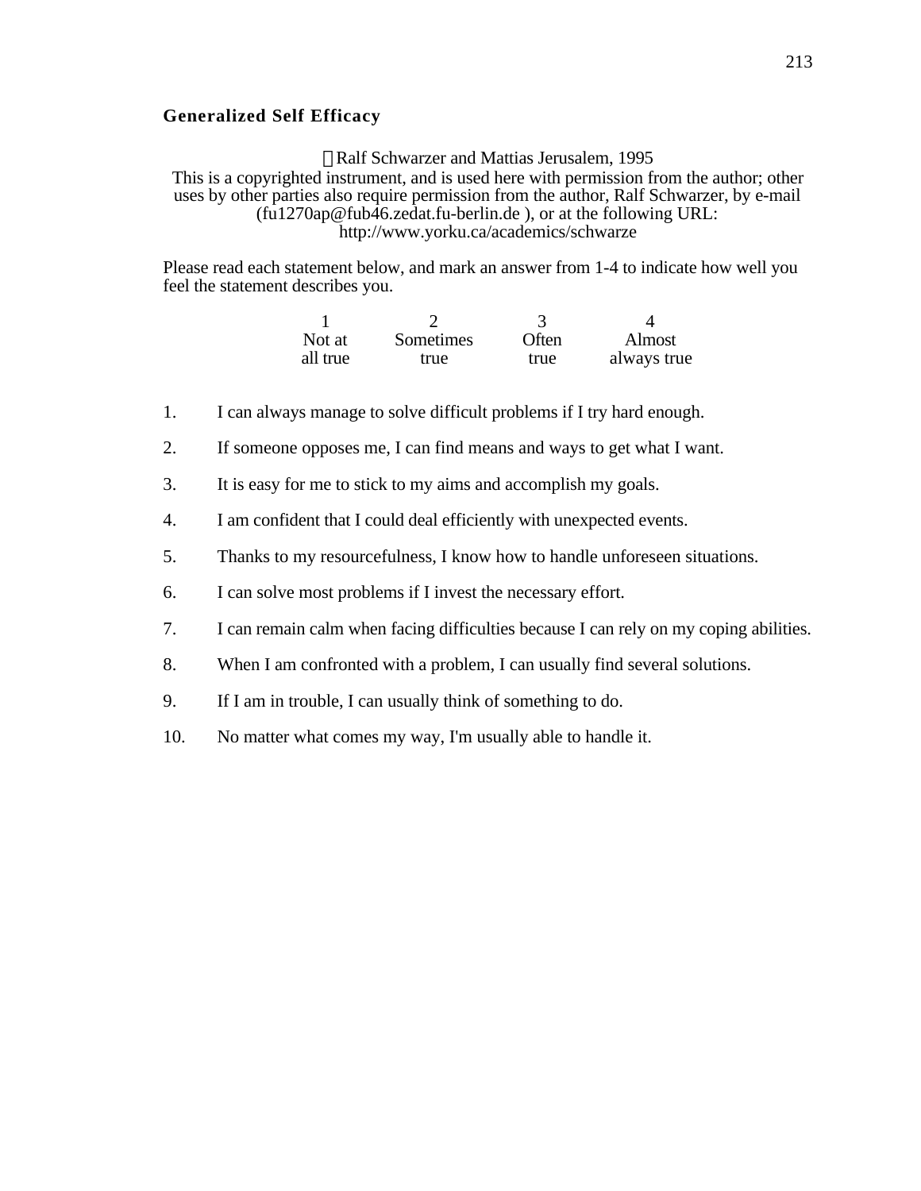**Generalized Self Efficacy**

©Ralf Schwarzer and Mattias Jerusalem, 1995
This is a copyrighted instrument, and is used here with permission from the author; other uses by other parties also require permission from the author, Ralf Schwarzer, by e-mail (fu1270ap@fub46.zedat.fu-berlin.de ), or at the following URL: http://www.yorku.ca/academics/schwarze

Please read each statement below, and mark an answer from 1-4 to indicate how well you feel the statement describes you.

| 1 | 2 | 3 | 4 |
|---|---|---|---|
| Not at all true | Sometimes true | Often true | Almost always true |

1. I can always manage to solve difficult problems if I try hard enough.
2. If someone opposes me, I can find means and ways to get what I want.
3. It is easy for me to stick to my aims and accomplish my goals.
4. I am confident that I could deal efficiently with unexpected events.
5. Thanks to my resourcefulness, I know how to handle unforeseen situations.
6. I can solve most problems if I invest the necessary effort.
7. I can remain calm when facing difficulties because I can rely on my coping abilities.
8. When I am confronted with a problem, I can usually find several solutions.
9. If I am in trouble, I can usually think of something to do.
10. No matter what comes my way, I'm usually able to handle it.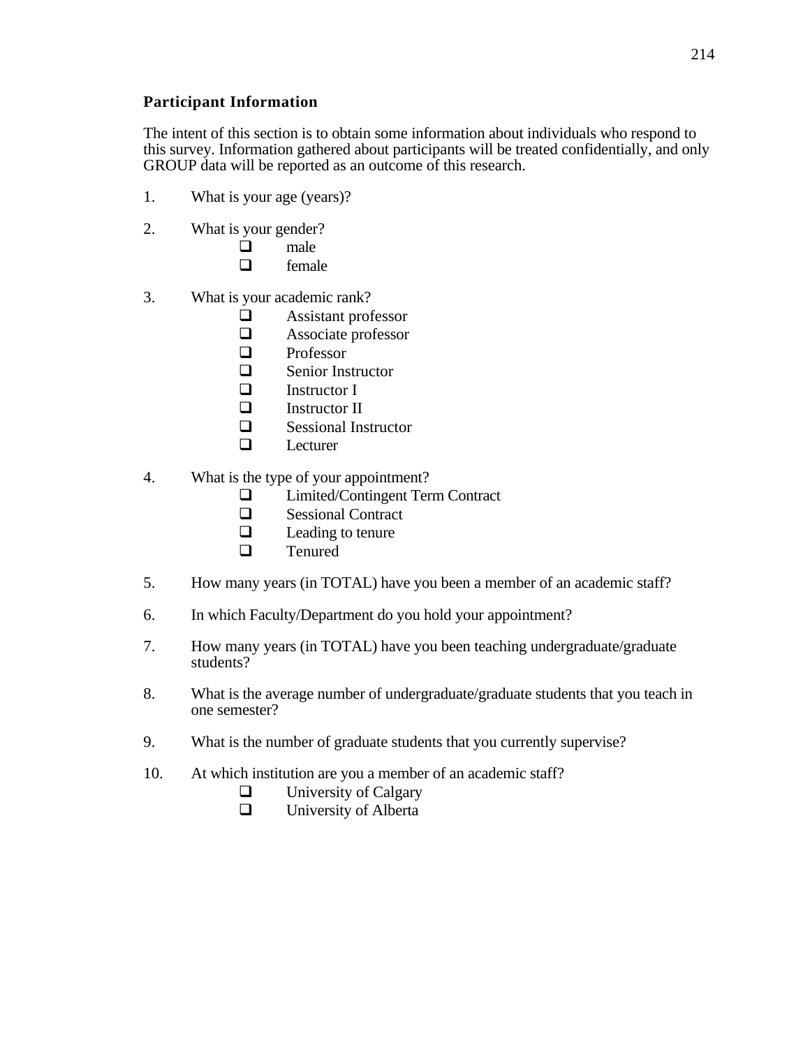**Participant Information**

The intent of this section is to obtain some information about individuals who respond to this survey. Information gathered about participants will be treated confidentially, and only GROUP data will be reported as an outcome of this research.

1. What is your age (years)?

2. What is your gender?
   - ❑ male
   - ❑ female

3. What is your academic rank?
   - ❑ Assistant professor
   - ❑ Associate professor
   - ❑ Professor
   - ❑ Senior Instructor
   - ❑ Instructor I
   - ❑ Instructor II
   - ❑ Sessional Instructor
   - ❑ Lecturer

4. What is the type of your appointment?
   - ❑ Limited/Contingent Term Contract
   - ❑ Sessional Contract
   - ❑ Leading to tenure
   - ❑ Tenured

5. How many years (in TOTAL) have you been a member of an academic staff?

6. In which Faculty/Department do you hold your appointment?

7. How many years (in TOTAL) have you been teaching undergraduate/graduate students?

8. What is the average number of undergraduate/graduate students that you teach in one semester?

9. What is the number of graduate students that you currently supervise?

10. At which institution are you a member of an academic staff?
    - ❑ University of Calgary
    - ❑ University of Alberta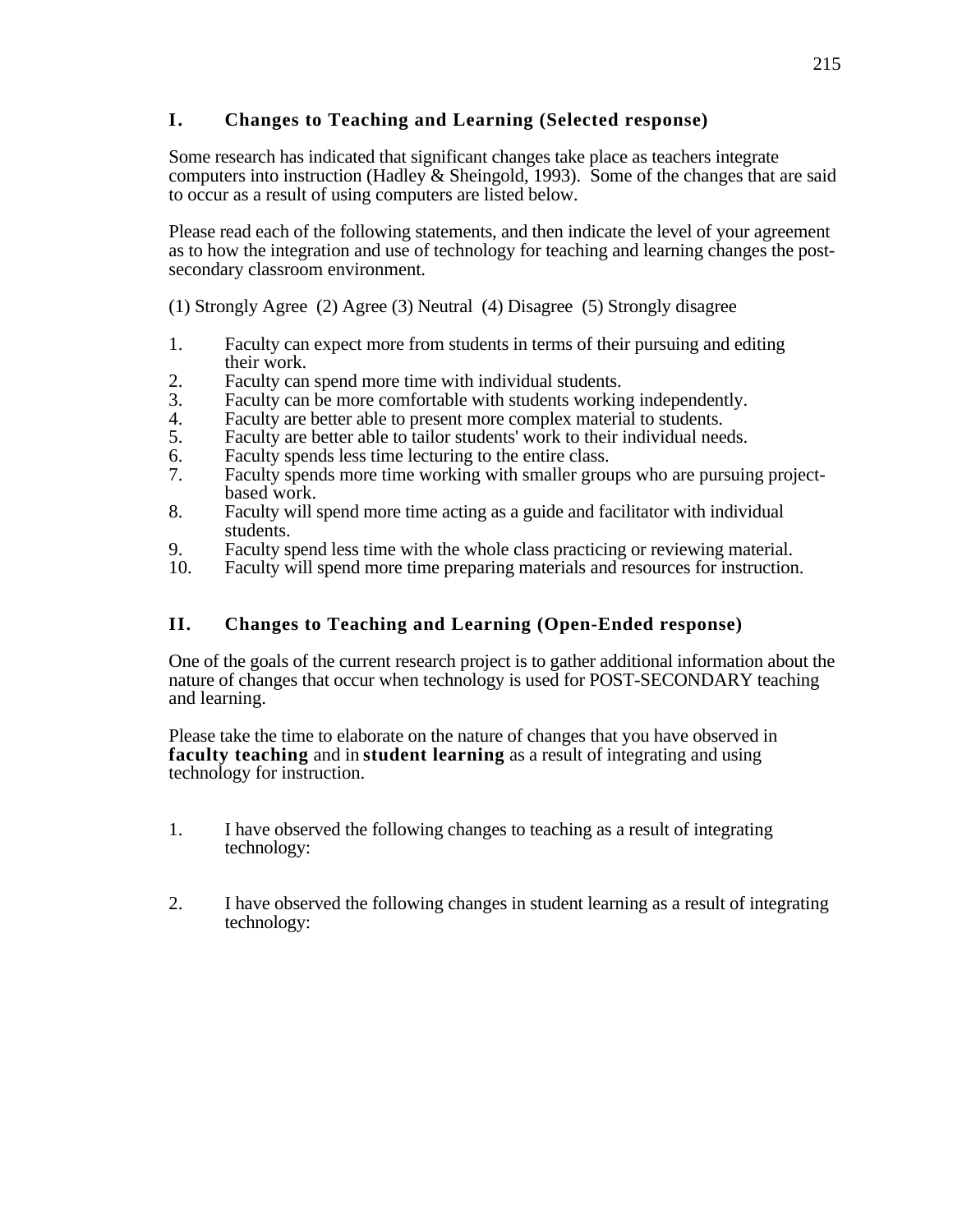## I. Changes to Teaching and Learning (Selected response)

Some research has indicated that significant changes take place as teachers integrate computers into instruction (Hadley & Sheingold, 1993). Some of the changes that are said to occur as a result of using computers are listed below.

Please read each of the following statements, and then indicate the level of your agreement as to how the integration and use of technology for teaching and learning changes the post-secondary classroom environment.

(1) Strongly Agree (2) Agree (3) Neutral (4) Disagree (5) Strongly disagree

1. Faculty can expect more from students in terms of their pursuing and editing their work.
2. Faculty can spend more time with individual students.
3. Faculty can be more comfortable with students working independently.
4. Faculty are better able to present more complex material to students.
5. Faculty are better able to tailor students' work to their individual needs.
6. Faculty spends less time lecturing to the entire class.
7. Faculty spends more time working with smaller groups who are pursuing project-based work.
8. Faculty will spend more time acting as a guide and facilitator with individual students.
9. Faculty spend less time with the whole class practicing or reviewing material.
10. Faculty will spend more time preparing materials and resources for instruction.

## II. Changes to Teaching and Learning (Open-Ended response)

One of the goals of the current research project is to gather additional information about the nature of changes that occur when technology is used for POST-SECONDARY teaching and learning.

Please take the time to elaborate on the nature of changes that you have observed in **faculty teaching** and in **student learning** as a result of integrating and using technology for instruction.

1. I have observed the following changes to teaching as a result of integrating technology:

2. I have observed the following changes in student learning as a result of integrating technology: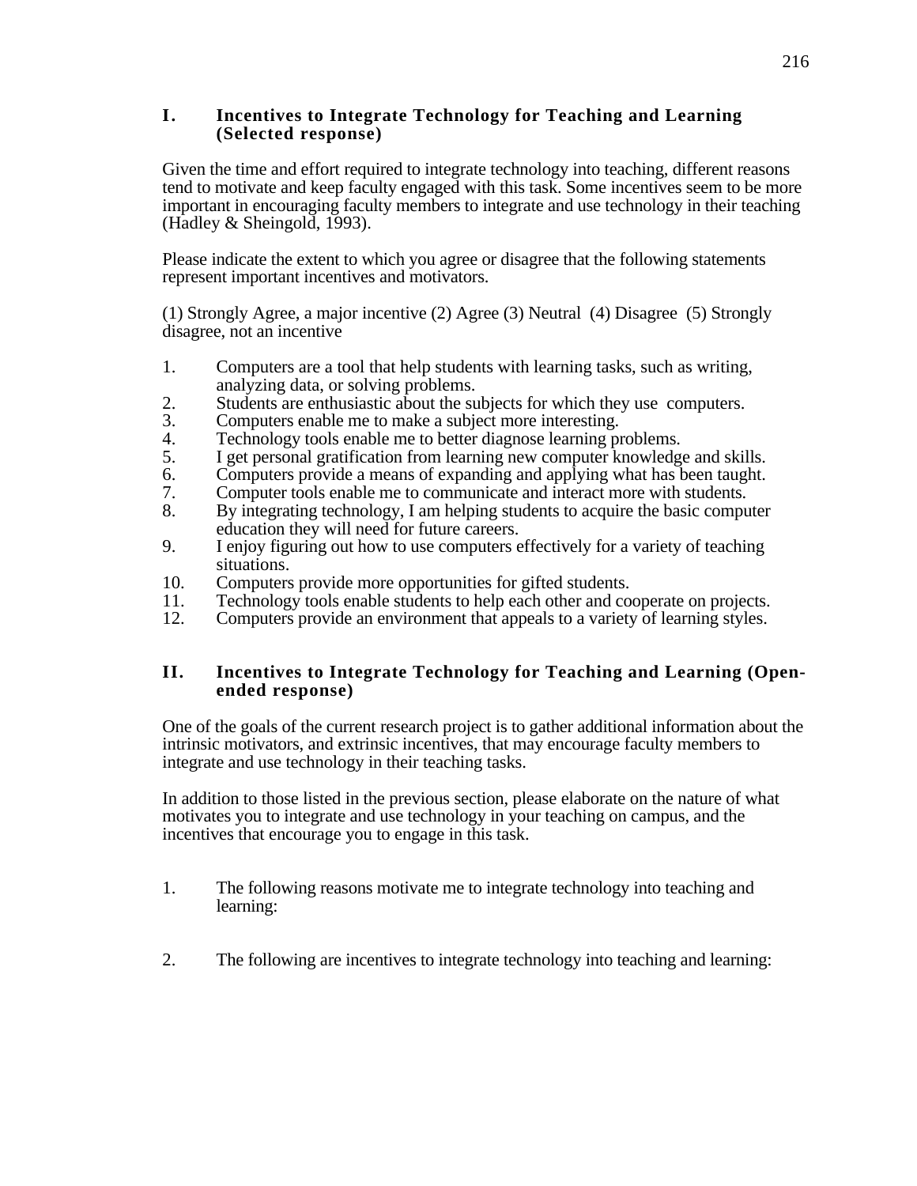## I. Incentives to Integrate Technology for Teaching and Learning (Selected response)

Given the time and effort required to integrate technology into teaching, different reasons tend to motivate and keep faculty engaged with this task. Some incentives seem to be more important in encouraging faculty members to integrate and use technology in their teaching (Hadley & Sheingold, 1993).

Please indicate the extent to which you agree or disagree that the following statements represent important incentives and motivators.

(1) Strongly Agree, a major incentive (2) Agree (3) Neutral (4) Disagree (5) Strongly disagree, not an incentive

1. Computers are a tool that help students with learning tasks, such as writing, analyzing data, or solving problems.
2. Students are enthusiastic about the subjects for which they use computers.
3. Computers enable me to make a subject more interesting.
4. Technology tools enable me to better diagnose learning problems.
5. I get personal gratification from learning new computer knowledge and skills.
6. Computers provide a means of expanding and applying what has been taught.
7. Computer tools enable me to communicate and interact more with students.
8. By integrating technology, I am helping students to acquire the basic computer education they will need for future careers.
9. I enjoy figuring out how to use computers effectively for a variety of teaching situations.
10. Computers provide more opportunities for gifted students.
11. Technology tools enable students to help each other and cooperate on projects.
12. Computers provide an environment that appeals to a variety of learning styles.

## II. Incentives to Integrate Technology for Teaching and Learning (Open-ended response)

One of the goals of the current research project is to gather additional information about the intrinsic motivators, and extrinsic incentives, that may encourage faculty members to integrate and use technology in their teaching tasks.

In addition to those listed in the previous section, please elaborate on the nature of what motivates you to integrate and use technology in your teaching on campus, and the incentives that encourage you to engage in this task.

1. The following reasons motivate me to integrate technology into teaching and learning:

2. The following are incentives to integrate technology into teaching and learning: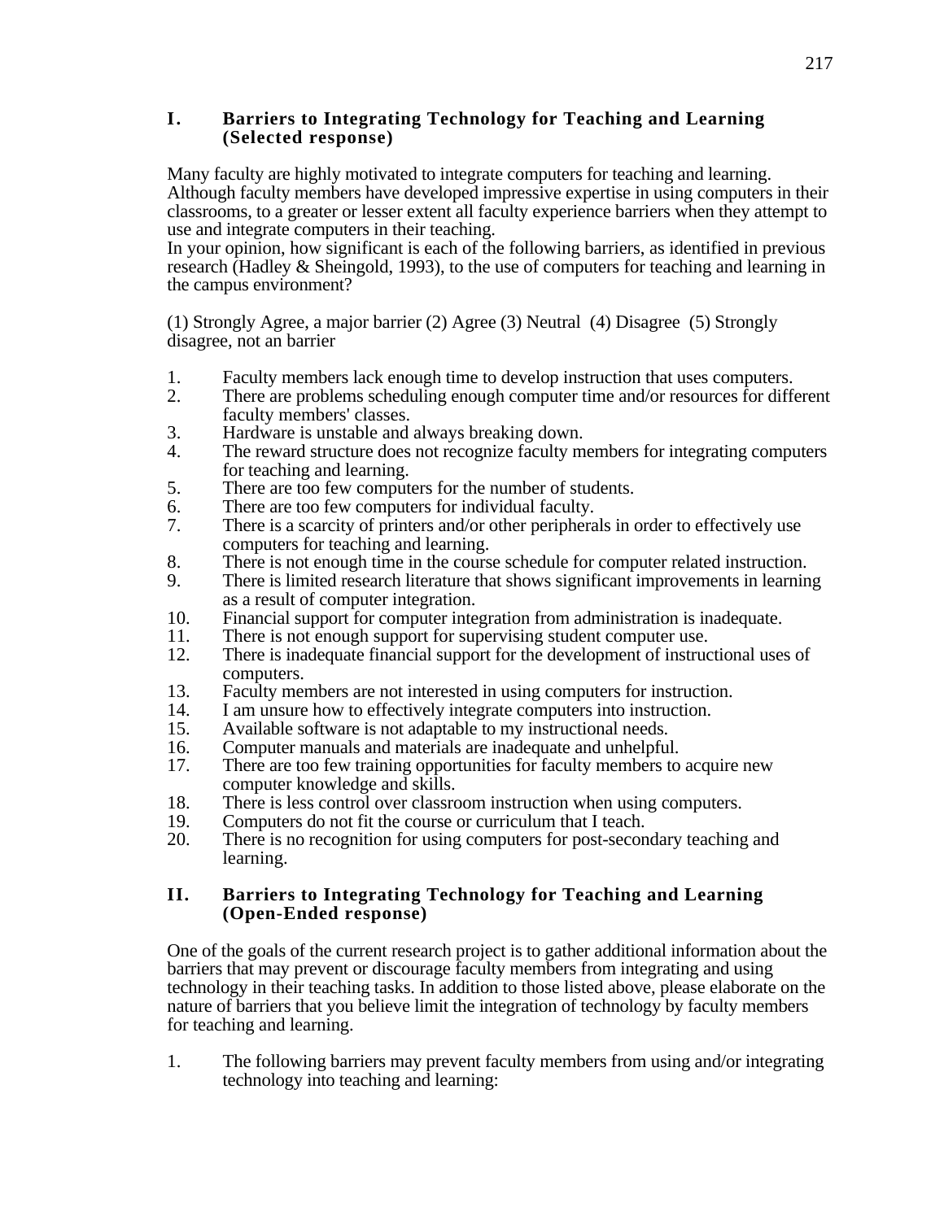## I. Barriers to Integrating Technology for Teaching and Learning (Selected response)

Many faculty are highly motivated to integrate computers for teaching and learning. Although faculty members have developed impressive expertise in using computers in their classrooms, to a greater or lesser extent all faculty experience barriers when they attempt to use and integrate computers in their teaching.
In your opinion, how significant is each of the following barriers, as identified in previous research (Hadley & Sheingold, 1993), to the use of computers for teaching and learning in the campus environment?

(1) Strongly Agree, a major barrier (2) Agree (3) Neutral (4) Disagree (5) Strongly disagree, not an barrier

1. Faculty members lack enough time to develop instruction that uses computers.
2. There are problems scheduling enough computer time and/or resources for different faculty members' classes.
3. Hardware is unstable and always breaking down.
4. The reward structure does not recognize faculty members for integrating computers for teaching and learning.
5. There are too few computers for the number of students.
6. There are too few computers for individual faculty.
7. There is a scarcity of printers and/or other peripherals in order to effectively use computers for teaching and learning.
8. There is not enough time in the course schedule for computer related instruction.
9. There is limited research literature that shows significant improvements in learning as a result of computer integration.
10. Financial support for computer integration from administration is inadequate.
11. There is not enough support for supervising student computer use.
12. There is inadequate financial support for the development of instructional uses of computers.
13. Faculty members are not interested in using computers for instruction.
14. I am unsure how to effectively integrate computers into instruction.
15. Available software is not adaptable to my instructional needs.
16. Computer manuals and materials are inadequate and unhelpful.
17. There are too few training opportunities for faculty members to acquire new computer knowledge and skills.
18. There is less control over classroom instruction when using computers.
19. Computers do not fit the course or curriculum that I teach.
20. There is no recognition for using computers for post-secondary teaching and learning.

## II. Barriers to Integrating Technology for Teaching and Learning (Open-Ended response)

One of the goals of the current research project is to gather additional information about the barriers that may prevent or discourage faculty members from integrating and using technology in their teaching tasks. In addition to those listed above, please elaborate on the nature of barriers that you believe limit the integration of technology by faculty members for teaching and learning.

1. The following barriers may prevent faculty members from using and/or integrating technology into teaching and learning: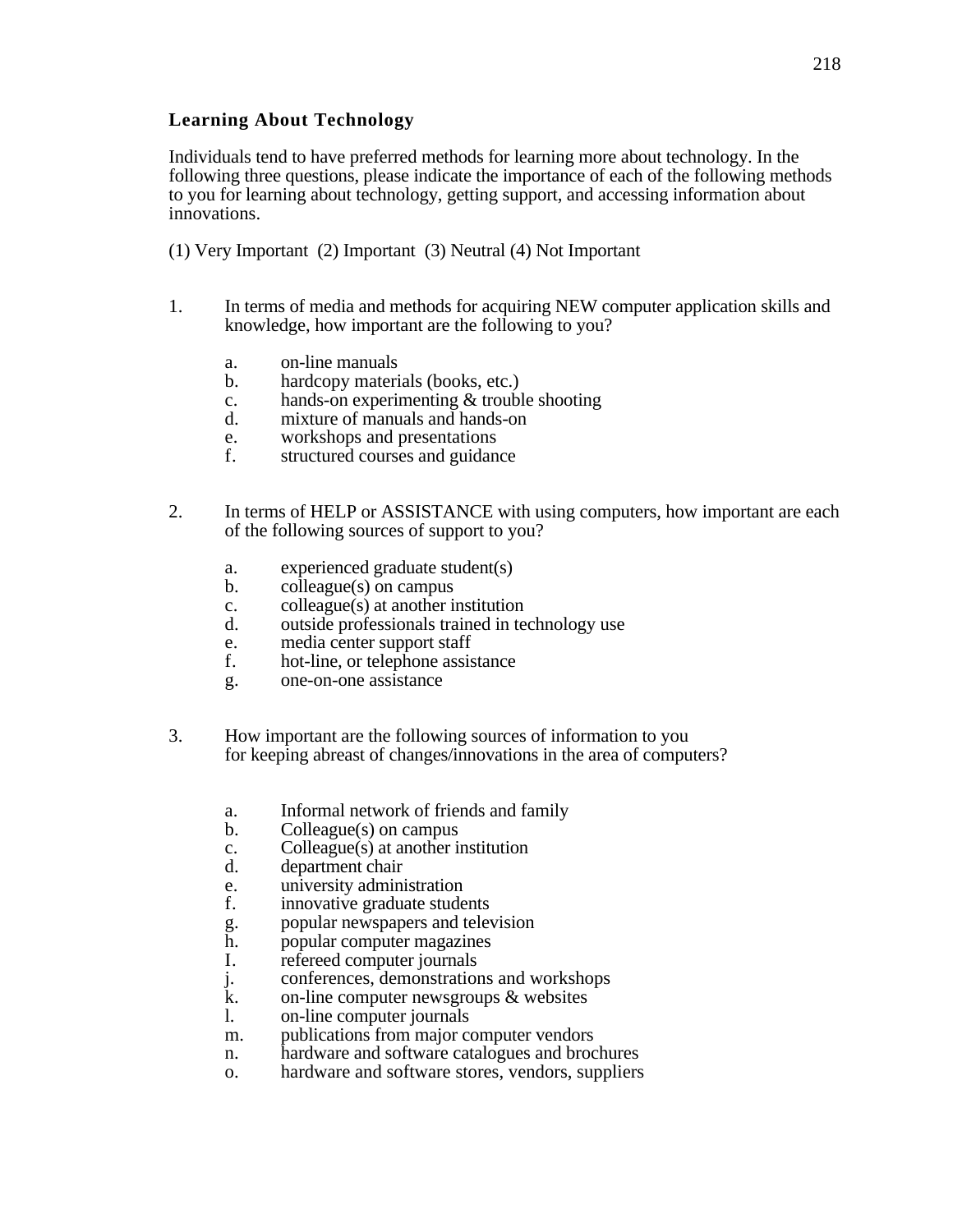### Learning About Technology

Individuals tend to have preferred methods for learning more about technology. In the following three questions, please indicate the importance of each of the following methods to you for learning about technology, getting support, and accessing information about innovations.

(1) Very Important (2) Important (3) Neutral (4) Not Important

1. In terms of media and methods for acquiring NEW computer application skills and knowledge, how important are the following to you?

   a. on-line manuals
   b. hardcopy materials (books, etc.)
   c. hands-on experimenting & trouble shooting
   d. mixture of manuals and hands-on
   e. workshops and presentations
   f. structured courses and guidance

2. In terms of HELP or ASSISTANCE with using computers, how important are each of the following sources of support to you?

   a. experienced graduate student(s)
   b. colleague(s) on campus
   c. colleague(s) at another institution
   d. outside professionals trained in technology use
   e. media center support staff
   f. hot-line, or telephone assistance
   g. one-on-one assistance

3. How important are the following sources of information to you for keeping abreast of changes/innovations in the area of computers?

   a. Informal network of friends and family
   b. Colleague(s) on campus
   c. Colleague(s) at another institution
   d. department chair
   e. university administration
   f. innovative graduate students
   g. popular newspapers and television
   h. popular computer magazines
   I. refereed computer journals
   j. conferences, demonstrations and workshops
   k. on-line computer newsgroups & websites
   l. on-line computer journals
   m. publications from major computer vendors
   n. hardware and software catalogues and brochures
   o. hardware and software stores, vendors, suppliers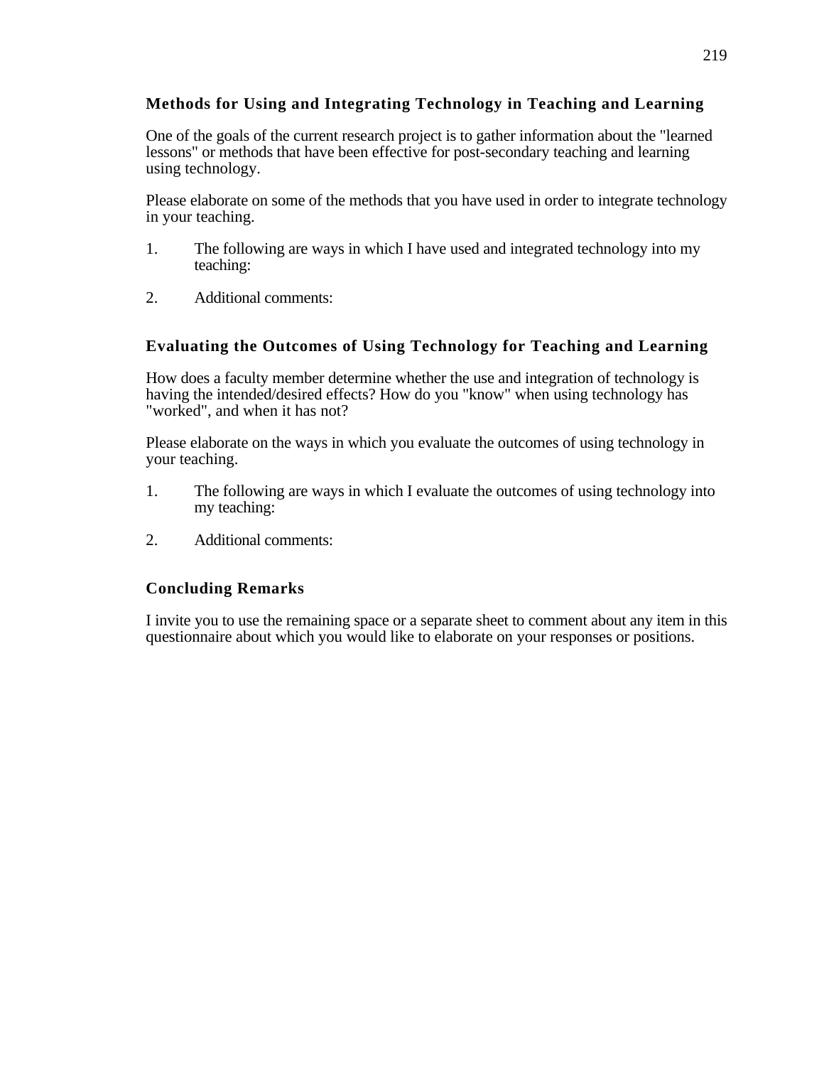## Methods for Using and Integrating Technology in Teaching and Learning

One of the goals of the current research project is to gather information about the "learned lessons" or methods that have been effective for post-secondary teaching and learning using technology.

Please elaborate on some of the methods that you have used in order to integrate technology in your teaching.

1. The following are ways in which I have used and integrated technology into my teaching:

2. Additional comments:

## Evaluating the Outcomes of Using Technology for Teaching and Learning

How does a faculty member determine whether the use and integration of technology is having the intended/desired effects? How do you "know" when using technology has "worked", and when it has not?

Please elaborate on the ways in which you evaluate the outcomes of using technology in your teaching.

1. The following are ways in which I evaluate the outcomes of using technology into my teaching:

2. Additional comments:

## Concluding Remarks

I invite you to use the remaining space or a separate sheet to comment about any item in this questionnaire about which you would like to elaborate on your responses or positions.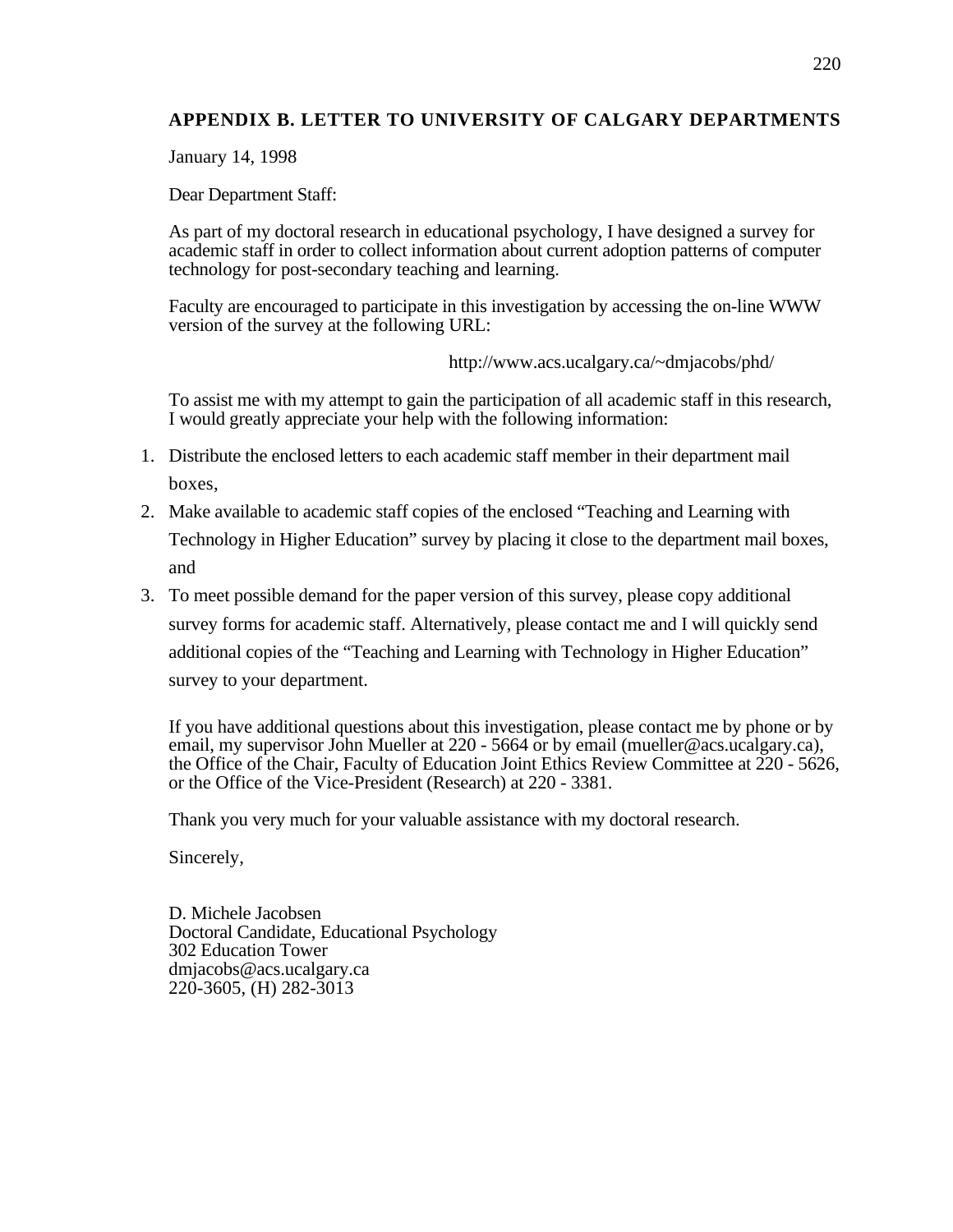## APPENDIX B. LETTER TO UNIVERSITY OF CALGARY DEPARTMENTS

January 14, 1998

Dear Department Staff:

As part of my doctoral research in educational psychology, I have designed a survey for academic staff in order to collect information about current adoption patterns of computer technology for post-secondary teaching and learning.

Faculty are encouraged to participate in this investigation by accessing the on-line WWW version of the survey at the following URL:

http://www.acs.ucalgary.ca/~dmjacobs/phd/

To assist me with my attempt to gain the participation of all academic staff in this research, I would greatly appreciate your help with the following information:

1. Distribute the enclosed letters to each academic staff member in their department mail boxes,
2. Make available to academic staff copies of the enclosed "Teaching and Learning with Technology in Higher Education" survey by placing it close to the department mail boxes, and
3. To meet possible demand for the paper version of this survey, please copy additional survey forms for academic staff. Alternatively, please contact me and I will quickly send additional copies of the "Teaching and Learning with Technology in Higher Education" survey to your department.

If you have additional questions about this investigation, please contact me by phone or by email, my supervisor John Mueller at 220 - 5664 or by email (mueller@acs.ucalgary.ca), the Office of the Chair, Faculty of Education Joint Ethics Review Committee at 220 - 5626, or the Office of the Vice-President (Research) at 220 - 3381.

Thank you very much for your valuable assistance with my doctoral research.

Sincerely,

D. Michele Jacobsen
Doctoral Candidate, Educational Psychology
302 Education Tower
dmjacobs@acs.ucalgary.ca
220-3605, (H) 282-3013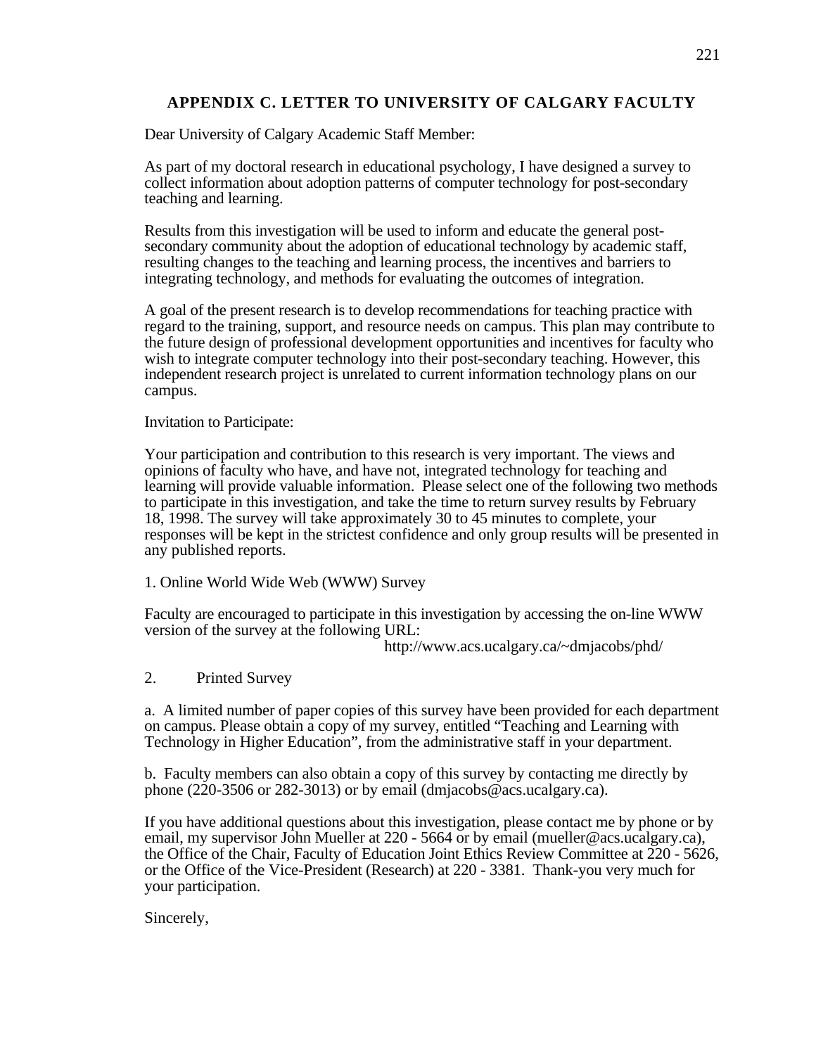## APPENDIX C. LETTER TO UNIVERSITY OF CALGARY FACULTY

Dear University of Calgary Academic Staff Member:

As part of my doctoral research in educational psychology, I have designed a survey to collect information about adoption patterns of computer technology for post-secondary teaching and learning.

Results from this investigation will be used to inform and educate the general post-secondary community about the adoption of educational technology by academic staff, resulting changes to the teaching and learning process, the incentives and barriers to integrating technology, and methods for evaluating the outcomes of integration.

A goal of the present research is to develop recommendations for teaching practice with regard to the training, support, and resource needs on campus. This plan may contribute to the future design of professional development opportunities and incentives for faculty who wish to integrate computer technology into their post-secondary teaching. However, this independent research project is unrelated to current information technology plans on our campus.

Invitation to Participate:

Your participation and contribution to this research is very important. The views and opinions of faculty who have, and have not, integrated technology for teaching and learning will provide valuable information. Please select one of the following two methods to participate in this investigation, and take the time to return survey results by February 18, 1998. The survey will take approximately 30 to 45 minutes to complete, your responses will be kept in the strictest confidence and only group results will be presented in any published reports.

1. Online World Wide Web (WWW) Survey

Faculty are encouraged to participate in this investigation by accessing the on-line WWW version of the survey at the following URL:

http://www.acs.ucalgary.ca/~dmjacobs/phd/

2. Printed Survey

a. A limited number of paper copies of this survey have been provided for each department on campus. Please obtain a copy of my survey, entitled “Teaching and Learning with Technology in Higher Education”, from the administrative staff in your department.

b. Faculty members can also obtain a copy of this survey by contacting me directly by phone (220-3506 or 282-3013) or by email (dmjacobs@acs.ucalgary.ca).

If you have additional questions about this investigation, please contact me by phone or by email, my supervisor John Mueller at 220 - 5664 or by email (mueller@acs.ucalgary.ca), the Office of the Chair, Faculty of Education Joint Ethics Review Committee at 220 - 5626, or the Office of the Vice-President (Research) at 220 - 3381. Thank-you very much for your participation.

Sincerely,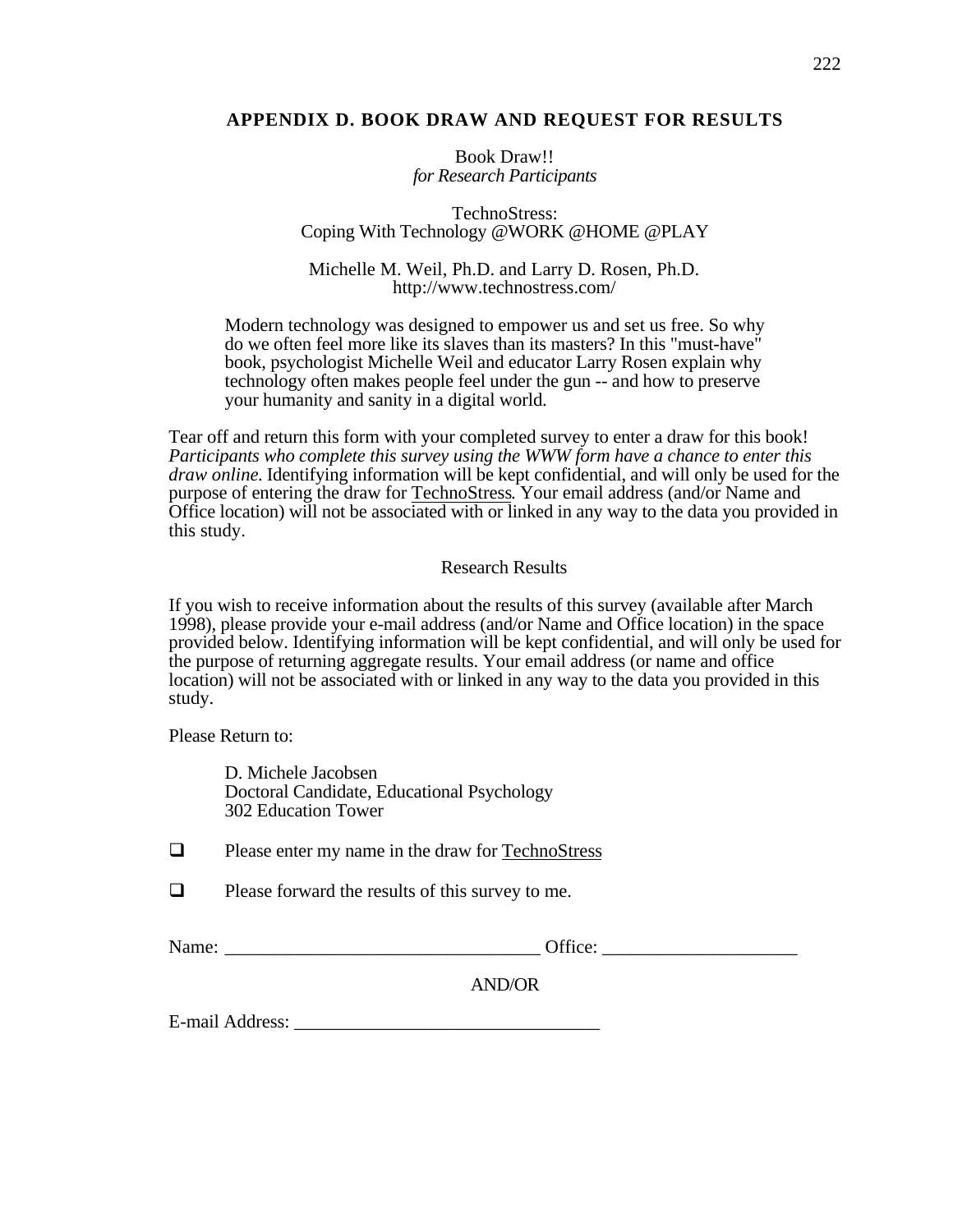## APPENDIX D. BOOK DRAW AND REQUEST FOR RESULTS

Book Draw!!
*for Research Participants*

TechnoStress:
Coping With Technology @WORK @HOME @PLAY

Michelle M. Weil, Ph.D. and Larry D. Rosen, Ph.D.
http://www.technostress.com/

> Modern technology was designed to empower us and set us free. So why do we often feel more like its slaves than its masters? In this "must-have" book, psychologist Michelle Weil and educator Larry Rosen explain why technology often makes people feel under the gun -- and how to preserve your humanity and sanity in a digital world.

Tear off and return this form with your completed survey to enter a draw for this book! *Participants who complete this survey using the WWW form have a chance to enter this draw online.* Identifying information will be kept confidential, and will only be used for the purpose of entering the draw for TechnoStress. Your email address (and/or Name and Office location) will not be associated with or linked in any way to the data you provided in this study.

Research Results

If you wish to receive information about the results of this survey (available after March 1998), please provide your e-mail address (and/or Name and Office location) in the space provided below. Identifying information will be kept confidential, and will only be used for the purpose of returning aggregate results. Your email address (or name and office location) will not be associated with or linked in any way to the data you provided in this study.

Please Return to:

> D. Michele Jacobsen
> Doctoral Candidate, Educational Psychology
> 302 Education Tower

- [ ] Please enter my name in the draw for TechnoStress
- [ ] Please forward the results of this survey to me.

Name: __________________________________ Office: _____________________

AND/OR

E-mail Address: _________________________________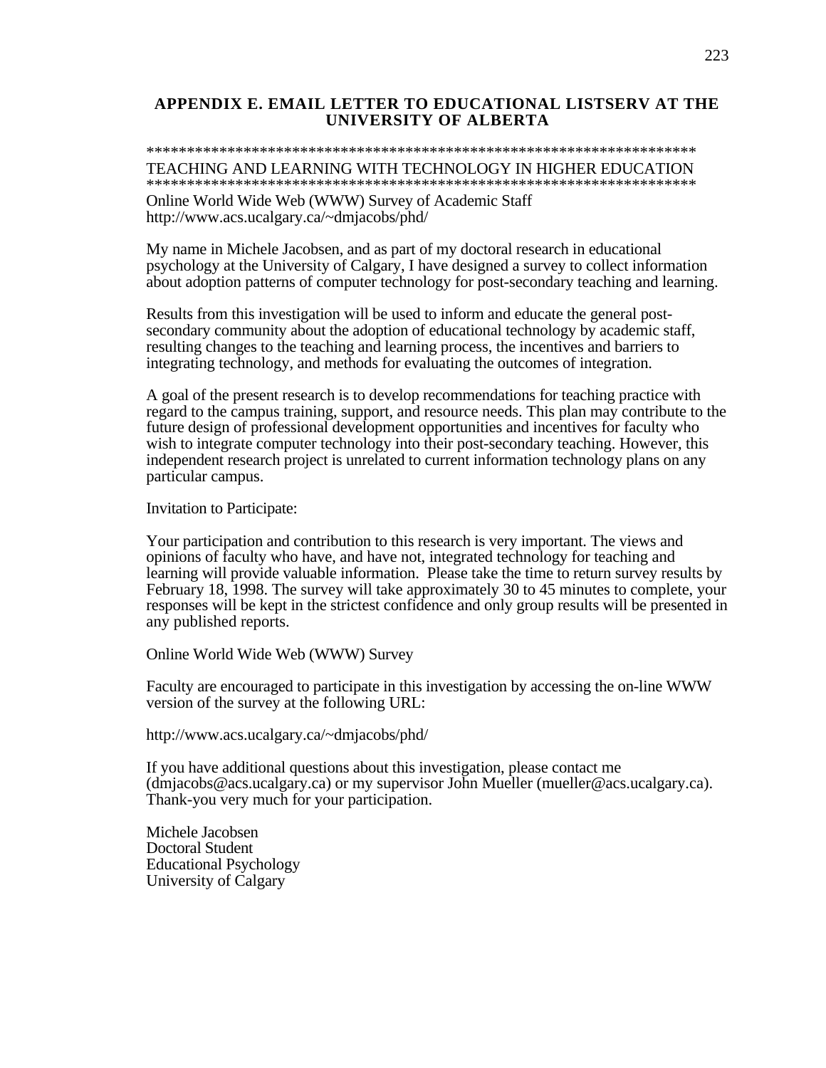## APPENDIX E. EMAIL LETTER TO EDUCATIONAL LISTSERV AT THE UNIVERSITY OF ALBERTA

**********************************************************************
TEACHING AND LEARNING WITH TECHNOLOGY IN HIGHER EDUCATION
**********************************************************************
Online World Wide Web (WWW) Survey of Academic Staff
http://www.acs.ucalgary.ca/~dmjacobs/phd/

My name in Michele Jacobsen, and as part of my doctoral research in educational psychology at the University of Calgary, I have designed a survey to collect information about adoption patterns of computer technology for post-secondary teaching and learning.

Results from this investigation will be used to inform and educate the general post-secondary community about the adoption of educational technology by academic staff, resulting changes to the teaching and learning process, the incentives and barriers to integrating technology, and methods for evaluating the outcomes of integration.

A goal of the present research is to develop recommendations for teaching practice with regard to the campus training, support, and resource needs. This plan may contribute to the future design of professional development opportunities and incentives for faculty who wish to integrate computer technology into their post-secondary teaching. However, this independent research project is unrelated to current information technology plans on any particular campus.

Invitation to Participate:

Your participation and contribution to this research is very important. The views and opinions of faculty who have, and have not, integrated technology for teaching and learning will provide valuable information. Please take the time to return survey results by February 18, 1998. The survey will take approximately 30 to 45 minutes to complete, your responses will be kept in the strictest confidence and only group results will be presented in any published reports.

Online World Wide Web (WWW) Survey

Faculty are encouraged to participate in this investigation by accessing the on-line WWW version of the survey at the following URL:

http://www.acs.ucalgary.ca/~dmjacobs/phd/

If you have additional questions about this investigation, please contact me (dmjacobs@acs.ucalgary.ca) or my supervisor John Mueller (mueller@acs.ucalgary.ca). Thank-you very much for your participation.

Michele Jacobsen
Doctoral Student
Educational Psychology
University of Calgary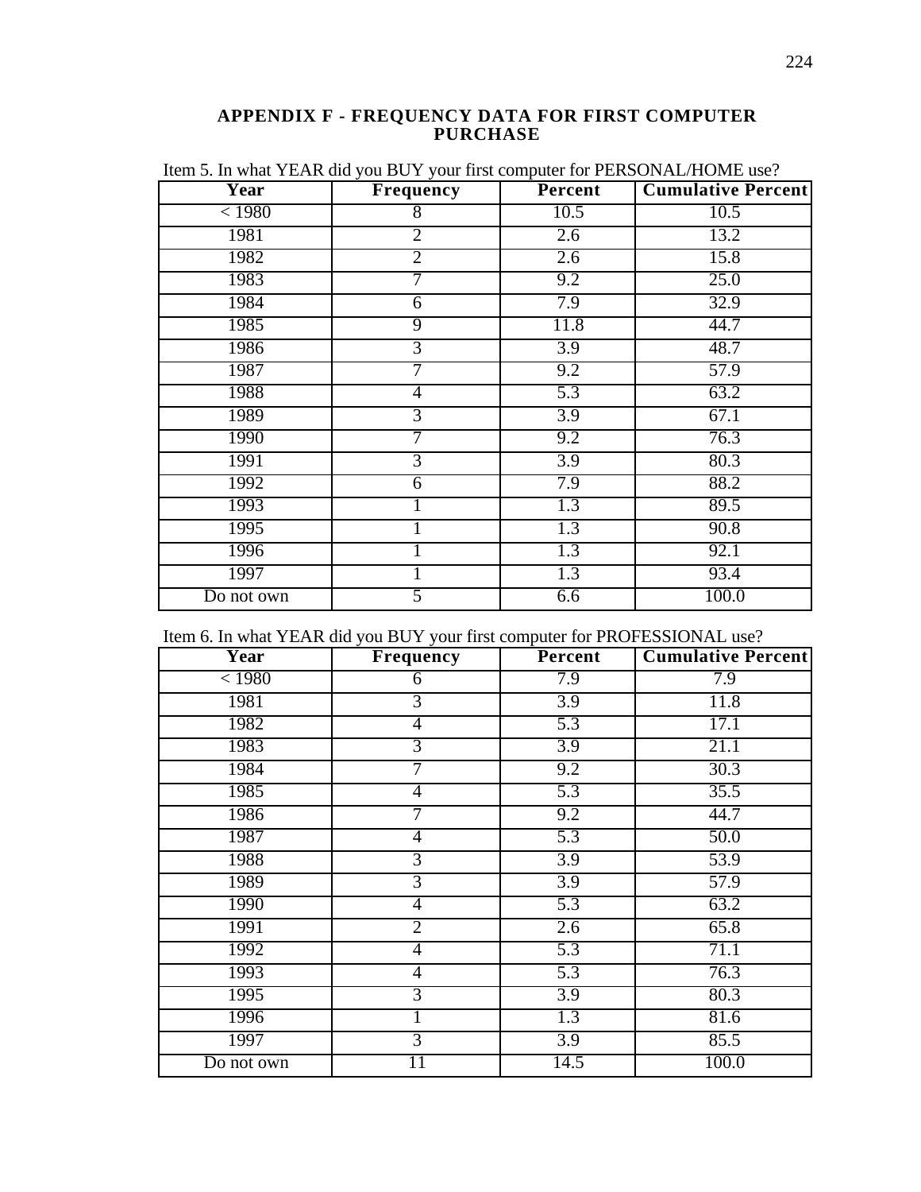## APPENDIX F - FREQUENCY DATA FOR FIRST COMPUTER PURCHASE

Item 5. In what YEAR did you BUY your first computer for PERSONAL/HOME use?

| Year | Frequency | Percent | Cumulative Percent |
|---|---|---|---|
| < 1980 | 8 | 10.5 | 10.5 |
| 1981 | 2 | 2.6 | 13.2 |
| 1982 | 2 | 2.6 | 15.8 |
| 1983 | 7 | 9.2 | 25.0 |
| 1984 | 6 | 7.9 | 32.9 |
| 1985 | 9 | 11.8 | 44.7 |
| 1986 | 3 | 3.9 | 48.7 |
| 1987 | 7 | 9.2 | 57.9 |
| 1988 | 4 | 5.3 | 63.2 |
| 1989 | 3 | 3.9 | 67.1 |
| 1990 | 7 | 9.2 | 76.3 |
| 1991 | 3 | 3.9 | 80.3 |
| 1992 | 6 | 7.9 | 88.2 |
| 1993 | 1 | 1.3 | 89.5 |
| 1995 | 1 | 1.3 | 90.8 |
| 1996 | 1 | 1.3 | 92.1 |
| 1997 | 1 | 1.3 | 93.4 |
| Do not own | 5 | 6.6 | 100.0 |

Item 6. In what YEAR did you BUY your first computer for PROFESSIONAL use?

| Year | Frequency | Percent | Cumulative Percent |
|---|---|---|---|
| < 1980 | 6 | 7.9 | 7.9 |
| 1981 | 3 | 3.9 | 11.8 |
| 1982 | 4 | 5.3 | 17.1 |
| 1983 | 3 | 3.9 | 21.1 |
| 1984 | 7 | 9.2 | 30.3 |
| 1985 | 4 | 5.3 | 35.5 |
| 1986 | 7 | 9.2 | 44.7 |
| 1987 | 4 | 5.3 | 50.0 |
| 1988 | 3 | 3.9 | 53.9 |
| 1989 | 3 | 3.9 | 57.9 |
| 1990 | 4 | 5.3 | 63.2 |
| 1991 | 2 | 2.6 | 65.8 |
| 1992 | 4 | 5.3 | 71.1 |
| 1993 | 4 | 5.3 | 76.3 |
| 1995 | 3 | 3.9 | 80.3 |
| 1996 | 1 | 1.3 | 81.6 |
| 1997 | 3 | 3.9 | 85.5 |
| Do not own | 11 | 14.5 | 100.0 |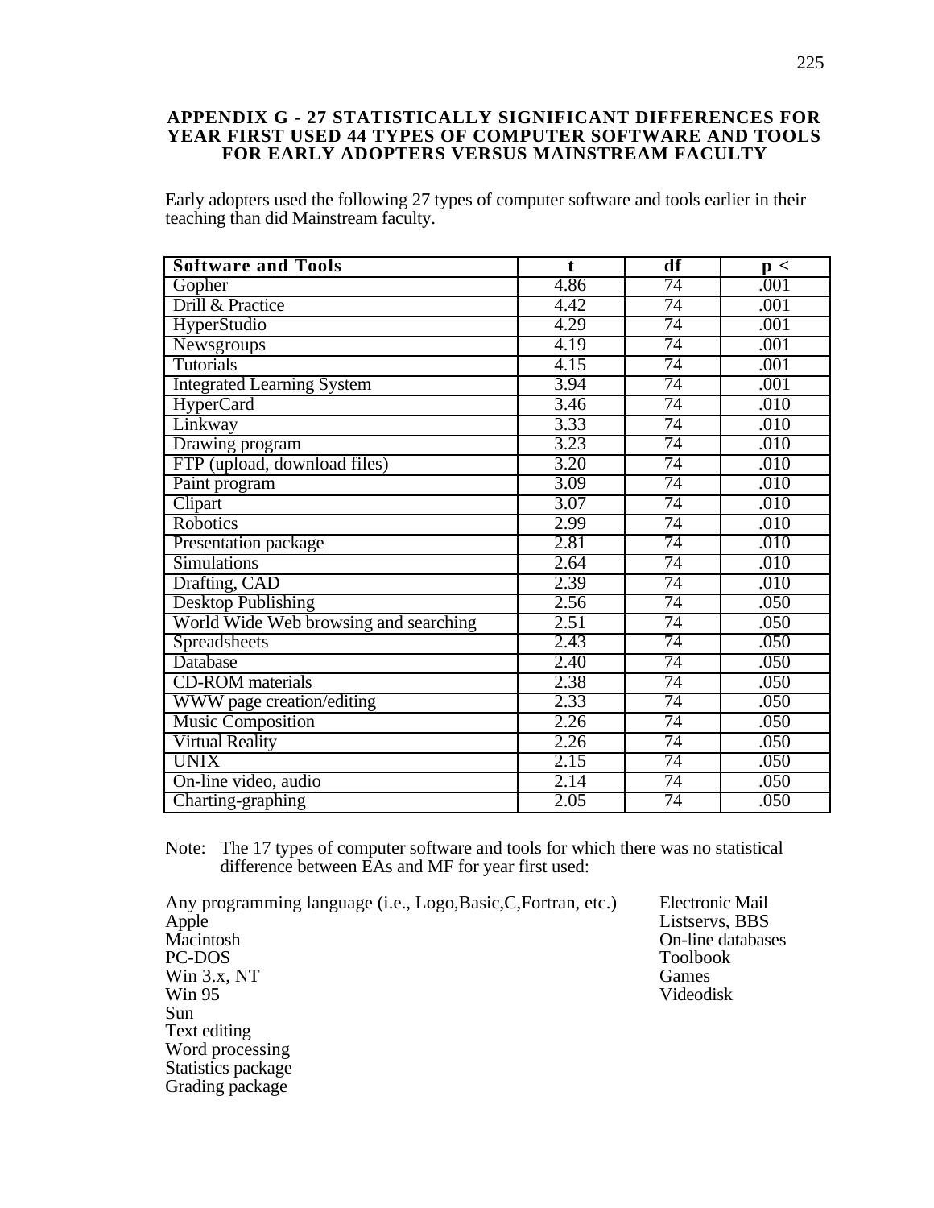# APPENDIX G - 27 STATISTICALLY SIGNIFICANT DIFFERENCES FOR YEAR FIRST USED 44 TYPES OF COMPUTER SOFTWARE AND TOOLS FOR EARLY ADOPTERS VERSUS MAINSTREAM FACULTY

Early adopters used the following 27 types of computer software and tools earlier in their teaching than did Mainstream faculty.

| Software and Tools | t | df | p < |
|---|---|---|---|
| Gopher | 4.86 | 74 | .001 |
| Drill & Practice | 4.42 | 74 | .001 |
| HyperStudio | 4.29 | 74 | .001 |
| Newsgroups | 4.19 | 74 | .001 |
| Tutorials | 4.15 | 74 | .001 |
| Integrated Learning System | 3.94 | 74 | .001 |
| HyperCard | 3.46 | 74 | .010 |
| Linkway | 3.33 | 74 | .010 |
| Drawing program | 3.23 | 74 | .010 |
| FTP (upload, download files) | 3.20 | 74 | .010 |
| Paint program | 3.09 | 74 | .010 |
| Clipart | 3.07 | 74 | .010 |
| Robotics | 2.99 | 74 | .010 |
| Presentation package | 2.81 | 74 | .010 |
| Simulations | 2.64 | 74 | .010 |
| Drafting, CAD | 2.39 | 74 | .010 |
| Desktop Publishing | 2.56 | 74 | .050 |
| World Wide Web browsing and searching | 2.51 | 74 | .050 |
| Spreadsheets | 2.43 | 74 | .050 |
| Database | 2.40 | 74 | .050 |
| CD-ROM materials | 2.38 | 74 | .050 |
| WWW page creation/editing | 2.33 | 74 | .050 |
| Music Composition | 2.26 | 74 | .050 |
| Virtual Reality | 2.26 | 74 | .050 |
| UNIX | 2.15 | 74 | .050 |
| On-line video, audio | 2.14 | 74 | .050 |
| Charting-graphing | 2.05 | 74 | .050 |

Note: The 17 types of computer software and tools for which there was no statistical difference between EAs and MF for year first used:

Any programming language (i.e., Logo,Basic,C,Fortran, etc.)
Apple
Macintosh
PC-DOS
Win 3.x, NT
Win 95
Sun
Text editing
Word processing
Statistics package
Grading package
Electronic Mail
Listservs, BBS
On-line databases
Toolbook
Games
Videodisk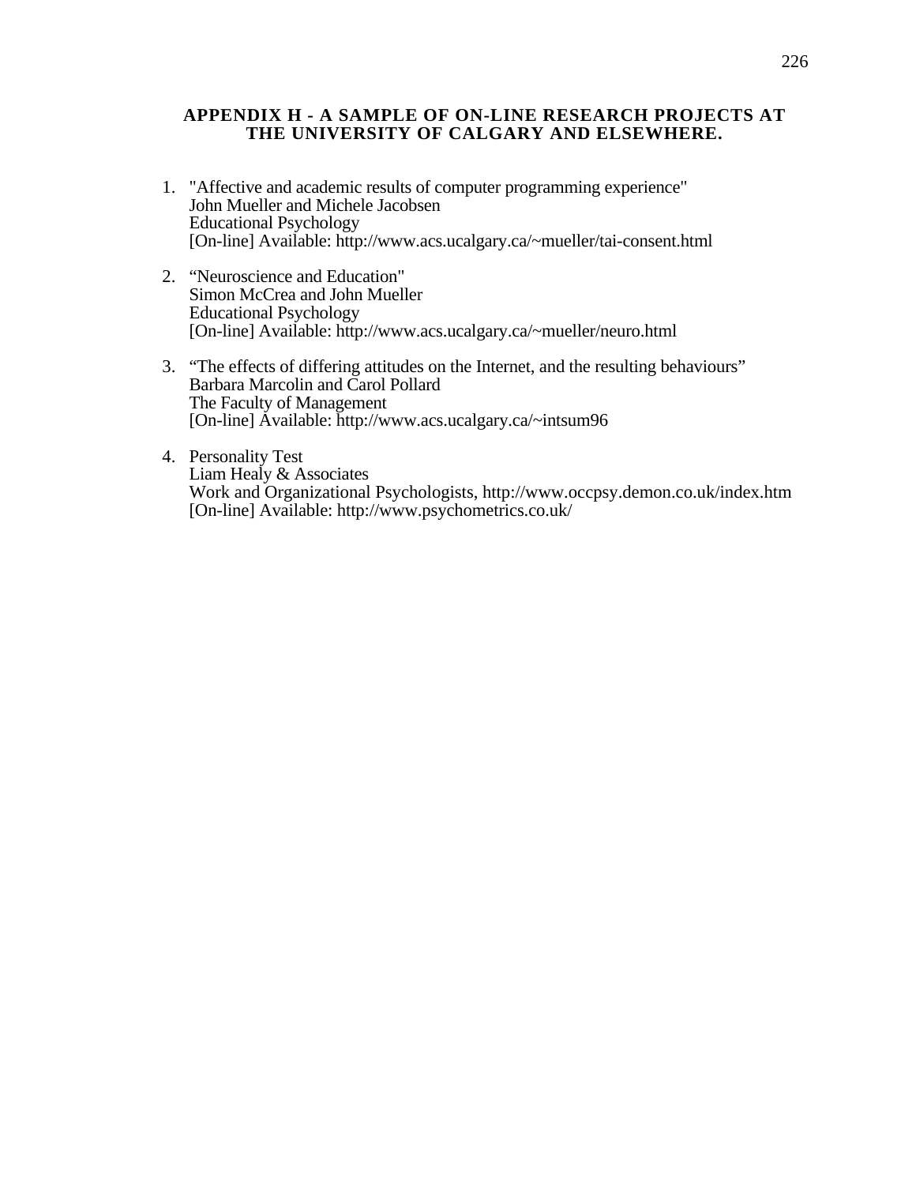## APPENDIX H - A SAMPLE OF ON-LINE RESEARCH PROJECTS AT THE UNIVERSITY OF CALGARY AND ELSEWHERE.

1. "Affective and academic results of computer programming experience"
   John Mueller and Michele Jacobsen
   Educational Psychology
   [On-line] Available: http://www.acs.ucalgary.ca/~mueller/tai-consent.html

2. "Neuroscience and Education"
   Simon McCrea and John Mueller
   Educational Psychology
   [On-line] Available: http://www.acs.ucalgary.ca/~mueller/neuro.html

3. "The effects of differing attitudes on the Internet, and the resulting behaviours"
   Barbara Marcolin and Carol Pollard
   The Faculty of Management
   [On-line] Available: http://www.acs.ucalgary.ca/~intsum96

4. Personality Test
   Liam Healy & Associates
   Work and Organizational Psychologists, http://www.occpsy.demon.co.uk/index.htm
   [On-line] Available: http://www.psychometrics.co.uk/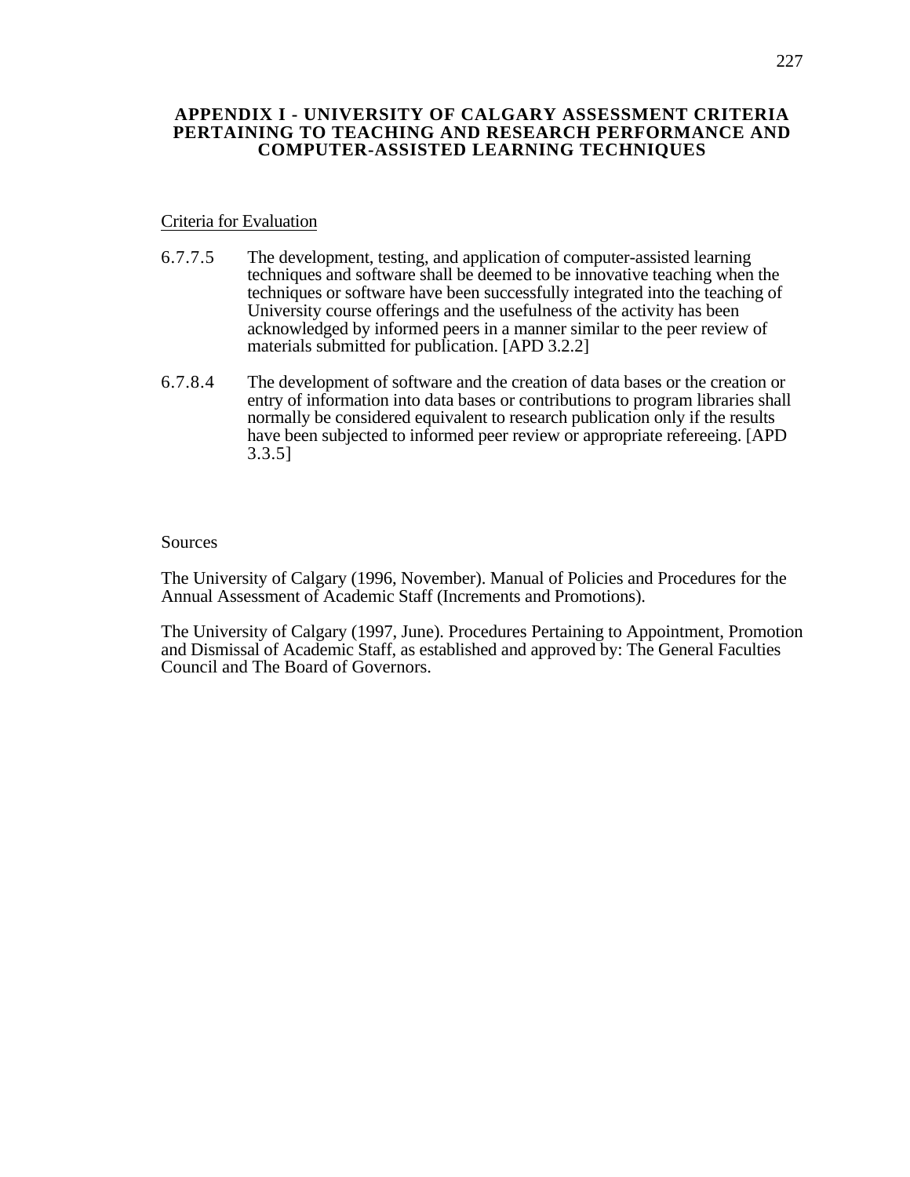## APPENDIX I - UNIVERSITY OF CALGARY ASSESSMENT CRITERIA PERTAINING TO TEACHING AND RESEARCH PERFORMANCE AND COMPUTER-ASSISTED LEARNING TECHNIQUES

<u>Criteria for Evaluation</u>

6.7.7.5 The development, testing, and application of computer-assisted learning techniques and software shall be deemed to be innovative teaching when the techniques or software have been successfully integrated into the teaching of University course offerings and the usefulness of the activity has been acknowledged by informed peers in a manner similar to the peer review of materials submitted for publication. [APD 3.2.2]

6.7.8.4 The development of software and the creation of data bases or the creation or entry of information into data bases or contributions to program libraries shall normally be considered equivalent to research publication only if the results have been subjected to informed peer review or appropriate refereeing. [APD 3.3.5]

Sources

The University of Calgary (1996, November). Manual of Policies and Procedures for the Annual Assessment of Academic Staff (Increments and Promotions).

The University of Calgary (1997, June). Procedures Pertaining to Appointment, Promotion and Dismissal of Academic Staff, as established and approved by: The General Faculties Council and The Board of Governors.